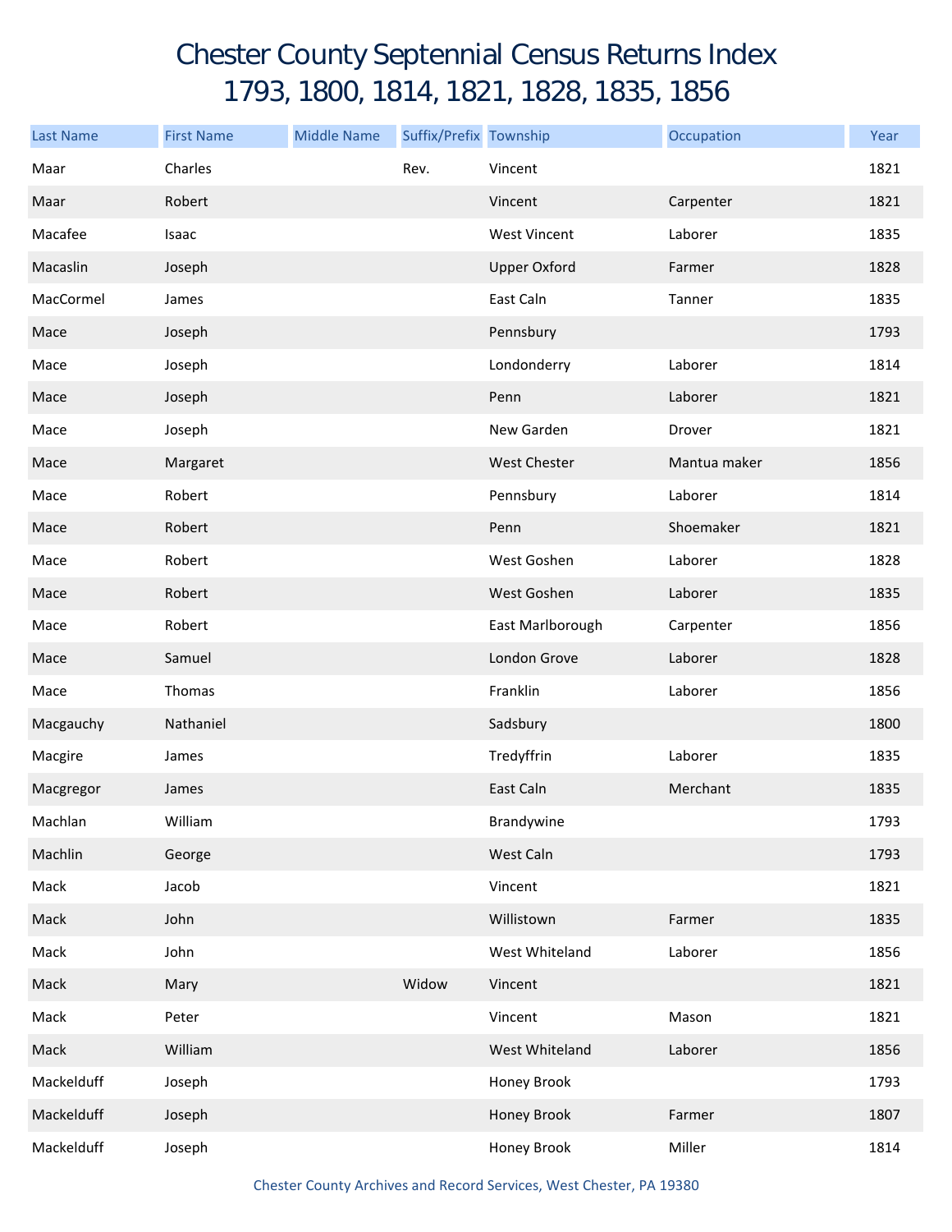# Chester County Septennial Census Returns Index
## 1793, 1800, 1814, 1821, 1828, 1835, 1856

| Last Name | First Name | Middle Name | Suffix/Prefix | Township | Occupation | Year |
|---|---|---|---|---|---|---|
| Maar | Charles | | Rev. | Vincent | | 1821 |
| Maar | Robert | | | Vincent | Carpenter | 1821 |
| Macafee | Isaac | | | West Vincent | Laborer | 1835 |
| Macaslin | Joseph | | | Upper Oxford | Farmer | 1828 |
| MacCormel | James | | | East Caln | Tanner | 1835 |
| Mace | Joseph | | | Pennsbury | | 1793 |
| Mace | Joseph | | | Londonderry | Laborer | 1814 |
| Mace | Joseph | | | Penn | Laborer | 1821 |
| Mace | Joseph | | | New Garden | Drover | 1821 |
| Mace | Margaret | | | West Chester | Mantua maker | 1856 |
| Mace | Robert | | | Pennsbury | Laborer | 1814 |
| Mace | Robert | | | Penn | Shoemaker | 1821 |
| Mace | Robert | | | West Goshen | Laborer | 1828 |
| Mace | Robert | | | West Goshen | Laborer | 1835 |
| Mace | Robert | | | East Marlborough | Carpenter | 1856 |
| Mace | Samuel | | | London Grove | Laborer | 1828 |
| Mace | Thomas | | | Franklin | Laborer | 1856 |
| Macgauchy | Nathaniel | | | Sadsbury | | 1800 |
| Macgire | James | | | Tredyffrin | Laborer | 1835 |
| Macgregor | James | | | East Caln | Merchant | 1835 |
| Machlan | William | | | Brandywine | | 1793 |
| Machlin | George | | | West Caln | | 1793 |
| Mack | Jacob | | | Vincent | | 1821 |
| Mack | John | | | Willistown | Farmer | 1835 |
| Mack | John | | | West Whiteland | Laborer | 1856 |
| Mack | Mary | | Widow | Vincent | | 1821 |
| Mack | Peter | | | Vincent | Mason | 1821 |
| Mack | William | | | West Whiteland | Laborer | 1856 |
| Mackelduff | Joseph | | | Honey Brook | | 1793 |
| Mackelduff | Joseph | | | Honey Brook | Farmer | 1807 |
| Mackelduff | Joseph | | | Honey Brook | Miller | 1814 |

Chester County Archives and Record Services, West Chester, PA 19380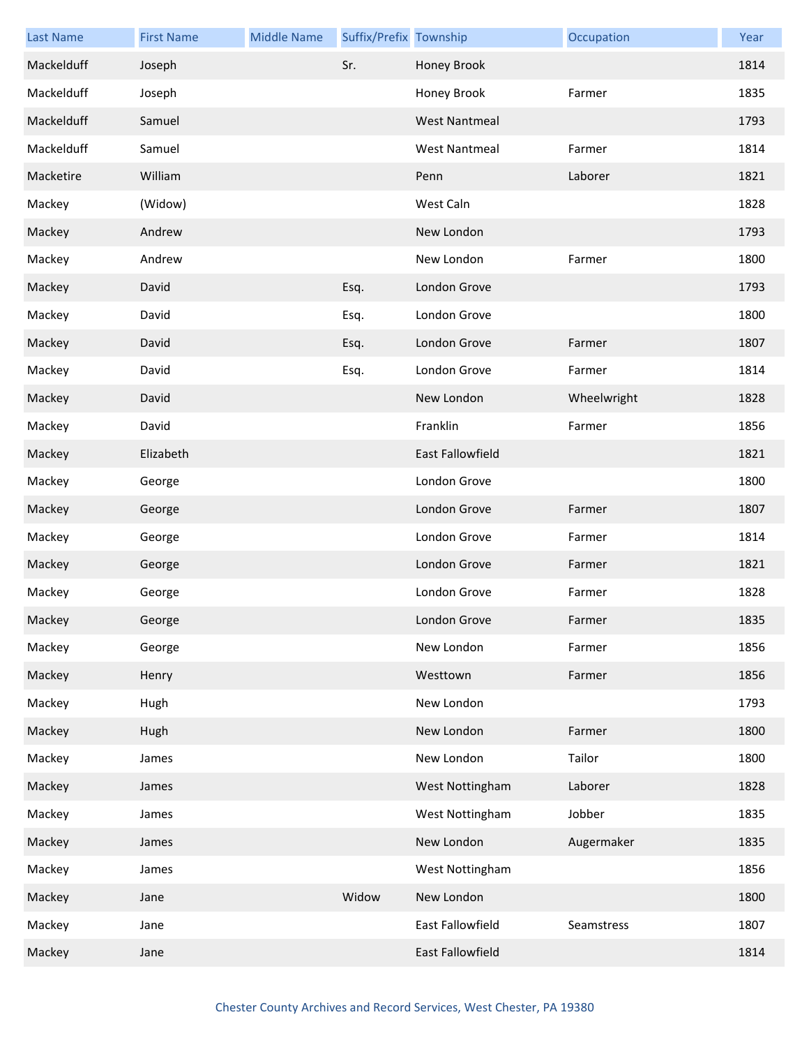| Last Name | First Name | Middle Name | Suffix/Prefix | Township | Occupation | Year |
| --- | --- | --- | --- | --- | --- | --- |
| Mackelduff | Joseph | | Sr. | Honey Brook | | 1814 |
| Mackelduff | Joseph | | | Honey Brook | Farmer | 1835 |
| Mackelduff | Samuel | | | West Nantmeal | | 1793 |
| Mackelduff | Samuel | | | West Nantmeal | Farmer | 1814 |
| Macketire | William | | | Penn | Laborer | 1821 |
| Mackey | (Widow) | | | West Caln | | 1828 |
| Mackey | Andrew | | | New London | | 1793 |
| Mackey | Andrew | | | New London | Farmer | 1800 |
| Mackey | David | | Esq. | London Grove | | 1793 |
| Mackey | David | | Esq. | London Grove | | 1800 |
| Mackey | David | | Esq. | London Grove | Farmer | 1807 |
| Mackey | David | | Esq. | London Grove | Farmer | 1814 |
| Mackey | David | | | New London | Wheelwright | 1828 |
| Mackey | David | | | Franklin | Farmer | 1856 |
| Mackey | Elizabeth | | | East Fallowfield | | 1821 |
| Mackey | George | | | London Grove | | 1800 |
| Mackey | George | | | London Grove | Farmer | 1807 |
| Mackey | George | | | London Grove | Farmer | 1814 |
| Mackey | George | | | London Grove | Farmer | 1821 |
| Mackey | George | | | London Grove | Farmer | 1828 |
| Mackey | George | | | London Grove | Farmer | 1835 |
| Mackey | George | | | New London | Farmer | 1856 |
| Mackey | Henry | | | Westtown | Farmer | 1856 |
| Mackey | Hugh | | | New London | | 1793 |
| Mackey | Hugh | | | New London | Farmer | 1800 |
| Mackey | James | | | New London | Tailor | 1800 |
| Mackey | James | | | West Nottingham | Laborer | 1828 |
| Mackey | James | | | West Nottingham | Jobber | 1835 |
| Mackey | James | | | New London | Augermaker | 1835 |
| Mackey | James | | | West Nottingham | | 1856 |
| Mackey | Jane | | Widow | New London | | 1800 |
| Mackey | Jane | | | East Fallowfield | Seamstress | 1807 |
| Mackey | Jane | | | East Fallowfield | | 1814 |

Chester County Archives and Record Services, West Chester, PA 19380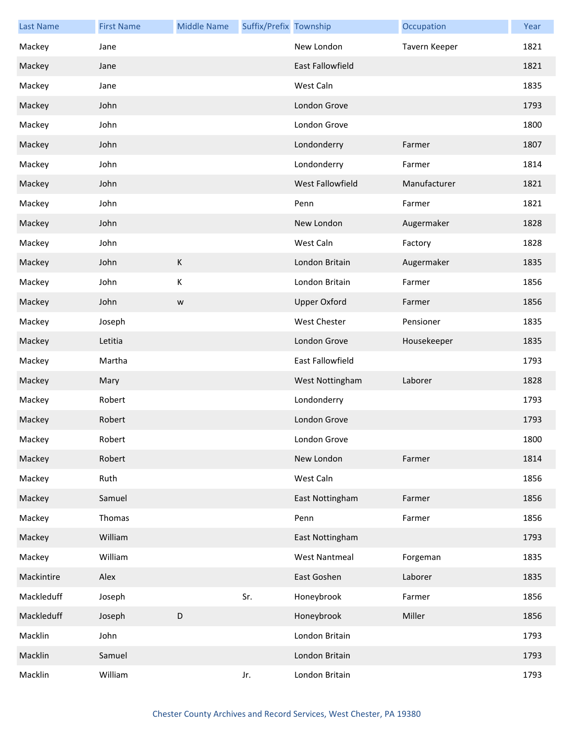| Last Name | First Name | Middle Name | Suffix/Prefix | Township | Occupation | Year |
|---|---|---|---|---|---|---|
| Mackey | Jane | | | New London | Tavern Keeper | 1821 |
| Mackey | Jane | | | East Fallowfield | | 1821 |
| Mackey | Jane | | | West Caln | | 1835 |
| Mackey | John | | | London Grove | | 1793 |
| Mackey | John | | | London Grove | | 1800 |
| Mackey | John | | | Londonderry | Farmer | 1807 |
| Mackey | John | | | Londonderry | Farmer | 1814 |
| Mackey | John | | | West Fallowfield | Manufacturer | 1821 |
| Mackey | John | | | Penn | Farmer | 1821 |
| Mackey | John | | | New London | Augermaker | 1828 |
| Mackey | John | | | West Caln | Factory | 1828 |
| Mackey | John | K | | London Britain | Augermaker | 1835 |
| Mackey | John | K | | London Britain | Farmer | 1856 |
| Mackey | John | w | | Upper Oxford | Farmer | 1856 |
| Mackey | Joseph | | | West Chester | Pensioner | 1835 |
| Mackey | Letitia | | | London Grove | Housekeeper | 1835 |
| Mackey | Martha | | | East Fallowfield | | 1793 |
| Mackey | Mary | | | West Nottingham | Laborer | 1828 |
| Mackey | Robert | | | Londonderry | | 1793 |
| Mackey | Robert | | | London Grove | | 1793 |
| Mackey | Robert | | | London Grove | | 1800 |
| Mackey | Robert | | | New London | Farmer | 1814 |
| Mackey | Ruth | | | West Caln | | 1856 |
| Mackey | Samuel | | | East Nottingham | Farmer | 1856 |
| Mackey | Thomas | | | Penn | Farmer | 1856 |
| Mackey | William | | | East Nottingham | | 1793 |
| Mackey | William | | | West Nantmeal | Forgeman | 1835 |
| Mackintire | Alex | | | East Goshen | Laborer | 1835 |
| Mackleduff | Joseph | | Sr. | Honeybrook | Farmer | 1856 |
| Mackleduff | Joseph | D | | Honeybrook | Miller | 1856 |
| Macklin | John | | | London Britain | | 1793 |
| Macklin | Samuel | | | London Britain | | 1793 |
| Macklin | William | | Jr. | London Britain | | 1793 |

Chester County Archives and Record Services, West Chester, PA 19380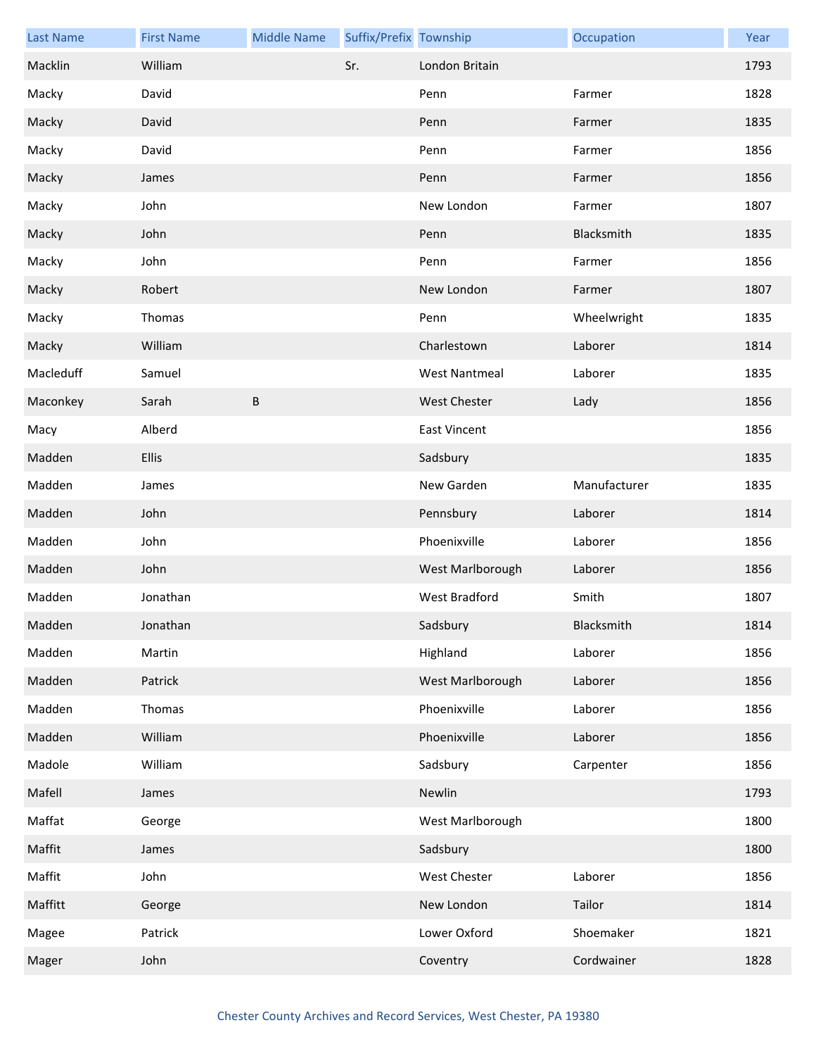| Last Name | First Name | Middle Name | Suffix/Prefix | Township | Occupation | Year |
|---|---|---|---|---|---|---|
| Macklin | William | | Sr. | London Britain | | 1793 |
| Macky | David | | | Penn | Farmer | 1828 |
| Macky | David | | | Penn | Farmer | 1835 |
| Macky | David | | | Penn | Farmer | 1856 |
| Macky | James | | | Penn | Farmer | 1856 |
| Macky | John | | | New London | Farmer | 1807 |
| Macky | John | | | Penn | Blacksmith | 1835 |
| Macky | John | | | Penn | Farmer | 1856 |
| Macky | Robert | | | New London | Farmer | 1807 |
| Macky | Thomas | | | Penn | Wheelwright | 1835 |
| Macky | William | | | Charlestown | Laborer | 1814 |
| Macleduff | Samuel | | | West Nantmeal | Laborer | 1835 |
| Maconkey | Sarah | B | | West Chester | Lady | 1856 |
| Macy | Alberd | | | East Vincent | | 1856 |
| Madden | Ellis | | | Sadsbury | | 1835 |
| Madden | James | | | New Garden | Manufacturer | 1835 |
| Madden | John | | | Pennsbury | Laborer | 1814 |
| Madden | John | | | Phoenixville | Laborer | 1856 |
| Madden | John | | | West Marlborough | Laborer | 1856 |
| Madden | Jonathan | | | West Bradford | Smith | 1807 |
| Madden | Jonathan | | | Sadsbury | Blacksmith | 1814 |
| Madden | Martin | | | Highland | Laborer | 1856 |
| Madden | Patrick | | | West Marlborough | Laborer | 1856 |
| Madden | Thomas | | | Phoenixville | Laborer | 1856 |
| Madden | William | | | Phoenixville | Laborer | 1856 |
| Madole | William | | | Sadsbury | Carpenter | 1856 |
| Mafell | James | | | Newlin | | 1793 |
| Maffat | George | | | West Marlborough | | 1800 |
| Maffit | James | | | Sadsbury | | 1800 |
| Maffit | John | | | West Chester | Laborer | 1856 |
| Maffitt | George | | | New London | Tailor | 1814 |
| Magee | Patrick | | | Lower Oxford | Shoemaker | 1821 |
| Mager | John | | | Coventry | Cordwainer | 1828 |

Chester County Archives and Record Services, West Chester, PA 19380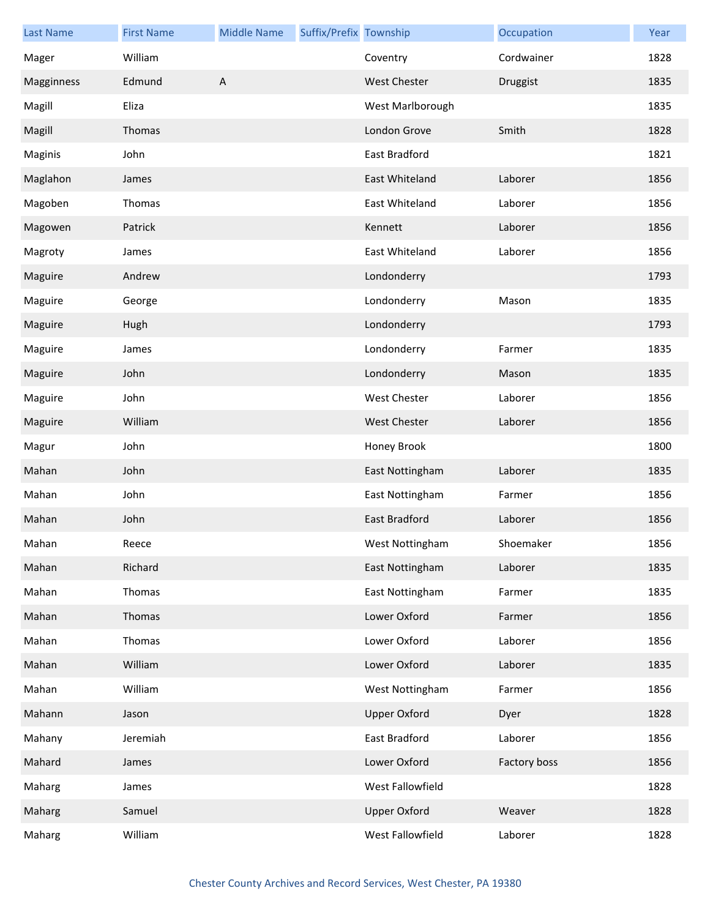| Last Name | First Name | Middle Name | Suffix/Prefix | Township | Occupation | Year |
| --- | --- | --- | --- | --- | --- | --- |
| Mager | William | | | Coventry | Cordwainer | 1828 |
| Magginness | Edmund | A | | West Chester | Druggist | 1835 |
| Magill | Eliza | | | West Marlborough | | 1835 |
| Magill | Thomas | | | London Grove | Smith | 1828 |
| Maginis | John | | | East Bradford | | 1821 |
| Maglahon | James | | | East Whiteland | Laborer | 1856 |
| Magoben | Thomas | | | East Whiteland | Laborer | 1856 |
| Magowen | Patrick | | | Kennett | Laborer | 1856 |
| Magroty | James | | | East Whiteland | Laborer | 1856 |
| Maguire | Andrew | | | Londonderry | | 1793 |
| Maguire | George | | | Londonderry | Mason | 1835 |
| Maguire | Hugh | | | Londonderry | | 1793 |
| Maguire | James | | | Londonderry | Farmer | 1835 |
| Maguire | John | | | Londonderry | Mason | 1835 |
| Maguire | John | | | West Chester | Laborer | 1856 |
| Maguire | William | | | West Chester | Laborer | 1856 |
| Magur | John | | | Honey Brook | | 1800 |
| Mahan | John | | | East Nottingham | Laborer | 1835 |
| Mahan | John | | | East Nottingham | Farmer | 1856 |
| Mahan | John | | | East Bradford | Laborer | 1856 |
| Mahan | Reece | | | West Nottingham | Shoemaker | 1856 |
| Mahan | Richard | | | East Nottingham | Laborer | 1835 |
| Mahan | Thomas | | | East Nottingham | Farmer | 1835 |
| Mahan | Thomas | | | Lower Oxford | Farmer | 1856 |
| Mahan | Thomas | | | Lower Oxford | Laborer | 1856 |
| Mahan | William | | | Lower Oxford | Laborer | 1835 |
| Mahan | William | | | West Nottingham | Farmer | 1856 |
| Mahann | Jason | | | Upper Oxford | Dyer | 1828 |
| Mahany | Jeremiah | | | East Bradford | Laborer | 1856 |
| Mahard | James | | | Lower Oxford | Factory boss | 1856 |
| Maharg | James | | | West Fallowfield | | 1828 |
| Maharg | Samuel | | | Upper Oxford | Weaver | 1828 |
| Maharg | William | | | West Fallowfield | Laborer | 1828 |

Chester County Archives and Record Services, West Chester, PA 19380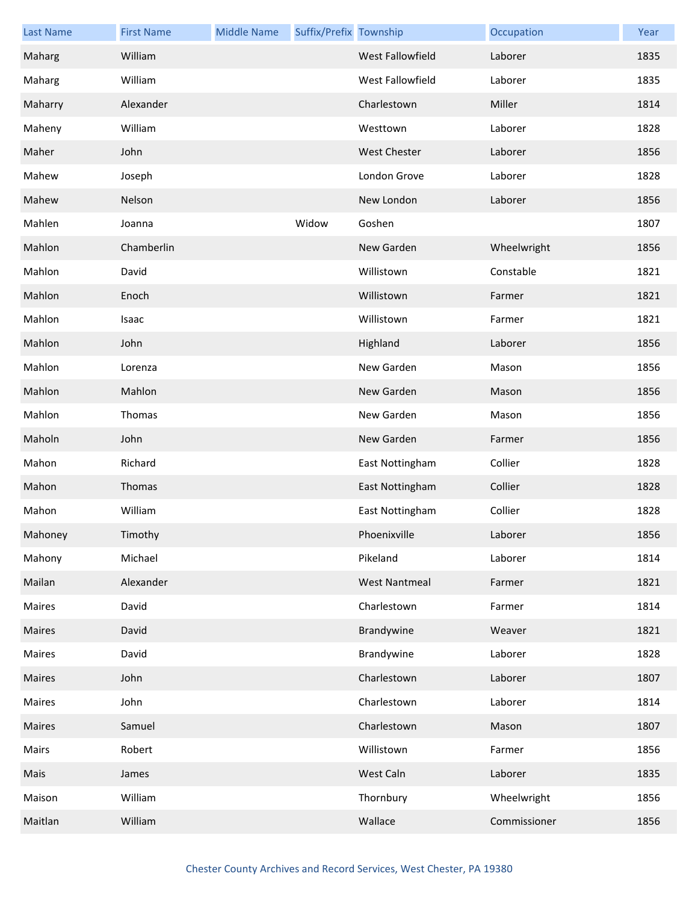| Last Name | First Name | Middle Name | Suffix/Prefix | Township | Occupation | Year |
|---|---|---|---|---|---|---|
| Maharg | William | | | West Fallowfield | Laborer | 1835 |
| Maharg | William | | | West Fallowfield | Laborer | 1835 |
| Maharry | Alexander | | | Charlestown | Miller | 1814 |
| Maheny | William | | | Westtown | Laborer | 1828 |
| Maher | John | | | West Chester | Laborer | 1856 |
| Mahew | Joseph | | | London Grove | Laborer | 1828 |
| Mahew | Nelson | | | New London | Laborer | 1856 |
| Mahlen | Joanna | | Widow | Goshen | | 1807 |
| Mahlon | Chamberlin | | | New Garden | Wheelwright | 1856 |
| Mahlon | David | | | Willistown | Constable | 1821 |
| Mahlon | Enoch | | | Willistown | Farmer | 1821 |
| Mahlon | Isaac | | | Willistown | Farmer | 1821 |
| Mahlon | John | | | Highland | Laborer | 1856 |
| Mahlon | Lorenza | | | New Garden | Mason | 1856 |
| Mahlon | Mahlon | | | New Garden | Mason | 1856 |
| Mahlon | Thomas | | | New Garden | Mason | 1856 |
| Maholn | John | | | New Garden | Farmer | 1856 |
| Mahon | Richard | | | East Nottingham | Collier | 1828 |
| Mahon | Thomas | | | East Nottingham | Collier | 1828 |
| Mahon | William | | | East Nottingham | Collier | 1828 |
| Mahoney | Timothy | | | Phoenixville | Laborer | 1856 |
| Mahony | Michael | | | Pikeland | Laborer | 1814 |
| Mailan | Alexander | | | West Nantmeal | Farmer | 1821 |
| Maires | David | | | Charlestown | Farmer | 1814 |
| Maires | David | | | Brandywine | Weaver | 1821 |
| Maires | David | | | Brandywine | Laborer | 1828 |
| Maires | John | | | Charlestown | Laborer | 1807 |
| Maires | John | | | Charlestown | Laborer | 1814 |
| Maires | Samuel | | | Charlestown | Mason | 1807 |
| Mairs | Robert | | | Willistown | Farmer | 1856 |
| Mais | James | | | West Caln | Laborer | 1835 |
| Maison | William | | | Thornbury | Wheelwright | 1856 |
| Maitlan | William | | | Wallace | Commissioner | 1856 |

Chester County Archives and Record Services, West Chester, PA 19380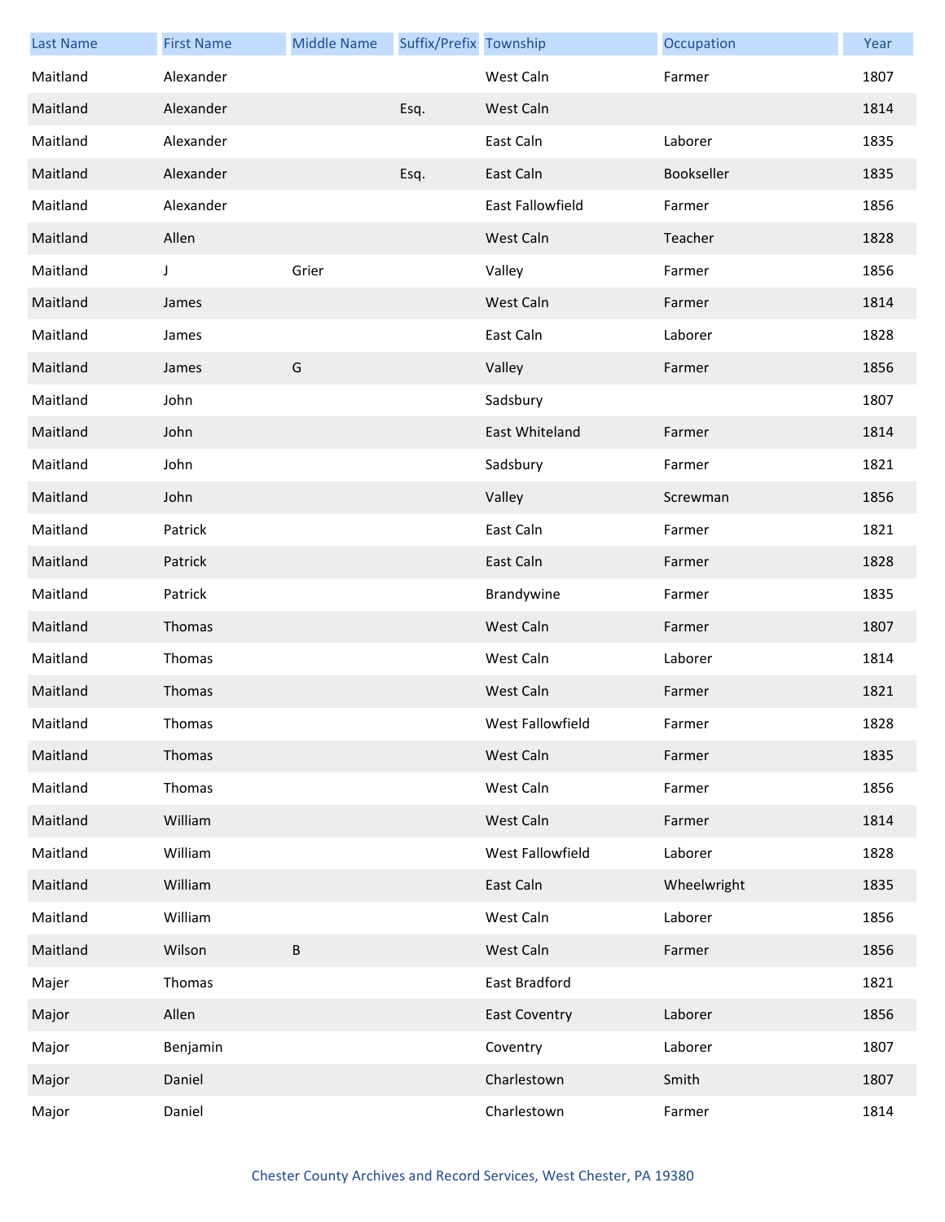| Last Name | First Name | Middle Name | Suffix/Prefix | Township | Occupation | Year |
|---|---|---|---|---|---|---|
| Maitland | Alexander | | | West Caln | Farmer | 1807 |
| Maitland | Alexander | | Esq. | West Caln | | 1814 |
| Maitland | Alexander | | | East Caln | Laborer | 1835 |
| Maitland | Alexander | | Esq. | East Caln | Bookseller | 1835 |
| Maitland | Alexander | | | East Fallowfield | Farmer | 1856 |
| Maitland | Allen | | | West Caln | Teacher | 1828 |
| Maitland | J | Grier | | Valley | Farmer | 1856 |
| Maitland | James | | | West Caln | Farmer | 1814 |
| Maitland | James | | | East Caln | Laborer | 1828 |
| Maitland | James | G | | Valley | Farmer | 1856 |
| Maitland | John | | | Sadsbury | | 1807 |
| Maitland | John | | | East Whiteland | Farmer | 1814 |
| Maitland | John | | | Sadsbury | Farmer | 1821 |
| Maitland | John | | | Valley | Screwman | 1856 |
| Maitland | Patrick | | | East Caln | Farmer | 1821 |
| Maitland | Patrick | | | East Caln | Farmer | 1828 |
| Maitland | Patrick | | | Brandywine | Farmer | 1835 |
| Maitland | Thomas | | | West Caln | Farmer | 1807 |
| Maitland | Thomas | | | West Caln | Laborer | 1814 |
| Maitland | Thomas | | | West Caln | Farmer | 1821 |
| Maitland | Thomas | | | West Fallowfield | Farmer | 1828 |
| Maitland | Thomas | | | West Caln | Farmer | 1835 |
| Maitland | Thomas | | | West Caln | Farmer | 1856 |
| Maitland | William | | | West Caln | Farmer | 1814 |
| Maitland | William | | | West Fallowfield | Laborer | 1828 |
| Maitland | William | | | East Caln | Wheelwright | 1835 |
| Maitland | William | | | West Caln | Laborer | 1856 |
| Maitland | Wilson | B | | West Caln | Farmer | 1856 |
| Majer | Thomas | | | East Bradford | | 1821 |
| Major | Allen | | | East Coventry | Laborer | 1856 |
| Major | Benjamin | | | Coventry | Laborer | 1807 |
| Major | Daniel | | | Charlestown | Smith | 1807 |
| Major | Daniel | | | Charlestown | Farmer | 1814 |

Chester County Archives and Record Services, West Chester, PA 19380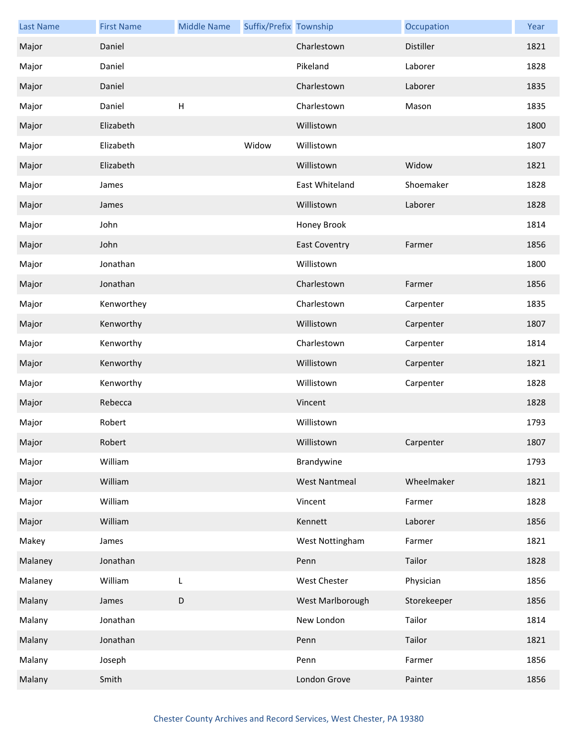| Last Name | First Name | Middle Name | Suffix/Prefix | Township | Occupation | Year |
|---|---|---|---|---|---|---|
| Major | Daniel | | | Charlestown | Distiller | 1821 |
| Major | Daniel | | | Pikeland | Laborer | 1828 |
| Major | Daniel | | | Charlestown | Laborer | 1835 |
| Major | Daniel | H | | Charlestown | Mason | 1835 |
| Major | Elizabeth | | | Willistown | | 1800 |
| Major | Elizabeth | | Widow | Willistown | | 1807 |
| Major | Elizabeth | | | Willistown | Widow | 1821 |
| Major | James | | | East Whiteland | Shoemaker | 1828 |
| Major | James | | | Willistown | Laborer | 1828 |
| Major | John | | | Honey Brook | | 1814 |
| Major | John | | | East Coventry | Farmer | 1856 |
| Major | Jonathan | | | Willistown | | 1800 |
| Major | Jonathan | | | Charlestown | Farmer | 1856 |
| Major | Kenworthey | | | Charlestown | Carpenter | 1835 |
| Major | Kenworthy | | | Willistown | Carpenter | 1807 |
| Major | Kenworthy | | | Charlestown | Carpenter | 1814 |
| Major | Kenworthy | | | Willistown | Carpenter | 1821 |
| Major | Kenworthy | | | Willistown | Carpenter | 1828 |
| Major | Rebecca | | | Vincent | | 1828 |
| Major | Robert | | | Willistown | | 1793 |
| Major | Robert | | | Willistown | Carpenter | 1807 |
| Major | William | | | Brandywine | | 1793 |
| Major | William | | | West Nantmeal | Wheelmaker | 1821 |
| Major | William | | | Vincent | Farmer | 1828 |
| Major | William | | | Kennett | Laborer | 1856 |
| Makey | James | | | West Nottingham | Farmer | 1821 |
| Malaney | Jonathan | | | Penn | Tailor | 1828 |
| Malaney | William | L | | West Chester | Physician | 1856 |
| Malany | James | D | | West Marlborough | Storekeeper | 1856 |
| Malany | Jonathan | | | New London | Tailor | 1814 |
| Malany | Jonathan | | | Penn | Tailor | 1821 |
| Malany | Joseph | | | Penn | Farmer | 1856 |
| Malany | Smith | | | London Grove | Painter | 1856 |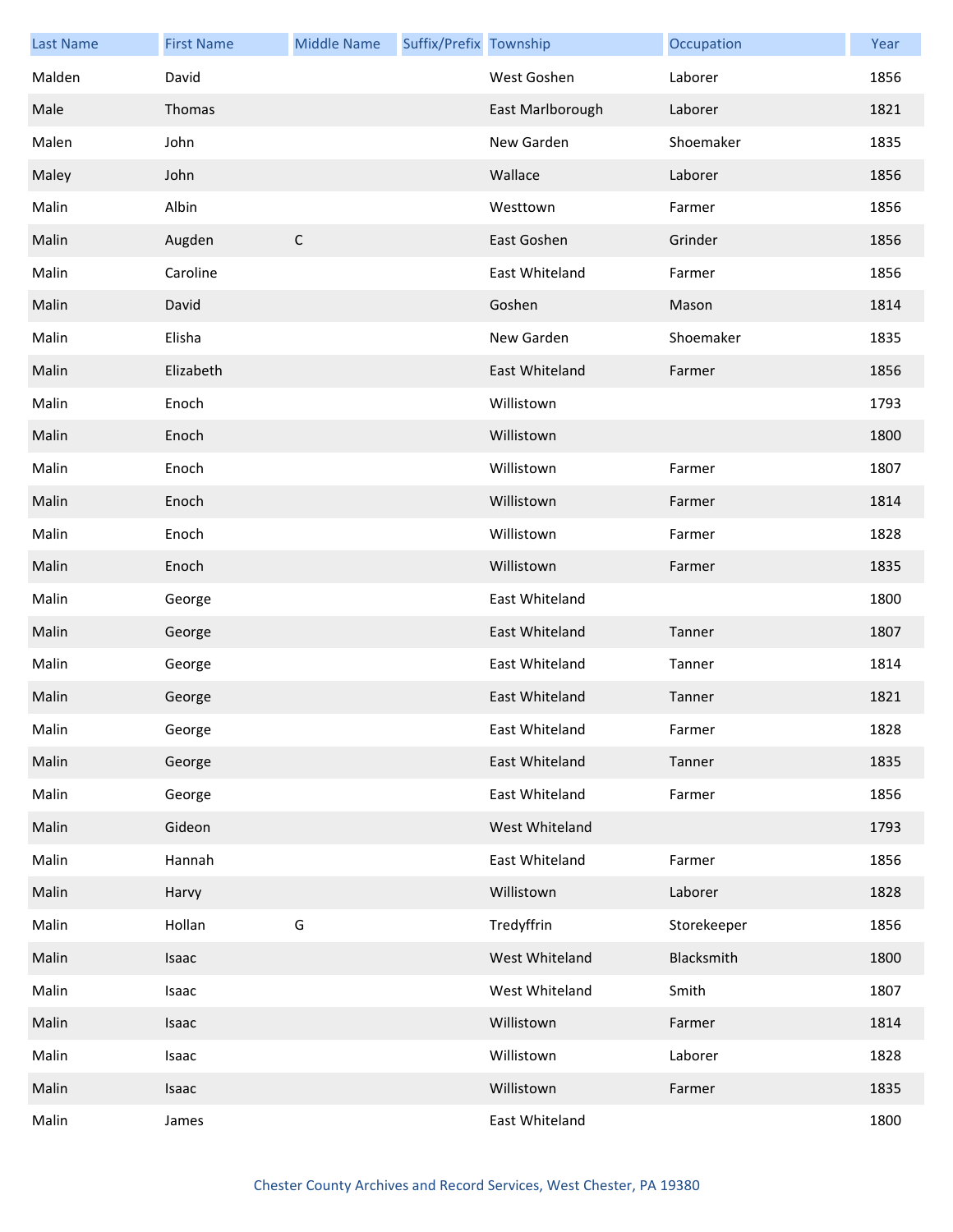| Last Name | First Name | Middle Name | Suffix/Prefix | Township | Occupation | Year |
| --- | --- | --- | --- | --- | --- | --- |
| Malden | David | | | West Goshen | Laborer | 1856 |
| Male | Thomas | | | East Marlborough | Laborer | 1821 |
| Malen | John | | | New Garden | Shoemaker | 1835 |
| Maley | John | | | Wallace | Laborer | 1856 |
| Malin | Albin | | | Westtown | Farmer | 1856 |
| Malin | Augden | C | | East Goshen | Grinder | 1856 |
| Malin | Caroline | | | East Whiteland | Farmer | 1856 |
| Malin | David | | | Goshen | Mason | 1814 |
| Malin | Elisha | | | New Garden | Shoemaker | 1835 |
| Malin | Elizabeth | | | East Whiteland | Farmer | 1856 |
| Malin | Enoch | | | Willistown | | 1793 |
| Malin | Enoch | | | Willistown | | 1800 |
| Malin | Enoch | | | Willistown | Farmer | 1807 |
| Malin | Enoch | | | Willistown | Farmer | 1814 |
| Malin | Enoch | | | Willistown | Farmer | 1828 |
| Malin | Enoch | | | Willistown | Farmer | 1835 |
| Malin | George | | | East Whiteland | | 1800 |
| Malin | George | | | East Whiteland | Tanner | 1807 |
| Malin | George | | | East Whiteland | Tanner | 1814 |
| Malin | George | | | East Whiteland | Tanner | 1821 |
| Malin | George | | | East Whiteland | Farmer | 1828 |
| Malin | George | | | East Whiteland | Tanner | 1835 |
| Malin | George | | | East Whiteland | Farmer | 1856 |
| Malin | Gideon | | | West Whiteland | | 1793 |
| Malin | Hannah | | | East Whiteland | Farmer | 1856 |
| Malin | Harvy | | | Willistown | Laborer | 1828 |
| Malin | Hollan | G | | Tredyffrin | Storekeeper | 1856 |
| Malin | Isaac | | | West Whiteland | Blacksmith | 1800 |
| Malin | Isaac | | | West Whiteland | Smith | 1807 |
| Malin | Isaac | | | Willistown | Farmer | 1814 |
| Malin | Isaac | | | Willistown | Laborer | 1828 |
| Malin | Isaac | | | Willistown | Farmer | 1835 |
| Malin | James | | | East Whiteland | | 1800 |

Chester County Archives and Record Services, West Chester, PA 19380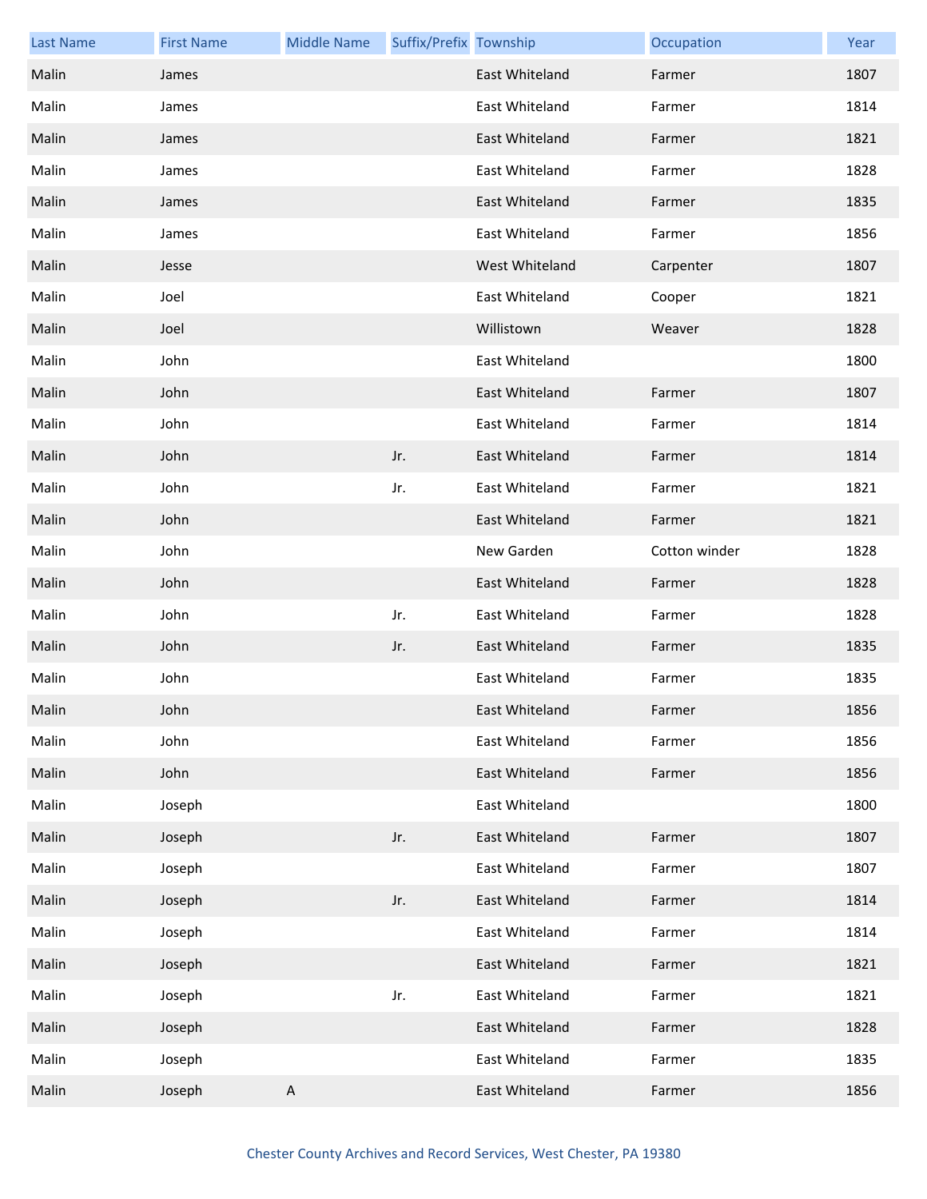| Last Name | First Name | Middle Name | Suffix/Prefix | Township | Occupation | Year |
| --- | --- | --- | --- | --- | --- | --- |
| Malin | James | | | East Whiteland | Farmer | 1807 |
| Malin | James | | | East Whiteland | Farmer | 1814 |
| Malin | James | | | East Whiteland | Farmer | 1821 |
| Malin | James | | | East Whiteland | Farmer | 1828 |
| Malin | James | | | East Whiteland | Farmer | 1835 |
| Malin | James | | | East Whiteland | Farmer | 1856 |
| Malin | Jesse | | | West Whiteland | Carpenter | 1807 |
| Malin | Joel | | | East Whiteland | Cooper | 1821 |
| Malin | Joel | | | Willistown | Weaver | 1828 |
| Malin | John | | | East Whiteland | | 1800 |
| Malin | John | | | East Whiteland | Farmer | 1807 |
| Malin | John | | | East Whiteland | Farmer | 1814 |
| Malin | John | | Jr. | East Whiteland | Farmer | 1814 |
| Malin | John | | Jr. | East Whiteland | Farmer | 1821 |
| Malin | John | | | East Whiteland | Farmer | 1821 |
| Malin | John | | | New Garden | Cotton winder | 1828 |
| Malin | John | | | East Whiteland | Farmer | 1828 |
| Malin | John | | Jr. | East Whiteland | Farmer | 1828 |
| Malin | John | | Jr. | East Whiteland | Farmer | 1835 |
| Malin | John | | | East Whiteland | Farmer | 1835 |
| Malin | John | | | East Whiteland | Farmer | 1856 |
| Malin | John | | | East Whiteland | Farmer | 1856 |
| Malin | John | | | East Whiteland | Farmer | 1856 |
| Malin | Joseph | | | East Whiteland | | 1800 |
| Malin | Joseph | | Jr. | East Whiteland | Farmer | 1807 |
| Malin | Joseph | | | East Whiteland | Farmer | 1807 |
| Malin | Joseph | | Jr. | East Whiteland | Farmer | 1814 |
| Malin | Joseph | | | East Whiteland | Farmer | 1814 |
| Malin | Joseph | | | East Whiteland | Farmer | 1821 |
| Malin | Joseph | | Jr. | East Whiteland | Farmer | 1821 |
| Malin | Joseph | | | East Whiteland | Farmer | 1828 |
| Malin | Joseph | | | East Whiteland | Farmer | 1835 |
| Malin | Joseph | A | | East Whiteland | Farmer | 1856 |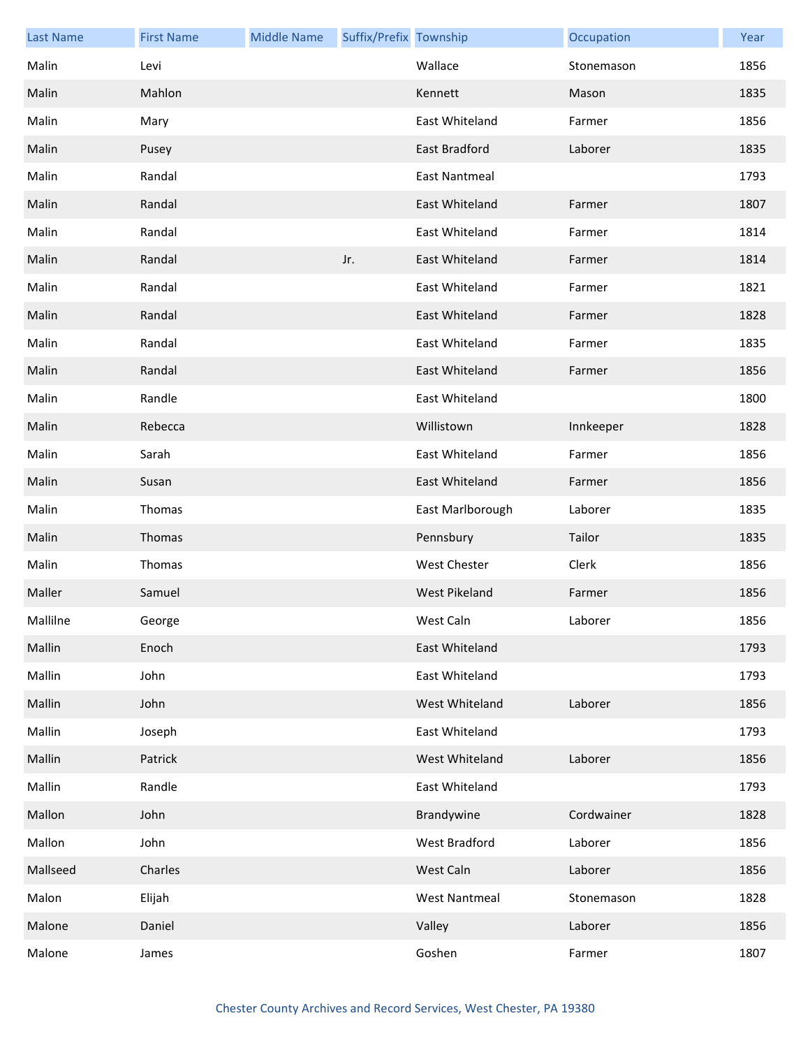| Last Name | First Name | Middle Name | Suffix/Prefix | Township | Occupation | Year |
|---|---|---|---|---|---|---|
| Malin | Levi | | | Wallace | Stonemason | 1856 |
| Malin | Mahlon | | | Kennett | Mason | 1835 |
| Malin | Mary | | | East Whiteland | Farmer | 1856 |
| Malin | Pusey | | | East Bradford | Laborer | 1835 |
| Malin | Randal | | | East Nantmeal | | 1793 |
| Malin | Randal | | | East Whiteland | Farmer | 1807 |
| Malin | Randal | | | East Whiteland | Farmer | 1814 |
| Malin | Randal | | Jr. | East Whiteland | Farmer | 1814 |
| Malin | Randal | | | East Whiteland | Farmer | 1821 |
| Malin | Randal | | | East Whiteland | Farmer | 1828 |
| Malin | Randal | | | East Whiteland | Farmer | 1835 |
| Malin | Randal | | | East Whiteland | Farmer | 1856 |
| Malin | Randle | | | East Whiteland | | 1800 |
| Malin | Rebecca | | | Willistown | Innkeeper | 1828 |
| Malin | Sarah | | | East Whiteland | Farmer | 1856 |
| Malin | Susan | | | East Whiteland | Farmer | 1856 |
| Malin | Thomas | | | East Marlborough | Laborer | 1835 |
| Malin | Thomas | | | Pennsbury | Tailor | 1835 |
| Malin | Thomas | | | West Chester | Clerk | 1856 |
| Maller | Samuel | | | West Pikeland | Farmer | 1856 |
| Mallilne | George | | | West Caln | Laborer | 1856 |
| Mallin | Enoch | | | East Whiteland | | 1793 |
| Mallin | John | | | East Whiteland | | 1793 |
| Mallin | John | | | West Whiteland | Laborer | 1856 |
| Mallin | Joseph | | | East Whiteland | | 1793 |
| Mallin | Patrick | | | West Whiteland | Laborer | 1856 |
| Mallin | Randle | | | East Whiteland | | 1793 |
| Mallon | John | | | Brandywine | Cordwainer | 1828 |
| Mallon | John | | | West Bradford | Laborer | 1856 |
| Mallseed | Charles | | | West Caln | Laborer | 1856 |
| Malon | Elijah | | | West Nantmeal | Stonemason | 1828 |
| Malone | Daniel | | | Valley | Laborer | 1856 |
| Malone | James | | | Goshen | Farmer | 1807 |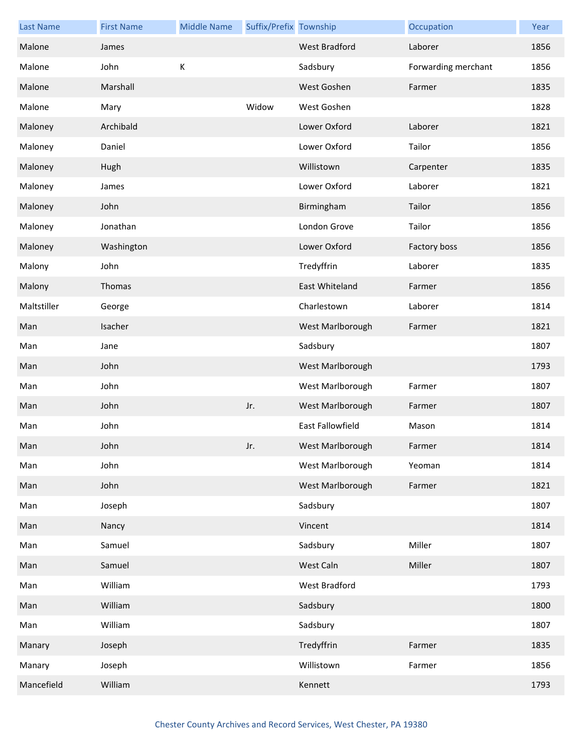| Last Name | First Name | Middle Name | Suffix/Prefix | Township | Occupation | Year |
|---|---|---|---|---|---|---|
| Malone | James | | | West Bradford | Laborer | 1856 |
| Malone | John | K | | Sadsbury | Forwarding merchant | 1856 |
| Malone | Marshall | | | West Goshen | Farmer | 1835 |
| Malone | Mary | | Widow | West Goshen | | 1828 |
| Maloney | Archibald | | | Lower Oxford | Laborer | 1821 |
| Maloney | Daniel | | | Lower Oxford | Tailor | 1856 |
| Maloney | Hugh | | | Willistown | Carpenter | 1835 |
| Maloney | James | | | Lower Oxford | Laborer | 1821 |
| Maloney | John | | | Birmingham | Tailor | 1856 |
| Maloney | Jonathan | | | London Grove | Tailor | 1856 |
| Maloney | Washington | | | Lower Oxford | Factory boss | 1856 |
| Malony | John | | | Tredyffrin | Laborer | 1835 |
| Malony | Thomas | | | East Whiteland | Farmer | 1856 |
| Maltstiller | George | | | Charlestown | Laborer | 1814 |
| Man | Isacher | | | West Marlborough | Farmer | 1821 |
| Man | Jane | | | Sadsbury | | 1807 |
| Man | John | | | West Marlborough | | 1793 |
| Man | John | | | West Marlborough | Farmer | 1807 |
| Man | John | | Jr. | West Marlborough | Farmer | 1807 |
| Man | John | | | East Fallowfield | Mason | 1814 |
| Man | John | | Jr. | West Marlborough | Farmer | 1814 |
| Man | John | | | West Marlborough | Yeoman | 1814 |
| Man | John | | | West Marlborough | Farmer | 1821 |
| Man | Joseph | | | Sadsbury | | 1807 |
| Man | Nancy | | | Vincent | | 1814 |
| Man | Samuel | | | Sadsbury | Miller | 1807 |
| Man | Samuel | | | West Caln | Miller | 1807 |
| Man | William | | | West Bradford | | 1793 |
| Man | William | | | Sadsbury | | 1800 |
| Man | William | | | Sadsbury | | 1807 |
| Manary | Joseph | | | Tredyffrin | Farmer | 1835 |
| Manary | Joseph | | | Willistown | Farmer | 1856 |
| Mancefield | William | | | Kennett | | 1793 |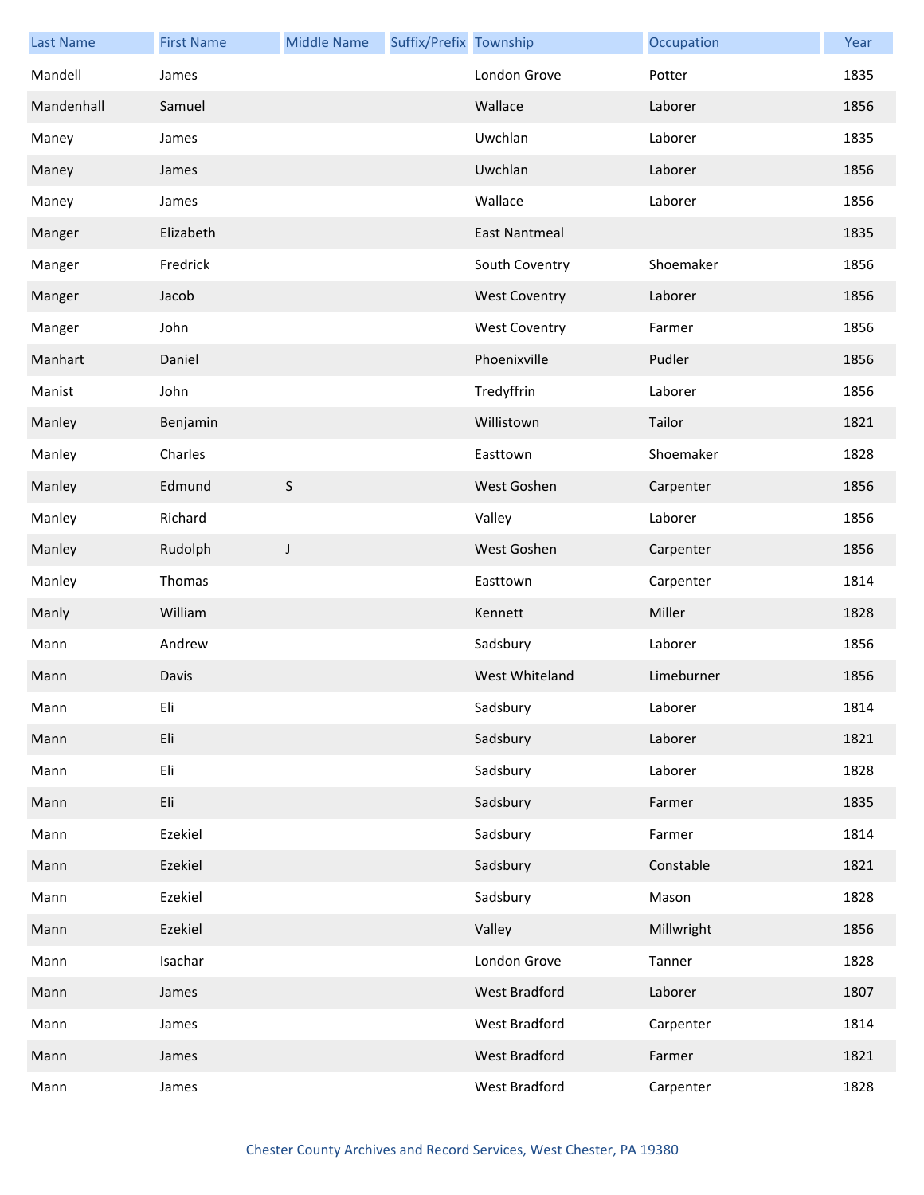| Last Name | First Name | Middle Name | Suffix/Prefix | Township | Occupation | Year |
|---|---|---|---|---|---|---|
| Mandell | James | | | London Grove | Potter | 1835 |
| Mandenhall | Samuel | | | Wallace | Laborer | 1856 |
| Maney | James | | | Uwchlan | Laborer | 1835 |
| Maney | James | | | Uwchlan | Laborer | 1856 |
| Maney | James | | | Wallace | Laborer | 1856 |
| Manger | Elizabeth | | | East Nantmeal | | 1835 |
| Manger | Fredrick | | | South Coventry | Shoemaker | 1856 |
| Manger | Jacob | | | West Coventry | Laborer | 1856 |
| Manger | John | | | West Coventry | Farmer | 1856 |
| Manhart | Daniel | | | Phoenixville | Pudler | 1856 |
| Manist | John | | | Tredyffrin | Laborer | 1856 |
| Manley | Benjamin | | | Willistown | Tailor | 1821 |
| Manley | Charles | | | Easttown | Shoemaker | 1828 |
| Manley | Edmund | S | | West Goshen | Carpenter | 1856 |
| Manley | Richard | | | Valley | Laborer | 1856 |
| Manley | Rudolph | J | | West Goshen | Carpenter | 1856 |
| Manley | Thomas | | | Easttown | Carpenter | 1814 |
| Manly | William | | | Kennett | Miller | 1828 |
| Mann | Andrew | | | Sadsbury | Laborer | 1856 |
| Mann | Davis | | | West Whiteland | Limeburner | 1856 |
| Mann | Eli | | | Sadsbury | Laborer | 1814 |
| Mann | Eli | | | Sadsbury | Laborer | 1821 |
| Mann | Eli | | | Sadsbury | Laborer | 1828 |
| Mann | Eli | | | Sadsbury | Farmer | 1835 |
| Mann | Ezekiel | | | Sadsbury | Farmer | 1814 |
| Mann | Ezekiel | | | Sadsbury | Constable | 1821 |
| Mann | Ezekiel | | | Sadsbury | Mason | 1828 |
| Mann | Ezekiel | | | Valley | Millwright | 1856 |
| Mann | Isachar | | | London Grove | Tanner | 1828 |
| Mann | James | | | West Bradford | Laborer | 1807 |
| Mann | James | | | West Bradford | Carpenter | 1814 |
| Mann | James | | | West Bradford | Farmer | 1821 |
| Mann | James | | | West Bradford | Carpenter | 1828 |

Chester County Archives and Record Services, West Chester, PA 19380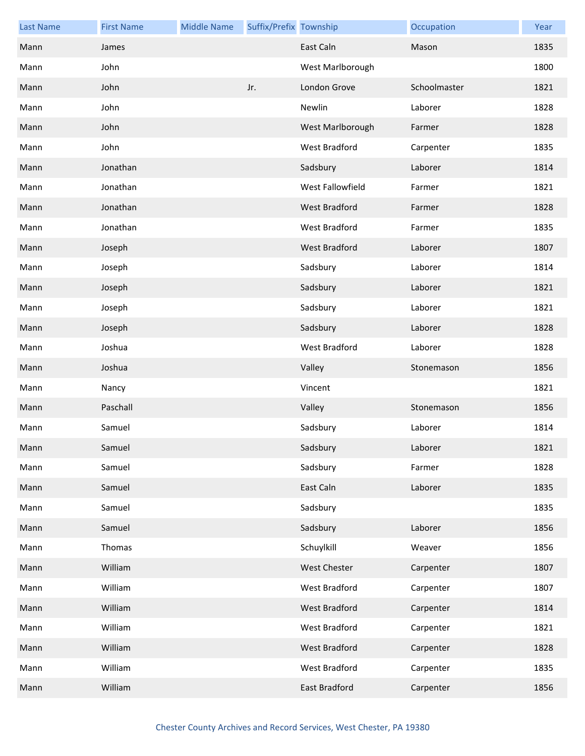| Last Name | First Name | Middle Name | Suffix/Prefix | Township | Occupation | Year |
|---|---|---|---|---|---|---|
| Mann | James | | | East Caln | Mason | 1835 |
| Mann | John | | | West Marlborough | | 1800 |
| Mann | John | | Jr. | London Grove | Schoolmaster | 1821 |
| Mann | John | | | Newlin | Laborer | 1828 |
| Mann | John | | | West Marlborough | Farmer | 1828 |
| Mann | John | | | West Bradford | Carpenter | 1835 |
| Mann | Jonathan | | | Sadsbury | Laborer | 1814 |
| Mann | Jonathan | | | West Fallowfield | Farmer | 1821 |
| Mann | Jonathan | | | West Bradford | Farmer | 1828 |
| Mann | Jonathan | | | West Bradford | Farmer | 1835 |
| Mann | Joseph | | | West Bradford | Laborer | 1807 |
| Mann | Joseph | | | Sadsbury | Laborer | 1814 |
| Mann | Joseph | | | Sadsbury | Laborer | 1821 |
| Mann | Joseph | | | Sadsbury | Laborer | 1821 |
| Mann | Joseph | | | Sadsbury | Laborer | 1828 |
| Mann | Joshua | | | West Bradford | Laborer | 1828 |
| Mann | Joshua | | | Valley | Stonemason | 1856 |
| Mann | Nancy | | | Vincent | | 1821 |
| Mann | Paschall | | | Valley | Stonemason | 1856 |
| Mann | Samuel | | | Sadsbury | Laborer | 1814 |
| Mann | Samuel | | | Sadsbury | Laborer | 1821 |
| Mann | Samuel | | | Sadsbury | Farmer | 1828 |
| Mann | Samuel | | | East Caln | Laborer | 1835 |
| Mann | Samuel | | | Sadsbury | | 1835 |
| Mann | Samuel | | | Sadsbury | Laborer | 1856 |
| Mann | Thomas | | | Schuylkill | Weaver | 1856 |
| Mann | William | | | West Chester | Carpenter | 1807 |
| Mann | William | | | West Bradford | Carpenter | 1807 |
| Mann | William | | | West Bradford | Carpenter | 1814 |
| Mann | William | | | West Bradford | Carpenter | 1821 |
| Mann | William | | | West Bradford | Carpenter | 1828 |
| Mann | William | | | West Bradford | Carpenter | 1835 |
| Mann | William | | | East Bradford | Carpenter | 1856 |

Chester County Archives and Record Services, West Chester, PA 19380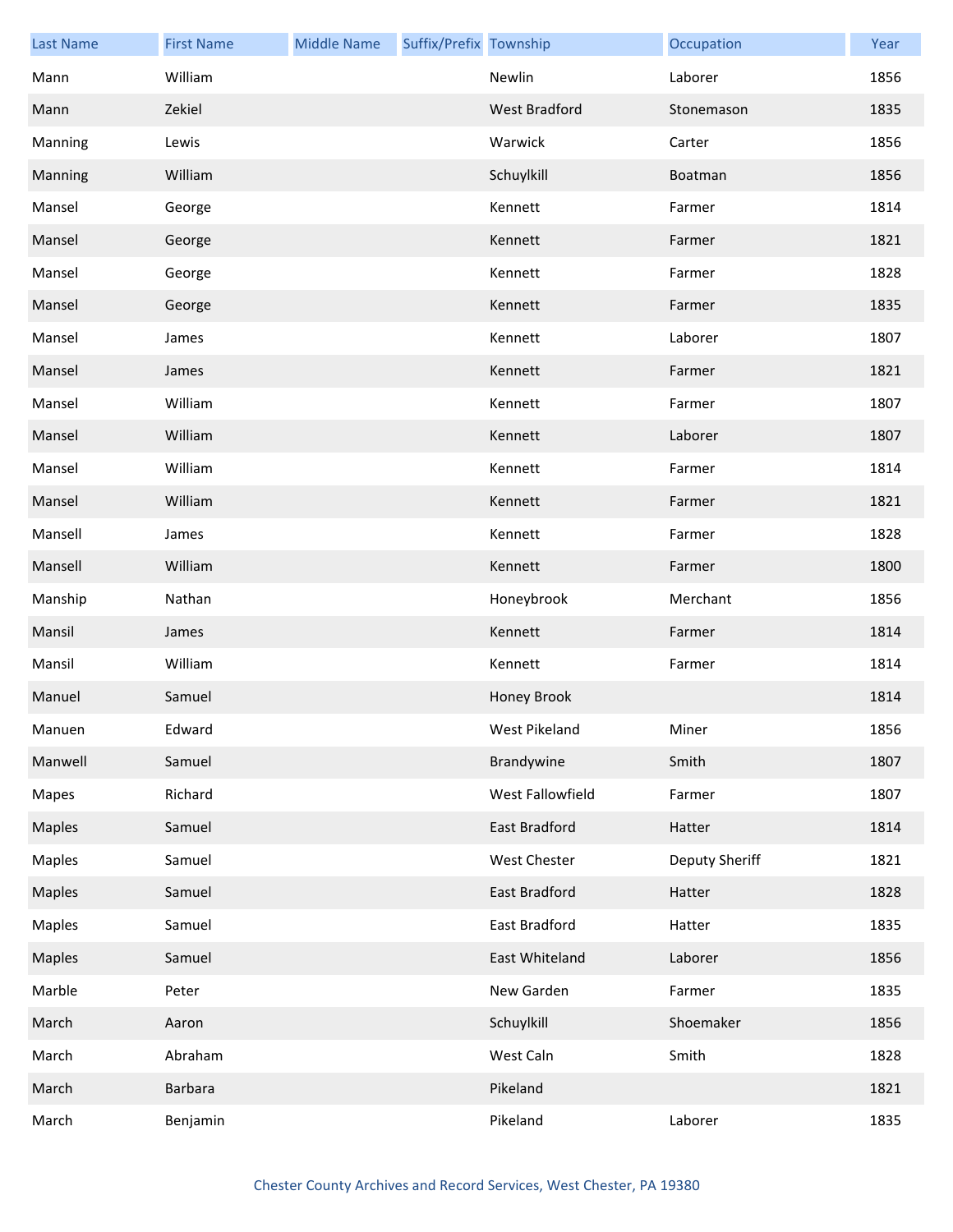| Last Name | First Name | Middle Name | Suffix/Prefix | Township | Occupation | Year |
|---|---|---|---|---|---|---|
| Mann | William | | | Newlin | Laborer | 1856 |
| Mann | Zekiel | | | West Bradford | Stonemason | 1835 |
| Manning | Lewis | | | Warwick | Carter | 1856 |
| Manning | William | | | Schuylkill | Boatman | 1856 |
| Mansel | George | | | Kennett | Farmer | 1814 |
| Mansel | George | | | Kennett | Farmer | 1821 |
| Mansel | George | | | Kennett | Farmer | 1828 |
| Mansel | George | | | Kennett | Farmer | 1835 |
| Mansel | James | | | Kennett | Laborer | 1807 |
| Mansel | James | | | Kennett | Farmer | 1821 |
| Mansel | William | | | Kennett | Farmer | 1807 |
| Mansel | William | | | Kennett | Laborer | 1807 |
| Mansel | William | | | Kennett | Farmer | 1814 |
| Mansel | William | | | Kennett | Farmer | 1821 |
| Mansell | James | | | Kennett | Farmer | 1828 |
| Mansell | William | | | Kennett | Farmer | 1800 |
| Manship | Nathan | | | Honeybrook | Merchant | 1856 |
| Mansil | James | | | Kennett | Farmer | 1814 |
| Mansil | William | | | Kennett | Farmer | 1814 |
| Manuel | Samuel | | | Honey Brook | | 1814 |
| Manuen | Edward | | | West Pikeland | Miner | 1856 |
| Manwell | Samuel | | | Brandywine | Smith | 1807 |
| Mapes | Richard | | | West Fallowfield | Farmer | 1807 |
| Maples | Samuel | | | East Bradford | Hatter | 1814 |
| Maples | Samuel | | | West Chester | Deputy Sheriff | 1821 |
| Maples | Samuel | | | East Bradford | Hatter | 1828 |
| Maples | Samuel | | | East Bradford | Hatter | 1835 |
| Maples | Samuel | | | East Whiteland | Laborer | 1856 |
| Marble | Peter | | | New Garden | Farmer | 1835 |
| March | Aaron | | | Schuylkill | Shoemaker | 1856 |
| March | Abraham | | | West Caln | Smith | 1828 |
| March | Barbara | | | Pikeland | | 1821 |
| March | Benjamin | | | Pikeland | Laborer | 1835 |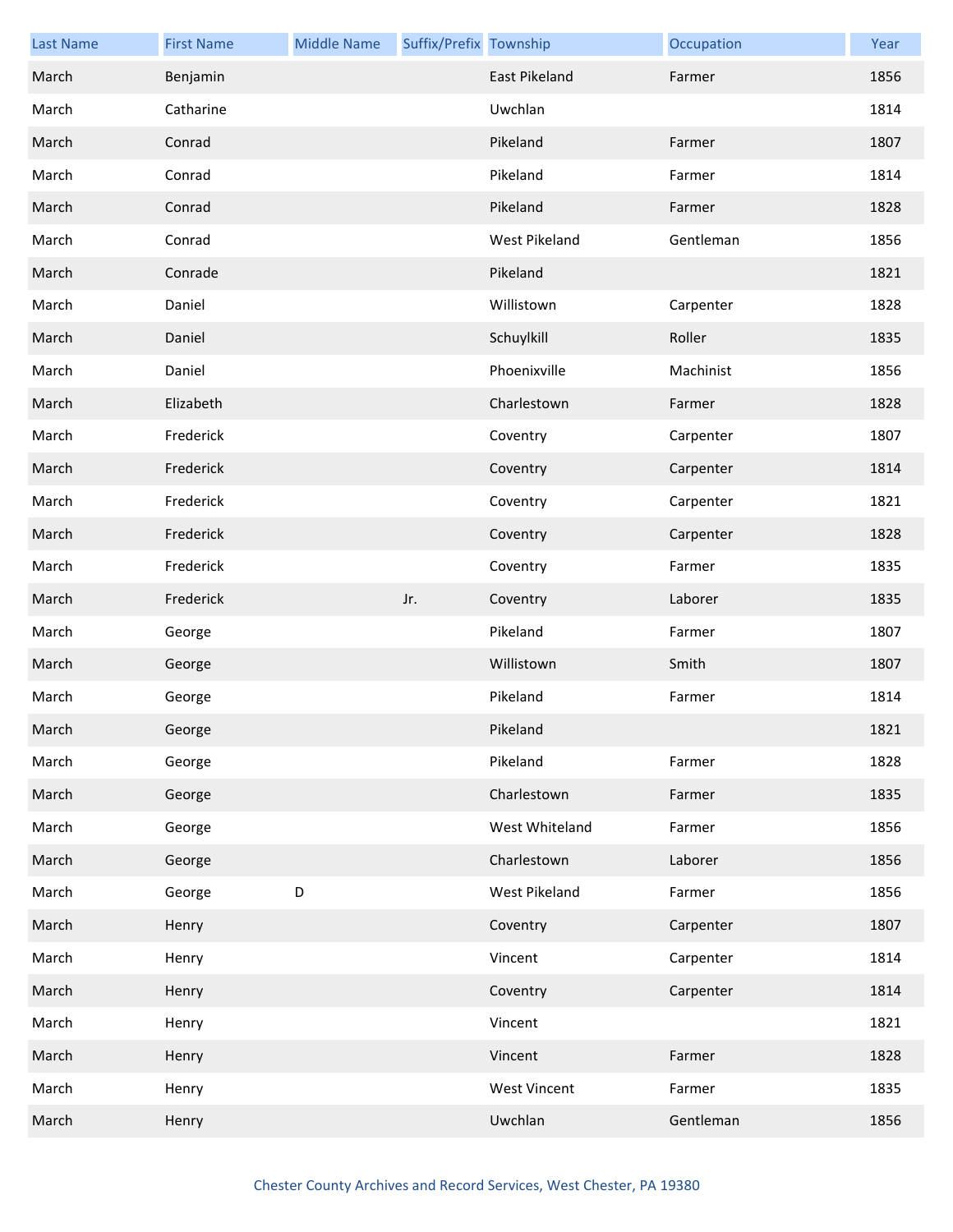| Last Name | First Name | Middle Name | Suffix/Prefix | Township | Occupation | Year |
|---|---|---|---|---|---|---|
| March | Benjamin | | | East Pikeland | Farmer | 1856 |
| March | Catharine | | | Uwchlan | | 1814 |
| March | Conrad | | | Pikeland | Farmer | 1807 |
| March | Conrad | | | Pikeland | Farmer | 1814 |
| March | Conrad | | | Pikeland | Farmer | 1828 |
| March | Conrad | | | West Pikeland | Gentleman | 1856 |
| March | Conrade | | | Pikeland | | 1821 |
| March | Daniel | | | Willistown | Carpenter | 1828 |
| March | Daniel | | | Schuylkill | Roller | 1835 |
| March | Daniel | | | Phoenixville | Machinist | 1856 |
| March | Elizabeth | | | Charlestown | Farmer | 1828 |
| March | Frederick | | | Coventry | Carpenter | 1807 |
| March | Frederick | | | Coventry | Carpenter | 1814 |
| March | Frederick | | | Coventry | Carpenter | 1821 |
| March | Frederick | | | Coventry | Carpenter | 1828 |
| March | Frederick | | | Coventry | Farmer | 1835 |
| March | Frederick | | Jr. | Coventry | Laborer | 1835 |
| March | George | | | Pikeland | Farmer | 1807 |
| March | George | | | Willistown | Smith | 1807 |
| March | George | | | Pikeland | Farmer | 1814 |
| March | George | | | Pikeland | | 1821 |
| March | George | | | Pikeland | Farmer | 1828 |
| March | George | | | Charlestown | Farmer | 1835 |
| March | George | | | West Whiteland | Farmer | 1856 |
| March | George | | | Charlestown | Laborer | 1856 |
| March | George | D | | West Pikeland | Farmer | 1856 |
| March | Henry | | | Coventry | Carpenter | 1807 |
| March | Henry | | | Vincent | Carpenter | 1814 |
| March | Henry | | | Coventry | Carpenter | 1814 |
| March | Henry | | | Vincent | | 1821 |
| March | Henry | | | Vincent | Farmer | 1828 |
| March | Henry | | | West Vincent | Farmer | 1835 |
| March | Henry | | | Uwchlan | Gentleman | 1856 |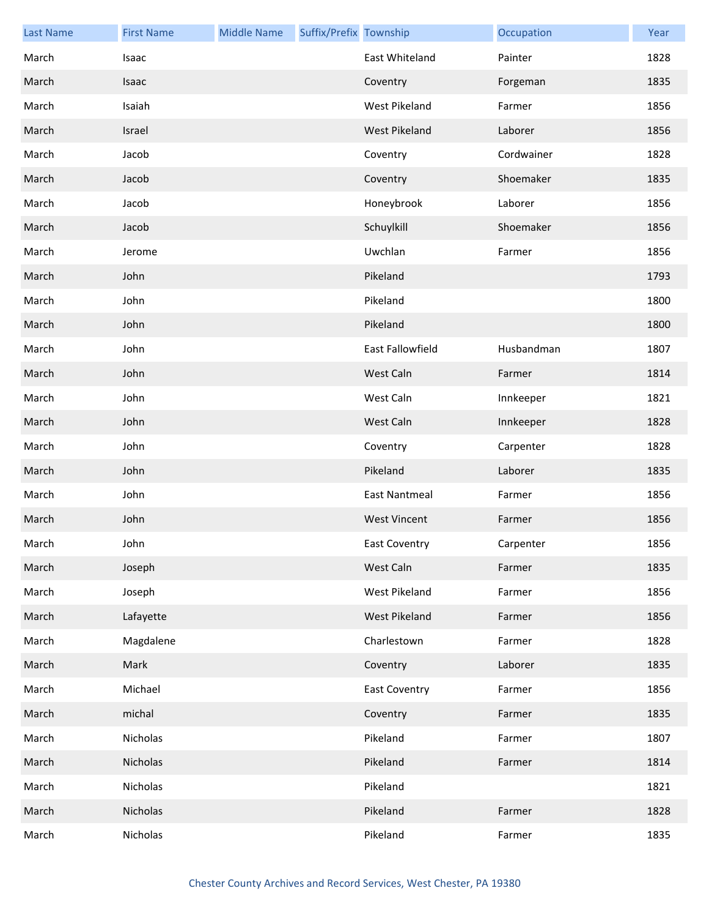| Last Name | First Name | Middle Name | Suffix/Prefix | Township | Occupation | Year |
|---|---|---|---|---|---|---|
| March | Isaac | | | East Whiteland | Painter | 1828 |
| March | Isaac | | | Coventry | Forgeman | 1835 |
| March | Isaiah | | | West Pikeland | Farmer | 1856 |
| March | Israel | | | West Pikeland | Laborer | 1856 |
| March | Jacob | | | Coventry | Cordwainer | 1828 |
| March | Jacob | | | Coventry | Shoemaker | 1835 |
| March | Jacob | | | Honeybrook | Laborer | 1856 |
| March | Jacob | | | Schuylkill | Shoemaker | 1856 |
| March | Jerome | | | Uwchlan | Farmer | 1856 |
| March | John | | | Pikeland | | 1793 |
| March | John | | | Pikeland | | 1800 |
| March | John | | | Pikeland | | 1800 |
| March | John | | | East Fallowfield | Husbandman | 1807 |
| March | John | | | West Caln | Farmer | 1814 |
| March | John | | | West Caln | Innkeeper | 1821 |
| March | John | | | West Caln | Innkeeper | 1828 |
| March | John | | | Coventry | Carpenter | 1828 |
| March | John | | | Pikeland | Laborer | 1835 |
| March | John | | | East Nantmeal | Farmer | 1856 |
| March | John | | | West Vincent | Farmer | 1856 |
| March | John | | | East Coventry | Carpenter | 1856 |
| March | Joseph | | | West Caln | Farmer | 1835 |
| March | Joseph | | | West Pikeland | Farmer | 1856 |
| March | Lafayette | | | West Pikeland | Farmer | 1856 |
| March | Magdalene | | | Charlestown | Farmer | 1828 |
| March | Mark | | | Coventry | Laborer | 1835 |
| March | Michael | | | East Coventry | Farmer | 1856 |
| March | michal | | | Coventry | Farmer | 1835 |
| March | Nicholas | | | Pikeland | Farmer | 1807 |
| March | Nicholas | | | Pikeland | Farmer | 1814 |
| March | Nicholas | | | Pikeland | | 1821 |
| March | Nicholas | | | Pikeland | Farmer | 1828 |
| March | Nicholas | | | Pikeland | Farmer | 1835 |

Chester County Archives and Record Services, West Chester, PA 19380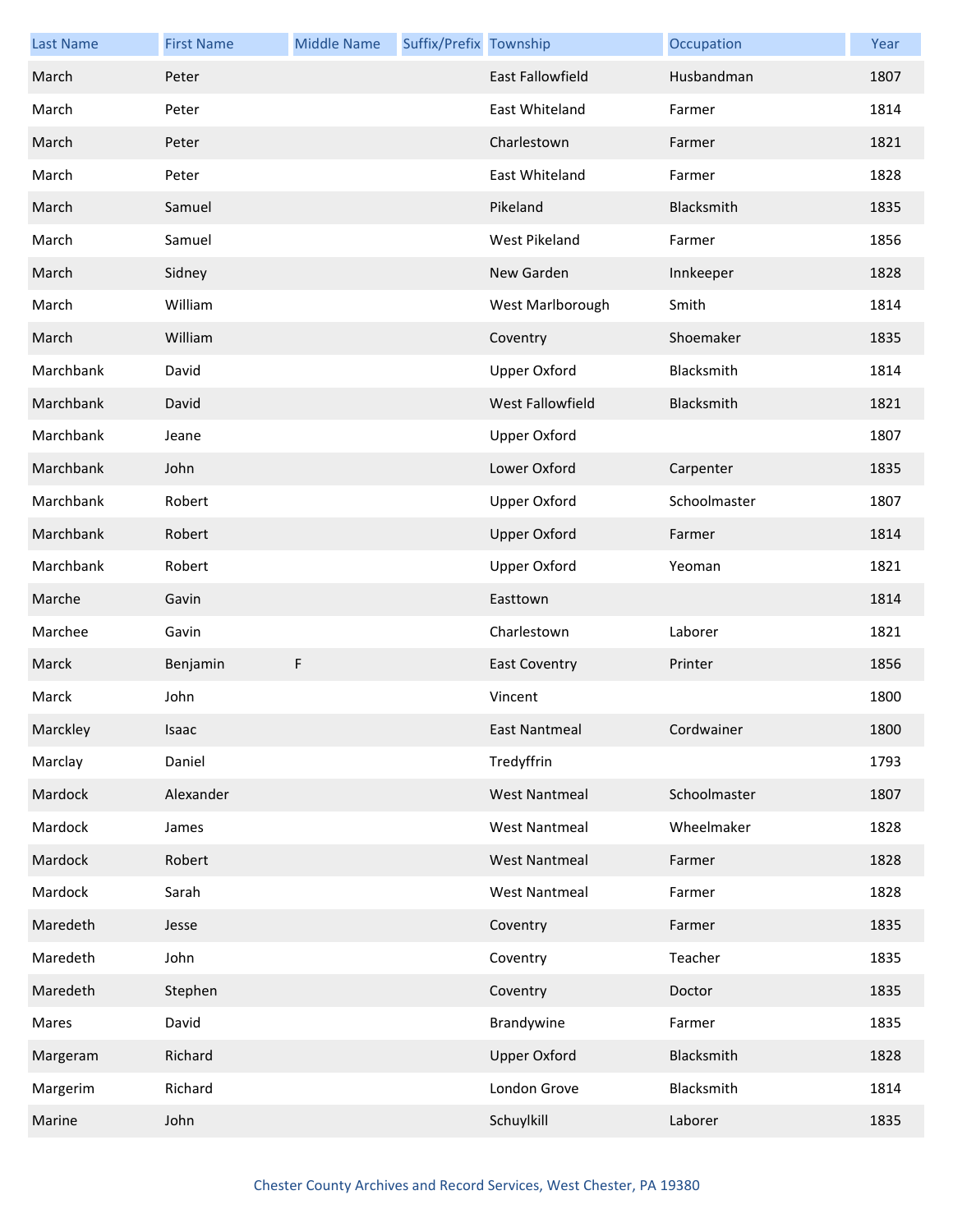| Last Name | First Name | Middle Name | Suffix/Prefix | Township | Occupation | Year |
|---|---|---|---|---|---|---|
| March | Peter | | | East Fallowfield | Husbandman | 1807 |
| March | Peter | | | East Whiteland | Farmer | 1814 |
| March | Peter | | | Charlestown | Farmer | 1821 |
| March | Peter | | | East Whiteland | Farmer | 1828 |
| March | Samuel | | | Pikeland | Blacksmith | 1835 |
| March | Samuel | | | West Pikeland | Farmer | 1856 |
| March | Sidney | | | New Garden | Innkeeper | 1828 |
| March | William | | | West Marlborough | Smith | 1814 |
| March | William | | | Coventry | Shoemaker | 1835 |
| Marchbank | David | | | Upper Oxford | Blacksmith | 1814 |
| Marchbank | David | | | West Fallowfield | Blacksmith | 1821 |
| Marchbank | Jeane | | | Upper Oxford | | 1807 |
| Marchbank | John | | | Lower Oxford | Carpenter | 1835 |
| Marchbank | Robert | | | Upper Oxford | Schoolmaster | 1807 |
| Marchbank | Robert | | | Upper Oxford | Farmer | 1814 |
| Marchbank | Robert | | | Upper Oxford | Yeoman | 1821 |
| Marche | Gavin | | | Easttown | | 1814 |
| Marchee | Gavin | | | Charlestown | Laborer | 1821 |
| Marck | Benjamin | F | | East Coventry | Printer | 1856 |
| Marck | John | | | Vincent | | 1800 |
| Marckley | Isaac | | | East Nantmeal | Cordwainer | 1800 |
| Marclay | Daniel | | | Tredyffrin | | 1793 |
| Mardock | Alexander | | | West Nantmeal | Schoolmaster | 1807 |
| Mardock | James | | | West Nantmeal | Wheelmaker | 1828 |
| Mardock | Robert | | | West Nantmeal | Farmer | 1828 |
| Mardock | Sarah | | | West Nantmeal | Farmer | 1828 |
| Maredeth | Jesse | | | Coventry | Farmer | 1835 |
| Maredeth | John | | | Coventry | Teacher | 1835 |
| Maredeth | Stephen | | | Coventry | Doctor | 1835 |
| Mares | David | | | Brandywine | Farmer | 1835 |
| Margeram | Richard | | | Upper Oxford | Blacksmith | 1828 |
| Margerim | Richard | | | London Grove | Blacksmith | 1814 |
| Marine | John | | | Schuylkill | Laborer | 1835 |

Chester County Archives and Record Services, West Chester, PA 19380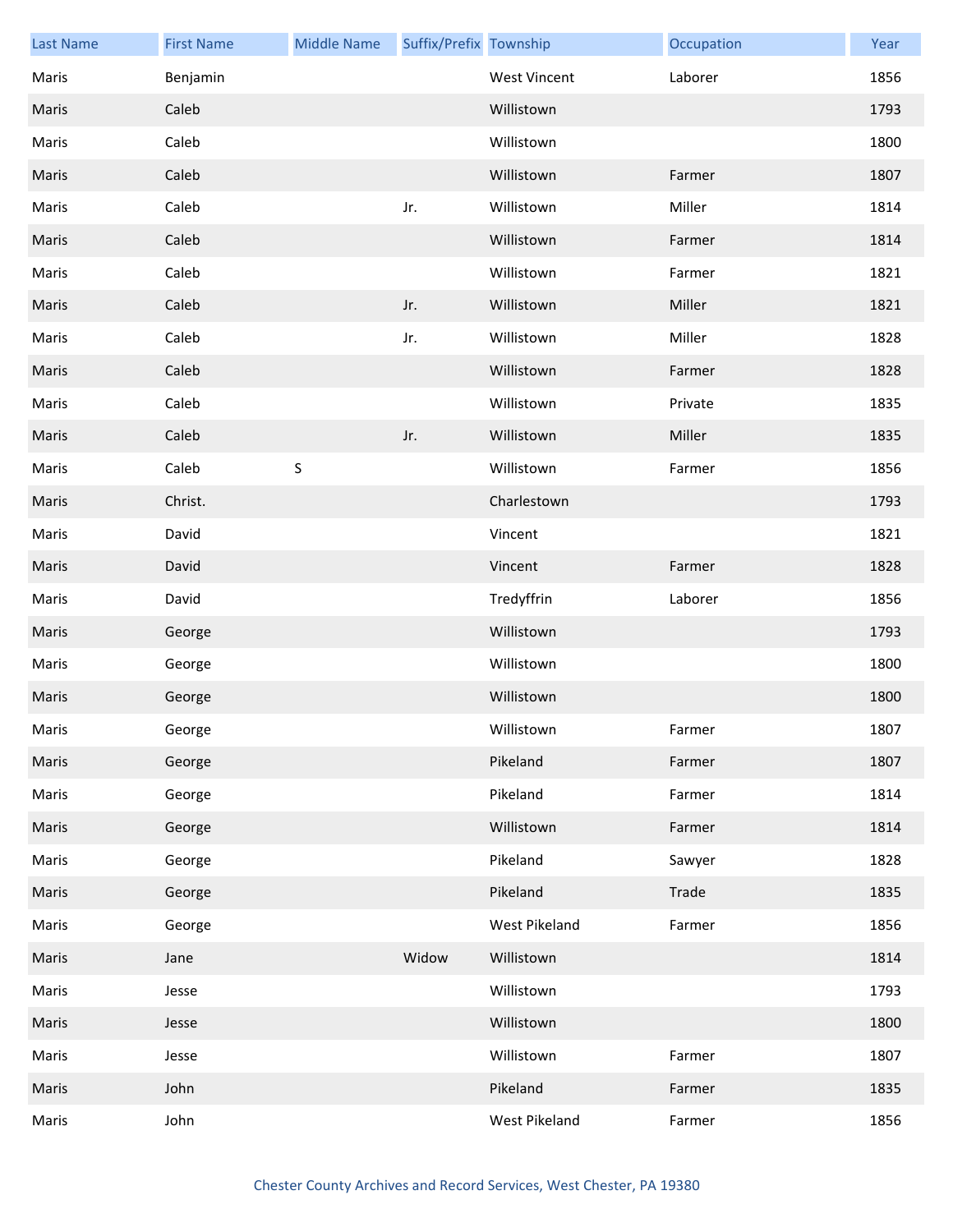| Last Name | First Name | Middle Name | Suffix/Prefix | Township | Occupation | Year |
|---|---|---|---|---|---|---|
| Maris | Benjamin | | | West Vincent | Laborer | 1856 |
| Maris | Caleb | | | Willistown | | 1793 |
| Maris | Caleb | | | Willistown | | 1800 |
| Maris | Caleb | | | Willistown | Farmer | 1807 |
| Maris | Caleb | | Jr. | Willistown | Miller | 1814 |
| Maris | Caleb | | | Willistown | Farmer | 1814 |
| Maris | Caleb | | | Willistown | Farmer | 1821 |
| Maris | Caleb | | Jr. | Willistown | Miller | 1821 |
| Maris | Caleb | | Jr. | Willistown | Miller | 1828 |
| Maris | Caleb | | | Willistown | Farmer | 1828 |
| Maris | Caleb | | | Willistown | Private | 1835 |
| Maris | Caleb | | Jr. | Willistown | Miller | 1835 |
| Maris | Caleb | S | | Willistown | Farmer | 1856 |
| Maris | Christ. | | | Charlestown | | 1793 |
| Maris | David | | | Vincent | | 1821 |
| Maris | David | | | Vincent | Farmer | 1828 |
| Maris | David | | | Tredyffrin | Laborer | 1856 |
| Maris | George | | | Willistown | | 1793 |
| Maris | George | | | Willistown | | 1800 |
| Maris | George | | | Willistown | | 1800 |
| Maris | George | | | Willistown | Farmer | 1807 |
| Maris | George | | | Pikeland | Farmer | 1807 |
| Maris | George | | | Pikeland | Farmer | 1814 |
| Maris | George | | | Willistown | Farmer | 1814 |
| Maris | George | | | Pikeland | Sawyer | 1828 |
| Maris | George | | | Pikeland | Trade | 1835 |
| Maris | George | | | West Pikeland | Farmer | 1856 |
| Maris | Jane | | Widow | Willistown | | 1814 |
| Maris | Jesse | | | Willistown | | 1793 |
| Maris | Jesse | | | Willistown | | 1800 |
| Maris | Jesse | | | Willistown | Farmer | 1807 |
| Maris | John | | | Pikeland | Farmer | 1835 |
| Maris | John | | | West Pikeland | Farmer | 1856 |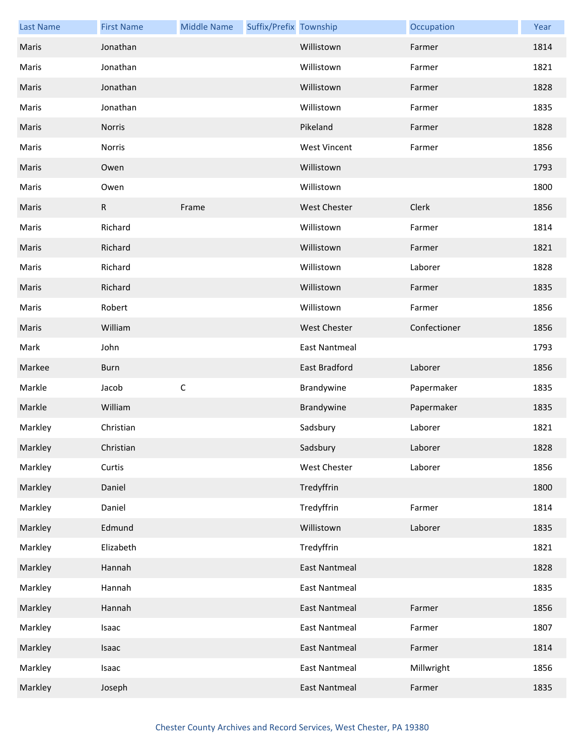| Last Name | First Name | Middle Name | Suffix/Prefix | Township | Occupation | Year |
|---|---|---|---|---|---|---|
| Maris | Jonathan | | | Willistown | Farmer | 1814 |
| Maris | Jonathan | | | Willistown | Farmer | 1821 |
| Maris | Jonathan | | | Willistown | Farmer | 1828 |
| Maris | Jonathan | | | Willistown | Farmer | 1835 |
| Maris | Norris | | | Pikeland | Farmer | 1828 |
| Maris | Norris | | | West Vincent | Farmer | 1856 |
| Maris | Owen | | | Willistown | | 1793 |
| Maris | Owen | | | Willistown | | 1800 |
| Maris | R | Frame | | West Chester | Clerk | 1856 |
| Maris | Richard | | | Willistown | Farmer | 1814 |
| Maris | Richard | | | Willistown | Farmer | 1821 |
| Maris | Richard | | | Willistown | Laborer | 1828 |
| Maris | Richard | | | Willistown | Farmer | 1835 |
| Maris | Robert | | | Willistown | Farmer | 1856 |
| Maris | William | | | West Chester | Confectioner | 1856 |
| Mark | John | | | East Nantmeal | | 1793 |
| Markee | Burn | | | East Bradford | Laborer | 1856 |
| Markle | Jacob | C | | Brandywine | Papermaker | 1835 |
| Markle | William | | | Brandywine | Papermaker | 1835 |
| Markley | Christian | | | Sadsbury | Laborer | 1821 |
| Markley | Christian | | | Sadsbury | Laborer | 1828 |
| Markley | Curtis | | | West Chester | Laborer | 1856 |
| Markley | Daniel | | | Tredyffrin | | 1800 |
| Markley | Daniel | | | Tredyffrin | Farmer | 1814 |
| Markley | Edmund | | | Willistown | Laborer | 1835 |
| Markley | Elizabeth | | | Tredyffrin | | 1821 |
| Markley | Hannah | | | East Nantmeal | | 1828 |
| Markley | Hannah | | | East Nantmeal | | 1835 |
| Markley | Hannah | | | East Nantmeal | Farmer | 1856 |
| Markley | Isaac | | | East Nantmeal | Farmer | 1807 |
| Markley | Isaac | | | East Nantmeal | Farmer | 1814 |
| Markley | Isaac | | | East Nantmeal | Millwright | 1856 |
| Markley | Joseph | | | East Nantmeal | Farmer | 1835 |

Chester County Archives and Record Services, West Chester, PA 19380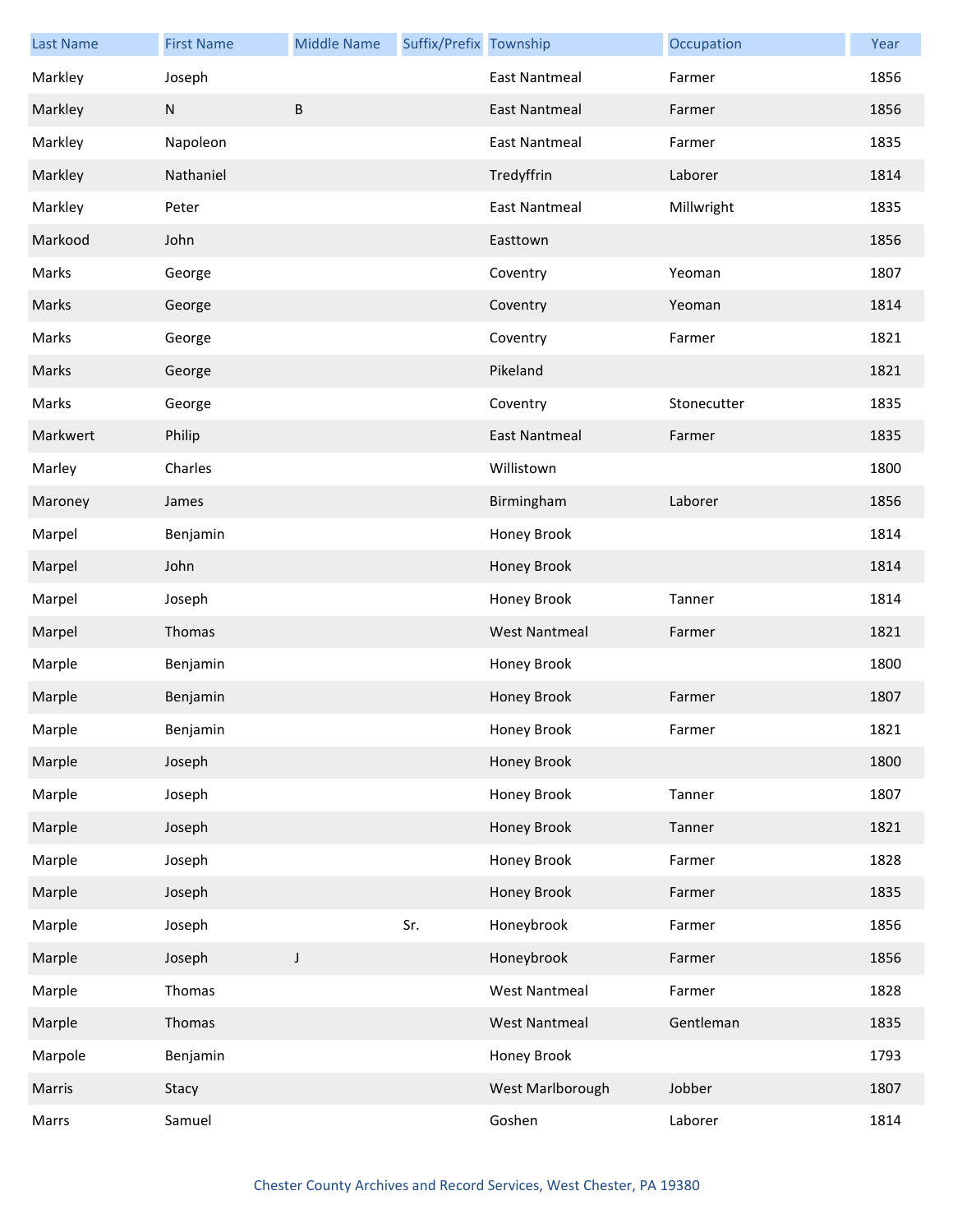| Last Name | First Name | Middle Name | Suffix/Prefix | Township | Occupation | Year |
| --- | --- | --- | --- | --- | --- | --- |
| Markley | Joseph | | | East Nantmeal | Farmer | 1856 |
| Markley | N | B | | East Nantmeal | Farmer | 1856 |
| Markley | Napoleon | | | East Nantmeal | Farmer | 1835 |
| Markley | Nathaniel | | | Tredyffrin | Laborer | 1814 |
| Markley | Peter | | | East Nantmeal | Millwright | 1835 |
| Markood | John | | | Easttown | | 1856 |
| Marks | George | | | Coventry | Yeoman | 1807 |
| Marks | George | | | Coventry | Yeoman | 1814 |
| Marks | George | | | Coventry | Farmer | 1821 |
| Marks | George | | | Pikeland | | 1821 |
| Marks | George | | | Coventry | Stonecutter | 1835 |
| Markwert | Philip | | | East Nantmeal | Farmer | 1835 |
| Marley | Charles | | | Willistown | | 1800 |
| Maroney | James | | | Birmingham | Laborer | 1856 |
| Marpel | Benjamin | | | Honey Brook | | 1814 |
| Marpel | John | | | Honey Brook | | 1814 |
| Marpel | Joseph | | | Honey Brook | Tanner | 1814 |
| Marpel | Thomas | | | West Nantmeal | Farmer | 1821 |
| Marple | Benjamin | | | Honey Brook | | 1800 |
| Marple | Benjamin | | | Honey Brook | Farmer | 1807 |
| Marple | Benjamin | | | Honey Brook | Farmer | 1821 |
| Marple | Joseph | | | Honey Brook | | 1800 |
| Marple | Joseph | | | Honey Brook | Tanner | 1807 |
| Marple | Joseph | | | Honey Brook | Tanner | 1821 |
| Marple | Joseph | | | Honey Brook | Farmer | 1828 |
| Marple | Joseph | | | Honey Brook | Farmer | 1835 |
| Marple | Joseph | | Sr. | Honeybrook | Farmer | 1856 |
| Marple | Joseph | J | | Honeybrook | Farmer | 1856 |
| Marple | Thomas | | | West Nantmeal | Farmer | 1828 |
| Marple | Thomas | | | West Nantmeal | Gentleman | 1835 |
| Marpole | Benjamin | | | Honey Brook | | 1793 |
| Marris | Stacy | | | West Marlborough | Jobber | 1807 |
| Marrs | Samuel | | | Goshen | Laborer | 1814 |

Chester County Archives and Record Services, West Chester, PA 19380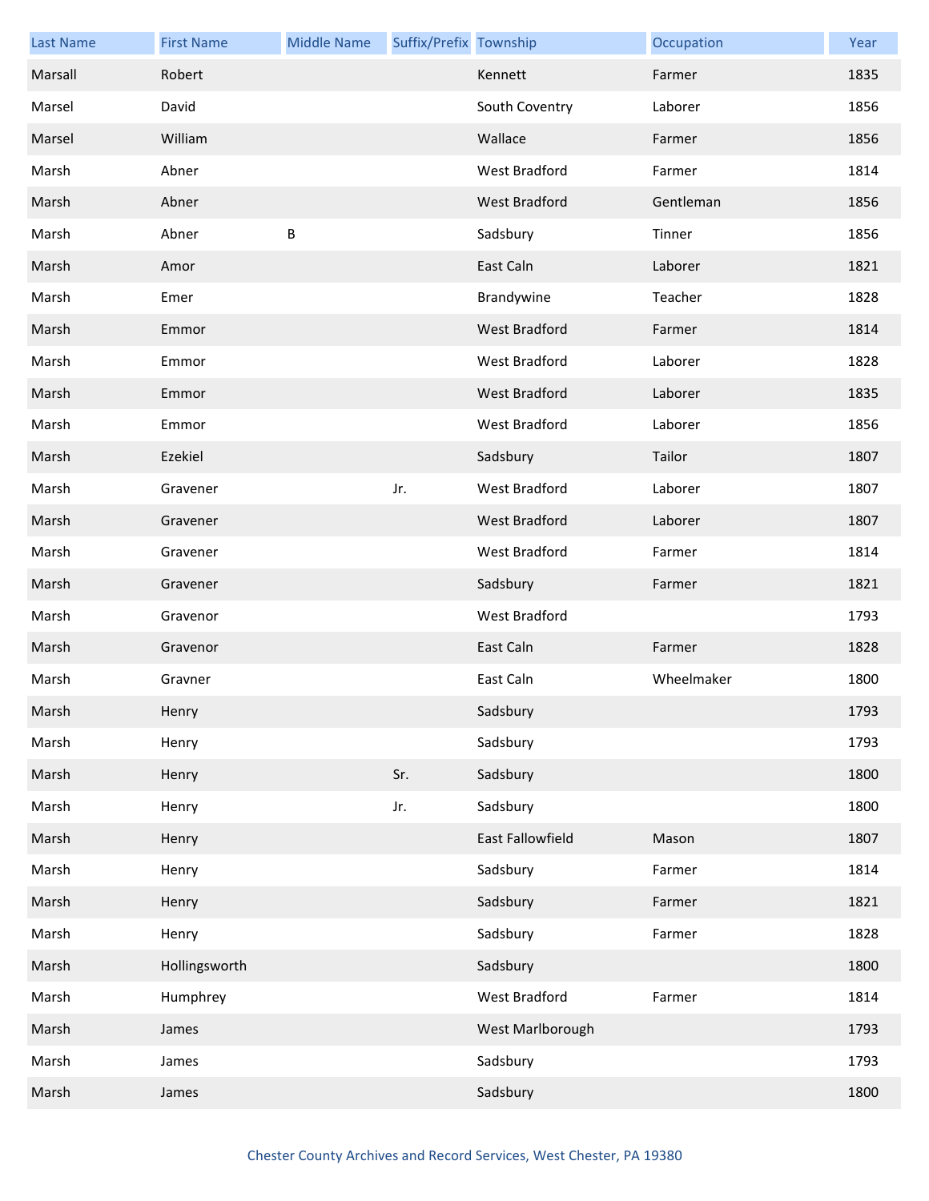| Last Name | First Name | Middle Name | Suffix/Prefix | Township | Occupation | Year |
|---|---|---|---|---|---|---|
| Marsall | Robert | | | Kennett | Farmer | 1835 |
| Marsel | David | | | South Coventry | Laborer | 1856 |
| Marsel | William | | | Wallace | Farmer | 1856 |
| Marsh | Abner | | | West Bradford | Farmer | 1814 |
| Marsh | Abner | | | West Bradford | Gentleman | 1856 |
| Marsh | Abner | B | | Sadsbury | Tinner | 1856 |
| Marsh | Amor | | | East Caln | Laborer | 1821 |
| Marsh | Emer | | | Brandywine | Teacher | 1828 |
| Marsh | Emmor | | | West Bradford | Farmer | 1814 |
| Marsh | Emmor | | | West Bradford | Laborer | 1828 |
| Marsh | Emmor | | | West Bradford | Laborer | 1835 |
| Marsh | Emmor | | | West Bradford | Laborer | 1856 |
| Marsh | Ezekiel | | | Sadsbury | Tailor | 1807 |
| Marsh | Gravener | | Jr. | West Bradford | Laborer | 1807 |
| Marsh | Gravener | | | West Bradford | Laborer | 1807 |
| Marsh | Gravener | | | West Bradford | Farmer | 1814 |
| Marsh | Gravener | | | Sadsbury | Farmer | 1821 |
| Marsh | Gravenor | | | West Bradford | | 1793 |
| Marsh | Gravenor | | | East Caln | Farmer | 1828 |
| Marsh | Gravner | | | East Caln | Wheelmaker | 1800 |
| Marsh | Henry | | | Sadsbury | | 1793 |
| Marsh | Henry | | | Sadsbury | | 1793 |
| Marsh | Henry | | Sr. | Sadsbury | | 1800 |
| Marsh | Henry | | Jr. | Sadsbury | | 1800 |
| Marsh | Henry | | | East Fallowfield | Mason | 1807 |
| Marsh | Henry | | | Sadsbury | Farmer | 1814 |
| Marsh | Henry | | | Sadsbury | Farmer | 1821 |
| Marsh | Henry | | | Sadsbury | Farmer | 1828 |
| Marsh | Hollingsworth | | | Sadsbury | | 1800 |
| Marsh | Humphrey | | | West Bradford | Farmer | 1814 |
| Marsh | James | | | West Marlborough | | 1793 |
| Marsh | James | | | Sadsbury | | 1793 |
| Marsh | James | | | Sadsbury | | 1800 |

Chester County Archives and Record Services, West Chester, PA 19380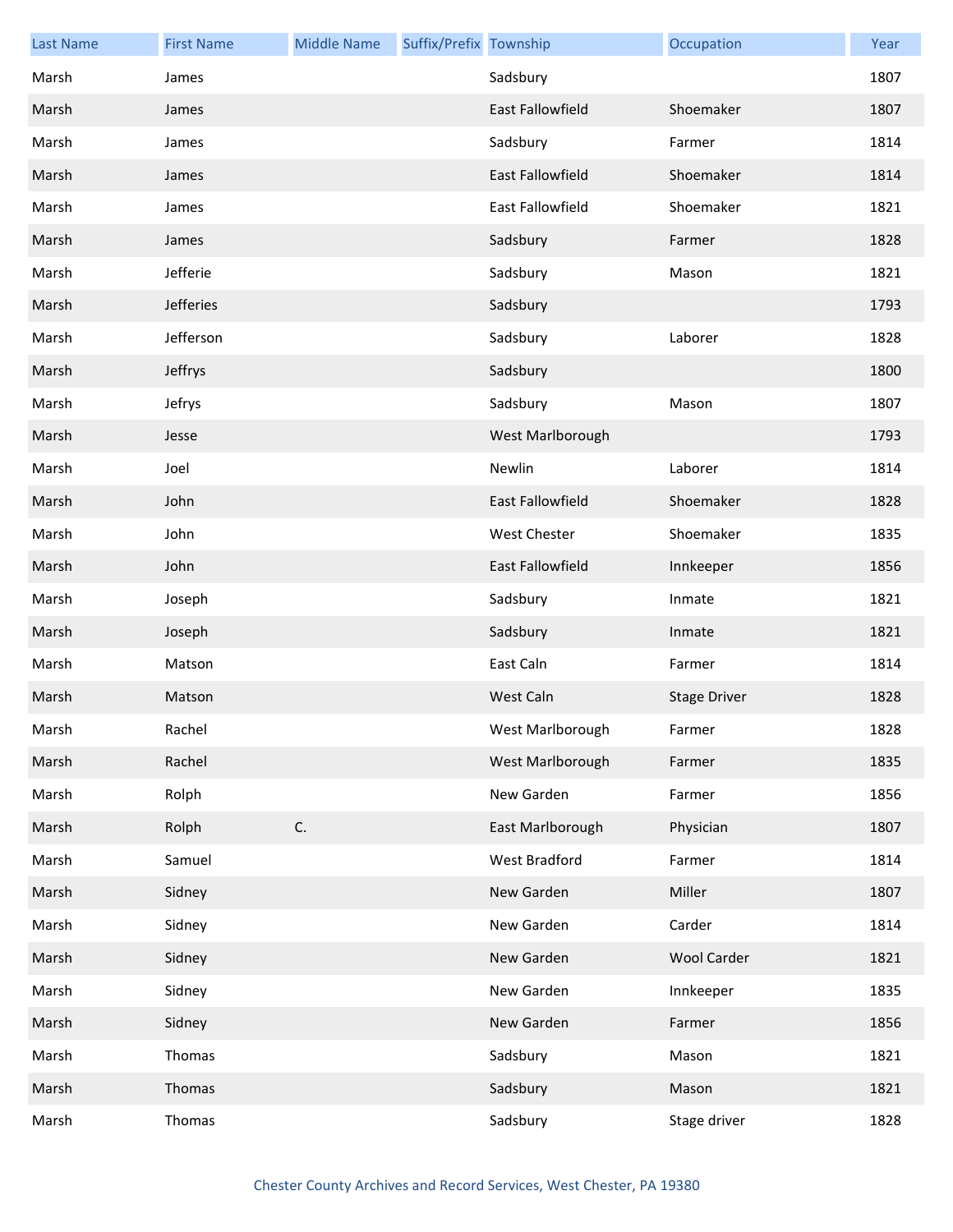| Last Name | First Name | Middle Name | Suffix/Prefix | Township | Occupation | Year |
| --- | --- | --- | --- | --- | --- | --- |
| Marsh | James | | | Sadsbury | | 1807 |
| Marsh | James | | | East Fallowfield | Shoemaker | 1807 |
| Marsh | James | | | Sadsbury | Farmer | 1814 |
| Marsh | James | | | East Fallowfield | Shoemaker | 1814 |
| Marsh | James | | | East Fallowfield | Shoemaker | 1821 |
| Marsh | James | | | Sadsbury | Farmer | 1828 |
| Marsh | Jefferie | | | Sadsbury | Mason | 1821 |
| Marsh | Jefferies | | | Sadsbury | | 1793 |
| Marsh | Jefferson | | | Sadsbury | Laborer | 1828 |
| Marsh | Jeffrys | | | Sadsbury | | 1800 |
| Marsh | Jefrys | | | Sadsbury | Mason | 1807 |
| Marsh | Jesse | | | West Marlborough | | 1793 |
| Marsh | Joel | | | Newlin | Laborer | 1814 |
| Marsh | John | | | East Fallowfield | Shoemaker | 1828 |
| Marsh | John | | | West Chester | Shoemaker | 1835 |
| Marsh | John | | | East Fallowfield | Innkeeper | 1856 |
| Marsh | Joseph | | | Sadsbury | Inmate | 1821 |
| Marsh | Joseph | | | Sadsbury | Inmate | 1821 |
| Marsh | Matson | | | East Caln | Farmer | 1814 |
| Marsh | Matson | | | West Caln | Stage Driver | 1828 |
| Marsh | Rachel | | | West Marlborough | Farmer | 1828 |
| Marsh | Rachel | | | West Marlborough | Farmer | 1835 |
| Marsh | Rolph | | | New Garden | Farmer | 1856 |
| Marsh | Rolph | C. | | East Marlborough | Physician | 1807 |
| Marsh | Samuel | | | West Bradford | Farmer | 1814 |
| Marsh | Sidney | | | New Garden | Miller | 1807 |
| Marsh | Sidney | | | New Garden | Carder | 1814 |
| Marsh | Sidney | | | New Garden | Wool Carder | 1821 |
| Marsh | Sidney | | | New Garden | Innkeeper | 1835 |
| Marsh | Sidney | | | New Garden | Farmer | 1856 |
| Marsh | Thomas | | | Sadsbury | Mason | 1821 |
| Marsh | Thomas | | | Sadsbury | Mason | 1821 |
| Marsh | Thomas | | | Sadsbury | Stage driver | 1828 |

Chester County Archives and Record Services, West Chester, PA 19380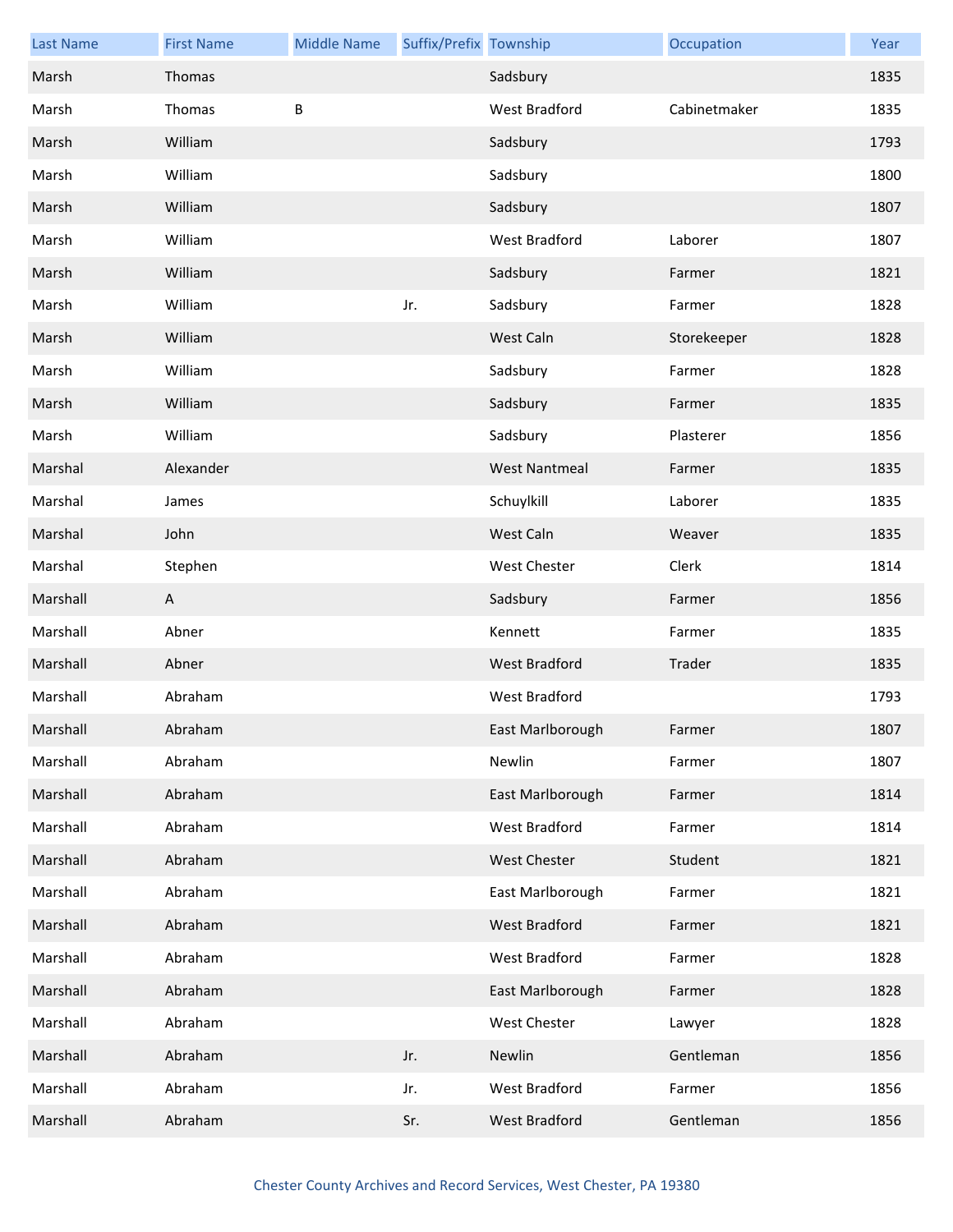| Last Name | First Name | Middle Name | Suffix/Prefix | Township | Occupation | Year |
|---|---|---|---|---|---|---|
| Marsh | Thomas | | | Sadsbury | | 1835 |
| Marsh | Thomas | B | | West Bradford | Cabinetmaker | 1835 |
| Marsh | William | | | Sadsbury | | 1793 |
| Marsh | William | | | Sadsbury | | 1800 |
| Marsh | William | | | Sadsbury | | 1807 |
| Marsh | William | | | West Bradford | Laborer | 1807 |
| Marsh | William | | | Sadsbury | Farmer | 1821 |
| Marsh | William | | Jr. | Sadsbury | Farmer | 1828 |
| Marsh | William | | | West Caln | Storekeeper | 1828 |
| Marsh | William | | | Sadsbury | Farmer | 1828 |
| Marsh | William | | | Sadsbury | Farmer | 1835 |
| Marsh | William | | | Sadsbury | Plasterer | 1856 |
| Marshal | Alexander | | | West Nantmeal | Farmer | 1835 |
| Marshal | James | | | Schuylkill | Laborer | 1835 |
| Marshal | John | | | West Caln | Weaver | 1835 |
| Marshal | Stephen | | | West Chester | Clerk | 1814 |
| Marshall | A | | | Sadsbury | Farmer | 1856 |
| Marshall | Abner | | | Kennett | Farmer | 1835 |
| Marshall | Abner | | | West Bradford | Trader | 1835 |
| Marshall | Abraham | | | West Bradford | | 1793 |
| Marshall | Abraham | | | East Marlborough | Farmer | 1807 |
| Marshall | Abraham | | | Newlin | Farmer | 1807 |
| Marshall | Abraham | | | East Marlborough | Farmer | 1814 |
| Marshall | Abraham | | | West Bradford | Farmer | 1814 |
| Marshall | Abraham | | | West Chester | Student | 1821 |
| Marshall | Abraham | | | East Marlborough | Farmer | 1821 |
| Marshall | Abraham | | | West Bradford | Farmer | 1821 |
| Marshall | Abraham | | | West Bradford | Farmer | 1828 |
| Marshall | Abraham | | | East Marlborough | Farmer | 1828 |
| Marshall | Abraham | | | West Chester | Lawyer | 1828 |
| Marshall | Abraham | | Jr. | Newlin | Gentleman | 1856 |
| Marshall | Abraham | | Jr. | West Bradford | Farmer | 1856 |
| Marshall | Abraham | | Sr. | West Bradford | Gentleman | 1856 |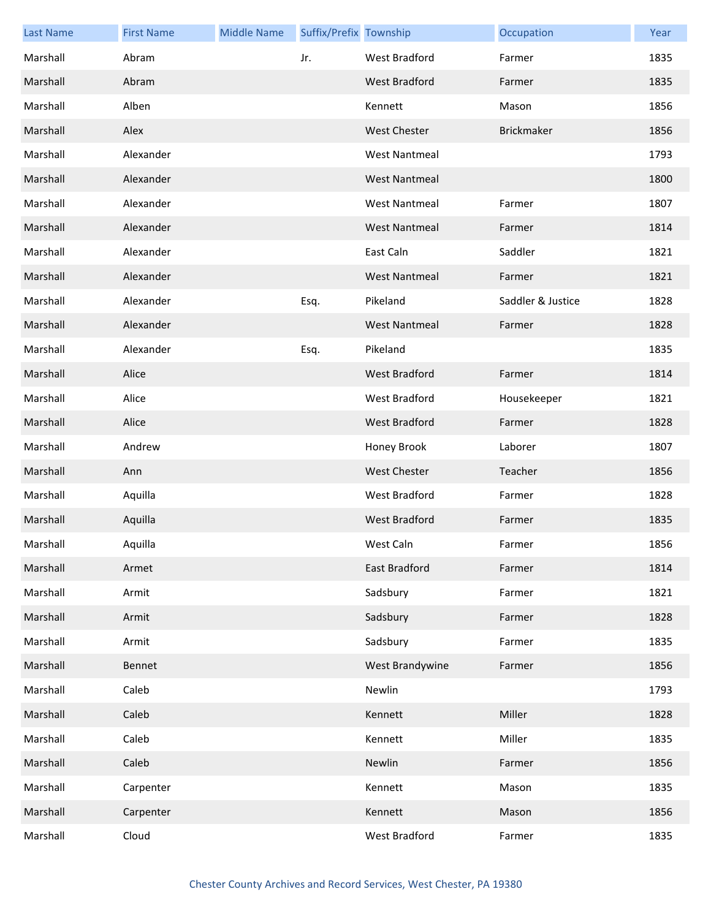| Last Name | First Name | Middle Name | Suffix/Prefix | Township | Occupation | Year |
|---|---|---|---|---|---|---|
| Marshall | Abram | | Jr. | West Bradford | Farmer | 1835 |
| Marshall | Abram | | | West Bradford | Farmer | 1835 |
| Marshall | Alben | | | Kennett | Mason | 1856 |
| Marshall | Alex | | | West Chester | Brickmaker | 1856 |
| Marshall | Alexander | | | West Nantmeal | | 1793 |
| Marshall | Alexander | | | West Nantmeal | | 1800 |
| Marshall | Alexander | | | West Nantmeal | Farmer | 1807 |
| Marshall | Alexander | | | West Nantmeal | Farmer | 1814 |
| Marshall | Alexander | | | East Caln | Saddler | 1821 |
| Marshall | Alexander | | | West Nantmeal | Farmer | 1821 |
| Marshall | Alexander | | Esq. | Pikeland | Saddler & Justice | 1828 |
| Marshall | Alexander | | | West Nantmeal | Farmer | 1828 |
| Marshall | Alexander | | Esq. | Pikeland | | 1835 |
| Marshall | Alice | | | West Bradford | Farmer | 1814 |
| Marshall | Alice | | | West Bradford | Housekeeper | 1821 |
| Marshall | Alice | | | West Bradford | Farmer | 1828 |
| Marshall | Andrew | | | Honey Brook | Laborer | 1807 |
| Marshall | Ann | | | West Chester | Teacher | 1856 |
| Marshall | Aquilla | | | West Bradford | Farmer | 1828 |
| Marshall | Aquilla | | | West Bradford | Farmer | 1835 |
| Marshall | Aquilla | | | West Caln | Farmer | 1856 |
| Marshall | Armet | | | East Bradford | Farmer | 1814 |
| Marshall | Armit | | | Sadsbury | Farmer | 1821 |
| Marshall | Armit | | | Sadsbury | Farmer | 1828 |
| Marshall | Armit | | | Sadsbury | Farmer | 1835 |
| Marshall | Bennet | | | West Brandywine | Farmer | 1856 |
| Marshall | Caleb | | | Newlin | | 1793 |
| Marshall | Caleb | | | Kennett | Miller | 1828 |
| Marshall | Caleb | | | Kennett | Miller | 1835 |
| Marshall | Caleb | | | Newlin | Farmer | 1856 |
| Marshall | Carpenter | | | Kennett | Mason | 1835 |
| Marshall | Carpenter | | | Kennett | Mason | 1856 |
| Marshall | Cloud | | | West Bradford | Farmer | 1835 |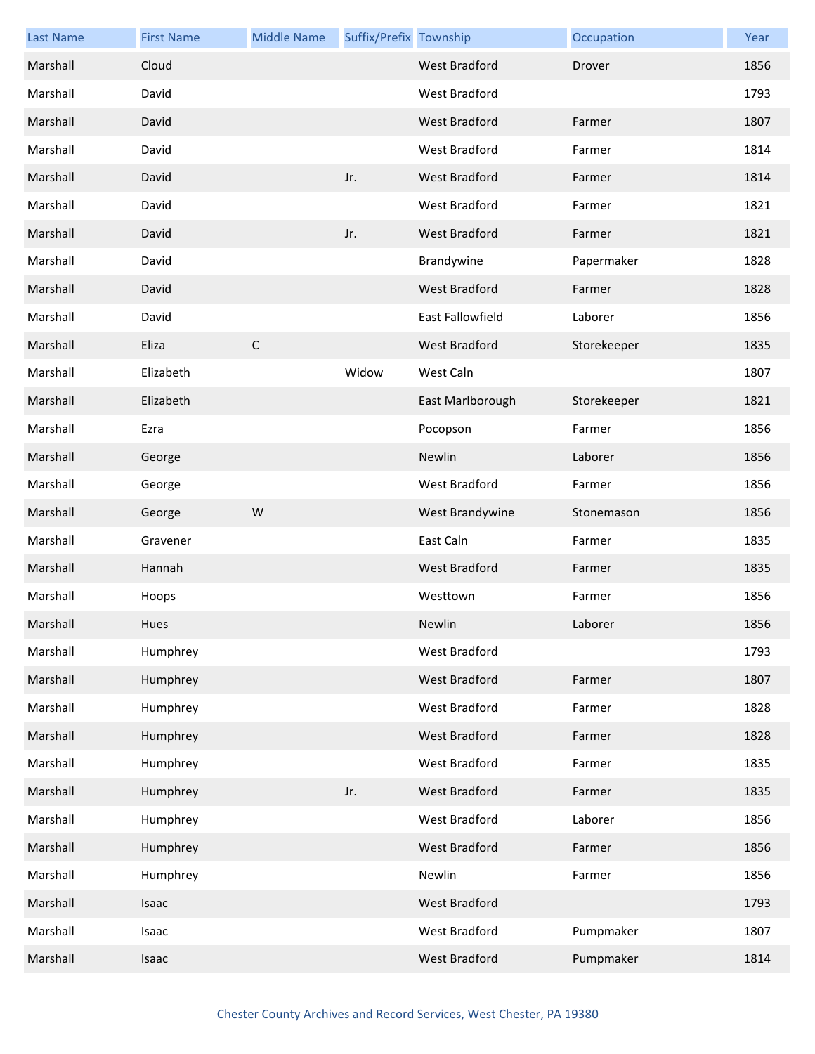| Last Name | First Name | Middle Name | Suffix/Prefix | Township | Occupation | Year |
|---|---|---|---|---|---|---|
| Marshall | Cloud | | | West Bradford | Drover | 1856 |
| Marshall | David | | | West Bradford | | 1793 |
| Marshall | David | | | West Bradford | Farmer | 1807 |
| Marshall | David | | | West Bradford | Farmer | 1814 |
| Marshall | David | | Jr. | West Bradford | Farmer | 1814 |
| Marshall | David | | | West Bradford | Farmer | 1821 |
| Marshall | David | | Jr. | West Bradford | Farmer | 1821 |
| Marshall | David | | | Brandywine | Papermaker | 1828 |
| Marshall | David | | | West Bradford | Farmer | 1828 |
| Marshall | David | | | East Fallowfield | Laborer | 1856 |
| Marshall | Eliza | C | | West Bradford | Storekeeper | 1835 |
| Marshall | Elizabeth | | Widow | West Caln | | 1807 |
| Marshall | Elizabeth | | | East Marlborough | Storekeeper | 1821 |
| Marshall | Ezra | | | Pocopson | Farmer | 1856 |
| Marshall | George | | | Newlin | Laborer | 1856 |
| Marshall | George | | | West Bradford | Farmer | 1856 |
| Marshall | George | W | | West Brandywine | Stonemason | 1856 |
| Marshall | Gravener | | | East Caln | Farmer | 1835 |
| Marshall | Hannah | | | West Bradford | Farmer | 1835 |
| Marshall | Hoops | | | Westtown | Farmer | 1856 |
| Marshall | Hues | | | Newlin | Laborer | 1856 |
| Marshall | Humphrey | | | West Bradford | | 1793 |
| Marshall | Humphrey | | | West Bradford | Farmer | 1807 |
| Marshall | Humphrey | | | West Bradford | Farmer | 1828 |
| Marshall | Humphrey | | | West Bradford | Farmer | 1828 |
| Marshall | Humphrey | | | West Bradford | Farmer | 1835 |
| Marshall | Humphrey | | Jr. | West Bradford | Farmer | 1835 |
| Marshall | Humphrey | | | West Bradford | Laborer | 1856 |
| Marshall | Humphrey | | | West Bradford | Farmer | 1856 |
| Marshall | Humphrey | | | Newlin | Farmer | 1856 |
| Marshall | Isaac | | | West Bradford | | 1793 |
| Marshall | Isaac | | | West Bradford | Pumpmaker | 1807 |
| Marshall | Isaac | | | West Bradford | Pumpmaker | 1814 |

Chester County Archives and Record Services, West Chester, PA 19380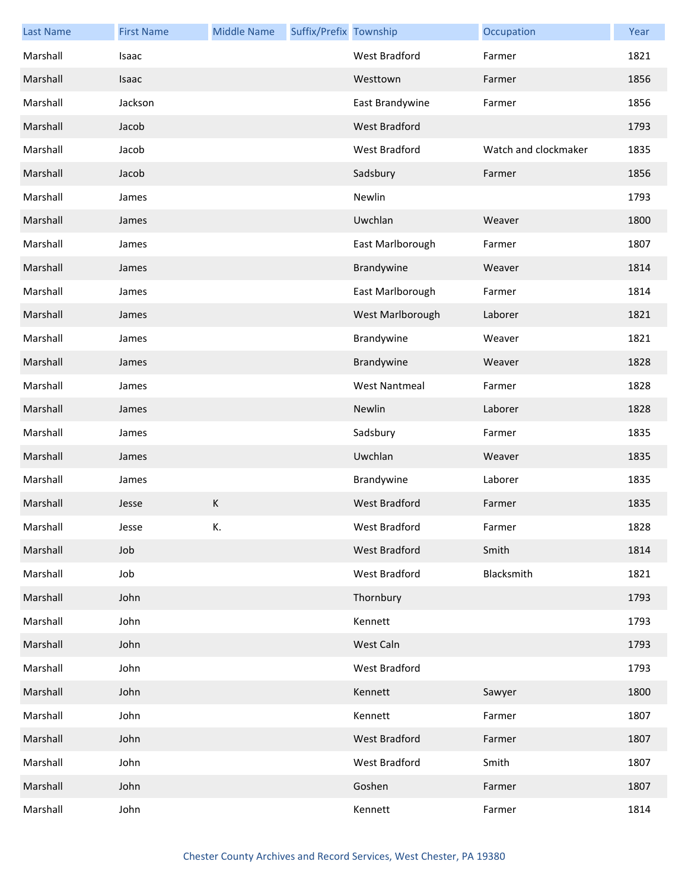| Last Name | First Name | Middle Name | Suffix/Prefix | Township | Occupation | Year |
|---|---|---|---|---|---|---|
| Marshall | Isaac | | | West Bradford | Farmer | 1821 |
| Marshall | Isaac | | | Westtown | Farmer | 1856 |
| Marshall | Jackson | | | East Brandywine | Farmer | 1856 |
| Marshall | Jacob | | | West Bradford | | 1793 |
| Marshall | Jacob | | | West Bradford | Watch and clockmaker | 1835 |
| Marshall | Jacob | | | Sadsbury | Farmer | 1856 |
| Marshall | James | | | Newlin | | 1793 |
| Marshall | James | | | Uwchlan | Weaver | 1800 |
| Marshall | James | | | East Marlborough | Farmer | 1807 |
| Marshall | James | | | Brandywine | Weaver | 1814 |
| Marshall | James | | | East Marlborough | Farmer | 1814 |
| Marshall | James | | | West Marlborough | Laborer | 1821 |
| Marshall | James | | | Brandywine | Weaver | 1821 |
| Marshall | James | | | Brandywine | Weaver | 1828 |
| Marshall | James | | | West Nantmeal | Farmer | 1828 |
| Marshall | James | | | Newlin | Laborer | 1828 |
| Marshall | James | | | Sadsbury | Farmer | 1835 |
| Marshall | James | | | Uwchlan | Weaver | 1835 |
| Marshall | James | | | Brandywine | Laborer | 1835 |
| Marshall | Jesse | K | | West Bradford | Farmer | 1835 |
| Marshall | Jesse | K. | | West Bradford | Farmer | 1828 |
| Marshall | Job | | | West Bradford | Smith | 1814 |
| Marshall | Job | | | West Bradford | Blacksmith | 1821 |
| Marshall | John | | | Thornbury | | 1793 |
| Marshall | John | | | Kennett | | 1793 |
| Marshall | John | | | West Caln | | 1793 |
| Marshall | John | | | West Bradford | | 1793 |
| Marshall | John | | | Kennett | Sawyer | 1800 |
| Marshall | John | | | Kennett | Farmer | 1807 |
| Marshall | John | | | West Bradford | Farmer | 1807 |
| Marshall | John | | | West Bradford | Smith | 1807 |
| Marshall | John | | | Goshen | Farmer | 1807 |
| Marshall | John | | | Kennett | Farmer | 1814 |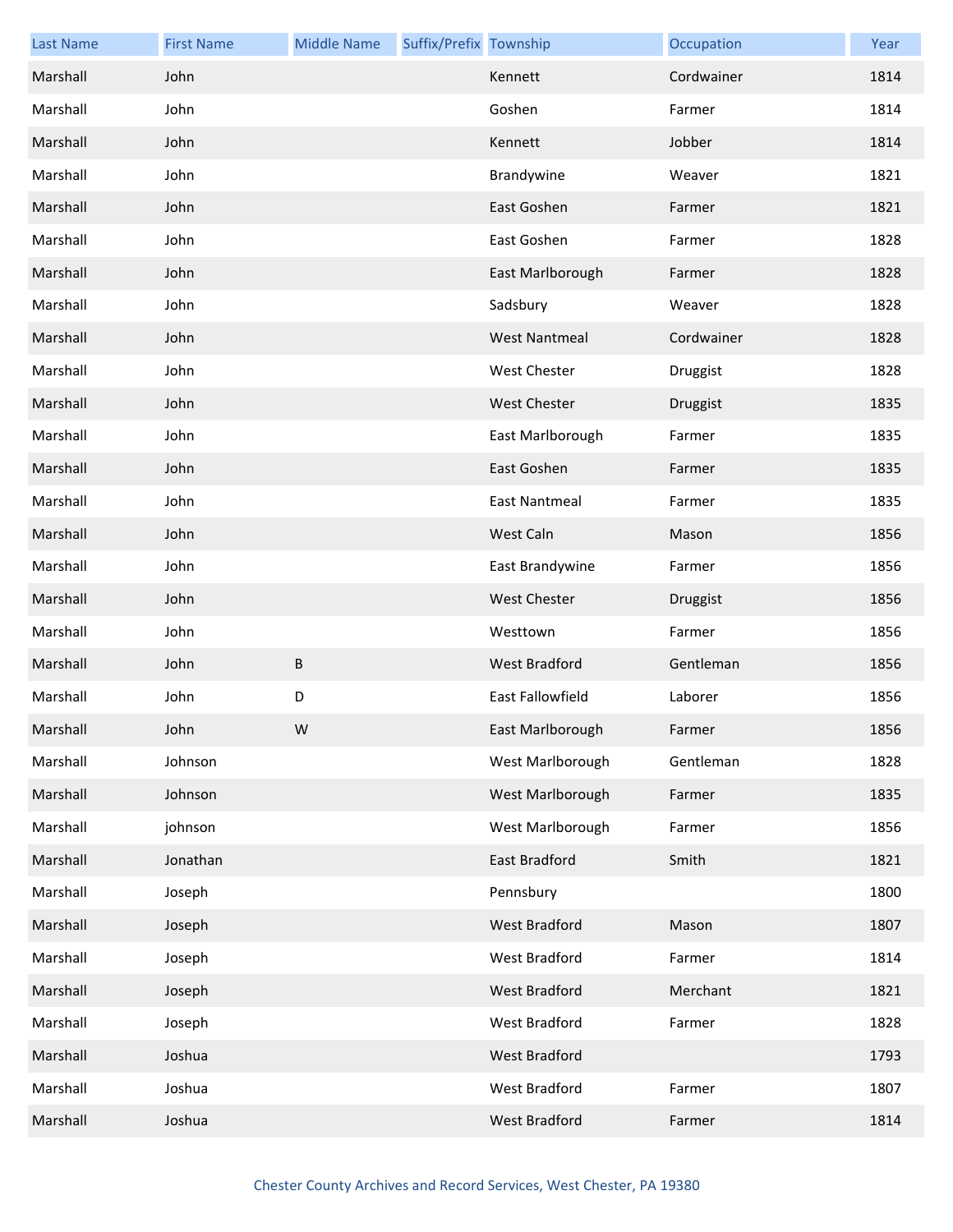| Last Name | First Name | Middle Name | Suffix/Prefix | Township | Occupation | Year |
|---|---|---|---|---|---|---|
| Marshall | John | | | Kennett | Cordwainer | 1814 |
| Marshall | John | | | Goshen | Farmer | 1814 |
| Marshall | John | | | Kennett | Jobber | 1814 |
| Marshall | John | | | Brandywine | Weaver | 1821 |
| Marshall | John | | | East Goshen | Farmer | 1821 |
| Marshall | John | | | East Goshen | Farmer | 1828 |
| Marshall | John | | | East Marlborough | Farmer | 1828 |
| Marshall | John | | | Sadsbury | Weaver | 1828 |
| Marshall | John | | | West Nantmeal | Cordwainer | 1828 |
| Marshall | John | | | West Chester | Druggist | 1828 |
| Marshall | John | | | West Chester | Druggist | 1835 |
| Marshall | John | | | East Marlborough | Farmer | 1835 |
| Marshall | John | | | East Goshen | Farmer | 1835 |
| Marshall | John | | | East Nantmeal | Farmer | 1835 |
| Marshall | John | | | West Caln | Mason | 1856 |
| Marshall | John | | | East Brandywine | Farmer | 1856 |
| Marshall | John | | | West Chester | Druggist | 1856 |
| Marshall | John | | | Westtown | Farmer | 1856 |
| Marshall | John | B | | West Bradford | Gentleman | 1856 |
| Marshall | John | D | | East Fallowfield | Laborer | 1856 |
| Marshall | John | W | | East Marlborough | Farmer | 1856 |
| Marshall | Johnson | | | West Marlborough | Gentleman | 1828 |
| Marshall | Johnson | | | West Marlborough | Farmer | 1835 |
| Marshall | johnson | | | West Marlborough | Farmer | 1856 |
| Marshall | Jonathan | | | East Bradford | Smith | 1821 |
| Marshall | Joseph | | | Pennsbury | | 1800 |
| Marshall | Joseph | | | West Bradford | Mason | 1807 |
| Marshall | Joseph | | | West Bradford | Farmer | 1814 |
| Marshall | Joseph | | | West Bradford | Merchant | 1821 |
| Marshall | Joseph | | | West Bradford | Farmer | 1828 |
| Marshall | Joshua | | | West Bradford | | 1793 |
| Marshall | Joshua | | | West Bradford | Farmer | 1807 |
| Marshall | Joshua | | | West Bradford | Farmer | 1814 |

Chester County Archives and Record Services, West Chester, PA 19380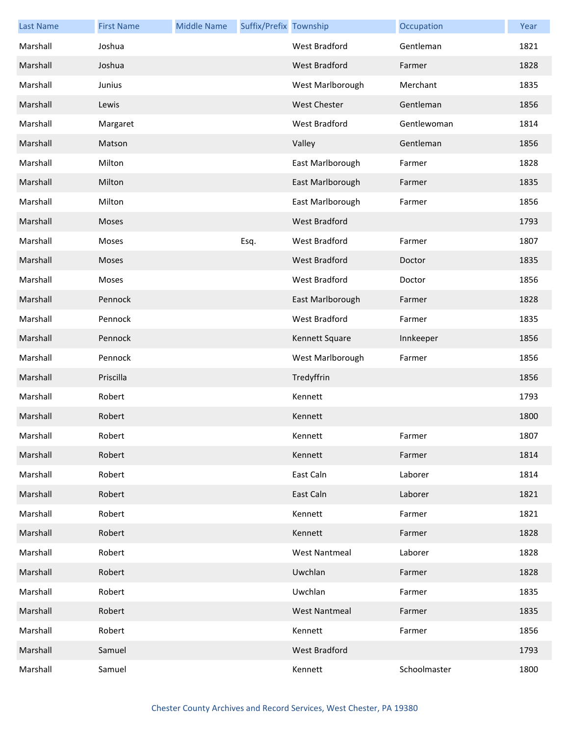| Last Name | First Name | Middle Name | Suffix/Prefix | Township | Occupation | Year |
|---|---|---|---|---|---|---|
| Marshall | Joshua | | | West Bradford | Gentleman | 1821 |
| Marshall | Joshua | | | West Bradford | Farmer | 1828 |
| Marshall | Junius | | | West Marlborough | Merchant | 1835 |
| Marshall | Lewis | | | West Chester | Gentleman | 1856 |
| Marshall | Margaret | | | West Bradford | Gentlewoman | 1814 |
| Marshall | Matson | | | Valley | Gentleman | 1856 |
| Marshall | Milton | | | East Marlborough | Farmer | 1828 |
| Marshall | Milton | | | East Marlborough | Farmer | 1835 |
| Marshall | Milton | | | East Marlborough | Farmer | 1856 |
| Marshall | Moses | | | West Bradford | | 1793 |
| Marshall | Moses | | Esq. | West Bradford | Farmer | 1807 |
| Marshall | Moses | | | West Bradford | Doctor | 1835 |
| Marshall | Moses | | | West Bradford | Doctor | 1856 |
| Marshall | Pennock | | | East Marlborough | Farmer | 1828 |
| Marshall | Pennock | | | West Bradford | Farmer | 1835 |
| Marshall | Pennock | | | Kennett Square | Innkeeper | 1856 |
| Marshall | Pennock | | | West Marlborough | Farmer | 1856 |
| Marshall | Priscilla | | | Tredyffrin | | 1856 |
| Marshall | Robert | | | Kennett | | 1793 |
| Marshall | Robert | | | Kennett | | 1800 |
| Marshall | Robert | | | Kennett | Farmer | 1807 |
| Marshall | Robert | | | Kennett | Farmer | 1814 |
| Marshall | Robert | | | East Caln | Laborer | 1814 |
| Marshall | Robert | | | East Caln | Laborer | 1821 |
| Marshall | Robert | | | Kennett | Farmer | 1821 |
| Marshall | Robert | | | Kennett | Farmer | 1828 |
| Marshall | Robert | | | West Nantmeal | Laborer | 1828 |
| Marshall | Robert | | | Uwchlan | Farmer | 1828 |
| Marshall | Robert | | | Uwchlan | Farmer | 1835 |
| Marshall | Robert | | | West Nantmeal | Farmer | 1835 |
| Marshall | Robert | | | Kennett | Farmer | 1856 |
| Marshall | Samuel | | | West Bradford | | 1793 |
| Marshall | Samuel | | | Kennett | Schoolmaster | 1800 |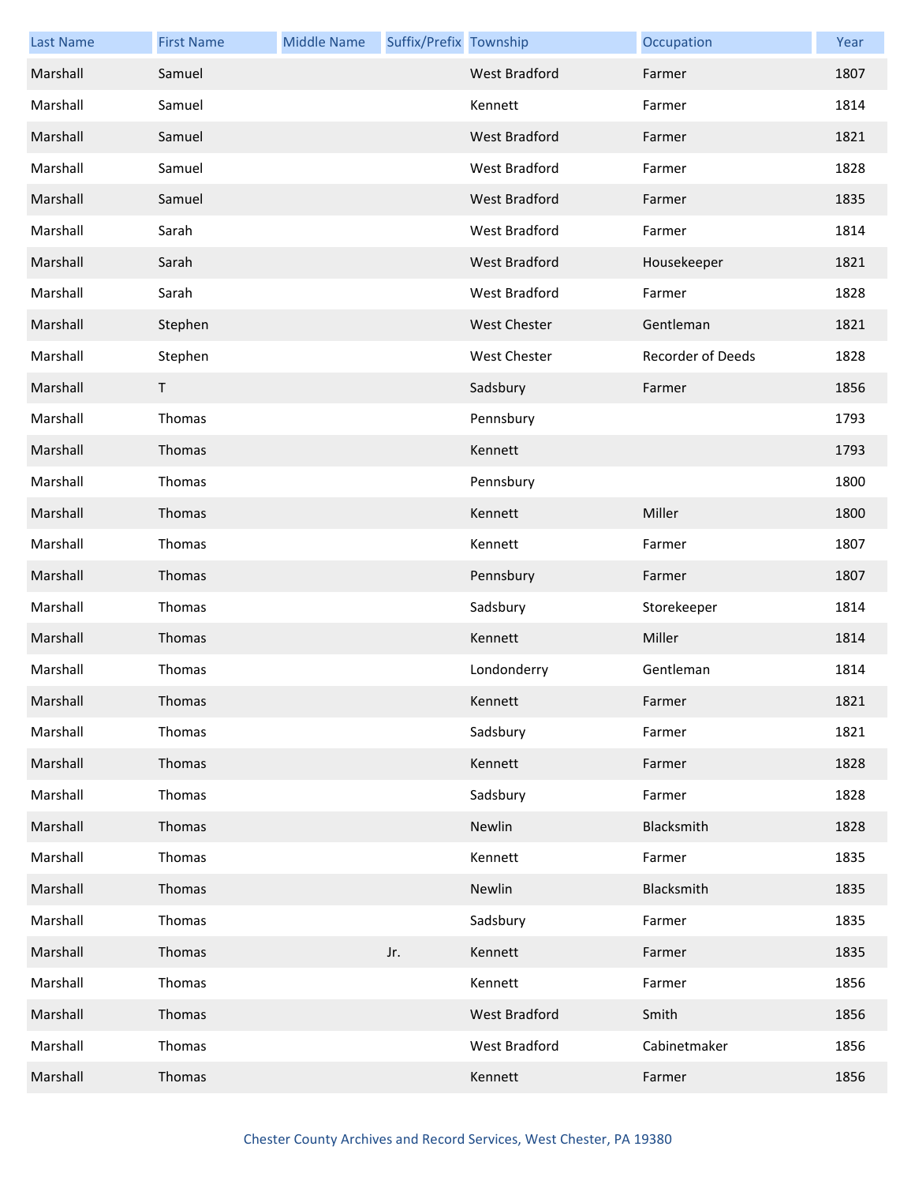| Last Name | First Name | Middle Name | Suffix/Prefix | Township | Occupation | Year |
| --- | --- | --- | --- | --- | --- | --- |
| Marshall | Samuel | | | West Bradford | Farmer | 1807 |
| Marshall | Samuel | | | Kennett | Farmer | 1814 |
| Marshall | Samuel | | | West Bradford | Farmer | 1821 |
| Marshall | Samuel | | | West Bradford | Farmer | 1828 |
| Marshall | Samuel | | | West Bradford | Farmer | 1835 |
| Marshall | Sarah | | | West Bradford | Farmer | 1814 |
| Marshall | Sarah | | | West Bradford | Housekeeper | 1821 |
| Marshall | Sarah | | | West Bradford | Farmer | 1828 |
| Marshall | Stephen | | | West Chester | Gentleman | 1821 |
| Marshall | Stephen | | | West Chester | Recorder of Deeds | 1828 |
| Marshall | T | | | Sadsbury | Farmer | 1856 |
| Marshall | Thomas | | | Pennsbury | | 1793 |
| Marshall | Thomas | | | Kennett | | 1793 |
| Marshall | Thomas | | | Pennsbury | | 1800 |
| Marshall | Thomas | | | Kennett | Miller | 1800 |
| Marshall | Thomas | | | Kennett | Farmer | 1807 |
| Marshall | Thomas | | | Pennsbury | Farmer | 1807 |
| Marshall | Thomas | | | Sadsbury | Storekeeper | 1814 |
| Marshall | Thomas | | | Kennett | Miller | 1814 |
| Marshall | Thomas | | | Londonderry | Gentleman | 1814 |
| Marshall | Thomas | | | Kennett | Farmer | 1821 |
| Marshall | Thomas | | | Sadsbury | Farmer | 1821 |
| Marshall | Thomas | | | Kennett | Farmer | 1828 |
| Marshall | Thomas | | | Sadsbury | Farmer | 1828 |
| Marshall | Thomas | | | Newlin | Blacksmith | 1828 |
| Marshall | Thomas | | | Kennett | Farmer | 1835 |
| Marshall | Thomas | | | Newlin | Blacksmith | 1835 |
| Marshall | Thomas | | | Sadsbury | Farmer | 1835 |
| Marshall | Thomas | | Jr. | Kennett | Farmer | 1835 |
| Marshall | Thomas | | | Kennett | Farmer | 1856 |
| Marshall | Thomas | | | West Bradford | Smith | 1856 |
| Marshall | Thomas | | | West Bradford | Cabinetmaker | 1856 |
| Marshall | Thomas | | | Kennett | Farmer | 1856 |

Chester County Archives and Record Services, West Chester, PA 19380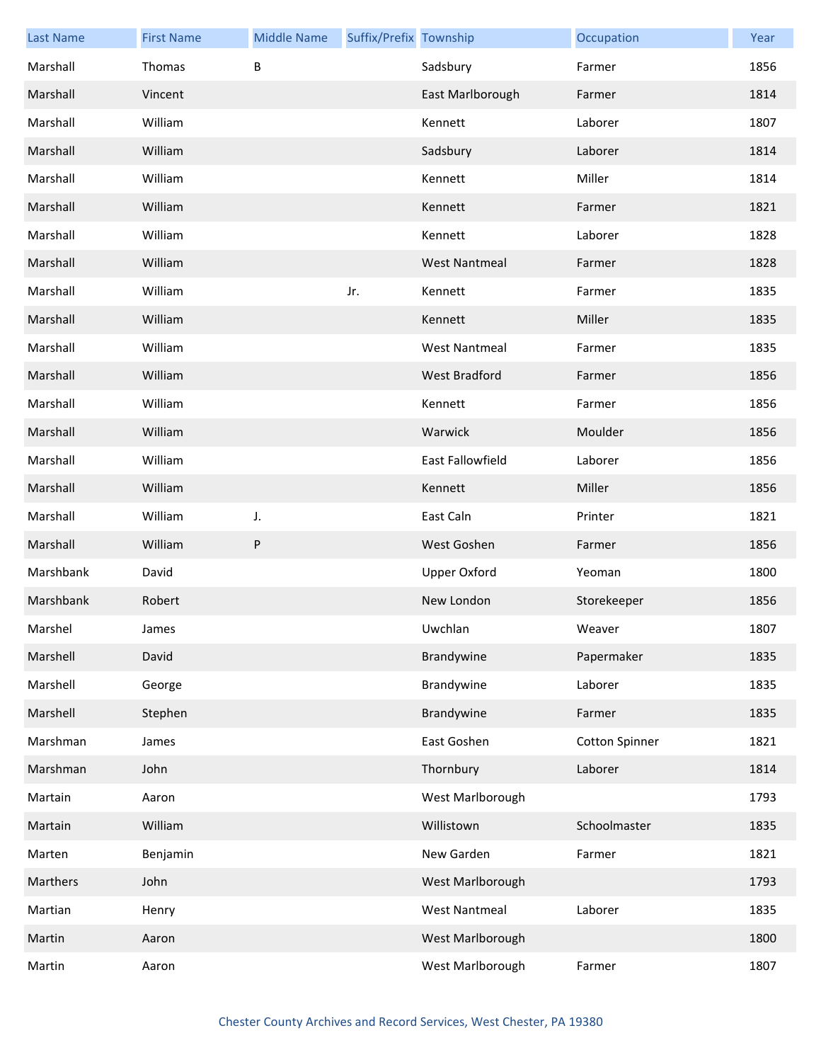| Last Name | First Name | Middle Name | Suffix/Prefix | Township | Occupation | Year |
| --- | --- | --- | --- | --- | --- | --- |
| Marshall | Thomas | B |  | Sadsbury | Farmer | 1856 |
| Marshall | Vincent |  |  | East Marlborough | Farmer | 1814 |
| Marshall | William |  |  | Kennett | Laborer | 1807 |
| Marshall | William |  |  | Sadsbury | Laborer | 1814 |
| Marshall | William |  |  | Kennett | Miller | 1814 |
| Marshall | William |  |  | Kennett | Farmer | 1821 |
| Marshall | William |  |  | Kennett | Laborer | 1828 |
| Marshall | William |  |  | West Nantmeal | Farmer | 1828 |
| Marshall | William |  | Jr. | Kennett | Farmer | 1835 |
| Marshall | William |  |  | Kennett | Miller | 1835 |
| Marshall | William |  |  | West Nantmeal | Farmer | 1835 |
| Marshall | William |  |  | West Bradford | Farmer | 1856 |
| Marshall | William |  |  | Kennett | Farmer | 1856 |
| Marshall | William |  |  | Warwick | Moulder | 1856 |
| Marshall | William |  |  | East Fallowfield | Laborer | 1856 |
| Marshall | William |  |  | Kennett | Miller | 1856 |
| Marshall | William | J. |  | East Caln | Printer | 1821 |
| Marshall | William | P |  | West Goshen | Farmer | 1856 |
| Marshbank | David |  |  | Upper Oxford | Yeoman | 1800 |
| Marshbank | Robert |  |  | New London | Storekeeper | 1856 |
| Marshel | James |  |  | Uwchlan | Weaver | 1807 |
| Marshell | David |  |  | Brandywine | Papermaker | 1835 |
| Marshell | George |  |  | Brandywine | Laborer | 1835 |
| Marshell | Stephen |  |  | Brandywine | Farmer | 1835 |
| Marshman | James |  |  | East Goshen | Cotton Spinner | 1821 |
| Marshman | John |  |  | Thornbury | Laborer | 1814 |
| Martain | Aaron |  |  | West Marlborough |  | 1793 |
| Martain | William |  |  | Willistown | Schoolmaster | 1835 |
| Marten | Benjamin |  |  | New Garden | Farmer | 1821 |
| Marthers | John |  |  | West Marlborough |  | 1793 |
| Martian | Henry |  |  | West Nantmeal | Laborer | 1835 |
| Martin | Aaron |  |  | West Marlborough |  | 1800 |
| Martin | Aaron |  |  | West Marlborough | Farmer | 1807 |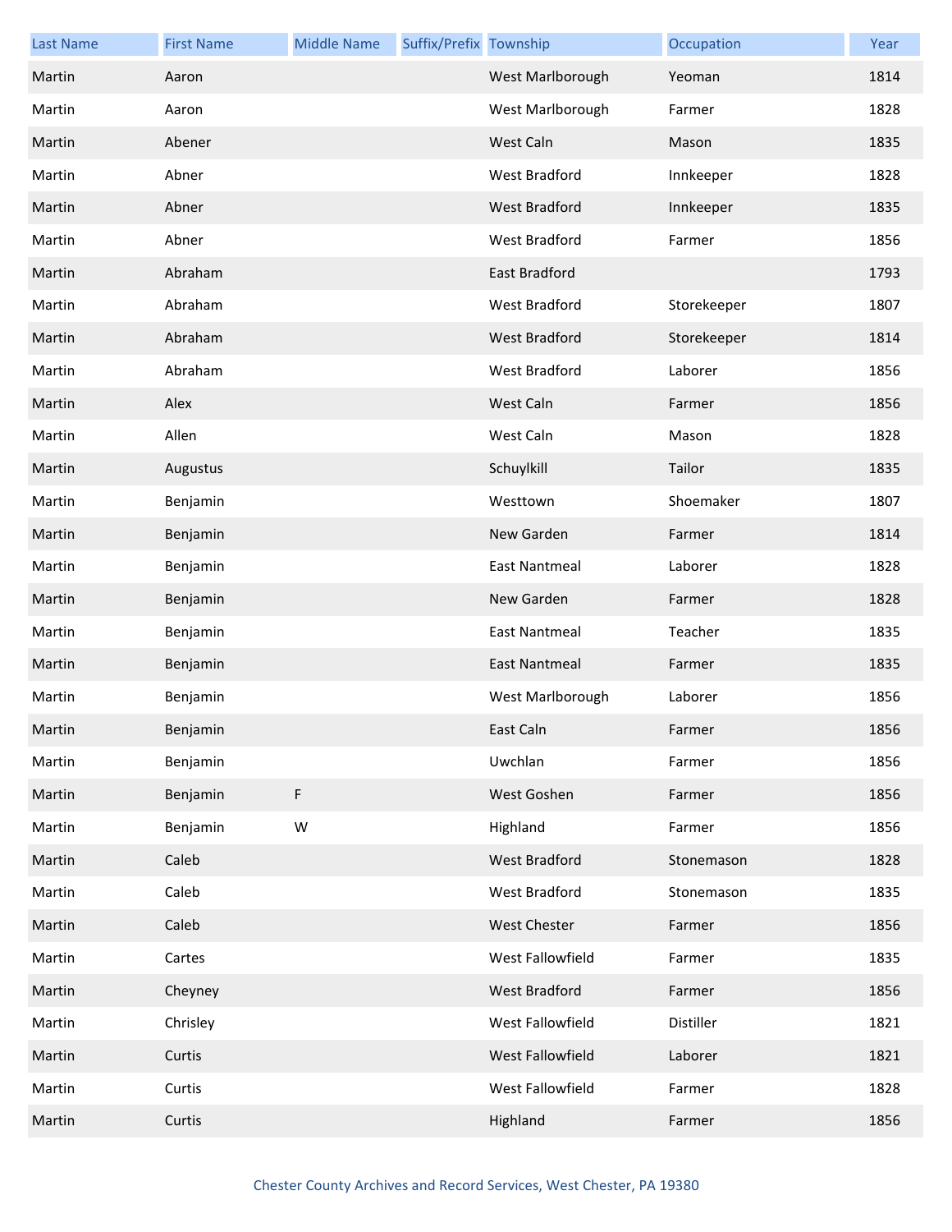| Last Name | First Name | Middle Name | Suffix/Prefix | Township | Occupation | Year |
|---|---|---|---|---|---|---|
| Martin | Aaron | | | West Marlborough | Yeoman | 1814 |
| Martin | Aaron | | | West Marlborough | Farmer | 1828 |
| Martin | Abener | | | West Caln | Mason | 1835 |
| Martin | Abner | | | West Bradford | Innkeeper | 1828 |
| Martin | Abner | | | West Bradford | Innkeeper | 1835 |
| Martin | Abner | | | West Bradford | Farmer | 1856 |
| Martin | Abraham | | | East Bradford | | 1793 |
| Martin | Abraham | | | West Bradford | Storekeeper | 1807 |
| Martin | Abraham | | | West Bradford | Storekeeper | 1814 |
| Martin | Abraham | | | West Bradford | Laborer | 1856 |
| Martin | Alex | | | West Caln | Farmer | 1856 |
| Martin | Allen | | | West Caln | Mason | 1828 |
| Martin | Augustus | | | Schuylkill | Tailor | 1835 |
| Martin | Benjamin | | | Westtown | Shoemaker | 1807 |
| Martin | Benjamin | | | New Garden | Farmer | 1814 |
| Martin | Benjamin | | | East Nantmeal | Laborer | 1828 |
| Martin | Benjamin | | | New Garden | Farmer | 1828 |
| Martin | Benjamin | | | East Nantmeal | Teacher | 1835 |
| Martin | Benjamin | | | East Nantmeal | Farmer | 1835 |
| Martin | Benjamin | | | West Marlborough | Laborer | 1856 |
| Martin | Benjamin | | | East Caln | Farmer | 1856 |
| Martin | Benjamin | | | Uwchlan | Farmer | 1856 |
| Martin | Benjamin | F | | West Goshen | Farmer | 1856 |
| Martin | Benjamin | W | | Highland | Farmer | 1856 |
| Martin | Caleb | | | West Bradford | Stonemason | 1828 |
| Martin | Caleb | | | West Bradford | Stonemason | 1835 |
| Martin | Caleb | | | West Chester | Farmer | 1856 |
| Martin | Cartes | | | West Fallowfield | Farmer | 1835 |
| Martin | Cheyney | | | West Bradford | Farmer | 1856 |
| Martin | Chrisley | | | West Fallowfield | Distiller | 1821 |
| Martin | Curtis | | | West Fallowfield | Laborer | 1821 |
| Martin | Curtis | | | West Fallowfield | Farmer | 1828 |
| Martin | Curtis | | | Highland | Farmer | 1856 |

Chester County Archives and Record Services, West Chester, PA 19380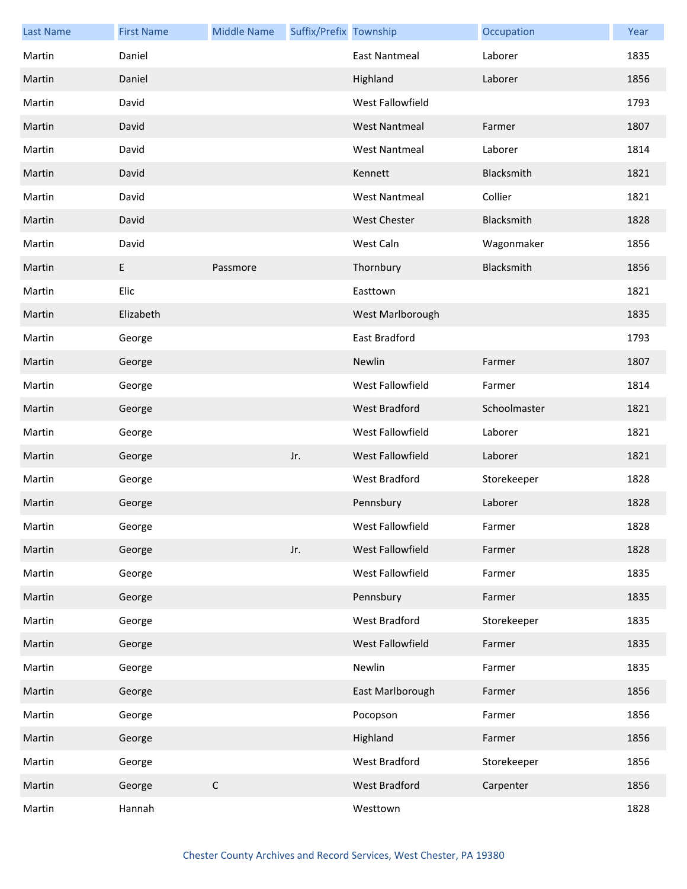| Last Name | First Name | Middle Name | Suffix/Prefix | Township | Occupation | Year |
|---|---|---|---|---|---|---|
| Martin | Daniel | | | East Nantmeal | Laborer | 1835 |
| Martin | Daniel | | | Highland | Laborer | 1856 |
| Martin | David | | | West Fallowfield | | 1793 |
| Martin | David | | | West Nantmeal | Farmer | 1807 |
| Martin | David | | | West Nantmeal | Laborer | 1814 |
| Martin | David | | | Kennett | Blacksmith | 1821 |
| Martin | David | | | West Nantmeal | Collier | 1821 |
| Martin | David | | | West Chester | Blacksmith | 1828 |
| Martin | David | | | West Caln | Wagonmaker | 1856 |
| Martin | E | Passmore | | Thornbury | Blacksmith | 1856 |
| Martin | Elic | | | Easttown | | 1821 |
| Martin | Elizabeth | | | West Marlborough | | 1835 |
| Martin | George | | | East Bradford | | 1793 |
| Martin | George | | | Newlin | Farmer | 1807 |
| Martin | George | | | West Fallowfield | Farmer | 1814 |
| Martin | George | | | West Bradford | Schoolmaster | 1821 |
| Martin | George | | | West Fallowfield | Laborer | 1821 |
| Martin | George | | Jr. | West Fallowfield | Laborer | 1821 |
| Martin | George | | | West Bradford | Storekeeper | 1828 |
| Martin | George | | | Pennsbury | Laborer | 1828 |
| Martin | George | | | West Fallowfield | Farmer | 1828 |
| Martin | George | | Jr. | West Fallowfield | Farmer | 1828 |
| Martin | George | | | West Fallowfield | Farmer | 1835 |
| Martin | George | | | Pennsbury | Farmer | 1835 |
| Martin | George | | | West Bradford | Storekeeper | 1835 |
| Martin | George | | | West Fallowfield | Farmer | 1835 |
| Martin | George | | | Newlin | Farmer | 1835 |
| Martin | George | | | East Marlborough | Farmer | 1856 |
| Martin | George | | | Pocopson | Farmer | 1856 |
| Martin | George | | | Highland | Farmer | 1856 |
| Martin | George | | | West Bradford | Storekeeper | 1856 |
| Martin | George | C | | West Bradford | Carpenter | 1856 |
| Martin | Hannah | | | Westtown | | 1828 |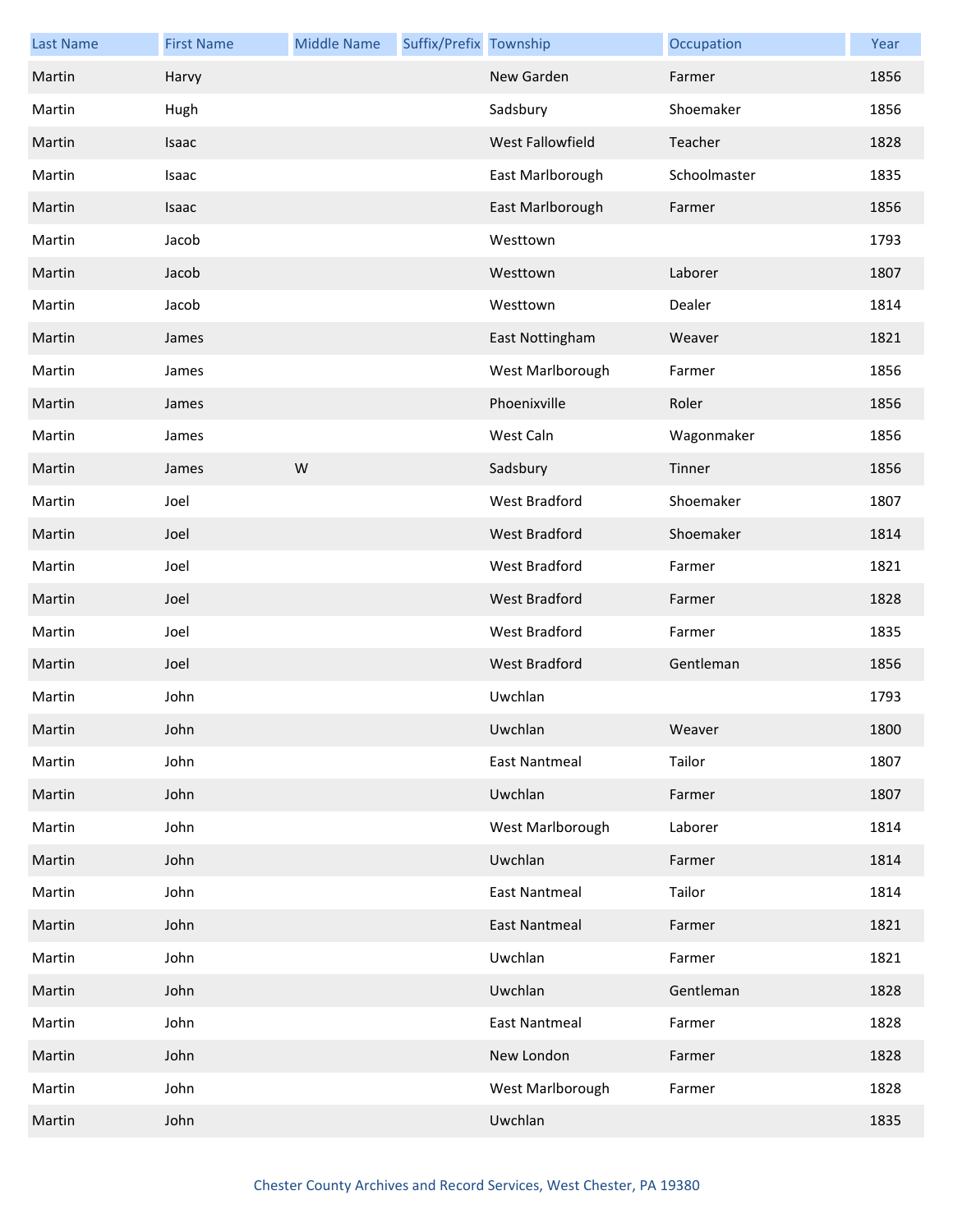| Last Name | First Name | Middle Name | Suffix/Prefix | Township | Occupation | Year |
|---|---|---|---|---|---|---|
| Martin | Harvy | | | New Garden | Farmer | 1856 |
| Martin | Hugh | | | Sadsbury | Shoemaker | 1856 |
| Martin | Isaac | | | West Fallowfield | Teacher | 1828 |
| Martin | Isaac | | | East Marlborough | Schoolmaster | 1835 |
| Martin | Isaac | | | East Marlborough | Farmer | 1856 |
| Martin | Jacob | | | Westtown | | 1793 |
| Martin | Jacob | | | Westtown | Laborer | 1807 |
| Martin | Jacob | | | Westtown | Dealer | 1814 |
| Martin | James | | | East Nottingham | Weaver | 1821 |
| Martin | James | | | West Marlborough | Farmer | 1856 |
| Martin | James | | | Phoenixville | Roler | 1856 |
| Martin | James | | | West Caln | Wagonmaker | 1856 |
| Martin | James | W | | Sadsbury | Tinner | 1856 |
| Martin | Joel | | | West Bradford | Shoemaker | 1807 |
| Martin | Joel | | | West Bradford | Shoemaker | 1814 |
| Martin | Joel | | | West Bradford | Farmer | 1821 |
| Martin | Joel | | | West Bradford | Farmer | 1828 |
| Martin | Joel | | | West Bradford | Farmer | 1835 |
| Martin | Joel | | | West Bradford | Gentleman | 1856 |
| Martin | John | | | Uwchlan | | 1793 |
| Martin | John | | | Uwchlan | Weaver | 1800 |
| Martin | John | | | East Nantmeal | Tailor | 1807 |
| Martin | John | | | Uwchlan | Farmer | 1807 |
| Martin | John | | | West Marlborough | Laborer | 1814 |
| Martin | John | | | Uwchlan | Farmer | 1814 |
| Martin | John | | | East Nantmeal | Tailor | 1814 |
| Martin | John | | | East Nantmeal | Farmer | 1821 |
| Martin | John | | | Uwchlan | Farmer | 1821 |
| Martin | John | | | Uwchlan | Gentleman | 1828 |
| Martin | John | | | East Nantmeal | Farmer | 1828 |
| Martin | John | | | New London | Farmer | 1828 |
| Martin | John | | | West Marlborough | Farmer | 1828 |
| Martin | John | | | Uwchlan | | 1835 |

Chester County Archives and Record Services, West Chester, PA 19380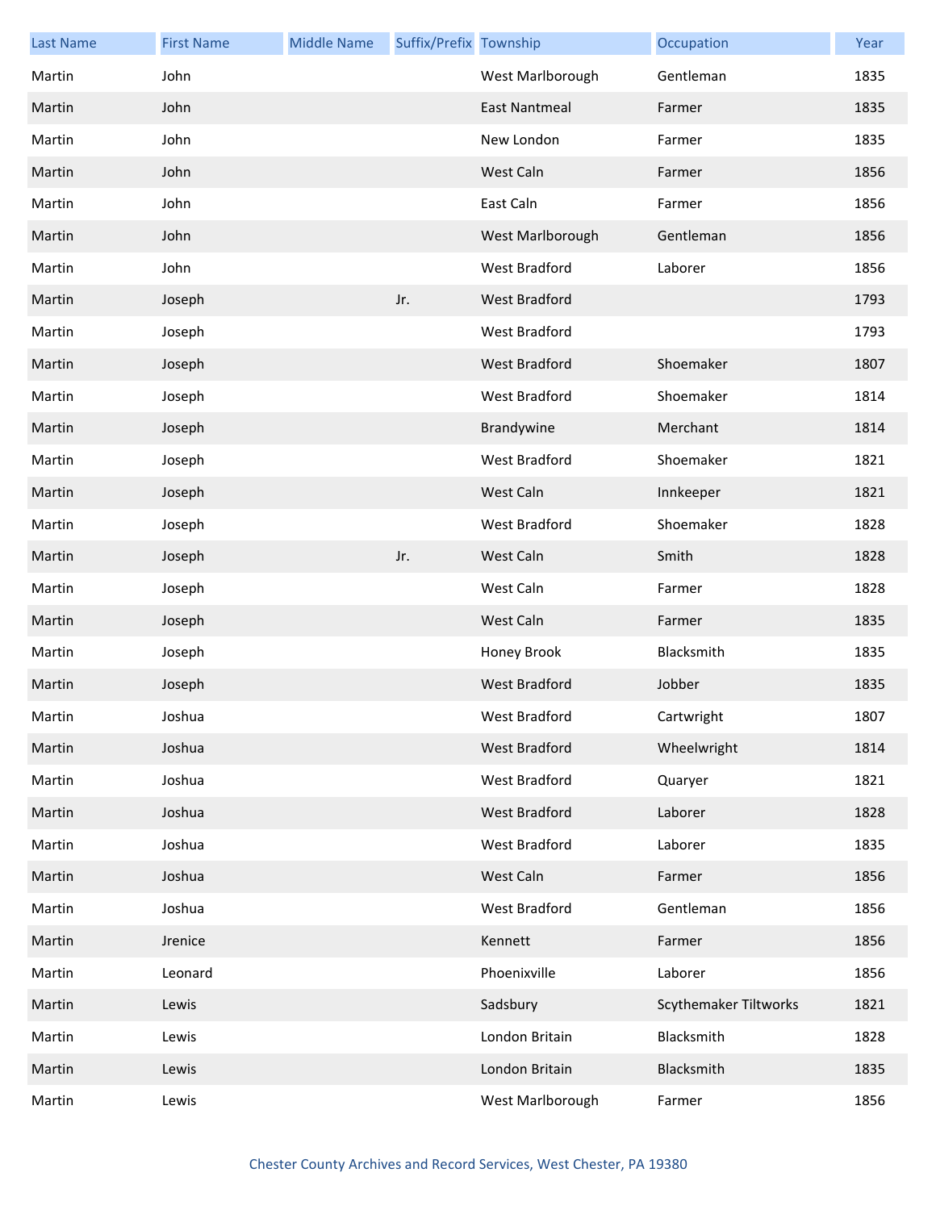| Last Name | First Name | Middle Name | Suffix/Prefix | Township | Occupation | Year |
|---|---|---|---|---|---|---|
| Martin | John | | | West Marlborough | Gentleman | 1835 |
| Martin | John | | | East Nantmeal | Farmer | 1835 |
| Martin | John | | | New London | Farmer | 1835 |
| Martin | John | | | West Caln | Farmer | 1856 |
| Martin | John | | | East Caln | Farmer | 1856 |
| Martin | John | | | West Marlborough | Gentleman | 1856 |
| Martin | John | | | West Bradford | Laborer | 1856 |
| Martin | Joseph | | Jr. | West Bradford | | 1793 |
| Martin | Joseph | | | West Bradford | | 1793 |
| Martin | Joseph | | | West Bradford | Shoemaker | 1807 |
| Martin | Joseph | | | West Bradford | Shoemaker | 1814 |
| Martin | Joseph | | | Brandywine | Merchant | 1814 |
| Martin | Joseph | | | West Bradford | Shoemaker | 1821 |
| Martin | Joseph | | | West Caln | Innkeeper | 1821 |
| Martin | Joseph | | | West Bradford | Shoemaker | 1828 |
| Martin | Joseph | | Jr. | West Caln | Smith | 1828 |
| Martin | Joseph | | | West Caln | Farmer | 1828 |
| Martin | Joseph | | | West Caln | Farmer | 1835 |
| Martin | Joseph | | | Honey Brook | Blacksmith | 1835 |
| Martin | Joseph | | | West Bradford | Jobber | 1835 |
| Martin | Joshua | | | West Bradford | Cartwright | 1807 |
| Martin | Joshua | | | West Bradford | Wheelwright | 1814 |
| Martin | Joshua | | | West Bradford | Quaryer | 1821 |
| Martin | Joshua | | | West Bradford | Laborer | 1828 |
| Martin | Joshua | | | West Bradford | Laborer | 1835 |
| Martin | Joshua | | | West Caln | Farmer | 1856 |
| Martin | Joshua | | | West Bradford | Gentleman | 1856 |
| Martin | Jrenice | | | Kennett | Farmer | 1856 |
| Martin | Leonard | | | Phoenixville | Laborer | 1856 |
| Martin | Lewis | | | Sadsbury | Scythemaker Tiltworks | 1821 |
| Martin | Lewis | | | London Britain | Blacksmith | 1828 |
| Martin | Lewis | | | London Britain | Blacksmith | 1835 |
| Martin | Lewis | | | West Marlborough | Farmer | 1856 |

Chester County Archives and Record Services, West Chester, PA 19380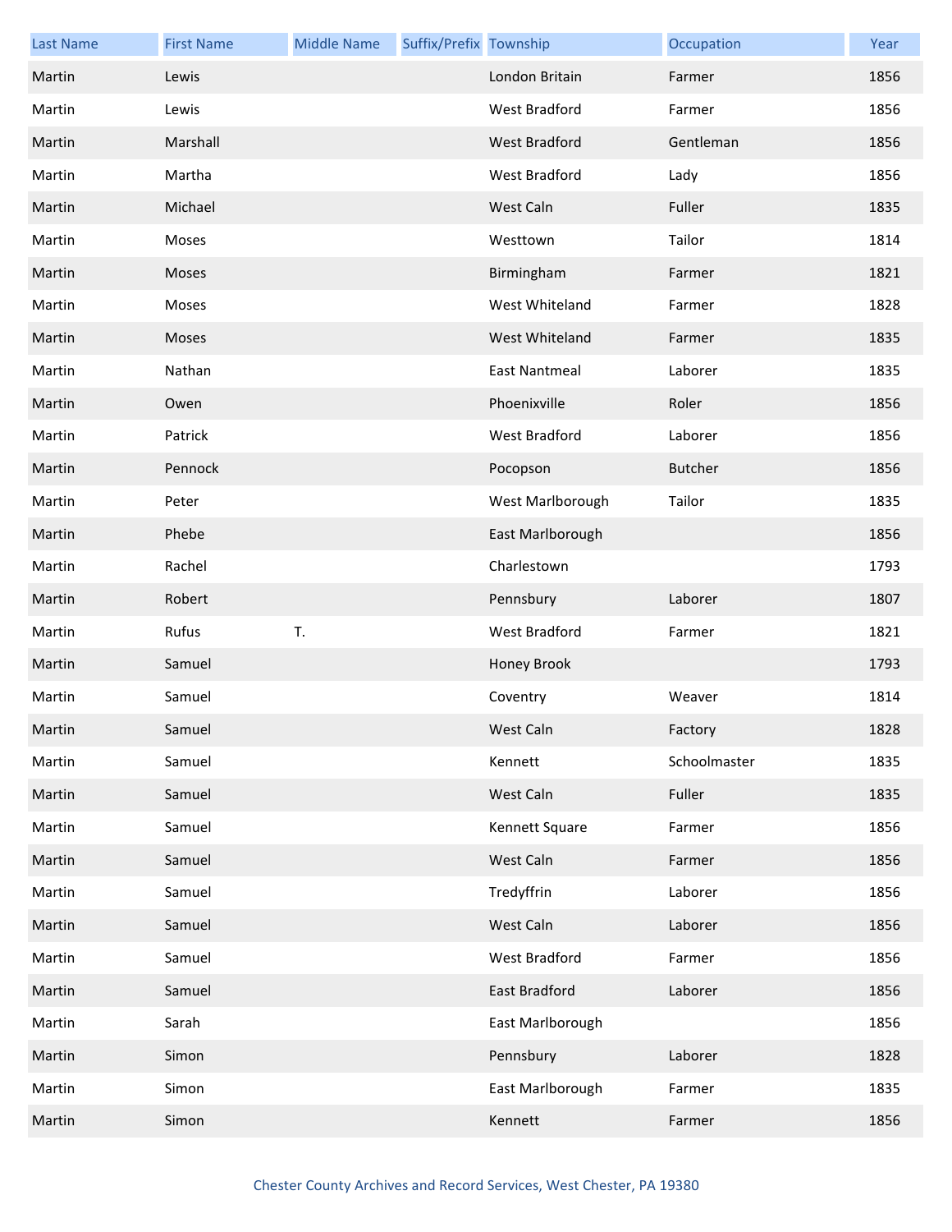| Last Name | First Name | Middle Name | Suffix/Prefix | Township | Occupation | Year |
|---|---|---|---|---|---|---|
| Martin | Lewis | | | London Britain | Farmer | 1856 |
| Martin | Lewis | | | West Bradford | Farmer | 1856 |
| Martin | Marshall | | | West Bradford | Gentleman | 1856 |
| Martin | Martha | | | West Bradford | Lady | 1856 |
| Martin | Michael | | | West Caln | Fuller | 1835 |
| Martin | Moses | | | Westtown | Tailor | 1814 |
| Martin | Moses | | | Birmingham | Farmer | 1821 |
| Martin | Moses | | | West Whiteland | Farmer | 1828 |
| Martin | Moses | | | West Whiteland | Farmer | 1835 |
| Martin | Nathan | | | East Nantmeal | Laborer | 1835 |
| Martin | Owen | | | Phoenixville | Roler | 1856 |
| Martin | Patrick | | | West Bradford | Laborer | 1856 |
| Martin | Pennock | | | Pocopson | Butcher | 1856 |
| Martin | Peter | | | West Marlborough | Tailor | 1835 |
| Martin | Phebe | | | East Marlborough | | 1856 |
| Martin | Rachel | | | Charlestown | | 1793 |
| Martin | Robert | | | Pennsbury | Laborer | 1807 |
| Martin | Rufus | T. | | West Bradford | Farmer | 1821 |
| Martin | Samuel | | | Honey Brook | | 1793 |
| Martin | Samuel | | | Coventry | Weaver | 1814 |
| Martin | Samuel | | | West Caln | Factory | 1828 |
| Martin | Samuel | | | Kennett | Schoolmaster | 1835 |
| Martin | Samuel | | | West Caln | Fuller | 1835 |
| Martin | Samuel | | | Kennett Square | Farmer | 1856 |
| Martin | Samuel | | | West Caln | Farmer | 1856 |
| Martin | Samuel | | | Tredyffrin | Laborer | 1856 |
| Martin | Samuel | | | West Caln | Laborer | 1856 |
| Martin | Samuel | | | West Bradford | Farmer | 1856 |
| Martin | Samuel | | | East Bradford | Laborer | 1856 |
| Martin | Sarah | | | East Marlborough | | 1856 |
| Martin | Simon | | | Pennsbury | Laborer | 1828 |
| Martin | Simon | | | East Marlborough | Farmer | 1835 |
| Martin | Simon | | | Kennett | Farmer | 1856 |

Chester County Archives and Record Services, West Chester, PA 19380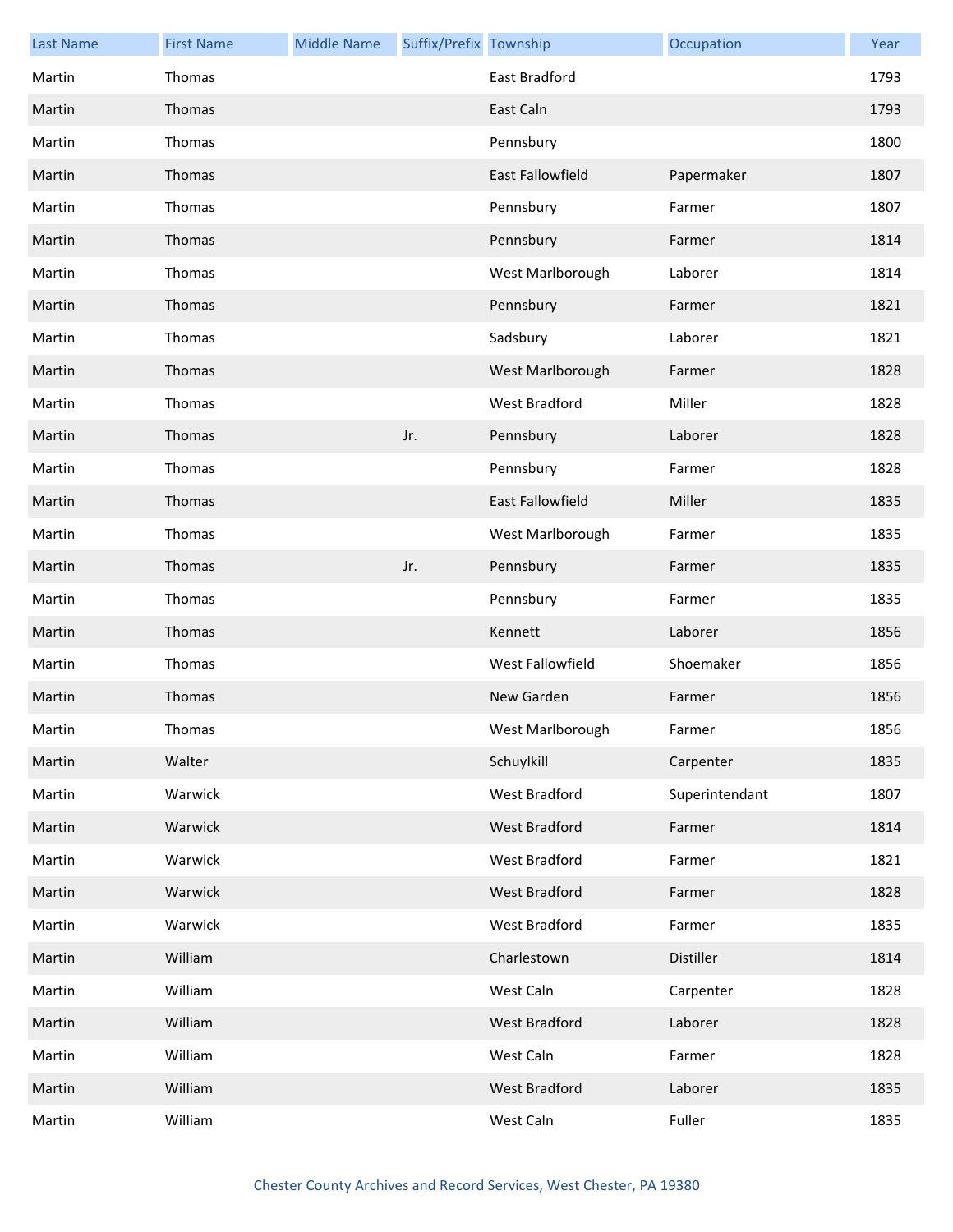| Last Name | First Name | Middle Name | Suffix/Prefix | Township | Occupation | Year |
|---|---|---|---|---|---|---|
| Martin | Thomas | | | East Bradford | | 1793 |
| Martin | Thomas | | | East Caln | | 1793 |
| Martin | Thomas | | | Pennsbury | | 1800 |
| Martin | Thomas | | | East Fallowfield | Papermaker | 1807 |
| Martin | Thomas | | | Pennsbury | Farmer | 1807 |
| Martin | Thomas | | | Pennsbury | Farmer | 1814 |
| Martin | Thomas | | | West Marlborough | Laborer | 1814 |
| Martin | Thomas | | | Pennsbury | Farmer | 1821 |
| Martin | Thomas | | | Sadsbury | Laborer | 1821 |
| Martin | Thomas | | | West Marlborough | Farmer | 1828 |
| Martin | Thomas | | | West Bradford | Miller | 1828 |
| Martin | Thomas | | Jr. | Pennsbury | Laborer | 1828 |
| Martin | Thomas | | | Pennsbury | Farmer | 1828 |
| Martin | Thomas | | | East Fallowfield | Miller | 1835 |
| Martin | Thomas | | | West Marlborough | Farmer | 1835 |
| Martin | Thomas | | Jr. | Pennsbury | Farmer | 1835 |
| Martin | Thomas | | | Pennsbury | Farmer | 1835 |
| Martin | Thomas | | | Kennett | Laborer | 1856 |
| Martin | Thomas | | | West Fallowfield | Shoemaker | 1856 |
| Martin | Thomas | | | New Garden | Farmer | 1856 |
| Martin | Thomas | | | West Marlborough | Farmer | 1856 |
| Martin | Walter | | | Schuylkill | Carpenter | 1835 |
| Martin | Warwick | | | West Bradford | Superintendant | 1807 |
| Martin | Warwick | | | West Bradford | Farmer | 1814 |
| Martin | Warwick | | | West Bradford | Farmer | 1821 |
| Martin | Warwick | | | West Bradford | Farmer | 1828 |
| Martin | Warwick | | | West Bradford | Farmer | 1835 |
| Martin | William | | | Charlestown | Distiller | 1814 |
| Martin | William | | | West Caln | Carpenter | 1828 |
| Martin | William | | | West Bradford | Laborer | 1828 |
| Martin | William | | | West Caln | Farmer | 1828 |
| Martin | William | | | West Bradford | Laborer | 1835 |
| Martin | William | | | West Caln | Fuller | 1835 |

Chester County Archives and Record Services, West Chester, PA 19380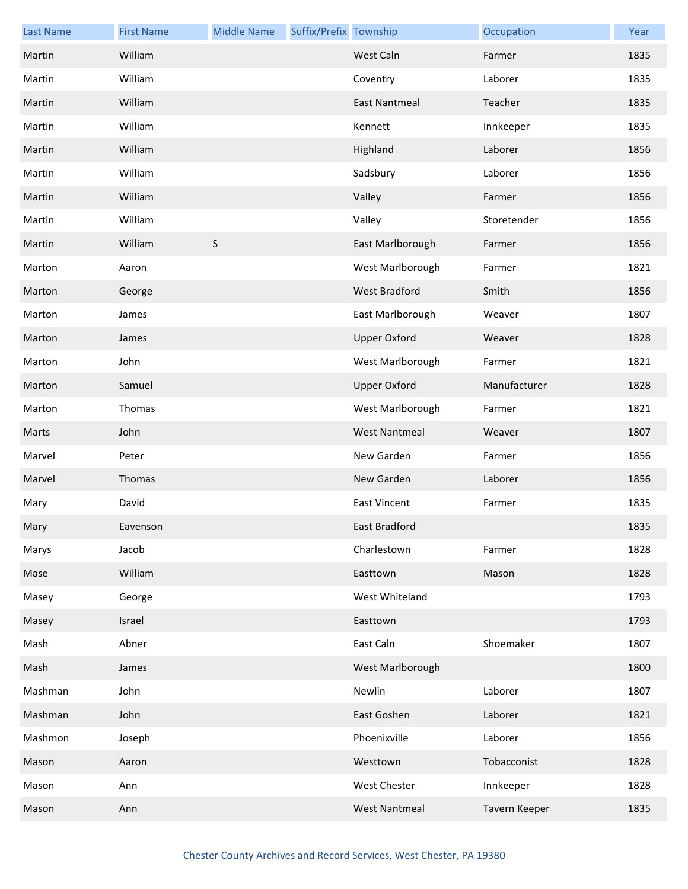| Last Name | First Name | Middle Name | Suffix/Prefix | Township | Occupation | Year |
| --- | --- | --- | --- | --- | --- | --- |
| Martin | William | | | West Caln | Farmer | 1835 |
| Martin | William | | | Coventry | Laborer | 1835 |
| Martin | William | | | East Nantmeal | Teacher | 1835 |
| Martin | William | | | Kennett | Innkeeper | 1835 |
| Martin | William | | | Highland | Laborer | 1856 |
| Martin | William | | | Sadsbury | Laborer | 1856 |
| Martin | William | | | Valley | Farmer | 1856 |
| Martin | William | | | Valley | Storetender | 1856 |
| Martin | William | S | | East Marlborough | Farmer | 1856 |
| Marton | Aaron | | | West Marlborough | Farmer | 1821 |
| Marton | George | | | West Bradford | Smith | 1856 |
| Marton | James | | | East Marlborough | Weaver | 1807 |
| Marton | James | | | Upper Oxford | Weaver | 1828 |
| Marton | John | | | West Marlborough | Farmer | 1821 |
| Marton | Samuel | | | Upper Oxford | Manufacturer | 1828 |
| Marton | Thomas | | | West Marlborough | Farmer | 1821 |
| Marts | John | | | West Nantmeal | Weaver | 1807 |
| Marvel | Peter | | | New Garden | Farmer | 1856 |
| Marvel | Thomas | | | New Garden | Laborer | 1856 |
| Mary | David | | | East Vincent | Farmer | 1835 |
| Mary | Eavenson | | | East Bradford | | 1835 |
| Marys | Jacob | | | Charlestown | Farmer | 1828 |
| Mase | William | | | Easttown | Mason | 1828 |
| Masey | George | | | West Whiteland | | 1793 |
| Masey | Israel | | | Easttown | | 1793 |
| Mash | Abner | | | East Caln | Shoemaker | 1807 |
| Mash | James | | | West Marlborough | | 1800 |
| Mashman | John | | | Newlin | Laborer | 1807 |
| Mashman | John | | | East Goshen | Laborer | 1821 |
| Mashmon | Joseph | | | Phoenixville | Laborer | 1856 |
| Mason | Aaron | | | Westtown | Tobacconist | 1828 |
| Mason | Ann | | | West Chester | Innkeeper | 1828 |
| Mason | Ann | | | West Nantmeal | Tavern Keeper | 1835 |

Chester County Archives and Record Services, West Chester, PA 19380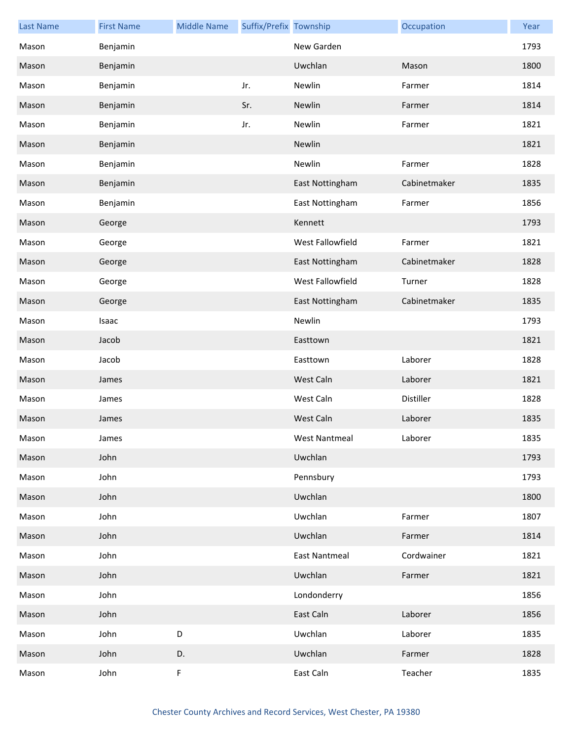| Last Name | First Name | Middle Name | Suffix/Prefix | Township | Occupation | Year |
|---|---|---|---|---|---|---|
| Mason | Benjamin | | | New Garden | | 1793 |
| Mason | Benjamin | | | Uwchlan | Mason | 1800 |
| Mason | Benjamin | | Jr. | Newlin | Farmer | 1814 |
| Mason | Benjamin | | Sr. | Newlin | Farmer | 1814 |
| Mason | Benjamin | | Jr. | Newlin | Farmer | 1821 |
| Mason | Benjamin | | | Newlin | | 1821 |
| Mason | Benjamin | | | Newlin | Farmer | 1828 |
| Mason | Benjamin | | | East Nottingham | Cabinetmaker | 1835 |
| Mason | Benjamin | | | East Nottingham | Farmer | 1856 |
| Mason | George | | | Kennett | | 1793 |
| Mason | George | | | West Fallowfield | Farmer | 1821 |
| Mason | George | | | East Nottingham | Cabinetmaker | 1828 |
| Mason | George | | | West Fallowfield | Turner | 1828 |
| Mason | George | | | East Nottingham | Cabinetmaker | 1835 |
| Mason | Isaac | | | Newlin | | 1793 |
| Mason | Jacob | | | Easttown | | 1821 |
| Mason | Jacob | | | Easttown | Laborer | 1828 |
| Mason | James | | | West Caln | Laborer | 1821 |
| Mason | James | | | West Caln | Distiller | 1828 |
| Mason | James | | | West Caln | Laborer | 1835 |
| Mason | James | | | West Nantmeal | Laborer | 1835 |
| Mason | John | | | Uwchlan | | 1793 |
| Mason | John | | | Pennsbury | | 1793 |
| Mason | John | | | Uwchlan | | 1800 |
| Mason | John | | | Uwchlan | Farmer | 1807 |
| Mason | John | | | Uwchlan | Farmer | 1814 |
| Mason | John | | | East Nantmeal | Cordwainer | 1821 |
| Mason | John | | | Uwchlan | Farmer | 1821 |
| Mason | John | | | Londonderry | | 1856 |
| Mason | John | | | East Caln | Laborer | 1856 |
| Mason | John | D | | Uwchlan | Laborer | 1835 |
| Mason | John | D. | | Uwchlan | Farmer | 1828 |
| Mason | John | F | | East Caln | Teacher | 1835 |

Chester County Archives and Record Services, West Chester, PA 19380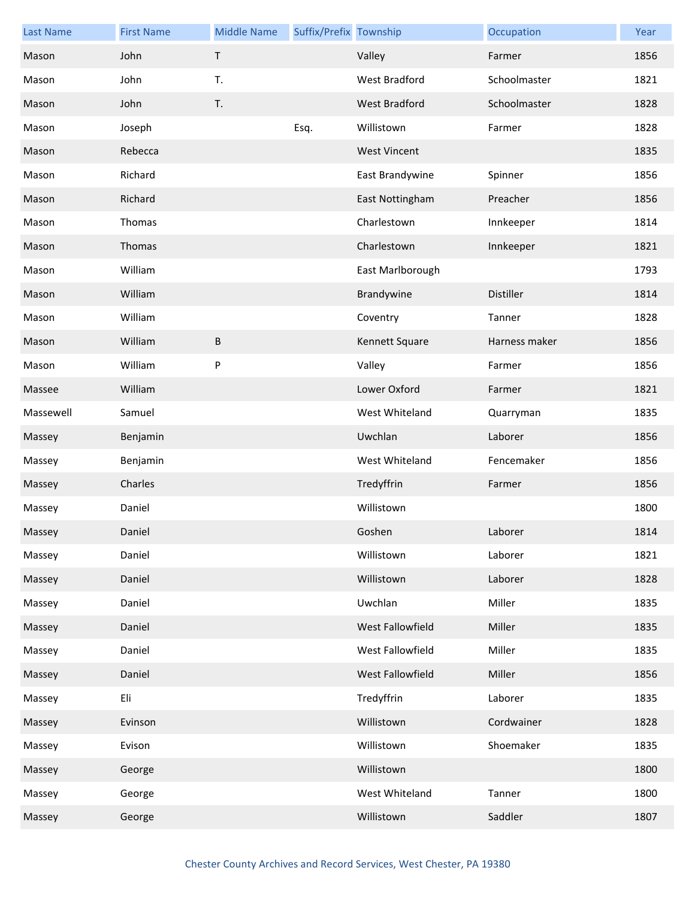| Last Name | First Name | Middle Name | Suffix/Prefix | Township | Occupation | Year |
|---|---|---|---|---|---|---|
| Mason | John | T | | Valley | Farmer | 1856 |
| Mason | John | T. | | West Bradford | Schoolmaster | 1821 |
| Mason | John | T. | | West Bradford | Schoolmaster | 1828 |
| Mason | Joseph | | Esq. | Willistown | Farmer | 1828 |
| Mason | Rebecca | | | West Vincent | | 1835 |
| Mason | Richard | | | East Brandywine | Spinner | 1856 |
| Mason | Richard | | | East Nottingham | Preacher | 1856 |
| Mason | Thomas | | | Charlestown | Innkeeper | 1814 |
| Mason | Thomas | | | Charlestown | Innkeeper | 1821 |
| Mason | William | | | East Marlborough | | 1793 |
| Mason | William | | | Brandywine | Distiller | 1814 |
| Mason | William | | | Coventry | Tanner | 1828 |
| Mason | William | B | | Kennett Square | Harness maker | 1856 |
| Mason | William | P | | Valley | Farmer | 1856 |
| Massee | William | | | Lower Oxford | Farmer | 1821 |
| Massewell | Samuel | | | West Whiteland | Quarryman | 1835 |
| Massey | Benjamin | | | Uwchlan | Laborer | 1856 |
| Massey | Benjamin | | | West Whiteland | Fencemaker | 1856 |
| Massey | Charles | | | Tredyffrin | Farmer | 1856 |
| Massey | Daniel | | | Willistown | | 1800 |
| Massey | Daniel | | | Goshen | Laborer | 1814 |
| Massey | Daniel | | | Willistown | Laborer | 1821 |
| Massey | Daniel | | | Willistown | Laborer | 1828 |
| Massey | Daniel | | | Uwchlan | Miller | 1835 |
| Massey | Daniel | | | West Fallowfield | Miller | 1835 |
| Massey | Daniel | | | West Fallowfield | Miller | 1835 |
| Massey | Daniel | | | West Fallowfield | Miller | 1856 |
| Massey | Eli | | | Tredyffrin | Laborer | 1835 |
| Massey | Evinson | | | Willistown | Cordwainer | 1828 |
| Massey | Evison | | | Willistown | Shoemaker | 1835 |
| Massey | George | | | Willistown | | 1800 |
| Massey | George | | | West Whiteland | Tanner | 1800 |
| Massey | George | | | Willistown | Saddler | 1807 |

Chester County Archives and Record Services, West Chester, PA 19380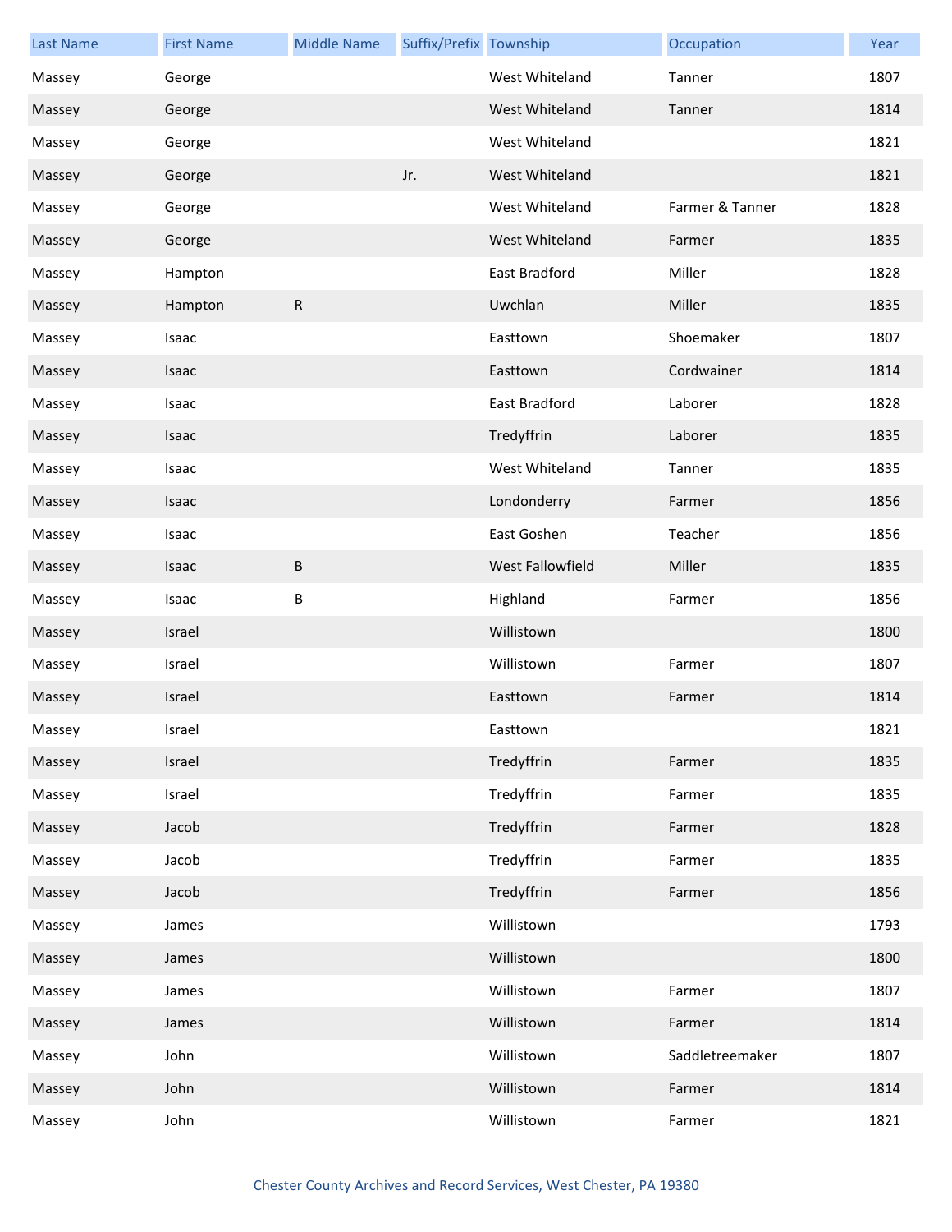| Last Name | First Name | Middle Name | Suffix/Prefix | Township | Occupation | Year |
|---|---|---|---|---|---|---|
| Massey | George | | | West Whiteland | Tanner | 1807 |
| Massey | George | | | West Whiteland | Tanner | 1814 |
| Massey | George | | | West Whiteland | | 1821 |
| Massey | George | | Jr. | West Whiteland | | 1821 |
| Massey | George | | | West Whiteland | Farmer & Tanner | 1828 |
| Massey | George | | | West Whiteland | Farmer | 1835 |
| Massey | Hampton | | | East Bradford | Miller | 1828 |
| Massey | Hampton | R | | Uwchlan | Miller | 1835 |
| Massey | Isaac | | | Easttown | Shoemaker | 1807 |
| Massey | Isaac | | | Easttown | Cordwainer | 1814 |
| Massey | Isaac | | | East Bradford | Laborer | 1828 |
| Massey | Isaac | | | Tredyffrin | Laborer | 1835 |
| Massey | Isaac | | | West Whiteland | Tanner | 1835 |
| Massey | Isaac | | | Londonderry | Farmer | 1856 |
| Massey | Isaac | | | East Goshen | Teacher | 1856 |
| Massey | Isaac | B | | West Fallowfield | Miller | 1835 |
| Massey | Isaac | B | | Highland | Farmer | 1856 |
| Massey | Israel | | | Willistown | | 1800 |
| Massey | Israel | | | Willistown | Farmer | 1807 |
| Massey | Israel | | | Easttown | Farmer | 1814 |
| Massey | Israel | | | Easttown | | 1821 |
| Massey | Israel | | | Tredyffrin | Farmer | 1835 |
| Massey | Israel | | | Tredyffrin | Farmer | 1835 |
| Massey | Jacob | | | Tredyffrin | Farmer | 1828 |
| Massey | Jacob | | | Tredyffrin | Farmer | 1835 |
| Massey | Jacob | | | Tredyffrin | Farmer | 1856 |
| Massey | James | | | Willistown | | 1793 |
| Massey | James | | | Willistown | | 1800 |
| Massey | James | | | Willistown | Farmer | 1807 |
| Massey | James | | | Willistown | Farmer | 1814 |
| Massey | John | | | Willistown | Saddletreemaker | 1807 |
| Massey | John | | | Willistown | Farmer | 1814 |
| Massey | John | | | Willistown | Farmer | 1821 |

Chester County Archives and Record Services, West Chester, PA 19380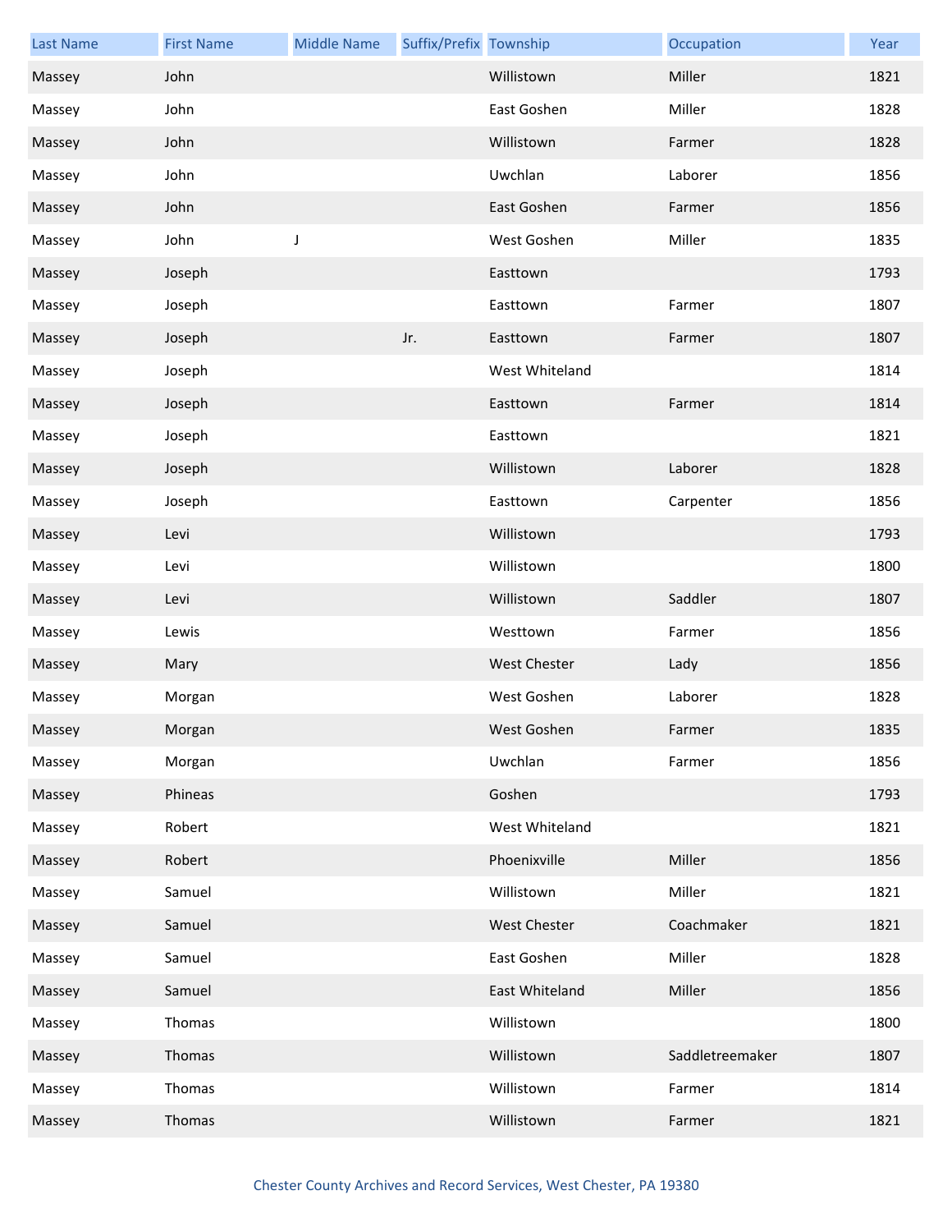| Last Name | First Name | Middle Name | Suffix/Prefix | Township | Occupation | Year |
|---|---|---|---|---|---|---|
| Massey | John | | | Willistown | Miller | 1821 |
| Massey | John | | | East Goshen | Miller | 1828 |
| Massey | John | | | Willistown | Farmer | 1828 |
| Massey | John | | | Uwchlan | Laborer | 1856 |
| Massey | John | | | East Goshen | Farmer | 1856 |
| Massey | John | J | | West Goshen | Miller | 1835 |
| Massey | Joseph | | | Easttown | | 1793 |
| Massey | Joseph | | | Easttown | Farmer | 1807 |
| Massey | Joseph | | Jr. | Easttown | Farmer | 1807 |
| Massey | Joseph | | | West Whiteland | | 1814 |
| Massey | Joseph | | | Easttown | Farmer | 1814 |
| Massey | Joseph | | | Easttown | | 1821 |
| Massey | Joseph | | | Willistown | Laborer | 1828 |
| Massey | Joseph | | | Easttown | Carpenter | 1856 |
| Massey | Levi | | | Willistown | | 1793 |
| Massey | Levi | | | Willistown | | 1800 |
| Massey | Levi | | | Willistown | Saddler | 1807 |
| Massey | Lewis | | | Westtown | Farmer | 1856 |
| Massey | Mary | | | West Chester | Lady | 1856 |
| Massey | Morgan | | | West Goshen | Laborer | 1828 |
| Massey | Morgan | | | West Goshen | Farmer | 1835 |
| Massey | Morgan | | | Uwchlan | Farmer | 1856 |
| Massey | Phineas | | | Goshen | | 1793 |
| Massey | Robert | | | West Whiteland | | 1821 |
| Massey | Robert | | | Phoenixville | Miller | 1856 |
| Massey | Samuel | | | Willistown | Miller | 1821 |
| Massey | Samuel | | | West Chester | Coachmaker | 1821 |
| Massey | Samuel | | | East Goshen | Miller | 1828 |
| Massey | Samuel | | | East Whiteland | Miller | 1856 |
| Massey | Thomas | | | Willistown | | 1800 |
| Massey | Thomas | | | Willistown | Saddletreemaker | 1807 |
| Massey | Thomas | | | Willistown | Farmer | 1814 |
| Massey | Thomas | | | Willistown | Farmer | 1821 |

Chester County Archives and Record Services, West Chester, PA 19380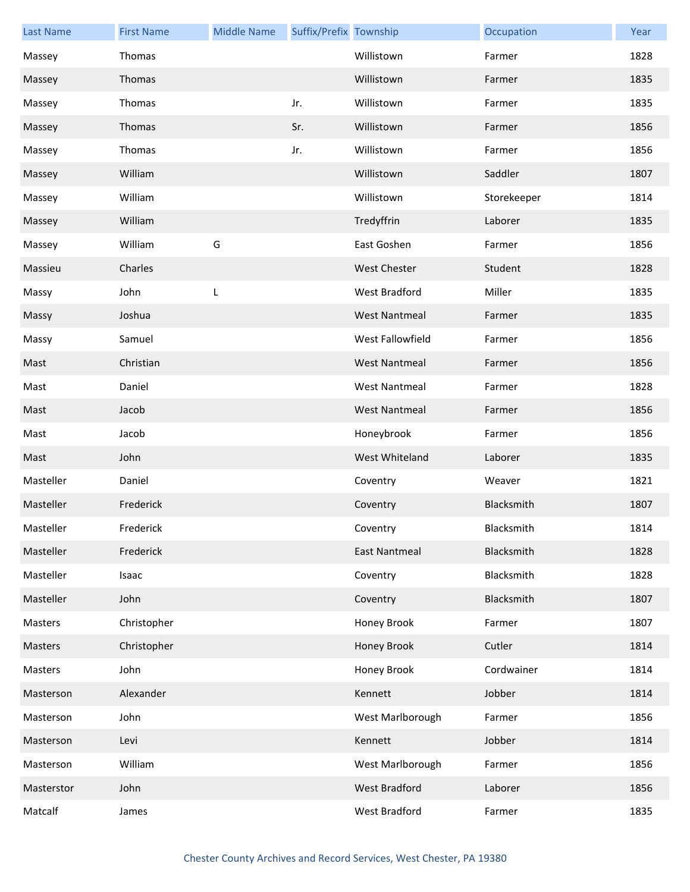| Last Name | First Name | Middle Name | Suffix/Prefix | Township | Occupation | Year |
| --- | --- | --- | --- | --- | --- | --- |
| Massey | Thomas | | | Willistown | Farmer | 1828 |
| Massey | Thomas | | | Willistown | Farmer | 1835 |
| Massey | Thomas | | Jr. | Willistown | Farmer | 1835 |
| Massey | Thomas | | Sr. | Willistown | Farmer | 1856 |
| Massey | Thomas | | Jr. | Willistown | Farmer | 1856 |
| Massey | William | | | Willistown | Saddler | 1807 |
| Massey | William | | | Willistown | Storekeeper | 1814 |
| Massey | William | | | Tredyffrin | Laborer | 1835 |
| Massey | William | G | | East Goshen | Farmer | 1856 |
| Massieu | Charles | | | West Chester | Student | 1828 |
| Massy | John | L | | West Bradford | Miller | 1835 |
| Massy | Joshua | | | West Nantmeal | Farmer | 1835 |
| Massy | Samuel | | | West Fallowfield | Farmer | 1856 |
| Mast | Christian | | | West Nantmeal | Farmer | 1856 |
| Mast | Daniel | | | West Nantmeal | Farmer | 1828 |
| Mast | Jacob | | | West Nantmeal | Farmer | 1856 |
| Mast | Jacob | | | Honeybrook | Farmer | 1856 |
| Mast | John | | | West Whiteland | Laborer | 1835 |
| Masteller | Daniel | | | Coventry | Weaver | 1821 |
| Masteller | Frederick | | | Coventry | Blacksmith | 1807 |
| Masteller | Frederick | | | Coventry | Blacksmith | 1814 |
| Masteller | Frederick | | | East Nantmeal | Blacksmith | 1828 |
| Masteller | Isaac | | | Coventry | Blacksmith | 1828 |
| Masteller | John | | | Coventry | Blacksmith | 1807 |
| Masters | Christopher | | | Honey Brook | Farmer | 1807 |
| Masters | Christopher | | | Honey Brook | Cutler | 1814 |
| Masters | John | | | Honey Brook | Cordwainer | 1814 |
| Masterson | Alexander | | | Kennett | Jobber | 1814 |
| Masterson | John | | | West Marlborough | Farmer | 1856 |
| Masterson | Levi | | | Kennett | Jobber | 1814 |
| Masterson | William | | | West Marlborough | Farmer | 1856 |
| Masterstor | John | | | West Bradford | Laborer | 1856 |
| Matcalf | James | | | West Bradford | Farmer | 1835 |

Chester County Archives and Record Services, West Chester, PA 19380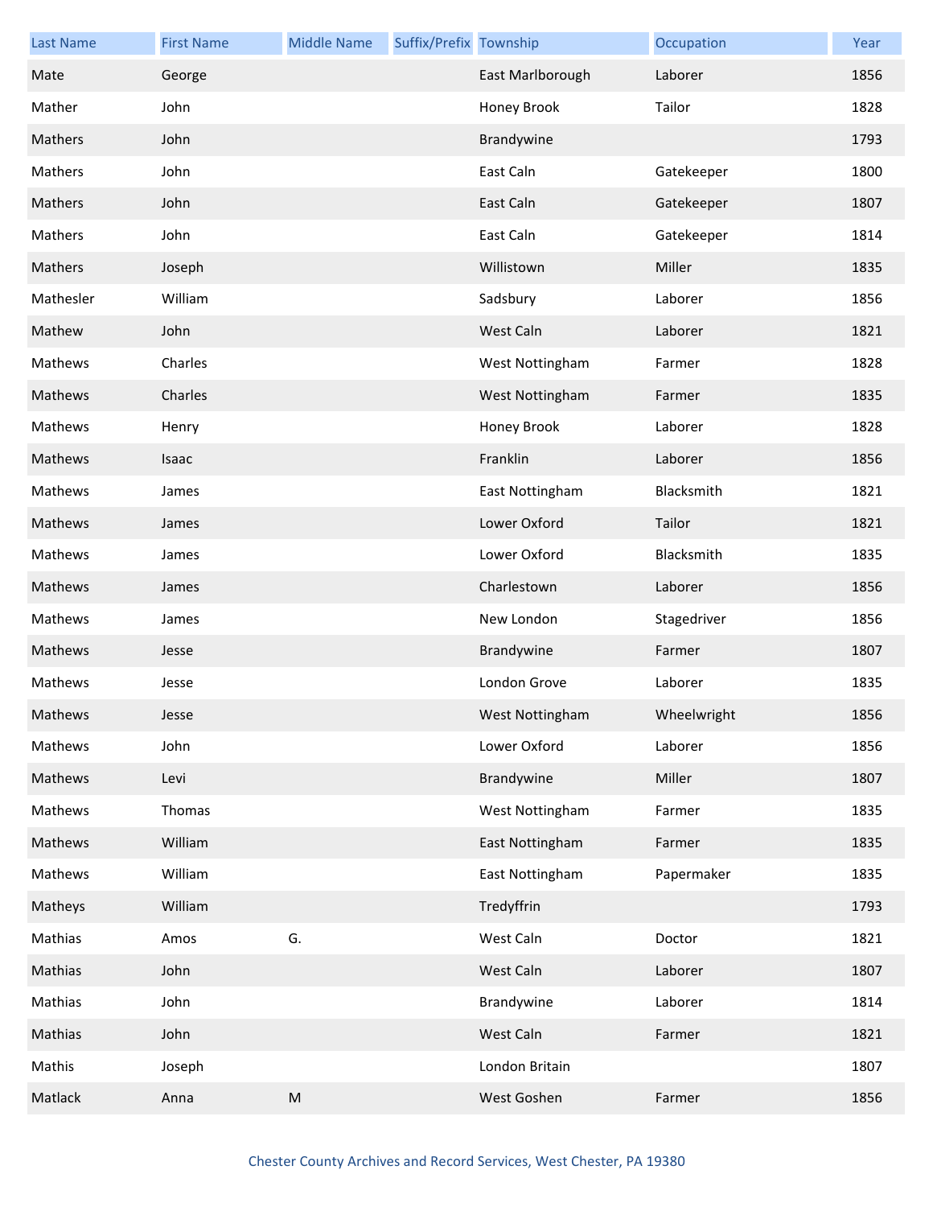| Last Name | First Name | Middle Name | Suffix/Prefix | Township | Occupation | Year |
|---|---|---|---|---|---|---|
| Mate | George | | | East Marlborough | Laborer | 1856 |
| Mather | John | | | Honey Brook | Tailor | 1828 |
| Mathers | John | | | Brandywine | | 1793 |
| Mathers | John | | | East Caln | Gatekeeper | 1800 |
| Mathers | John | | | East Caln | Gatekeeper | 1807 |
| Mathers | John | | | East Caln | Gatekeeper | 1814 |
| Mathers | Joseph | | | Willistown | Miller | 1835 |
| Mathesler | William | | | Sadsbury | Laborer | 1856 |
| Mathew | John | | | West Caln | Laborer | 1821 |
| Mathews | Charles | | | West Nottingham | Farmer | 1828 |
| Mathews | Charles | | | West Nottingham | Farmer | 1835 |
| Mathews | Henry | | | Honey Brook | Laborer | 1828 |
| Mathews | Isaac | | | Franklin | Laborer | 1856 |
| Mathews | James | | | East Nottingham | Blacksmith | 1821 |
| Mathews | James | | | Lower Oxford | Tailor | 1821 |
| Mathews | James | | | Lower Oxford | Blacksmith | 1835 |
| Mathews | James | | | Charlestown | Laborer | 1856 |
| Mathews | James | | | New London | Stagedriver | 1856 |
| Mathews | Jesse | | | Brandywine | Farmer | 1807 |
| Mathews | Jesse | | | London Grove | Laborer | 1835 |
| Mathews | Jesse | | | West Nottingham | Wheelwright | 1856 |
| Mathews | John | | | Lower Oxford | Laborer | 1856 |
| Mathews | Levi | | | Brandywine | Miller | 1807 |
| Mathews | Thomas | | | West Nottingham | Farmer | 1835 |
| Mathews | William | | | East Nottingham | Farmer | 1835 |
| Mathews | William | | | East Nottingham | Papermaker | 1835 |
| Matheys | William | | | Tredyffrin | | 1793 |
| Mathias | Amos | G. | | West Caln | Doctor | 1821 |
| Mathias | John | | | West Caln | Laborer | 1807 |
| Mathias | John | | | Brandywine | Laborer | 1814 |
| Mathias | John | | | West Caln | Farmer | 1821 |
| Mathis | Joseph | | | London Britain | | 1807 |
| Matlack | Anna | M | | West Goshen | Farmer | 1856 |

Chester County Archives and Record Services, West Chester, PA 19380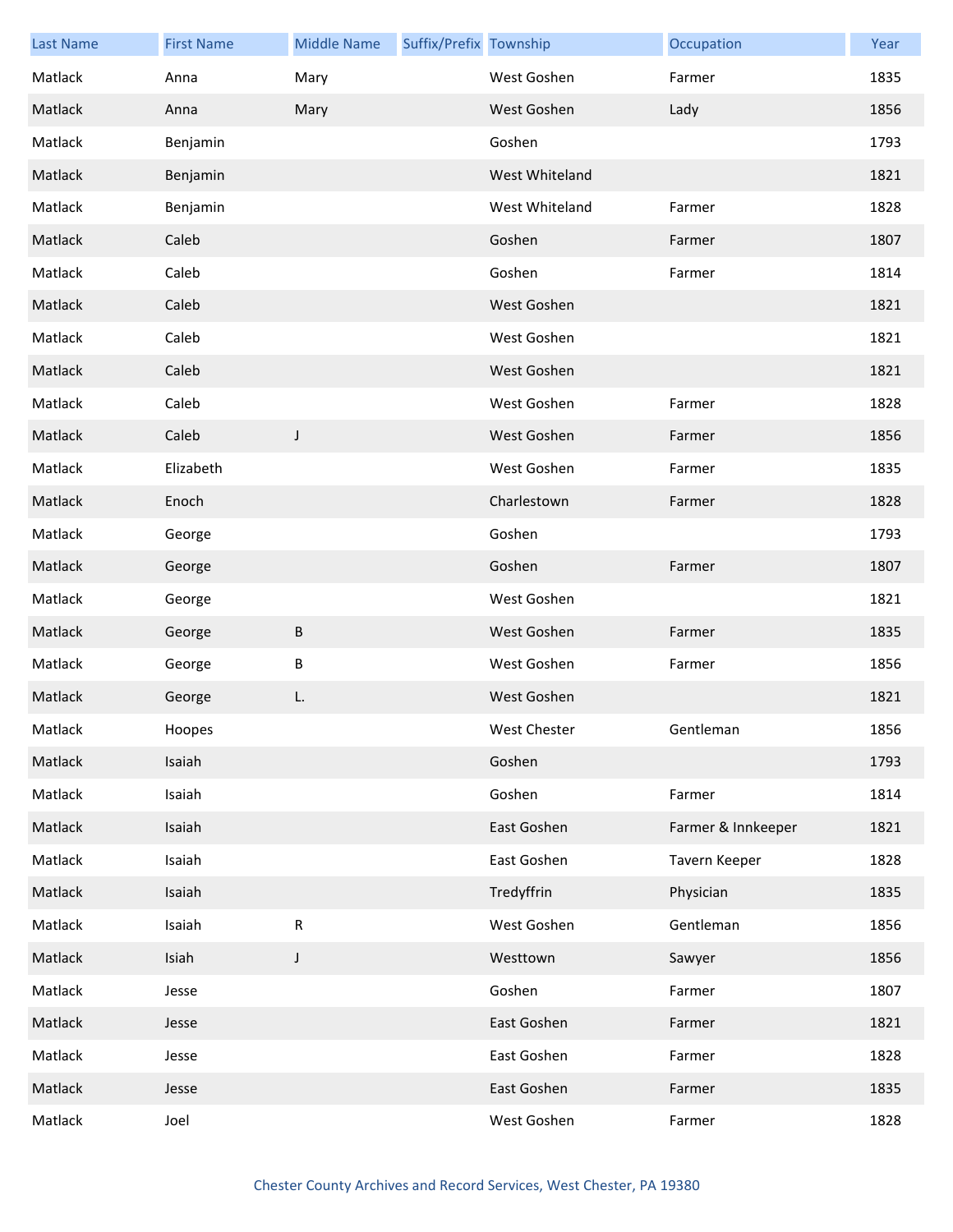| Last Name | First Name | Middle Name | Suffix/Prefix | Township | Occupation | Year |
|---|---|---|---|---|---|---|
| Matlack | Anna | Mary | | West Goshen | Farmer | 1835 |
| Matlack | Anna | Mary | | West Goshen | Lady | 1856 |
| Matlack | Benjamin | | | Goshen | | 1793 |
| Matlack | Benjamin | | | West Whiteland | | 1821 |
| Matlack | Benjamin | | | West Whiteland | Farmer | 1828 |
| Matlack | Caleb | | | Goshen | Farmer | 1807 |
| Matlack | Caleb | | | Goshen | Farmer | 1814 |
| Matlack | Caleb | | | West Goshen | | 1821 |
| Matlack | Caleb | | | West Goshen | | 1821 |
| Matlack | Caleb | | | West Goshen | | 1821 |
| Matlack | Caleb | | | West Goshen | Farmer | 1828 |
| Matlack | Caleb | J | | West Goshen | Farmer | 1856 |
| Matlack | Elizabeth | | | West Goshen | Farmer | 1835 |
| Matlack | Enoch | | | Charlestown | Farmer | 1828 |
| Matlack | George | | | Goshen | | 1793 |
| Matlack | George | | | Goshen | Farmer | 1807 |
| Matlack | George | | | West Goshen | | 1821 |
| Matlack | George | B | | West Goshen | Farmer | 1835 |
| Matlack | George | B | | West Goshen | Farmer | 1856 |
| Matlack | George | L. | | West Goshen | | 1821 |
| Matlack | Hoopes | | | West Chester | Gentleman | 1856 |
| Matlack | Isaiah | | | Goshen | | 1793 |
| Matlack | Isaiah | | | Goshen | Farmer | 1814 |
| Matlack | Isaiah | | | East Goshen | Farmer & Innkeeper | 1821 |
| Matlack | Isaiah | | | East Goshen | Tavern Keeper | 1828 |
| Matlack | Isaiah | | | Tredyffrin | Physician | 1835 |
| Matlack | Isaiah | R | | West Goshen | Gentleman | 1856 |
| Matlack | Isiah | J | | Westtown | Sawyer | 1856 |
| Matlack | Jesse | | | Goshen | Farmer | 1807 |
| Matlack | Jesse | | | East Goshen | Farmer | 1821 |
| Matlack | Jesse | | | East Goshen | Farmer | 1828 |
| Matlack | Jesse | | | East Goshen | Farmer | 1835 |
| Matlack | Joel | | | West Goshen | Farmer | 1828 |

Chester County Archives and Record Services, West Chester, PA 19380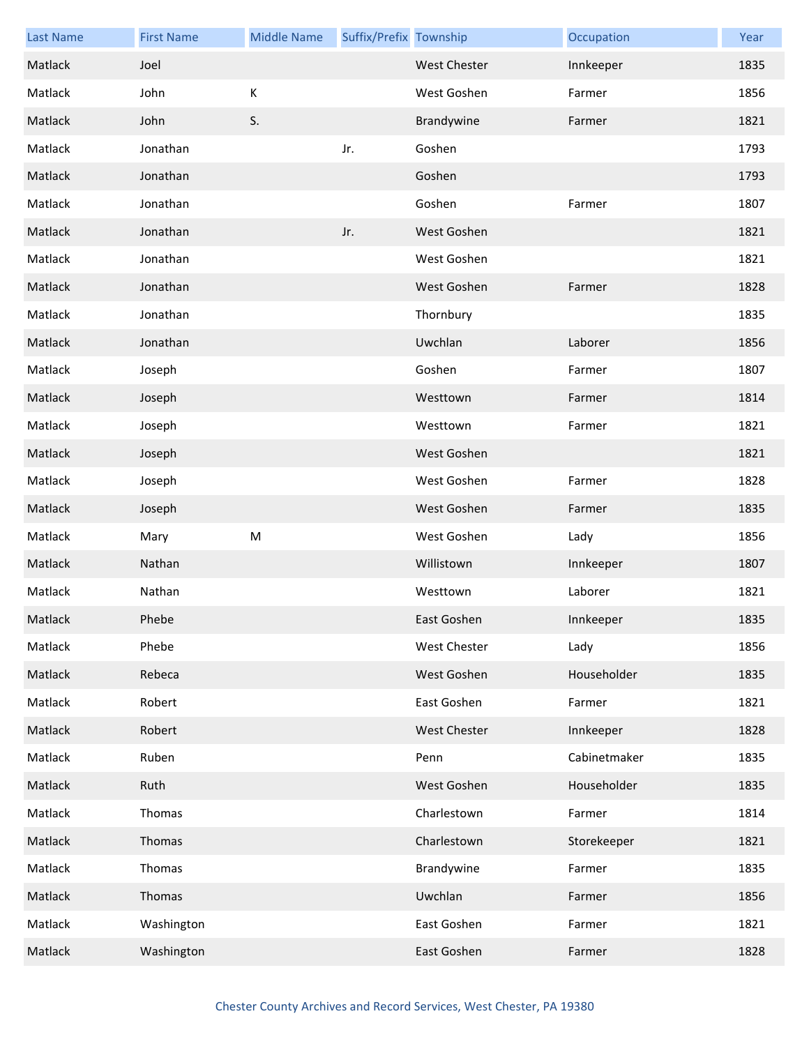| Last Name | First Name | Middle Name | Suffix/Prefix | Township | Occupation | Year |
| --- | --- | --- | --- | --- | --- | --- |
| Matlack | Joel | | | West Chester | Innkeeper | 1835 |
| Matlack | John | K | | West Goshen | Farmer | 1856 |
| Matlack | John | S. | | Brandywine | Farmer | 1821 |
| Matlack | Jonathan | | Jr. | Goshen | | 1793 |
| Matlack | Jonathan | | | Goshen | | 1793 |
| Matlack | Jonathan | | | Goshen | Farmer | 1807 |
| Matlack | Jonathan | | Jr. | West Goshen | | 1821 |
| Matlack | Jonathan | | | West Goshen | | 1821 |
| Matlack | Jonathan | | | West Goshen | Farmer | 1828 |
| Matlack | Jonathan | | | Thornbury | | 1835 |
| Matlack | Jonathan | | | Uwchlan | Laborer | 1856 |
| Matlack | Joseph | | | Goshen | Farmer | 1807 |
| Matlack | Joseph | | | Westtown | Farmer | 1814 |
| Matlack | Joseph | | | Westtown | Farmer | 1821 |
| Matlack | Joseph | | | West Goshen | | 1821 |
| Matlack | Joseph | | | West Goshen | Farmer | 1828 |
| Matlack | Joseph | | | West Goshen | Farmer | 1835 |
| Matlack | Mary | M | | West Goshen | Lady | 1856 |
| Matlack | Nathan | | | Willistown | Innkeeper | 1807 |
| Matlack | Nathan | | | Westtown | Laborer | 1821 |
| Matlack | Phebe | | | East Goshen | Innkeeper | 1835 |
| Matlack | Phebe | | | West Chester | Lady | 1856 |
| Matlack | Rebeca | | | West Goshen | Householder | 1835 |
| Matlack | Robert | | | East Goshen | Farmer | 1821 |
| Matlack | Robert | | | West Chester | Innkeeper | 1828 |
| Matlack | Ruben | | | Penn | Cabinetmaker | 1835 |
| Matlack | Ruth | | | West Goshen | Householder | 1835 |
| Matlack | Thomas | | | Charlestown | Farmer | 1814 |
| Matlack | Thomas | | | Charlestown | Storekeeper | 1821 |
| Matlack | Thomas | | | Brandywine | Farmer | 1835 |
| Matlack | Thomas | | | Uwchlan | Farmer | 1856 |
| Matlack | Washington | | | East Goshen | Farmer | 1821 |
| Matlack | Washington | | | East Goshen | Farmer | 1828 |

Chester County Archives and Record Services, West Chester, PA 19380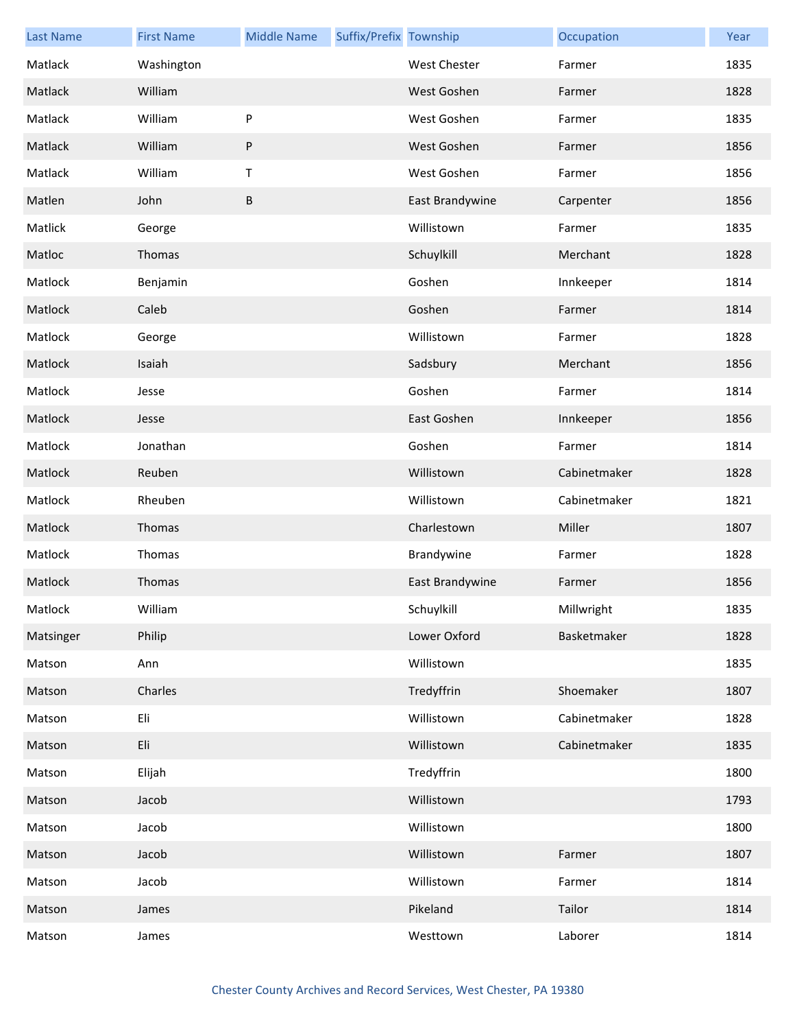| Last Name | First Name | Middle Name | Suffix/Prefix | Township | Occupation | Year |
|---|---|---|---|---|---|---|
| Matlack | Washington | | | West Chester | Farmer | 1835 |
| Matlack | William | | | West Goshen | Farmer | 1828 |
| Matlack | William | P | | West Goshen | Farmer | 1835 |
| Matlack | William | P | | West Goshen | Farmer | 1856 |
| Matlack | William | T | | West Goshen | Farmer | 1856 |
| Matlen | John | B | | East Brandywine | Carpenter | 1856 |
| Matlick | George | | | Willistown | Farmer | 1835 |
| Matloc | Thomas | | | Schuylkill | Merchant | 1828 |
| Matlock | Benjamin | | | Goshen | Innkeeper | 1814 |
| Matlock | Caleb | | | Goshen | Farmer | 1814 |
| Matlock | George | | | Willistown | Farmer | 1828 |
| Matlock | Isaiah | | | Sadsbury | Merchant | 1856 |
| Matlock | Jesse | | | Goshen | Farmer | 1814 |
| Matlock | Jesse | | | East Goshen | Innkeeper | 1856 |
| Matlock | Jonathan | | | Goshen | Farmer | 1814 |
| Matlock | Reuben | | | Willistown | Cabinetmaker | 1828 |
| Matlock | Rheuben | | | Willistown | Cabinetmaker | 1821 |
| Matlock | Thomas | | | Charlestown | Miller | 1807 |
| Matlock | Thomas | | | Brandywine | Farmer | 1828 |
| Matlock | Thomas | | | East Brandywine | Farmer | 1856 |
| Matlock | William | | | Schuylkill | Millwright | 1835 |
| Matsinger | Philip | | | Lower Oxford | Basketmaker | 1828 |
| Matson | Ann | | | Willistown | | 1835 |
| Matson | Charles | | | Tredyffrin | Shoemaker | 1807 |
| Matson | Eli | | | Willistown | Cabinetmaker | 1828 |
| Matson | Eli | | | Willistown | Cabinetmaker | 1835 |
| Matson | Elijah | | | Tredyffrin | | 1800 |
| Matson | Jacob | | | Willistown | | 1793 |
| Matson | Jacob | | | Willistown | | 1800 |
| Matson | Jacob | | | Willistown | Farmer | 1807 |
| Matson | Jacob | | | Willistown | Farmer | 1814 |
| Matson | James | | | Pikeland | Tailor | 1814 |
| Matson | James | | | Westtown | Laborer | 1814 |

Chester County Archives and Record Services, West Chester, PA 19380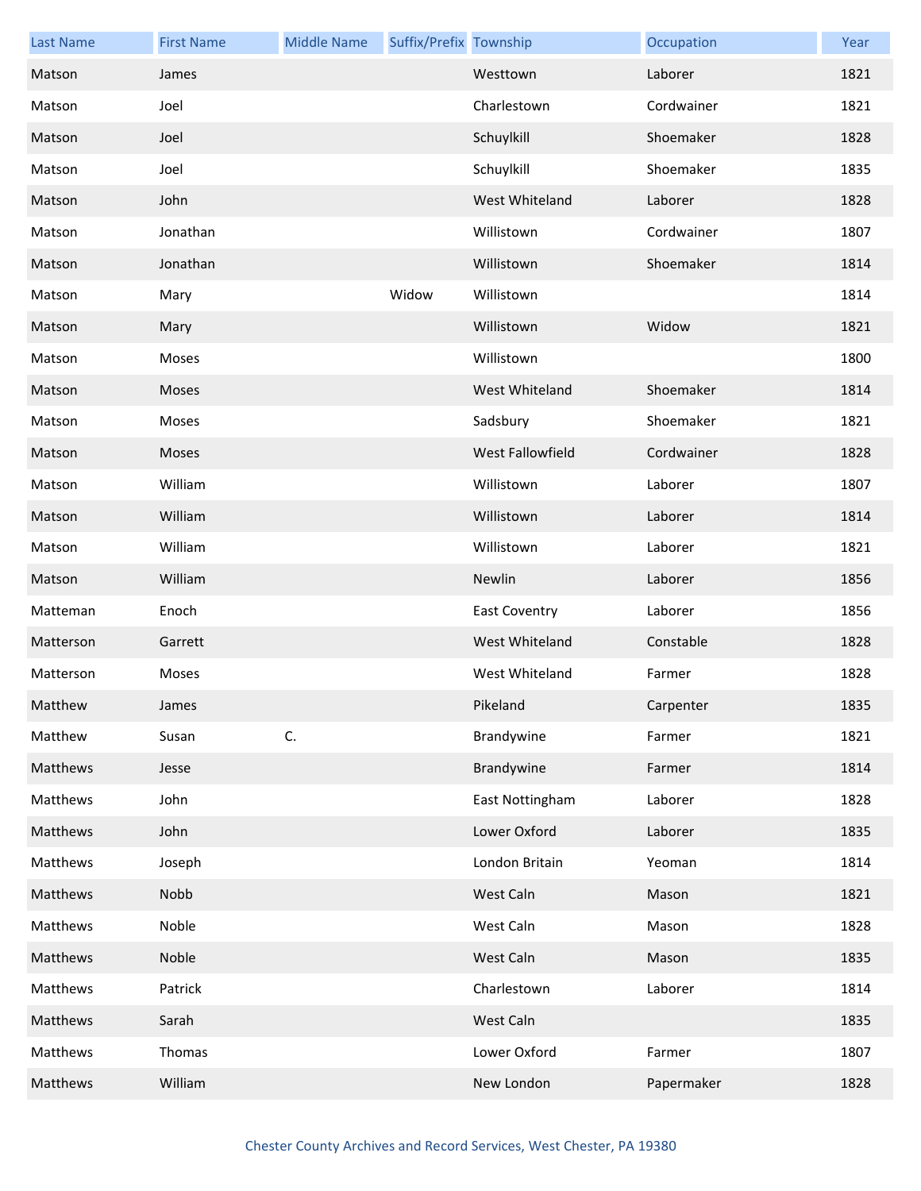| Last Name | First Name | Middle Name | Suffix/Prefix | Township | Occupation | Year |
|---|---|---|---|---|---|---|
| Matson | James | | | Westtown | Laborer | 1821 |
| Matson | Joel | | | Charlestown | Cordwainer | 1821 |
| Matson | Joel | | | Schuylkill | Shoemaker | 1828 |
| Matson | Joel | | | Schuylkill | Shoemaker | 1835 |
| Matson | John | | | West Whiteland | Laborer | 1828 |
| Matson | Jonathan | | | Willistown | Cordwainer | 1807 |
| Matson | Jonathan | | | Willistown | Shoemaker | 1814 |
| Matson | Mary | | Widow | Willistown | | 1814 |
| Matson | Mary | | | Willistown | Widow | 1821 |
| Matson | Moses | | | Willistown | | 1800 |
| Matson | Moses | | | West Whiteland | Shoemaker | 1814 |
| Matson | Moses | | | Sadsbury | Shoemaker | 1821 |
| Matson | Moses | | | West Fallowfield | Cordwainer | 1828 |
| Matson | William | | | Willistown | Laborer | 1807 |
| Matson | William | | | Willistown | Laborer | 1814 |
| Matson | William | | | Willistown | Laborer | 1821 |
| Matson | William | | | Newlin | Laborer | 1856 |
| Matteman | Enoch | | | East Coventry | Laborer | 1856 |
| Matterson | Garrett | | | West Whiteland | Constable | 1828 |
| Matterson | Moses | | | West Whiteland | Farmer | 1828 |
| Matthew | James | | | Pikeland | Carpenter | 1835 |
| Matthew | Susan | C. | | Brandywine | Farmer | 1821 |
| Matthews | Jesse | | | Brandywine | Farmer | 1814 |
| Matthews | John | | | East Nottingham | Laborer | 1828 |
| Matthews | John | | | Lower Oxford | Laborer | 1835 |
| Matthews | Joseph | | | London Britain | Yeoman | 1814 |
| Matthews | Nobb | | | West Caln | Mason | 1821 |
| Matthews | Noble | | | West Caln | Mason | 1828 |
| Matthews | Noble | | | West Caln | Mason | 1835 |
| Matthews | Patrick | | | Charlestown | Laborer | 1814 |
| Matthews | Sarah | | | West Caln | | 1835 |
| Matthews | Thomas | | | Lower Oxford | Farmer | 1807 |
| Matthews | William | | | New London | Papermaker | 1828 |

Chester County Archives and Record Services, West Chester, PA 19380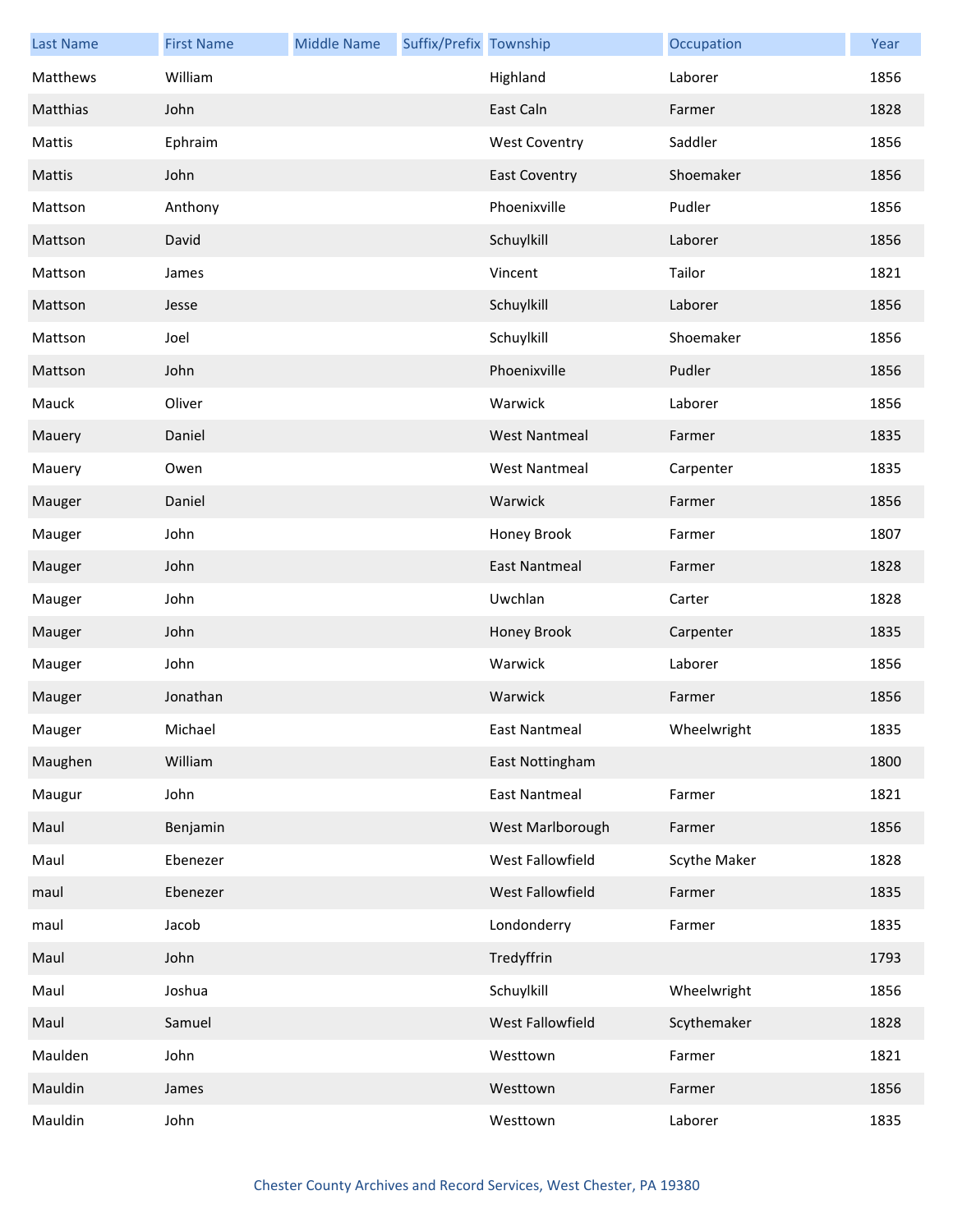| Last Name | First Name | Middle Name | Suffix/Prefix | Township | Occupation | Year |
|---|---|---|---|---|---|---|
| Matthews | William | | | Highland | Laborer | 1856 |
| Matthias | John | | | East Caln | Farmer | 1828 |
| Mattis | Ephraim | | | West Coventry | Saddler | 1856 |
| Mattis | John | | | East Coventry | Shoemaker | 1856 |
| Mattson | Anthony | | | Phoenixville | Pudler | 1856 |
| Mattson | David | | | Schuylkill | Laborer | 1856 |
| Mattson | James | | | Vincent | Tailor | 1821 |
| Mattson | Jesse | | | Schuylkill | Laborer | 1856 |
| Mattson | Joel | | | Schuylkill | Shoemaker | 1856 |
| Mattson | John | | | Phoenixville | Pudler | 1856 |
| Mauck | Oliver | | | Warwick | Laborer | 1856 |
| Mauery | Daniel | | | West Nantmeal | Farmer | 1835 |
| Mauery | Owen | | | West Nantmeal | Carpenter | 1835 |
| Mauger | Daniel | | | Warwick | Farmer | 1856 |
| Mauger | John | | | Honey Brook | Farmer | 1807 |
| Mauger | John | | | East Nantmeal | Farmer | 1828 |
| Mauger | John | | | Uwchlan | Carter | 1828 |
| Mauger | John | | | Honey Brook | Carpenter | 1835 |
| Mauger | John | | | Warwick | Laborer | 1856 |
| Mauger | Jonathan | | | Warwick | Farmer | 1856 |
| Mauger | Michael | | | East Nantmeal | Wheelwright | 1835 |
| Maughen | William | | | East Nottingham | | 1800 |
| Maugur | John | | | East Nantmeal | Farmer | 1821 |
| Maul | Benjamin | | | West Marlborough | Farmer | 1856 |
| Maul | Ebenezer | | | West Fallowfield | Scythe Maker | 1828 |
| maul | Ebenezer | | | West Fallowfield | Farmer | 1835 |
| maul | Jacob | | | Londonderry | Farmer | 1835 |
| Maul | John | | | Tredyffrin | | 1793 |
| Maul | Joshua | | | Schuylkill | Wheelwright | 1856 |
| Maul | Samuel | | | West Fallowfield | Scythemaker | 1828 |
| Maulden | John | | | Westtown | Farmer | 1821 |
| Mauldin | James | | | Westtown | Farmer | 1856 |
| Mauldin | John | | | Westtown | Laborer | 1835 |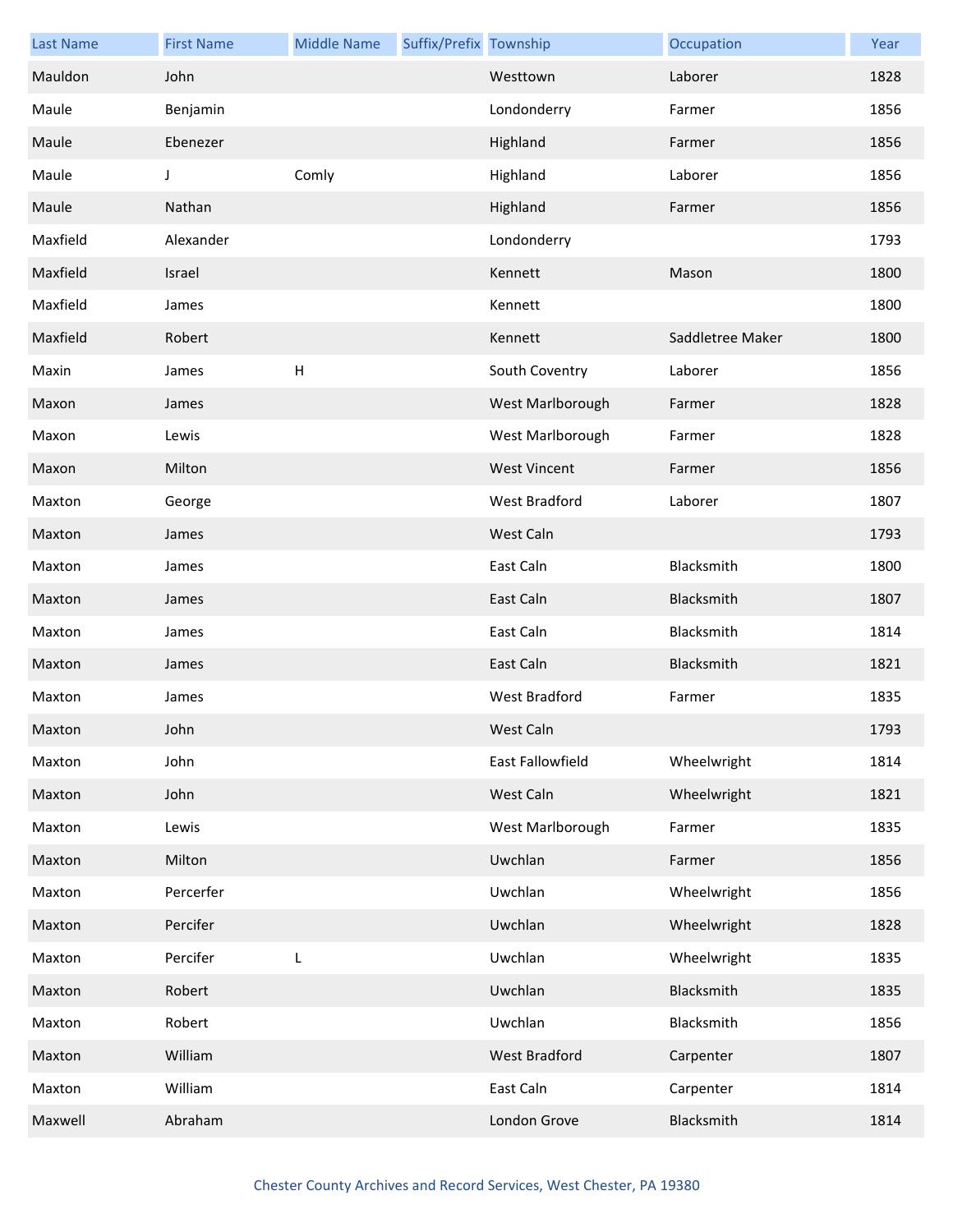| Last Name | First Name | Middle Name | Suffix/Prefix | Township | Occupation | Year |
|---|---|---|---|---|---|---|
| Mauldon | John | | | Westtown | Laborer | 1828 |
| Maule | Benjamin | | | Londonderry | Farmer | 1856 |
| Maule | Ebenezer | | | Highland | Farmer | 1856 |
| Maule | J | Comly | | Highland | Laborer | 1856 |
| Maule | Nathan | | | Highland | Farmer | 1856 |
| Maxfield | Alexander | | | Londonderry | | 1793 |
| Maxfield | Israel | | | Kennett | Mason | 1800 |
| Maxfield | James | | | Kennett | | 1800 |
| Maxfield | Robert | | | Kennett | Saddletree Maker | 1800 |
| Maxin | James | H | | South Coventry | Laborer | 1856 |
| Maxon | James | | | West Marlborough | Farmer | 1828 |
| Maxon | Lewis | | | West Marlborough | Farmer | 1828 |
| Maxon | Milton | | | West Vincent | Farmer | 1856 |
| Maxton | George | | | West Bradford | Laborer | 1807 |
| Maxton | James | | | West Caln | | 1793 |
| Maxton | James | | | East Caln | Blacksmith | 1800 |
| Maxton | James | | | East Caln | Blacksmith | 1807 |
| Maxton | James | | | East Caln | Blacksmith | 1814 |
| Maxton | James | | | East Caln | Blacksmith | 1821 |
| Maxton | James | | | West Bradford | Farmer | 1835 |
| Maxton | John | | | West Caln | | 1793 |
| Maxton | John | | | East Fallowfield | Wheelwright | 1814 |
| Maxton | John | | | West Caln | Wheelwright | 1821 |
| Maxton | Lewis | | | West Marlborough | Farmer | 1835 |
| Maxton | Milton | | | Uwchlan | Farmer | 1856 |
| Maxton | Percerfer | | | Uwchlan | Wheelwright | 1856 |
| Maxton | Percifer | | | Uwchlan | Wheelwright | 1828 |
| Maxton | Percifer | L | | Uwchlan | Wheelwright | 1835 |
| Maxton | Robert | | | Uwchlan | Blacksmith | 1835 |
| Maxton | Robert | | | Uwchlan | Blacksmith | 1856 |
| Maxton | William | | | West Bradford | Carpenter | 1807 |
| Maxton | William | | | East Caln | Carpenter | 1814 |
| Maxwell | Abraham | | | London Grove | Blacksmith | 1814 |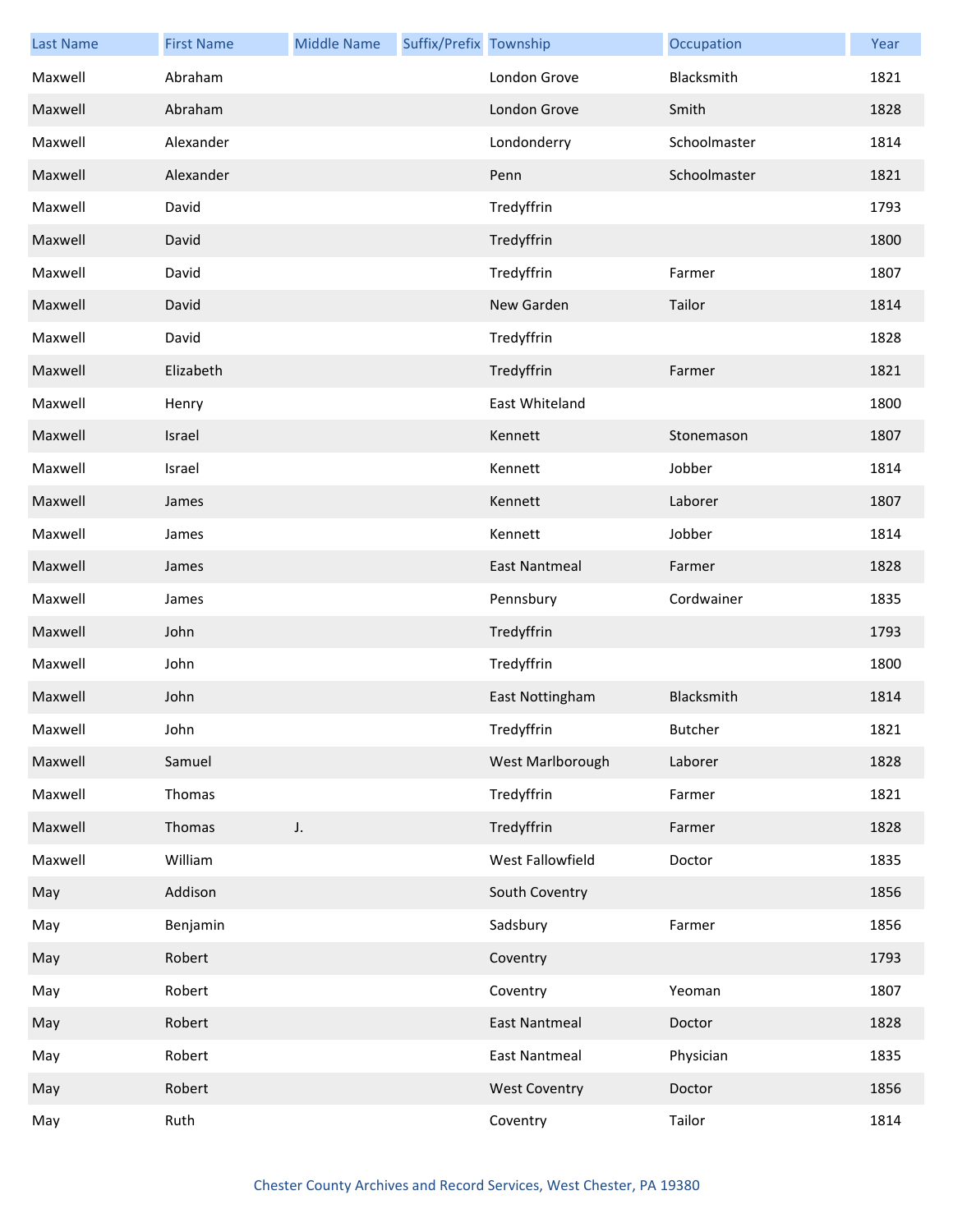| Last Name | First Name | Middle Name | Suffix/Prefix | Township | Occupation | Year |
|---|---|---|---|---|---|---|
| Maxwell | Abraham | | | London Grove | Blacksmith | 1821 |
| Maxwell | Abraham | | | London Grove | Smith | 1828 |
| Maxwell | Alexander | | | Londonderry | Schoolmaster | 1814 |
| Maxwell | Alexander | | | Penn | Schoolmaster | 1821 |
| Maxwell | David | | | Tredyffrin | | 1793 |
| Maxwell | David | | | Tredyffrin | | 1800 |
| Maxwell | David | | | Tredyffrin | Farmer | 1807 |
| Maxwell | David | | | New Garden | Tailor | 1814 |
| Maxwell | David | | | Tredyffrin | | 1828 |
| Maxwell | Elizabeth | | | Tredyffrin | Farmer | 1821 |
| Maxwell | Henry | | | East Whiteland | | 1800 |
| Maxwell | Israel | | | Kennett | Stonemason | 1807 |
| Maxwell | Israel | | | Kennett | Jobber | 1814 |
| Maxwell | James | | | Kennett | Laborer | 1807 |
| Maxwell | James | | | Kennett | Jobber | 1814 |
| Maxwell | James | | | East Nantmeal | Farmer | 1828 |
| Maxwell | James | | | Pennsbury | Cordwainer | 1835 |
| Maxwell | John | | | Tredyffrin | | 1793 |
| Maxwell | John | | | Tredyffrin | | 1800 |
| Maxwell | John | | | East Nottingham | Blacksmith | 1814 |
| Maxwell | John | | | Tredyffrin | Butcher | 1821 |
| Maxwell | Samuel | | | West Marlborough | Laborer | 1828 |
| Maxwell | Thomas | | | Tredyffrin | Farmer | 1821 |
| Maxwell | Thomas | J. | | Tredyffrin | Farmer | 1828 |
| Maxwell | William | | | West Fallowfield | Doctor | 1835 |
| May | Addison | | | South Coventry | | 1856 |
| May | Benjamin | | | Sadsbury | Farmer | 1856 |
| May | Robert | | | Coventry | | 1793 |
| May | Robert | | | Coventry | Yeoman | 1807 |
| May | Robert | | | East Nantmeal | Doctor | 1828 |
| May | Robert | | | East Nantmeal | Physician | 1835 |
| May | Robert | | | West Coventry | Doctor | 1856 |
| May | Ruth | | | Coventry | Tailor | 1814 |

Chester County Archives and Record Services, West Chester, PA 19380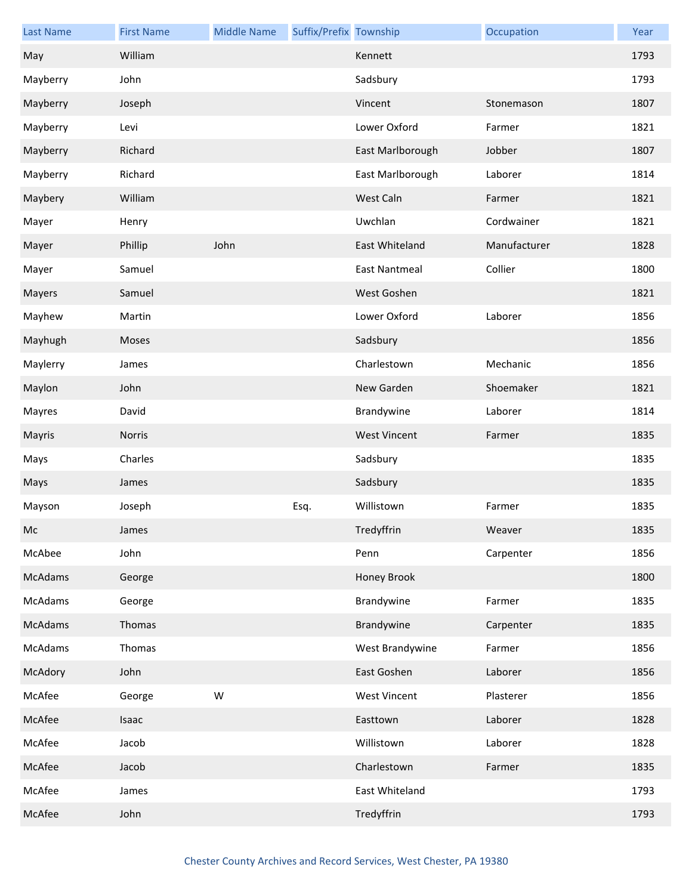| Last Name | First Name | Middle Name | Suffix/Prefix | Township | Occupation | Year |
|---|---|---|---|---|---|---|
| May | William | | | Kennett | | 1793 |
| Mayberry | John | | | Sadsbury | | 1793 |
| Mayberry | Joseph | | | Vincent | Stonemason | 1807 |
| Mayberry | Levi | | | Lower Oxford | Farmer | 1821 |
| Mayberry | Richard | | | East Marlborough | Jobber | 1807 |
| Mayberry | Richard | | | East Marlborough | Laborer | 1814 |
| Maybery | William | | | West Caln | Farmer | 1821 |
| Mayer | Henry | | | Uwchlan | Cordwainer | 1821 |
| Mayer | Phillip | John | | East Whiteland | Manufacturer | 1828 |
| Mayer | Samuel | | | East Nantmeal | Collier | 1800 |
| Mayers | Samuel | | | West Goshen | | 1821 |
| Mayhew | Martin | | | Lower Oxford | Laborer | 1856 |
| Mayhugh | Moses | | | Sadsbury | | 1856 |
| Maylerry | James | | | Charlestown | Mechanic | 1856 |
| Maylon | John | | | New Garden | Shoemaker | 1821 |
| Mayres | David | | | Brandywine | Laborer | 1814 |
| Mayris | Norris | | | West Vincent | Farmer | 1835 |
| Mays | Charles | | | Sadsbury | | 1835 |
| Mays | James | | | Sadsbury | | 1835 |
| Mayson | Joseph | | Esq. | Willistown | Farmer | 1835 |
| Mc | James | | | Tredyffrin | Weaver | 1835 |
| McAbee | John | | | Penn | Carpenter | 1856 |
| McAdams | George | | | Honey Brook | | 1800 |
| McAdams | George | | | Brandywine | Farmer | 1835 |
| McAdams | Thomas | | | Brandywine | Carpenter | 1835 |
| McAdams | Thomas | | | West Brandywine | Farmer | 1856 |
| McAdory | John | | | East Goshen | Laborer | 1856 |
| McAfee | George | W | | West Vincent | Plasterer | 1856 |
| McAfee | Isaac | | | Easttown | Laborer | 1828 |
| McAfee | Jacob | | | Willistown | Laborer | 1828 |
| McAfee | Jacob | | | Charlestown | Farmer | 1835 |
| McAfee | James | | | East Whiteland | | 1793 |
| McAfee | John | | | Tredyffrin | | 1793 |

Chester County Archives and Record Services, West Chester, PA 19380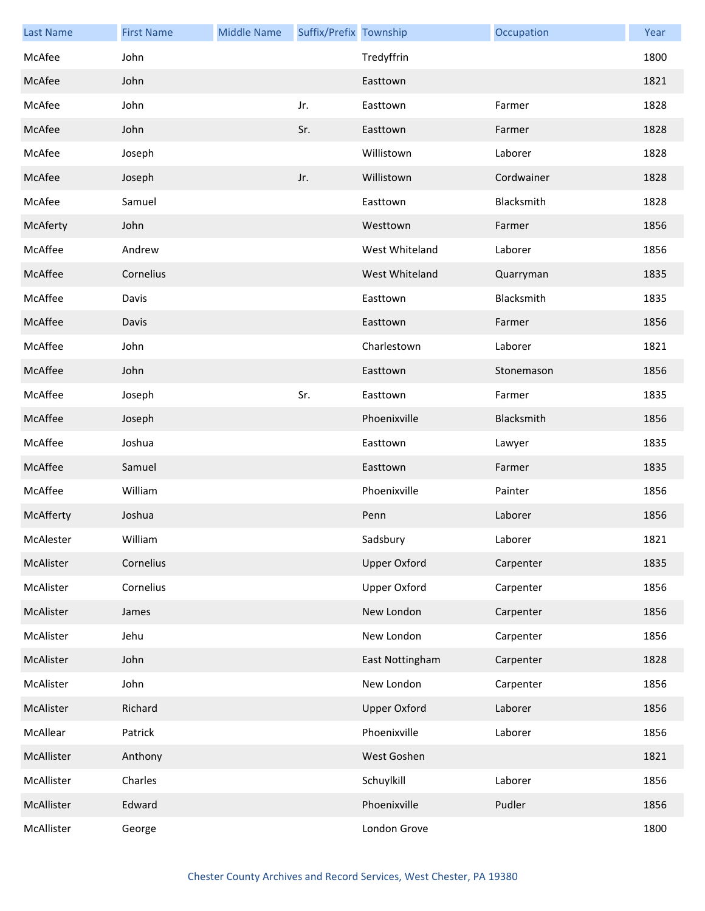| Last Name | First Name | Middle Name | Suffix/Prefix | Township | Occupation | Year |
|---|---|---|---|---|---|---|
| McAfee | John | | | Tredyffrin | | 1800 |
| McAfee | John | | | Easttown | | 1821 |
| McAfee | John | | Jr. | Easttown | Farmer | 1828 |
| McAfee | John | | Sr. | Easttown | Farmer | 1828 |
| McAfee | Joseph | | | Willistown | Laborer | 1828 |
| McAfee | Joseph | | Jr. | Willistown | Cordwainer | 1828 |
| McAfee | Samuel | | | Easttown | Blacksmith | 1828 |
| McAferty | John | | | Westtown | Farmer | 1856 |
| McAffee | Andrew | | | West Whiteland | Laborer | 1856 |
| McAffee | Cornelius | | | West Whiteland | Quarryman | 1835 |
| McAffee | Davis | | | Easttown | Blacksmith | 1835 |
| McAffee | Davis | | | Easttown | Farmer | 1856 |
| McAffee | John | | | Charlestown | Laborer | 1821 |
| McAffee | John | | | Easttown | Stonemason | 1856 |
| McAffee | Joseph | | Sr. | Easttown | Farmer | 1835 |
| McAffee | Joseph | | | Phoenixville | Blacksmith | 1856 |
| McAffee | Joshua | | | Easttown | Lawyer | 1835 |
| McAffee | Samuel | | | Easttown | Farmer | 1835 |
| McAffee | William | | | Phoenixville | Painter | 1856 |
| McAfferty | Joshua | | | Penn | Laborer | 1856 |
| McAlester | William | | | Sadsbury | Laborer | 1821 |
| McAlister | Cornelius | | | Upper Oxford | Carpenter | 1835 |
| McAlister | Cornelius | | | Upper Oxford | Carpenter | 1856 |
| McAlister | James | | | New London | Carpenter | 1856 |
| McAlister | Jehu | | | New London | Carpenter | 1856 |
| McAlister | John | | | East Nottingham | Carpenter | 1828 |
| McAlister | John | | | New London | Carpenter | 1856 |
| McAlister | Richard | | | Upper Oxford | Laborer | 1856 |
| McAllear | Patrick | | | Phoenixville | Laborer | 1856 |
| McAllister | Anthony | | | West Goshen | | 1821 |
| McAllister | Charles | | | Schuylkill | Laborer | 1856 |
| McAllister | Edward | | | Phoenixville | Pudler | 1856 |
| McAllister | George | | | London Grove | | 1800 |

Chester County Archives and Record Services, West Chester, PA 19380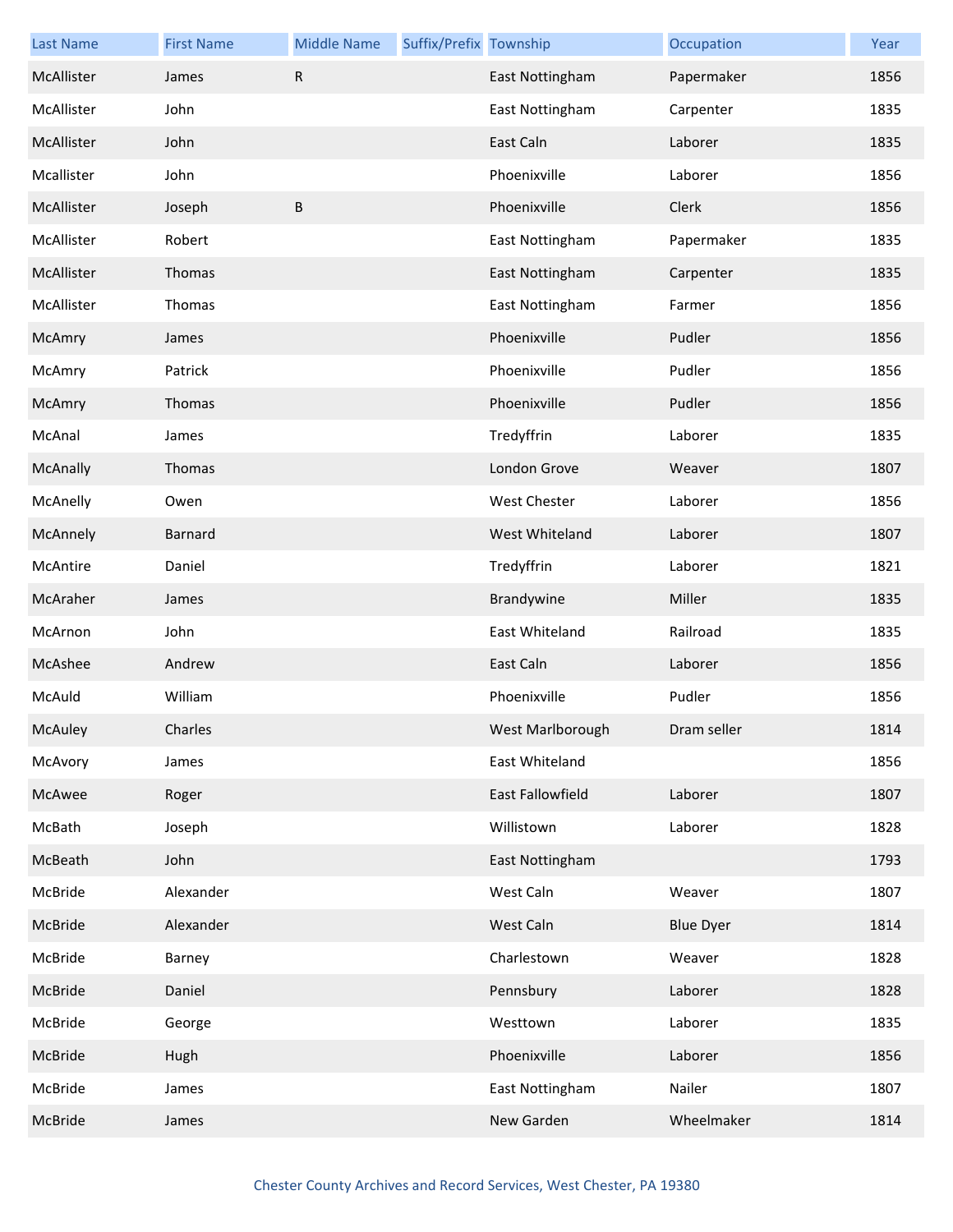| Last Name | First Name | Middle Name | Suffix/Prefix | Township | Occupation | Year |
|---|---|---|---|---|---|---|
| McAllister | James | R | | East Nottingham | Papermaker | 1856 |
| McAllister | John | | | East Nottingham | Carpenter | 1835 |
| McAllister | John | | | East Caln | Laborer | 1835 |
| Mcallister | John | | | Phoenixville | Laborer | 1856 |
| McAllister | Joseph | B | | Phoenixville | Clerk | 1856 |
| McAllister | Robert | | | East Nottingham | Papermaker | 1835 |
| McAllister | Thomas | | | East Nottingham | Carpenter | 1835 |
| McAllister | Thomas | | | East Nottingham | Farmer | 1856 |
| McAmry | James | | | Phoenixville | Pudler | 1856 |
| McAmry | Patrick | | | Phoenixville | Pudler | 1856 |
| McAmry | Thomas | | | Phoenixville | Pudler | 1856 |
| McAnal | James | | | Tredyffrin | Laborer | 1835 |
| McAnally | Thomas | | | London Grove | Weaver | 1807 |
| McAnelly | Owen | | | West Chester | Laborer | 1856 |
| McAnnely | Barnard | | | West Whiteland | Laborer | 1807 |
| McAntire | Daniel | | | Tredyffrin | Laborer | 1821 |
| McAraher | James | | | Brandywine | Miller | 1835 |
| McArnon | John | | | East Whiteland | Railroad | 1835 |
| McAshee | Andrew | | | East Caln | Laborer | 1856 |
| McAuld | William | | | Phoenixville | Pudler | 1856 |
| McAuley | Charles | | | West Marlborough | Dram seller | 1814 |
| McAvory | James | | | East Whiteland | | 1856 |
| McAwee | Roger | | | East Fallowfield | Laborer | 1807 |
| McBath | Joseph | | | Willistown | Laborer | 1828 |
| McBeath | John | | | East Nottingham | | 1793 |
| McBride | Alexander | | | West Caln | Weaver | 1807 |
| McBride | Alexander | | | West Caln | Blue Dyer | 1814 |
| McBride | Barney | | | Charlestown | Weaver | 1828 |
| McBride | Daniel | | | Pennsbury | Laborer | 1828 |
| McBride | George | | | Westtown | Laborer | 1835 |
| McBride | Hugh | | | Phoenixville | Laborer | 1856 |
| McBride | James | | | East Nottingham | Nailer | 1807 |
| McBride | James | | | New Garden | Wheelmaker | 1814 |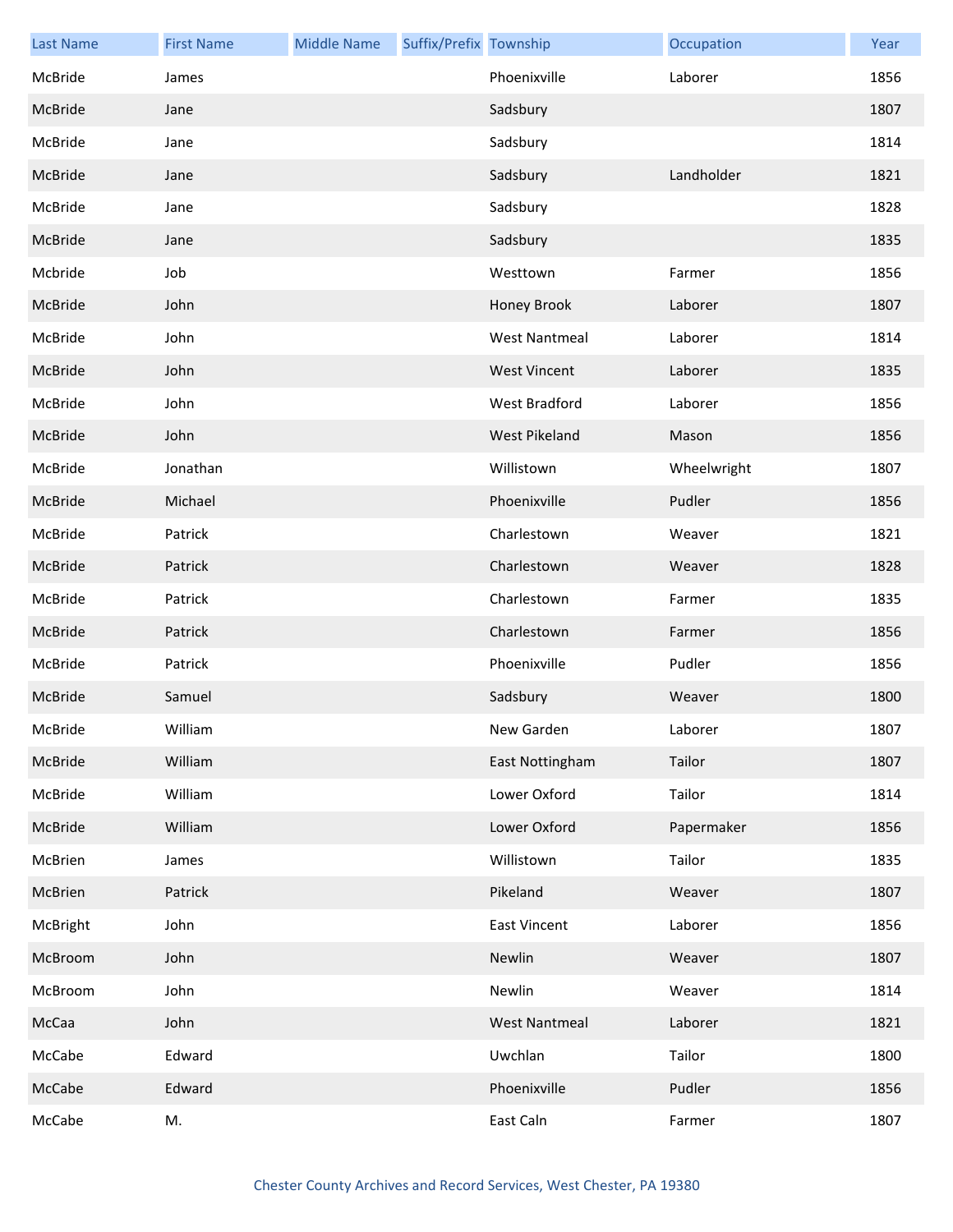| Last Name | First Name | Middle Name | Suffix/Prefix | Township | Occupation | Year |
|---|---|---|---|---|---|---|
| McBride | James | | | Phoenixville | Laborer | 1856 |
| McBride | Jane | | | Sadsbury | | 1807 |
| McBride | Jane | | | Sadsbury | | 1814 |
| McBride | Jane | | | Sadsbury | Landholder | 1821 |
| McBride | Jane | | | Sadsbury | | 1828 |
| McBride | Jane | | | Sadsbury | | 1835 |
| Mcbride | Job | | | Westtown | Farmer | 1856 |
| McBride | John | | | Honey Brook | Laborer | 1807 |
| McBride | John | | | West Nantmeal | Laborer | 1814 |
| McBride | John | | | West Vincent | Laborer | 1835 |
| McBride | John | | | West Bradford | Laborer | 1856 |
| McBride | John | | | West Pikeland | Mason | 1856 |
| McBride | Jonathan | | | Willistown | Wheelwright | 1807 |
| McBride | Michael | | | Phoenixville | Pudler | 1856 |
| McBride | Patrick | | | Charlestown | Weaver | 1821 |
| McBride | Patrick | | | Charlestown | Weaver | 1828 |
| McBride | Patrick | | | Charlestown | Farmer | 1835 |
| McBride | Patrick | | | Charlestown | Farmer | 1856 |
| McBride | Patrick | | | Phoenixville | Pudler | 1856 |
| McBride | Samuel | | | Sadsbury | Weaver | 1800 |
| McBride | William | | | New Garden | Laborer | 1807 |
| McBride | William | | | East Nottingham | Tailor | 1807 |
| McBride | William | | | Lower Oxford | Tailor | 1814 |
| McBride | William | | | Lower Oxford | Papermaker | 1856 |
| McBrien | James | | | Willistown | Tailor | 1835 |
| McBrien | Patrick | | | Pikeland | Weaver | 1807 |
| McBright | John | | | East Vincent | Laborer | 1856 |
| McBroom | John | | | Newlin | Weaver | 1807 |
| McBroom | John | | | Newlin | Weaver | 1814 |
| McCaa | John | | | West Nantmeal | Laborer | 1821 |
| McCabe | Edward | | | Uwchlan | Tailor | 1800 |
| McCabe | Edward | | | Phoenixville | Pudler | 1856 |
| McCabe | M. | | | East Caln | Farmer | 1807 |

Chester County Archives and Record Services, West Chester, PA 19380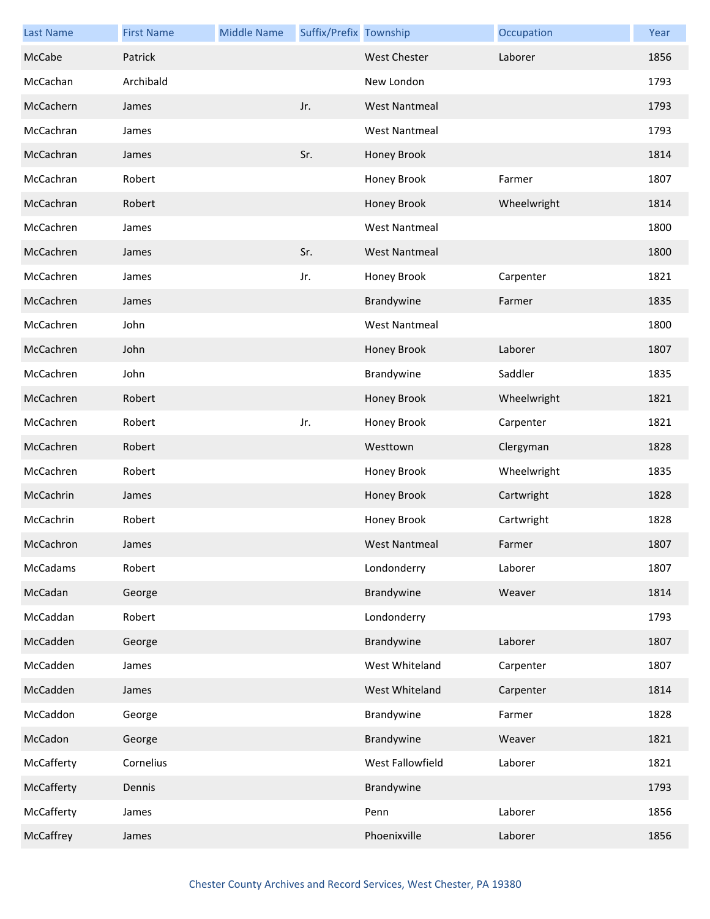| Last Name | First Name | Middle Name | Suffix/Prefix | Township | Occupation | Year |
| --- | --- | --- | --- | --- | --- | --- |
| McCabe | Patrick | | | West Chester | Laborer | 1856 |
| McCachan | Archibald | | | New London | | 1793 |
| McCachern | James | | Jr. | West Nantmeal | | 1793 |
| McCachran | James | | | West Nantmeal | | 1793 |
| McCachran | James | | Sr. | Honey Brook | | 1814 |
| McCachran | Robert | | | Honey Brook | Farmer | 1807 |
| McCachran | Robert | | | Honey Brook | Wheelwright | 1814 |
| McCachren | James | | | West Nantmeal | | 1800 |
| McCachren | James | | Sr. | West Nantmeal | | 1800 |
| McCachren | James | | Jr. | Honey Brook | Carpenter | 1821 |
| McCachren | James | | | Brandywine | Farmer | 1835 |
| McCachren | John | | | West Nantmeal | | 1800 |
| McCachren | John | | | Honey Brook | Laborer | 1807 |
| McCachren | John | | | Brandywine | Saddler | 1835 |
| McCachren | Robert | | | Honey Brook | Wheelwright | 1821 |
| McCachren | Robert | | Jr. | Honey Brook | Carpenter | 1821 |
| McCachren | Robert | | | Westtown | Clergyman | 1828 |
| McCachren | Robert | | | Honey Brook | Wheelwright | 1835 |
| McCachrin | James | | | Honey Brook | Cartwright | 1828 |
| McCachrin | Robert | | | Honey Brook | Cartwright | 1828 |
| McCachron | James | | | West Nantmeal | Farmer | 1807 |
| McCadams | Robert | | | Londonderry | Laborer | 1807 |
| McCadan | George | | | Brandywine | Weaver | 1814 |
| McCaddan | Robert | | | Londonderry | | 1793 |
| McCadden | George | | | Brandywine | Laborer | 1807 |
| McCadden | James | | | West Whiteland | Carpenter | 1807 |
| McCadden | James | | | West Whiteland | Carpenter | 1814 |
| McCaddon | George | | | Brandywine | Farmer | 1828 |
| McCadon | George | | | Brandywine | Weaver | 1821 |
| McCafferty | Cornelius | | | West Fallowfield | Laborer | 1821 |
| McCafferty | Dennis | | | Brandywine | | 1793 |
| McCafferty | James | | | Penn | Laborer | 1856 |
| McCaffrey | James | | | Phoenixville | Laborer | 1856 |

Chester County Archives and Record Services, West Chester, PA 19380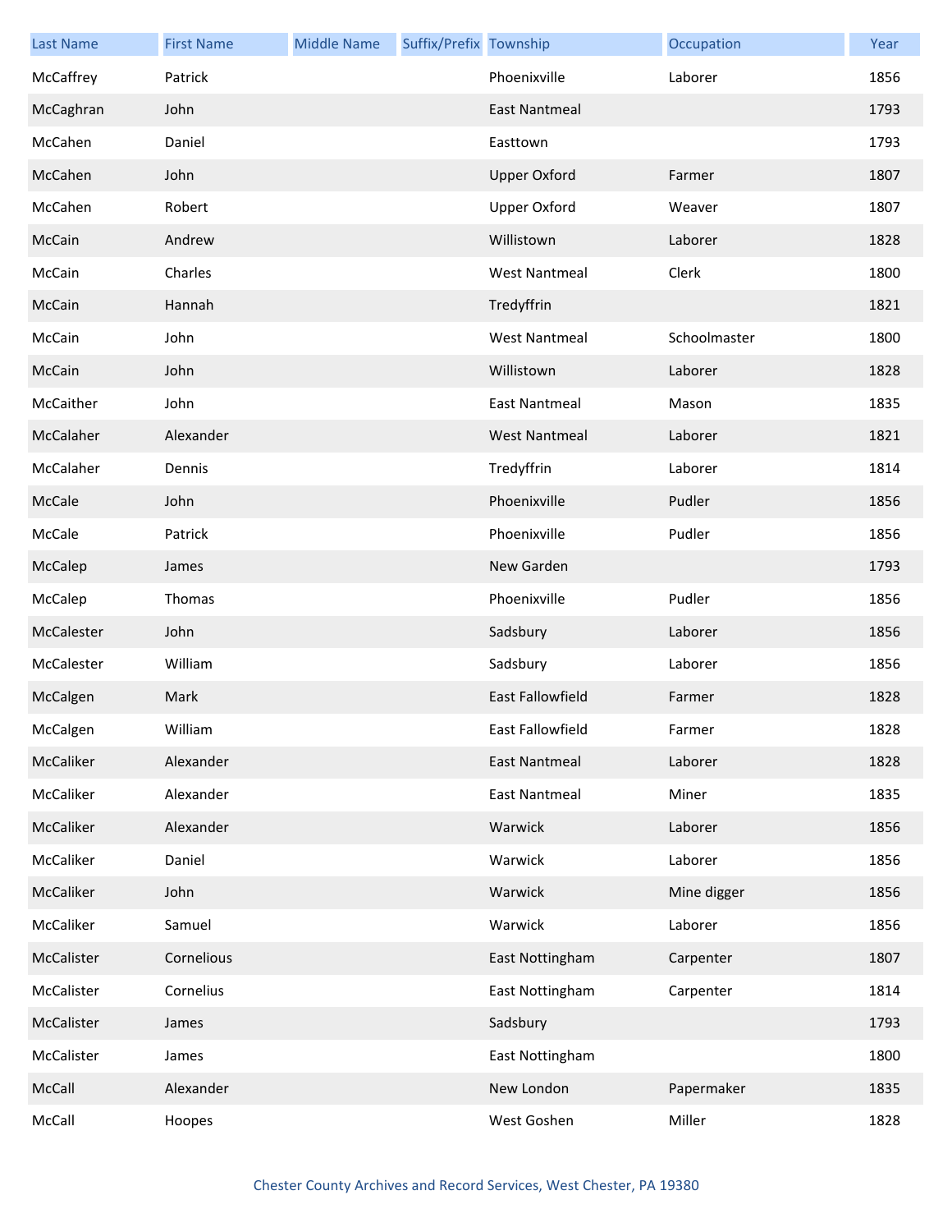| Last Name | First Name | Middle Name | Suffix/Prefix | Township | Occupation | Year |
|---|---|---|---|---|---|---|
| McCaffrey | Patrick | | | Phoenixville | Laborer | 1856 |
| McCaghran | John | | | East Nantmeal | | 1793 |
| McCahen | Daniel | | | Easttown | | 1793 |
| McCahen | John | | | Upper Oxford | Farmer | 1807 |
| McCahen | Robert | | | Upper Oxford | Weaver | 1807 |
| McCain | Andrew | | | Willistown | Laborer | 1828 |
| McCain | Charles | | | West Nantmeal | Clerk | 1800 |
| McCain | Hannah | | | Tredyffrin | | 1821 |
| McCain | John | | | West Nantmeal | Schoolmaster | 1800 |
| McCain | John | | | Willistown | Laborer | 1828 |
| McCaither | John | | | East Nantmeal | Mason | 1835 |
| McCalaher | Alexander | | | West Nantmeal | Laborer | 1821 |
| McCalaher | Dennis | | | Tredyffrin | Laborer | 1814 |
| McCale | John | | | Phoenixville | Pudler | 1856 |
| McCale | Patrick | | | Phoenixville | Pudler | 1856 |
| McCalep | James | | | New Garden | | 1793 |
| McCalep | Thomas | | | Phoenixville | Pudler | 1856 |
| McCalester | John | | | Sadsbury | Laborer | 1856 |
| McCalester | William | | | Sadsbury | Laborer | 1856 |
| McCalgen | Mark | | | East Fallowfield | Farmer | 1828 |
| McCalgen | William | | | East Fallowfield | Farmer | 1828 |
| McCaliker | Alexander | | | East Nantmeal | Laborer | 1828 |
| McCaliker | Alexander | | | East Nantmeal | Miner | 1835 |
| McCaliker | Alexander | | | Warwick | Laborer | 1856 |
| McCaliker | Daniel | | | Warwick | Laborer | 1856 |
| McCaliker | John | | | Warwick | Mine digger | 1856 |
| McCaliker | Samuel | | | Warwick | Laborer | 1856 |
| McCalister | Cornelious | | | East Nottingham | Carpenter | 1807 |
| McCalister | Cornelius | | | East Nottingham | Carpenter | 1814 |
| McCalister | James | | | Sadsbury | | 1793 |
| McCalister | James | | | East Nottingham | | 1800 |
| McCall | Alexander | | | New London | Papermaker | 1835 |
| McCall | Hoopes | | | West Goshen | Miller | 1828 |

Chester County Archives and Record Services, West Chester, PA 19380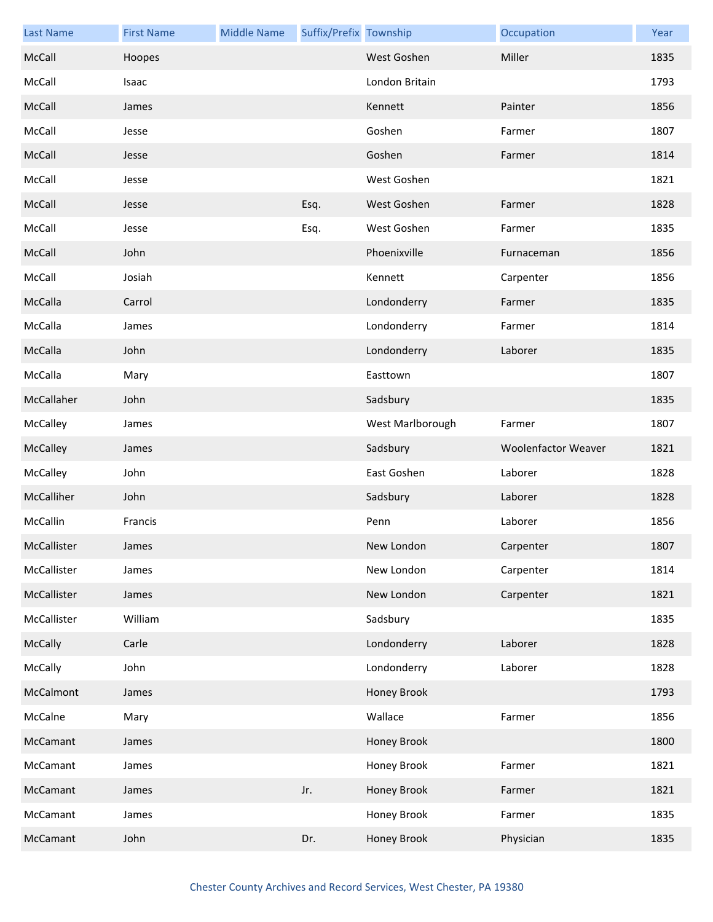| Last Name | First Name | Middle Name | Suffix/Prefix | Township | Occupation | Year |
| --- | --- | --- | --- | --- | --- | --- |
| McCall | Hoopes | | | West Goshen | Miller | 1835 |
| McCall | Isaac | | | London Britain | | 1793 |
| McCall | James | | | Kennett | Painter | 1856 |
| McCall | Jesse | | | Goshen | Farmer | 1807 |
| McCall | Jesse | | | Goshen | Farmer | 1814 |
| McCall | Jesse | | | West Goshen | | 1821 |
| McCall | Jesse | | Esq. | West Goshen | Farmer | 1828 |
| McCall | Jesse | | Esq. | West Goshen | Farmer | 1835 |
| McCall | John | | | Phoenixville | Furnaceman | 1856 |
| McCall | Josiah | | | Kennett | Carpenter | 1856 |
| McCalla | Carrol | | | Londonderry | Farmer | 1835 |
| McCalla | James | | | Londonderry | Farmer | 1814 |
| McCalla | John | | | Londonderry | Laborer | 1835 |
| McCalla | Mary | | | Easttown | | 1807 |
| McCallaher | John | | | Sadsbury | | 1835 |
| McCalley | James | | | West Marlborough | Farmer | 1807 |
| McCalley | James | | | Sadsbury | Woolenfactor Weaver | 1821 |
| McCalley | John | | | East Goshen | Laborer | 1828 |
| McCalliher | John | | | Sadsbury | Laborer | 1828 |
| McCallin | Francis | | | Penn | Laborer | 1856 |
| McCallister | James | | | New London | Carpenter | 1807 |
| McCallister | James | | | New London | Carpenter | 1814 |
| McCallister | James | | | New London | Carpenter | 1821 |
| McCallister | William | | | Sadsbury | | 1835 |
| McCally | Carle | | | Londonderry | Laborer | 1828 |
| McCally | John | | | Londonderry | Laborer | 1828 |
| McCalmont | James | | | Honey Brook | | 1793 |
| McCalne | Mary | | | Wallace | Farmer | 1856 |
| McCamant | James | | | Honey Brook | | 1800 |
| McCamant | James | | | Honey Brook | Farmer | 1821 |
| McCamant | James | | Jr. | Honey Brook | Farmer | 1821 |
| McCamant | James | | | Honey Brook | Farmer | 1835 |
| McCamant | John | | Dr. | Honey Brook | Physician | 1835 |

Chester County Archives and Record Services, West Chester, PA 19380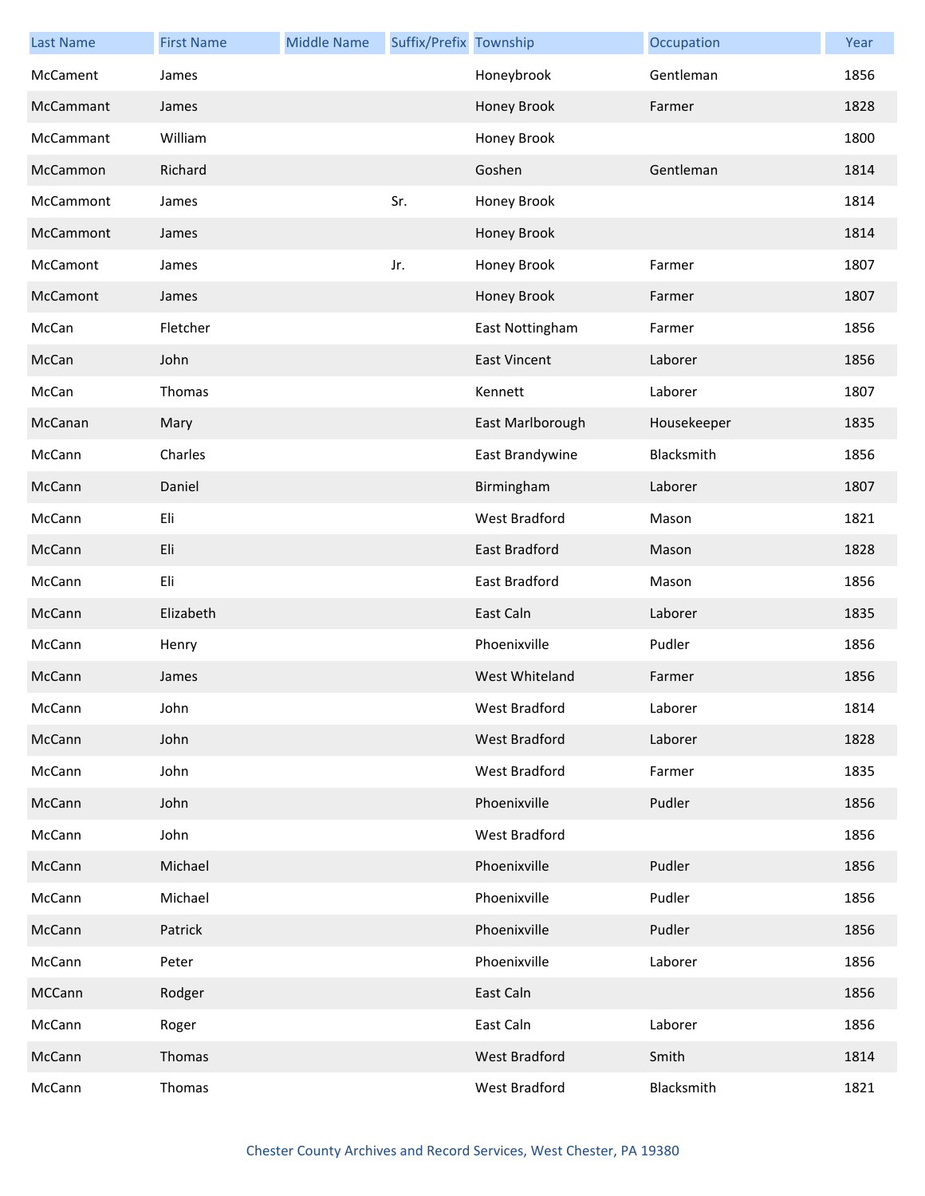| Last Name | First Name | Middle Name | Suffix/Prefix | Township | Occupation | Year |
| --- | --- | --- | --- | --- | --- | --- |
| McCament | James | | | Honeybrook | Gentleman | 1856 |
| McCammant | James | | | Honey Brook | Farmer | 1828 |
| McCammant | William | | | Honey Brook | | 1800 |
| McCammon | Richard | | | Goshen | Gentleman | 1814 |
| McCammont | James | | Sr. | Honey Brook | | 1814 |
| McCammont | James | | | Honey Brook | | 1814 |
| McCamont | James | | Jr. | Honey Brook | Farmer | 1807 |
| McCamont | James | | | Honey Brook | Farmer | 1807 |
| McCan | Fletcher | | | East Nottingham | Farmer | 1856 |
| McCan | John | | | East Vincent | Laborer | 1856 |
| McCan | Thomas | | | Kennett | Laborer | 1807 |
| McCanan | Mary | | | East Marlborough | Housekeeper | 1835 |
| McCann | Charles | | | East Brandywine | Blacksmith | 1856 |
| McCann | Daniel | | | Birmingham | Laborer | 1807 |
| McCann | Eli | | | West Bradford | Mason | 1821 |
| McCann | Eli | | | East Bradford | Mason | 1828 |
| McCann | Eli | | | East Bradford | Mason | 1856 |
| McCann | Elizabeth | | | East Caln | Laborer | 1835 |
| McCann | Henry | | | Phoenixville | Pudler | 1856 |
| McCann | James | | | West Whiteland | Farmer | 1856 |
| McCann | John | | | West Bradford | Laborer | 1814 |
| McCann | John | | | West Bradford | Laborer | 1828 |
| McCann | John | | | West Bradford | Farmer | 1835 |
| McCann | John | | | Phoenixville | Pudler | 1856 |
| McCann | John | | | West Bradford | | 1856 |
| McCann | Michael | | | Phoenixville | Pudler | 1856 |
| McCann | Michael | | | Phoenixville | Pudler | 1856 |
| McCann | Patrick | | | Phoenixville | Pudler | 1856 |
| McCann | Peter | | | Phoenixville | Laborer | 1856 |
| MCCann | Rodger | | | East Caln | | 1856 |
| McCann | Roger | | | East Caln | Laborer | 1856 |
| McCann | Thomas | | | West Bradford | Smith | 1814 |
| McCann | Thomas | | | West Bradford | Blacksmith | 1821 |

Chester County Archives and Record Services, West Chester, PA 19380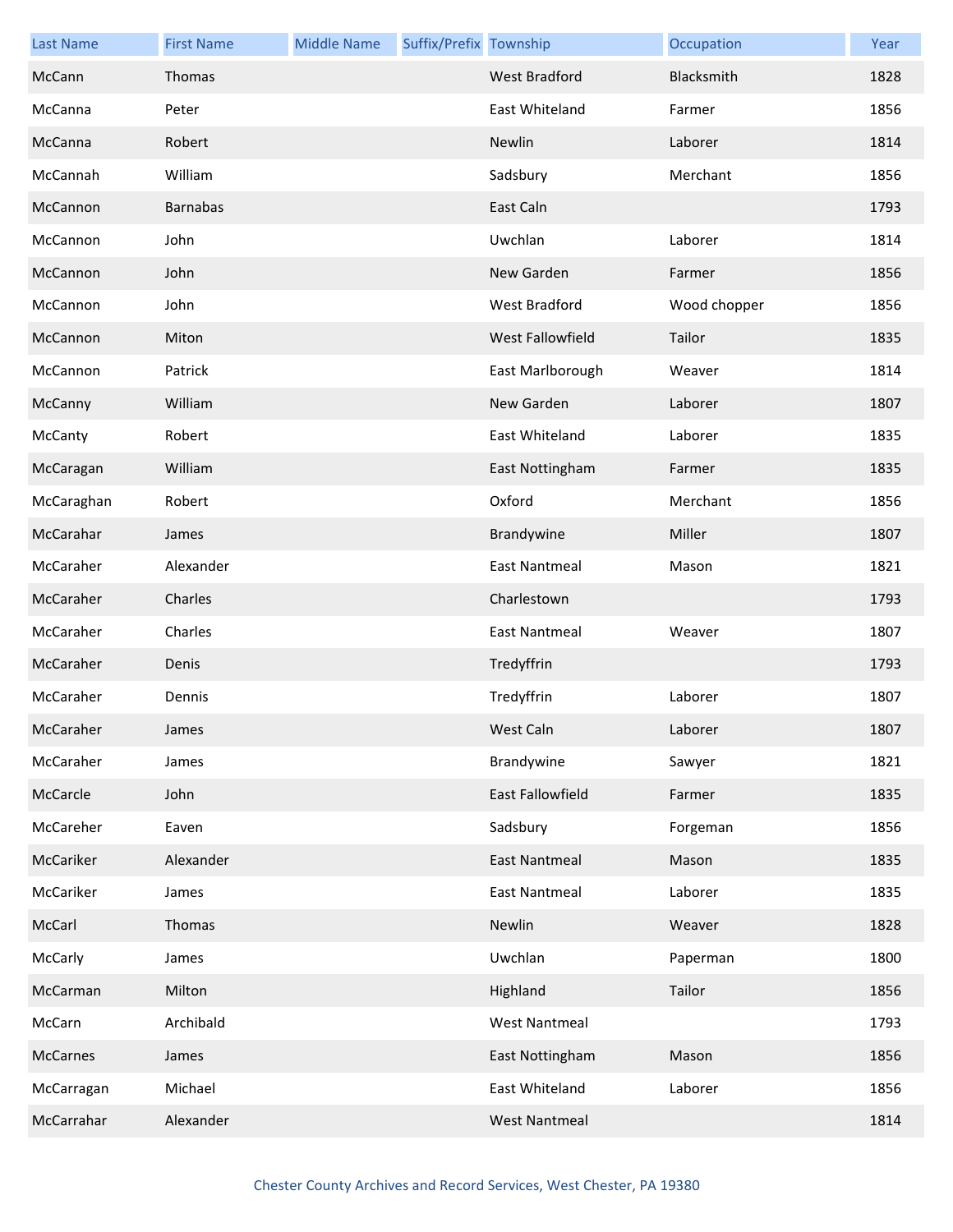| Last Name | First Name | Middle Name | Suffix/Prefix | Township | Occupation | Year |
|---|---|---|---|---|---|---|
| McCann | Thomas | | | West Bradford | Blacksmith | 1828 |
| McCanna | Peter | | | East Whiteland | Farmer | 1856 |
| McCanna | Robert | | | Newlin | Laborer | 1814 |
| McCannah | William | | | Sadsbury | Merchant | 1856 |
| McCannon | Barnabas | | | East Caln | | 1793 |
| McCannon | John | | | Uwchlan | Laborer | 1814 |
| McCannon | John | | | New Garden | Farmer | 1856 |
| McCannon | John | | | West Bradford | Wood chopper | 1856 |
| McCannon | Miton | | | West Fallowfield | Tailor | 1835 |
| McCannon | Patrick | | | East Marlborough | Weaver | 1814 |
| McCanny | William | | | New Garden | Laborer | 1807 |
| McCanty | Robert | | | East Whiteland | Laborer | 1835 |
| McCaragan | William | | | East Nottingham | Farmer | 1835 |
| McCaraghan | Robert | | | Oxford | Merchant | 1856 |
| McCarahar | James | | | Brandywine | Miller | 1807 |
| McCaraher | Alexander | | | East Nantmeal | Mason | 1821 |
| McCaraher | Charles | | | Charlestown | | 1793 |
| McCaraher | Charles | | | East Nantmeal | Weaver | 1807 |
| McCaraher | Denis | | | Tredyffrin | | 1793 |
| McCaraher | Dennis | | | Tredyffrin | Laborer | 1807 |
| McCaraher | James | | | West Caln | Laborer | 1807 |
| McCaraher | James | | | Brandywine | Sawyer | 1821 |
| McCarcle | John | | | East Fallowfield | Farmer | 1835 |
| McCareher | Eaven | | | Sadsbury | Forgeman | 1856 |
| McCariker | Alexander | | | East Nantmeal | Mason | 1835 |
| McCariker | James | | | East Nantmeal | Laborer | 1835 |
| McCarl | Thomas | | | Newlin | Weaver | 1828 |
| McCarly | James | | | Uwchlan | Paperman | 1800 |
| McCarman | Milton | | | Highland | Tailor | 1856 |
| McCarn | Archibald | | | West Nantmeal | | 1793 |
| McCarnes | James | | | East Nottingham | Mason | 1856 |
| McCarragan | Michael | | | East Whiteland | Laborer | 1856 |
| McCarrahar | Alexander | | | West Nantmeal | | 1814 |

Chester County Archives and Record Services, West Chester, PA 19380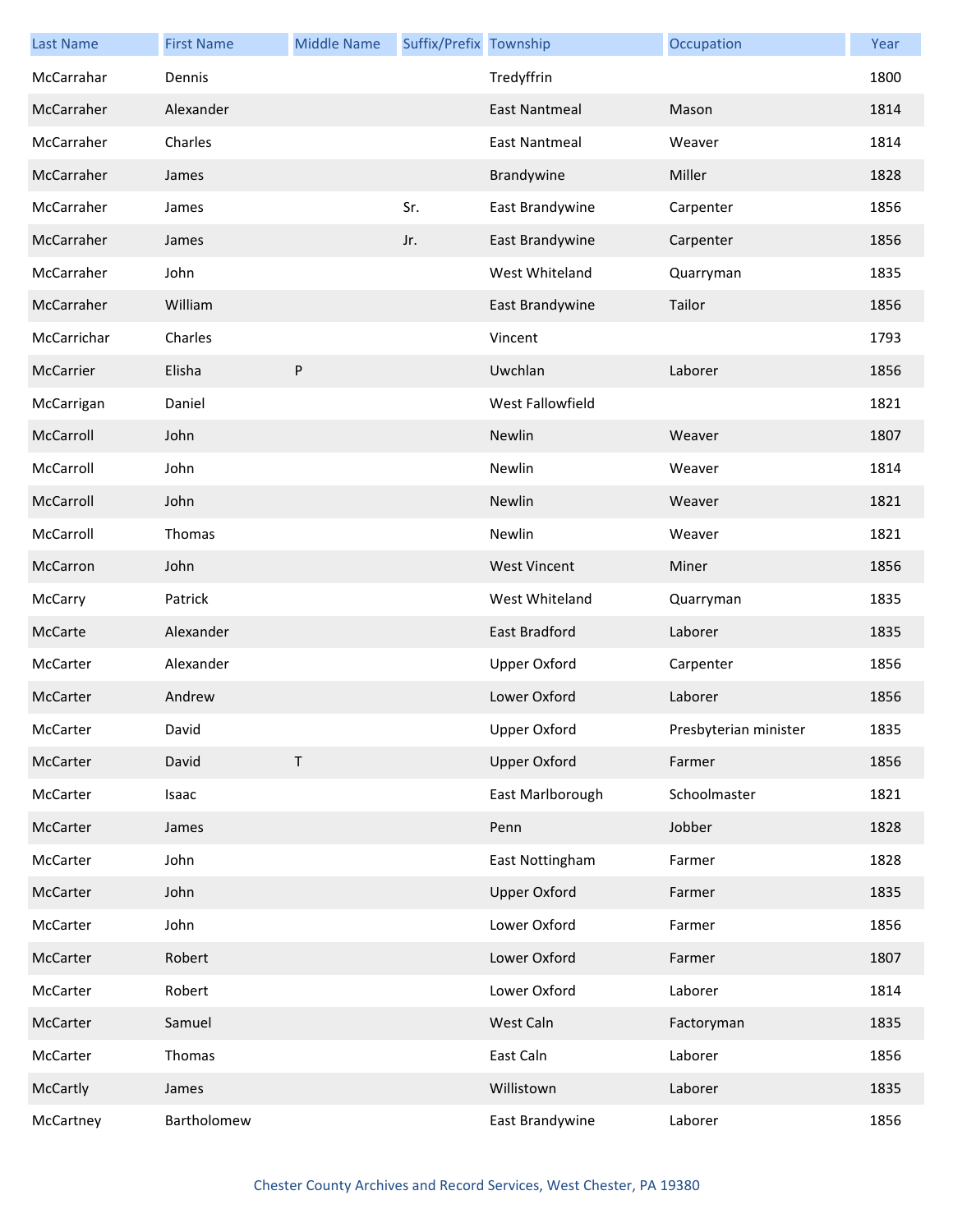| Last Name | First Name | Middle Name | Suffix/Prefix | Township | Occupation | Year |
|---|---|---|---|---|---|---|
| McCarrahar | Dennis | | | Tredyffrin | | 1800 |
| McCarraher | Alexander | | | East Nantmeal | Mason | 1814 |
| McCarraher | Charles | | | East Nantmeal | Weaver | 1814 |
| McCarraher | James | | | Brandywine | Miller | 1828 |
| McCarraher | James | | Sr. | East Brandywine | Carpenter | 1856 |
| McCarraher | James | | Jr. | East Brandywine | Carpenter | 1856 |
| McCarraher | John | | | West Whiteland | Quarryman | 1835 |
| McCarraher | William | | | East Brandywine | Tailor | 1856 |
| McCarrichar | Charles | | | Vincent | | 1793 |
| McCarrier | Elisha | P | | Uwchlan | Laborer | 1856 |
| McCarrigan | Daniel | | | West Fallowfield | | 1821 |
| McCarroll | John | | | Newlin | Weaver | 1807 |
| McCarroll | John | | | Newlin | Weaver | 1814 |
| McCarroll | John | | | Newlin | Weaver | 1821 |
| McCarroll | Thomas | | | Newlin | Weaver | 1821 |
| McCarron | John | | | West Vincent | Miner | 1856 |
| McCarry | Patrick | | | West Whiteland | Quarryman | 1835 |
| McCarte | Alexander | | | East Bradford | Laborer | 1835 |
| McCarter | Alexander | | | Upper Oxford | Carpenter | 1856 |
| McCarter | Andrew | | | Lower Oxford | Laborer | 1856 |
| McCarter | David | | | Upper Oxford | Presbyterian minister | 1835 |
| McCarter | David | T | | Upper Oxford | Farmer | 1856 |
| McCarter | Isaac | | | East Marlborough | Schoolmaster | 1821 |
| McCarter | James | | | Penn | Jobber | 1828 |
| McCarter | John | | | East Nottingham | Farmer | 1828 |
| McCarter | John | | | Upper Oxford | Farmer | 1835 |
| McCarter | John | | | Lower Oxford | Farmer | 1856 |
| McCarter | Robert | | | Lower Oxford | Farmer | 1807 |
| McCarter | Robert | | | Lower Oxford | Laborer | 1814 |
| McCarter | Samuel | | | West Caln | Factoryman | 1835 |
| McCarter | Thomas | | | East Caln | Laborer | 1856 |
| McCartly | James | | | Willistown | Laborer | 1835 |
| McCartney | Bartholomew | | | East Brandywine | Laborer | 1856 |

Chester County Archives and Record Services, West Chester, PA 19380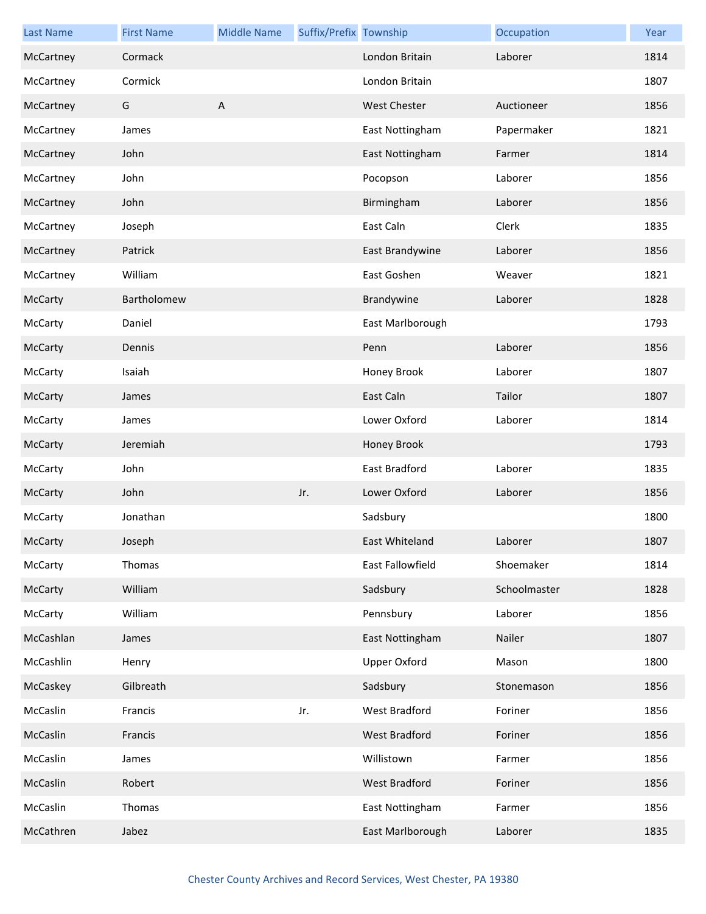| Last Name | First Name | Middle Name | Suffix/Prefix | Township | Occupation | Year |
|---|---|---|---|---|---|---|
| McCartney | Cormack | | | London Britain | Laborer | 1814 |
| McCartney | Cormick | | | London Britain | | 1807 |
| McCartney | G | A | | West Chester | Auctioneer | 1856 |
| McCartney | James | | | East Nottingham | Papermaker | 1821 |
| McCartney | John | | | East Nottingham | Farmer | 1814 |
| McCartney | John | | | Pocopson | Laborer | 1856 |
| McCartney | John | | | Birmingham | Laborer | 1856 |
| McCartney | Joseph | | | East Caln | Clerk | 1835 |
| McCartney | Patrick | | | East Brandywine | Laborer | 1856 |
| McCartney | William | | | East Goshen | Weaver | 1821 |
| McCarty | Bartholomew | | | Brandywine | Laborer | 1828 |
| McCarty | Daniel | | | East Marlborough | | 1793 |
| McCarty | Dennis | | | Penn | Laborer | 1856 |
| McCarty | Isaiah | | | Honey Brook | Laborer | 1807 |
| McCarty | James | | | East Caln | Tailor | 1807 |
| McCarty | James | | | Lower Oxford | Laborer | 1814 |
| McCarty | Jeremiah | | | Honey Brook | | 1793 |
| McCarty | John | | | East Bradford | Laborer | 1835 |
| McCarty | John | | Jr. | Lower Oxford | Laborer | 1856 |
| McCarty | Jonathan | | | Sadsbury | | 1800 |
| McCarty | Joseph | | | East Whiteland | Laborer | 1807 |
| McCarty | Thomas | | | East Fallowfield | Shoemaker | 1814 |
| McCarty | William | | | Sadsbury | Schoolmaster | 1828 |
| McCarty | William | | | Pennsbury | Laborer | 1856 |
| McCashlan | James | | | East Nottingham | Nailer | 1807 |
| McCashlin | Henry | | | Upper Oxford | Mason | 1800 |
| McCaskey | Gilbreath | | | Sadsbury | Stonemason | 1856 |
| McCaslin | Francis | | Jr. | West Bradford | Foriner | 1856 |
| McCaslin | Francis | | | West Bradford | Foriner | 1856 |
| McCaslin | James | | | Willistown | Farmer | 1856 |
| McCaslin | Robert | | | West Bradford | Foriner | 1856 |
| McCaslin | Thomas | | | East Nottingham | Farmer | 1856 |
| McCathren | Jabez | | | East Marlborough | Laborer | 1835 |

Chester County Archives and Record Services, West Chester, PA 19380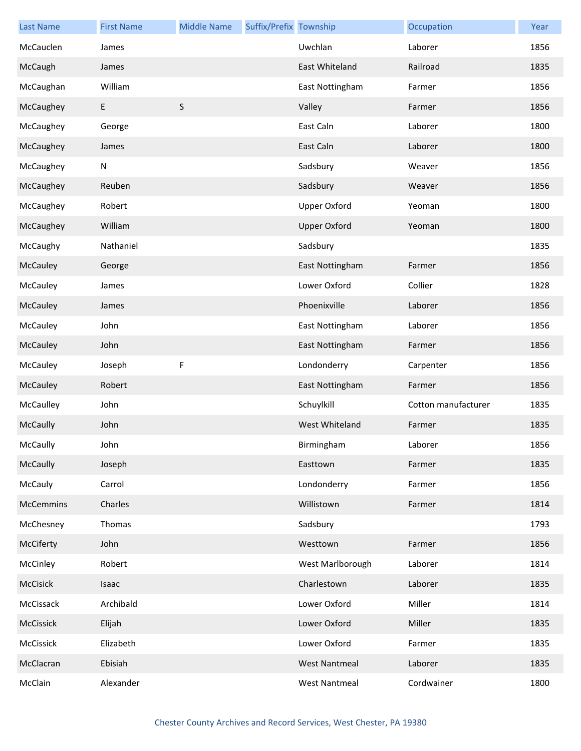| Last Name | First Name | Middle Name | Suffix/Prefix | Township | Occupation | Year |
|---|---|---|---|---|---|---|
| McCauclen | James | | | Uwchlan | Laborer | 1856 |
| McCaugh | James | | | East Whiteland | Railroad | 1835 |
| McCaughan | William | | | East Nottingham | Farmer | 1856 |
| McCaughey | E | S | | Valley | Farmer | 1856 |
| McCaughey | George | | | East Caln | Laborer | 1800 |
| McCaughey | James | | | East Caln | Laborer | 1800 |
| McCaughey | N | | | Sadsbury | Weaver | 1856 |
| McCaughey | Reuben | | | Sadsbury | Weaver | 1856 |
| McCaughey | Robert | | | Upper Oxford | Yeoman | 1800 |
| McCaughey | William | | | Upper Oxford | Yeoman | 1800 |
| McCaughy | Nathaniel | | | Sadsbury | | 1835 |
| McCauley | George | | | East Nottingham | Farmer | 1856 |
| McCauley | James | | | Lower Oxford | Collier | 1828 |
| McCauley | James | | | Phoenixville | Laborer | 1856 |
| McCauley | John | | | East Nottingham | Laborer | 1856 |
| McCauley | John | | | East Nottingham | Farmer | 1856 |
| McCauley | Joseph | F | | Londonderry | Carpenter | 1856 |
| McCauley | Robert | | | East Nottingham | Farmer | 1856 |
| McCaulley | John | | | Schuylkill | Cotton manufacturer | 1835 |
| McCaully | John | | | West Whiteland | Farmer | 1835 |
| McCaully | John | | | Birmingham | Laborer | 1856 |
| McCaully | Joseph | | | Easttown | Farmer | 1835 |
| McCauly | Carrol | | | Londonderry | Farmer | 1856 |
| McCemmins | Charles | | | Willistown | Farmer | 1814 |
| McChesney | Thomas | | | Sadsbury | | 1793 |
| McCiferty | John | | | Westtown | Farmer | 1856 |
| McCinley | Robert | | | West Marlborough | Laborer | 1814 |
| McCisick | Isaac | | | Charlestown | Laborer | 1835 |
| McCissack | Archibald | | | Lower Oxford | Miller | 1814 |
| McCissick | Elijah | | | Lower Oxford | Miller | 1835 |
| McCissick | Elizabeth | | | Lower Oxford | Farmer | 1835 |
| McClacran | Ebisiah | | | West Nantmeal | Laborer | 1835 |
| McClain | Alexander | | | West Nantmeal | Cordwainer | 1800 |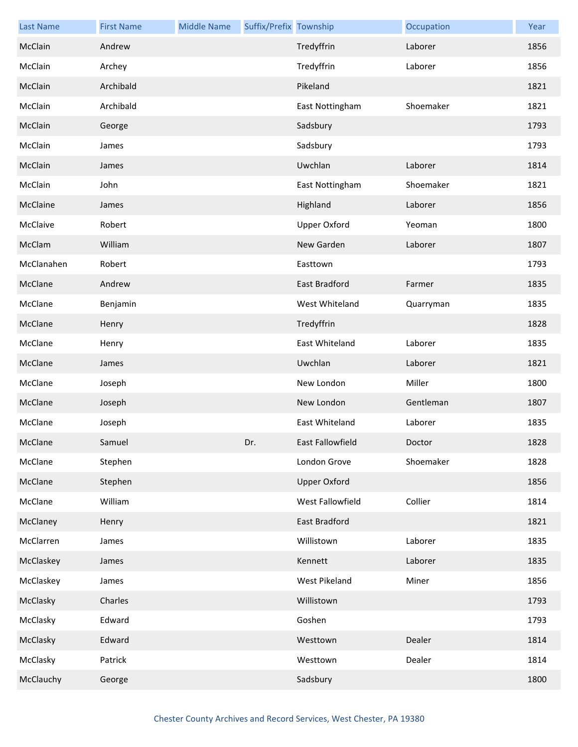| Last Name | First Name | Middle Name | Suffix/Prefix | Township | Occupation | Year |
| --- | --- | --- | --- | --- | --- | --- |
| McClain | Andrew | | | Tredyffrin | Laborer | 1856 |
| McClain | Archey | | | Tredyffrin | Laborer | 1856 |
| McClain | Archibald | | | Pikeland | | 1821 |
| McClain | Archibald | | | East Nottingham | Shoemaker | 1821 |
| McClain | George | | | Sadsbury | | 1793 |
| McClain | James | | | Sadsbury | | 1793 |
| McClain | James | | | Uwchlan | Laborer | 1814 |
| McClain | John | | | East Nottingham | Shoemaker | 1821 |
| McClaine | James | | | Highland | Laborer | 1856 |
| McClaive | Robert | | | Upper Oxford | Yeoman | 1800 |
| McClam | William | | | New Garden | Laborer | 1807 |
| McClanahen | Robert | | | Easttown | | 1793 |
| McClane | Andrew | | | East Bradford | Farmer | 1835 |
| McClane | Benjamin | | | West Whiteland | Quarryman | 1835 |
| McClane | Henry | | | Tredyffrin | | 1828 |
| McClane | Henry | | | East Whiteland | Laborer | 1835 |
| McClane | James | | | Uwchlan | Laborer | 1821 |
| McClane | Joseph | | | New London | Miller | 1800 |
| McClane | Joseph | | | New London | Gentleman | 1807 |
| McClane | Joseph | | | East Whiteland | Laborer | 1835 |
| McClane | Samuel | | Dr. | East Fallowfield | Doctor | 1828 |
| McClane | Stephen | | | London Grove | Shoemaker | 1828 |
| McClane | Stephen | | | Upper Oxford | | 1856 |
| McClane | William | | | West Fallowfield | Collier | 1814 |
| McClaney | Henry | | | East Bradford | | 1821 |
| McClarren | James | | | Willistown | Laborer | 1835 |
| McClaskey | James | | | Kennett | Laborer | 1835 |
| McClaskey | James | | | West Pikeland | Miner | 1856 |
| McClasky | Charles | | | Willistown | | 1793 |
| McClasky | Edward | | | Goshen | | 1793 |
| McClasky | Edward | | | Westtown | Dealer | 1814 |
| McClasky | Patrick | | | Westtown | Dealer | 1814 |
| McClauchy | George | | | Sadsbury | | 1800 |

Chester County Archives and Record Services, West Chester, PA 19380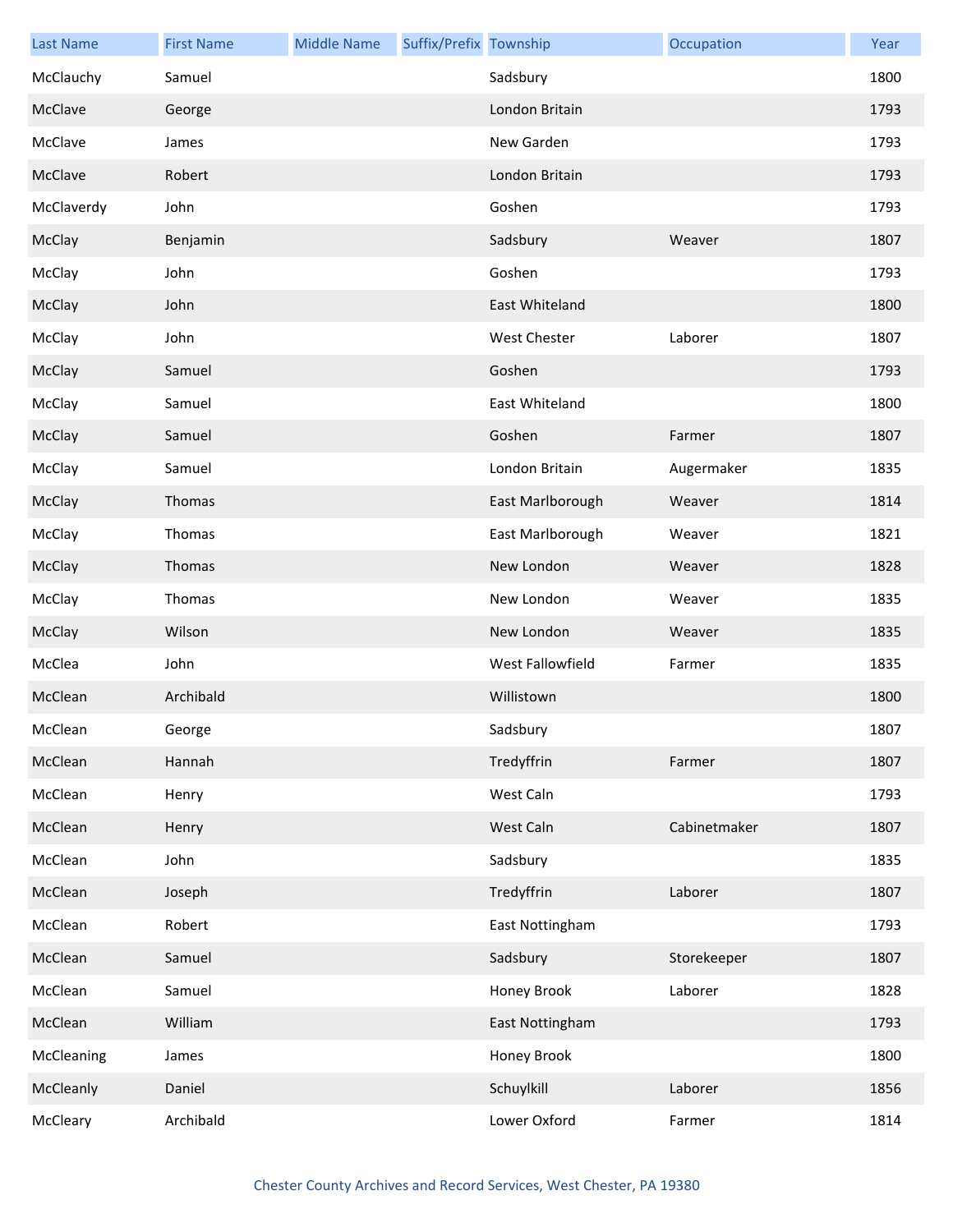| Last Name | First Name | Middle Name | Suffix/Prefix | Township | Occupation | Year |
|---|---|---|---|---|---|---|
| McClauchy | Samuel | | | Sadsbury | | 1800 |
| McClave | George | | | London Britain | | 1793 |
| McClave | James | | | New Garden | | 1793 |
| McClave | Robert | | | London Britain | | 1793 |
| McClaverdy | John | | | Goshen | | 1793 |
| McClay | Benjamin | | | Sadsbury | Weaver | 1807 |
| McClay | John | | | Goshen | | 1793 |
| McClay | John | | | East Whiteland | | 1800 |
| McClay | John | | | West Chester | Laborer | 1807 |
| McClay | Samuel | | | Goshen | | 1793 |
| McClay | Samuel | | | East Whiteland | | 1800 |
| McClay | Samuel | | | Goshen | Farmer | 1807 |
| McClay | Samuel | | | London Britain | Augermaker | 1835 |
| McClay | Thomas | | | East Marlborough | Weaver | 1814 |
| McClay | Thomas | | | East Marlborough | Weaver | 1821 |
| McClay | Thomas | | | New London | Weaver | 1828 |
| McClay | Thomas | | | New London | Weaver | 1835 |
| McClay | Wilson | | | New London | Weaver | 1835 |
| McClea | John | | | West Fallowfield | Farmer | 1835 |
| McClean | Archibald | | | Willistown | | 1800 |
| McClean | George | | | Sadsbury | | 1807 |
| McClean | Hannah | | | Tredyffrin | Farmer | 1807 |
| McClean | Henry | | | West Caln | | 1793 |
| McClean | Henry | | | West Caln | Cabinetmaker | 1807 |
| McClean | John | | | Sadsbury | | 1835 |
| McClean | Joseph | | | Tredyffrin | Laborer | 1807 |
| McClean | Robert | | | East Nottingham | | 1793 |
| McClean | Samuel | | | Sadsbury | Storekeeper | 1807 |
| McClean | Samuel | | | Honey Brook | Laborer | 1828 |
| McClean | William | | | East Nottingham | | 1793 |
| McCleaning | James | | | Honey Brook | | 1800 |
| McCleanly | Daniel | | | Schuylkill | Laborer | 1856 |
| McCleary | Archibald | | | Lower Oxford | Farmer | 1814 |

Chester County Archives and Record Services, West Chester, PA 19380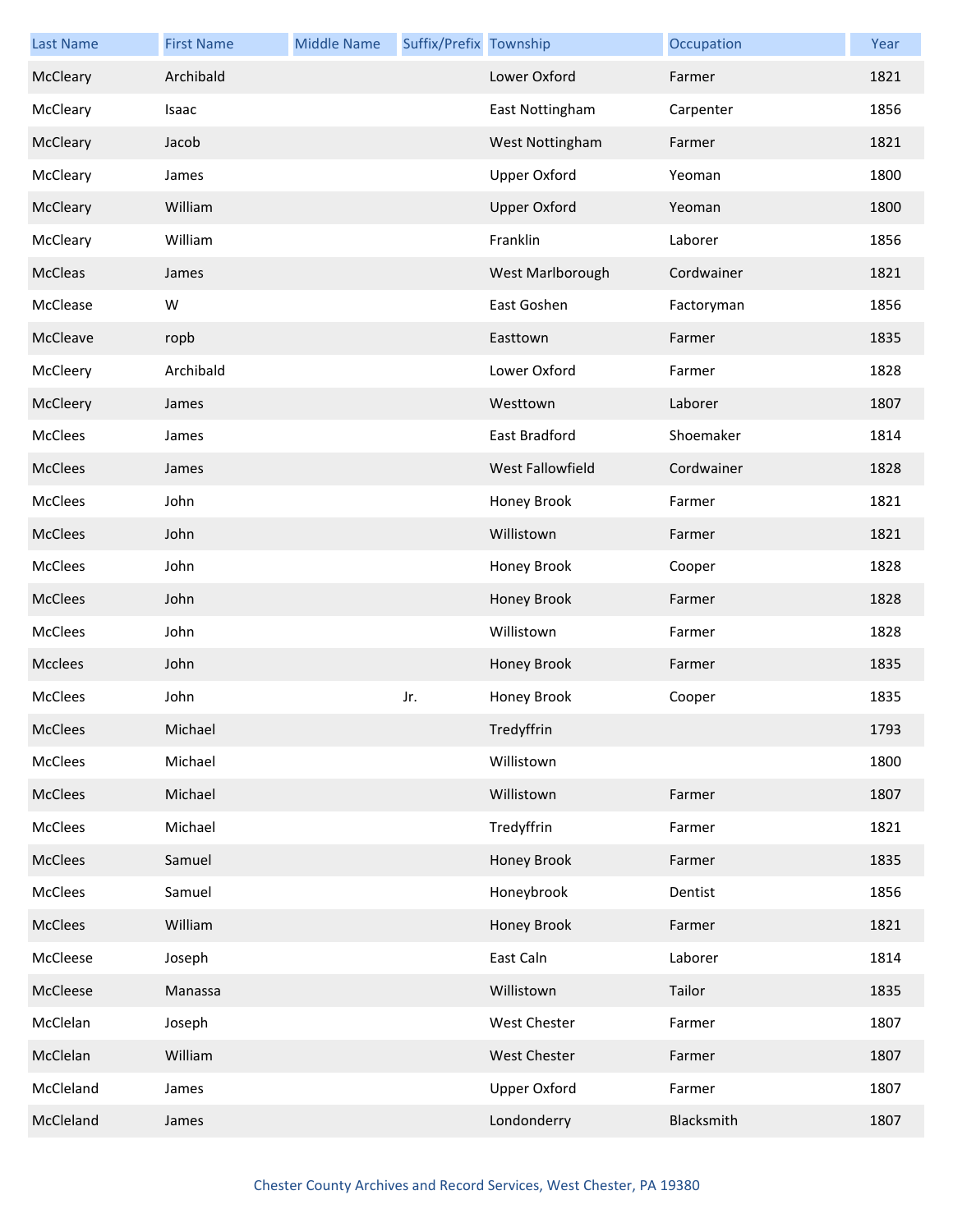| Last Name | First Name | Middle Name | Suffix/Prefix | Township | Occupation | Year |
|---|---|---|---|---|---|---|
| McCleary | Archibald | | | Lower Oxford | Farmer | 1821 |
| McCleary | Isaac | | | East Nottingham | Carpenter | 1856 |
| McCleary | Jacob | | | West Nottingham | Farmer | 1821 |
| McCleary | James | | | Upper Oxford | Yeoman | 1800 |
| McCleary | William | | | Upper Oxford | Yeoman | 1800 |
| McCleary | William | | | Franklin | Laborer | 1856 |
| McCleas | James | | | West Marlborough | Cordwainer | 1821 |
| McClease | W | | | East Goshen | Factoryman | 1856 |
| McCleave | ropb | | | Easttown | Farmer | 1835 |
| McCleery | Archibald | | | Lower Oxford | Farmer | 1828 |
| McCleery | James | | | Westtown | Laborer | 1807 |
| McClees | James | | | East Bradford | Shoemaker | 1814 |
| McClees | James | | | West Fallowfield | Cordwainer | 1828 |
| McClees | John | | | Honey Brook | Farmer | 1821 |
| McClees | John | | | Willistown | Farmer | 1821 |
| McClees | John | | | Honey Brook | Cooper | 1828 |
| McClees | John | | | Honey Brook | Farmer | 1828 |
| McClees | John | | | Willistown | Farmer | 1828 |
| Mcclees | John | | | Honey Brook | Farmer | 1835 |
| McClees | John | | Jr. | Honey Brook | Cooper | 1835 |
| McClees | Michael | | | Tredyffrin | | 1793 |
| McClees | Michael | | | Willistown | | 1800 |
| McClees | Michael | | | Willistown | Farmer | 1807 |
| McClees | Michael | | | Tredyffrin | Farmer | 1821 |
| McClees | Samuel | | | Honey Brook | Farmer | 1835 |
| McClees | Samuel | | | Honeybrook | Dentist | 1856 |
| McClees | William | | | Honey Brook | Farmer | 1821 |
| McCleese | Joseph | | | East Caln | Laborer | 1814 |
| McCleese | Manassa | | | Willistown | Tailor | 1835 |
| McClelan | Joseph | | | West Chester | Farmer | 1807 |
| McClelan | William | | | West Chester | Farmer | 1807 |
| McCleland | James | | | Upper Oxford | Farmer | 1807 |
| McCleland | James | | | Londonderry | Blacksmith | 1807 |

Chester County Archives and Record Services, West Chester, PA 19380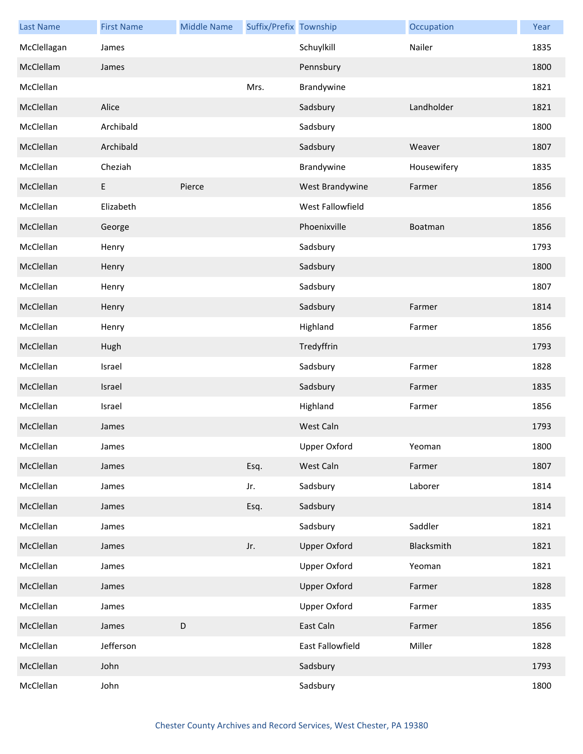| Last Name | First Name | Middle Name | Suffix/Prefix | Township | Occupation | Year |
|---|---|---|---|---|---|---|
| McClellagan | James | | | Schuylkill | Nailer | 1835 |
| McClellam | James | | | Pennsbury | | 1800 |
| McClellan | | | Mrs. | Brandywine | | 1821 |
| McClellan | Alice | | | Sadsbury | Landholder | 1821 |
| McClellan | Archibald | | | Sadsbury | | 1800 |
| McClellan | Archibald | | | Sadsbury | Weaver | 1807 |
| McClellan | Cheziah | | | Brandywine | Housewifery | 1835 |
| McClellan | E | Pierce | | West Brandywine | Farmer | 1856 |
| McClellan | Elizabeth | | | West Fallowfield | | 1856 |
| McClellan | George | | | Phoenixville | Boatman | 1856 |
| McClellan | Henry | | | Sadsbury | | 1793 |
| McClellan | Henry | | | Sadsbury | | 1800 |
| McClellan | Henry | | | Sadsbury | | 1807 |
| McClellan | Henry | | | Sadsbury | Farmer | 1814 |
| McClellan | Henry | | | Highland | Farmer | 1856 |
| McClellan | Hugh | | | Tredyffrin | | 1793 |
| McClellan | Israel | | | Sadsbury | Farmer | 1828 |
| McClellan | Israel | | | Sadsbury | Farmer | 1835 |
| McClellan | Israel | | | Highland | Farmer | 1856 |
| McClellan | James | | | West Caln | | 1793 |
| McClellan | James | | | Upper Oxford | Yeoman | 1800 |
| McClellan | James | | Esq. | West Caln | Farmer | 1807 |
| McClellan | James | | Jr. | Sadsbury | Laborer | 1814 |
| McClellan | James | | Esq. | Sadsbury | | 1814 |
| McClellan | James | | | Sadsbury | Saddler | 1821 |
| McClellan | James | | Jr. | Upper Oxford | Blacksmith | 1821 |
| McClellan | James | | | Upper Oxford | Yeoman | 1821 |
| McClellan | James | | | Upper Oxford | Farmer | 1828 |
| McClellan | James | | | Upper Oxford | Farmer | 1835 |
| McClellan | James | D | | East Caln | Farmer | 1856 |
| McClellan | Jefferson | | | East Fallowfield | Miller | 1828 |
| McClellan | John | | | Sadsbury | | 1793 |
| McClellan | John | | | Sadsbury | | 1800 |

Chester County Archives and Record Services, West Chester, PA 19380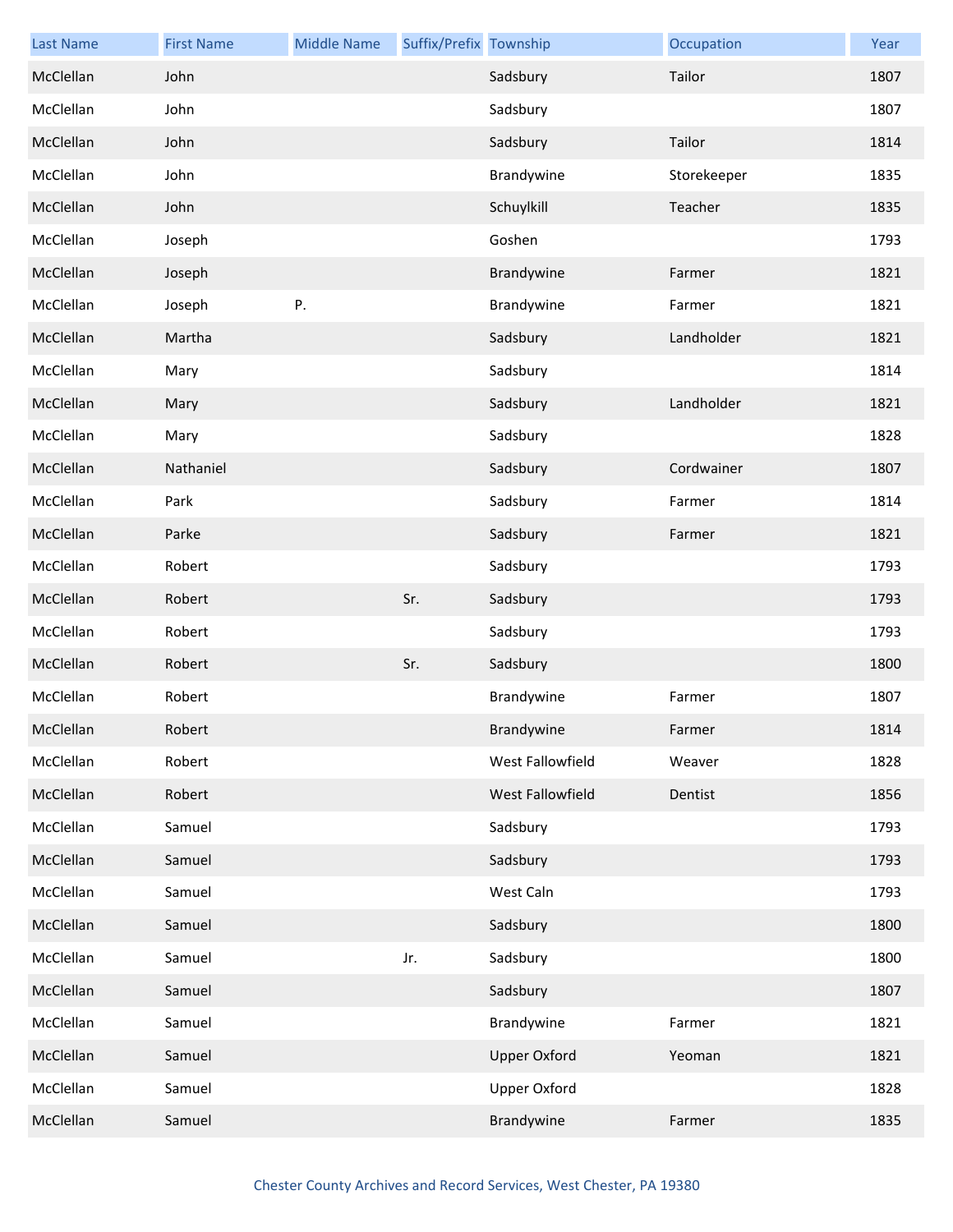| Last Name | First Name | Middle Name | Suffix/Prefix | Township | Occupation | Year |
| --- | --- | --- | --- | --- | --- | --- |
| McClellan | John | | | Sadsbury | Tailor | 1807 |
| McClellan | John | | | Sadsbury | | 1807 |
| McClellan | John | | | Sadsbury | Tailor | 1814 |
| McClellan | John | | | Brandywine | Storekeeper | 1835 |
| McClellan | John | | | Schuylkill | Teacher | 1835 |
| McClellan | Joseph | | | Goshen | | 1793 |
| McClellan | Joseph | | | Brandywine | Farmer | 1821 |
| McClellan | Joseph | P. | | Brandywine | Farmer | 1821 |
| McClellan | Martha | | | Sadsbury | Landholder | 1821 |
| McClellan | Mary | | | Sadsbury | | 1814 |
| McClellan | Mary | | | Sadsbury | Landholder | 1821 |
| McClellan | Mary | | | Sadsbury | | 1828 |
| McClellan | Nathaniel | | | Sadsbury | Cordwainer | 1807 |
| McClellan | Park | | | Sadsbury | Farmer | 1814 |
| McClellan | Parke | | | Sadsbury | Farmer | 1821 |
| McClellan | Robert | | | Sadsbury | | 1793 |
| McClellan | Robert | | Sr. | Sadsbury | | 1793 |
| McClellan | Robert | | | Sadsbury | | 1793 |
| McClellan | Robert | | Sr. | Sadsbury | | 1800 |
| McClellan | Robert | | | Brandywine | Farmer | 1807 |
| McClellan | Robert | | | Brandywine | Farmer | 1814 |
| McClellan | Robert | | | West Fallowfield | Weaver | 1828 |
| McClellan | Robert | | | West Fallowfield | Dentist | 1856 |
| McClellan | Samuel | | | Sadsbury | | 1793 |
| McClellan | Samuel | | | Sadsbury | | 1793 |
| McClellan | Samuel | | | West Caln | | 1793 |
| McClellan | Samuel | | | Sadsbury | | 1800 |
| McClellan | Samuel | | Jr. | Sadsbury | | 1800 |
| McClellan | Samuel | | | Sadsbury | | 1807 |
| McClellan | Samuel | | | Brandywine | Farmer | 1821 |
| McClellan | Samuel | | | Upper Oxford | Yeoman | 1821 |
| McClellan | Samuel | | | Upper Oxford | | 1828 |
| McClellan | Samuel | | | Brandywine | Farmer | 1835 |

Chester County Archives and Record Services, West Chester, PA 19380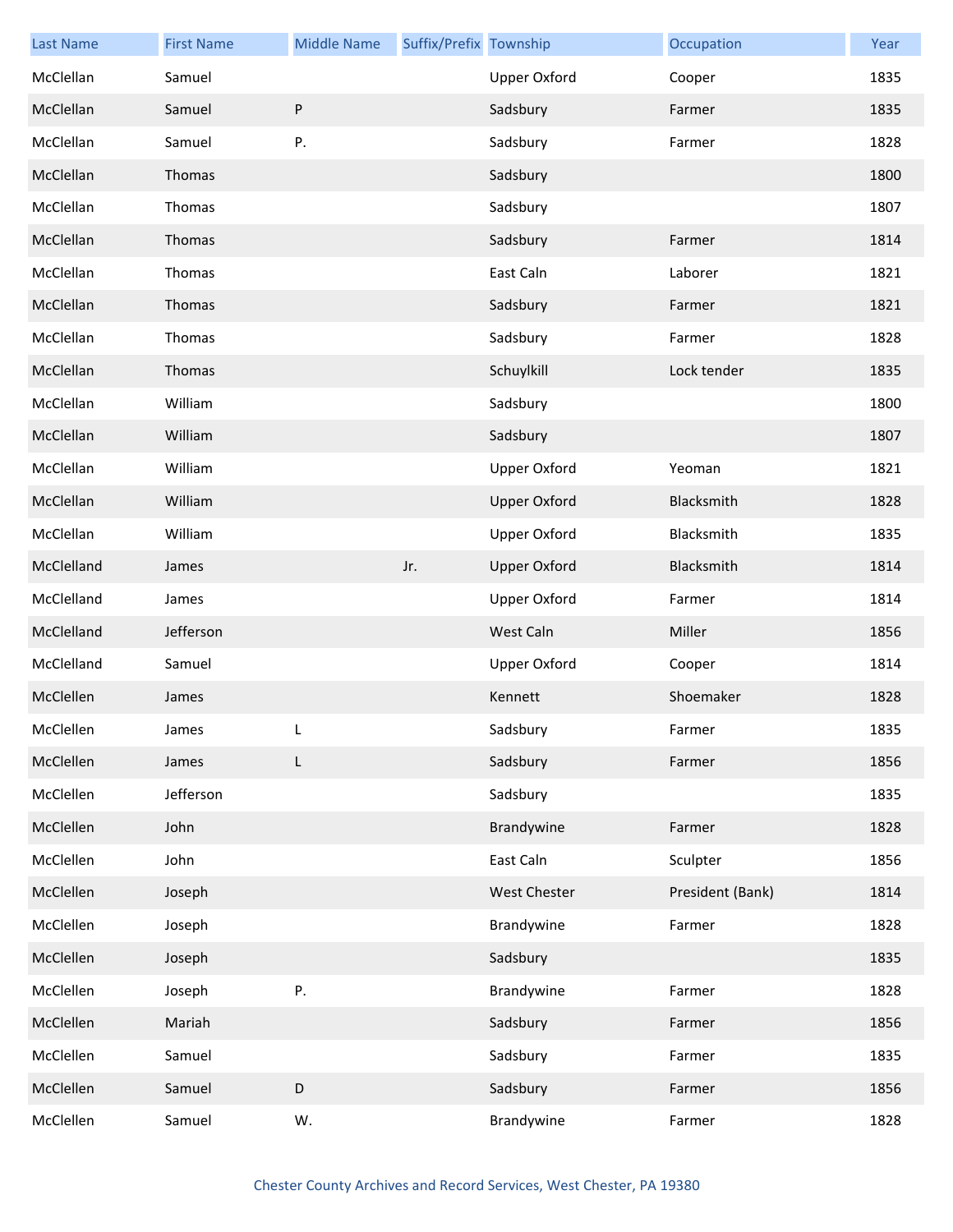| Last Name | First Name | Middle Name | Suffix/Prefix | Township | Occupation | Year |
|---|---|---|---|---|---|---|
| McClellan | Samuel | | | Upper Oxford | Cooper | 1835 |
| McClellan | Samuel | P | | Sadsbury | Farmer | 1835 |
| McClellan | Samuel | P. | | Sadsbury | Farmer | 1828 |
| McClellan | Thomas | | | Sadsbury | | 1800 |
| McClellan | Thomas | | | Sadsbury | | 1807 |
| McClellan | Thomas | | | Sadsbury | Farmer | 1814 |
| McClellan | Thomas | | | East Caln | Laborer | 1821 |
| McClellan | Thomas | | | Sadsbury | Farmer | 1821 |
| McClellan | Thomas | | | Sadsbury | Farmer | 1828 |
| McClellan | Thomas | | | Schuylkill | Lock tender | 1835 |
| McClellan | William | | | Sadsbury | | 1800 |
| McClellan | William | | | Sadsbury | | 1807 |
| McClellan | William | | | Upper Oxford | Yeoman | 1821 |
| McClellan | William | | | Upper Oxford | Blacksmith | 1828 |
| McClellan | William | | | Upper Oxford | Blacksmith | 1835 |
| McClelland | James | | Jr. | Upper Oxford | Blacksmith | 1814 |
| McClelland | James | | | Upper Oxford | Farmer | 1814 |
| McClelland | Jefferson | | | West Caln | Miller | 1856 |
| McClelland | Samuel | | | Upper Oxford | Cooper | 1814 |
| McClellen | James | | | Kennett | Shoemaker | 1828 |
| McClellen | James | L | | Sadsbury | Farmer | 1835 |
| McClellen | James | L | | Sadsbury | Farmer | 1856 |
| McClellen | Jefferson | | | Sadsbury | | 1835 |
| McClellen | John | | | Brandywine | Farmer | 1828 |
| McClellen | John | | | East Caln | Sculpter | 1856 |
| McClellen | Joseph | | | West Chester | President (Bank) | 1814 |
| McClellen | Joseph | | | Brandywine | Farmer | 1828 |
| McClellen | Joseph | | | Sadsbury | | 1835 |
| McClellen | Joseph | P. | | Brandywine | Farmer | 1828 |
| McClellen | Mariah | | | Sadsbury | Farmer | 1856 |
| McClellen | Samuel | | | Sadsbury | Farmer | 1835 |
| McClellen | Samuel | D | | Sadsbury | Farmer | 1856 |
| McClellen | Samuel | W. | | Brandywine | Farmer | 1828 |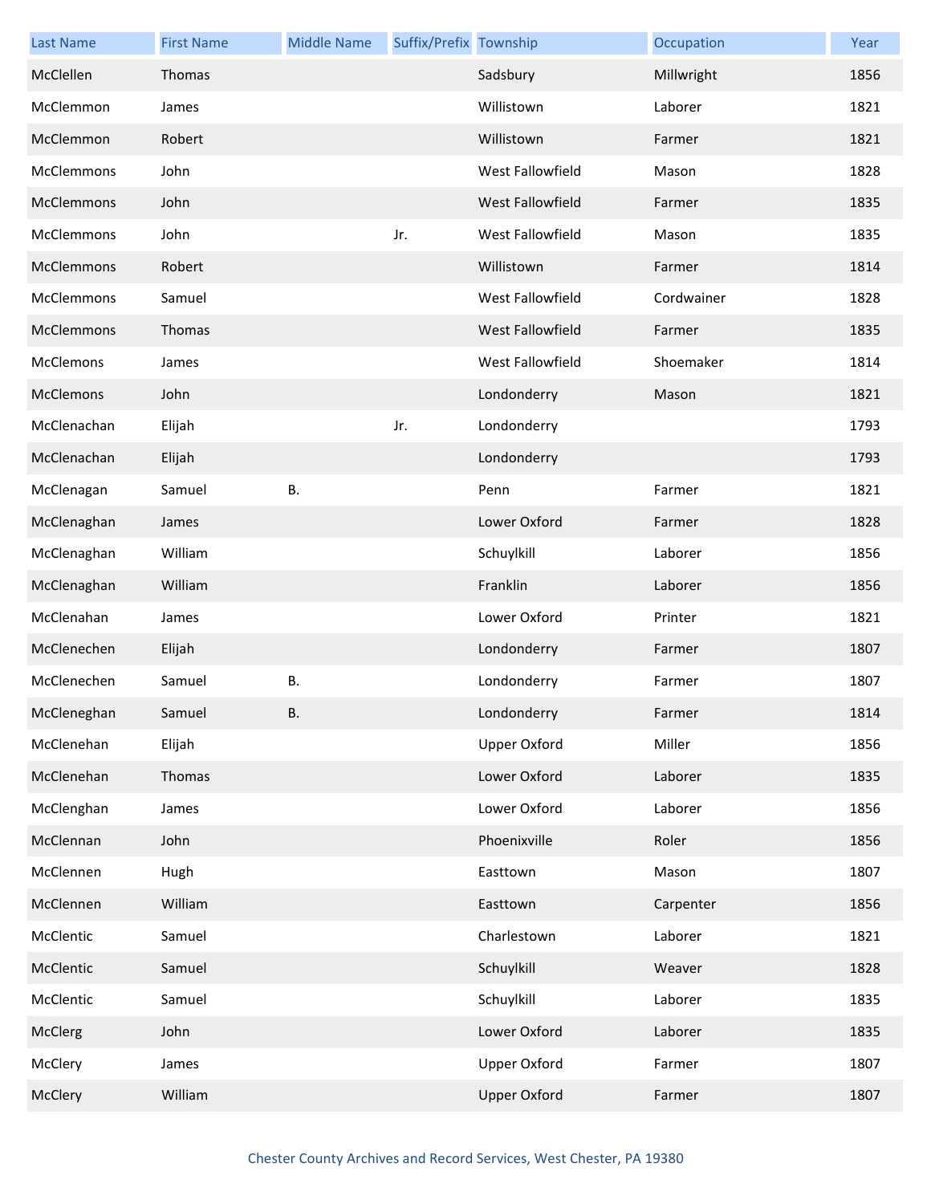| Last Name | First Name | Middle Name | Suffix/Prefix | Township | Occupation | Year |
| --- | --- | --- | --- | --- | --- | --- |
| McClellen | Thomas | | | Sadsbury | Millwright | 1856 |
| McClemmon | James | | | Willistown | Laborer | 1821 |
| McClemmon | Robert | | | Willistown | Farmer | 1821 |
| McClemmons | John | | | West Fallowfield | Mason | 1828 |
| McClemmons | John | | | West Fallowfield | Farmer | 1835 |
| McClemmons | John | | Jr. | West Fallowfield | Mason | 1835 |
| McClemmons | Robert | | | Willistown | Farmer | 1814 |
| McClemmons | Samuel | | | West Fallowfield | Cordwainer | 1828 |
| McClemmons | Thomas | | | West Fallowfield | Farmer | 1835 |
| McClemons | James | | | West Fallowfield | Shoemaker | 1814 |
| McClemons | John | | | Londonderry | Mason | 1821 |
| McClenachan | Elijah | | Jr. | Londonderry | | 1793 |
| McClenachan | Elijah | | | Londonderry | | 1793 |
| McClenagan | Samuel | B. | | Penn | Farmer | 1821 |
| McClenaghan | James | | | Lower Oxford | Farmer | 1828 |
| McClenaghan | William | | | Schuylkill | Laborer | 1856 |
| McClenaghan | William | | | Franklin | Laborer | 1856 |
| McClenahan | James | | | Lower Oxford | Printer | 1821 |
| McClenechen | Elijah | | | Londonderry | Farmer | 1807 |
| McClenechen | Samuel | B. | | Londonderry | Farmer | 1807 |
| McCleneghan | Samuel | B. | | Londonderry | Farmer | 1814 |
| McClenehan | Elijah | | | Upper Oxford | Miller | 1856 |
| McClenehan | Thomas | | | Lower Oxford | Laborer | 1835 |
| McClenghan | James | | | Lower Oxford | Laborer | 1856 |
| McClennan | John | | | Phoenixville | Roler | 1856 |
| McClennen | Hugh | | | Easttown | Mason | 1807 |
| McClennen | William | | | Easttown | Carpenter | 1856 |
| McClentic | Samuel | | | Charlestown | Laborer | 1821 |
| McClentic | Samuel | | | Schuylkill | Weaver | 1828 |
| McClentic | Samuel | | | Schuylkill | Laborer | 1835 |
| McClerg | John | | | Lower Oxford | Laborer | 1835 |
| McClery | James | | | Upper Oxford | Farmer | 1807 |
| McClery | William | | | Upper Oxford | Farmer | 1807 |

Chester County Archives and Record Services, West Chester, PA 19380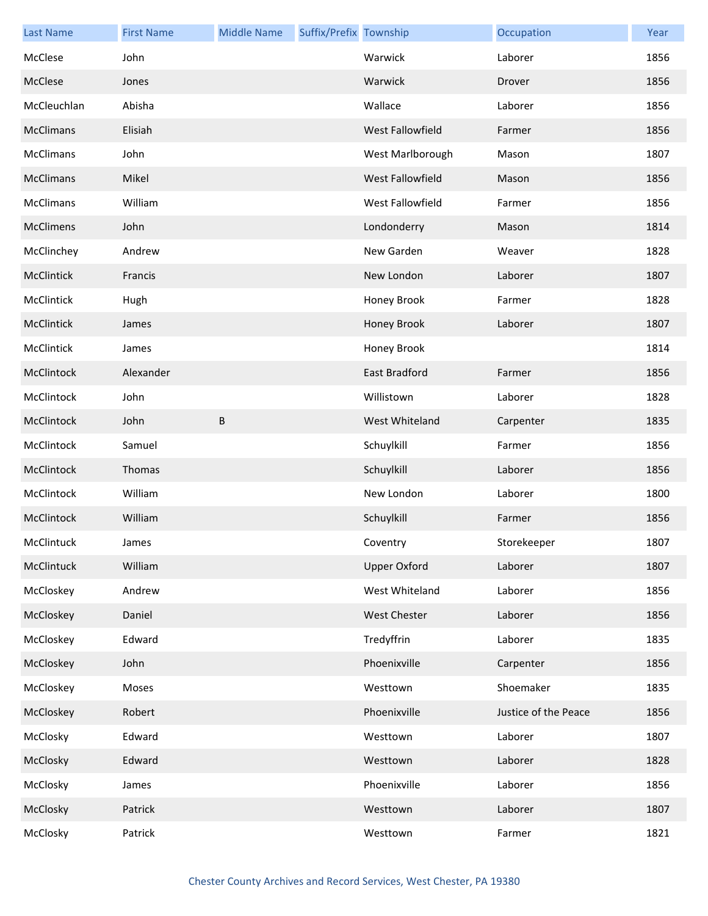| Last Name | First Name | Middle Name | Suffix/Prefix | Township | Occupation | Year |
|---|---|---|---|---|---|---|
| McClese | John | | | Warwick | Laborer | 1856 |
| McClese | Jones | | | Warwick | Drover | 1856 |
| McCleuchlan | Abisha | | | Wallace | Laborer | 1856 |
| McClimans | Elisiah | | | West Fallowfield | Farmer | 1856 |
| McClimans | John | | | West Marlborough | Mason | 1807 |
| McClimans | Mikel | | | West Fallowfield | Mason | 1856 |
| McClimans | William | | | West Fallowfield | Farmer | 1856 |
| McClimens | John | | | Londonderry | Mason | 1814 |
| McClinchey | Andrew | | | New Garden | Weaver | 1828 |
| McClintick | Francis | | | New London | Laborer | 1807 |
| McClintick | Hugh | | | Honey Brook | Farmer | 1828 |
| McClintick | James | | | Honey Brook | Laborer | 1807 |
| McClintick | James | | | Honey Brook | | 1814 |
| McClintock | Alexander | | | East Bradford | Farmer | 1856 |
| McClintock | John | | | Willistown | Laborer | 1828 |
| McClintock | John | B | | West Whiteland | Carpenter | 1835 |
| McClintock | Samuel | | | Schuylkill | Farmer | 1856 |
| McClintock | Thomas | | | Schuylkill | Laborer | 1856 |
| McClintock | William | | | New London | Laborer | 1800 |
| McClintock | William | | | Schuylkill | Farmer | 1856 |
| McClintuck | James | | | Coventry | Storekeeper | 1807 |
| McClintuck | William | | | Upper Oxford | Laborer | 1807 |
| McCloskey | Andrew | | | West Whiteland | Laborer | 1856 |
| McCloskey | Daniel | | | West Chester | Laborer | 1856 |
| McCloskey | Edward | | | Tredyffrin | Laborer | 1835 |
| McCloskey | John | | | Phoenixville | Carpenter | 1856 |
| McCloskey | Moses | | | Westtown | Shoemaker | 1835 |
| McCloskey | Robert | | | Phoenixville | Justice of the Peace | 1856 |
| McClosky | Edward | | | Westtown | Laborer | 1807 |
| McClosky | Edward | | | Westtown | Laborer | 1828 |
| McClosky | James | | | Phoenixville | Laborer | 1856 |
| McClosky | Patrick | | | Westtown | Laborer | 1807 |
| McClosky | Patrick | | | Westtown | Farmer | 1821 |

Chester County Archives and Record Services, West Chester, PA 19380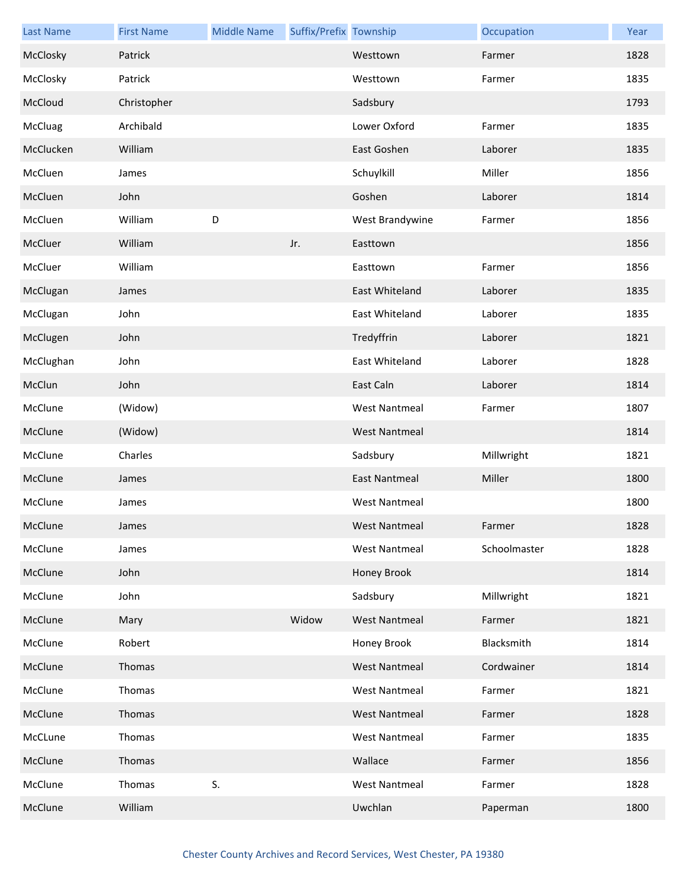| Last Name | First Name | Middle Name | Suffix/Prefix | Township | Occupation | Year |
|---|---|---|---|---|---|---|
| McClosky | Patrick | | | Westtown | Farmer | 1828 |
| McClosky | Patrick | | | Westtown | Farmer | 1835 |
| McCloud | Christopher | | | Sadsbury | | 1793 |
| McCluag | Archibald | | | Lower Oxford | Farmer | 1835 |
| McClucken | William | | | East Goshen | Laborer | 1835 |
| McCluen | James | | | Schuylkill | Miller | 1856 |
| McCluen | John | | | Goshen | Laborer | 1814 |
| McCluen | William | D | | West Brandywine | Farmer | 1856 |
| McCluer | William | | Jr. | Easttown | | 1856 |
| McCluer | William | | | Easttown | Farmer | 1856 |
| McClugan | James | | | East Whiteland | Laborer | 1835 |
| McClugan | John | | | East Whiteland | Laborer | 1835 |
| McClugen | John | | | Tredyffrin | Laborer | 1821 |
| McClughan | John | | | East Whiteland | Laborer | 1828 |
| McClun | John | | | East Caln | Laborer | 1814 |
| McClune | (Widow) | | | West Nantmeal | Farmer | 1807 |
| McClune | (Widow) | | | West Nantmeal | | 1814 |
| McClune | Charles | | | Sadsbury | Millwright | 1821 |
| McClune | James | | | East Nantmeal | Miller | 1800 |
| McClune | James | | | West Nantmeal | | 1800 |
| McClune | James | | | West Nantmeal | Farmer | 1828 |
| McClune | James | | | West Nantmeal | Schoolmaster | 1828 |
| McClune | John | | | Honey Brook | | 1814 |
| McClune | John | | | Sadsbury | Millwright | 1821 |
| McClune | Mary | | Widow | West Nantmeal | Farmer | 1821 |
| McClune | Robert | | | Honey Brook | Blacksmith | 1814 |
| McClune | Thomas | | | West Nantmeal | Cordwainer | 1814 |
| McClune | Thomas | | | West Nantmeal | Farmer | 1821 |
| McClune | Thomas | | | West Nantmeal | Farmer | 1828 |
| McCLune | Thomas | | | West Nantmeal | Farmer | 1835 |
| McClune | Thomas | | | Wallace | Farmer | 1856 |
| McClune | Thomas | S. | | West Nantmeal | Farmer | 1828 |
| McClune | William | | | Uwchlan | Paperman | 1800 |

Chester County Archives and Record Services, West Chester, PA 19380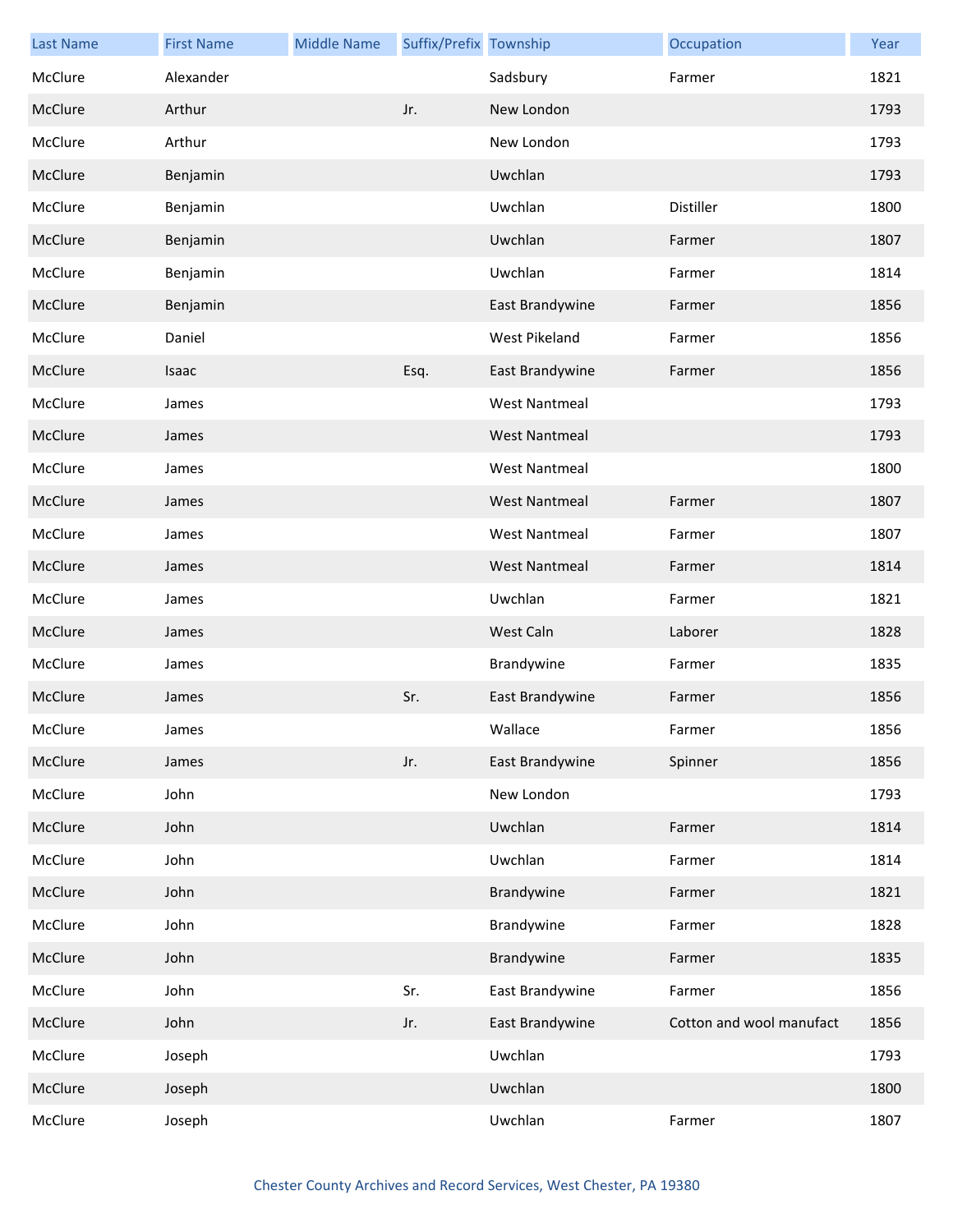| Last Name | First Name | Middle Name | Suffix/Prefix | Township | Occupation | Year |
| --- | --- | --- | --- | --- | --- | --- |
| McClure | Alexander | | | Sadsbury | Farmer | 1821 |
| McClure | Arthur | | Jr. | New London | | 1793 |
| McClure | Arthur | | | New London | | 1793 |
| McClure | Benjamin | | | Uwchlan | | 1793 |
| McClure | Benjamin | | | Uwchlan | Distiller | 1800 |
| McClure | Benjamin | | | Uwchlan | Farmer | 1807 |
| McClure | Benjamin | | | Uwchlan | Farmer | 1814 |
| McClure | Benjamin | | | East Brandywine | Farmer | 1856 |
| McClure | Daniel | | | West Pikeland | Farmer | 1856 |
| McClure | Isaac | | Esq. | East Brandywine | Farmer | 1856 |
| McClure | James | | | West Nantmeal | | 1793 |
| McClure | James | | | West Nantmeal | | 1793 |
| McClure | James | | | West Nantmeal | | 1800 |
| McClure | James | | | West Nantmeal | Farmer | 1807 |
| McClure | James | | | West Nantmeal | Farmer | 1807 |
| McClure | James | | | West Nantmeal | Farmer | 1814 |
| McClure | James | | | Uwchlan | Farmer | 1821 |
| McClure | James | | | West Caln | Laborer | 1828 |
| McClure | James | | | Brandywine | Farmer | 1835 |
| McClure | James | | Sr. | East Brandywine | Farmer | 1856 |
| McClure | James | | | Wallace | Farmer | 1856 |
| McClure | James | | Jr. | East Brandywine | Spinner | 1856 |
| McClure | John | | | New London | | 1793 |
| McClure | John | | | Uwchlan | Farmer | 1814 |
| McClure | John | | | Uwchlan | Farmer | 1814 |
| McClure | John | | | Brandywine | Farmer | 1821 |
| McClure | John | | | Brandywine | Farmer | 1828 |
| McClure | John | | | Brandywine | Farmer | 1835 |
| McClure | John | | Sr. | East Brandywine | Farmer | 1856 |
| McClure | John | | Jr. | East Brandywine | Cotton and wool manufact | 1856 |
| McClure | Joseph | | | Uwchlan | | 1793 |
| McClure | Joseph | | | Uwchlan | | 1800 |
| McClure | Joseph | | | Uwchlan | Farmer | 1807 |

Chester County Archives and Record Services, West Chester, PA 19380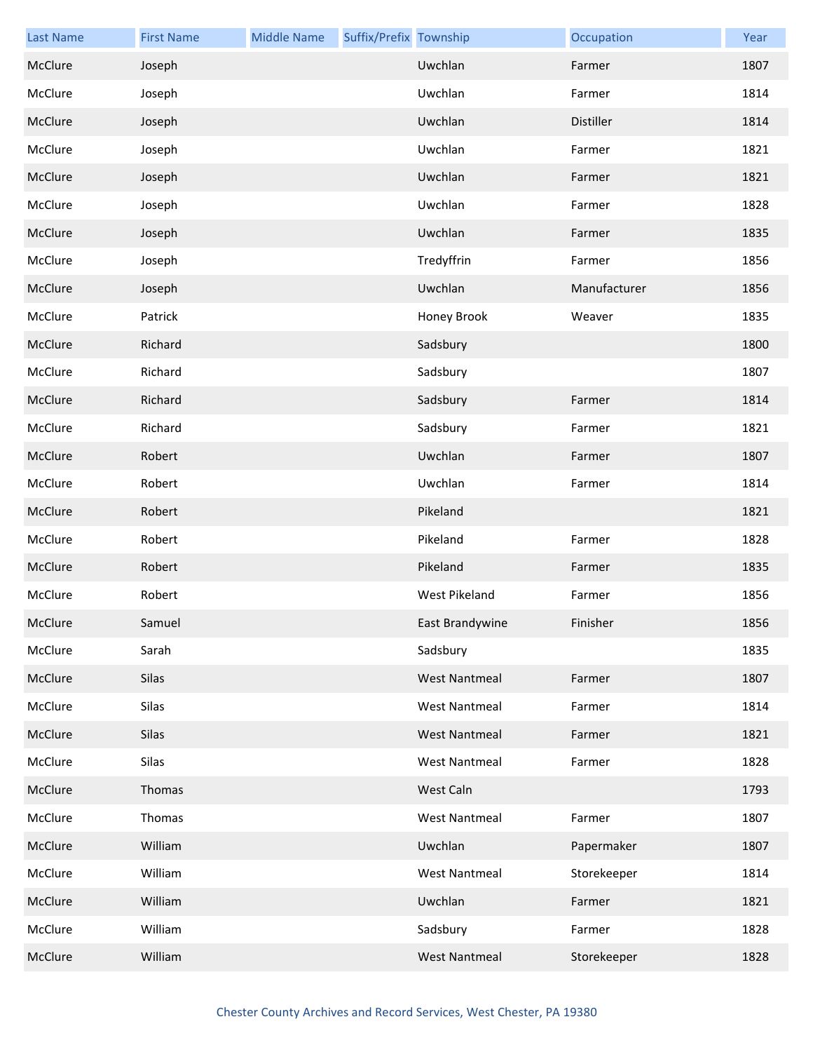| Last Name | First Name | Middle Name | Suffix/Prefix | Township | Occupation | Year |
|---|---|---|---|---|---|---|
| McClure | Joseph | | | Uwchlan | Farmer | 1807 |
| McClure | Joseph | | | Uwchlan | Farmer | 1814 |
| McClure | Joseph | | | Uwchlan | Distiller | 1814 |
| McClure | Joseph | | | Uwchlan | Farmer | 1821 |
| McClure | Joseph | | | Uwchlan | Farmer | 1821 |
| McClure | Joseph | | | Uwchlan | Farmer | 1828 |
| McClure | Joseph | | | Uwchlan | Farmer | 1835 |
| McClure | Joseph | | | Tredyffrin | Farmer | 1856 |
| McClure | Joseph | | | Uwchlan | Manufacturer | 1856 |
| McClure | Patrick | | | Honey Brook | Weaver | 1835 |
| McClure | Richard | | | Sadsbury | | 1800 |
| McClure | Richard | | | Sadsbury | | 1807 |
| McClure | Richard | | | Sadsbury | Farmer | 1814 |
| McClure | Richard | | | Sadsbury | Farmer | 1821 |
| McClure | Robert | | | Uwchlan | Farmer | 1807 |
| McClure | Robert | | | Uwchlan | Farmer | 1814 |
| McClure | Robert | | | Pikeland | | 1821 |
| McClure | Robert | | | Pikeland | Farmer | 1828 |
| McClure | Robert | | | Pikeland | Farmer | 1835 |
| McClure | Robert | | | West Pikeland | Farmer | 1856 |
| McClure | Samuel | | | East Brandywine | Finisher | 1856 |
| McClure | Sarah | | | Sadsbury | | 1835 |
| McClure | Silas | | | West Nantmeal | Farmer | 1807 |
| McClure | Silas | | | West Nantmeal | Farmer | 1814 |
| McClure | Silas | | | West Nantmeal | Farmer | 1821 |
| McClure | Silas | | | West Nantmeal | Farmer | 1828 |
| McClure | Thomas | | | West Caln | | 1793 |
| McClure | Thomas | | | West Nantmeal | Farmer | 1807 |
| McClure | William | | | Uwchlan | Papermaker | 1807 |
| McClure | William | | | West Nantmeal | Storekeeper | 1814 |
| McClure | William | | | Uwchlan | Farmer | 1821 |
| McClure | William | | | Sadsbury | Farmer | 1828 |
| McClure | William | | | West Nantmeal | Storekeeper | 1828 |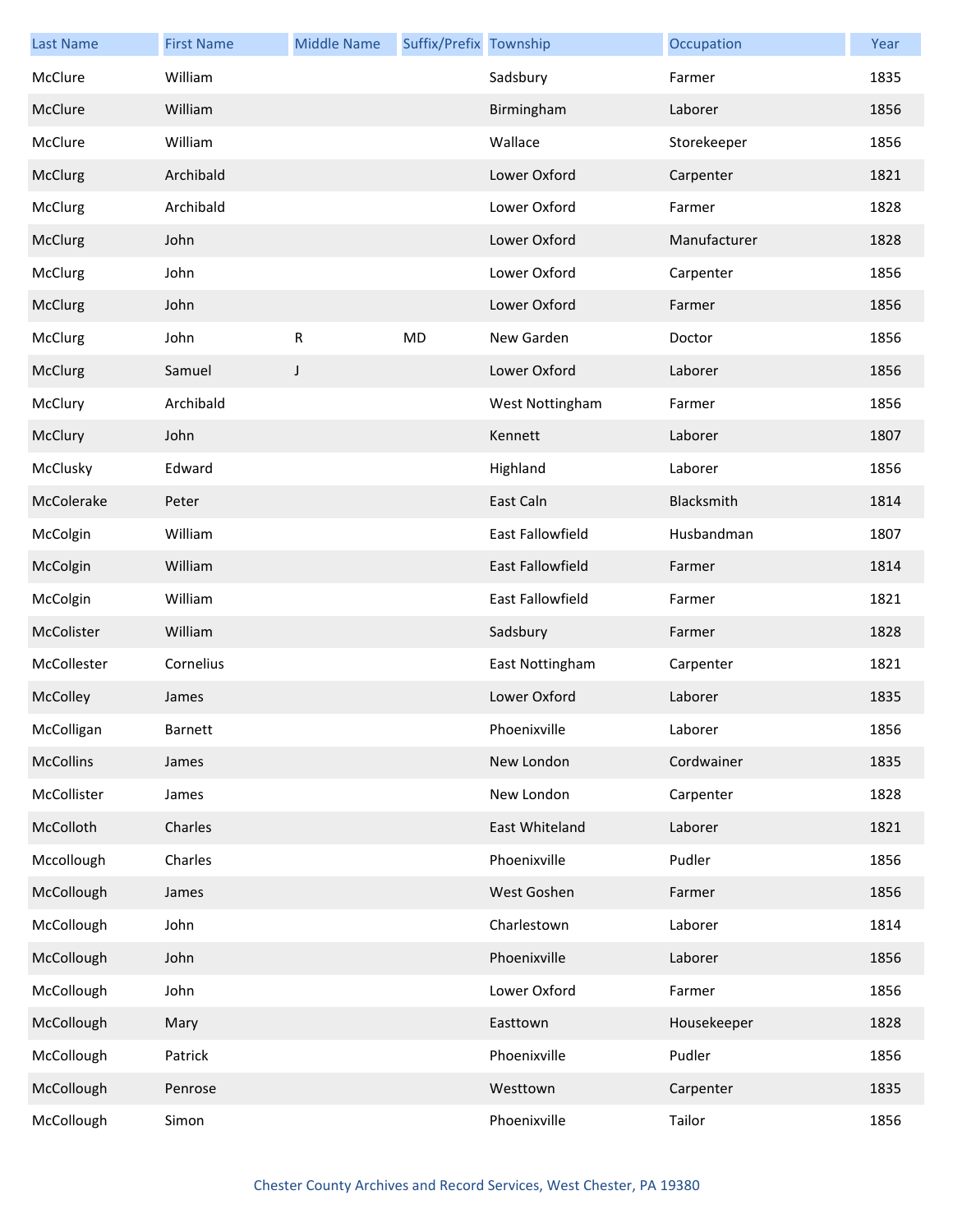| Last Name | First Name | Middle Name | Suffix/Prefix | Township | Occupation | Year |
|---|---|---|---|---|---|---|
| McClure | William | | | Sadsbury | Farmer | 1835 |
| McClure | William | | | Birmingham | Laborer | 1856 |
| McClure | William | | | Wallace | Storekeeper | 1856 |
| McClurg | Archibald | | | Lower Oxford | Carpenter | 1821 |
| McClurg | Archibald | | | Lower Oxford | Farmer | 1828 |
| McClurg | John | | | Lower Oxford | Manufacturer | 1828 |
| McClurg | John | | | Lower Oxford | Carpenter | 1856 |
| McClurg | John | | | Lower Oxford | Farmer | 1856 |
| McClurg | John | R | MD | New Garden | Doctor | 1856 |
| McClurg | Samuel | J | | Lower Oxford | Laborer | 1856 |
| McClury | Archibald | | | West Nottingham | Farmer | 1856 |
| McClury | John | | | Kennett | Laborer | 1807 |
| McClusky | Edward | | | Highland | Laborer | 1856 |
| McColerake | Peter | | | East Caln | Blacksmith | 1814 |
| McColgin | William | | | East Fallowfield | Husbandman | 1807 |
| McColgin | William | | | East Fallowfield | Farmer | 1814 |
| McColgin | William | | | East Fallowfield | Farmer | 1821 |
| McColister | William | | | Sadsbury | Farmer | 1828 |
| McCollester | Cornelius | | | East Nottingham | Carpenter | 1821 |
| McColley | James | | | Lower Oxford | Laborer | 1835 |
| McColligan | Barnett | | | Phoenixville | Laborer | 1856 |
| McCollins | James | | | New London | Cordwainer | 1835 |
| McCollister | James | | | New London | Carpenter | 1828 |
| McColloth | Charles | | | East Whiteland | Laborer | 1821 |
| Mccollough | Charles | | | Phoenixville | Pudler | 1856 |
| McCollough | James | | | West Goshen | Farmer | 1856 |
| McCollough | John | | | Charlestown | Laborer | 1814 |
| McCollough | John | | | Phoenixville | Laborer | 1856 |
| McCollough | John | | | Lower Oxford | Farmer | 1856 |
| McCollough | Mary | | | Easttown | Housekeeper | 1828 |
| McCollough | Patrick | | | Phoenixville | Pudler | 1856 |
| McCollough | Penrose | | | Westtown | Carpenter | 1835 |
| McCollough | Simon | | | Phoenixville | Tailor | 1856 |

Chester County Archives and Record Services, West Chester, PA 19380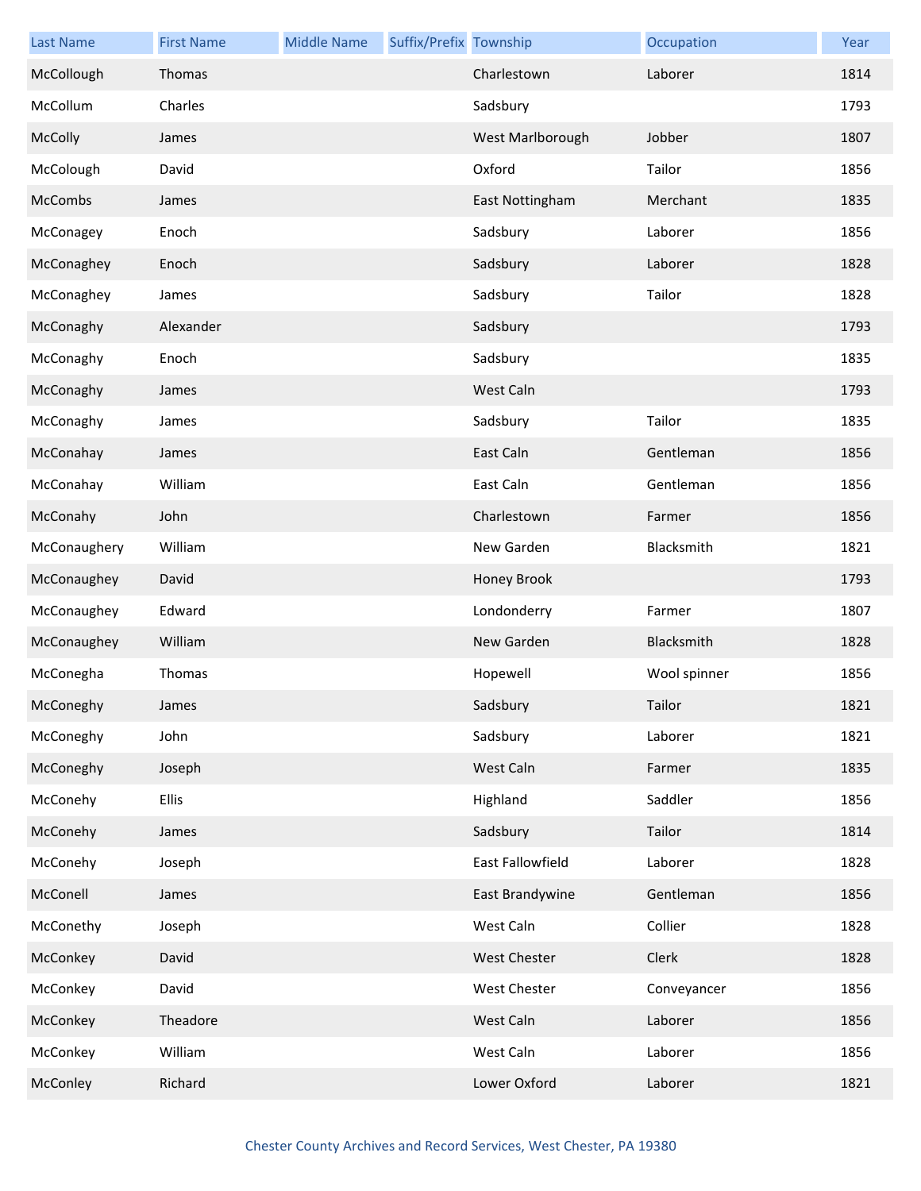| Last Name | First Name | Middle Name | Suffix/Prefix | Township | Occupation | Year |
|---|---|---|---|---|---|---|
| McCollough | Thomas | | | Charlestown | Laborer | 1814 |
| McCollum | Charles | | | Sadsbury | | 1793 |
| McColly | James | | | West Marlborough | Jobber | 1807 |
| McColough | David | | | Oxford | Tailor | 1856 |
| McCombs | James | | | East Nottingham | Merchant | 1835 |
| McConagey | Enoch | | | Sadsbury | Laborer | 1856 |
| McConaghey | Enoch | | | Sadsbury | Laborer | 1828 |
| McConaghey | James | | | Sadsbury | Tailor | 1828 |
| McConaghy | Alexander | | | Sadsbury | | 1793 |
| McConaghy | Enoch | | | Sadsbury | | 1835 |
| McConaghy | James | | | West Caln | | 1793 |
| McConaghy | James | | | Sadsbury | Tailor | 1835 |
| McConahay | James | | | East Caln | Gentleman | 1856 |
| McConahay | William | | | East Caln | Gentleman | 1856 |
| McConahy | John | | | Charlestown | Farmer | 1856 |
| McConaughery | William | | | New Garden | Blacksmith | 1821 |
| McConaughey | David | | | Honey Brook | | 1793 |
| McConaughey | Edward | | | Londonderry | Farmer | 1807 |
| McConaughey | William | | | New Garden | Blacksmith | 1828 |
| McConegha | Thomas | | | Hopewell | Wool spinner | 1856 |
| McConeghy | James | | | Sadsbury | Tailor | 1821 |
| McConeghy | John | | | Sadsbury | Laborer | 1821 |
| McConeghy | Joseph | | | West Caln | Farmer | 1835 |
| McConehy | Ellis | | | Highland | Saddler | 1856 |
| McConehy | James | | | Sadsbury | Tailor | 1814 |
| McConehy | Joseph | | | East Fallowfield | Laborer | 1828 |
| McConell | James | | | East Brandywine | Gentleman | 1856 |
| McConethy | Joseph | | | West Caln | Collier | 1828 |
| McConkey | David | | | West Chester | Clerk | 1828 |
| McConkey | David | | | West Chester | Conveyancer | 1856 |
| McConkey | Theadore | | | West Caln | Laborer | 1856 |
| McConkey | William | | | West Caln | Laborer | 1856 |
| McConley | Richard | | | Lower Oxford | Laborer | 1821 |

Chester County Archives and Record Services, West Chester, PA 19380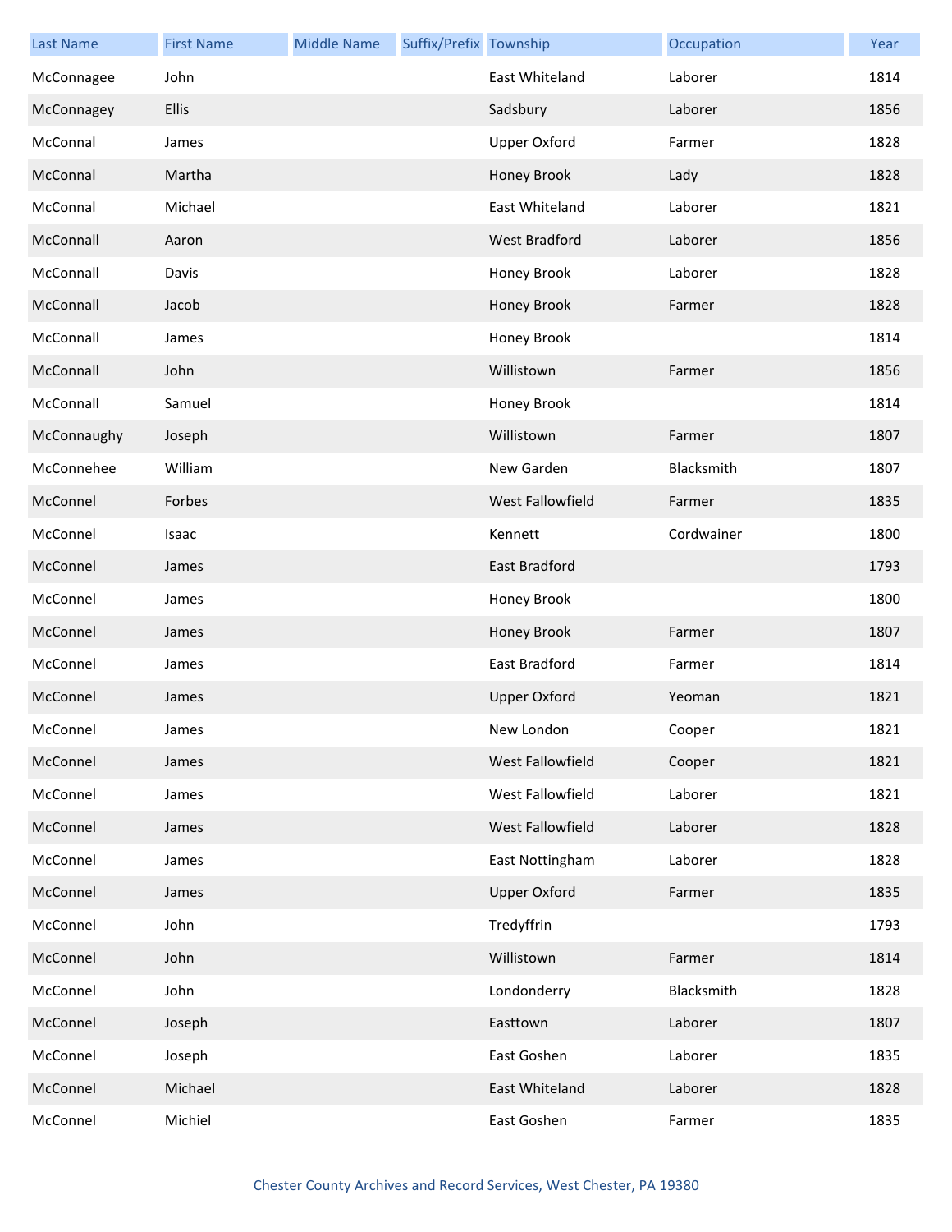| Last Name | First Name | Middle Name | Suffix/Prefix | Township | Occupation | Year |
|---|---|---|---|---|---|---|
| McConnagee | John | | | East Whiteland | Laborer | 1814 |
| McConnagey | Ellis | | | Sadsbury | Laborer | 1856 |
| McConnal | James | | | Upper Oxford | Farmer | 1828 |
| McConnal | Martha | | | Honey Brook | Lady | 1828 |
| McConnal | Michael | | | East Whiteland | Laborer | 1821 |
| McConnall | Aaron | | | West Bradford | Laborer | 1856 |
| McConnall | Davis | | | Honey Brook | Laborer | 1828 |
| McConnall | Jacob | | | Honey Brook | Farmer | 1828 |
| McConnall | James | | | Honey Brook | | 1814 |
| McConnall | John | | | Willistown | Farmer | 1856 |
| McConnall | Samuel | | | Honey Brook | | 1814 |
| McConnaughy | Joseph | | | Willistown | Farmer | 1807 |
| McConnehee | William | | | New Garden | Blacksmith | 1807 |
| McConnel | Forbes | | | West Fallowfield | Farmer | 1835 |
| McConnel | Isaac | | | Kennett | Cordwainer | 1800 |
| McConnel | James | | | East Bradford | | 1793 |
| McConnel | James | | | Honey Brook | | 1800 |
| McConnel | James | | | Honey Brook | Farmer | 1807 |
| McConnel | James | | | East Bradford | Farmer | 1814 |
| McConnel | James | | | Upper Oxford | Yeoman | 1821 |
| McConnel | James | | | New London | Cooper | 1821 |
| McConnel | James | | | West Fallowfield | Cooper | 1821 |
| McConnel | James | | | West Fallowfield | Laborer | 1821 |
| McConnel | James | | | West Fallowfield | Laborer | 1828 |
| McConnel | James | | | East Nottingham | Laborer | 1828 |
| McConnel | James | | | Upper Oxford | Farmer | 1835 |
| McConnel | John | | | Tredyffrin | | 1793 |
| McConnel | John | | | Willistown | Farmer | 1814 |
| McConnel | John | | | Londonderry | Blacksmith | 1828 |
| McConnel | Joseph | | | Easttown | Laborer | 1807 |
| McConnel | Joseph | | | East Goshen | Laborer | 1835 |
| McConnel | Michael | | | East Whiteland | Laborer | 1828 |
| McConnel | Michiel | | | East Goshen | Farmer | 1835 |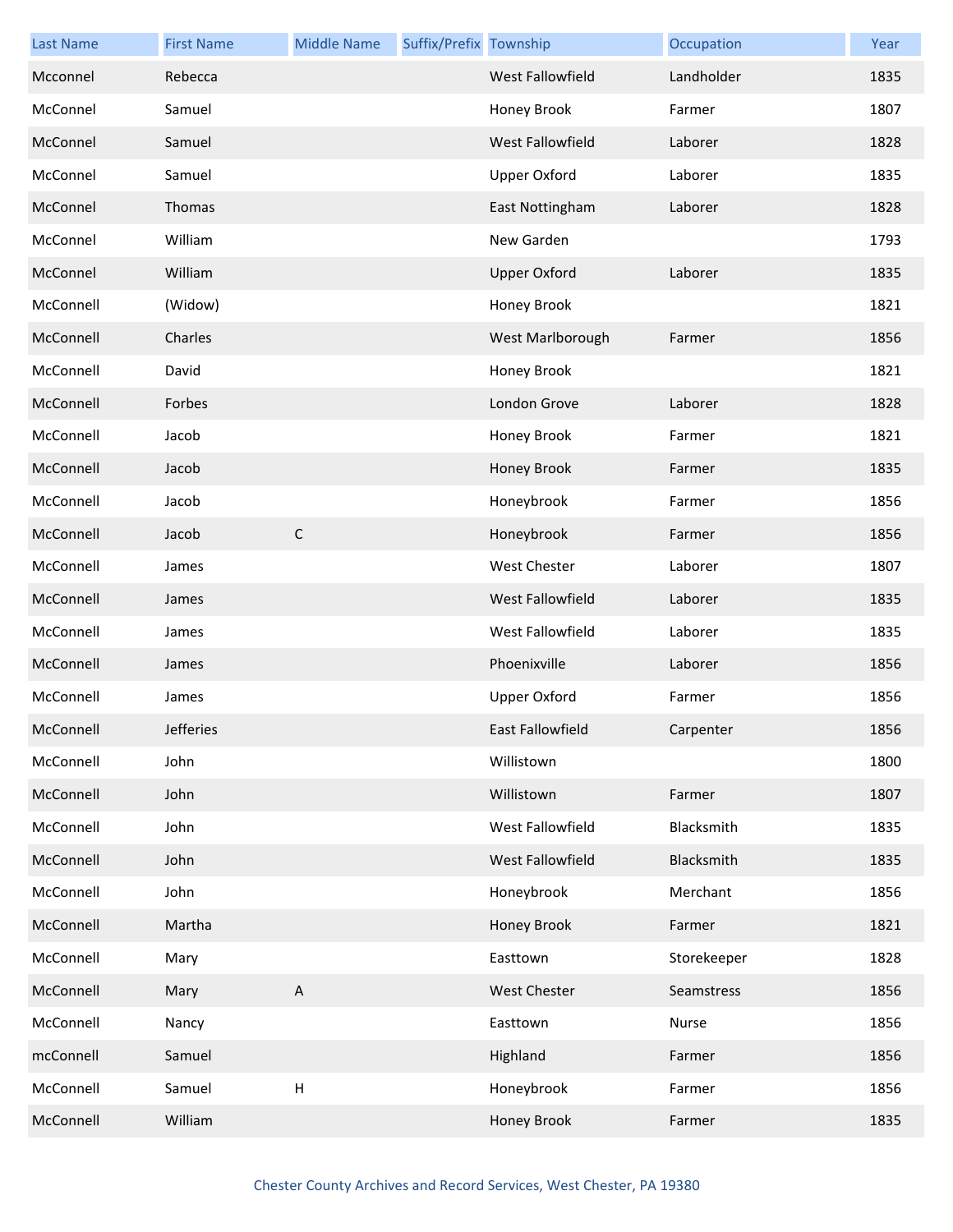| Last Name | First Name | Middle Name | Suffix/Prefix | Township | Occupation | Year |
|---|---|---|---|---|---|---|
| Mcconnel | Rebecca | | | West Fallowfield | Landholder | 1835 |
| McConnel | Samuel | | | Honey Brook | Farmer | 1807 |
| McConnel | Samuel | | | West Fallowfield | Laborer | 1828 |
| McConnel | Samuel | | | Upper Oxford | Laborer | 1835 |
| McConnel | Thomas | | | East Nottingham | Laborer | 1828 |
| McConnel | William | | | New Garden | | 1793 |
| McConnel | William | | | Upper Oxford | Laborer | 1835 |
| McConnell | (Widow) | | | Honey Brook | | 1821 |
| McConnell | Charles | | | West Marlborough | Farmer | 1856 |
| McConnell | David | | | Honey Brook | | 1821 |
| McConnell | Forbes | | | London Grove | Laborer | 1828 |
| McConnell | Jacob | | | Honey Brook | Farmer | 1821 |
| McConnell | Jacob | | | Honey Brook | Farmer | 1835 |
| McConnell | Jacob | | | Honeybrook | Farmer | 1856 |
| McConnell | Jacob | C | | Honeybrook | Farmer | 1856 |
| McConnell | James | | | West Chester | Laborer | 1807 |
| McConnell | James | | | West Fallowfield | Laborer | 1835 |
| McConnell | James | | | West Fallowfield | Laborer | 1835 |
| McConnell | James | | | Phoenixville | Laborer | 1856 |
| McConnell | James | | | Upper Oxford | Farmer | 1856 |
| McConnell | Jefferies | | | East Fallowfield | Carpenter | 1856 |
| McConnell | John | | | Willistown | | 1800 |
| McConnell | John | | | Willistown | Farmer | 1807 |
| McConnell | John | | | West Fallowfield | Blacksmith | 1835 |
| McConnell | John | | | West Fallowfield | Blacksmith | 1835 |
| McConnell | John | | | Honeybrook | Merchant | 1856 |
| McConnell | Martha | | | Honey Brook | Farmer | 1821 |
| McConnell | Mary | | | Easttown | Storekeeper | 1828 |
| McConnell | Mary | A | | West Chester | Seamstress | 1856 |
| McConnell | Nancy | | | Easttown | Nurse | 1856 |
| mcConnell | Samuel | | | Highland | Farmer | 1856 |
| McConnell | Samuel | H | | Honeybrook | Farmer | 1856 |
| McConnell | William | | | Honey Brook | Farmer | 1835 |

Chester County Archives and Record Services, West Chester, PA 19380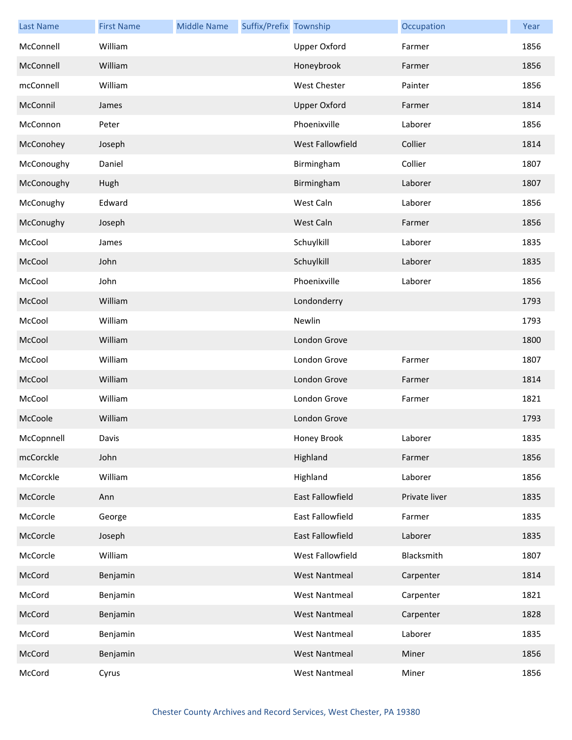| Last Name | First Name | Middle Name | Suffix/Prefix | Township | Occupation | Year |
| --- | --- | --- | --- | --- | --- | --- |
| McConnell | William | | | Upper Oxford | Farmer | 1856 |
| McConnell | William | | | Honeybrook | Farmer | 1856 |
| mcConnell | William | | | West Chester | Painter | 1856 |
| McConnil | James | | | Upper Oxford | Farmer | 1814 |
| McConnon | Peter | | | Phoenixville | Laborer | 1856 |
| McConohey | Joseph | | | West Fallowfield | Collier | 1814 |
| McConoughy | Daniel | | | Birmingham | Collier | 1807 |
| McConoughy | Hugh | | | Birmingham | Laborer | 1807 |
| McConughy | Edward | | | West Caln | Laborer | 1856 |
| McConughy | Joseph | | | West Caln | Farmer | 1856 |
| McCool | James | | | Schuylkill | Laborer | 1835 |
| McCool | John | | | Schuylkill | Laborer | 1835 |
| McCool | John | | | Phoenixville | Laborer | 1856 |
| McCool | William | | | Londonderry | | 1793 |
| McCool | William | | | Newlin | | 1793 |
| McCool | William | | | London Grove | | 1800 |
| McCool | William | | | London Grove | Farmer | 1807 |
| McCool | William | | | London Grove | Farmer | 1814 |
| McCool | William | | | London Grove | Farmer | 1821 |
| McCoole | William | | | London Grove | | 1793 |
| McCopnnell | Davis | | | Honey Brook | Laborer | 1835 |
| mcCorckle | John | | | Highland | Farmer | 1856 |
| McCorckle | William | | | Highland | Laborer | 1856 |
| McCorcle | Ann | | | East Fallowfield | Private liver | 1835 |
| McCorcle | George | | | East Fallowfield | Farmer | 1835 |
| McCorcle | Joseph | | | East Fallowfield | Laborer | 1835 |
| McCorcle | William | | | West Fallowfield | Blacksmith | 1807 |
| McCord | Benjamin | | | West Nantmeal | Carpenter | 1814 |
| McCord | Benjamin | | | West Nantmeal | Carpenter | 1821 |
| McCord | Benjamin | | | West Nantmeal | Carpenter | 1828 |
| McCord | Benjamin | | | West Nantmeal | Laborer | 1835 |
| McCord | Benjamin | | | West Nantmeal | Miner | 1856 |
| McCord | Cyrus | | | West Nantmeal | Miner | 1856 |

Chester County Archives and Record Services, West Chester, PA 19380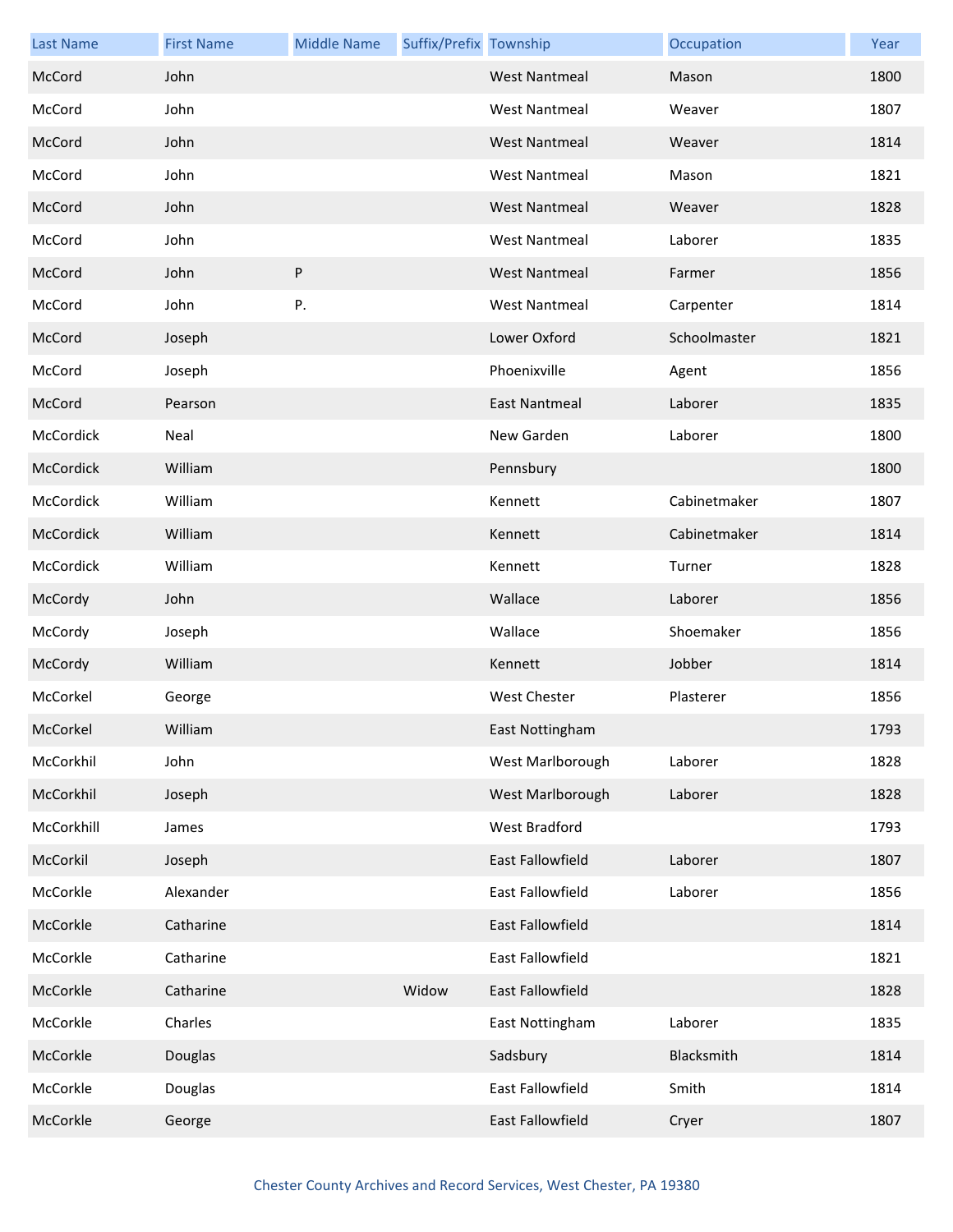| Last Name | First Name | Middle Name | Suffix/Prefix | Township | Occupation | Year |
|---|---|---|---|---|---|---|
| McCord | John | | | West Nantmeal | Mason | 1800 |
| McCord | John | | | West Nantmeal | Weaver | 1807 |
| McCord | John | | | West Nantmeal | Weaver | 1814 |
| McCord | John | | | West Nantmeal | Mason | 1821 |
| McCord | John | | | West Nantmeal | Weaver | 1828 |
| McCord | John | | | West Nantmeal | Laborer | 1835 |
| McCord | John | P | | West Nantmeal | Farmer | 1856 |
| McCord | John | P. | | West Nantmeal | Carpenter | 1814 |
| McCord | Joseph | | | Lower Oxford | Schoolmaster | 1821 |
| McCord | Joseph | | | Phoenixville | Agent | 1856 |
| McCord | Pearson | | | East Nantmeal | Laborer | 1835 |
| McCordick | Neal | | | New Garden | Laborer | 1800 |
| McCordick | William | | | Pennsbury | | 1800 |
| McCordick | William | | | Kennett | Cabinetmaker | 1807 |
| McCordick | William | | | Kennett | Cabinetmaker | 1814 |
| McCordick | William | | | Kennett | Turner | 1828 |
| McCordy | John | | | Wallace | Laborer | 1856 |
| McCordy | Joseph | | | Wallace | Shoemaker | 1856 |
| McCordy | William | | | Kennett | Jobber | 1814 |
| McCorkel | George | | | West Chester | Plasterer | 1856 |
| McCorkel | William | | | East Nottingham | | 1793 |
| McCorkhil | John | | | West Marlborough | Laborer | 1828 |
| McCorkhil | Joseph | | | West Marlborough | Laborer | 1828 |
| McCorkhill | James | | | West Bradford | | 1793 |
| McCorkil | Joseph | | | East Fallowfield | Laborer | 1807 |
| McCorkle | Alexander | | | East Fallowfield | Laborer | 1856 |
| McCorkle | Catharine | | | East Fallowfield | | 1814 |
| McCorkle | Catharine | | | East Fallowfield | | 1821 |
| McCorkle | Catharine | | Widow | East Fallowfield | | 1828 |
| McCorkle | Charles | | | East Nottingham | Laborer | 1835 |
| McCorkle | Douglas | | | Sadsbury | Blacksmith | 1814 |
| McCorkle | Douglas | | | East Fallowfield | Smith | 1814 |
| McCorkle | George | | | East Fallowfield | Cryer | 1807 |

Chester County Archives and Record Services, West Chester, PA 19380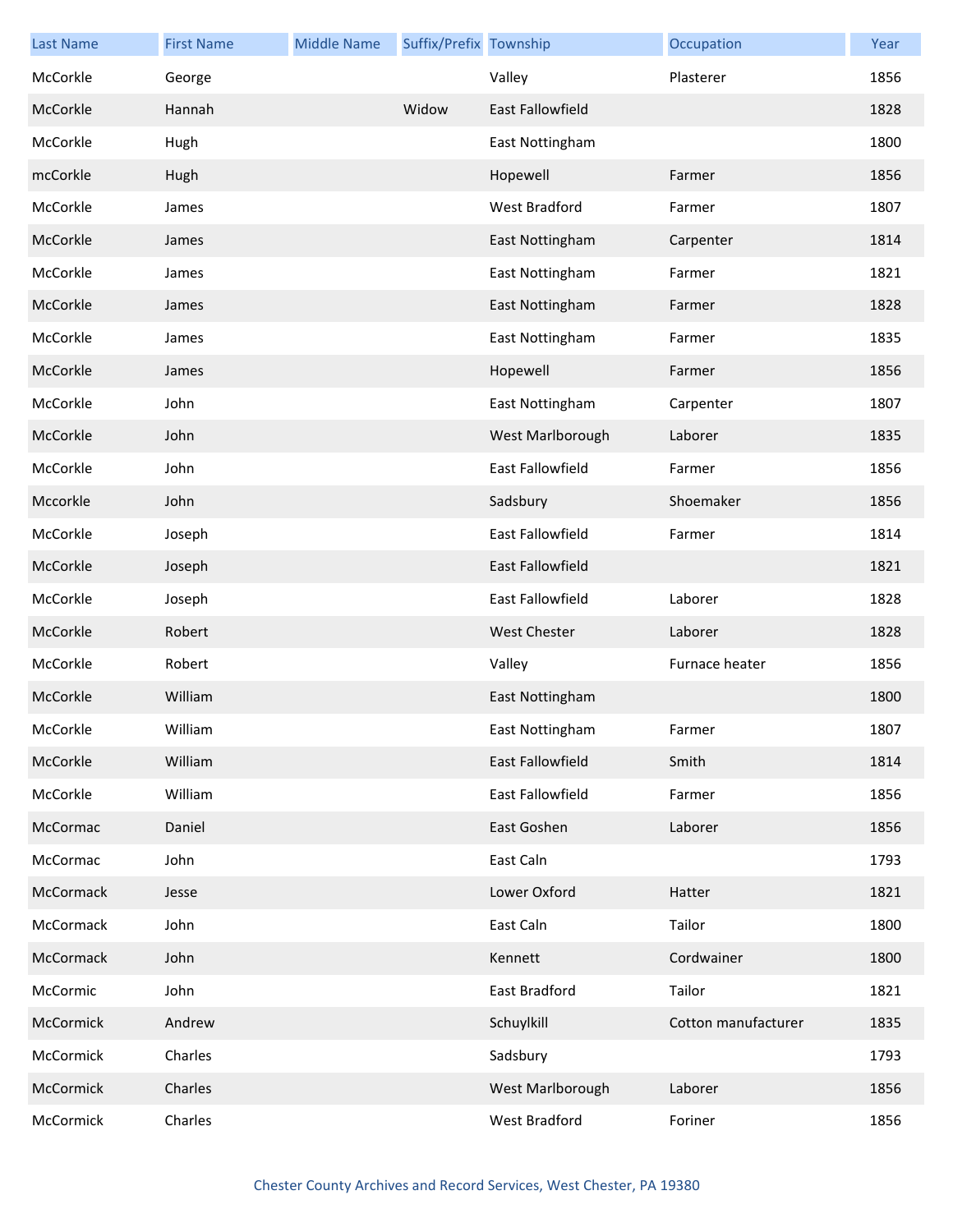| Last Name | First Name | Middle Name | Suffix/Prefix | Township | Occupation | Year |
| --- | --- | --- | --- | --- | --- | --- |
| McCorkle | George | | | Valley | Plasterer | 1856 |
| McCorkle | Hannah | | Widow | East Fallowfield | | 1828 |
| McCorkle | Hugh | | | East Nottingham | | 1800 |
| mcCorkle | Hugh | | | Hopewell | Farmer | 1856 |
| McCorkle | James | | | West Bradford | Farmer | 1807 |
| McCorkle | James | | | East Nottingham | Carpenter | 1814 |
| McCorkle | James | | | East Nottingham | Farmer | 1821 |
| McCorkle | James | | | East Nottingham | Farmer | 1828 |
| McCorkle | James | | | East Nottingham | Farmer | 1835 |
| McCorkle | James | | | Hopewell | Farmer | 1856 |
| McCorkle | John | | | East Nottingham | Carpenter | 1807 |
| McCorkle | John | | | West Marlborough | Laborer | 1835 |
| McCorkle | John | | | East Fallowfield | Farmer | 1856 |
| Mccorkle | John | | | Sadsbury | Shoemaker | 1856 |
| McCorkle | Joseph | | | East Fallowfield | Farmer | 1814 |
| McCorkle | Joseph | | | East Fallowfield | | 1821 |
| McCorkle | Joseph | | | East Fallowfield | Laborer | 1828 |
| McCorkle | Robert | | | West Chester | Laborer | 1828 |
| McCorkle | Robert | | | Valley | Furnace heater | 1856 |
| McCorkle | William | | | East Nottingham | | 1800 |
| McCorkle | William | | | East Nottingham | Farmer | 1807 |
| McCorkle | William | | | East Fallowfield | Smith | 1814 |
| McCorkle | William | | | East Fallowfield | Farmer | 1856 |
| McCormac | Daniel | | | East Goshen | Laborer | 1856 |
| McCormac | John | | | East Caln | | 1793 |
| McCormack | Jesse | | | Lower Oxford | Hatter | 1821 |
| McCormack | John | | | East Caln | Tailor | 1800 |
| McCormack | John | | | Kennett | Cordwainer | 1800 |
| McCormic | John | | | East Bradford | Tailor | 1821 |
| McCormick | Andrew | | | Schuylkill | Cotton manufacturer | 1835 |
| McCormick | Charles | | | Sadsbury | | 1793 |
| McCormick | Charles | | | West Marlborough | Laborer | 1856 |
| McCormick | Charles | | | West Bradford | Foriner | 1856 |

Chester County Archives and Record Services, West Chester, PA 19380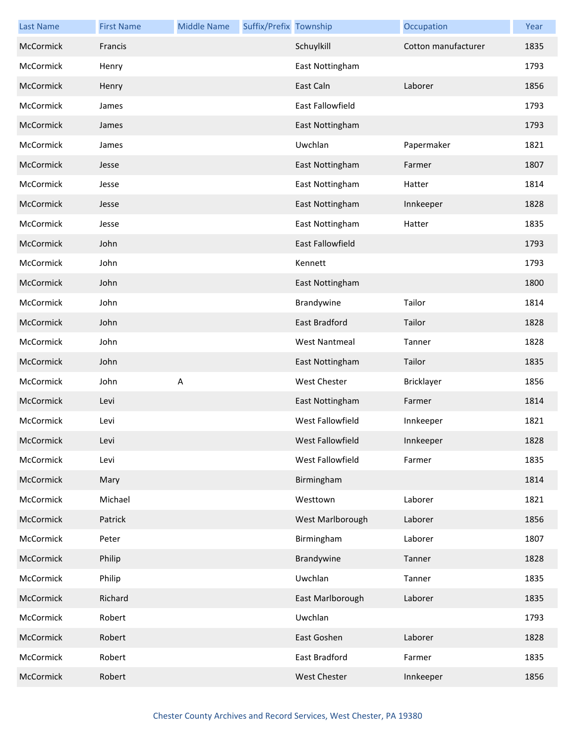| Last Name | First Name | Middle Name | Suffix/Prefix | Township | Occupation | Year |
|---|---|---|---|---|---|---|
| McCormick | Francis | | | Schuylkill | Cotton manufacturer | 1835 |
| McCormick | Henry | | | East Nottingham | | 1793 |
| McCormick | Henry | | | East Caln | Laborer | 1856 |
| McCormick | James | | | East Fallowfield | | 1793 |
| McCormick | James | | | East Nottingham | | 1793 |
| McCormick | James | | | Uwchlan | Papermaker | 1821 |
| McCormick | Jesse | | | East Nottingham | Farmer | 1807 |
| McCormick | Jesse | | | East Nottingham | Hatter | 1814 |
| McCormick | Jesse | | | East Nottingham | Innkeeper | 1828 |
| McCormick | Jesse | | | East Nottingham | Hatter | 1835 |
| McCormick | John | | | East Fallowfield | | 1793 |
| McCormick | John | | | Kennett | | 1793 |
| McCormick | John | | | East Nottingham | | 1800 |
| McCormick | John | | | Brandywine | Tailor | 1814 |
| McCormick | John | | | East Bradford | Tailor | 1828 |
| McCormick | John | | | West Nantmeal | Tanner | 1828 |
| McCormick | John | | | East Nottingham | Tailor | 1835 |
| McCormick | John | A | | West Chester | Bricklayer | 1856 |
| McCormick | Levi | | | East Nottingham | Farmer | 1814 |
| McCormick | Levi | | | West Fallowfield | Innkeeper | 1821 |
| McCormick | Levi | | | West Fallowfield | Innkeeper | 1828 |
| McCormick | Levi | | | West Fallowfield | Farmer | 1835 |
| McCormick | Mary | | | Birmingham | | 1814 |
| McCormick | Michael | | | Westtown | Laborer | 1821 |
| McCormick | Patrick | | | West Marlborough | Laborer | 1856 |
| McCormick | Peter | | | Birmingham | Laborer | 1807 |
| McCormick | Philip | | | Brandywine | Tanner | 1828 |
| McCormick | Philip | | | Uwchlan | Tanner | 1835 |
| McCormick | Richard | | | East Marlborough | Laborer | 1835 |
| McCormick | Robert | | | Uwchlan | | 1793 |
| McCormick | Robert | | | East Goshen | Laborer | 1828 |
| McCormick | Robert | | | East Bradford | Farmer | 1835 |
| McCormick | Robert | | | West Chester | Innkeeper | 1856 |

Chester County Archives and Record Services, West Chester, PA 19380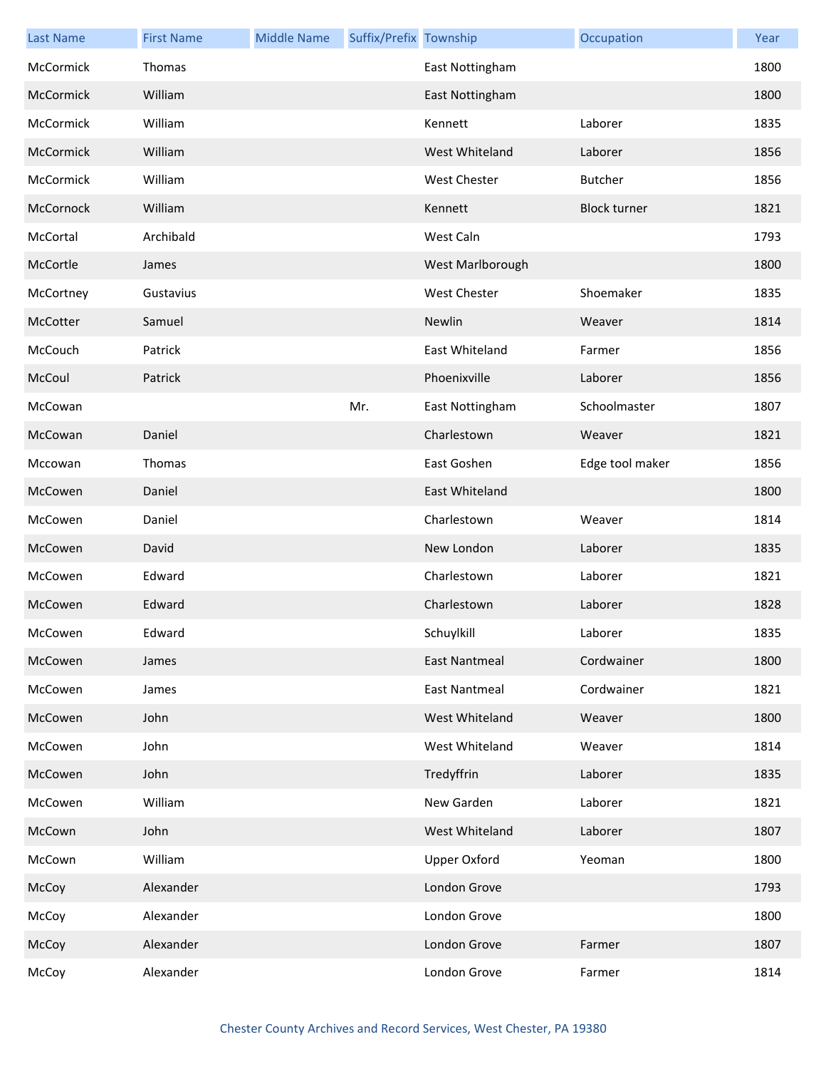| Last Name | First Name | Middle Name | Suffix/Prefix | Township | Occupation | Year |
|---|---|---|---|---|---|---|
| McCormick | Thomas | | | East Nottingham | | 1800 |
| McCormick | William | | | East Nottingham | | 1800 |
| McCormick | William | | | Kennett | Laborer | 1835 |
| McCormick | William | | | West Whiteland | Laborer | 1856 |
| McCormick | William | | | West Chester | Butcher | 1856 |
| McCornock | William | | | Kennett | Block turner | 1821 |
| McCortal | Archibald | | | West Caln | | 1793 |
| McCortle | James | | | West Marlborough | | 1800 |
| McCortney | Gustavius | | | West Chester | Shoemaker | 1835 |
| McCotter | Samuel | | | Newlin | Weaver | 1814 |
| McCouch | Patrick | | | East Whiteland | Farmer | 1856 |
| McCoul | Patrick | | | Phoenixville | Laborer | 1856 |
| McCowan | | | Mr. | East Nottingham | Schoolmaster | 1807 |
| McCowan | Daniel | | | Charlestown | Weaver | 1821 |
| Mccowan | Thomas | | | East Goshen | Edge tool maker | 1856 |
| McCowen | Daniel | | | East Whiteland | | 1800 |
| McCowen | Daniel | | | Charlestown | Weaver | 1814 |
| McCowen | David | | | New London | Laborer | 1835 |
| McCowen | Edward | | | Charlestown | Laborer | 1821 |
| McCowen | Edward | | | Charlestown | Laborer | 1828 |
| McCowen | Edward | | | Schuylkill | Laborer | 1835 |
| McCowen | James | | | East Nantmeal | Cordwainer | 1800 |
| McCowen | James | | | East Nantmeal | Cordwainer | 1821 |
| McCowen | John | | | West Whiteland | Weaver | 1800 |
| McCowen | John | | | West Whiteland | Weaver | 1814 |
| McCowen | John | | | Tredyffrin | Laborer | 1835 |
| McCowen | William | | | New Garden | Laborer | 1821 |
| McCown | John | | | West Whiteland | Laborer | 1807 |
| McCown | William | | | Upper Oxford | Yeoman | 1800 |
| McCoy | Alexander | | | London Grove | | 1793 |
| McCoy | Alexander | | | London Grove | | 1800 |
| McCoy | Alexander | | | London Grove | Farmer | 1807 |
| McCoy | Alexander | | | London Grove | Farmer | 1814 |

Chester County Archives and Record Services, West Chester, PA 19380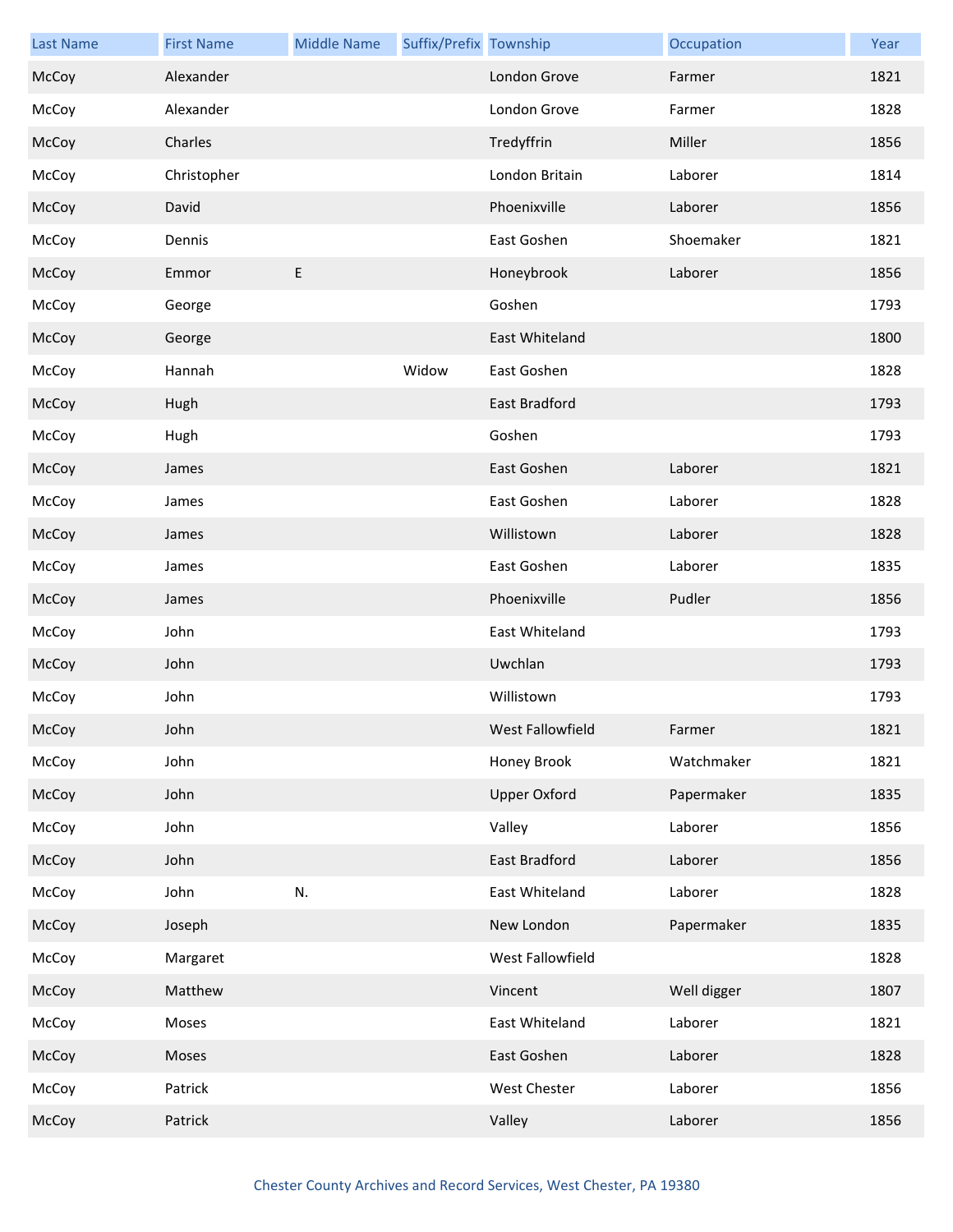| Last Name | First Name | Middle Name | Suffix/Prefix | Township | Occupation | Year |
| --- | --- | --- | --- | --- | --- | --- |
| McCoy | Alexander | | | London Grove | Farmer | 1821 |
| McCoy | Alexander | | | London Grove | Farmer | 1828 |
| McCoy | Charles | | | Tredyffrin | Miller | 1856 |
| McCoy | Christopher | | | London Britain | Laborer | 1814 |
| McCoy | David | | | Phoenixville | Laborer | 1856 |
| McCoy | Dennis | | | East Goshen | Shoemaker | 1821 |
| McCoy | Emmor | E | | Honeybrook | Laborer | 1856 |
| McCoy | George | | | Goshen | | 1793 |
| McCoy | George | | | East Whiteland | | 1800 |
| McCoy | Hannah | | Widow | East Goshen | | 1828 |
| McCoy | Hugh | | | East Bradford | | 1793 |
| McCoy | Hugh | | | Goshen | | 1793 |
| McCoy | James | | | East Goshen | Laborer | 1821 |
| McCoy | James | | | East Goshen | Laborer | 1828 |
| McCoy | James | | | Willistown | Laborer | 1828 |
| McCoy | James | | | East Goshen | Laborer | 1835 |
| McCoy | James | | | Phoenixville | Pudler | 1856 |
| McCoy | John | | | East Whiteland | | 1793 |
| McCoy | John | | | Uwchlan | | 1793 |
| McCoy | John | | | Willistown | | 1793 |
| McCoy | John | | | West Fallowfield | Farmer | 1821 |
| McCoy | John | | | Honey Brook | Watchmaker | 1821 |
| McCoy | John | | | Upper Oxford | Papermaker | 1835 |
| McCoy | John | | | Valley | Laborer | 1856 |
| McCoy | John | | | East Bradford | Laborer | 1856 |
| McCoy | John | N. | | East Whiteland | Laborer | 1828 |
| McCoy | Joseph | | | New London | Papermaker | 1835 |
| McCoy | Margaret | | | West Fallowfield | | 1828 |
| McCoy | Matthew | | | Vincent | Well digger | 1807 |
| McCoy | Moses | | | East Whiteland | Laborer | 1821 |
| McCoy | Moses | | | East Goshen | Laborer | 1828 |
| McCoy | Patrick | | | West Chester | Laborer | 1856 |
| McCoy | Patrick | | | Valley | Laborer | 1856 |

Chester County Archives and Record Services, West Chester, PA 19380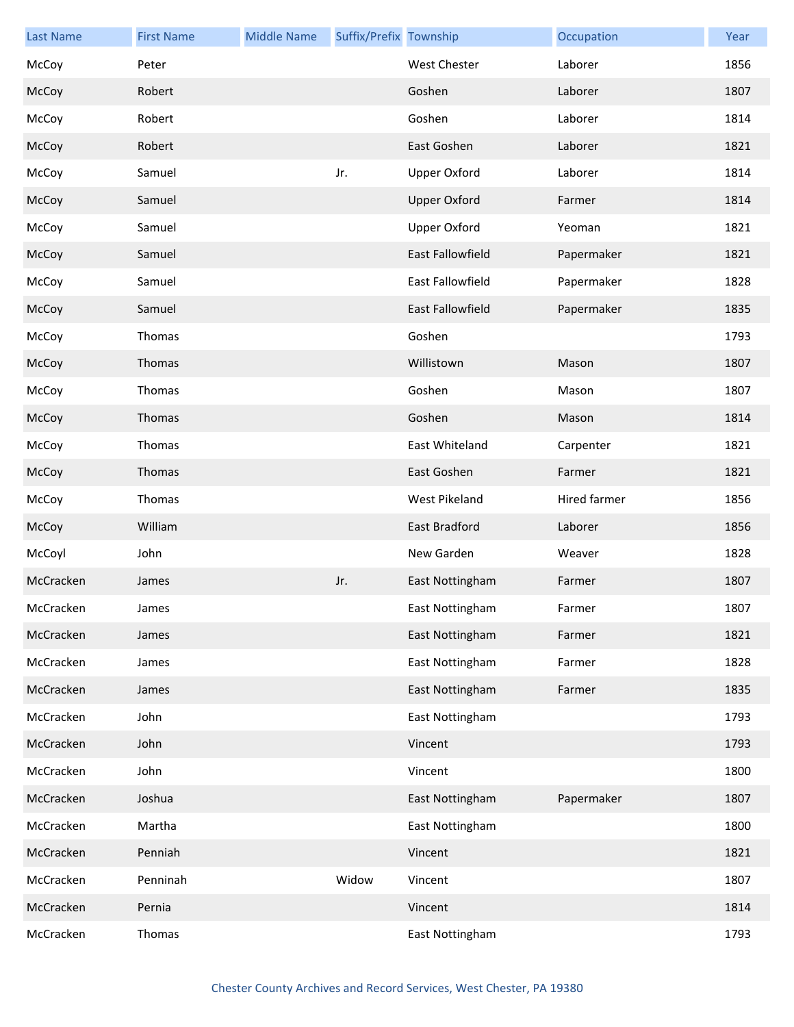| Last Name | First Name | Middle Name | Suffix/Prefix | Township | Occupation | Year |
|---|---|---|---|---|---|---|
| McCoy | Peter | | | West Chester | Laborer | 1856 |
| McCoy | Robert | | | Goshen | Laborer | 1807 |
| McCoy | Robert | | | Goshen | Laborer | 1814 |
| McCoy | Robert | | | East Goshen | Laborer | 1821 |
| McCoy | Samuel | | Jr. | Upper Oxford | Laborer | 1814 |
| McCoy | Samuel | | | Upper Oxford | Farmer | 1814 |
| McCoy | Samuel | | | Upper Oxford | Yeoman | 1821 |
| McCoy | Samuel | | | East Fallowfield | Papermaker | 1821 |
| McCoy | Samuel | | | East Fallowfield | Papermaker | 1828 |
| McCoy | Samuel | | | East Fallowfield | Papermaker | 1835 |
| McCoy | Thomas | | | Goshen | | 1793 |
| McCoy | Thomas | | | Willistown | Mason | 1807 |
| McCoy | Thomas | | | Goshen | Mason | 1807 |
| McCoy | Thomas | | | Goshen | Mason | 1814 |
| McCoy | Thomas | | | East Whiteland | Carpenter | 1821 |
| McCoy | Thomas | | | East Goshen | Farmer | 1821 |
| McCoy | Thomas | | | West Pikeland | Hired farmer | 1856 |
| McCoy | William | | | East Bradford | Laborer | 1856 |
| McCoyl | John | | | New Garden | Weaver | 1828 |
| McCracken | James | | Jr. | East Nottingham | Farmer | 1807 |
| McCracken | James | | | East Nottingham | Farmer | 1807 |
| McCracken | James | | | East Nottingham | Farmer | 1821 |
| McCracken | James | | | East Nottingham | Farmer | 1828 |
| McCracken | James | | | East Nottingham | Farmer | 1835 |
| McCracken | John | | | East Nottingham | | 1793 |
| McCracken | John | | | Vincent | | 1793 |
| McCracken | John | | | Vincent | | 1800 |
| McCracken | Joshua | | | East Nottingham | Papermaker | 1807 |
| McCracken | Martha | | | East Nottingham | | 1800 |
| McCracken | Penniah | | | Vincent | | 1821 |
| McCracken | Penninah | | Widow | Vincent | | 1807 |
| McCracken | Pernia | | | Vincent | | 1814 |
| McCracken | Thomas | | | East Nottingham | | 1793 |

Chester County Archives and Record Services, West Chester, PA 19380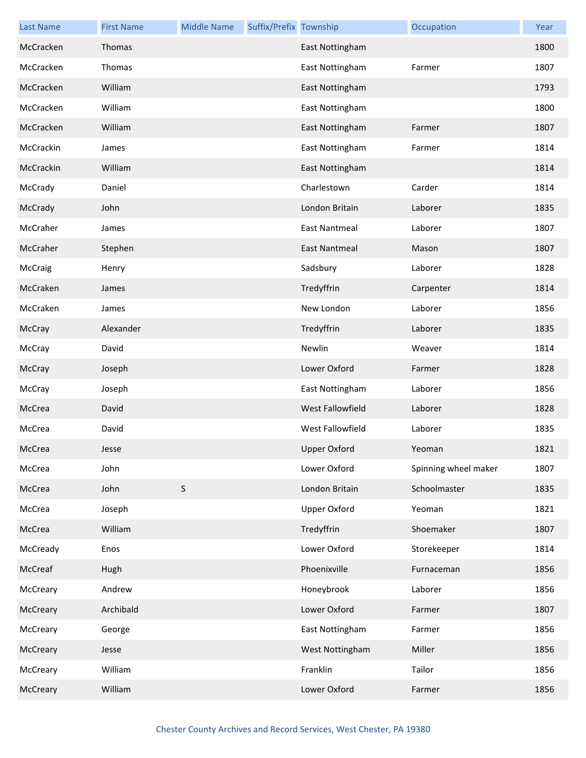| Last Name | First Name | Middle Name | Suffix/Prefix | Township | Occupation | Year |
|---|---|---|---|---|---|---|
| McCracken | Thomas | | | East Nottingham | | 1800 |
| McCracken | Thomas | | | East Nottingham | Farmer | 1807 |
| McCracken | William | | | East Nottingham | | 1793 |
| McCracken | William | | | East Nottingham | | 1800 |
| McCracken | William | | | East Nottingham | Farmer | 1807 |
| McCrackin | James | | | East Nottingham | Farmer | 1814 |
| McCrackin | William | | | East Nottingham | | 1814 |
| McCrady | Daniel | | | Charlestown | Carder | 1814 |
| McCrady | John | | | London Britain | Laborer | 1835 |
| McCraher | James | | | East Nantmeal | Laborer | 1807 |
| McCraher | Stephen | | | East Nantmeal | Mason | 1807 |
| McCraig | Henry | | | Sadsbury | Laborer | 1828 |
| McCraken | James | | | Tredyffrin | Carpenter | 1814 |
| McCraken | James | | | New London | Laborer | 1856 |
| McCray | Alexander | | | Tredyffrin | Laborer | 1835 |
| McCray | David | | | Newlin | Weaver | 1814 |
| McCray | Joseph | | | Lower Oxford | Farmer | 1828 |
| McCray | Joseph | | | East Nottingham | Laborer | 1856 |
| McCrea | David | | | West Fallowfield | Laborer | 1828 |
| McCrea | David | | | West Fallowfield | Laborer | 1835 |
| McCrea | Jesse | | | Upper Oxford | Yeoman | 1821 |
| McCrea | John | | | Lower Oxford | Spinning wheel maker | 1807 |
| McCrea | John | S | | London Britain | Schoolmaster | 1835 |
| McCrea | Joseph | | | Upper Oxford | Yeoman | 1821 |
| McCrea | William | | | Tredyffrin | Shoemaker | 1807 |
| McCready | Enos | | | Lower Oxford | Storekeeper | 1814 |
| McCreaf | Hugh | | | Phoenixville | Furnaceman | 1856 |
| McCreary | Andrew | | | Honeybrook | Laborer | 1856 |
| McCreary | Archibald | | | Lower Oxford | Farmer | 1807 |
| McCreary | George | | | East Nottingham | Farmer | 1856 |
| McCreary | Jesse | | | West Nottingham | Miller | 1856 |
| McCreary | William | | | Franklin | Tailor | 1856 |
| McCreary | William | | | Lower Oxford | Farmer | 1856 |

Chester County Archives and Record Services, West Chester, PA 19380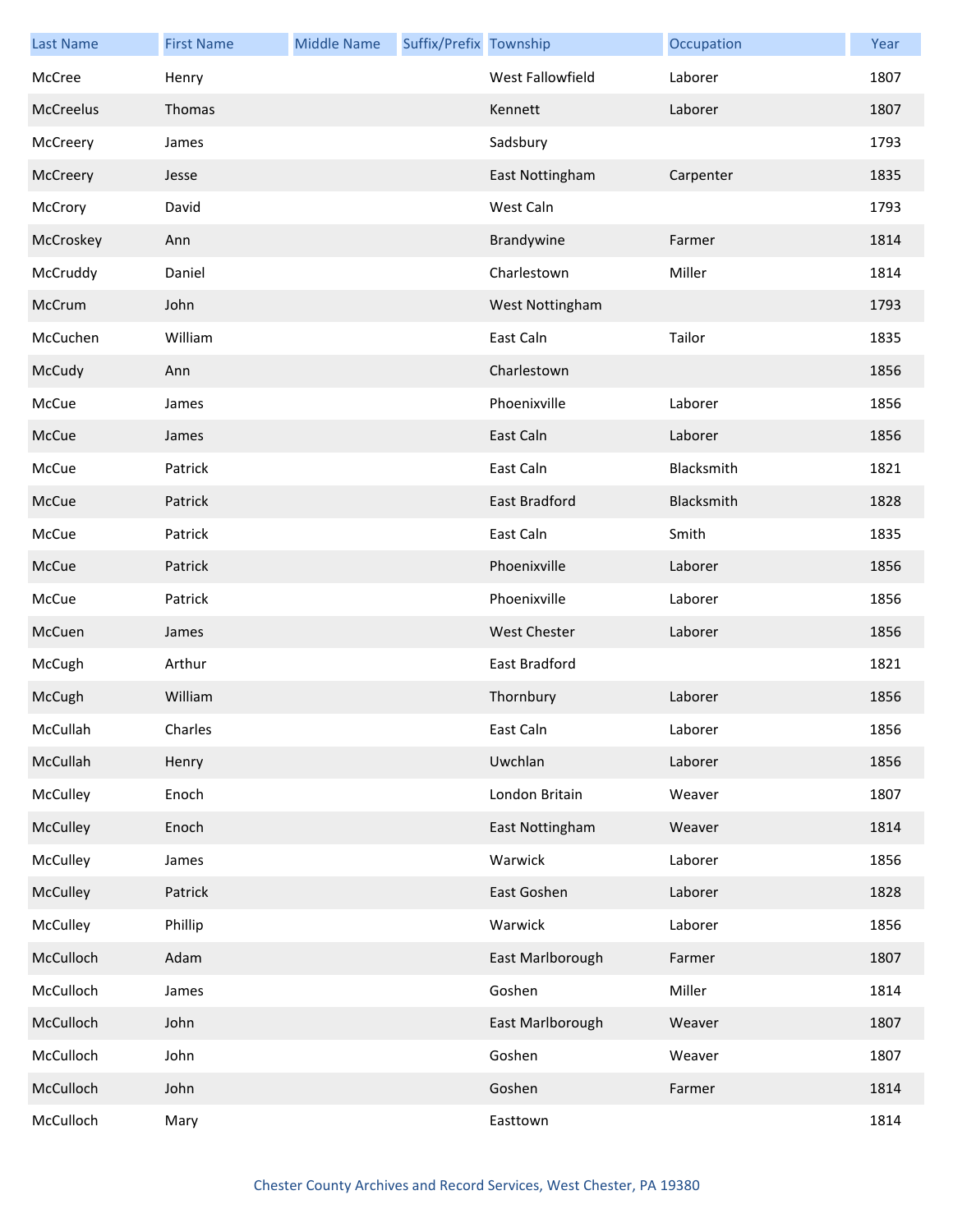| Last Name | First Name | Middle Name | Suffix/Prefix | Township | Occupation | Year |
|---|---|---|---|---|---|---|
| McCree | Henry | | | West Fallowfield | Laborer | 1807 |
| McCreelus | Thomas | | | Kennett | Laborer | 1807 |
| McCreery | James | | | Sadsbury | | 1793 |
| McCreery | Jesse | | | East Nottingham | Carpenter | 1835 |
| McCrory | David | | | West Caln | | 1793 |
| McCroskey | Ann | | | Brandywine | Farmer | 1814 |
| McCruddy | Daniel | | | Charlestown | Miller | 1814 |
| McCrum | John | | | West Nottingham | | 1793 |
| McCuchen | William | | | East Caln | Tailor | 1835 |
| McCudy | Ann | | | Charlestown | | 1856 |
| McCue | James | | | Phoenixville | Laborer | 1856 |
| McCue | James | | | East Caln | Laborer | 1856 |
| McCue | Patrick | | | East Caln | Blacksmith | 1821 |
| McCue | Patrick | | | East Bradford | Blacksmith | 1828 |
| McCue | Patrick | | | East Caln | Smith | 1835 |
| McCue | Patrick | | | Phoenixville | Laborer | 1856 |
| McCue | Patrick | | | Phoenixville | Laborer | 1856 |
| McCuen | James | | | West Chester | Laborer | 1856 |
| McCugh | Arthur | | | East Bradford | | 1821 |
| McCugh | William | | | Thornbury | Laborer | 1856 |
| McCullah | Charles | | | East Caln | Laborer | 1856 |
| McCullah | Henry | | | Uwchlan | Laborer | 1856 |
| McCulley | Enoch | | | London Britain | Weaver | 1807 |
| McCulley | Enoch | | | East Nottingham | Weaver | 1814 |
| McCulley | James | | | Warwick | Laborer | 1856 |
| McCulley | Patrick | | | East Goshen | Laborer | 1828 |
| McCulley | Phillip | | | Warwick | Laborer | 1856 |
| McCulloch | Adam | | | East Marlborough | Farmer | 1807 |
| McCulloch | James | | | Goshen | Miller | 1814 |
| McCulloch | John | | | East Marlborough | Weaver | 1807 |
| McCulloch | John | | | Goshen | Weaver | 1807 |
| McCulloch | John | | | Goshen | Farmer | 1814 |
| McCulloch | Mary | | | Easttown | | 1814 |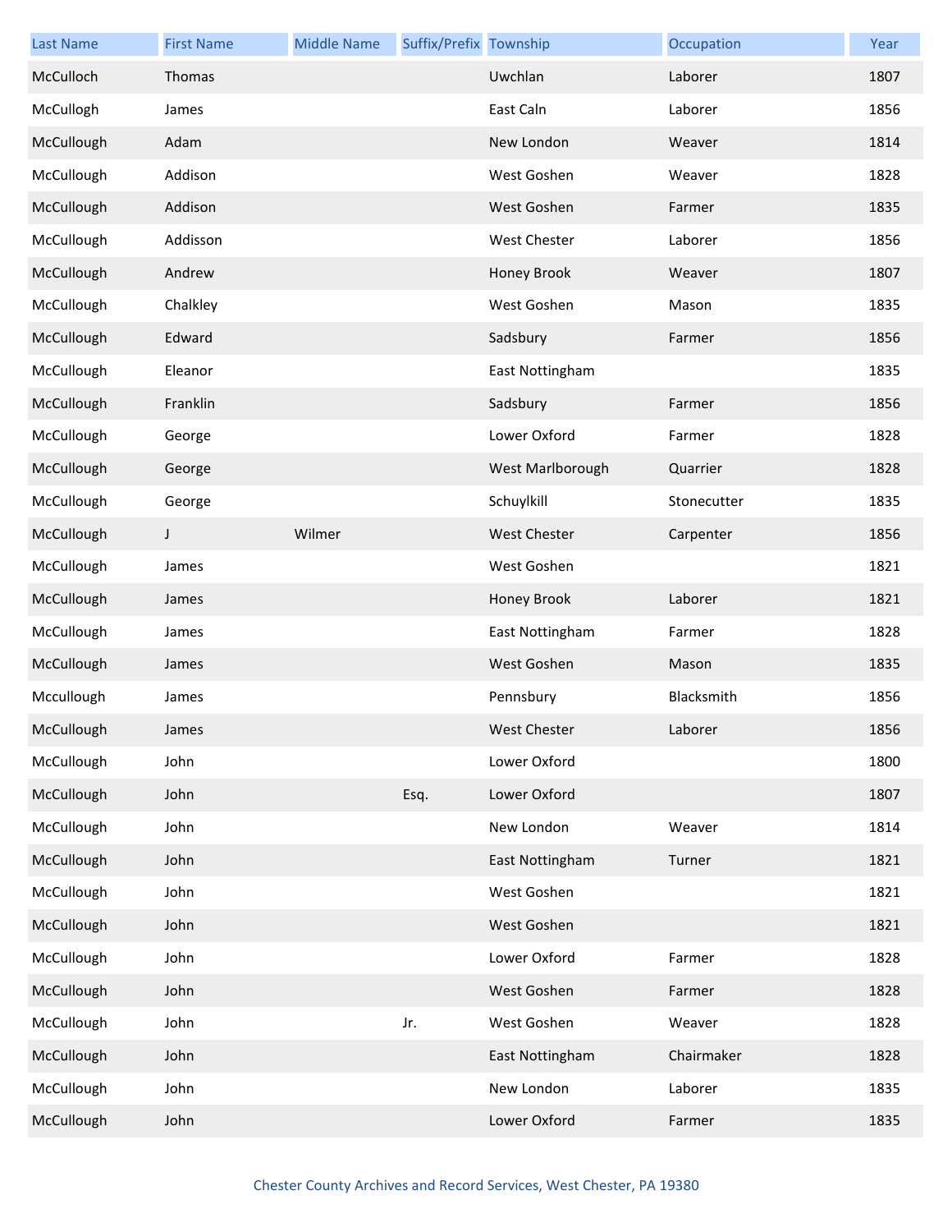| Last Name | First Name | Middle Name | Suffix/Prefix | Township | Occupation | Year |
|---|---|---|---|---|---|---|
| McCulloch | Thomas | | | Uwchlan | Laborer | 1807 |
| McCullogh | James | | | East Caln | Laborer | 1856 |
| McCullough | Adam | | | New London | Weaver | 1814 |
| McCullough | Addison | | | West Goshen | Weaver | 1828 |
| McCullough | Addison | | | West Goshen | Farmer | 1835 |
| McCullough | Addisson | | | West Chester | Laborer | 1856 |
| McCullough | Andrew | | | Honey Brook | Weaver | 1807 |
| McCullough | Chalkley | | | West Goshen | Mason | 1835 |
| McCullough | Edward | | | Sadsbury | Farmer | 1856 |
| McCullough | Eleanor | | | East Nottingham | | 1835 |
| McCullough | Franklin | | | Sadsbury | Farmer | 1856 |
| McCullough | George | | | Lower Oxford | Farmer | 1828 |
| McCullough | George | | | West Marlborough | Quarrier | 1828 |
| McCullough | George | | | Schuylkill | Stonecutter | 1835 |
| McCullough | J | Wilmer | | West Chester | Carpenter | 1856 |
| McCullough | James | | | West Goshen | | 1821 |
| McCullough | James | | | Honey Brook | Laborer | 1821 |
| McCullough | James | | | East Nottingham | Farmer | 1828 |
| McCullough | James | | | West Goshen | Mason | 1835 |
| Mccullough | James | | | Pennsbury | Blacksmith | 1856 |
| McCullough | James | | | West Chester | Laborer | 1856 |
| McCullough | John | | | Lower Oxford | | 1800 |
| McCullough | John | | Esq. | Lower Oxford | | 1807 |
| McCullough | John | | | New London | Weaver | 1814 |
| McCullough | John | | | East Nottingham | Turner | 1821 |
| McCullough | John | | | West Goshen | | 1821 |
| McCullough | John | | | West Goshen | | 1821 |
| McCullough | John | | | Lower Oxford | Farmer | 1828 |
| McCullough | John | | | West Goshen | Farmer | 1828 |
| McCullough | John | | Jr. | West Goshen | Weaver | 1828 |
| McCullough | John | | | East Nottingham | Chairmaker | 1828 |
| McCullough | John | | | New London | Laborer | 1835 |
| McCullough | John | | | Lower Oxford | Farmer | 1835 |

Chester County Archives and Record Services, West Chester, PA 19380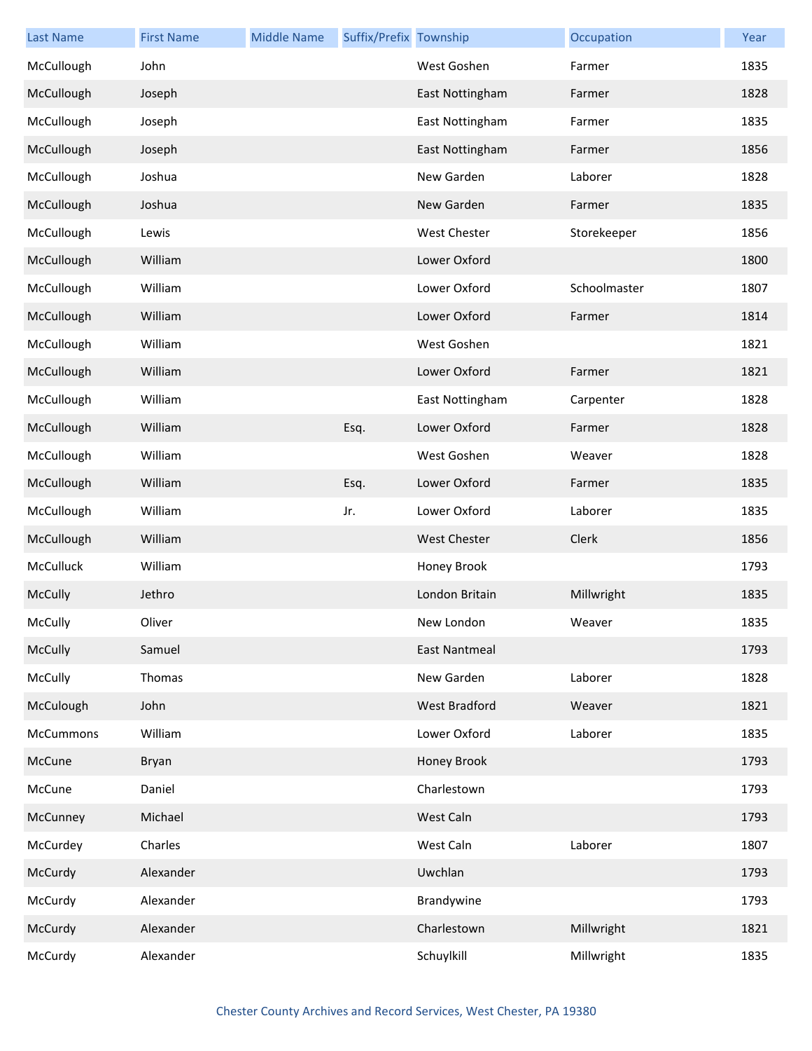| Last Name | First Name | Middle Name | Suffix/Prefix | Township | Occupation | Year |
| --- | --- | --- | --- | --- | --- | --- |
| McCullough | John | | | West Goshen | Farmer | 1835 |
| McCullough | Joseph | | | East Nottingham | Farmer | 1828 |
| McCullough | Joseph | | | East Nottingham | Farmer | 1835 |
| McCullough | Joseph | | | East Nottingham | Farmer | 1856 |
| McCullough | Joshua | | | New Garden | Laborer | 1828 |
| McCullough | Joshua | | | New Garden | Farmer | 1835 |
| McCullough | Lewis | | | West Chester | Storekeeper | 1856 |
| McCullough | William | | | Lower Oxford | | 1800 |
| McCullough | William | | | Lower Oxford | Schoolmaster | 1807 |
| McCullough | William | | | Lower Oxford | Farmer | 1814 |
| McCullough | William | | | West Goshen | | 1821 |
| McCullough | William | | | Lower Oxford | Farmer | 1821 |
| McCullough | William | | | East Nottingham | Carpenter | 1828 |
| McCullough | William | | Esq. | Lower Oxford | Farmer | 1828 |
| McCullough | William | | | West Goshen | Weaver | 1828 |
| McCullough | William | | Esq. | Lower Oxford | Farmer | 1835 |
| McCullough | William | | Jr. | Lower Oxford | Laborer | 1835 |
| McCullough | William | | | West Chester | Clerk | 1856 |
| McCulluck | William | | | Honey Brook | | 1793 |
| McCully | Jethro | | | London Britain | Millwright | 1835 |
| McCully | Oliver | | | New London | Weaver | 1835 |
| McCully | Samuel | | | East Nantmeal | | 1793 |
| McCully | Thomas | | | New Garden | Laborer | 1828 |
| McCulough | John | | | West Bradford | Weaver | 1821 |
| McCummons | William | | | Lower Oxford | Laborer | 1835 |
| McCune | Bryan | | | Honey Brook | | 1793 |
| McCune | Daniel | | | Charlestown | | 1793 |
| McCunney | Michael | | | West Caln | | 1793 |
| McCurdey | Charles | | | West Caln | Laborer | 1807 |
| McCurdy | Alexander | | | Uwchlan | | 1793 |
| McCurdy | Alexander | | | Brandywine | | 1793 |
| McCurdy | Alexander | | | Charlestown | Millwright | 1821 |
| McCurdy | Alexander | | | Schuylkill | Millwright | 1835 |

Chester County Archives and Record Services, West Chester, PA 19380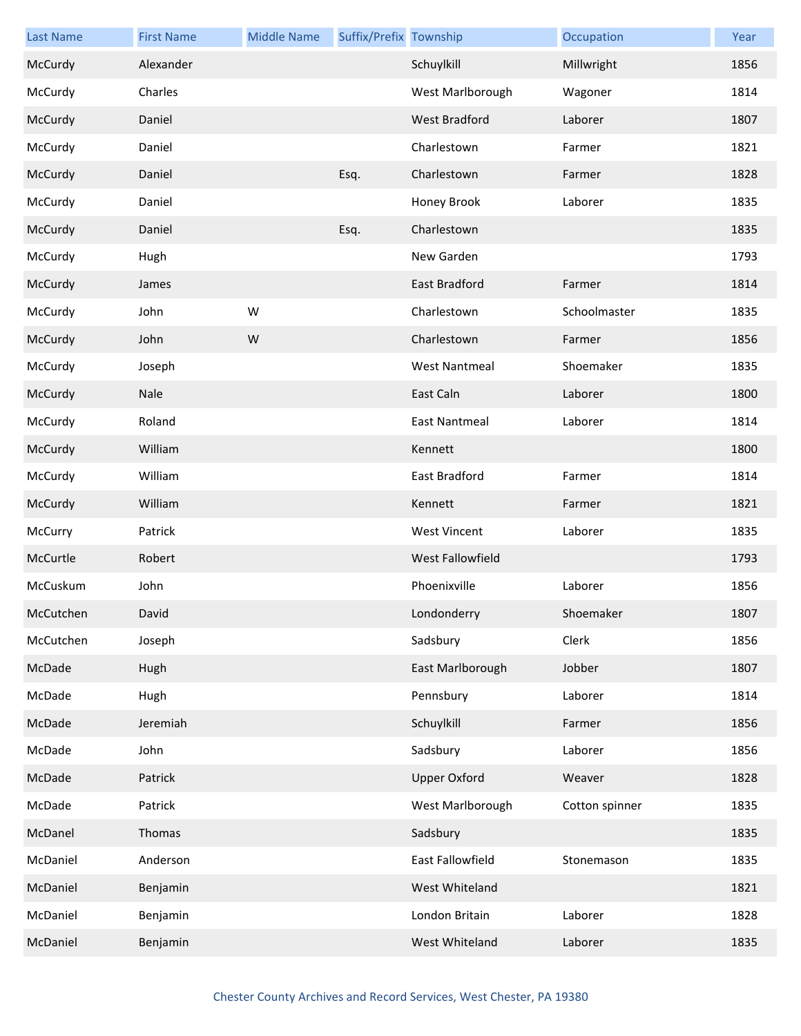| Last Name | First Name | Middle Name | Suffix/Prefix | Township | Occupation | Year |
| --- | --- | --- | --- | --- | --- | --- |
| McCurdy | Alexander | | | Schuylkill | Millwright | 1856 |
| McCurdy | Charles | | | West Marlborough | Wagoner | 1814 |
| McCurdy | Daniel | | | West Bradford | Laborer | 1807 |
| McCurdy | Daniel | | | Charlestown | Farmer | 1821 |
| McCurdy | Daniel | | Esq. | Charlestown | Farmer | 1828 |
| McCurdy | Daniel | | | Honey Brook | Laborer | 1835 |
| McCurdy | Daniel | | Esq. | Charlestown | | 1835 |
| McCurdy | Hugh | | | New Garden | | 1793 |
| McCurdy | James | | | East Bradford | Farmer | 1814 |
| McCurdy | John | W | | Charlestown | Schoolmaster | 1835 |
| McCurdy | John | W | | Charlestown | Farmer | 1856 |
| McCurdy | Joseph | | | West Nantmeal | Shoemaker | 1835 |
| McCurdy | Nale | | | East Caln | Laborer | 1800 |
| McCurdy | Roland | | | East Nantmeal | Laborer | 1814 |
| McCurdy | William | | | Kennett | | 1800 |
| McCurdy | William | | | East Bradford | Farmer | 1814 |
| McCurdy | William | | | Kennett | Farmer | 1821 |
| McCurry | Patrick | | | West Vincent | Laborer | 1835 |
| McCurtle | Robert | | | West Fallowfield | | 1793 |
| McCuskum | John | | | Phoenixville | Laborer | 1856 |
| McCutchen | David | | | Londonderry | Shoemaker | 1807 |
| McCutchen | Joseph | | | Sadsbury | Clerk | 1856 |
| McDade | Hugh | | | East Marlborough | Jobber | 1807 |
| McDade | Hugh | | | Pennsbury | Laborer | 1814 |
| McDade | Jeremiah | | | Schuylkill | Farmer | 1856 |
| McDade | John | | | Sadsbury | Laborer | 1856 |
| McDade | Patrick | | | Upper Oxford | Weaver | 1828 |
| McDade | Patrick | | | West Marlborough | Cotton spinner | 1835 |
| McDanel | Thomas | | | Sadsbury | | 1835 |
| McDaniel | Anderson | | | East Fallowfield | Stonemason | 1835 |
| McDaniel | Benjamin | | | West Whiteland | | 1821 |
| McDaniel | Benjamin | | | London Britain | Laborer | 1828 |
| McDaniel | Benjamin | | | West Whiteland | Laborer | 1835 |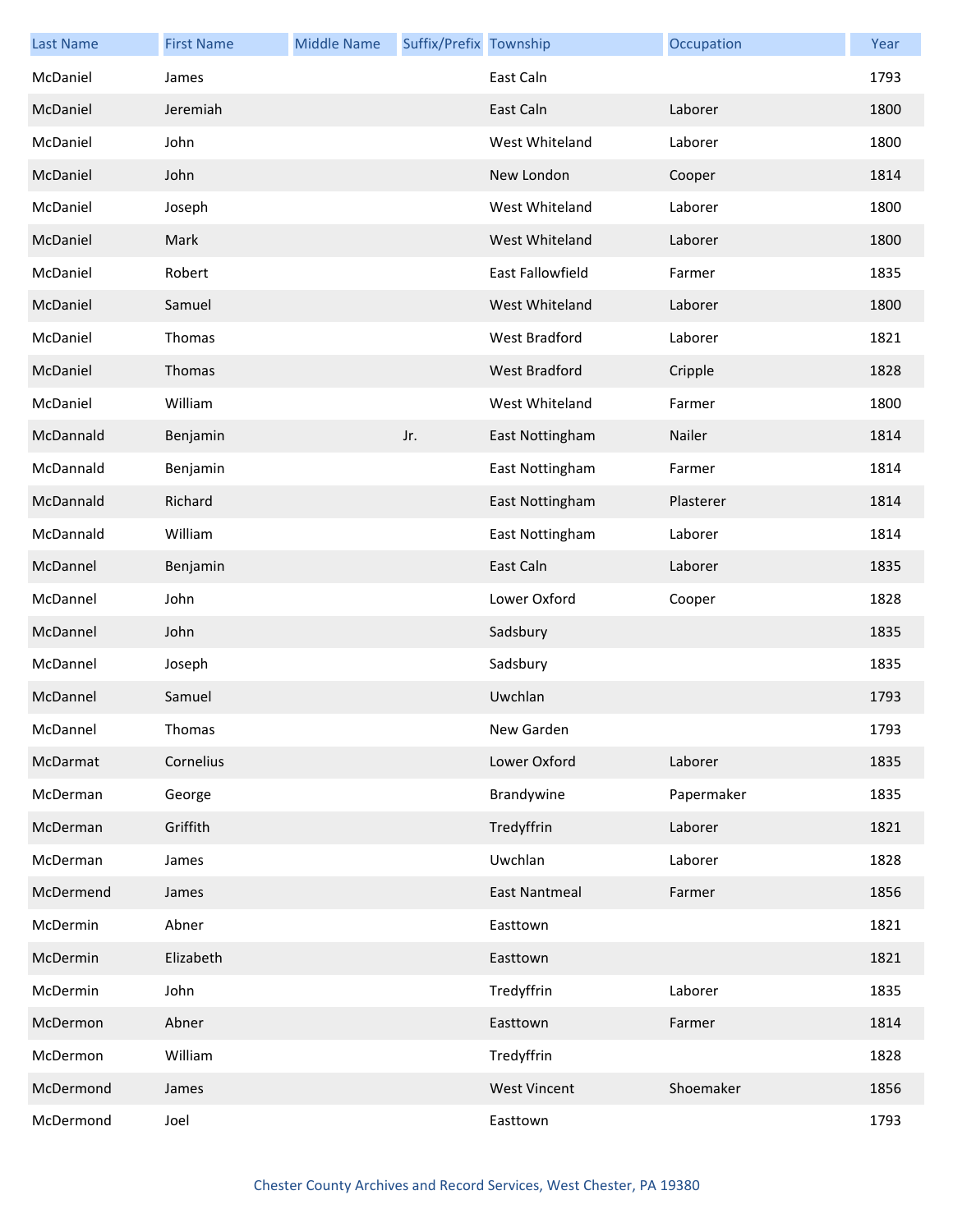| Last Name | First Name | Middle Name | Suffix/Prefix | Township | Occupation | Year |
|---|---|---|---|---|---|---|
| McDaniel | James | | | East Caln | | 1793 |
| McDaniel | Jeremiah | | | East Caln | Laborer | 1800 |
| McDaniel | John | | | West Whiteland | Laborer | 1800 |
| McDaniel | John | | | New London | Cooper | 1814 |
| McDaniel | Joseph | | | West Whiteland | Laborer | 1800 |
| McDaniel | Mark | | | West Whiteland | Laborer | 1800 |
| McDaniel | Robert | | | East Fallowfield | Farmer | 1835 |
| McDaniel | Samuel | | | West Whiteland | Laborer | 1800 |
| McDaniel | Thomas | | | West Bradford | Laborer | 1821 |
| McDaniel | Thomas | | | West Bradford | Cripple | 1828 |
| McDaniel | William | | | West Whiteland | Farmer | 1800 |
| McDannald | Benjamin | | Jr. | East Nottingham | Nailer | 1814 |
| McDannald | Benjamin | | | East Nottingham | Farmer | 1814 |
| McDannald | Richard | | | East Nottingham | Plasterer | 1814 |
| McDannald | William | | | East Nottingham | Laborer | 1814 |
| McDannel | Benjamin | | | East Caln | Laborer | 1835 |
| McDannel | John | | | Lower Oxford | Cooper | 1828 |
| McDannel | John | | | Sadsbury | | 1835 |
| McDannel | Joseph | | | Sadsbury | | 1835 |
| McDannel | Samuel | | | Uwchlan | | 1793 |
| McDannel | Thomas | | | New Garden | | 1793 |
| McDarmat | Cornelius | | | Lower Oxford | Laborer | 1835 |
| McDerman | George | | | Brandywine | Papermaker | 1835 |
| McDerman | Griffith | | | Tredyffrin | Laborer | 1821 |
| McDerman | James | | | Uwchlan | Laborer | 1828 |
| McDermend | James | | | East Nantmeal | Farmer | 1856 |
| McDermin | Abner | | | Easttown | | 1821 |
| McDermin | Elizabeth | | | Easttown | | 1821 |
| McDermin | John | | | Tredyffrin | Laborer | 1835 |
| McDermon | Abner | | | Easttown | Farmer | 1814 |
| McDermon | William | | | Tredyffrin | | 1828 |
| McDermond | James | | | West Vincent | Shoemaker | 1856 |
| McDermond | Joel | | | Easttown | | 1793 |

Chester County Archives and Record Services, West Chester, PA 19380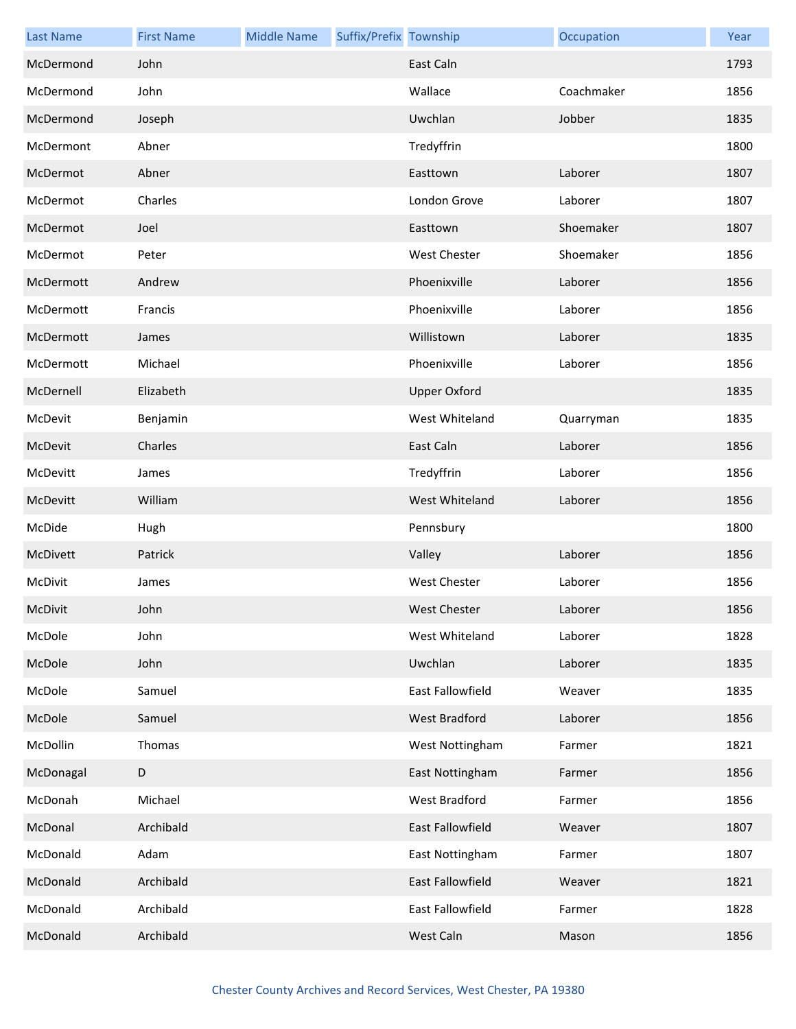| Last Name | First Name | Middle Name | Suffix/Prefix | Township | Occupation | Year |
|---|---|---|---|---|---|---|
| McDermond | John | | | East Caln | | 1793 |
| McDermond | John | | | Wallace | Coachmaker | 1856 |
| McDermond | Joseph | | | Uwchlan | Jobber | 1835 |
| McDermont | Abner | | | Tredyffrin | | 1800 |
| McDermot | Abner | | | Easttown | Laborer | 1807 |
| McDermot | Charles | | | London Grove | Laborer | 1807 |
| McDermot | Joel | | | Easttown | Shoemaker | 1807 |
| McDermot | Peter | | | West Chester | Shoemaker | 1856 |
| McDermott | Andrew | | | Phoenixville | Laborer | 1856 |
| McDermott | Francis | | | Phoenixville | Laborer | 1856 |
| McDermott | James | | | Willistown | Laborer | 1835 |
| McDermott | Michael | | | Phoenixville | Laborer | 1856 |
| McDernell | Elizabeth | | | Upper Oxford | | 1835 |
| McDevit | Benjamin | | | West Whiteland | Quarryman | 1835 |
| McDevit | Charles | | | East Caln | Laborer | 1856 |
| McDevitt | James | | | Tredyffrin | Laborer | 1856 |
| McDevitt | William | | | West Whiteland | Laborer | 1856 |
| McDide | Hugh | | | Pennsbury | | 1800 |
| McDivett | Patrick | | | Valley | Laborer | 1856 |
| McDivit | James | | | West Chester | Laborer | 1856 |
| McDivit | John | | | West Chester | Laborer | 1856 |
| McDole | John | | | West Whiteland | Laborer | 1828 |
| McDole | John | | | Uwchlan | Laborer | 1835 |
| McDole | Samuel | | | East Fallowfield | Weaver | 1835 |
| McDole | Samuel | | | West Bradford | Laborer | 1856 |
| McDollin | Thomas | | | West Nottingham | Farmer | 1821 |
| McDonagal | D | | | East Nottingham | Farmer | 1856 |
| McDonah | Michael | | | West Bradford | Farmer | 1856 |
| McDonal | Archibald | | | East Fallowfield | Weaver | 1807 |
| McDonald | Adam | | | East Nottingham | Farmer | 1807 |
| McDonald | Archibald | | | East Fallowfield | Weaver | 1821 |
| McDonald | Archibald | | | East Fallowfield | Farmer | 1828 |
| McDonald | Archibald | | | West Caln | Mason | 1856 |

Chester County Archives and Record Services, West Chester, PA 19380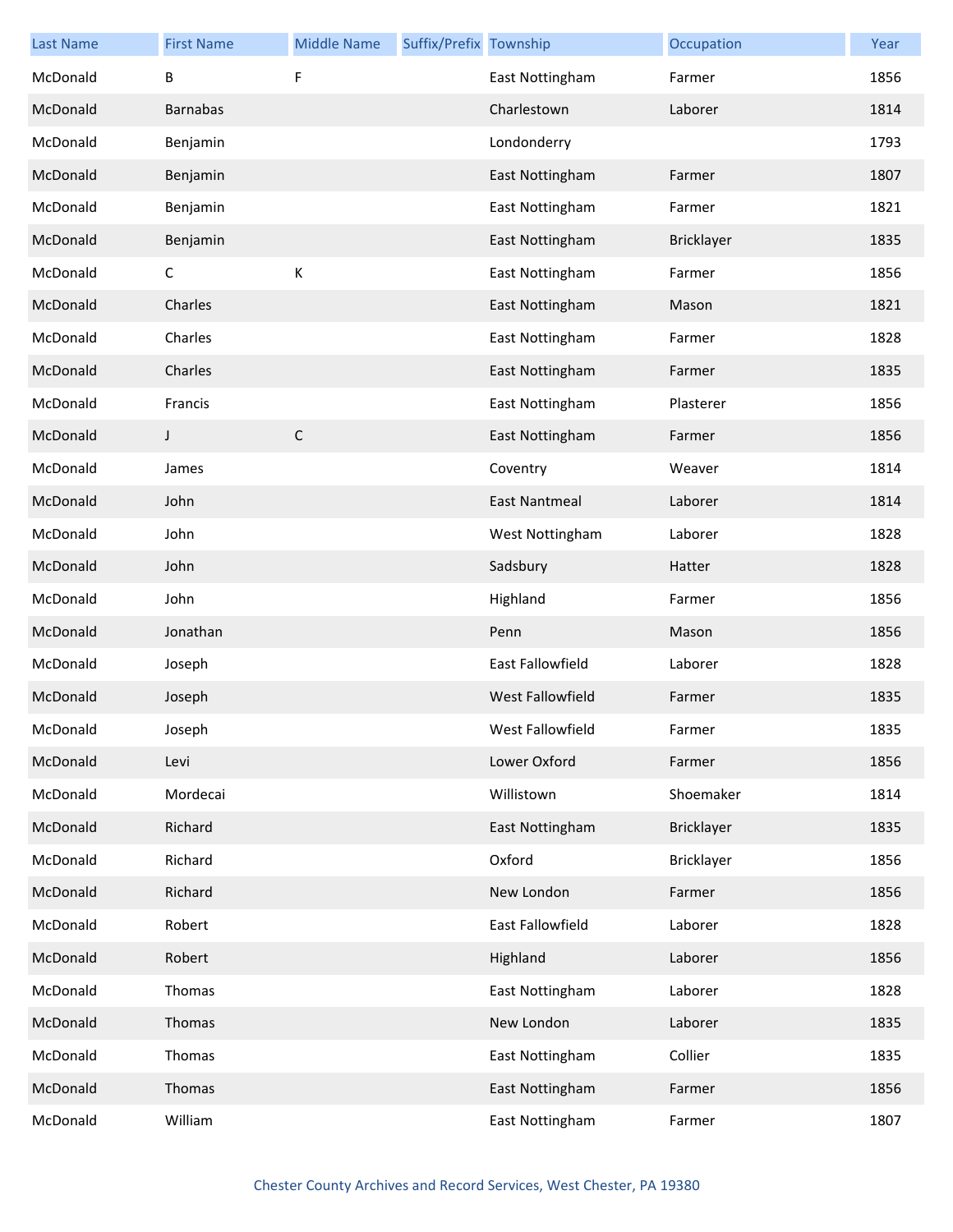| Last Name | First Name | Middle Name | Suffix/Prefix | Township | Occupation | Year |
|---|---|---|---|---|---|---|
| McDonald | B | F | | East Nottingham | Farmer | 1856 |
| McDonald | Barnabas | | | Charlestown | Laborer | 1814 |
| McDonald | Benjamin | | | Londonderry | | 1793 |
| McDonald | Benjamin | | | East Nottingham | Farmer | 1807 |
| McDonald | Benjamin | | | East Nottingham | Farmer | 1821 |
| McDonald | Benjamin | | | East Nottingham | Bricklayer | 1835 |
| McDonald | C | K | | East Nottingham | Farmer | 1856 |
| McDonald | Charles | | | East Nottingham | Mason | 1821 |
| McDonald | Charles | | | East Nottingham | Farmer | 1828 |
| McDonald | Charles | | | East Nottingham | Farmer | 1835 |
| McDonald | Francis | | | East Nottingham | Plasterer | 1856 |
| McDonald | J | C | | East Nottingham | Farmer | 1856 |
| McDonald | James | | | Coventry | Weaver | 1814 |
| McDonald | John | | | East Nantmeal | Laborer | 1814 |
| McDonald | John | | | West Nottingham | Laborer | 1828 |
| McDonald | John | | | Sadsbury | Hatter | 1828 |
| McDonald | John | | | Highland | Farmer | 1856 |
| McDonald | Jonathan | | | Penn | Mason | 1856 |
| McDonald | Joseph | | | East Fallowfield | Laborer | 1828 |
| McDonald | Joseph | | | West Fallowfield | Farmer | 1835 |
| McDonald | Joseph | | | West Fallowfield | Farmer | 1835 |
| McDonald | Levi | | | Lower Oxford | Farmer | 1856 |
| McDonald | Mordecai | | | Willistown | Shoemaker | 1814 |
| McDonald | Richard | | | East Nottingham | Bricklayer | 1835 |
| McDonald | Richard | | | Oxford | Bricklayer | 1856 |
| McDonald | Richard | | | New London | Farmer | 1856 |
| McDonald | Robert | | | East Fallowfield | Laborer | 1828 |
| McDonald | Robert | | | Highland | Laborer | 1856 |
| McDonald | Thomas | | | East Nottingham | Laborer | 1828 |
| McDonald | Thomas | | | New London | Laborer | 1835 |
| McDonald | Thomas | | | East Nottingham | Collier | 1835 |
| McDonald | Thomas | | | East Nottingham | Farmer | 1856 |
| McDonald | William | | | East Nottingham | Farmer | 1807 |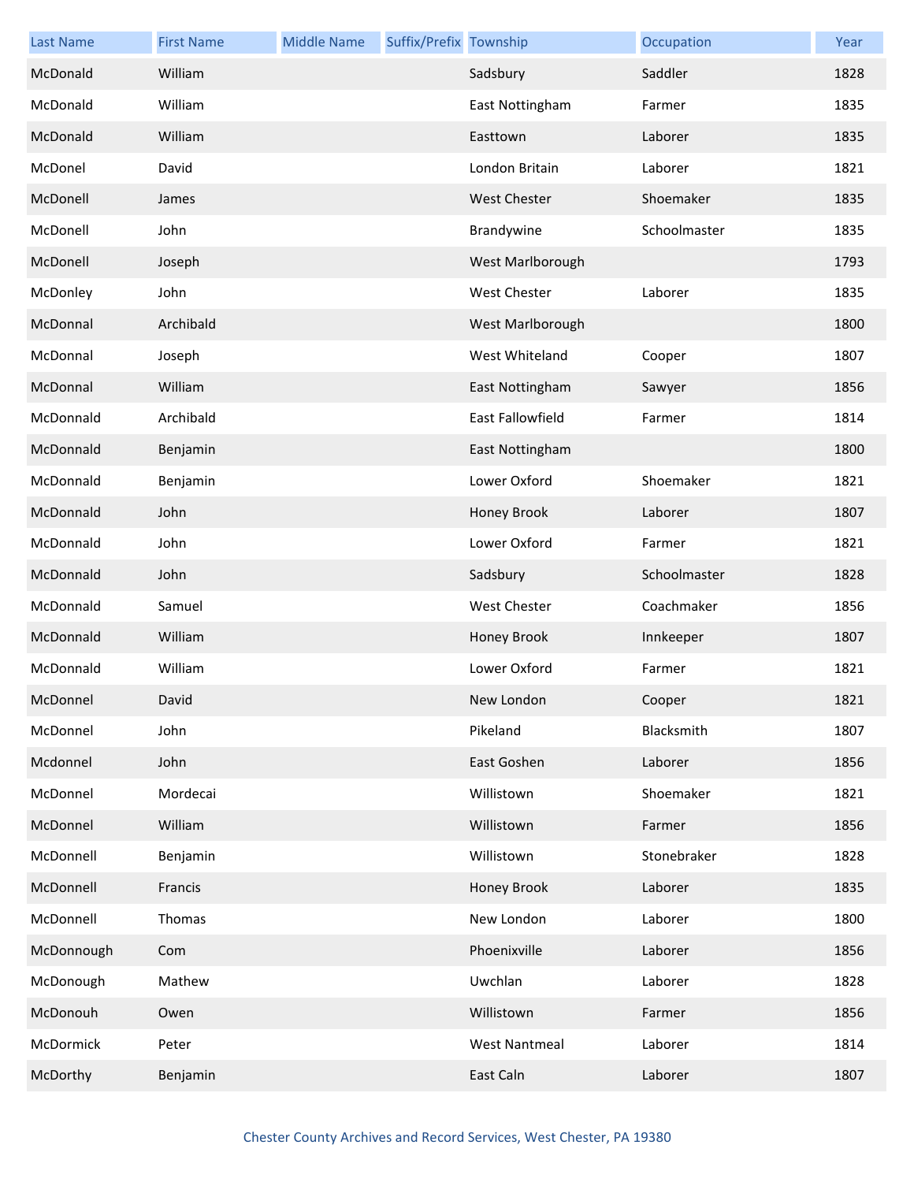| Last Name | First Name | Middle Name | Suffix/Prefix | Township | Occupation | Year |
|---|---|---|---|---|---|---|
| McDonald | William | | | Sadsbury | Saddler | 1828 |
| McDonald | William | | | East Nottingham | Farmer | 1835 |
| McDonald | William | | | Easttown | Laborer | 1835 |
| McDonel | David | | | London Britain | Laborer | 1821 |
| McDonell | James | | | West Chester | Shoemaker | 1835 |
| McDonell | John | | | Brandywine | Schoolmaster | 1835 |
| McDonell | Joseph | | | West Marlborough | | 1793 |
| McDonley | John | | | West Chester | Laborer | 1835 |
| McDonnal | Archibald | | | West Marlborough | | 1800 |
| McDonnal | Joseph | | | West Whiteland | Cooper | 1807 |
| McDonnal | William | | | East Nottingham | Sawyer | 1856 |
| McDonnald | Archibald | | | East Fallowfield | Farmer | 1814 |
| McDonnald | Benjamin | | | East Nottingham | | 1800 |
| McDonnald | Benjamin | | | Lower Oxford | Shoemaker | 1821 |
| McDonnald | John | | | Honey Brook | Laborer | 1807 |
| McDonnald | John | | | Lower Oxford | Farmer | 1821 |
| McDonnald | John | | | Sadsbury | Schoolmaster | 1828 |
| McDonnald | Samuel | | | West Chester | Coachmaker | 1856 |
| McDonnald | William | | | Honey Brook | Innkeeper | 1807 |
| McDonnald | William | | | Lower Oxford | Farmer | 1821 |
| McDonnel | David | | | New London | Cooper | 1821 |
| McDonnel | John | | | Pikeland | Blacksmith | 1807 |
| Mcdonnel | John | | | East Goshen | Laborer | 1856 |
| McDonnel | Mordecai | | | Willistown | Shoemaker | 1821 |
| McDonnel | William | | | Willistown | Farmer | 1856 |
| McDonnell | Benjamin | | | Willistown | Stonebraker | 1828 |
| McDonnell | Francis | | | Honey Brook | Laborer | 1835 |
| McDonnell | Thomas | | | New London | Laborer | 1800 |
| McDonnough | Com | | | Phoenixville | Laborer | 1856 |
| McDonough | Mathew | | | Uwchlan | Laborer | 1828 |
| McDonouh | Owen | | | Willistown | Farmer | 1856 |
| McDormick | Peter | | | West Nantmeal | Laborer | 1814 |
| McDorthy | Benjamin | | | East Caln | Laborer | 1807 |

Chester County Archives and Record Services, West Chester, PA 19380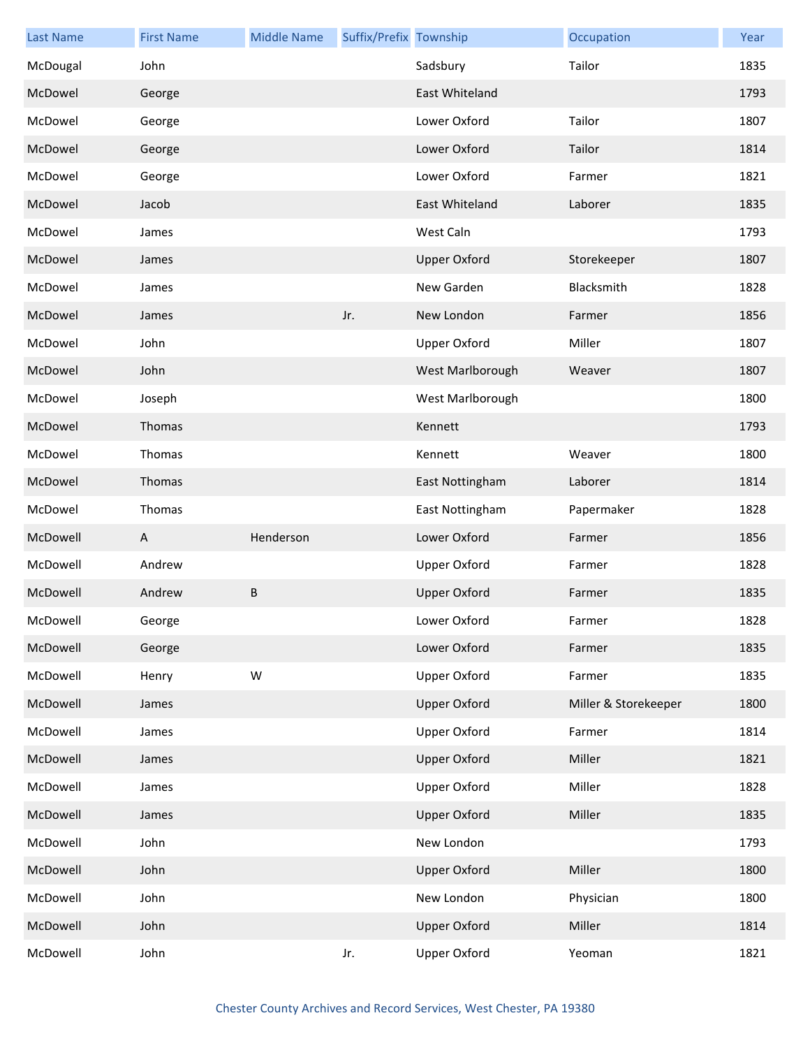| Last Name | First Name | Middle Name | Suffix/Prefix | Township | Occupation | Year |
|---|---|---|---|---|---|---|
| McDougal | John | | | Sadsbury | Tailor | 1835 |
| McDowel | George | | | East Whiteland | | 1793 |
| McDowel | George | | | Lower Oxford | Tailor | 1807 |
| McDowel | George | | | Lower Oxford | Tailor | 1814 |
| McDowel | George | | | Lower Oxford | Farmer | 1821 |
| McDowel | Jacob | | | East Whiteland | Laborer | 1835 |
| McDowel | James | | | West Caln | | 1793 |
| McDowel | James | | | Upper Oxford | Storekeeper | 1807 |
| McDowel | James | | | New Garden | Blacksmith | 1828 |
| McDowel | James | | Jr. | New London | Farmer | 1856 |
| McDowel | John | | | Upper Oxford | Miller | 1807 |
| McDowel | John | | | West Marlborough | Weaver | 1807 |
| McDowel | Joseph | | | West Marlborough | | 1800 |
| McDowel | Thomas | | | Kennett | | 1793 |
| McDowel | Thomas | | | Kennett | Weaver | 1800 |
| McDowel | Thomas | | | East Nottingham | Laborer | 1814 |
| McDowel | Thomas | | | East Nottingham | Papermaker | 1828 |
| McDowell | A | Henderson | | Lower Oxford | Farmer | 1856 |
| McDowell | Andrew | | | Upper Oxford | Farmer | 1828 |
| McDowell | Andrew | B | | Upper Oxford | Farmer | 1835 |
| McDowell | George | | | Lower Oxford | Farmer | 1828 |
| McDowell | George | | | Lower Oxford | Farmer | 1835 |
| McDowell | Henry | W | | Upper Oxford | Farmer | 1835 |
| McDowell | James | | | Upper Oxford | Miller & Storekeeper | 1800 |
| McDowell | James | | | Upper Oxford | Farmer | 1814 |
| McDowell | James | | | Upper Oxford | Miller | 1821 |
| McDowell | James | | | Upper Oxford | Miller | 1828 |
| McDowell | James | | | Upper Oxford | Miller | 1835 |
| McDowell | John | | | New London | | 1793 |
| McDowell | John | | | Upper Oxford | Miller | 1800 |
| McDowell | John | | | New London | Physician | 1800 |
| McDowell | John | | | Upper Oxford | Miller | 1814 |
| McDowell | John | | Jr. | Upper Oxford | Yeoman | 1821 |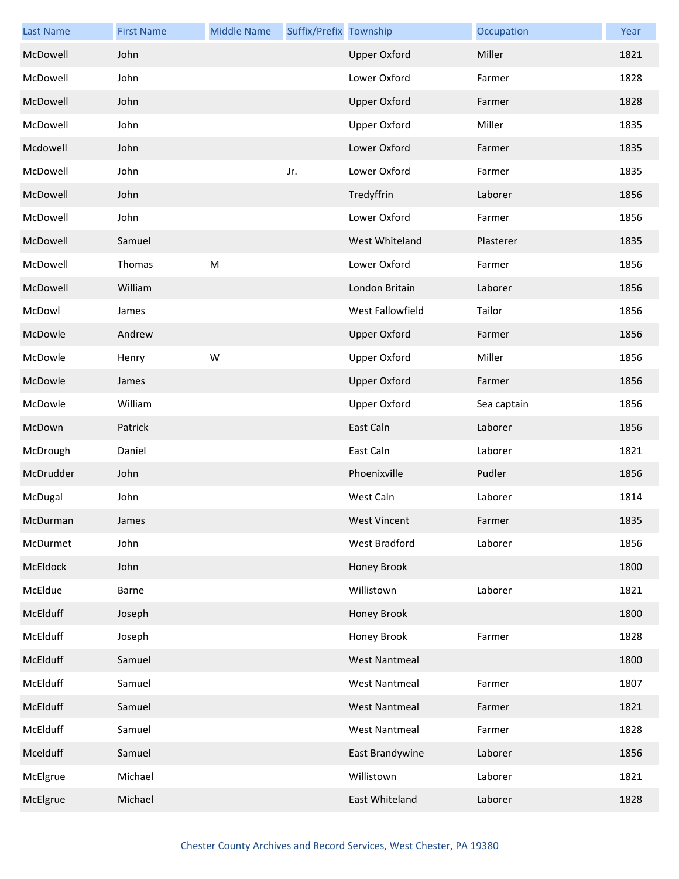| Last Name | First Name | Middle Name | Suffix/Prefix | Township | Occupation | Year |
|---|---|---|---|---|---|---|
| McDowell | John | | | Upper Oxford | Miller | 1821 |
| McDowell | John | | | Lower Oxford | Farmer | 1828 |
| McDowell | John | | | Upper Oxford | Farmer | 1828 |
| McDowell | John | | | Upper Oxford | Miller | 1835 |
| Mcdowell | John | | | Lower Oxford | Farmer | 1835 |
| McDowell | John | | Jr. | Lower Oxford | Farmer | 1835 |
| McDowell | John | | | Tredyffrin | Laborer | 1856 |
| McDowell | John | | | Lower Oxford | Farmer | 1856 |
| McDowell | Samuel | | | West Whiteland | Plasterer | 1835 |
| McDowell | Thomas | M | | Lower Oxford | Farmer | 1856 |
| McDowell | William | | | London Britain | Laborer | 1856 |
| McDowl | James | | | West Fallowfield | Tailor | 1856 |
| McDowle | Andrew | | | Upper Oxford | Farmer | 1856 |
| McDowle | Henry | W | | Upper Oxford | Miller | 1856 |
| McDowle | James | | | Upper Oxford | Farmer | 1856 |
| McDowle | William | | | Upper Oxford | Sea captain | 1856 |
| McDown | Patrick | | | East Caln | Laborer | 1856 |
| McDrough | Daniel | | | East Caln | Laborer | 1821 |
| McDrudder | John | | | Phoenixville | Pudler | 1856 |
| McDugal | John | | | West Caln | Laborer | 1814 |
| McDurman | James | | | West Vincent | Farmer | 1835 |
| McDurmet | John | | | West Bradford | Laborer | 1856 |
| McEldock | John | | | Honey Brook | | 1800 |
| McEldue | Barne | | | Willistown | Laborer | 1821 |
| McElduff | Joseph | | | Honey Brook | | 1800 |
| McElduff | Joseph | | | Honey Brook | Farmer | 1828 |
| McElduff | Samuel | | | West Nantmeal | | 1800 |
| McElduff | Samuel | | | West Nantmeal | Farmer | 1807 |
| McElduff | Samuel | | | West Nantmeal | Farmer | 1821 |
| McElduff | Samuel | | | West Nantmeal | Farmer | 1828 |
| Mcelduff | Samuel | | | East Brandywine | Laborer | 1856 |
| McElgrue | Michael | | | Willistown | Laborer | 1821 |
| McElgrue | Michael | | | East Whiteland | Laborer | 1828 |

Chester County Archives and Record Services, West Chester, PA 19380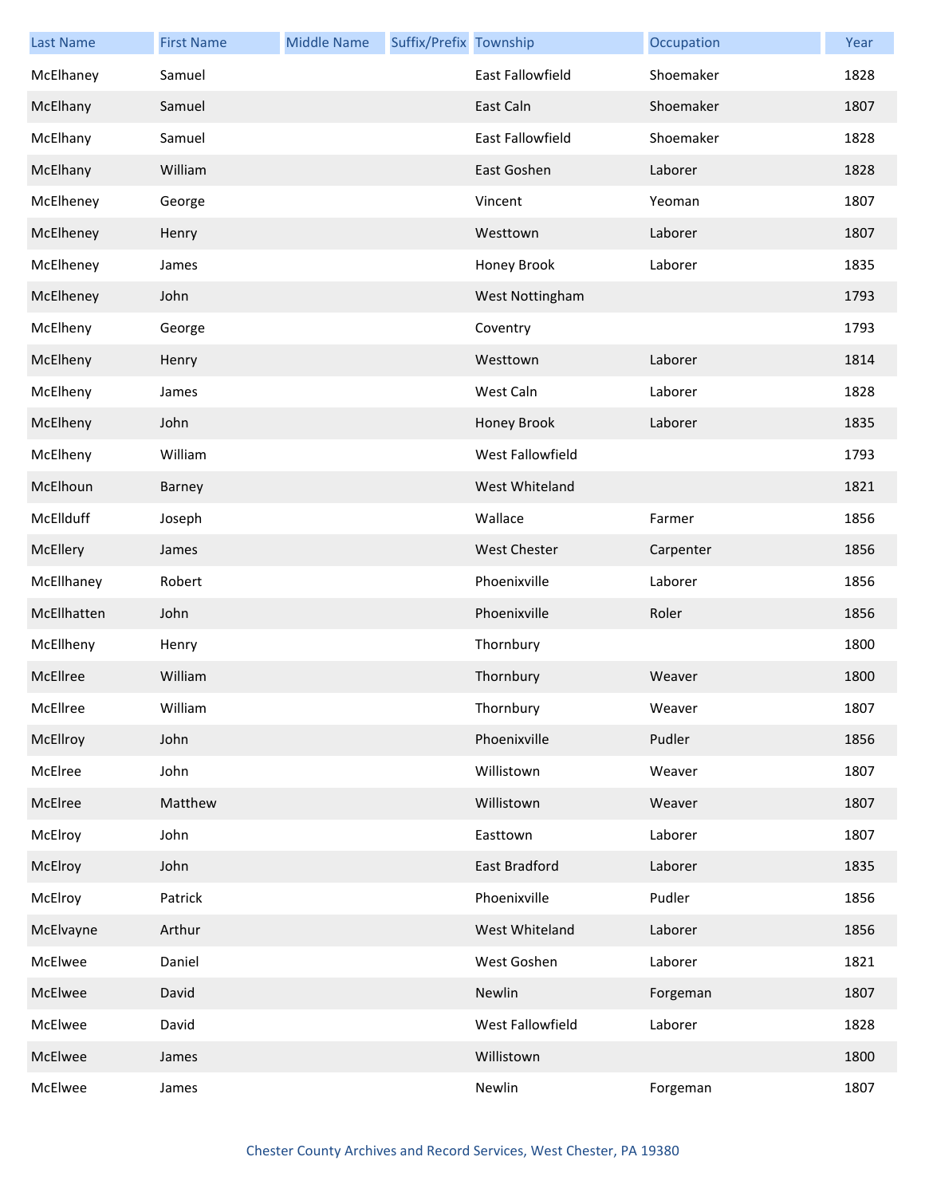| Last Name | First Name | Middle Name | Suffix/Prefix | Township | Occupation | Year |
|---|---|---|---|---|---|---|
| McElhaney | Samuel | | | East Fallowfield | Shoemaker | 1828 |
| McElhany | Samuel | | | East Caln | Shoemaker | 1807 |
| McElhany | Samuel | | | East Fallowfield | Shoemaker | 1828 |
| McElhany | William | | | East Goshen | Laborer | 1828 |
| McElheney | George | | | Vincent | Yeoman | 1807 |
| McElheney | Henry | | | Westtown | Laborer | 1807 |
| McElheney | James | | | Honey Brook | Laborer | 1835 |
| McElheney | John | | | West Nottingham | | 1793 |
| McElheny | George | | | Coventry | | 1793 |
| McElheny | Henry | | | Westtown | Laborer | 1814 |
| McElheny | James | | | West Caln | Laborer | 1828 |
| McElheny | John | | | Honey Brook | Laborer | 1835 |
| McElheny | William | | | West Fallowfield | | 1793 |
| McElhoun | Barney | | | West Whiteland | | 1821 |
| McEllduff | Joseph | | | Wallace | Farmer | 1856 |
| McEllery | James | | | West Chester | Carpenter | 1856 |
| McEllhaney | Robert | | | Phoenixville | Laborer | 1856 |
| McEllhatten | John | | | Phoenixville | Roler | 1856 |
| McEllheny | Henry | | | Thornbury | | 1800 |
| McEllree | William | | | Thornbury | Weaver | 1800 |
| McEllree | William | | | Thornbury | Weaver | 1807 |
| McEllroy | John | | | Phoenixville | Pudler | 1856 |
| McElree | John | | | Willistown | Weaver | 1807 |
| McElree | Matthew | | | Willistown | Weaver | 1807 |
| McElroy | John | | | Easttown | Laborer | 1807 |
| McElroy | John | | | East Bradford | Laborer | 1835 |
| McElroy | Patrick | | | Phoenixville | Pudler | 1856 |
| McElvayne | Arthur | | | West Whiteland | Laborer | 1856 |
| McElwee | Daniel | | | West Goshen | Laborer | 1821 |
| McElwee | David | | | Newlin | Forgeman | 1807 |
| McElwee | David | | | West Fallowfield | Laborer | 1828 |
| McElwee | James | | | Willistown | | 1800 |
| McElwee | James | | | Newlin | Forgeman | 1807 |

Chester County Archives and Record Services, West Chester, PA 19380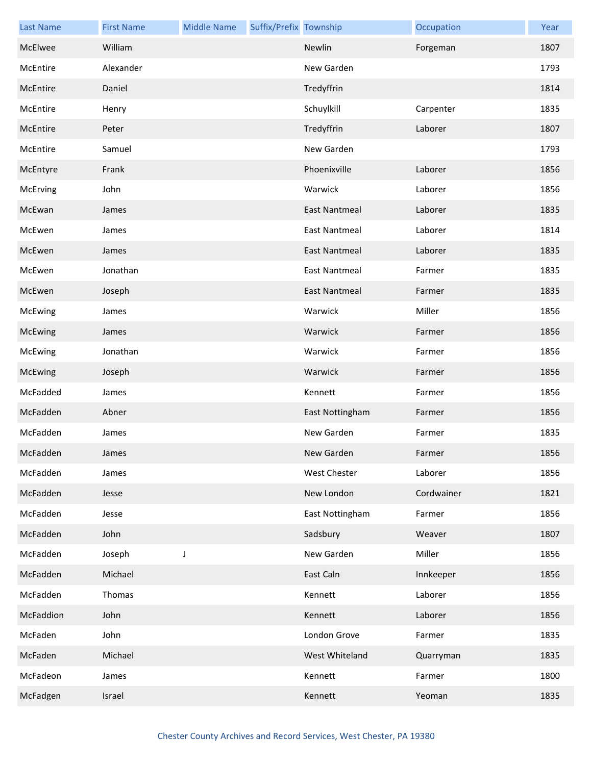| Last Name | First Name | Middle Name | Suffix/Prefix | Township | Occupation | Year |
|---|---|---|---|---|---|---|
| McElwee | William | | | Newlin | Forgeman | 1807 |
| McEntire | Alexander | | | New Garden | | 1793 |
| McEntire | Daniel | | | Tredyffrin | | 1814 |
| McEntire | Henry | | | Schuylkill | Carpenter | 1835 |
| McEntire | Peter | | | Tredyffrin | Laborer | 1807 |
| McEntire | Samuel | | | New Garden | | 1793 |
| McEntyre | Frank | | | Phoenixville | Laborer | 1856 |
| McErving | John | | | Warwick | Laborer | 1856 |
| McEwan | James | | | East Nantmeal | Laborer | 1835 |
| McEwen | James | | | East Nantmeal | Laborer | 1814 |
| McEwen | James | | | East Nantmeal | Laborer | 1835 |
| McEwen | Jonathan | | | East Nantmeal | Farmer | 1835 |
| McEwen | Joseph | | | East Nantmeal | Farmer | 1835 |
| McEwing | James | | | Warwick | Miller | 1856 |
| McEwing | James | | | Warwick | Farmer | 1856 |
| McEwing | Jonathan | | | Warwick | Farmer | 1856 |
| McEwing | Joseph | | | Warwick | Farmer | 1856 |
| McFadded | James | | | Kennett | Farmer | 1856 |
| McFadden | Abner | | | East Nottingham | Farmer | 1856 |
| McFadden | James | | | New Garden | Farmer | 1835 |
| McFadden | James | | | New Garden | Farmer | 1856 |
| McFadden | James | | | West Chester | Laborer | 1856 |
| McFadden | Jesse | | | New London | Cordwainer | 1821 |
| McFadden | Jesse | | | East Nottingham | Farmer | 1856 |
| McFadden | John | | | Sadsbury | Weaver | 1807 |
| McFadden | Joseph | J | | New Garden | Miller | 1856 |
| McFadden | Michael | | | East Caln | Innkeeper | 1856 |
| McFadden | Thomas | | | Kennett | Laborer | 1856 |
| McFaddion | John | | | Kennett | Laborer | 1856 |
| McFaden | John | | | London Grove | Farmer | 1835 |
| McFaden | Michael | | | West Whiteland | Quarryman | 1835 |
| McFadeon | James | | | Kennett | Farmer | 1800 |
| McFadgen | Israel | | | Kennett | Yeoman | 1835 |

Chester County Archives and Record Services, West Chester, PA 19380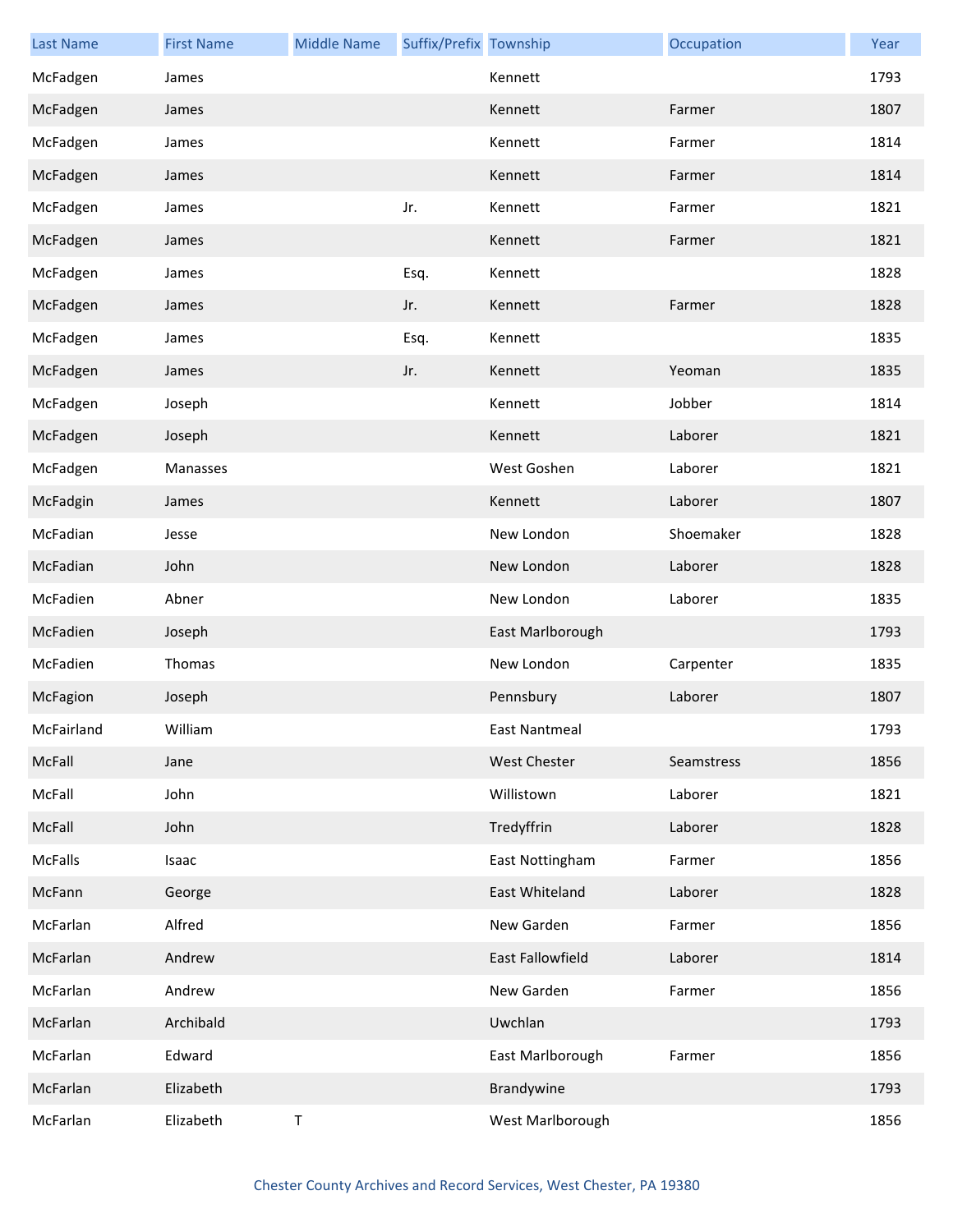| Last Name | First Name | Middle Name | Suffix/Prefix | Township | Occupation | Year |
|---|---|---|---|---|---|---|
| McFadgen | James | | | Kennett | | 1793 |
| McFadgen | James | | | Kennett | Farmer | 1807 |
| McFadgen | James | | | Kennett | Farmer | 1814 |
| McFadgen | James | | | Kennett | Farmer | 1814 |
| McFadgen | James | | Jr. | Kennett | Farmer | 1821 |
| McFadgen | James | | | Kennett | Farmer | 1821 |
| McFadgen | James | | Esq. | Kennett | | 1828 |
| McFadgen | James | | Jr. | Kennett | Farmer | 1828 |
| McFadgen | James | | Esq. | Kennett | | 1835 |
| McFadgen | James | | Jr. | Kennett | Yeoman | 1835 |
| McFadgen | Joseph | | | Kennett | Jobber | 1814 |
| McFadgen | Joseph | | | Kennett | Laborer | 1821 |
| McFadgen | Manasses | | | West Goshen | Laborer | 1821 |
| McFadgin | James | | | Kennett | Laborer | 1807 |
| McFadian | Jesse | | | New London | Shoemaker | 1828 |
| McFadian | John | | | New London | Laborer | 1828 |
| McFadien | Abner | | | New London | Laborer | 1835 |
| McFadien | Joseph | | | East Marlborough | | 1793 |
| McFadien | Thomas | | | New London | Carpenter | 1835 |
| McFagion | Joseph | | | Pennsbury | Laborer | 1807 |
| McFairland | William | | | East Nantmeal | | 1793 |
| McFall | Jane | | | West Chester | Seamstress | 1856 |
| McFall | John | | | Willistown | Laborer | 1821 |
| McFall | John | | | Tredyffrin | Laborer | 1828 |
| McFalls | Isaac | | | East Nottingham | Farmer | 1856 |
| McFann | George | | | East Whiteland | Laborer | 1828 |
| McFarlan | Alfred | | | New Garden | Farmer | 1856 |
| McFarlan | Andrew | | | East Fallowfield | Laborer | 1814 |
| McFarlan | Andrew | | | New Garden | Farmer | 1856 |
| McFarlan | Archibald | | | Uwchlan | | 1793 |
| McFarlan | Edward | | | East Marlborough | Farmer | 1856 |
| McFarlan | Elizabeth | | | Brandywine | | 1793 |
| McFarlan | Elizabeth | T | | West Marlborough | | 1856 |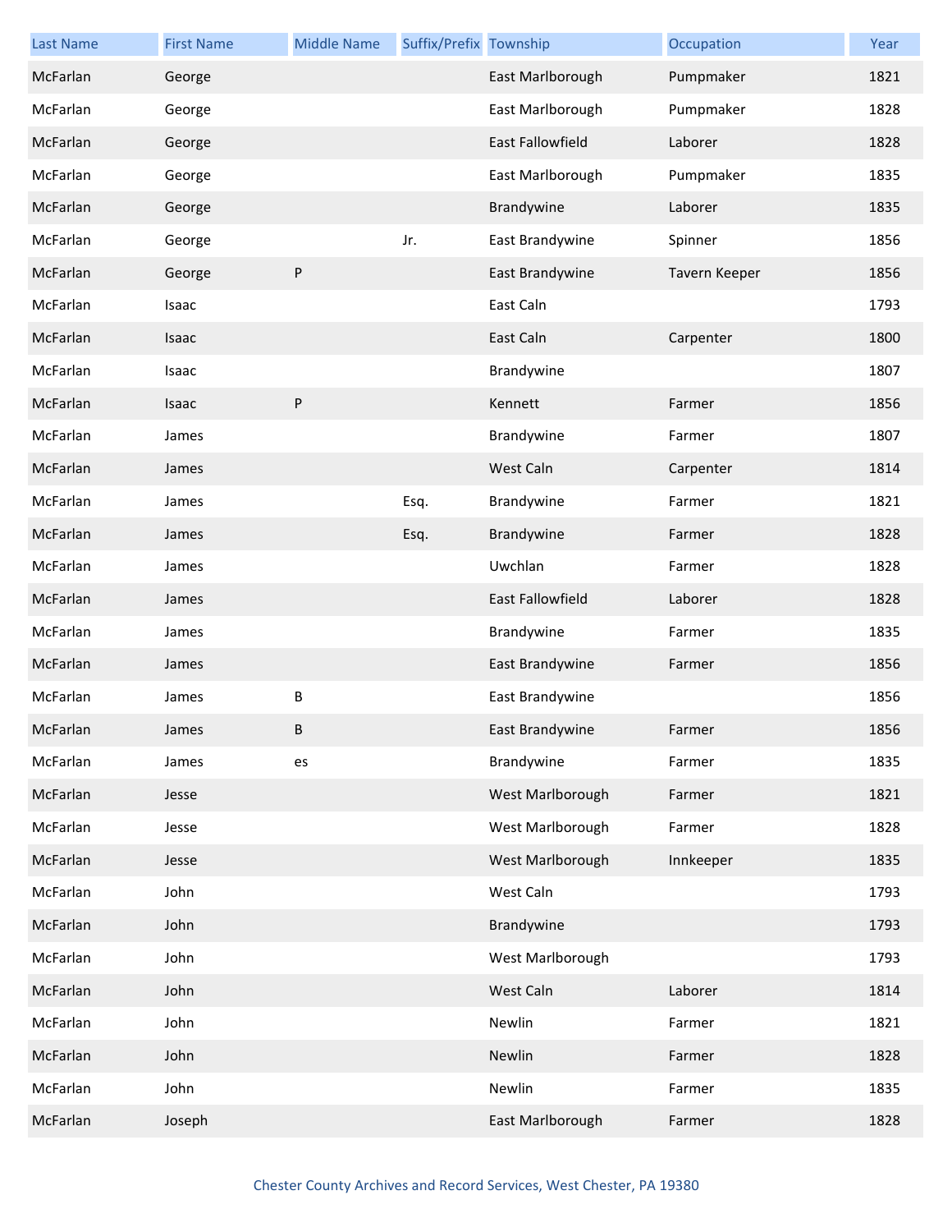| Last Name | First Name | Middle Name | Suffix/Prefix | Township | Occupation | Year |
|---|---|---|---|---|---|---|
| McFarlan | George | | | East Marlborough | Pumpmaker | 1821 |
| McFarlan | George | | | East Marlborough | Pumpmaker | 1828 |
| McFarlan | George | | | East Fallowfield | Laborer | 1828 |
| McFarlan | George | | | East Marlborough | Pumpmaker | 1835 |
| McFarlan | George | | | Brandywine | Laborer | 1835 |
| McFarlan | George | | Jr. | East Brandywine | Spinner | 1856 |
| McFarlan | George | P | | East Brandywine | Tavern Keeper | 1856 |
| McFarlan | Isaac | | | East Caln | | 1793 |
| McFarlan | Isaac | | | East Caln | Carpenter | 1800 |
| McFarlan | Isaac | | | Brandywine | | 1807 |
| McFarlan | Isaac | P | | Kennett | Farmer | 1856 |
| McFarlan | James | | | Brandywine | Farmer | 1807 |
| McFarlan | James | | | West Caln | Carpenter | 1814 |
| McFarlan | James | | Esq. | Brandywine | Farmer | 1821 |
| McFarlan | James | | Esq. | Brandywine | Farmer | 1828 |
| McFarlan | James | | | Uwchlan | Farmer | 1828 |
| McFarlan | James | | | East Fallowfield | Laborer | 1828 |
| McFarlan | James | | | Brandywine | Farmer | 1835 |
| McFarlan | James | | | East Brandywine | Farmer | 1856 |
| McFarlan | James | B | | East Brandywine | | 1856 |
| McFarlan | James | B | | East Brandywine | Farmer | 1856 |
| McFarlan | James | es | | Brandywine | Farmer | 1835 |
| McFarlan | Jesse | | | West Marlborough | Farmer | 1821 |
| McFarlan | Jesse | | | West Marlborough | Farmer | 1828 |
| McFarlan | Jesse | | | West Marlborough | Innkeeper | 1835 |
| McFarlan | John | | | West Caln | | 1793 |
| McFarlan | John | | | Brandywine | | 1793 |
| McFarlan | John | | | West Marlborough | | 1793 |
| McFarlan | John | | | West Caln | Laborer | 1814 |
| McFarlan | John | | | Newlin | Farmer | 1821 |
| McFarlan | John | | | Newlin | Farmer | 1828 |
| McFarlan | John | | | Newlin | Farmer | 1835 |
| McFarlan | Joseph | | | East Marlborough | Farmer | 1828 |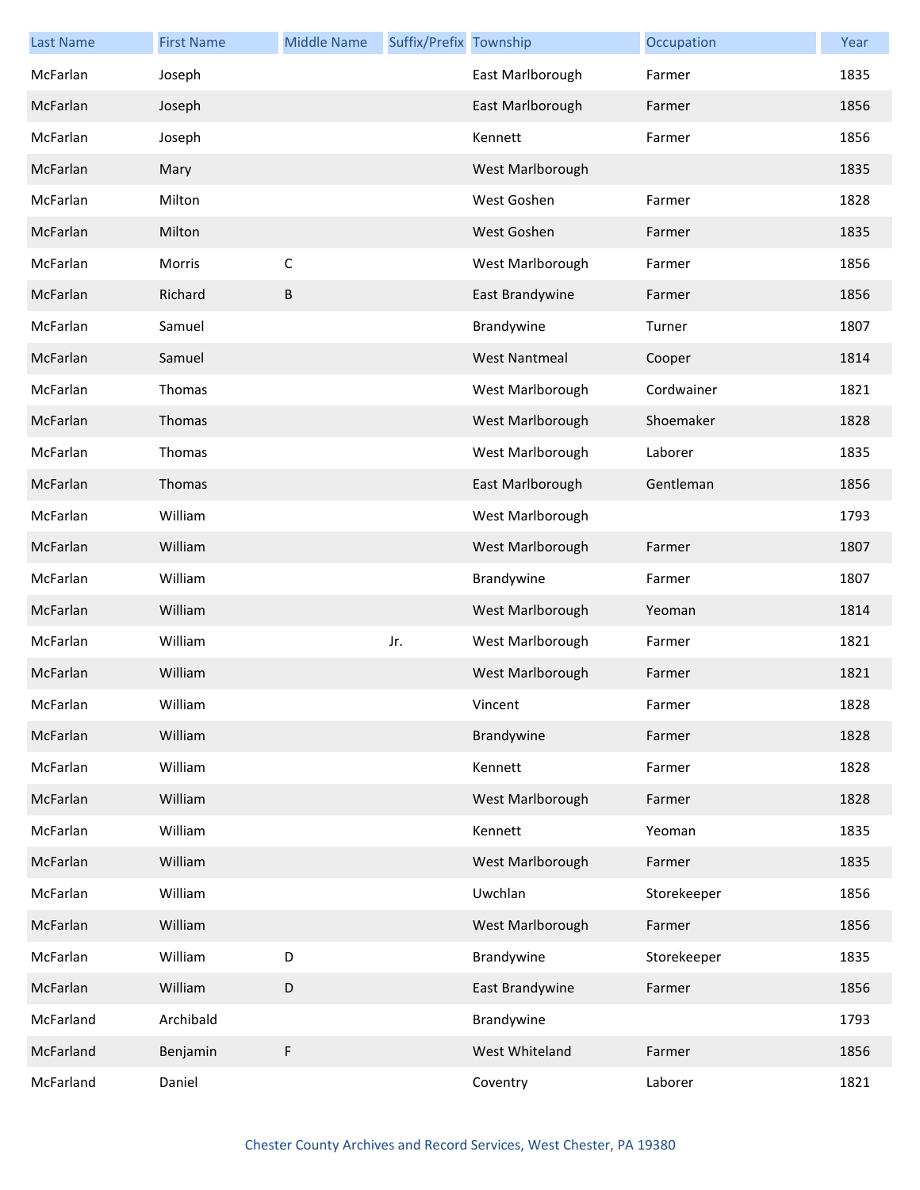| Last Name | First Name | Middle Name | Suffix/Prefix | Township | Occupation | Year |
|---|---|---|---|---|---|---|
| McFarlan | Joseph | | | East Marlborough | Farmer | 1835 |
| McFarlan | Joseph | | | East Marlborough | Farmer | 1856 |
| McFarlan | Joseph | | | Kennett | Farmer | 1856 |
| McFarlan | Mary | | | West Marlborough | | 1835 |
| McFarlan | Milton | | | West Goshen | Farmer | 1828 |
| McFarlan | Milton | | | West Goshen | Farmer | 1835 |
| McFarlan | Morris | C | | West Marlborough | Farmer | 1856 |
| McFarlan | Richard | B | | East Brandywine | Farmer | 1856 |
| McFarlan | Samuel | | | Brandywine | Turner | 1807 |
| McFarlan | Samuel | | | West Nantmeal | Cooper | 1814 |
| McFarlan | Thomas | | | West Marlborough | Cordwainer | 1821 |
| McFarlan | Thomas | | | West Marlborough | Shoemaker | 1828 |
| McFarlan | Thomas | | | West Marlborough | Laborer | 1835 |
| McFarlan | Thomas | | | East Marlborough | Gentleman | 1856 |
| McFarlan | William | | | West Marlborough | | 1793 |
| McFarlan | William | | | West Marlborough | Farmer | 1807 |
| McFarlan | William | | | Brandywine | Farmer | 1807 |
| McFarlan | William | | | West Marlborough | Yeoman | 1814 |
| McFarlan | William | | Jr. | West Marlborough | Farmer | 1821 |
| McFarlan | William | | | West Marlborough | Farmer | 1821 |
| McFarlan | William | | | Vincent | Farmer | 1828 |
| McFarlan | William | | | Brandywine | Farmer | 1828 |
| McFarlan | William | | | Kennett | Farmer | 1828 |
| McFarlan | William | | | West Marlborough | Farmer | 1828 |
| McFarlan | William | | | Kennett | Yeoman | 1835 |
| McFarlan | William | | | West Marlborough | Farmer | 1835 |
| McFarlan | William | | | Uwchlan | Storekeeper | 1856 |
| McFarlan | William | | | West Marlborough | Farmer | 1856 |
| McFarlan | William | D | | Brandywine | Storekeeper | 1835 |
| McFarlan | William | D | | East Brandywine | Farmer | 1856 |
| McFarland | Archibald | | | Brandywine | | 1793 |
| McFarland | Benjamin | F | | West Whiteland | Farmer | 1856 |
| McFarland | Daniel | | | Coventry | Laborer | 1821 |

Chester County Archives and Record Services, West Chester, PA 19380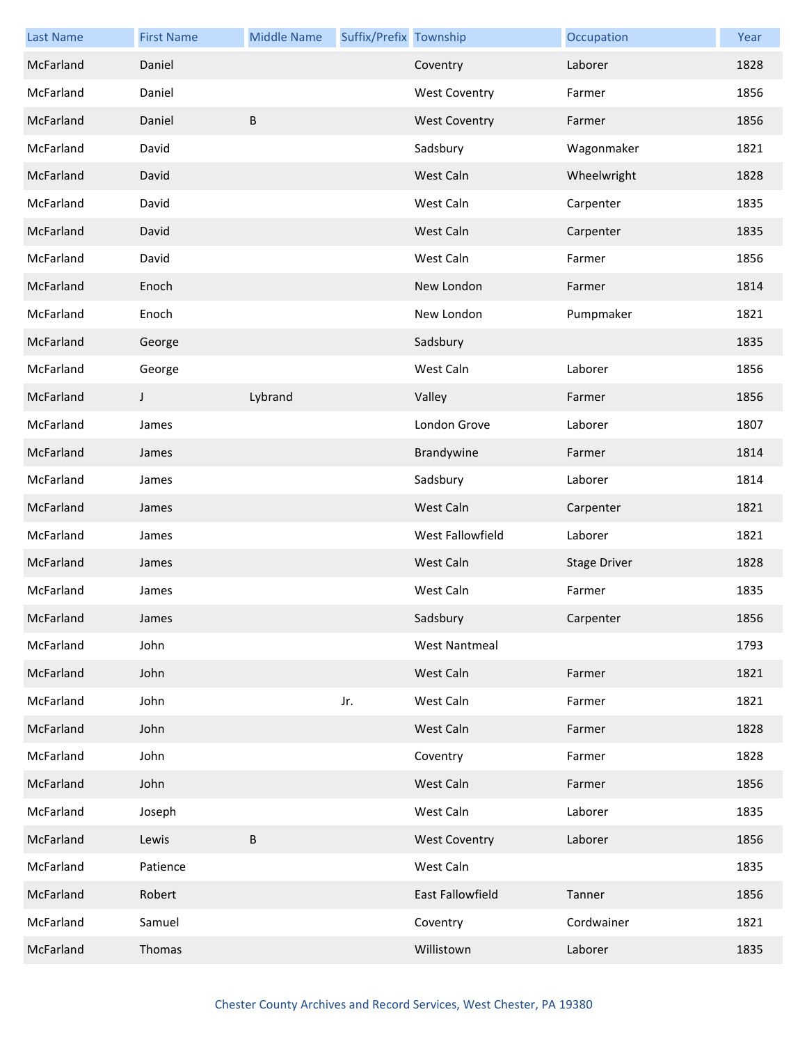| Last Name | First Name | Middle Name | Suffix/Prefix | Township | Occupation | Year |
|---|---|---|---|---|---|---|
| McFarland | Daniel | | | Coventry | Laborer | 1828 |
| McFarland | Daniel | | | West Coventry | Farmer | 1856 |
| McFarland | Daniel | B | | West Coventry | Farmer | 1856 |
| McFarland | David | | | Sadsbury | Wagonmaker | 1821 |
| McFarland | David | | | West Caln | Wheelwright | 1828 |
| McFarland | David | | | West Caln | Carpenter | 1835 |
| McFarland | David | | | West Caln | Carpenter | 1835 |
| McFarland | David | | | West Caln | Farmer | 1856 |
| McFarland | Enoch | | | New London | Farmer | 1814 |
| McFarland | Enoch | | | New London | Pumpmaker | 1821 |
| McFarland | George | | | Sadsbury | | 1835 |
| McFarland | George | | | West Caln | Laborer | 1856 |
| McFarland | J | Lybrand | | Valley | Farmer | 1856 |
| McFarland | James | | | London Grove | Laborer | 1807 |
| McFarland | James | | | Brandywine | Farmer | 1814 |
| McFarland | James | | | Sadsbury | Laborer | 1814 |
| McFarland | James | | | West Caln | Carpenter | 1821 |
| McFarland | James | | | West Fallowfield | Laborer | 1821 |
| McFarland | James | | | West Caln | Stage Driver | 1828 |
| McFarland | James | | | West Caln | Farmer | 1835 |
| McFarland | James | | | Sadsbury | Carpenter | 1856 |
| McFarland | John | | | West Nantmeal | | 1793 |
| McFarland | John | | | West Caln | Farmer | 1821 |
| McFarland | John | | Jr. | West Caln | Farmer | 1821 |
| McFarland | John | | | West Caln | Farmer | 1828 |
| McFarland | John | | | Coventry | Farmer | 1828 |
| McFarland | John | | | West Caln | Farmer | 1856 |
| McFarland | Joseph | | | West Caln | Laborer | 1835 |
| McFarland | Lewis | B | | West Coventry | Laborer | 1856 |
| McFarland | Patience | | | West Caln | | 1835 |
| McFarland | Robert | | | East Fallowfield | Tanner | 1856 |
| McFarland | Samuel | | | Coventry | Cordwainer | 1821 |
| McFarland | Thomas | | | Willistown | Laborer | 1835 |

Chester County Archives and Record Services, West Chester, PA 19380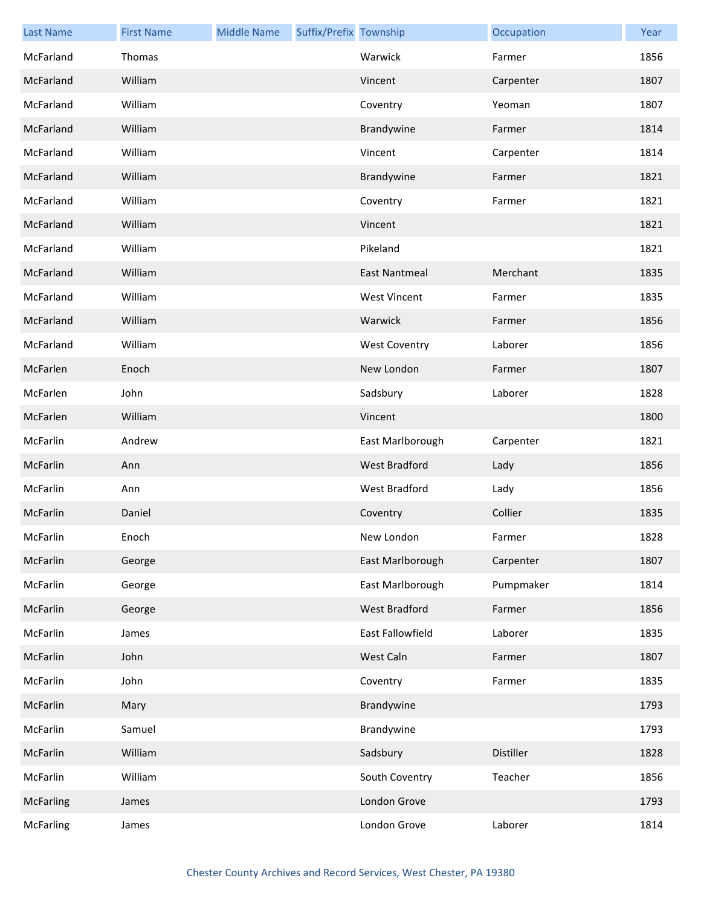| Last Name | First Name | Middle Name | Suffix/Prefix | Township | Occupation | Year |
| --- | --- | --- | --- | --- | --- | --- |
| McFarland | Thomas | | | Warwick | Farmer | 1856 |
| McFarland | William | | | Vincent | Carpenter | 1807 |
| McFarland | William | | | Coventry | Yeoman | 1807 |
| McFarland | William | | | Brandywine | Farmer | 1814 |
| McFarland | William | | | Vincent | Carpenter | 1814 |
| McFarland | William | | | Brandywine | Farmer | 1821 |
| McFarland | William | | | Coventry | Farmer | 1821 |
| McFarland | William | | | Vincent | | 1821 |
| McFarland | William | | | Pikeland | | 1821 |
| McFarland | William | | | East Nantmeal | Merchant | 1835 |
| McFarland | William | | | West Vincent | Farmer | 1835 |
| McFarland | William | | | Warwick | Farmer | 1856 |
| McFarland | William | | | West Coventry | Laborer | 1856 |
| McFarlen | Enoch | | | New London | Farmer | 1807 |
| McFarlen | John | | | Sadsbury | Laborer | 1828 |
| McFarlen | William | | | Vincent | | 1800 |
| McFarlin | Andrew | | | East Marlborough | Carpenter | 1821 |
| McFarlin | Ann | | | West Bradford | Lady | 1856 |
| McFarlin | Ann | | | West Bradford | Lady | 1856 |
| McFarlin | Daniel | | | Coventry | Collier | 1835 |
| McFarlin | Enoch | | | New London | Farmer | 1828 |
| McFarlin | George | | | East Marlborough | Carpenter | 1807 |
| McFarlin | George | | | East Marlborough | Pumpmaker | 1814 |
| McFarlin | George | | | West Bradford | Farmer | 1856 |
| McFarlin | James | | | East Fallowfield | Laborer | 1835 |
| McFarlin | John | | | West Caln | Farmer | 1807 |
| McFarlin | John | | | Coventry | Farmer | 1835 |
| McFarlin | Mary | | | Brandywine | | 1793 |
| McFarlin | Samuel | | | Brandywine | | 1793 |
| McFarlin | William | | | Sadsbury | Distiller | 1828 |
| McFarlin | William | | | South Coventry | Teacher | 1856 |
| McFarling | James | | | London Grove | | 1793 |
| McFarling | James | | | London Grove | Laborer | 1814 |

Chester County Archives and Record Services, West Chester, PA 19380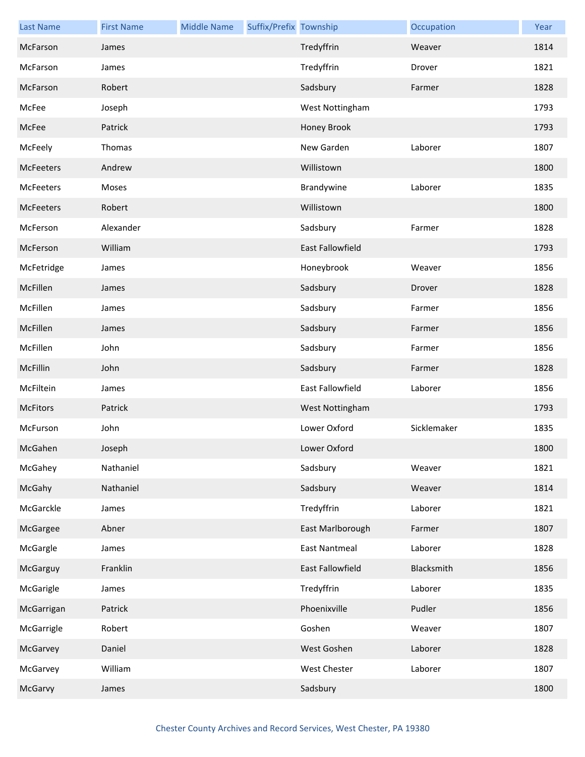| Last Name | First Name | Middle Name | Suffix/Prefix | Township | Occupation | Year |
|---|---|---|---|---|---|---|
| McFarson | James | | | Tredyffrin | Weaver | 1814 |
| McFarson | James | | | Tredyffrin | Drover | 1821 |
| McFarson | Robert | | | Sadsbury | Farmer | 1828 |
| McFee | Joseph | | | West Nottingham | | 1793 |
| McFee | Patrick | | | Honey Brook | | 1793 |
| McFeely | Thomas | | | New Garden | Laborer | 1807 |
| McFeeters | Andrew | | | Willistown | | 1800 |
| McFeeters | Moses | | | Brandywine | Laborer | 1835 |
| McFeeters | Robert | | | Willistown | | 1800 |
| McFerson | Alexander | | | Sadsbury | Farmer | 1828 |
| McFerson | William | | | East Fallowfield | | 1793 |
| McFetridge | James | | | Honeybrook | Weaver | 1856 |
| McFillen | James | | | Sadsbury | Drover | 1828 |
| McFillen | James | | | Sadsbury | Farmer | 1856 |
| McFillen | James | | | Sadsbury | Farmer | 1856 |
| McFillen | John | | | Sadsbury | Farmer | 1856 |
| McFillin | John | | | Sadsbury | Farmer | 1828 |
| McFiltein | James | | | East Fallowfield | Laborer | 1856 |
| McFitors | Patrick | | | West Nottingham | | 1793 |
| McFurson | John | | | Lower Oxford | Sicklemaker | 1835 |
| McGahen | Joseph | | | Lower Oxford | | 1800 |
| McGahey | Nathaniel | | | Sadsbury | Weaver | 1821 |
| McGahy | Nathaniel | | | Sadsbury | Weaver | 1814 |
| McGarckle | James | | | Tredyffrin | Laborer | 1821 |
| McGargee | Abner | | | East Marlborough | Farmer | 1807 |
| McGargle | James | | | East Nantmeal | Laborer | 1828 |
| McGarguy | Franklin | | | East Fallowfield | Blacksmith | 1856 |
| McGarigle | James | | | Tredyffrin | Laborer | 1835 |
| McGarrigan | Patrick | | | Phoenixville | Pudler | 1856 |
| McGarrigle | Robert | | | Goshen | Weaver | 1807 |
| McGarvey | Daniel | | | West Goshen | Laborer | 1828 |
| McGarvey | William | | | West Chester | Laborer | 1807 |
| McGarvy | James | | | Sadsbury | | 1800 |

Chester County Archives and Record Services, West Chester, PA 19380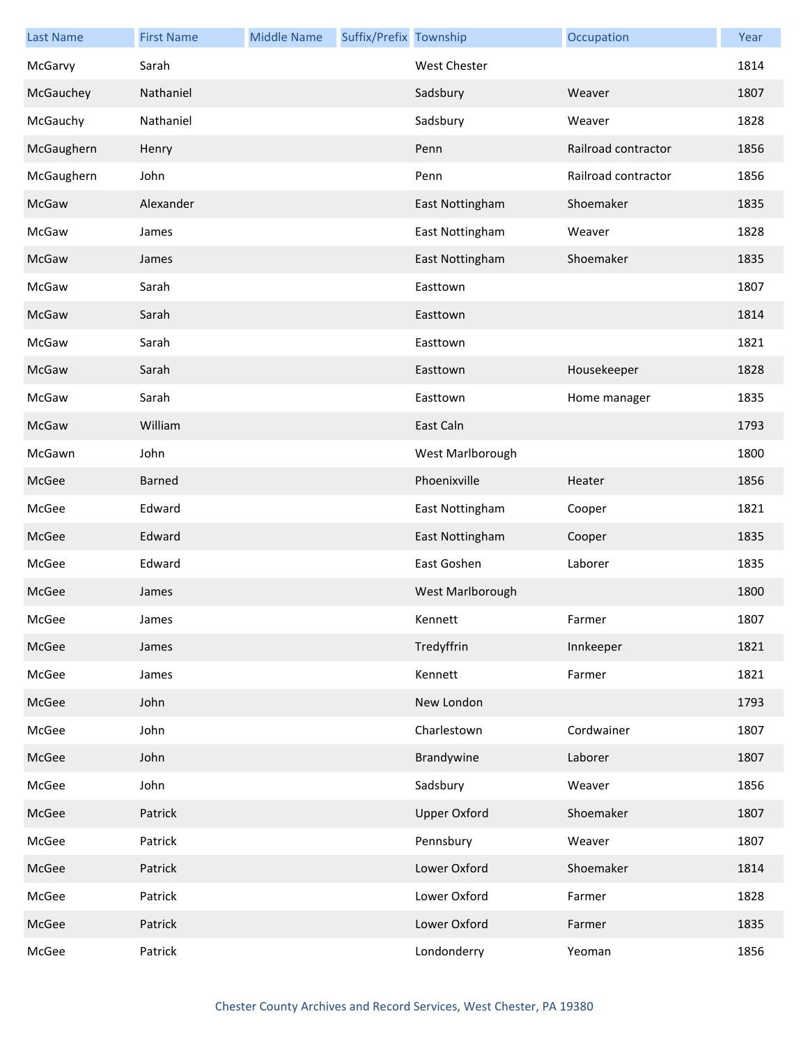| Last Name | First Name | Middle Name | Suffix/Prefix | Township | Occupation | Year |
|---|---|---|---|---|---|---|
| McGarvy | Sarah | | | West Chester | | 1814 |
| McGauchey | Nathaniel | | | Sadsbury | Weaver | 1807 |
| McGauchy | Nathaniel | | | Sadsbury | Weaver | 1828 |
| McGaughern | Henry | | | Penn | Railroad contractor | 1856 |
| McGaughern | John | | | Penn | Railroad contractor | 1856 |
| McGaw | Alexander | | | East Nottingham | Shoemaker | 1835 |
| McGaw | James | | | East Nottingham | Weaver | 1828 |
| McGaw | James | | | East Nottingham | Shoemaker | 1835 |
| McGaw | Sarah | | | Easttown | | 1807 |
| McGaw | Sarah | | | Easttown | | 1814 |
| McGaw | Sarah | | | Easttown | | 1821 |
| McGaw | Sarah | | | Easttown | Housekeeper | 1828 |
| McGaw | Sarah | | | Easttown | Home manager | 1835 |
| McGaw | William | | | East Caln | | 1793 |
| McGawn | John | | | West Marlborough | | 1800 |
| McGee | Barned | | | Phoenixville | Heater | 1856 |
| McGee | Edward | | | East Nottingham | Cooper | 1821 |
| McGee | Edward | | | East Nottingham | Cooper | 1835 |
| McGee | Edward | | | East Goshen | Laborer | 1835 |
| McGee | James | | | West Marlborough | | 1800 |
| McGee | James | | | Kennett | Farmer | 1807 |
| McGee | James | | | Tredyffrin | Innkeeper | 1821 |
| McGee | James | | | Kennett | Farmer | 1821 |
| McGee | John | | | New London | | 1793 |
| McGee | John | | | Charlestown | Cordwainer | 1807 |
| McGee | John | | | Brandywine | Laborer | 1807 |
| McGee | John | | | Sadsbury | Weaver | 1856 |
| McGee | Patrick | | | Upper Oxford | Shoemaker | 1807 |
| McGee | Patrick | | | Pennsbury | Weaver | 1807 |
| McGee | Patrick | | | Lower Oxford | Shoemaker | 1814 |
| McGee | Patrick | | | Lower Oxford | Farmer | 1828 |
| McGee | Patrick | | | Lower Oxford | Farmer | 1835 |
| McGee | Patrick | | | Londonderry | Yeoman | 1856 |

Chester County Archives and Record Services, West Chester, PA 19380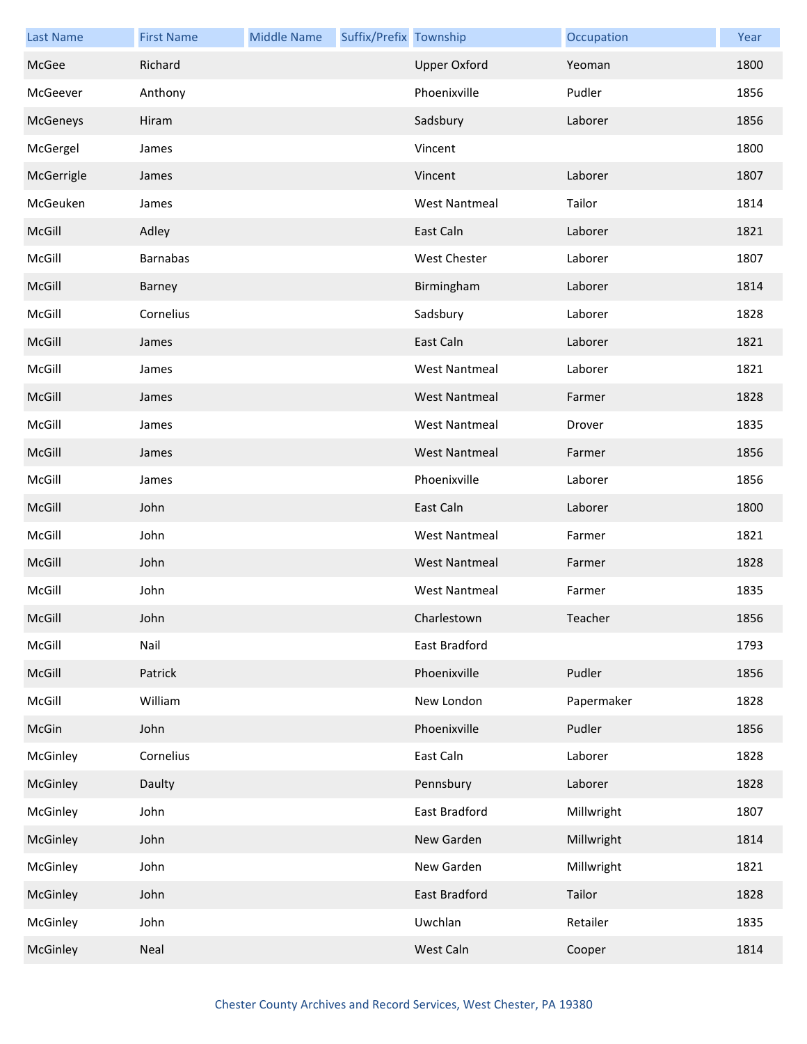| Last Name | First Name | Middle Name | Suffix/Prefix | Township | Occupation | Year |
|---|---|---|---|---|---|---|
| McGee | Richard | | | Upper Oxford | Yeoman | 1800 |
| McGeever | Anthony | | | Phoenixville | Pudler | 1856 |
| McGeneys | Hiram | | | Sadsbury | Laborer | 1856 |
| McGergel | James | | | Vincent | | 1800 |
| McGerrigle | James | | | Vincent | Laborer | 1807 |
| McGeuken | James | | | West Nantmeal | Tailor | 1814 |
| McGill | Adley | | | East Caln | Laborer | 1821 |
| McGill | Barnabas | | | West Chester | Laborer | 1807 |
| McGill | Barney | | | Birmingham | Laborer | 1814 |
| McGill | Cornelius | | | Sadsbury | Laborer | 1828 |
| McGill | James | | | East Caln | Laborer | 1821 |
| McGill | James | | | West Nantmeal | Laborer | 1821 |
| McGill | James | | | West Nantmeal | Farmer | 1828 |
| McGill | James | | | West Nantmeal | Drover | 1835 |
| McGill | James | | | West Nantmeal | Farmer | 1856 |
| McGill | James | | | Phoenixville | Laborer | 1856 |
| McGill | John | | | East Caln | Laborer | 1800 |
| McGill | John | | | West Nantmeal | Farmer | 1821 |
| McGill | John | | | West Nantmeal | Farmer | 1828 |
| McGill | John | | | West Nantmeal | Farmer | 1835 |
| McGill | John | | | Charlestown | Teacher | 1856 |
| McGill | Nail | | | East Bradford | | 1793 |
| McGill | Patrick | | | Phoenixville | Pudler | 1856 |
| McGill | William | | | New London | Papermaker | 1828 |
| McGin | John | | | Phoenixville | Pudler | 1856 |
| McGinley | Cornelius | | | East Caln | Laborer | 1828 |
| McGinley | Daulty | | | Pennsbury | Laborer | 1828 |
| McGinley | John | | | East Bradford | Millwright | 1807 |
| McGinley | John | | | New Garden | Millwright | 1814 |
| McGinley | John | | | New Garden | Millwright | 1821 |
| McGinley | John | | | East Bradford | Tailor | 1828 |
| McGinley | John | | | Uwchlan | Retailer | 1835 |
| McGinley | Neal | | | West Caln | Cooper | 1814 |

Chester County Archives and Record Services, West Chester, PA 19380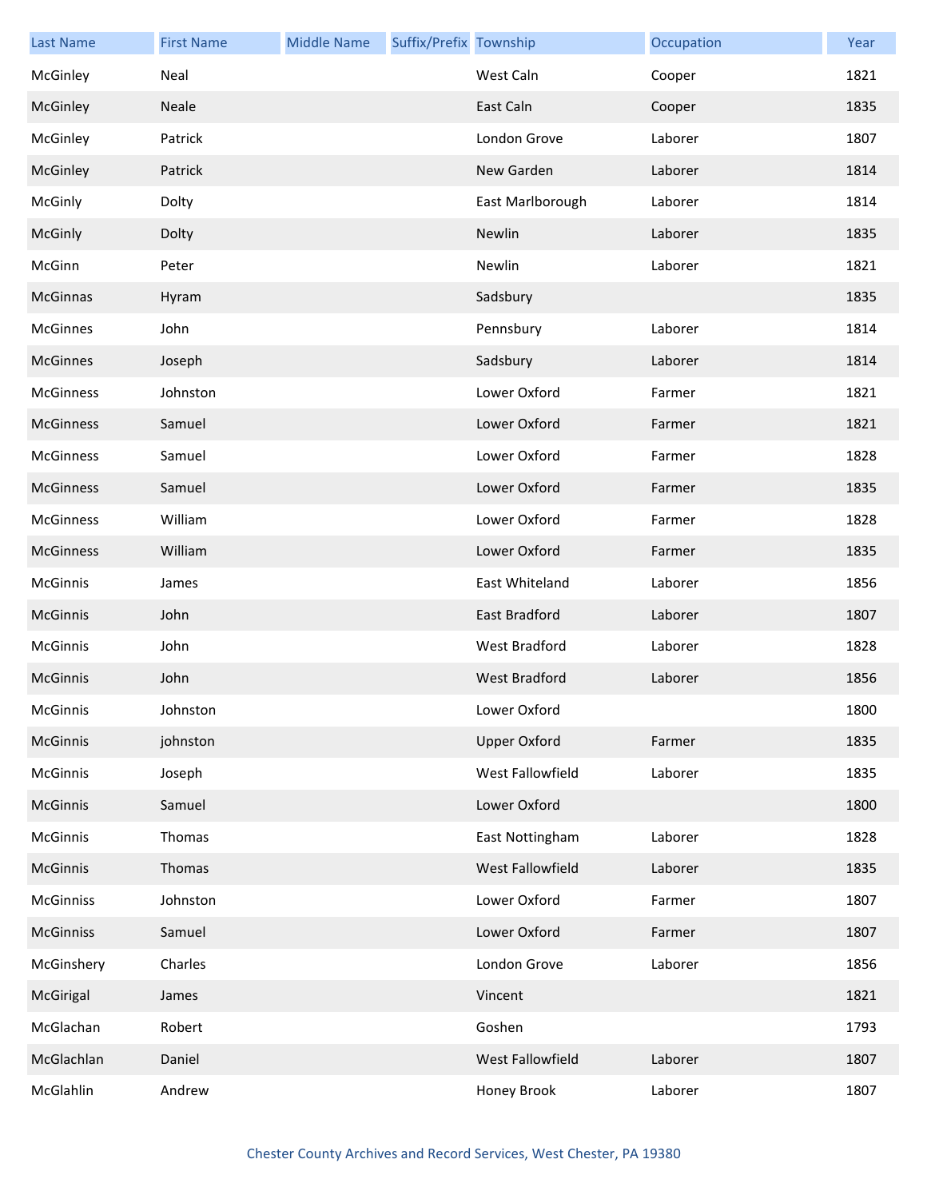| Last Name | First Name | Middle Name | Suffix/Prefix | Township | Occupation | Year |
|---|---|---|---|---|---|---|
| McGinley | Neal | | | West Caln | Cooper | 1821 |
| McGinley | Neale | | | East Caln | Cooper | 1835 |
| McGinley | Patrick | | | London Grove | Laborer | 1807 |
| McGinley | Patrick | | | New Garden | Laborer | 1814 |
| McGinly | Dolty | | | East Marlborough | Laborer | 1814 |
| McGinly | Dolty | | | Newlin | Laborer | 1835 |
| McGinn | Peter | | | Newlin | Laborer | 1821 |
| McGinnas | Hyram | | | Sadsbury | | 1835 |
| McGinnes | John | | | Pennsbury | Laborer | 1814 |
| McGinnes | Joseph | | | Sadsbury | Laborer | 1814 |
| McGinness | Johnston | | | Lower Oxford | Farmer | 1821 |
| McGinness | Samuel | | | Lower Oxford | Farmer | 1821 |
| McGinness | Samuel | | | Lower Oxford | Farmer | 1828 |
| McGinness | Samuel | | | Lower Oxford | Farmer | 1835 |
| McGinness | William | | | Lower Oxford | Farmer | 1828 |
| McGinness | William | | | Lower Oxford | Farmer | 1835 |
| McGinnis | James | | | East Whiteland | Laborer | 1856 |
| McGinnis | John | | | East Bradford | Laborer | 1807 |
| McGinnis | John | | | West Bradford | Laborer | 1828 |
| McGinnis | John | | | West Bradford | Laborer | 1856 |
| McGinnis | Johnston | | | Lower Oxford | | 1800 |
| McGinnis | johnston | | | Upper Oxford | Farmer | 1835 |
| McGinnis | Joseph | | | West Fallowfield | Laborer | 1835 |
| McGinnis | Samuel | | | Lower Oxford | | 1800 |
| McGinnis | Thomas | | | East Nottingham | Laborer | 1828 |
| McGinnis | Thomas | | | West Fallowfield | Laborer | 1835 |
| McGinniss | Johnston | | | Lower Oxford | Farmer | 1807 |
| McGinniss | Samuel | | | Lower Oxford | Farmer | 1807 |
| McGinshery | Charles | | | London Grove | Laborer | 1856 |
| McGirigal | James | | | Vincent | | 1821 |
| McGlachan | Robert | | | Goshen | | 1793 |
| McGlachlan | Daniel | | | West Fallowfield | Laborer | 1807 |
| McGlahlin | Andrew | | | Honey Brook | Laborer | 1807 |

Chester County Archives and Record Services, West Chester, PA 19380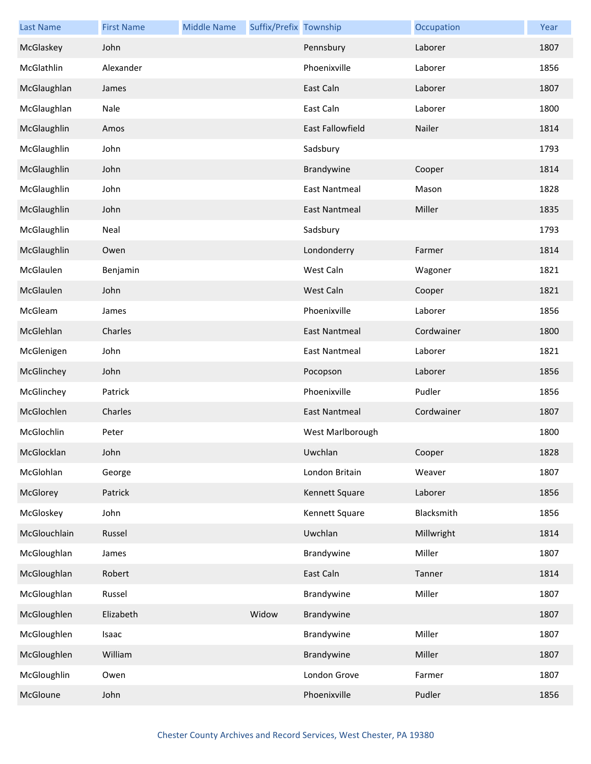| Last Name | First Name | Middle Name | Suffix/Prefix | Township | Occupation | Year |
|---|---|---|---|---|---|---|
| McGlaskey | John | | | Pennsbury | Laborer | 1807 |
| McGlathlin | Alexander | | | Phoenixville | Laborer | 1856 |
| McGlaughlan | James | | | East Caln | Laborer | 1807 |
| McGlaughlan | Nale | | | East Caln | Laborer | 1800 |
| McGlaughlin | Amos | | | East Fallowfield | Nailer | 1814 |
| McGlaughlin | John | | | Sadsbury | | 1793 |
| McGlaughlin | John | | | Brandywine | Cooper | 1814 |
| McGlaughlin | John | | | East Nantmeal | Mason | 1828 |
| McGlaughlin | John | | | East Nantmeal | Miller | 1835 |
| McGlaughlin | Neal | | | Sadsbury | | 1793 |
| McGlaughlin | Owen | | | Londonderry | Farmer | 1814 |
| McGlaulen | Benjamin | | | West Caln | Wagoner | 1821 |
| McGlaulen | John | | | West Caln | Cooper | 1821 |
| McGleam | James | | | Phoenixville | Laborer | 1856 |
| McGlehlan | Charles | | | East Nantmeal | Cordwainer | 1800 |
| McGlenigen | John | | | East Nantmeal | Laborer | 1821 |
| McGlinchey | John | | | Pocopson | Laborer | 1856 |
| McGlinchey | Patrick | | | Phoenixville | Pudler | 1856 |
| McGlochlen | Charles | | | East Nantmeal | Cordwainer | 1807 |
| McGlochlin | Peter | | | West Marlborough | | 1800 |
| McGlocklan | John | | | Uwchlan | Cooper | 1828 |
| McGlohlan | George | | | London Britain | Weaver | 1807 |
| McGlorey | Patrick | | | Kennett Square | Laborer | 1856 |
| McGloskey | John | | | Kennett Square | Blacksmith | 1856 |
| McGlouchlain | Russel | | | Uwchlan | Millwright | 1814 |
| McGloughlan | James | | | Brandywine | Miller | 1807 |
| McGloughlan | Robert | | | East Caln | Tanner | 1814 |
| McGloughlan | Russel | | | Brandywine | Miller | 1807 |
| McGloughlen | Elizabeth | | Widow | Brandywine | | 1807 |
| McGloughlen | Isaac | | | Brandywine | Miller | 1807 |
| McGloughlen | William | | | Brandywine | Miller | 1807 |
| McGloughlin | Owen | | | London Grove | Farmer | 1807 |
| McGloune | John | | | Phoenixville | Pudler | 1856 |

Chester County Archives and Record Services, West Chester, PA 19380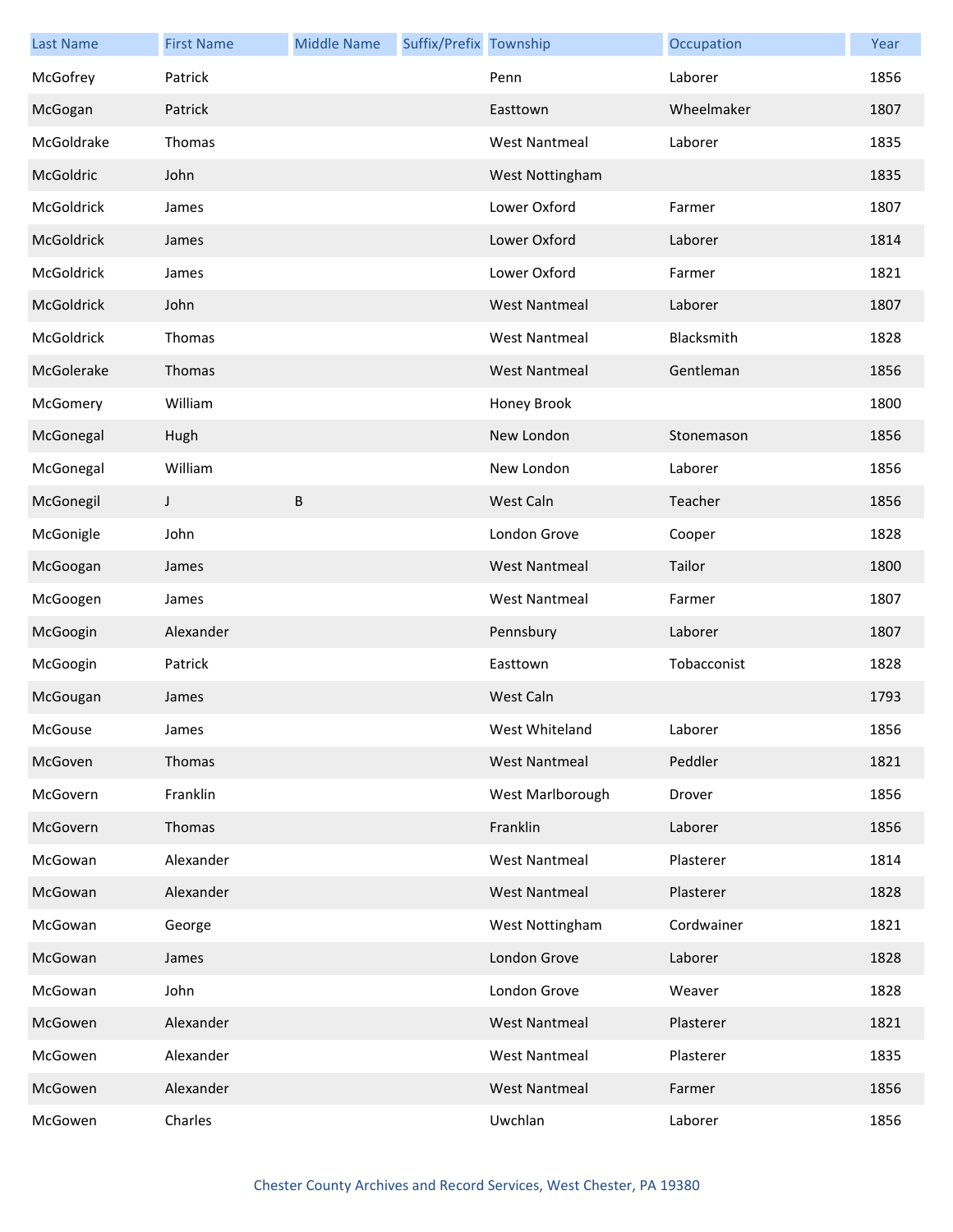| Last Name | First Name | Middle Name | Suffix/Prefix | Township | Occupation | Year |
| --- | --- | --- | --- | --- | --- | --- |
| McGofrey | Patrick | | | Penn | Laborer | 1856 |
| McGogan | Patrick | | | Easttown | Wheelmaker | 1807 |
| McGoldrake | Thomas | | | West Nantmeal | Laborer | 1835 |
| McGoldric | John | | | West Nottingham | | 1835 |
| McGoldrick | James | | | Lower Oxford | Farmer | 1807 |
| McGoldrick | James | | | Lower Oxford | Laborer | 1814 |
| McGoldrick | James | | | Lower Oxford | Farmer | 1821 |
| McGoldrick | John | | | West Nantmeal | Laborer | 1807 |
| McGoldrick | Thomas | | | West Nantmeal | Blacksmith | 1828 |
| McGolerake | Thomas | | | West Nantmeal | Gentleman | 1856 |
| McGomery | William | | | Honey Brook | | 1800 |
| McGonegal | Hugh | | | New London | Stonemason | 1856 |
| McGonegal | William | | | New London | Laborer | 1856 |
| McGonegil | J | B | | West Caln | Teacher | 1856 |
| McGonigle | John | | | London Grove | Cooper | 1828 |
| McGoogan | James | | | West Nantmeal | Tailor | 1800 |
| McGoogen | James | | | West Nantmeal | Farmer | 1807 |
| McGoogin | Alexander | | | Pennsbury | Laborer | 1807 |
| McGoogin | Patrick | | | Easttown | Tobacconist | 1828 |
| McGougan | James | | | West Caln | | 1793 |
| McGouse | James | | | West Whiteland | Laborer | 1856 |
| McGoven | Thomas | | | West Nantmeal | Peddler | 1821 |
| McGovern | Franklin | | | West Marlborough | Drover | 1856 |
| McGovern | Thomas | | | Franklin | Laborer | 1856 |
| McGowan | Alexander | | | West Nantmeal | Plasterer | 1814 |
| McGowan | Alexander | | | West Nantmeal | Plasterer | 1828 |
| McGowan | George | | | West Nottingham | Cordwainer | 1821 |
| McGowan | James | | | London Grove | Laborer | 1828 |
| McGowan | John | | | London Grove | Weaver | 1828 |
| McGowen | Alexander | | | West Nantmeal | Plasterer | 1821 |
| McGowen | Alexander | | | West Nantmeal | Plasterer | 1835 |
| McGowen | Alexander | | | West Nantmeal | Farmer | 1856 |
| McGowen | Charles | | | Uwchlan | Laborer | 1856 |

Chester County Archives and Record Services, West Chester, PA 19380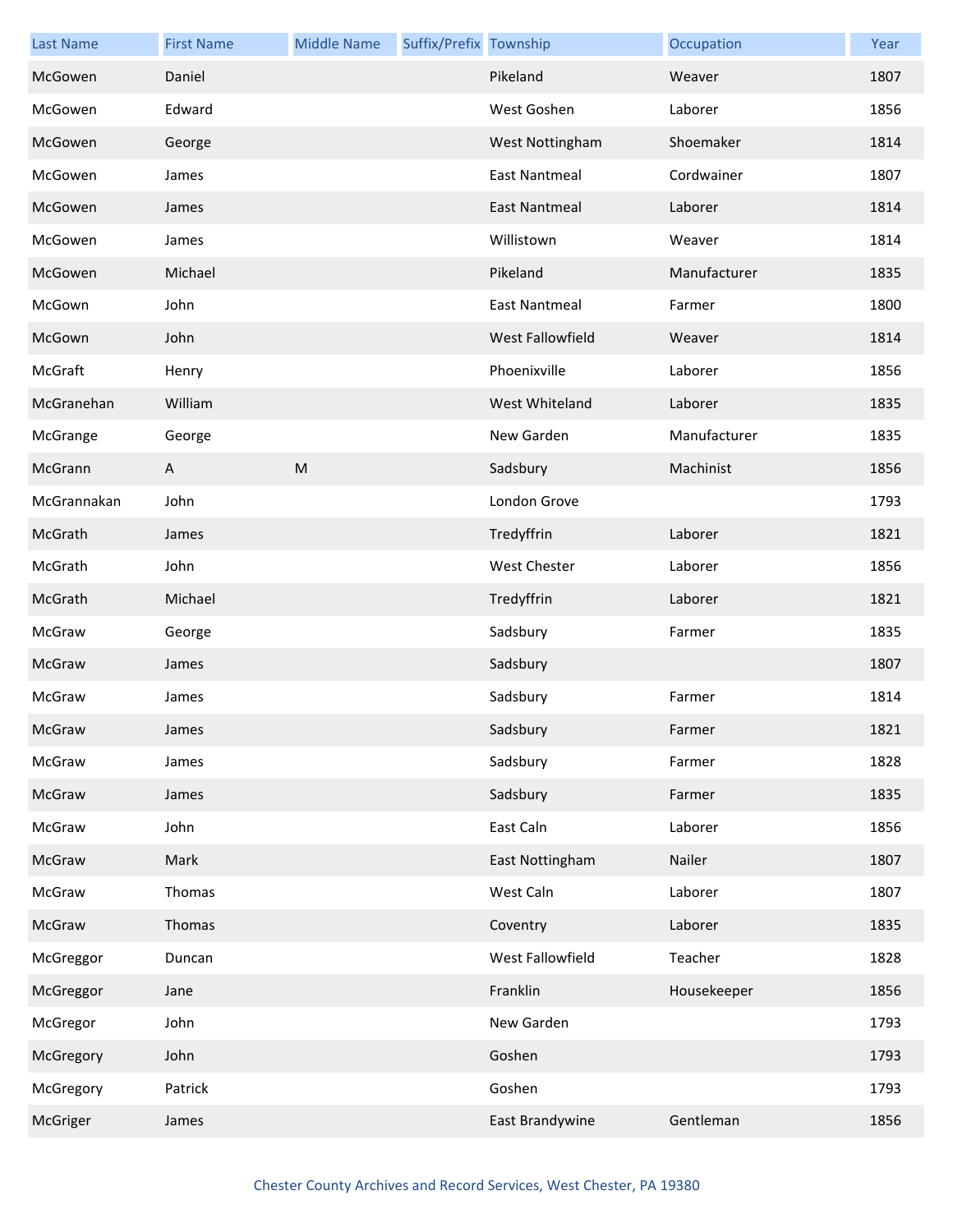| Last Name | First Name | Middle Name | Suffix/Prefix | Township | Occupation | Year |
|---|---|---|---|---|---|---|
| McGowen | Daniel | | | Pikeland | Weaver | 1807 |
| McGowen | Edward | | | West Goshen | Laborer | 1856 |
| McGowen | George | | | West Nottingham | Shoemaker | 1814 |
| McGowen | James | | | East Nantmeal | Cordwainer | 1807 |
| McGowen | James | | | East Nantmeal | Laborer | 1814 |
| McGowen | James | | | Willistown | Weaver | 1814 |
| McGowen | Michael | | | Pikeland | Manufacturer | 1835 |
| McGown | John | | | East Nantmeal | Farmer | 1800 |
| McGown | John | | | West Fallowfield | Weaver | 1814 |
| McGraft | Henry | | | Phoenixville | Laborer | 1856 |
| McGranehan | William | | | West Whiteland | Laborer | 1835 |
| McGrange | George | | | New Garden | Manufacturer | 1835 |
| McGrann | A | M | | Sadsbury | Machinist | 1856 |
| McGrannakan | John | | | London Grove | | 1793 |
| McGrath | James | | | Tredyffrin | Laborer | 1821 |
| McGrath | John | | | West Chester | Laborer | 1856 |
| McGrath | Michael | | | Tredyffrin | Laborer | 1821 |
| McGraw | George | | | Sadsbury | Farmer | 1835 |
| McGraw | James | | | Sadsbury | | 1807 |
| McGraw | James | | | Sadsbury | Farmer | 1814 |
| McGraw | James | | | Sadsbury | Farmer | 1821 |
| McGraw | James | | | Sadsbury | Farmer | 1828 |
| McGraw | James | | | Sadsbury | Farmer | 1835 |
| McGraw | John | | | East Caln | Laborer | 1856 |
| McGraw | Mark | | | East Nottingham | Nailer | 1807 |
| McGraw | Thomas | | | West Caln | Laborer | 1807 |
| McGraw | Thomas | | | Coventry | Laborer | 1835 |
| McGreggor | Duncan | | | West Fallowfield | Teacher | 1828 |
| McGreggor | Jane | | | Franklin | Housekeeper | 1856 |
| McGregor | John | | | New Garden | | 1793 |
| McGregory | John | | | Goshen | | 1793 |
| McGregory | Patrick | | | Goshen | | 1793 |
| McGriger | James | | | East Brandywine | Gentleman | 1856 |

Chester County Archives and Record Services, West Chester, PA 19380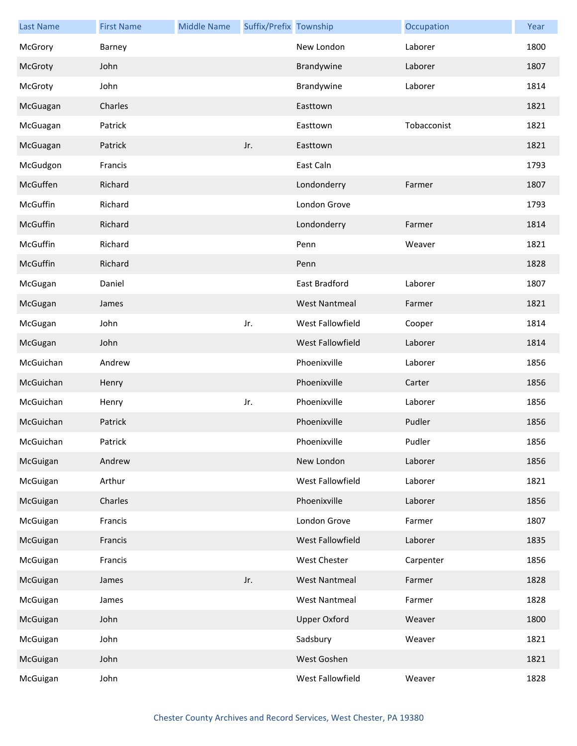| Last Name | First Name | Middle Name | Suffix/Prefix | Township | Occupation | Year |
|---|---|---|---|---|---|---|
| McGrory | Barney | | | New London | Laborer | 1800 |
| McGroty | John | | | Brandywine | Laborer | 1807 |
| McGroty | John | | | Brandywine | Laborer | 1814 |
| McGuagan | Charles | | | Easttown | | 1821 |
| McGuagan | Patrick | | | Easttown | Tobacconist | 1821 |
| McGuagan | Patrick | | Jr. | Easttown | | 1821 |
| McGudgon | Francis | | | East Caln | | 1793 |
| McGuffen | Richard | | | Londonderry | Farmer | 1807 |
| McGuffin | Richard | | | London Grove | | 1793 |
| McGuffin | Richard | | | Londonderry | Farmer | 1814 |
| McGuffin | Richard | | | Penn | Weaver | 1821 |
| McGuffin | Richard | | | Penn | | 1828 |
| McGugan | Daniel | | | East Bradford | Laborer | 1807 |
| McGugan | James | | | West Nantmeal | Farmer | 1821 |
| McGugan | John | | Jr. | West Fallowfield | Cooper | 1814 |
| McGugan | John | | | West Fallowfield | Laborer | 1814 |
| McGuichan | Andrew | | | Phoenixville | Laborer | 1856 |
| McGuichan | Henry | | | Phoenixville | Carter | 1856 |
| McGuichan | Henry | | Jr. | Phoenixville | Laborer | 1856 |
| McGuichan | Patrick | | | Phoenixville | Pudler | 1856 |
| McGuichan | Patrick | | | Phoenixville | Pudler | 1856 |
| McGuigan | Andrew | | | New London | Laborer | 1856 |
| McGuigan | Arthur | | | West Fallowfield | Laborer | 1821 |
| McGuigan | Charles | | | Phoenixville | Laborer | 1856 |
| McGuigan | Francis | | | London Grove | Farmer | 1807 |
| McGuigan | Francis | | | West Fallowfield | Laborer | 1835 |
| McGuigan | Francis | | | West Chester | Carpenter | 1856 |
| McGuigan | James | | Jr. | West Nantmeal | Farmer | 1828 |
| McGuigan | James | | | West Nantmeal | Farmer | 1828 |
| McGuigan | John | | | Upper Oxford | Weaver | 1800 |
| McGuigan | John | | | Sadsbury | Weaver | 1821 |
| McGuigan | John | | | West Goshen | | 1821 |
| McGuigan | John | | | West Fallowfield | Weaver | 1828 |

Chester County Archives and Record Services, West Chester, PA 19380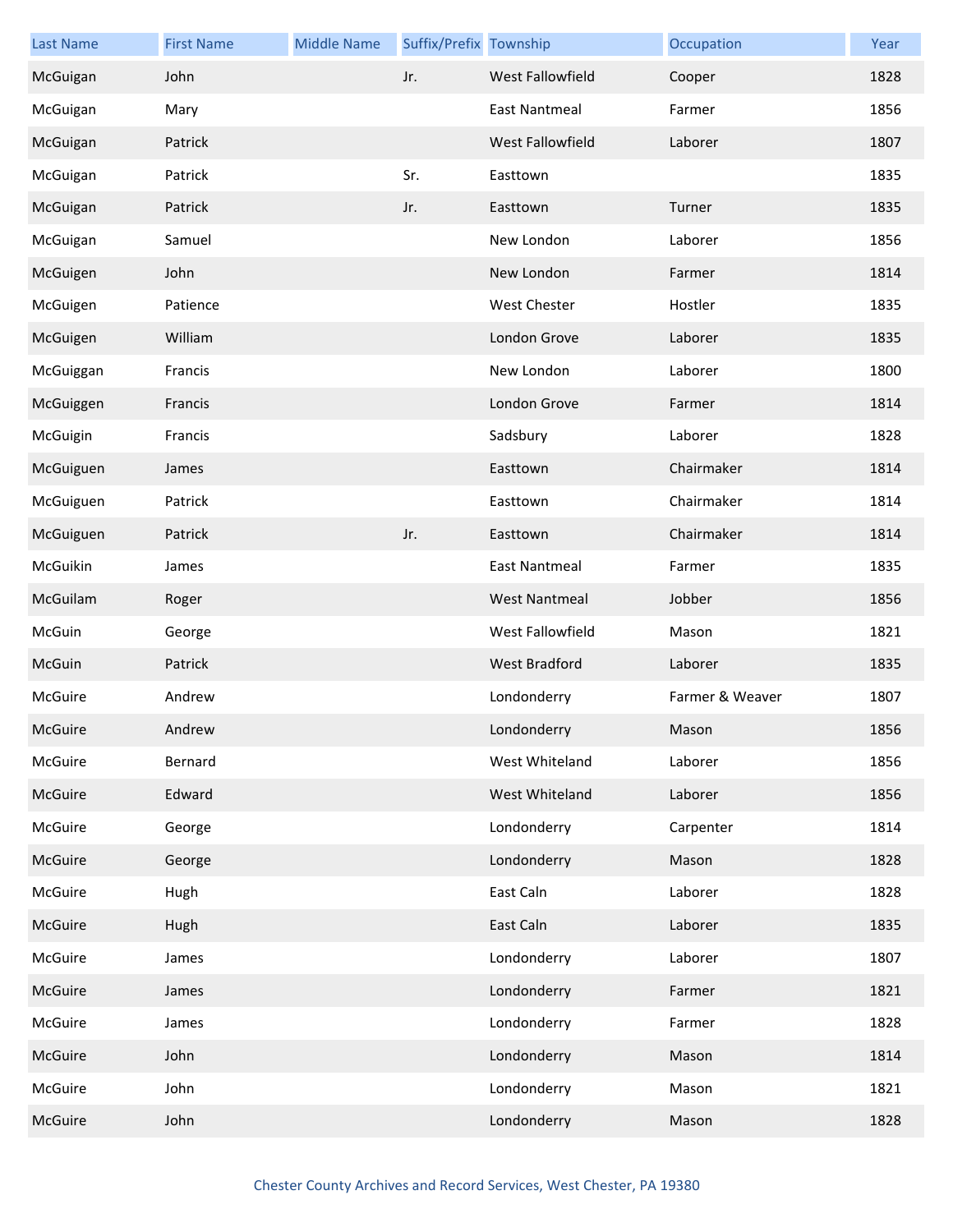| Last Name | First Name | Middle Name | Suffix/Prefix | Township | Occupation | Year |
|---|---|---|---|---|---|---|
| McGuigan | John | | Jr. | West Fallowfield | Cooper | 1828 |
| McGuigan | Mary | | | East Nantmeal | Farmer | 1856 |
| McGuigan | Patrick | | | West Fallowfield | Laborer | 1807 |
| McGuigan | Patrick | | Sr. | Easttown | | 1835 |
| McGuigan | Patrick | | Jr. | Easttown | Turner | 1835 |
| McGuigan | Samuel | | | New London | Laborer | 1856 |
| McGuigen | John | | | New London | Farmer | 1814 |
| McGuigen | Patience | | | West Chester | Hostler | 1835 |
| McGuigen | William | | | London Grove | Laborer | 1835 |
| McGuiggan | Francis | | | New London | Laborer | 1800 |
| McGuiggen | Francis | | | London Grove | Farmer | 1814 |
| McGuigin | Francis | | | Sadsbury | Laborer | 1828 |
| McGuiguen | James | | | Easttown | Chairmaker | 1814 |
| McGuiguen | Patrick | | | Easttown | Chairmaker | 1814 |
| McGuiguen | Patrick | | Jr. | Easttown | Chairmaker | 1814 |
| McGuikin | James | | | East Nantmeal | Farmer | 1835 |
| McGuilam | Roger | | | West Nantmeal | Jobber | 1856 |
| McGuin | George | | | West Fallowfield | Mason | 1821 |
| McGuin | Patrick | | | West Bradford | Laborer | 1835 |
| McGuire | Andrew | | | Londonderry | Farmer & Weaver | 1807 |
| McGuire | Andrew | | | Londonderry | Mason | 1856 |
| McGuire | Bernard | | | West Whiteland | Laborer | 1856 |
| McGuire | Edward | | | West Whiteland | Laborer | 1856 |
| McGuire | George | | | Londonderry | Carpenter | 1814 |
| McGuire | George | | | Londonderry | Mason | 1828 |
| McGuire | Hugh | | | East Caln | Laborer | 1828 |
| McGuire | Hugh | | | East Caln | Laborer | 1835 |
| McGuire | James | | | Londonderry | Laborer | 1807 |
| McGuire | James | | | Londonderry | Farmer | 1821 |
| McGuire | James | | | Londonderry | Farmer | 1828 |
| McGuire | John | | | Londonderry | Mason | 1814 |
| McGuire | John | | | Londonderry | Mason | 1821 |
| McGuire | John | | | Londonderry | Mason | 1828 |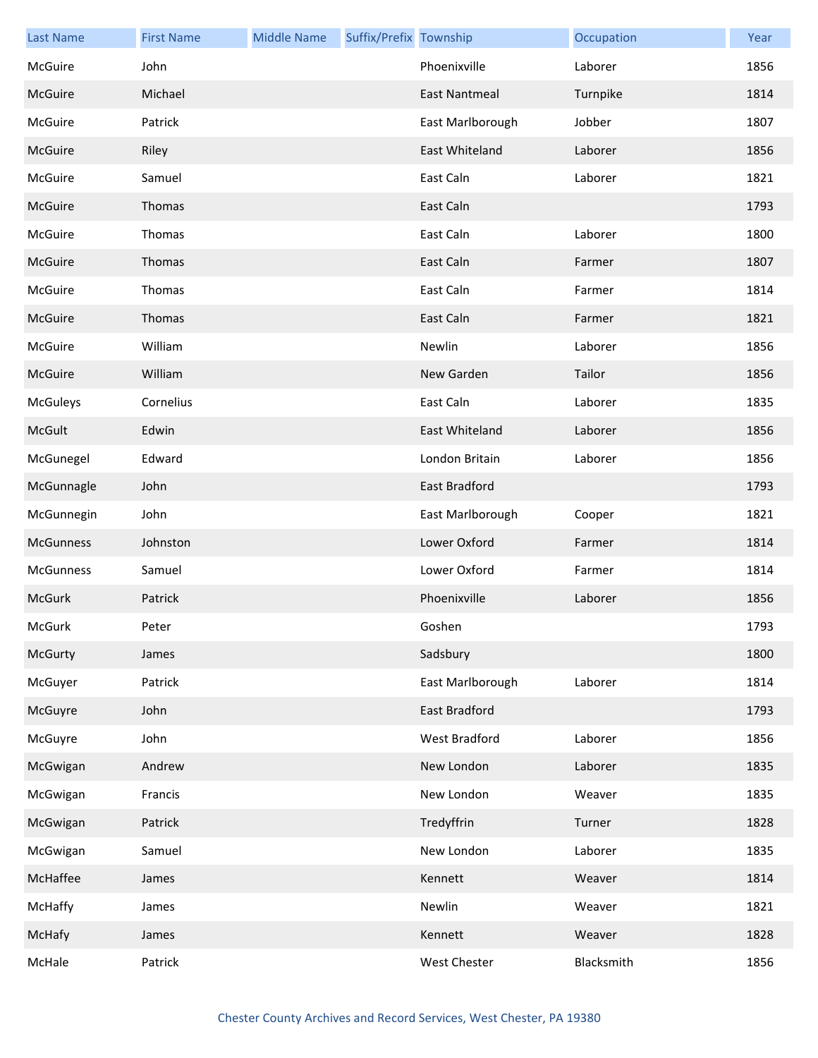| Last Name | First Name | Middle Name | Suffix/Prefix | Township | Occupation | Year |
|---|---|---|---|---|---|---|
| McGuire | John | | | Phoenixville | Laborer | 1856 |
| McGuire | Michael | | | East Nantmeal | Turnpike | 1814 |
| McGuire | Patrick | | | East Marlborough | Jobber | 1807 |
| McGuire | Riley | | | East Whiteland | Laborer | 1856 |
| McGuire | Samuel | | | East Caln | Laborer | 1821 |
| McGuire | Thomas | | | East Caln | | 1793 |
| McGuire | Thomas | | | East Caln | Laborer | 1800 |
| McGuire | Thomas | | | East Caln | Farmer | 1807 |
| McGuire | Thomas | | | East Caln | Farmer | 1814 |
| McGuire | Thomas | | | East Caln | Farmer | 1821 |
| McGuire | William | | | Newlin | Laborer | 1856 |
| McGuire | William | | | New Garden | Tailor | 1856 |
| McGuleys | Cornelius | | | East Caln | Laborer | 1835 |
| McGult | Edwin | | | East Whiteland | Laborer | 1856 |
| McGunegel | Edward | | | London Britain | Laborer | 1856 |
| McGunnagle | John | | | East Bradford | | 1793 |
| McGunnegin | John | | | East Marlborough | Cooper | 1821 |
| McGunness | Johnston | | | Lower Oxford | Farmer | 1814 |
| McGunness | Samuel | | | Lower Oxford | Farmer | 1814 |
| McGurk | Patrick | | | Phoenixville | Laborer | 1856 |
| McGurk | Peter | | | Goshen | | 1793 |
| McGurty | James | | | Sadsbury | | 1800 |
| McGuyer | Patrick | | | East Marlborough | Laborer | 1814 |
| McGuyre | John | | | East Bradford | | 1793 |
| McGuyre | John | | | West Bradford | Laborer | 1856 |
| McGwigan | Andrew | | | New London | Laborer | 1835 |
| McGwigan | Francis | | | New London | Weaver | 1835 |
| McGwigan | Patrick | | | Tredyffrin | Turner | 1828 |
| McGwigan | Samuel | | | New London | Laborer | 1835 |
| McHaffee | James | | | Kennett | Weaver | 1814 |
| McHaffy | James | | | Newlin | Weaver | 1821 |
| McHafy | James | | | Kennett | Weaver | 1828 |
| McHale | Patrick | | | West Chester | Blacksmith | 1856 |

Chester County Archives and Record Services, West Chester, PA 19380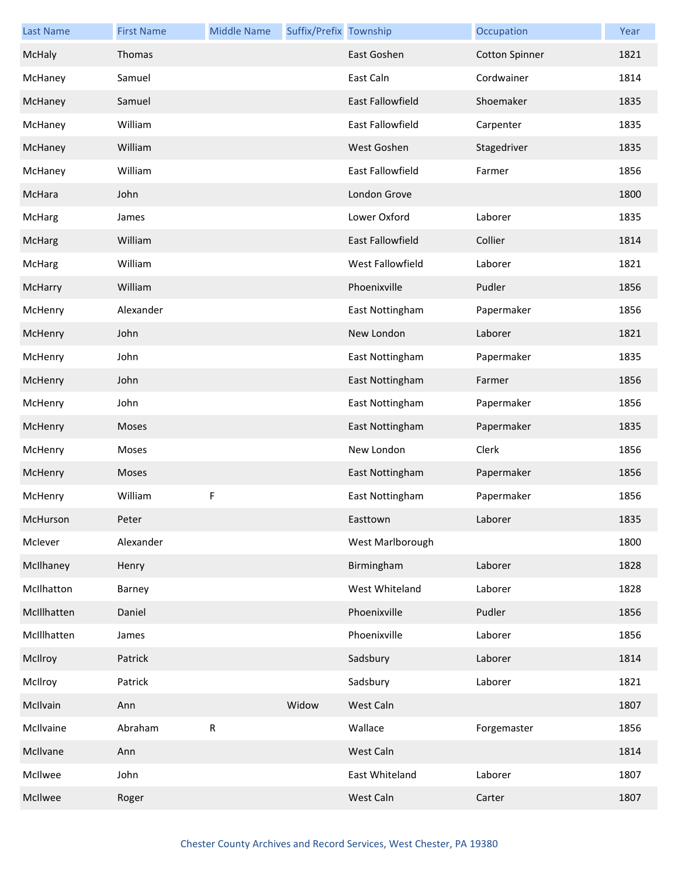| Last Name | First Name | Middle Name | Suffix/Prefix | Township | Occupation | Year |
| --- | --- | --- | --- | --- | --- | --- |
| McHaly | Thomas | | | East Goshen | Cotton Spinner | 1821 |
| McHaney | Samuel | | | East Caln | Cordwainer | 1814 |
| McHaney | Samuel | | | East Fallowfield | Shoemaker | 1835 |
| McHaney | William | | | East Fallowfield | Carpenter | 1835 |
| McHaney | William | | | West Goshen | Stagedriver | 1835 |
| McHaney | William | | | East Fallowfield | Farmer | 1856 |
| McHara | John | | | London Grove | | 1800 |
| McHarg | James | | | Lower Oxford | Laborer | 1835 |
| McHarg | William | | | East Fallowfield | Collier | 1814 |
| McHarg | William | | | West Fallowfield | Laborer | 1821 |
| McHarry | William | | | Phoenixville | Pudler | 1856 |
| McHenry | Alexander | | | East Nottingham | Papermaker | 1856 |
| McHenry | John | | | New London | Laborer | 1821 |
| McHenry | John | | | East Nottingham | Papermaker | 1835 |
| McHenry | John | | | East Nottingham | Farmer | 1856 |
| McHenry | John | | | East Nottingham | Papermaker | 1856 |
| McHenry | Moses | | | East Nottingham | Papermaker | 1835 |
| McHenry | Moses | | | New London | Clerk | 1856 |
| McHenry | Moses | | | East Nottingham | Papermaker | 1856 |
| McHenry | William | F | | East Nottingham | Papermaker | 1856 |
| McHurson | Peter | | | Easttown | Laborer | 1835 |
| McIever | Alexander | | | West Marlborough | | 1800 |
| McIlhaney | Henry | | | Birmingham | Laborer | 1828 |
| McIlhatton | Barney | | | West Whiteland | Laborer | 1828 |
| McIllhatten | Daniel | | | Phoenixville | Pudler | 1856 |
| McIllhatten | James | | | Phoenixville | Laborer | 1856 |
| McIlroy | Patrick | | | Sadsbury | Laborer | 1814 |
| McIlroy | Patrick | | | Sadsbury | Laborer | 1821 |
| McIlvain | Ann | | Widow | West Caln | | 1807 |
| McIlvaine | Abraham | R | | Wallace | Forgemaster | 1856 |
| McIlvane | Ann | | | West Caln | | 1814 |
| McIlwee | John | | | East Whiteland | Laborer | 1807 |
| McIlwee | Roger | | | West Caln | Carter | 1807 |

Chester County Archives and Record Services, West Chester, PA 19380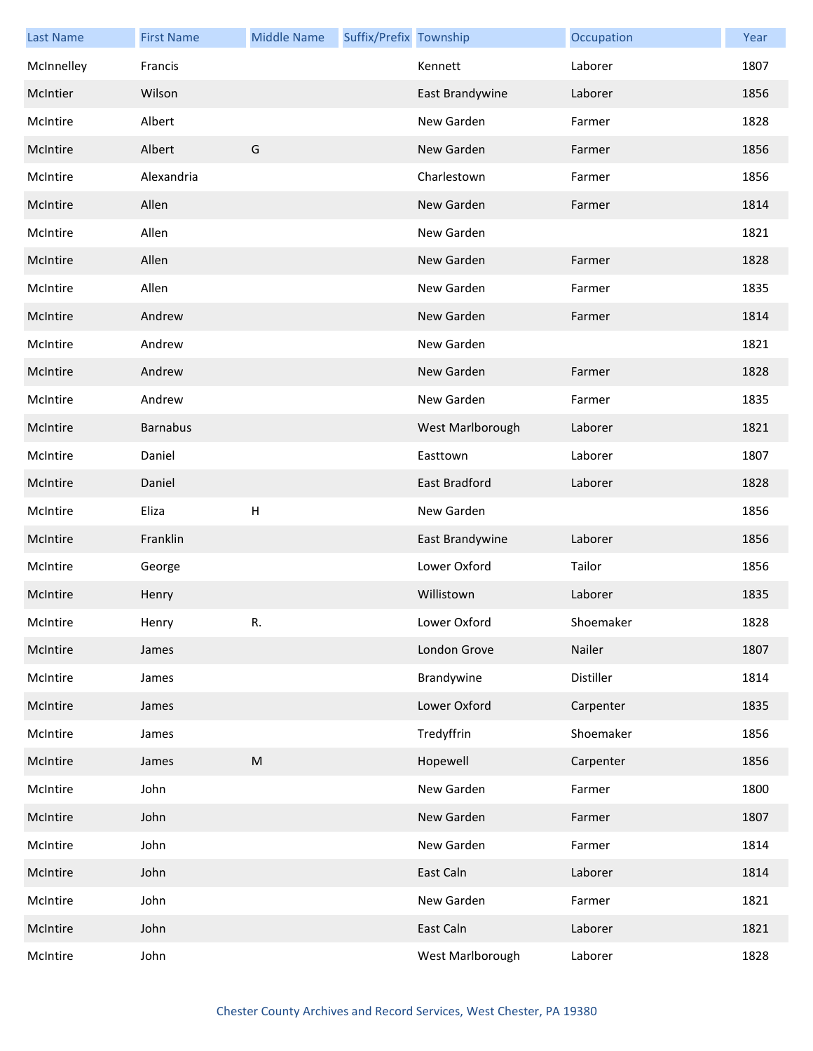| Last Name | First Name | Middle Name | Suffix/Prefix | Township | Occupation | Year |
|---|---|---|---|---|---|---|
| McInnelley | Francis | | | Kennett | Laborer | 1807 |
| McIntier | Wilson | | | East Brandywine | Laborer | 1856 |
| McIntire | Albert | | | New Garden | Farmer | 1828 |
| McIntire | Albert | G | | New Garden | Farmer | 1856 |
| McIntire | Alexandria | | | Charlestown | Farmer | 1856 |
| McIntire | Allen | | | New Garden | Farmer | 1814 |
| McIntire | Allen | | | New Garden | | 1821 |
| McIntire | Allen | | | New Garden | Farmer | 1828 |
| McIntire | Allen | | | New Garden | Farmer | 1835 |
| McIntire | Andrew | | | New Garden | Farmer | 1814 |
| McIntire | Andrew | | | New Garden | | 1821 |
| McIntire | Andrew | | | New Garden | Farmer | 1828 |
| McIntire | Andrew | | | New Garden | Farmer | 1835 |
| McIntire | Barnabus | | | West Marlborough | Laborer | 1821 |
| McIntire | Daniel | | | Easttown | Laborer | 1807 |
| McIntire | Daniel | | | East Bradford | Laborer | 1828 |
| McIntire | Eliza | H | | New Garden | | 1856 |
| McIntire | Franklin | | | East Brandywine | Laborer | 1856 |
| McIntire | George | | | Lower Oxford | Tailor | 1856 |
| McIntire | Henry | | | Willistown | Laborer | 1835 |
| McIntire | Henry | R. | | Lower Oxford | Shoemaker | 1828 |
| McIntire | James | | | London Grove | Nailer | 1807 |
| McIntire | James | | | Brandywine | Distiller | 1814 |
| McIntire | James | | | Lower Oxford | Carpenter | 1835 |
| McIntire | James | | | Tredyffrin | Shoemaker | 1856 |
| McIntire | James | M | | Hopewell | Carpenter | 1856 |
| McIntire | John | | | New Garden | Farmer | 1800 |
| McIntire | John | | | New Garden | Farmer | 1807 |
| McIntire | John | | | New Garden | Farmer | 1814 |
| McIntire | John | | | East Caln | Laborer | 1814 |
| McIntire | John | | | New Garden | Farmer | 1821 |
| McIntire | John | | | East Caln | Laborer | 1821 |
| McIntire | John | | | West Marlborough | Laborer | 1828 |

Chester County Archives and Record Services, West Chester, PA 19380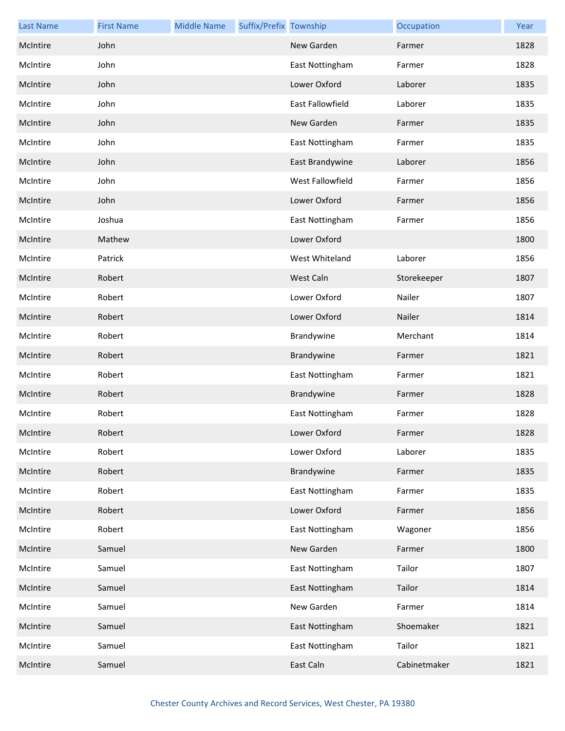| Last Name | First Name | Middle Name | Suffix/Prefix | Township | Occupation | Year |
|---|---|---|---|---|---|---|
| McIntire | John | | | New Garden | Farmer | 1828 |
| McIntire | John | | | East Nottingham | Farmer | 1828 |
| McIntire | John | | | Lower Oxford | Laborer | 1835 |
| McIntire | John | | | East Fallowfield | Laborer | 1835 |
| McIntire | John | | | New Garden | Farmer | 1835 |
| McIntire | John | | | East Nottingham | Farmer | 1835 |
| McIntire | John | | | East Brandywine | Laborer | 1856 |
| McIntire | John | | | West Fallowfield | Farmer | 1856 |
| McIntire | John | | | Lower Oxford | Farmer | 1856 |
| McIntire | Joshua | | | East Nottingham | Farmer | 1856 |
| McIntire | Mathew | | | Lower Oxford | | 1800 |
| McIntire | Patrick | | | West Whiteland | Laborer | 1856 |
| McIntire | Robert | | | West Caln | Storekeeper | 1807 |
| McIntire | Robert | | | Lower Oxford | Nailer | 1807 |
| McIntire | Robert | | | Lower Oxford | Nailer | 1814 |
| McIntire | Robert | | | Brandywine | Merchant | 1814 |
| McIntire | Robert | | | Brandywine | Farmer | 1821 |
| McIntire | Robert | | | East Nottingham | Farmer | 1821 |
| McIntire | Robert | | | Brandywine | Farmer | 1828 |
| McIntire | Robert | | | East Nottingham | Farmer | 1828 |
| McIntire | Robert | | | Lower Oxford | Farmer | 1828 |
| McIntire | Robert | | | Lower Oxford | Laborer | 1835 |
| McIntire | Robert | | | Brandywine | Farmer | 1835 |
| McIntire | Robert | | | East Nottingham | Farmer | 1835 |
| McIntire | Robert | | | Lower Oxford | Farmer | 1856 |
| McIntire | Robert | | | East Nottingham | Wagoner | 1856 |
| McIntire | Samuel | | | New Garden | Farmer | 1800 |
| McIntire | Samuel | | | East Nottingham | Tailor | 1807 |
| McIntire | Samuel | | | East Nottingham | Tailor | 1814 |
| McIntire | Samuel | | | New Garden | Farmer | 1814 |
| McIntire | Samuel | | | East Nottingham | Shoemaker | 1821 |
| McIntire | Samuel | | | East Nottingham | Tailor | 1821 |
| McIntire | Samuel | | | East Caln | Cabinetmaker | 1821 |

Chester County Archives and Record Services, West Chester, PA 19380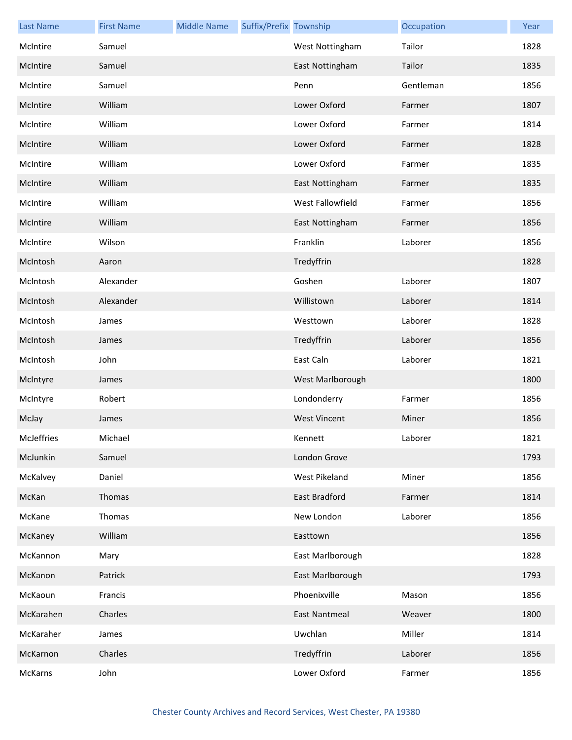| Last Name | First Name | Middle Name | Suffix/Prefix | Township | Occupation | Year |
|---|---|---|---|---|---|---|
| McIntire | Samuel | | | West Nottingham | Tailor | 1828 |
| McIntire | Samuel | | | East Nottingham | Tailor | 1835 |
| McIntire | Samuel | | | Penn | Gentleman | 1856 |
| McIntire | William | | | Lower Oxford | Farmer | 1807 |
| McIntire | William | | | Lower Oxford | Farmer | 1814 |
| McIntire | William | | | Lower Oxford | Farmer | 1828 |
| McIntire | William | | | Lower Oxford | Farmer | 1835 |
| McIntire | William | | | East Nottingham | Farmer | 1835 |
| McIntire | William | | | West Fallowfield | Farmer | 1856 |
| McIntire | William | | | East Nottingham | Farmer | 1856 |
| McIntire | Wilson | | | Franklin | Laborer | 1856 |
| McIntosh | Aaron | | | Tredyffrin | | 1828 |
| McIntosh | Alexander | | | Goshen | Laborer | 1807 |
| McIntosh | Alexander | | | Willistown | Laborer | 1814 |
| McIntosh | James | | | Westtown | Laborer | 1828 |
| McIntosh | James | | | Tredyffrin | Laborer | 1856 |
| McIntosh | John | | | East Caln | Laborer | 1821 |
| McIntyre | James | | | West Marlborough | | 1800 |
| McIntyre | Robert | | | Londonderry | Farmer | 1856 |
| McJay | James | | | West Vincent | Miner | 1856 |
| McJeffries | Michael | | | Kennett | Laborer | 1821 |
| McJunkin | Samuel | | | London Grove | | 1793 |
| McKalvey | Daniel | | | West Pikeland | Miner | 1856 |
| McKan | Thomas | | | East Bradford | Farmer | 1814 |
| McKane | Thomas | | | New London | Laborer | 1856 |
| McKaney | William | | | Easttown | | 1856 |
| McKannon | Mary | | | East Marlborough | | 1828 |
| McKanon | Patrick | | | East Marlborough | | 1793 |
| McKaoun | Francis | | | Phoenixville | Mason | 1856 |
| McKarahen | Charles | | | East Nantmeal | Weaver | 1800 |
| McKaraher | James | | | Uwchlan | Miller | 1814 |
| McKarnon | Charles | | | Tredyffrin | Laborer | 1856 |
| McKarns | John | | | Lower Oxford | Farmer | 1856 |

Chester County Archives and Record Services, West Chester, PA 19380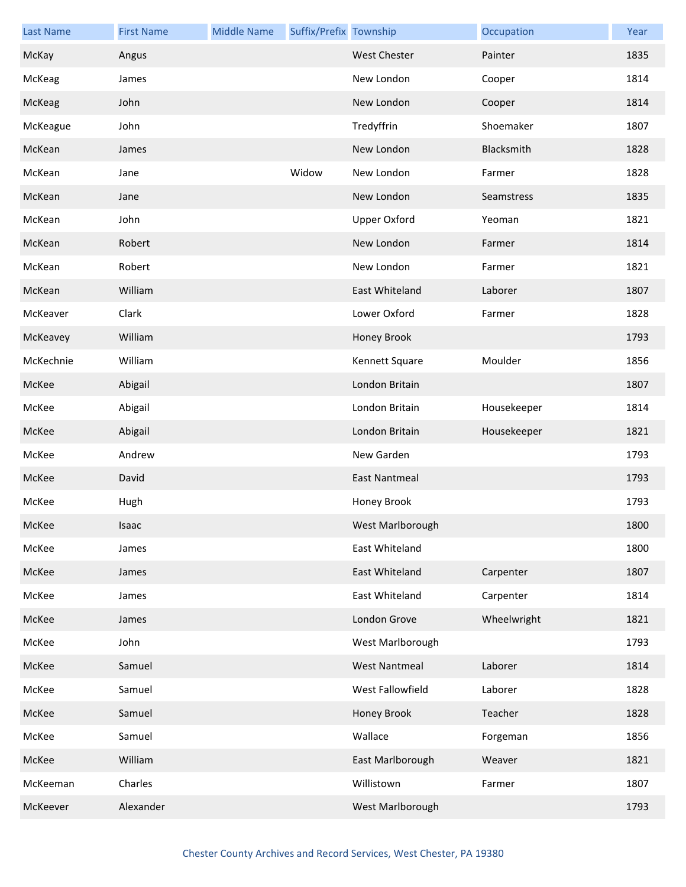| Last Name | First Name | Middle Name | Suffix/Prefix | Township | Occupation | Year |
|---|---|---|---|---|---|---|
| McKay | Angus | | | West Chester | Painter | 1835 |
| McKeag | James | | | New London | Cooper | 1814 |
| McKeag | John | | | New London | Cooper | 1814 |
| McKeague | John | | | Tredyffrin | Shoemaker | 1807 |
| McKean | James | | | New London | Blacksmith | 1828 |
| McKean | Jane | | Widow | New London | Farmer | 1828 |
| McKean | Jane | | | New London | Seamstress | 1835 |
| McKean | John | | | Upper Oxford | Yeoman | 1821 |
| McKean | Robert | | | New London | Farmer | 1814 |
| McKean | Robert | | | New London | Farmer | 1821 |
| McKean | William | | | East Whiteland | Laborer | 1807 |
| McKeaver | Clark | | | Lower Oxford | Farmer | 1828 |
| McKeavey | William | | | Honey Brook | | 1793 |
| McKechnie | William | | | Kennett Square | Moulder | 1856 |
| McKee | Abigail | | | London Britain | | 1807 |
| McKee | Abigail | | | London Britain | Housekeeper | 1814 |
| McKee | Abigail | | | London Britain | Housekeeper | 1821 |
| McKee | Andrew | | | New Garden | | 1793 |
| McKee | David | | | East Nantmeal | | 1793 |
| McKee | Hugh | | | Honey Brook | | 1793 |
| McKee | Isaac | | | West Marlborough | | 1800 |
| McKee | James | | | East Whiteland | | 1800 |
| McKee | James | | | East Whiteland | Carpenter | 1807 |
| McKee | James | | | East Whiteland | Carpenter | 1814 |
| McKee | James | | | London Grove | Wheelwright | 1821 |
| McKee | John | | | West Marlborough | | 1793 |
| McKee | Samuel | | | West Nantmeal | Laborer | 1814 |
| McKee | Samuel | | | West Fallowfield | Laborer | 1828 |
| McKee | Samuel | | | Honey Brook | Teacher | 1828 |
| McKee | Samuel | | | Wallace | Forgeman | 1856 |
| McKee | William | | | East Marlborough | Weaver | 1821 |
| McKeeman | Charles | | | Willistown | Farmer | 1807 |
| McKeever | Alexander | | | West Marlborough | | 1793 |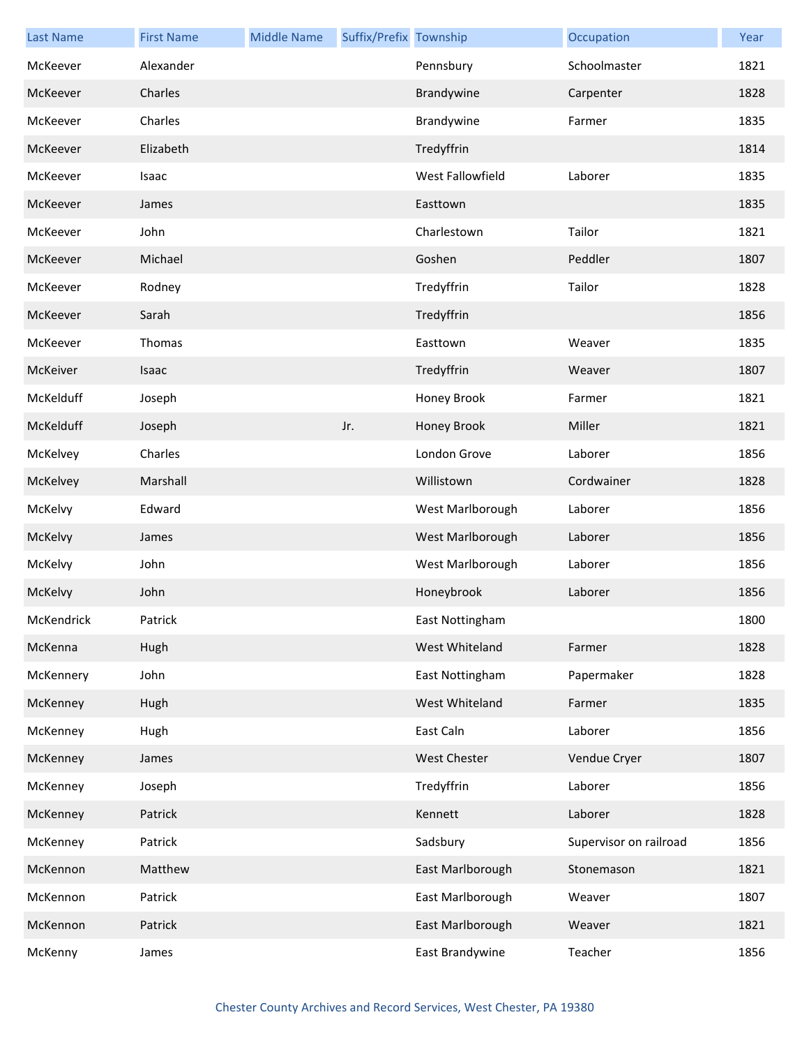| Last Name | First Name | Middle Name | Suffix/Prefix | Township | Occupation | Year |
| --- | --- | --- | --- | --- | --- | --- |
| McKeever | Alexander | | | Pennsbury | Schoolmaster | 1821 |
| McKeever | Charles | | | Brandywine | Carpenter | 1828 |
| McKeever | Charles | | | Brandywine | Farmer | 1835 |
| McKeever | Elizabeth | | | Tredyffrin | | 1814 |
| McKeever | Isaac | | | West Fallowfield | Laborer | 1835 |
| McKeever | James | | | Easttown | | 1835 |
| McKeever | John | | | Charlestown | Tailor | 1821 |
| McKeever | Michael | | | Goshen | Peddler | 1807 |
| McKeever | Rodney | | | Tredyffrin | Tailor | 1828 |
| McKeever | Sarah | | | Tredyffrin | | 1856 |
| McKeever | Thomas | | | Easttown | Weaver | 1835 |
| McKeiver | Isaac | | | Tredyffrin | Weaver | 1807 |
| McKelduff | Joseph | | | Honey Brook | Farmer | 1821 |
| McKelduff | Joseph | | Jr. | Honey Brook | Miller | 1821 |
| McKelvey | Charles | | | London Grove | Laborer | 1856 |
| McKelvey | Marshall | | | Willistown | Cordwainer | 1828 |
| McKelvy | Edward | | | West Marlborough | Laborer | 1856 |
| McKelvy | James | | | West Marlborough | Laborer | 1856 |
| McKelvy | John | | | West Marlborough | Laborer | 1856 |
| McKelvy | John | | | Honeybrook | Laborer | 1856 |
| McKendrick | Patrick | | | East Nottingham | | 1800 |
| McKenna | Hugh | | | West Whiteland | Farmer | 1828 |
| McKennery | John | | | East Nottingham | Papermaker | 1828 |
| McKenney | Hugh | | | West Whiteland | Farmer | 1835 |
| McKenney | Hugh | | | East Caln | Laborer | 1856 |
| McKenney | James | | | West Chester | Vendue Cryer | 1807 |
| McKenney | Joseph | | | Tredyffrin | Laborer | 1856 |
| McKenney | Patrick | | | Kennett | Laborer | 1828 |
| McKenney | Patrick | | | Sadsbury | Supervisor on railroad | 1856 |
| McKennon | Matthew | | | East Marlborough | Stonemason | 1821 |
| McKennon | Patrick | | | East Marlborough | Weaver | 1807 |
| McKennon | Patrick | | | East Marlborough | Weaver | 1821 |
| McKenny | James | | | East Brandywine | Teacher | 1856 |

Chester County Archives and Record Services, West Chester, PA 19380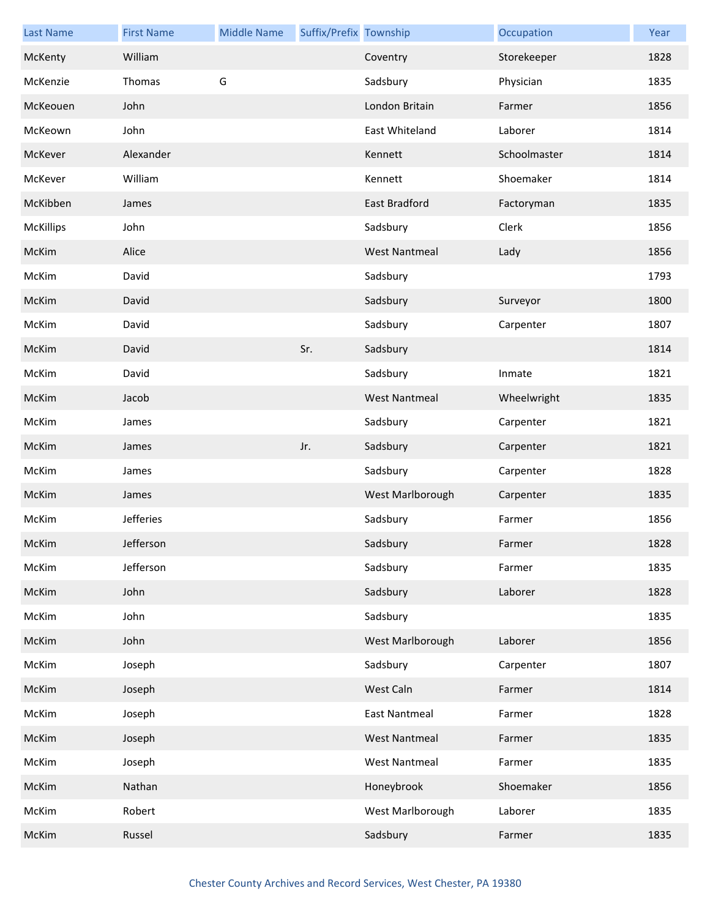| Last Name | First Name | Middle Name | Suffix/Prefix | Township | Occupation | Year |
|---|---|---|---|---|---|---|
| McKenty | William | | | Coventry | Storekeeper | 1828 |
| McKenzie | Thomas | G | | Sadsbury | Physician | 1835 |
| McKeouen | John | | | London Britain | Farmer | 1856 |
| McKeown | John | | | East Whiteland | Laborer | 1814 |
| McKever | Alexander | | | Kennett | Schoolmaster | 1814 |
| McKever | William | | | Kennett | Shoemaker | 1814 |
| McKibben | James | | | East Bradford | Factoryman | 1835 |
| McKillips | John | | | Sadsbury | Clerk | 1856 |
| McKim | Alice | | | West Nantmeal | Lady | 1856 |
| McKim | David | | | Sadsbury | | 1793 |
| McKim | David | | | Sadsbury | Surveyor | 1800 |
| McKim | David | | | Sadsbury | Carpenter | 1807 |
| McKim | David | | Sr. | Sadsbury | | 1814 |
| McKim | David | | | Sadsbury | Inmate | 1821 |
| McKim | Jacob | | | West Nantmeal | Wheelwright | 1835 |
| McKim | James | | | Sadsbury | Carpenter | 1821 |
| McKim | James | | Jr. | Sadsbury | Carpenter | 1821 |
| McKim | James | | | Sadsbury | Carpenter | 1828 |
| McKim | James | | | West Marlborough | Carpenter | 1835 |
| McKim | Jefferies | | | Sadsbury | Farmer | 1856 |
| McKim | Jefferson | | | Sadsbury | Farmer | 1828 |
| McKim | Jefferson | | | Sadsbury | Farmer | 1835 |
| McKim | John | | | Sadsbury | Laborer | 1828 |
| McKim | John | | | Sadsbury | | 1835 |
| McKim | John | | | West Marlborough | Laborer | 1856 |
| McKim | Joseph | | | Sadsbury | Carpenter | 1807 |
| McKim | Joseph | | | West Caln | Farmer | 1814 |
| McKim | Joseph | | | East Nantmeal | Farmer | 1828 |
| McKim | Joseph | | | West Nantmeal | Farmer | 1835 |
| McKim | Joseph | | | West Nantmeal | Farmer | 1835 |
| McKim | Nathan | | | Honeybrook | Shoemaker | 1856 |
| McKim | Robert | | | West Marlborough | Laborer | 1835 |
| McKim | Russel | | | Sadsbury | Farmer | 1835 |

Chester County Archives and Record Services, West Chester, PA 19380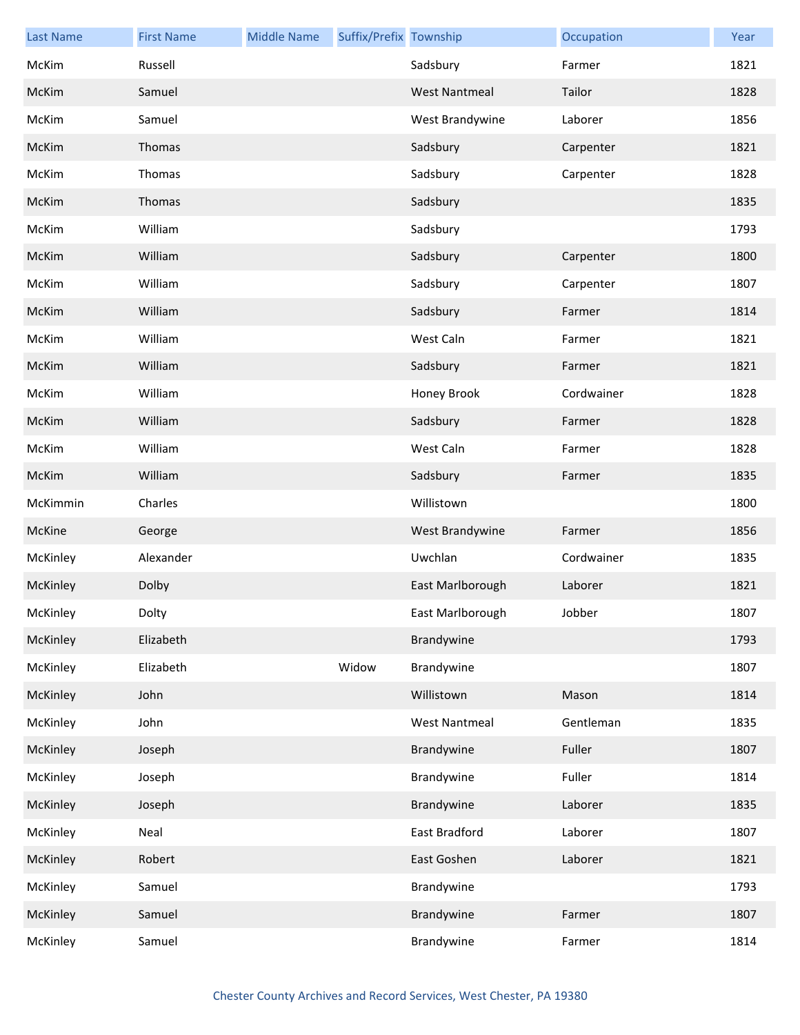| Last Name | First Name | Middle Name | Suffix/Prefix | Township | Occupation | Year |
|---|---|---|---|---|---|---|
| McKim | Russell | | | Sadsbury | Farmer | 1821 |
| McKim | Samuel | | | West Nantmeal | Tailor | 1828 |
| McKim | Samuel | | | West Brandywine | Laborer | 1856 |
| McKim | Thomas | | | Sadsbury | Carpenter | 1821 |
| McKim | Thomas | | | Sadsbury | Carpenter | 1828 |
| McKim | Thomas | | | Sadsbury | | 1835 |
| McKim | William | | | Sadsbury | | 1793 |
| McKim | William | | | Sadsbury | Carpenter | 1800 |
| McKim | William | | | Sadsbury | Carpenter | 1807 |
| McKim | William | | | Sadsbury | Farmer | 1814 |
| McKim | William | | | West Caln | Farmer | 1821 |
| McKim | William | | | Sadsbury | Farmer | 1821 |
| McKim | William | | | Honey Brook | Cordwainer | 1828 |
| McKim | William | | | Sadsbury | Farmer | 1828 |
| McKim | William | | | West Caln | Farmer | 1828 |
| McKim | William | | | Sadsbury | Farmer | 1835 |
| McKimmin | Charles | | | Willistown | | 1800 |
| McKine | George | | | West Brandywine | Farmer | 1856 |
| McKinley | Alexander | | | Uwchlan | Cordwainer | 1835 |
| McKinley | Dolby | | | East Marlborough | Laborer | 1821 |
| McKinley | Dolty | | | East Marlborough | Jobber | 1807 |
| McKinley | Elizabeth | | | Brandywine | | 1793 |
| McKinley | Elizabeth | | Widow | Brandywine | | 1807 |
| McKinley | John | | | Willistown | Mason | 1814 |
| McKinley | John | | | West Nantmeal | Gentleman | 1835 |
| McKinley | Joseph | | | Brandywine | Fuller | 1807 |
| McKinley | Joseph | | | Brandywine | Fuller | 1814 |
| McKinley | Joseph | | | Brandywine | Laborer | 1835 |
| McKinley | Neal | | | East Bradford | Laborer | 1807 |
| McKinley | Robert | | | East Goshen | Laborer | 1821 |
| McKinley | Samuel | | | Brandywine | | 1793 |
| McKinley | Samuel | | | Brandywine | Farmer | 1807 |
| McKinley | Samuel | | | Brandywine | Farmer | 1814 |

Chester County Archives and Record Services, West Chester, PA 19380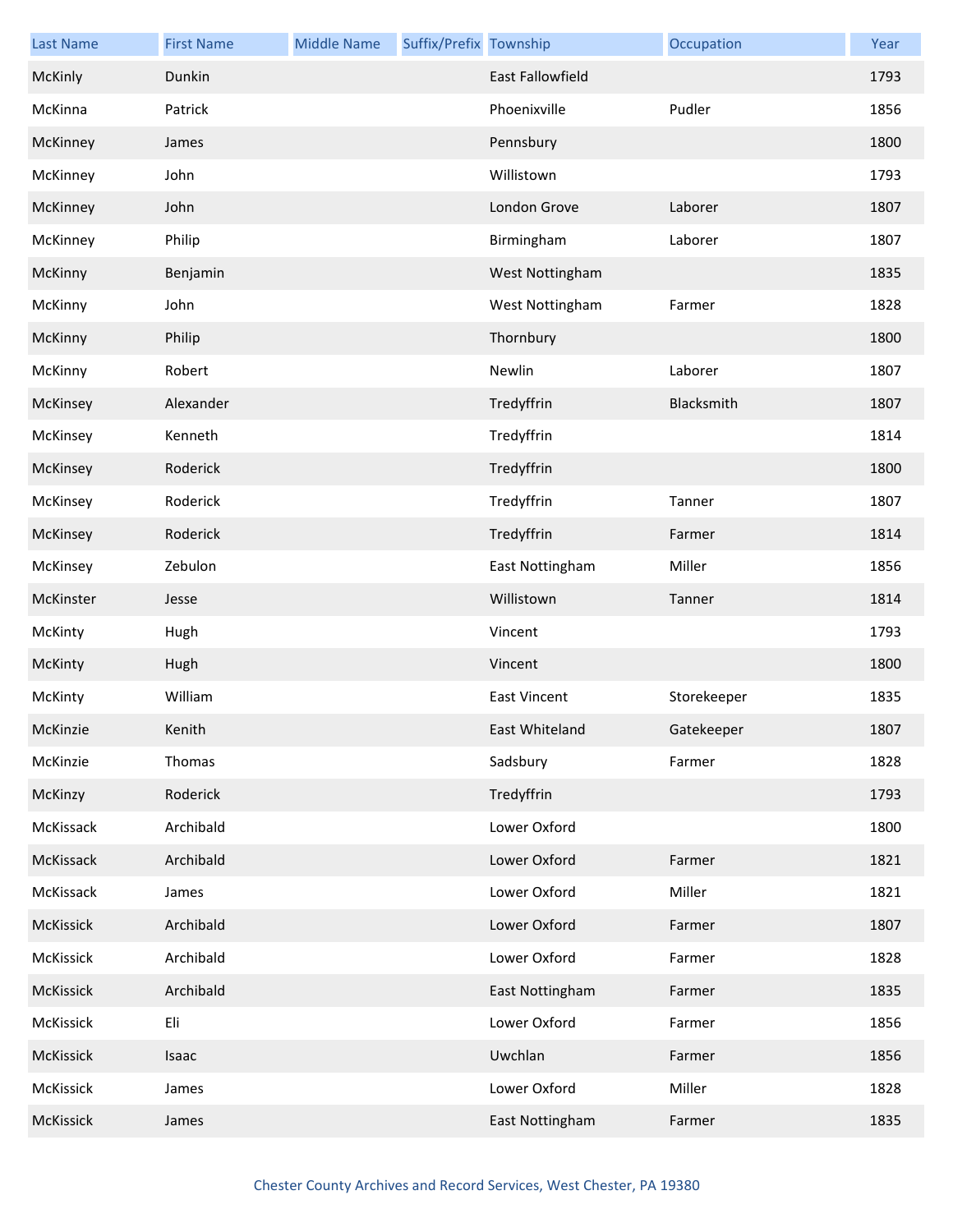| Last Name | First Name | Middle Name | Suffix/Prefix | Township | Occupation | Year |
|---|---|---|---|---|---|---|
| McKinly | Dunkin | | | East Fallowfield | | 1793 |
| McKinna | Patrick | | | Phoenixville | Pudler | 1856 |
| McKinney | James | | | Pennsbury | | 1800 |
| McKinney | John | | | Willistown | | 1793 |
| McKinney | John | | | London Grove | Laborer | 1807 |
| McKinney | Philip | | | Birmingham | Laborer | 1807 |
| McKinny | Benjamin | | | West Nottingham | | 1835 |
| McKinny | John | | | West Nottingham | Farmer | 1828 |
| McKinny | Philip | | | Thornbury | | 1800 |
| McKinny | Robert | | | Newlin | Laborer | 1807 |
| McKinsey | Alexander | | | Tredyffrin | Blacksmith | 1807 |
| McKinsey | Kenneth | | | Tredyffrin | | 1814 |
| McKinsey | Roderick | | | Tredyffrin | | 1800 |
| McKinsey | Roderick | | | Tredyffrin | Tanner | 1807 |
| McKinsey | Roderick | | | Tredyffrin | Farmer | 1814 |
| McKinsey | Zebulon | | | East Nottingham | Miller | 1856 |
| McKinster | Jesse | | | Willistown | Tanner | 1814 |
| McKinty | Hugh | | | Vincent | | 1793 |
| McKinty | Hugh | | | Vincent | | 1800 |
| McKinty | William | | | East Vincent | Storekeeper | 1835 |
| McKinzie | Kenith | | | East Whiteland | Gatekeeper | 1807 |
| McKinzie | Thomas | | | Sadsbury | Farmer | 1828 |
| McKinzy | Roderick | | | Tredyffrin | | 1793 |
| McKissack | Archibald | | | Lower Oxford | | 1800 |
| McKissack | Archibald | | | Lower Oxford | Farmer | 1821 |
| McKissack | James | | | Lower Oxford | Miller | 1821 |
| McKissick | Archibald | | | Lower Oxford | Farmer | 1807 |
| McKissick | Archibald | | | Lower Oxford | Farmer | 1828 |
| McKissick | Archibald | | | East Nottingham | Farmer | 1835 |
| McKissick | Eli | | | Lower Oxford | Farmer | 1856 |
| McKissick | Isaac | | | Uwchlan | Farmer | 1856 |
| McKissick | James | | | Lower Oxford | Miller | 1828 |
| McKissick | James | | | East Nottingham | Farmer | 1835 |

Chester County Archives and Record Services, West Chester, PA 19380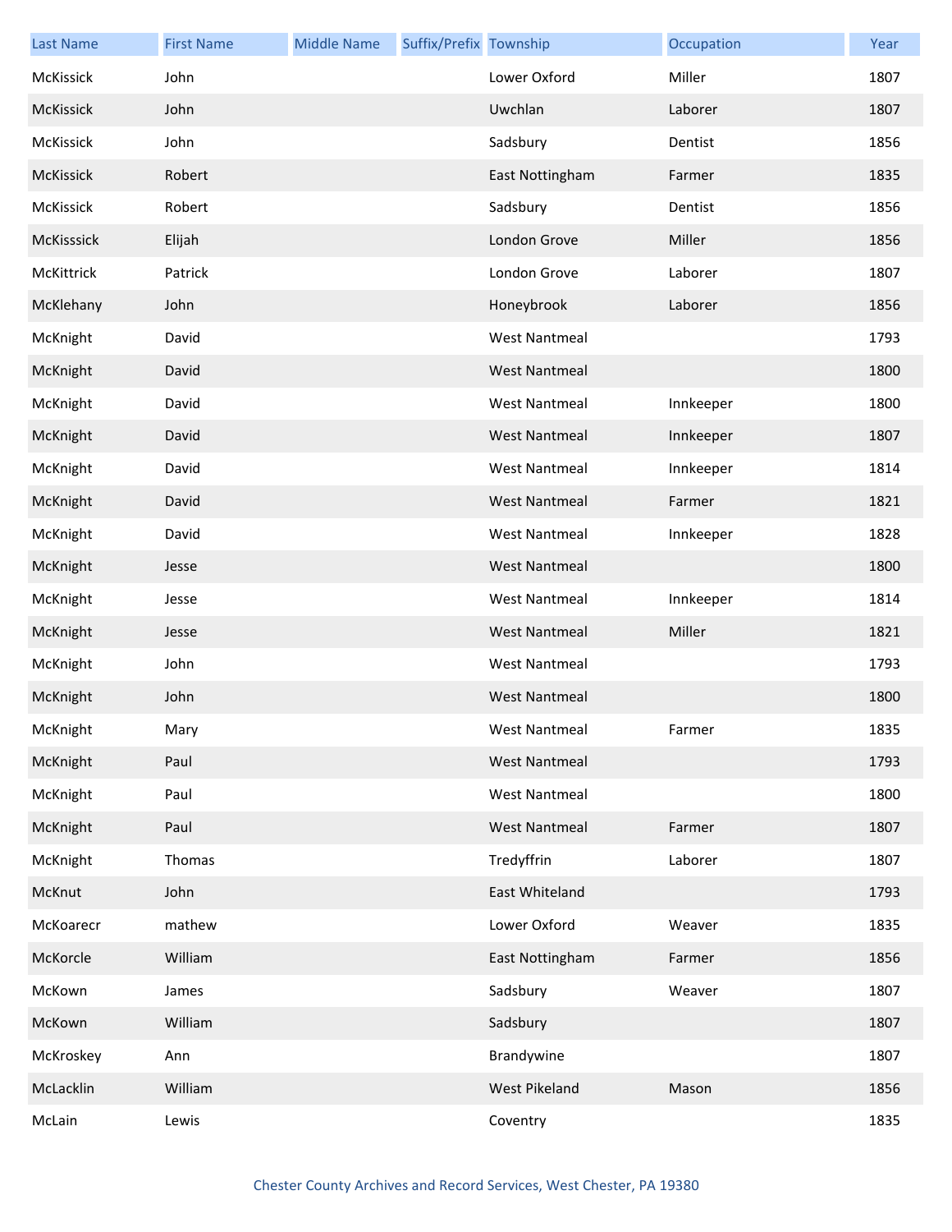| Last Name | First Name | Middle Name | Suffix/Prefix | Township | Occupation | Year |
|---|---|---|---|---|---|---|
| McKissick | John | | | Lower Oxford | Miller | 1807 |
| McKissick | John | | | Uwchlan | Laborer | 1807 |
| McKissick | John | | | Sadsbury | Dentist | 1856 |
| McKissick | Robert | | | East Nottingham | Farmer | 1835 |
| McKissick | Robert | | | Sadsbury | Dentist | 1856 |
| McKisssick | Elijah | | | London Grove | Miller | 1856 |
| McKittrick | Patrick | | | London Grove | Laborer | 1807 |
| McKlehany | John | | | Honeybrook | Laborer | 1856 |
| McKnight | David | | | West Nantmeal | | 1793 |
| McKnight | David | | | West Nantmeal | | 1800 |
| McKnight | David | | | West Nantmeal | Innkeeper | 1800 |
| McKnight | David | | | West Nantmeal | Innkeeper | 1807 |
| McKnight | David | | | West Nantmeal | Innkeeper | 1814 |
| McKnight | David | | | West Nantmeal | Farmer | 1821 |
| McKnight | David | | | West Nantmeal | Innkeeper | 1828 |
| McKnight | Jesse | | | West Nantmeal | | 1800 |
| McKnight | Jesse | | | West Nantmeal | Innkeeper | 1814 |
| McKnight | Jesse | | | West Nantmeal | Miller | 1821 |
| McKnight | John | | | West Nantmeal | | 1793 |
| McKnight | John | | | West Nantmeal | | 1800 |
| McKnight | Mary | | | West Nantmeal | Farmer | 1835 |
| McKnight | Paul | | | West Nantmeal | | 1793 |
| McKnight | Paul | | | West Nantmeal | | 1800 |
| McKnight | Paul | | | West Nantmeal | Farmer | 1807 |
| McKnight | Thomas | | | Tredyffrin | Laborer | 1807 |
| McKnut | John | | | East Whiteland | | 1793 |
| McKoarecr | mathew | | | Lower Oxford | Weaver | 1835 |
| McKorcle | William | | | East Nottingham | Farmer | 1856 |
| McKown | James | | | Sadsbury | Weaver | 1807 |
| McKown | William | | | Sadsbury | | 1807 |
| McKroskey | Ann | | | Brandywine | | 1807 |
| McLacklin | William | | | West Pikeland | Mason | 1856 |
| McLain | Lewis | | | Coventry | | 1835 |

Chester County Archives and Record Services, West Chester, PA 19380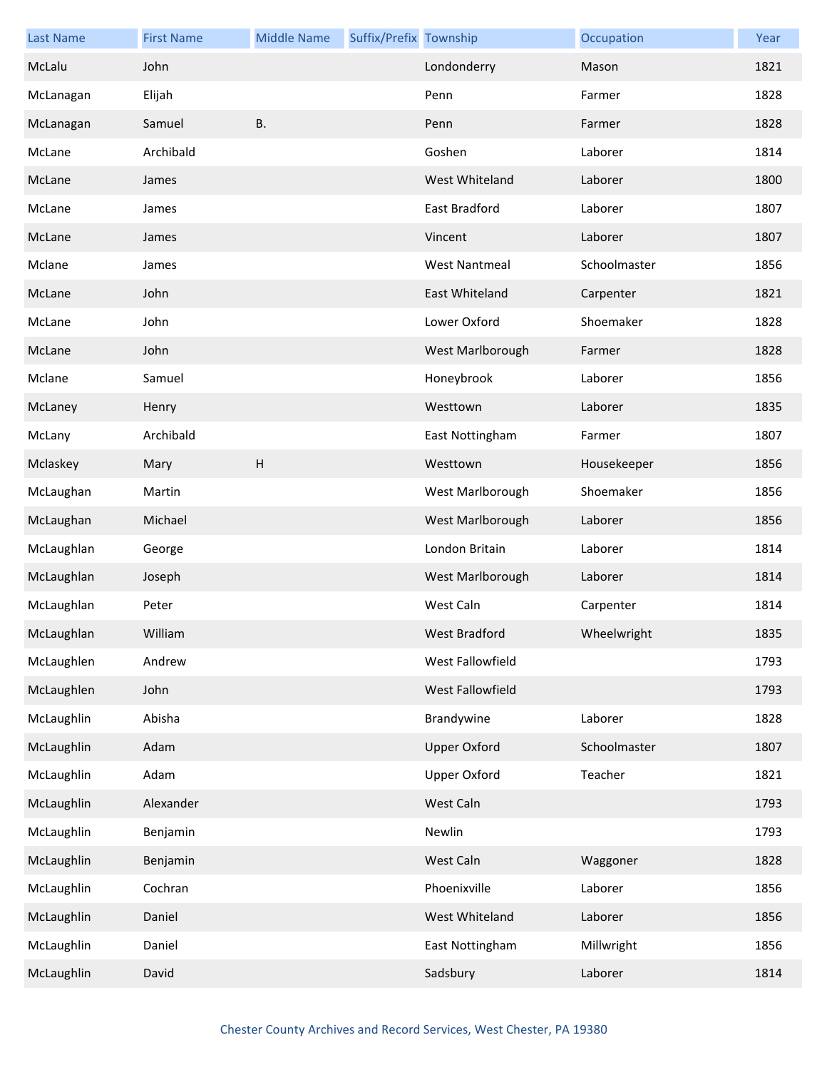| Last Name | First Name | Middle Name | Suffix/Prefix | Township | Occupation | Year |
| --- | --- | --- | --- | --- | --- | --- |
| McLalu | John | | | Londonderry | Mason | 1821 |
| McLanagan | Elijah | | | Penn | Farmer | 1828 |
| McLanagan | Samuel | B. | | Penn | Farmer | 1828 |
| McLane | Archibald | | | Goshen | Laborer | 1814 |
| McLane | James | | | West Whiteland | Laborer | 1800 |
| McLane | James | | | East Bradford | Laborer | 1807 |
| McLane | James | | | Vincent | Laborer | 1807 |
| Mclane | James | | | West Nantmeal | Schoolmaster | 1856 |
| McLane | John | | | East Whiteland | Carpenter | 1821 |
| McLane | John | | | Lower Oxford | Shoemaker | 1828 |
| McLane | John | | | West Marlborough | Farmer | 1828 |
| Mclane | Samuel | | | Honeybrook | Laborer | 1856 |
| McLaney | Henry | | | Westtown | Laborer | 1835 |
| McLany | Archibald | | | East Nottingham | Farmer | 1807 |
| Mclaskey | Mary | H | | Westtown | Housekeeper | 1856 |
| McLaughan | Martin | | | West Marlborough | Shoemaker | 1856 |
| McLaughan | Michael | | | West Marlborough | Laborer | 1856 |
| McLaughlan | George | | | London Britain | Laborer | 1814 |
| McLaughlan | Joseph | | | West Marlborough | Laborer | 1814 |
| McLaughlan | Peter | | | West Caln | Carpenter | 1814 |
| McLaughlan | William | | | West Bradford | Wheelwright | 1835 |
| McLaughlen | Andrew | | | West Fallowfield | | 1793 |
| McLaughlen | John | | | West Fallowfield | | 1793 |
| McLaughlin | Abisha | | | Brandywine | Laborer | 1828 |
| McLaughlin | Adam | | | Upper Oxford | Schoolmaster | 1807 |
| McLaughlin | Adam | | | Upper Oxford | Teacher | 1821 |
| McLaughlin | Alexander | | | West Caln | | 1793 |
| McLaughlin | Benjamin | | | Newlin | | 1793 |
| McLaughlin | Benjamin | | | West Caln | Waggoner | 1828 |
| McLaughlin | Cochran | | | Phoenixville | Laborer | 1856 |
| McLaughlin | Daniel | | | West Whiteland | Laborer | 1856 |
| McLaughlin | Daniel | | | East Nottingham | Millwright | 1856 |
| McLaughlin | David | | | Sadsbury | Laborer | 1814 |

Chester County Archives and Record Services, West Chester, PA 19380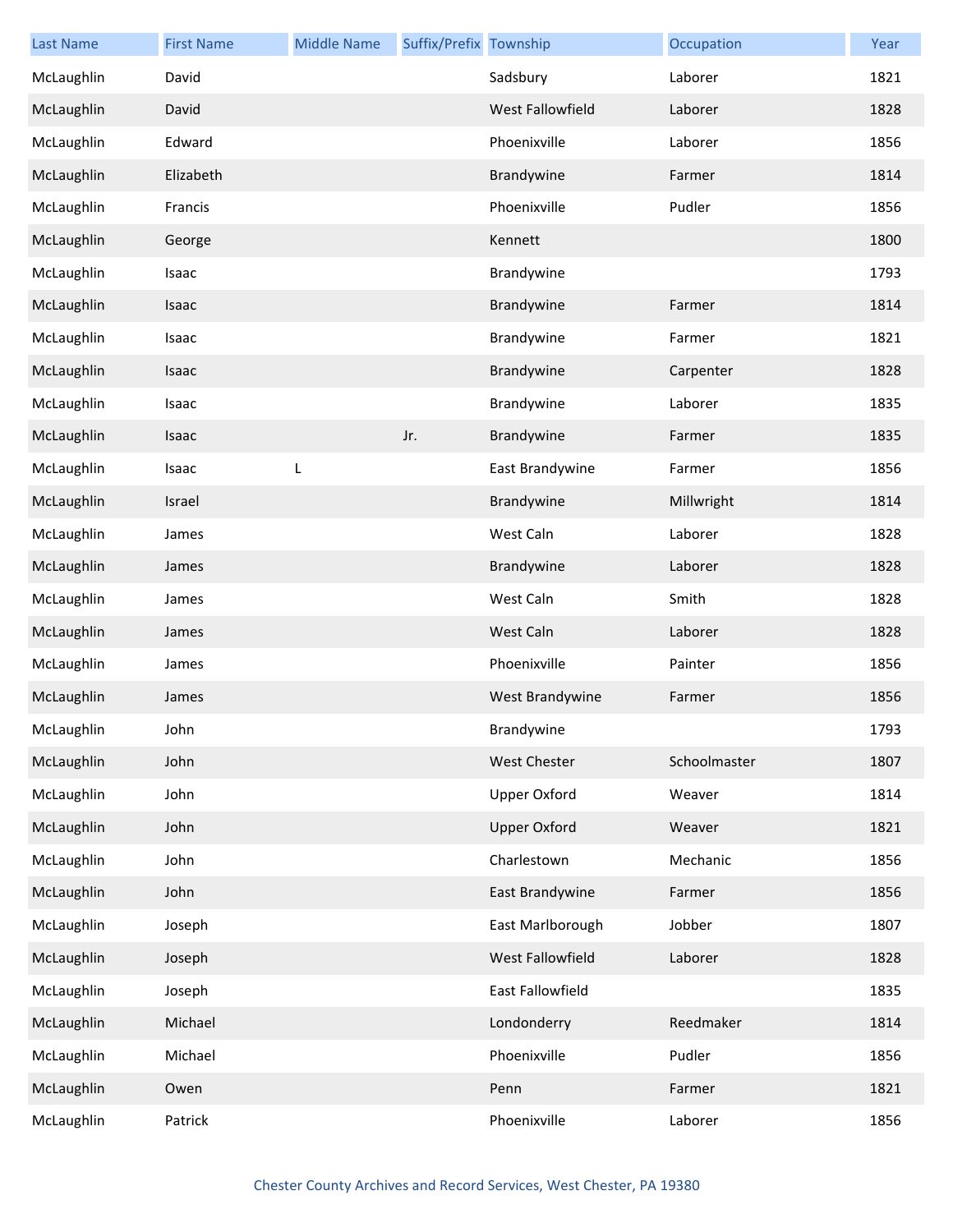| Last Name | First Name | Middle Name | Suffix/Prefix | Township | Occupation | Year |
|---|---|---|---|---|---|---|
| McLaughlin | David | | | Sadsbury | Laborer | 1821 |
| McLaughlin | David | | | West Fallowfield | Laborer | 1828 |
| McLaughlin | Edward | | | Phoenixville | Laborer | 1856 |
| McLaughlin | Elizabeth | | | Brandywine | Farmer | 1814 |
| McLaughlin | Francis | | | Phoenixville | Pudler | 1856 |
| McLaughlin | George | | | Kennett | | 1800 |
| McLaughlin | Isaac | | | Brandywine | | 1793 |
| McLaughlin | Isaac | | | Brandywine | Farmer | 1814 |
| McLaughlin | Isaac | | | Brandywine | Farmer | 1821 |
| McLaughlin | Isaac | | | Brandywine | Carpenter | 1828 |
| McLaughlin | Isaac | | | Brandywine | Laborer | 1835 |
| McLaughlin | Isaac | | Jr. | Brandywine | Farmer | 1835 |
| McLaughlin | Isaac | L | | East Brandywine | Farmer | 1856 |
| McLaughlin | Israel | | | Brandywine | Millwright | 1814 |
| McLaughlin | James | | | West Caln | Laborer | 1828 |
| McLaughlin | James | | | Brandywine | Laborer | 1828 |
| McLaughlin | James | | | West Caln | Smith | 1828 |
| McLaughlin | James | | | West Caln | Laborer | 1828 |
| McLaughlin | James | | | Phoenixville | Painter | 1856 |
| McLaughlin | James | | | West Brandywine | Farmer | 1856 |
| McLaughlin | John | | | Brandywine | | 1793 |
| McLaughlin | John | | | West Chester | Schoolmaster | 1807 |
| McLaughlin | John | | | Upper Oxford | Weaver | 1814 |
| McLaughlin | John | | | Upper Oxford | Weaver | 1821 |
| McLaughlin | John | | | Charlestown | Mechanic | 1856 |
| McLaughlin | John | | | East Brandywine | Farmer | 1856 |
| McLaughlin | Joseph | | | East Marlborough | Jobber | 1807 |
| McLaughlin | Joseph | | | West Fallowfield | Laborer | 1828 |
| McLaughlin | Joseph | | | East Fallowfield | | 1835 |
| McLaughlin | Michael | | | Londonderry | Reedmaker | 1814 |
| McLaughlin | Michael | | | Phoenixville | Pudler | 1856 |
| McLaughlin | Owen | | | Penn | Farmer | 1821 |
| McLaughlin | Patrick | | | Phoenixville | Laborer | 1856 |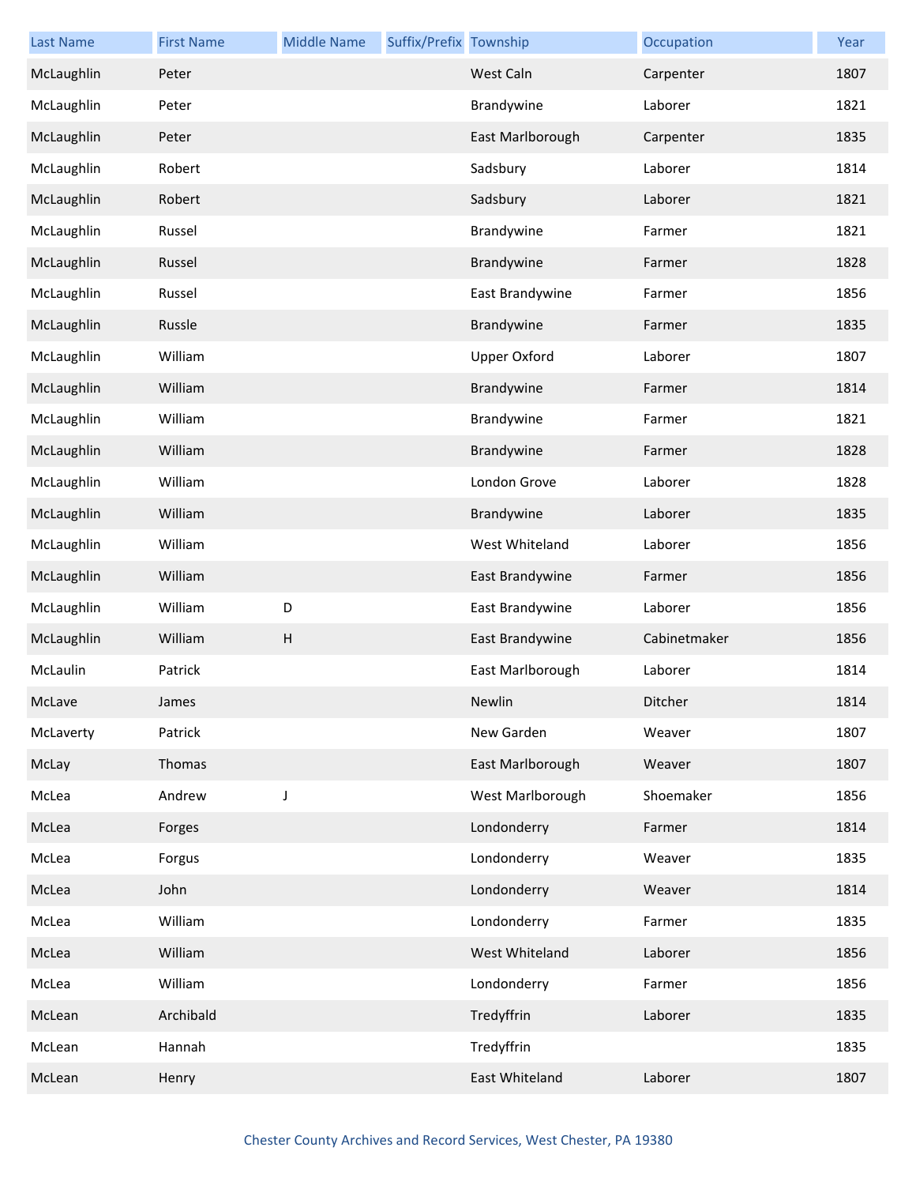| Last Name | First Name | Middle Name | Suffix/Prefix | Township | Occupation | Year |
|---|---|---|---|---|---|---|
| McLaughlin | Peter | | | West Caln | Carpenter | 1807 |
| McLaughlin | Peter | | | Brandywine | Laborer | 1821 |
| McLaughlin | Peter | | | East Marlborough | Carpenter | 1835 |
| McLaughlin | Robert | | | Sadsbury | Laborer | 1814 |
| McLaughlin | Robert | | | Sadsbury | Laborer | 1821 |
| McLaughlin | Russel | | | Brandywine | Farmer | 1821 |
| McLaughlin | Russel | | | Brandywine | Farmer | 1828 |
| McLaughlin | Russel | | | East Brandywine | Farmer | 1856 |
| McLaughlin | Russle | | | Brandywine | Farmer | 1835 |
| McLaughlin | William | | | Upper Oxford | Laborer | 1807 |
| McLaughlin | William | | | Brandywine | Farmer | 1814 |
| McLaughlin | William | | | Brandywine | Farmer | 1821 |
| McLaughlin | William | | | Brandywine | Farmer | 1828 |
| McLaughlin | William | | | London Grove | Laborer | 1828 |
| McLaughlin | William | | | Brandywine | Laborer | 1835 |
| McLaughlin | William | | | West Whiteland | Laborer | 1856 |
| McLaughlin | William | | | East Brandywine | Farmer | 1856 |
| McLaughlin | William | D | | East Brandywine | Laborer | 1856 |
| McLaughlin | William | H | | East Brandywine | Cabinetmaker | 1856 |
| McLaulin | Patrick | | | East Marlborough | Laborer | 1814 |
| McLave | James | | | Newlin | Ditcher | 1814 |
| McLaverty | Patrick | | | New Garden | Weaver | 1807 |
| McLay | Thomas | | | East Marlborough | Weaver | 1807 |
| McLea | Andrew | J | | West Marlborough | Shoemaker | 1856 |
| McLea | Forges | | | Londonderry | Farmer | 1814 |
| McLea | Forgus | | | Londonderry | Weaver | 1835 |
| McLea | John | | | Londonderry | Weaver | 1814 |
| McLea | William | | | Londonderry | Farmer | 1835 |
| McLea | William | | | West Whiteland | Laborer | 1856 |
| McLea | William | | | Londonderry | Farmer | 1856 |
| McLean | Archibald | | | Tredyffrin | Laborer | 1835 |
| McLean | Hannah | | | Tredyffrin | | 1835 |
| McLean | Henry | | | East Whiteland | Laborer | 1807 |

Chester County Archives and Record Services, West Chester, PA 19380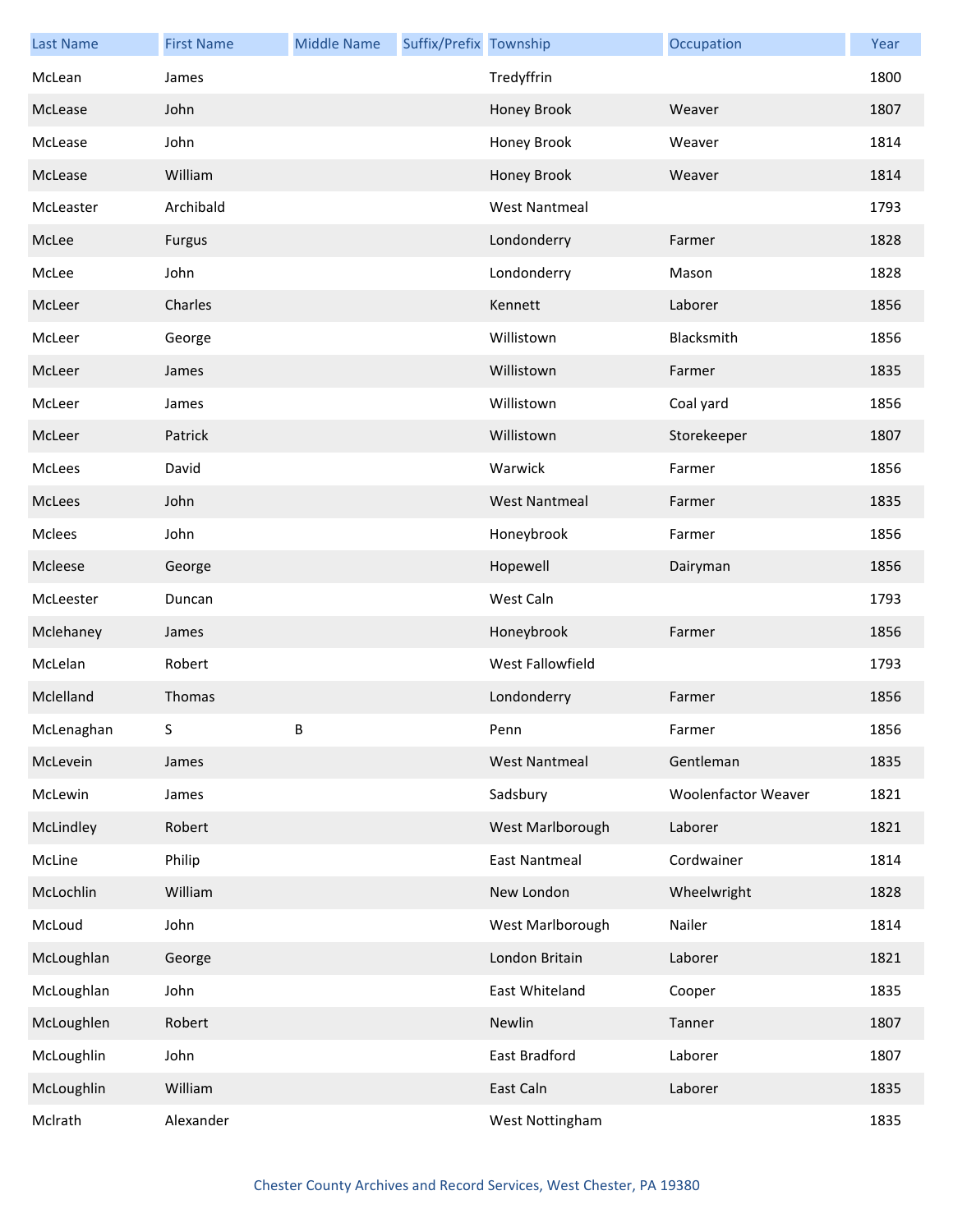| Last Name | First Name | Middle Name | Suffix/Prefix | Township | Occupation | Year |
|---|---|---|---|---|---|---|
| McLean | James | | | Tredyffrin | | 1800 |
| McLease | John | | | Honey Brook | Weaver | 1807 |
| McLease | John | | | Honey Brook | Weaver | 1814 |
| McLease | William | | | Honey Brook | Weaver | 1814 |
| McLeaster | Archibald | | | West Nantmeal | | 1793 |
| McLee | Furgus | | | Londonderry | Farmer | 1828 |
| McLee | John | | | Londonderry | Mason | 1828 |
| McLeer | Charles | | | Kennett | Laborer | 1856 |
| McLeer | George | | | Willistown | Blacksmith | 1856 |
| McLeer | James | | | Willistown | Farmer | 1835 |
| McLeer | James | | | Willistown | Coal yard | 1856 |
| McLeer | Patrick | | | Willistown | Storekeeper | 1807 |
| McLees | David | | | Warwick | Farmer | 1856 |
| McLees | John | | | West Nantmeal | Farmer | 1835 |
| Mclees | John | | | Honeybrook | Farmer | 1856 |
| Mcleese | George | | | Hopewell | Dairyman | 1856 |
| McLeester | Duncan | | | West Caln | | 1793 |
| Mclehaney | James | | | Honeybrook | Farmer | 1856 |
| McLelan | Robert | | | West Fallowfield | | 1793 |
| Mclelland | Thomas | | | Londonderry | Farmer | 1856 |
| McLenaghan | S | B | | Penn | Farmer | 1856 |
| McLevein | James | | | West Nantmeal | Gentleman | 1835 |
| McLewin | James | | | Sadsbury | Woolenfactor Weaver | 1821 |
| McLindley | Robert | | | West Marlborough | Laborer | 1821 |
| McLine | Philip | | | East Nantmeal | Cordwainer | 1814 |
| McLochlin | William | | | New London | Wheelwright | 1828 |
| McLoud | John | | | West Marlborough | Nailer | 1814 |
| McLoughlan | George | | | London Britain | Laborer | 1821 |
| McLoughlan | John | | | East Whiteland | Cooper | 1835 |
| McLoughlen | Robert | | | Newlin | Tanner | 1807 |
| McLoughlin | John | | | East Bradford | Laborer | 1807 |
| McLoughlin | William | | | East Caln | Laborer | 1835 |
| Mclrath | Alexander | | | West Nottingham | | 1835 |

Chester County Archives and Record Services, West Chester, PA 19380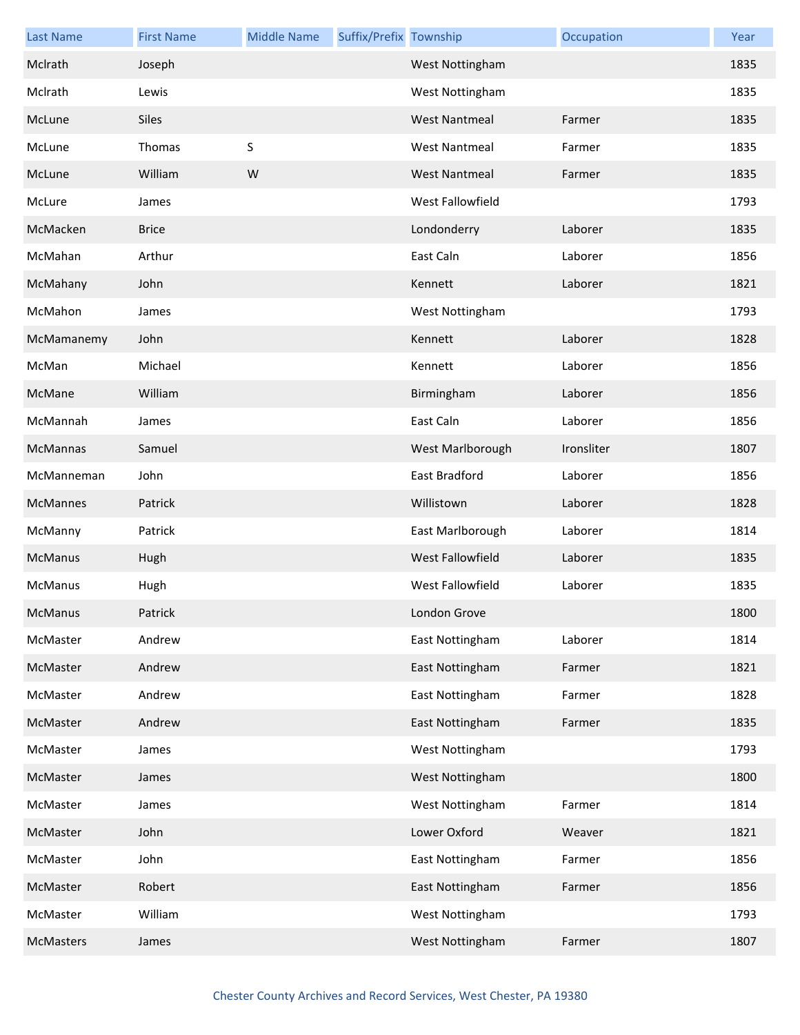| Last Name | First Name | Middle Name | Suffix/Prefix | Township | Occupation | Year |
|---|---|---|---|---|---|---|
| Mclrath | Joseph | | | West Nottingham | | 1835 |
| Mclrath | Lewis | | | West Nottingham | | 1835 |
| McLune | Siles | | | West Nantmeal | Farmer | 1835 |
| McLune | Thomas | S | | West Nantmeal | Farmer | 1835 |
| McLune | William | W | | West Nantmeal | Farmer | 1835 |
| McLure | James | | | West Fallowfield | | 1793 |
| McMacken | Brice | | | Londonderry | Laborer | 1835 |
| McMahan | Arthur | | | East Caln | Laborer | 1856 |
| McMahany | John | | | Kennett | Laborer | 1821 |
| McMahon | James | | | West Nottingham | | 1793 |
| McMamanemy | John | | | Kennett | Laborer | 1828 |
| McMan | Michael | | | Kennett | Laborer | 1856 |
| McMane | William | | | Birmingham | Laborer | 1856 |
| McMannah | James | | | East Caln | Laborer | 1856 |
| McMannas | Samuel | | | West Marlborough | Ironsliter | 1807 |
| McManneman | John | | | East Bradford | Laborer | 1856 |
| McMannes | Patrick | | | Willistown | Laborer | 1828 |
| McManny | Patrick | | | East Marlborough | Laborer | 1814 |
| McManus | Hugh | | | West Fallowfield | Laborer | 1835 |
| McManus | Hugh | | | West Fallowfield | Laborer | 1835 |
| McManus | Patrick | | | London Grove | | 1800 |
| McMaster | Andrew | | | East Nottingham | Laborer | 1814 |
| McMaster | Andrew | | | East Nottingham | Farmer | 1821 |
| McMaster | Andrew | | | East Nottingham | Farmer | 1828 |
| McMaster | Andrew | | | East Nottingham | Farmer | 1835 |
| McMaster | James | | | West Nottingham | | 1793 |
| McMaster | James | | | West Nottingham | | 1800 |
| McMaster | James | | | West Nottingham | Farmer | 1814 |
| McMaster | John | | | Lower Oxford | Weaver | 1821 |
| McMaster | John | | | East Nottingham | Farmer | 1856 |
| McMaster | Robert | | | East Nottingham | Farmer | 1856 |
| McMaster | William | | | West Nottingham | | 1793 |
| McMasters | James | | | West Nottingham | Farmer | 1807 |

Chester County Archives and Record Services, West Chester, PA 19380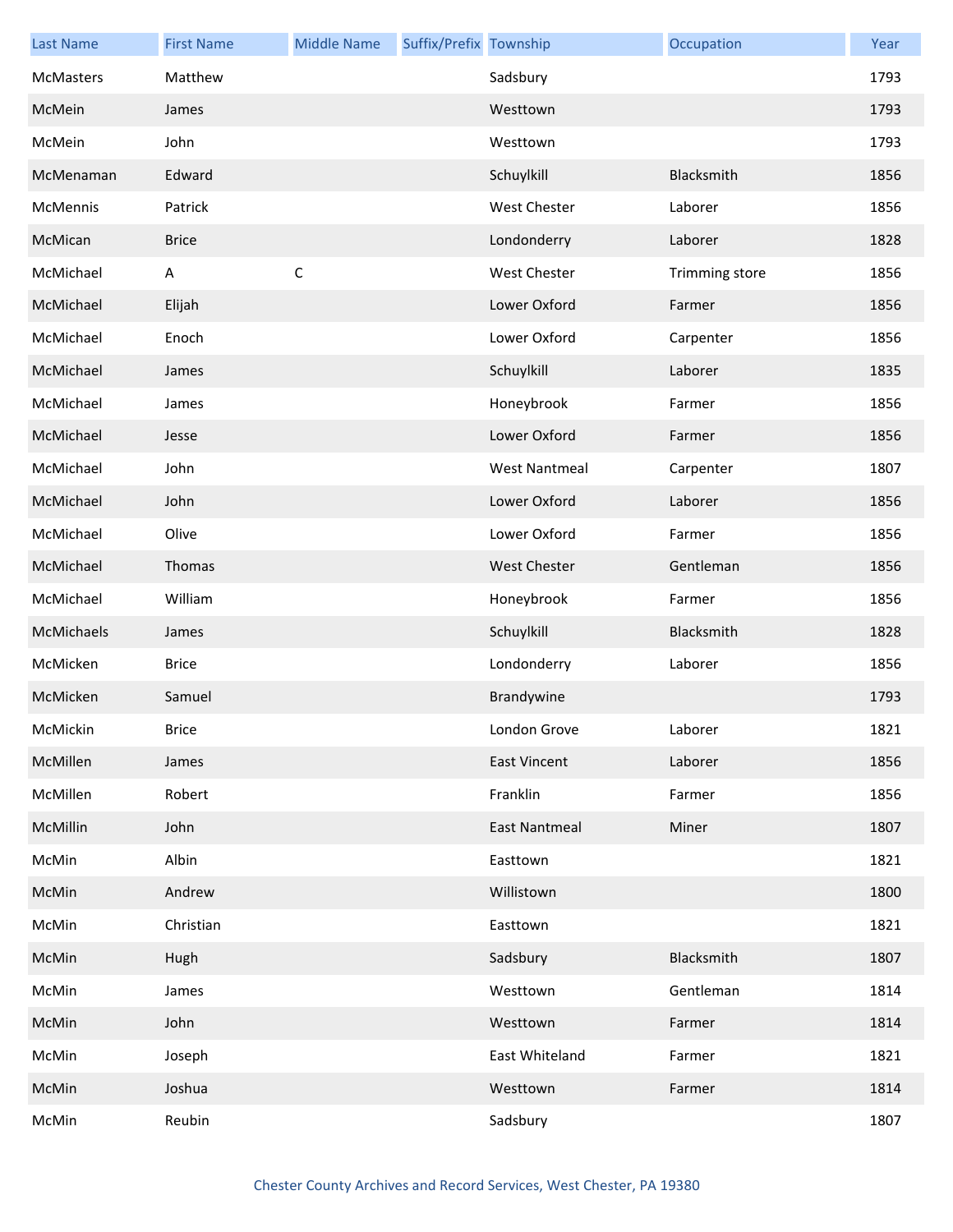| Last Name | First Name | Middle Name | Suffix/Prefix | Township | Occupation | Year |
|---|---|---|---|---|---|---|
| McMasters | Matthew | | | Sadsbury | | 1793 |
| McMein | James | | | Westtown | | 1793 |
| McMein | John | | | Westtown | | 1793 |
| McMenaman | Edward | | | Schuylkill | Blacksmith | 1856 |
| McMennis | Patrick | | | West Chester | Laborer | 1856 |
| McMican | Brice | | | Londonderry | Laborer | 1828 |
| McMichael | A | C | | West Chester | Trimming store | 1856 |
| McMichael | Elijah | | | Lower Oxford | Farmer | 1856 |
| McMichael | Enoch | | | Lower Oxford | Carpenter | 1856 |
| McMichael | James | | | Schuylkill | Laborer | 1835 |
| McMichael | James | | | Honeybrook | Farmer | 1856 |
| McMichael | Jesse | | | Lower Oxford | Farmer | 1856 |
| McMichael | John | | | West Nantmeal | Carpenter | 1807 |
| McMichael | John | | | Lower Oxford | Laborer | 1856 |
| McMichael | Olive | | | Lower Oxford | Farmer | 1856 |
| McMichael | Thomas | | | West Chester | Gentleman | 1856 |
| McMichael | William | | | Honeybrook | Farmer | 1856 |
| McMichaels | James | | | Schuylkill | Blacksmith | 1828 |
| McMicken | Brice | | | Londonderry | Laborer | 1856 |
| McMicken | Samuel | | | Brandywine | | 1793 |
| McMickin | Brice | | | London Grove | Laborer | 1821 |
| McMillen | James | | | East Vincent | Laborer | 1856 |
| McMillen | Robert | | | Franklin | Farmer | 1856 |
| McMillin | John | | | East Nantmeal | Miner | 1807 |
| McMin | Albin | | | Easttown | | 1821 |
| McMin | Andrew | | | Willistown | | 1800 |
| McMin | Christian | | | Easttown | | 1821 |
| McMin | Hugh | | | Sadsbury | Blacksmith | 1807 |
| McMin | James | | | Westtown | Gentleman | 1814 |
| McMin | John | | | Westtown | Farmer | 1814 |
| McMin | Joseph | | | East Whiteland | Farmer | 1821 |
| McMin | Joshua | | | Westtown | Farmer | 1814 |
| McMin | Reubin | | | Sadsbury | | 1807 |

Chester County Archives and Record Services, West Chester, PA 19380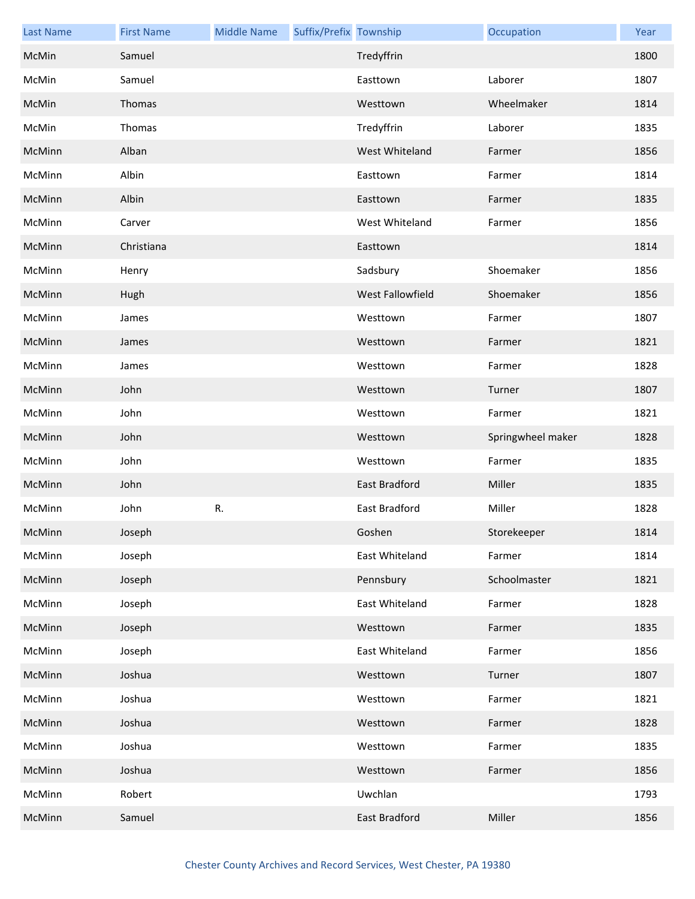| Last Name | First Name | Middle Name | Suffix/Prefix | Township | Occupation | Year |
|---|---|---|---|---|---|---|
| McMin | Samuel | | | Tredyffrin | | 1800 |
| McMin | Samuel | | | Easttown | Laborer | 1807 |
| McMin | Thomas | | | Westtown | Wheelmaker | 1814 |
| McMin | Thomas | | | Tredyffrin | Laborer | 1835 |
| McMinn | Alban | | | West Whiteland | Farmer | 1856 |
| McMinn | Albin | | | Easttown | Farmer | 1814 |
| McMinn | Albin | | | Easttown | Farmer | 1835 |
| McMinn | Carver | | | West Whiteland | Farmer | 1856 |
| McMinn | Christiana | | | Easttown | | 1814 |
| McMinn | Henry | | | Sadsbury | Shoemaker | 1856 |
| McMinn | Hugh | | | West Fallowfield | Shoemaker | 1856 |
| McMinn | James | | | Westtown | Farmer | 1807 |
| McMinn | James | | | Westtown | Farmer | 1821 |
| McMinn | James | | | Westtown | Farmer | 1828 |
| McMinn | John | | | Westtown | Turner | 1807 |
| McMinn | John | | | Westtown | Farmer | 1821 |
| McMinn | John | | | Westtown | Springwheel maker | 1828 |
| McMinn | John | | | Westtown | Farmer | 1835 |
| McMinn | John | | | East Bradford | Miller | 1835 |
| McMinn | John | R. | | East Bradford | Miller | 1828 |
| McMinn | Joseph | | | Goshen | Storekeeper | 1814 |
| McMinn | Joseph | | | East Whiteland | Farmer | 1814 |
| McMinn | Joseph | | | Pennsbury | Schoolmaster | 1821 |
| McMinn | Joseph | | | East Whiteland | Farmer | 1828 |
| McMinn | Joseph | | | Westtown | Farmer | 1835 |
| McMinn | Joseph | | | East Whiteland | Farmer | 1856 |
| McMinn | Joshua | | | Westtown | Turner | 1807 |
| McMinn | Joshua | | | Westtown | Farmer | 1821 |
| McMinn | Joshua | | | Westtown | Farmer | 1828 |
| McMinn | Joshua | | | Westtown | Farmer | 1835 |
| McMinn | Joshua | | | Westtown | Farmer | 1856 |
| McMinn | Robert | | | Uwchlan | | 1793 |
| McMinn | Samuel | | | East Bradford | Miller | 1856 |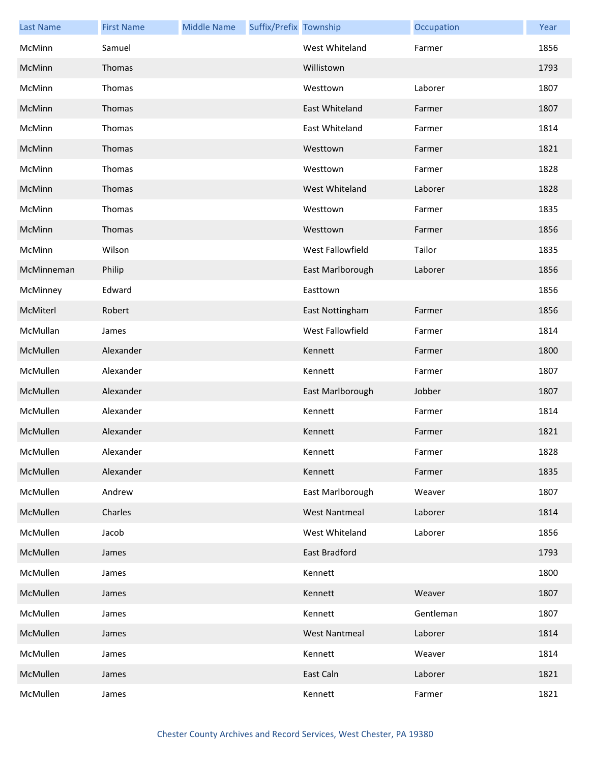| Last Name | First Name | Middle Name | Suffix/Prefix | Township | Occupation | Year |
| --- | --- | --- | --- | --- | --- | --- |
| McMinn | Samuel | | | West Whiteland | Farmer | 1856 |
| McMinn | Thomas | | | Willistown | | 1793 |
| McMinn | Thomas | | | Westtown | Laborer | 1807 |
| McMinn | Thomas | | | East Whiteland | Farmer | 1807 |
| McMinn | Thomas | | | East Whiteland | Farmer | 1814 |
| McMinn | Thomas | | | Westtown | Farmer | 1821 |
| McMinn | Thomas | | | Westtown | Farmer | 1828 |
| McMinn | Thomas | | | West Whiteland | Laborer | 1828 |
| McMinn | Thomas | | | Westtown | Farmer | 1835 |
| McMinn | Thomas | | | Westtown | Farmer | 1856 |
| McMinn | Wilson | | | West Fallowfield | Tailor | 1835 |
| McMinneman | Philip | | | East Marlborough | Laborer | 1856 |
| McMinney | Edward | | | Easttown | | 1856 |
| McMiterl | Robert | | | East Nottingham | Farmer | 1856 |
| McMullan | James | | | West Fallowfield | Farmer | 1814 |
| McMullen | Alexander | | | Kennett | Farmer | 1800 |
| McMullen | Alexander | | | Kennett | Farmer | 1807 |
| McMullen | Alexander | | | East Marlborough | Jobber | 1807 |
| McMullen | Alexander | | | Kennett | Farmer | 1814 |
| McMullen | Alexander | | | Kennett | Farmer | 1821 |
| McMullen | Alexander | | | Kennett | Farmer | 1828 |
| McMullen | Alexander | | | Kennett | Farmer | 1835 |
| McMullen | Andrew | | | East Marlborough | Weaver | 1807 |
| McMullen | Charles | | | West Nantmeal | Laborer | 1814 |
| McMullen | Jacob | | | West Whiteland | Laborer | 1856 |
| McMullen | James | | | East Bradford | | 1793 |
| McMullen | James | | | Kennett | | 1800 |
| McMullen | James | | | Kennett | Weaver | 1807 |
| McMullen | James | | | Kennett | Gentleman | 1807 |
| McMullen | James | | | West Nantmeal | Laborer | 1814 |
| McMullen | James | | | Kennett | Weaver | 1814 |
| McMullen | James | | | East Caln | Laborer | 1821 |
| McMullen | James | | | Kennett | Farmer | 1821 |

Chester County Archives and Record Services, West Chester, PA 19380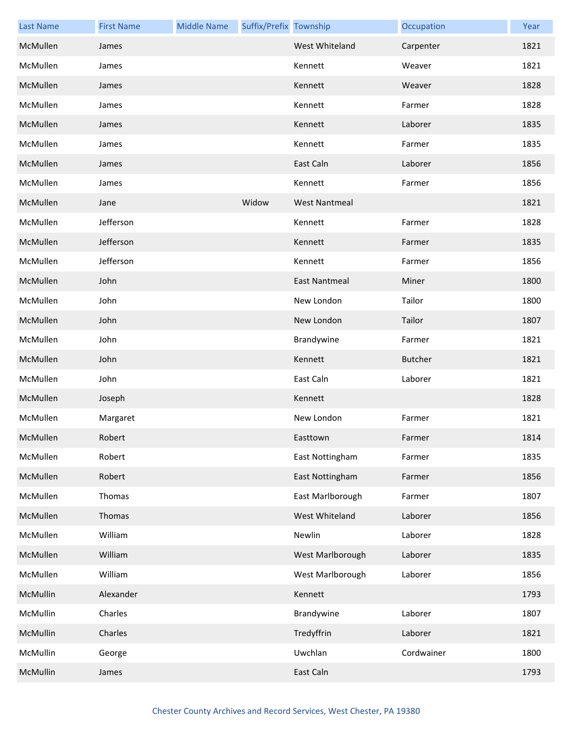| Last Name | First Name | Middle Name | Suffix/Prefix | Township | Occupation | Year |
|---|---|---|---|---|---|---|
| McMullen | James | | | West Whiteland | Carpenter | 1821 |
| McMullen | James | | | Kennett | Weaver | 1821 |
| McMullen | James | | | Kennett | Weaver | 1828 |
| McMullen | James | | | Kennett | Farmer | 1828 |
| McMullen | James | | | Kennett | Laborer | 1835 |
| McMullen | James | | | Kennett | Farmer | 1835 |
| McMullen | James | | | East Caln | Laborer | 1856 |
| McMullen | James | | | Kennett | Farmer | 1856 |
| McMullen | Jane | | Widow | West Nantmeal | | 1821 |
| McMullen | Jefferson | | | Kennett | Farmer | 1828 |
| McMullen | Jefferson | | | Kennett | Farmer | 1835 |
| McMullen | Jefferson | | | Kennett | Farmer | 1856 |
| McMullen | John | | | East Nantmeal | Miner | 1800 |
| McMullen | John | | | New London | Tailor | 1800 |
| McMullen | John | | | New London | Tailor | 1807 |
| McMullen | John | | | Brandywine | Farmer | 1821 |
| McMullen | John | | | Kennett | Butcher | 1821 |
| McMullen | John | | | East Caln | Laborer | 1821 |
| McMullen | Joseph | | | Kennett | | 1828 |
| McMullen | Margaret | | | New London | Farmer | 1821 |
| McMullen | Robert | | | Easttown | Farmer | 1814 |
| McMullen | Robert | | | East Nottingham | Farmer | 1835 |
| McMullen | Robert | | | East Nottingham | Farmer | 1856 |
| McMullen | Thomas | | | East Marlborough | Farmer | 1807 |
| McMullen | Thomas | | | West Whiteland | Laborer | 1856 |
| McMullen | William | | | Newlin | Laborer | 1828 |
| McMullen | William | | | West Marlborough | Laborer | 1835 |
| McMullen | William | | | West Marlborough | Laborer | 1856 |
| McMullin | Alexander | | | Kennett | | 1793 |
| McMullin | Charles | | | Brandywine | Laborer | 1807 |
| McMullin | Charles | | | Tredyffrin | Laborer | 1821 |
| McMullin | George | | | Uwchlan | Cordwainer | 1800 |
| McMullin | James | | | East Caln | | 1793 |

Chester County Archives and Record Services, West Chester, PA 19380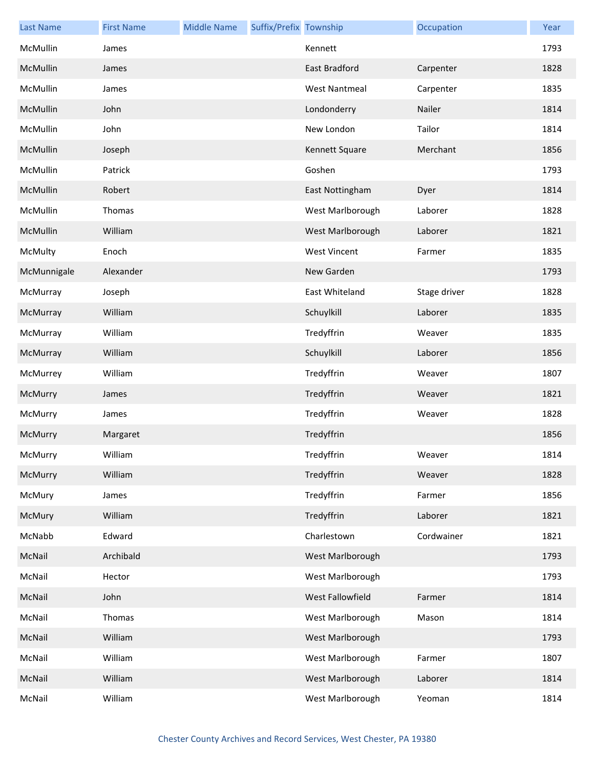| Last Name | First Name | Middle Name | Suffix/Prefix | Township | Occupation | Year |
|---|---|---|---|---|---|---|
| McMullin | James | | | Kennett | | 1793 |
| McMullin | James | | | East Bradford | Carpenter | 1828 |
| McMullin | James | | | West Nantmeal | Carpenter | 1835 |
| McMullin | John | | | Londonderry | Nailer | 1814 |
| McMullin | John | | | New London | Tailor | 1814 |
| McMullin | Joseph | | | Kennett Square | Merchant | 1856 |
| McMullin | Patrick | | | Goshen | | 1793 |
| McMullin | Robert | | | East Nottingham | Dyer | 1814 |
| McMullin | Thomas | | | West Marlborough | Laborer | 1828 |
| McMullin | William | | | West Marlborough | Laborer | 1821 |
| McMulty | Enoch | | | West Vincent | Farmer | 1835 |
| McMunnigale | Alexander | | | New Garden | | 1793 |
| McMurray | Joseph | | | East Whiteland | Stage driver | 1828 |
| McMurray | William | | | Schuylkill | Laborer | 1835 |
| McMurray | William | | | Tredyffrin | Weaver | 1835 |
| McMurray | William | | | Schuylkill | Laborer | 1856 |
| McMurrey | William | | | Tredyffrin | Weaver | 1807 |
| McMurry | James | | | Tredyffrin | Weaver | 1821 |
| McMurry | James | | | Tredyffrin | Weaver | 1828 |
| McMurry | Margaret | | | Tredyffrin | | 1856 |
| McMurry | William | | | Tredyffrin | Weaver | 1814 |
| McMurry | William | | | Tredyffrin | Weaver | 1828 |
| McMury | James | | | Tredyffrin | Farmer | 1856 |
| McMury | William | | | Tredyffrin | Laborer | 1821 |
| McNabb | Edward | | | Charlestown | Cordwainer | 1821 |
| McNail | Archibald | | | West Marlborough | | 1793 |
| McNail | Hector | | | West Marlborough | | 1793 |
| McNail | John | | | West Fallowfield | Farmer | 1814 |
| McNail | Thomas | | | West Marlborough | Mason | 1814 |
| McNail | William | | | West Marlborough | | 1793 |
| McNail | William | | | West Marlborough | Farmer | 1807 |
| McNail | William | | | West Marlborough | Laborer | 1814 |
| McNail | William | | | West Marlborough | Yeoman | 1814 |

Chester County Archives and Record Services, West Chester, PA 19380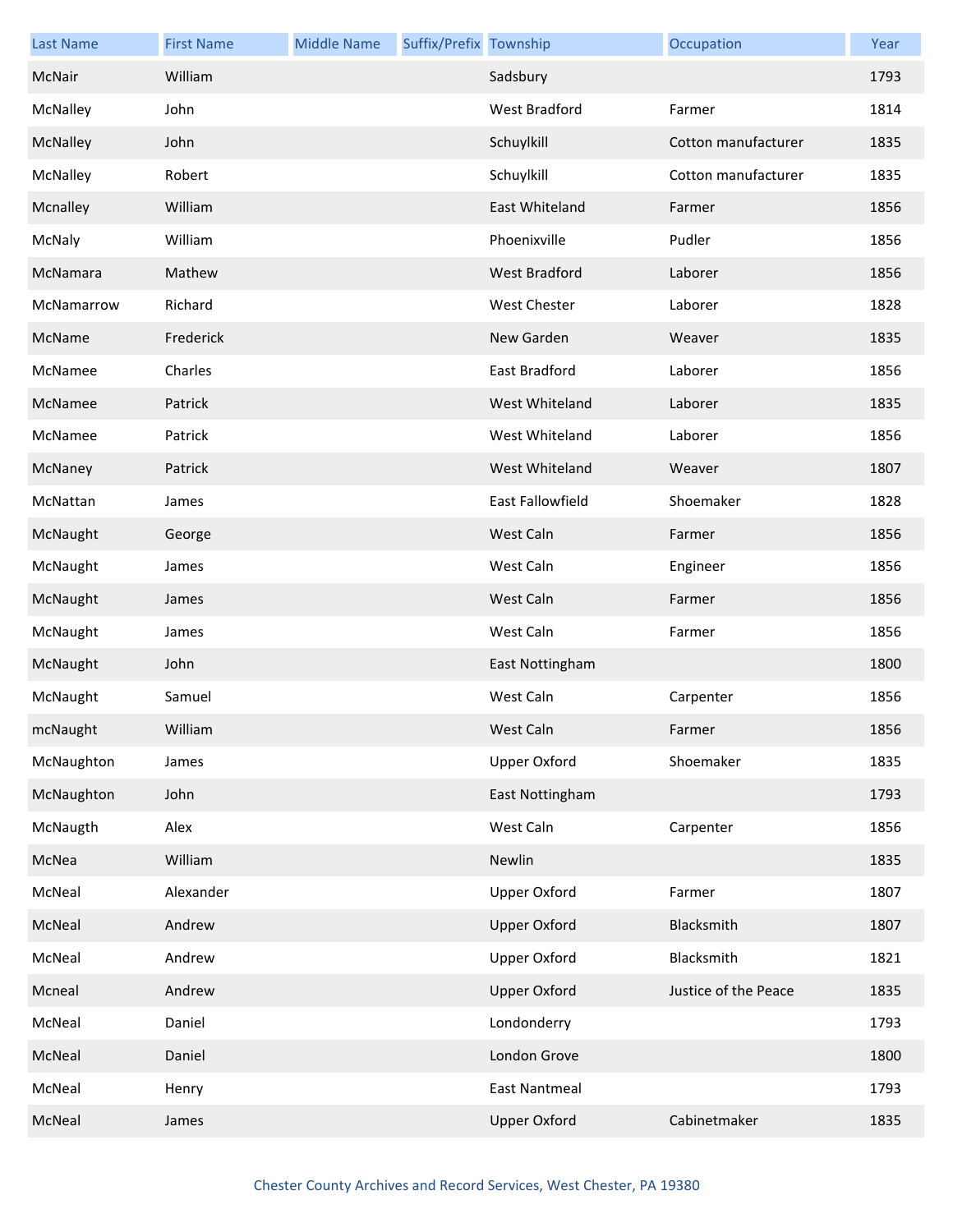| Last Name | First Name | Middle Name | Suffix/Prefix | Township | Occupation | Year |
|---|---|---|---|---|---|---|
| McNair | William | | | Sadsbury | | 1793 |
| McNalley | John | | | West Bradford | Farmer | 1814 |
| McNalley | John | | | Schuylkill | Cotton manufacturer | 1835 |
| McNalley | Robert | | | Schuylkill | Cotton manufacturer | 1835 |
| Mcnalley | William | | | East Whiteland | Farmer | 1856 |
| McNaly | William | | | Phoenixville | Pudler | 1856 |
| McNamara | Mathew | | | West Bradford | Laborer | 1856 |
| McNamarrow | Richard | | | West Chester | Laborer | 1828 |
| McName | Frederick | | | New Garden | Weaver | 1835 |
| McNamee | Charles | | | East Bradford | Laborer | 1856 |
| McNamee | Patrick | | | West Whiteland | Laborer | 1835 |
| McNamee | Patrick | | | West Whiteland | Laborer | 1856 |
| McNaney | Patrick | | | West Whiteland | Weaver | 1807 |
| McNattan | James | | | East Fallowfield | Shoemaker | 1828 |
| McNaught | George | | | West Caln | Farmer | 1856 |
| McNaught | James | | | West Caln | Engineer | 1856 |
| McNaught | James | | | West Caln | Farmer | 1856 |
| McNaught | James | | | West Caln | Farmer | 1856 |
| McNaught | John | | | East Nottingham | | 1800 |
| McNaught | Samuel | | | West Caln | Carpenter | 1856 |
| mcNaught | William | | | West Caln | Farmer | 1856 |
| McNaughton | James | | | Upper Oxford | Shoemaker | 1835 |
| McNaughton | John | | | East Nottingham | | 1793 |
| McNaugth | Alex | | | West Caln | Carpenter | 1856 |
| McNea | William | | | Newlin | | 1835 |
| McNeal | Alexander | | | Upper Oxford | Farmer | 1807 |
| McNeal | Andrew | | | Upper Oxford | Blacksmith | 1807 |
| McNeal | Andrew | | | Upper Oxford | Blacksmith | 1821 |
| Mcneal | Andrew | | | Upper Oxford | Justice of the Peace | 1835 |
| McNeal | Daniel | | | Londonderry | | 1793 |
| McNeal | Daniel | | | London Grove | | 1800 |
| McNeal | Henry | | | East Nantmeal | | 1793 |
| McNeal | James | | | Upper Oxford | Cabinetmaker | 1835 |

Chester County Archives and Record Services, West Chester, PA 19380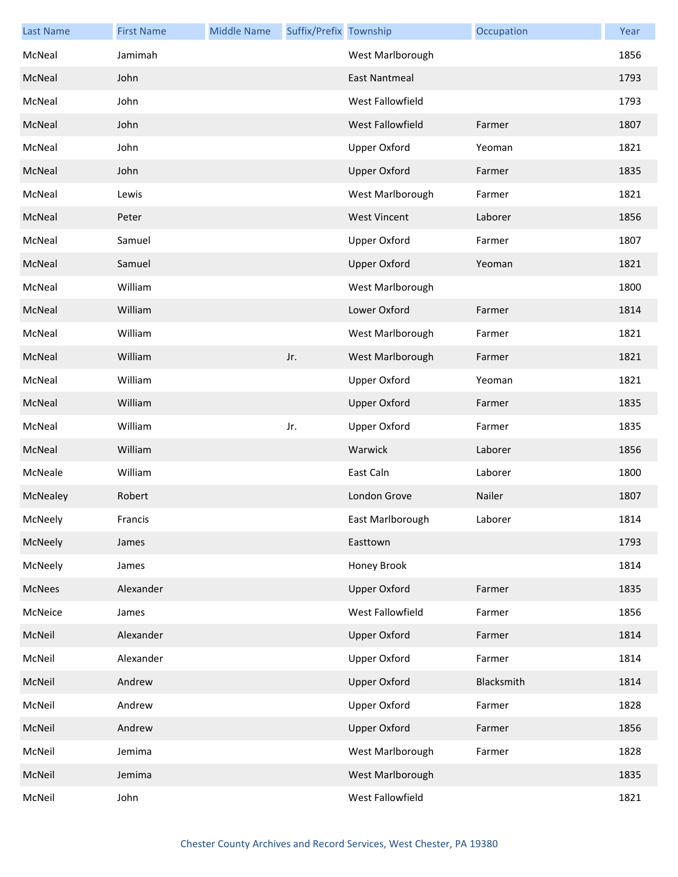| Last Name | First Name | Middle Name | Suffix/Prefix | Township | Occupation | Year |
|---|---|---|---|---|---|---|
| McNeal | Jamimah | | | West Marlborough | | 1856 |
| McNeal | John | | | East Nantmeal | | 1793 |
| McNeal | John | | | West Fallowfield | | 1793 |
| McNeal | John | | | West Fallowfield | Farmer | 1807 |
| McNeal | John | | | Upper Oxford | Yeoman | 1821 |
| McNeal | John | | | Upper Oxford | Farmer | 1835 |
| McNeal | Lewis | | | West Marlborough | Farmer | 1821 |
| McNeal | Peter | | | West Vincent | Laborer | 1856 |
| McNeal | Samuel | | | Upper Oxford | Farmer | 1807 |
| McNeal | Samuel | | | Upper Oxford | Yeoman | 1821 |
| McNeal | William | | | West Marlborough | | 1800 |
| McNeal | William | | | Lower Oxford | Farmer | 1814 |
| McNeal | William | | | West Marlborough | Farmer | 1821 |
| McNeal | William | | Jr. | West Marlborough | Farmer | 1821 |
| McNeal | William | | | Upper Oxford | Yeoman | 1821 |
| McNeal | William | | | Upper Oxford | Farmer | 1835 |
| McNeal | William | | Jr. | Upper Oxford | Farmer | 1835 |
| McNeal | William | | | Warwick | Laborer | 1856 |
| McNeale | William | | | East Caln | Laborer | 1800 |
| McNealey | Robert | | | London Grove | Nailer | 1807 |
| McNeely | Francis | | | East Marlborough | Laborer | 1814 |
| McNeely | James | | | Easttown | | 1793 |
| McNeely | James | | | Honey Brook | | 1814 |
| McNees | Alexander | | | Upper Oxford | Farmer | 1835 |
| McNeice | James | | | West Fallowfield | Farmer | 1856 |
| McNeil | Alexander | | | Upper Oxford | Farmer | 1814 |
| McNeil | Alexander | | | Upper Oxford | Farmer | 1814 |
| McNeil | Andrew | | | Upper Oxford | Blacksmith | 1814 |
| McNeil | Andrew | | | Upper Oxford | Farmer | 1828 |
| McNeil | Andrew | | | Upper Oxford | Farmer | 1856 |
| McNeil | Jemima | | | West Marlborough | Farmer | 1828 |
| McNeil | Jemima | | | West Marlborough | | 1835 |
| McNeil | John | | | West Fallowfield | | 1821 |

Chester County Archives and Record Services, West Chester, PA 19380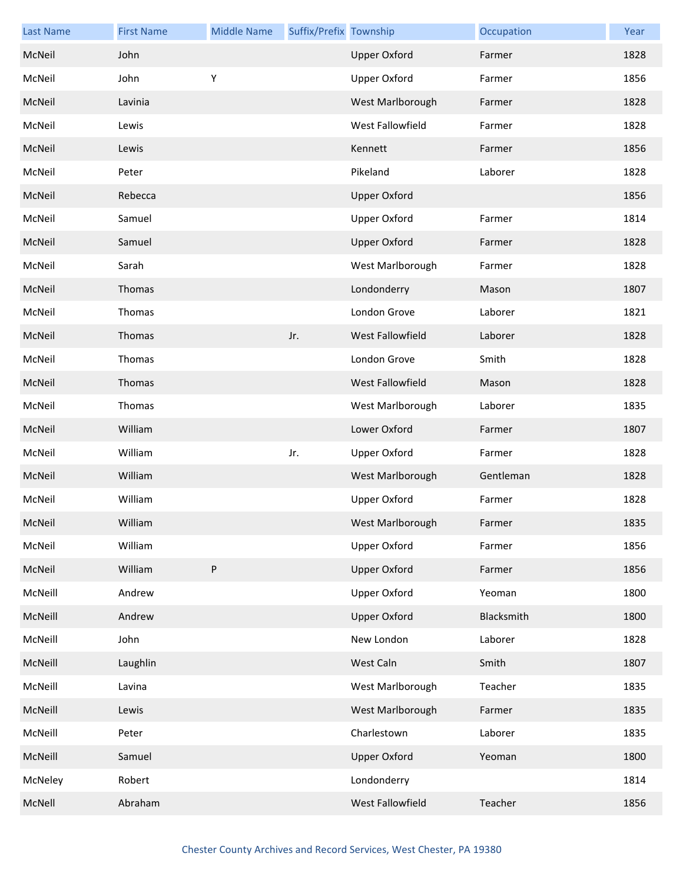| Last Name | First Name | Middle Name | Suffix/Prefix | Township | Occupation | Year |
|---|---|---|---|---|---|---|
| McNeil | John | | | Upper Oxford | Farmer | 1828 |
| McNeil | John | Y | | Upper Oxford | Farmer | 1856 |
| McNeil | Lavinia | | | West Marlborough | Farmer | 1828 |
| McNeil | Lewis | | | West Fallowfield | Farmer | 1828 |
| McNeil | Lewis | | | Kennett | Farmer | 1856 |
| McNeil | Peter | | | Pikeland | Laborer | 1828 |
| McNeil | Rebecca | | | Upper Oxford | | 1856 |
| McNeil | Samuel | | | Upper Oxford | Farmer | 1814 |
| McNeil | Samuel | | | Upper Oxford | Farmer | 1828 |
| McNeil | Sarah | | | West Marlborough | Farmer | 1828 |
| McNeil | Thomas | | | Londonderry | Mason | 1807 |
| McNeil | Thomas | | | London Grove | Laborer | 1821 |
| McNeil | Thomas | | Jr. | West Fallowfield | Laborer | 1828 |
| McNeil | Thomas | | | London Grove | Smith | 1828 |
| McNeil | Thomas | | | West Fallowfield | Mason | 1828 |
| McNeil | Thomas | | | West Marlborough | Laborer | 1835 |
| McNeil | William | | | Lower Oxford | Farmer | 1807 |
| McNeil | William | | Jr. | Upper Oxford | Farmer | 1828 |
| McNeil | William | | | West Marlborough | Gentleman | 1828 |
| McNeil | William | | | Upper Oxford | Farmer | 1828 |
| McNeil | William | | | West Marlborough | Farmer | 1835 |
| McNeil | William | | | Upper Oxford | Farmer | 1856 |
| McNeil | William | P | | Upper Oxford | Farmer | 1856 |
| McNeill | Andrew | | | Upper Oxford | Yeoman | 1800 |
| McNeill | Andrew | | | Upper Oxford | Blacksmith | 1800 |
| McNeill | John | | | New London | Laborer | 1828 |
| McNeill | Laughlin | | | West Caln | Smith | 1807 |
| McNeill | Lavina | | | West Marlborough | Teacher | 1835 |
| McNeill | Lewis | | | West Marlborough | Farmer | 1835 |
| McNeill | Peter | | | Charlestown | Laborer | 1835 |
| McNeill | Samuel | | | Upper Oxford | Yeoman | 1800 |
| McNeley | Robert | | | Londonderry | | 1814 |
| McNell | Abraham | | | West Fallowfield | Teacher | 1856 |

Chester County Archives and Record Services, West Chester, PA 19380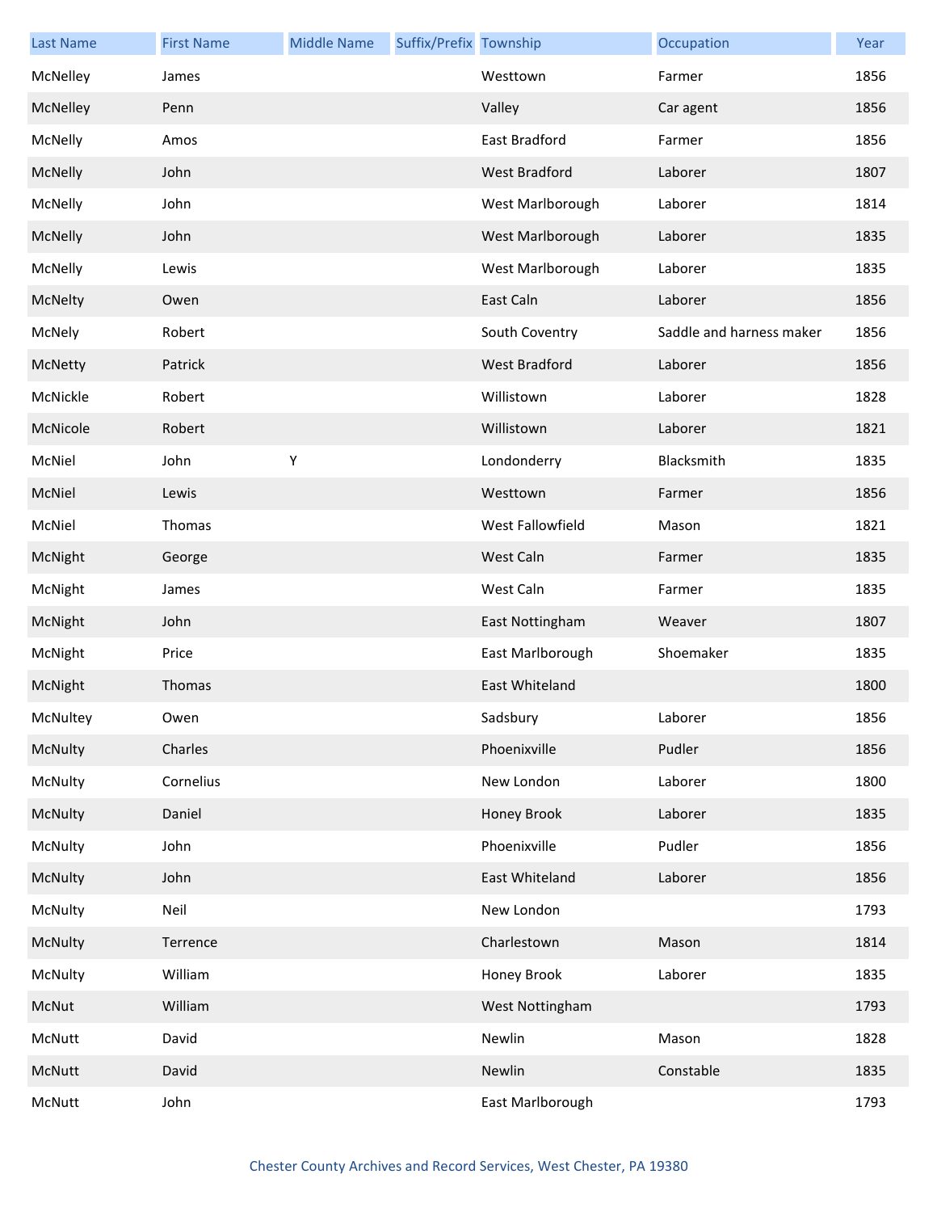| Last Name | First Name | Middle Name | Suffix/Prefix | Township | Occupation | Year |
|---|---|---|---|---|---|---|
| McNelley | James | | | Westtown | Farmer | 1856 |
| McNelley | Penn | | | Valley | Car agent | 1856 |
| McNelly | Amos | | | East Bradford | Farmer | 1856 |
| McNelly | John | | | West Bradford | Laborer | 1807 |
| McNelly | John | | | West Marlborough | Laborer | 1814 |
| McNelly | John | | | West Marlborough | Laborer | 1835 |
| McNelly | Lewis | | | West Marlborough | Laborer | 1835 |
| McNelty | Owen | | | East Caln | Laborer | 1856 |
| McNely | Robert | | | South Coventry | Saddle and harness maker | 1856 |
| McNetty | Patrick | | | West Bradford | Laborer | 1856 |
| McNickle | Robert | | | Willistown | Laborer | 1828 |
| McNicole | Robert | | | Willistown | Laborer | 1821 |
| McNiel | John | Y | | Londonderry | Blacksmith | 1835 |
| McNiel | Lewis | | | Westtown | Farmer | 1856 |
| McNiel | Thomas | | | West Fallowfield | Mason | 1821 |
| McNight | George | | | West Caln | Farmer | 1835 |
| McNight | James | | | West Caln | Farmer | 1835 |
| McNight | John | | | East Nottingham | Weaver | 1807 |
| McNight | Price | | | East Marlborough | Shoemaker | 1835 |
| McNight | Thomas | | | East Whiteland | | 1800 |
| McNultey | Owen | | | Sadsbury | Laborer | 1856 |
| McNulty | Charles | | | Phoenixville | Pudler | 1856 |
| McNulty | Cornelius | | | New London | Laborer | 1800 |
| McNulty | Daniel | | | Honey Brook | Laborer | 1835 |
| McNulty | John | | | Phoenixville | Pudler | 1856 |
| McNulty | John | | | East Whiteland | Laborer | 1856 |
| McNulty | Neil | | | New London | | 1793 |
| McNulty | Terrence | | | Charlestown | Mason | 1814 |
| McNulty | William | | | Honey Brook | Laborer | 1835 |
| McNut | William | | | West Nottingham | | 1793 |
| McNutt | David | | | Newlin | Mason | 1828 |
| McNutt | David | | | Newlin | Constable | 1835 |
| McNutt | John | | | East Marlborough | | 1793 |

Chester County Archives and Record Services, West Chester, PA 19380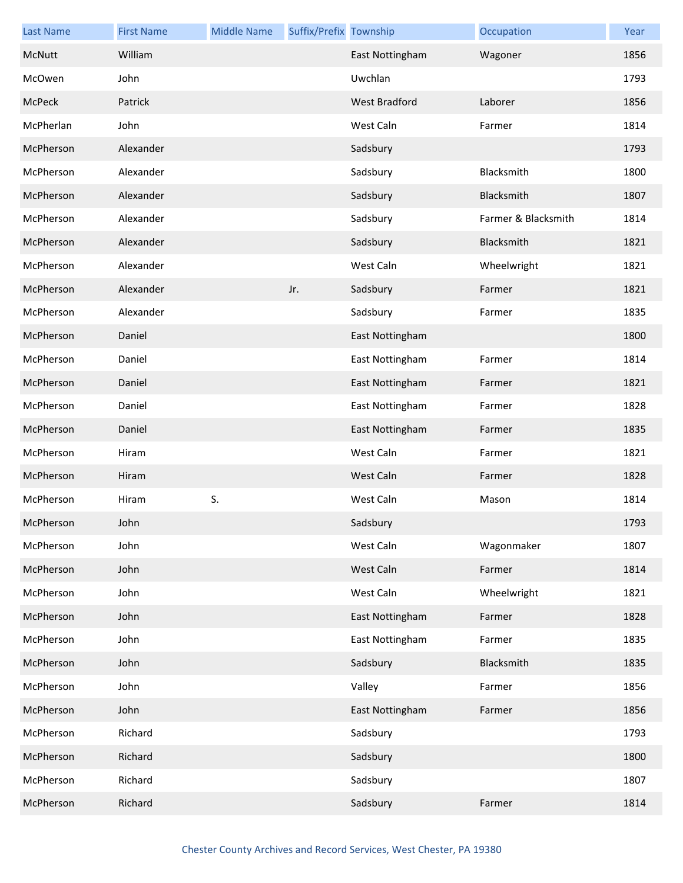| Last Name | First Name | Middle Name | Suffix/Prefix | Township | Occupation | Year |
| --- | --- | --- | --- | --- | --- | --- |
| McNutt | William | | | East Nottingham | Wagoner | 1856 |
| McOwen | John | | | Uwchlan | | 1793 |
| McPeck | Patrick | | | West Bradford | Laborer | 1856 |
| McPherlan | John | | | West Caln | Farmer | 1814 |
| McPherson | Alexander | | | Sadsbury | | 1793 |
| McPherson | Alexander | | | Sadsbury | Blacksmith | 1800 |
| McPherson | Alexander | | | Sadsbury | Blacksmith | 1807 |
| McPherson | Alexander | | | Sadsbury | Farmer & Blacksmith | 1814 |
| McPherson | Alexander | | | Sadsbury | Blacksmith | 1821 |
| McPherson | Alexander | | | West Caln | Wheelwright | 1821 |
| McPherson | Alexander | | Jr. | Sadsbury | Farmer | 1821 |
| McPherson | Alexander | | | Sadsbury | Farmer | 1835 |
| McPherson | Daniel | | | East Nottingham | | 1800 |
| McPherson | Daniel | | | East Nottingham | Farmer | 1814 |
| McPherson | Daniel | | | East Nottingham | Farmer | 1821 |
| McPherson | Daniel | | | East Nottingham | Farmer | 1828 |
| McPherson | Daniel | | | East Nottingham | Farmer | 1835 |
| McPherson | Hiram | | | West Caln | Farmer | 1821 |
| McPherson | Hiram | | | West Caln | Farmer | 1828 |
| McPherson | Hiram | S. | | West Caln | Mason | 1814 |
| McPherson | John | | | Sadsbury | | 1793 |
| McPherson | John | | | West Caln | Wagonmaker | 1807 |
| McPherson | John | | | West Caln | Farmer | 1814 |
| McPherson | John | | | West Caln | Wheelwright | 1821 |
| McPherson | John | | | East Nottingham | Farmer | 1828 |
| McPherson | John | | | East Nottingham | Farmer | 1835 |
| McPherson | John | | | Sadsbury | Blacksmith | 1835 |
| McPherson | John | | | Valley | Farmer | 1856 |
| McPherson | John | | | East Nottingham | Farmer | 1856 |
| McPherson | Richard | | | Sadsbury | | 1793 |
| McPherson | Richard | | | Sadsbury | | 1800 |
| McPherson | Richard | | | Sadsbury | | 1807 |
| McPherson | Richard | | | Sadsbury | Farmer | 1814 |

Chester County Archives and Record Services, West Chester, PA 19380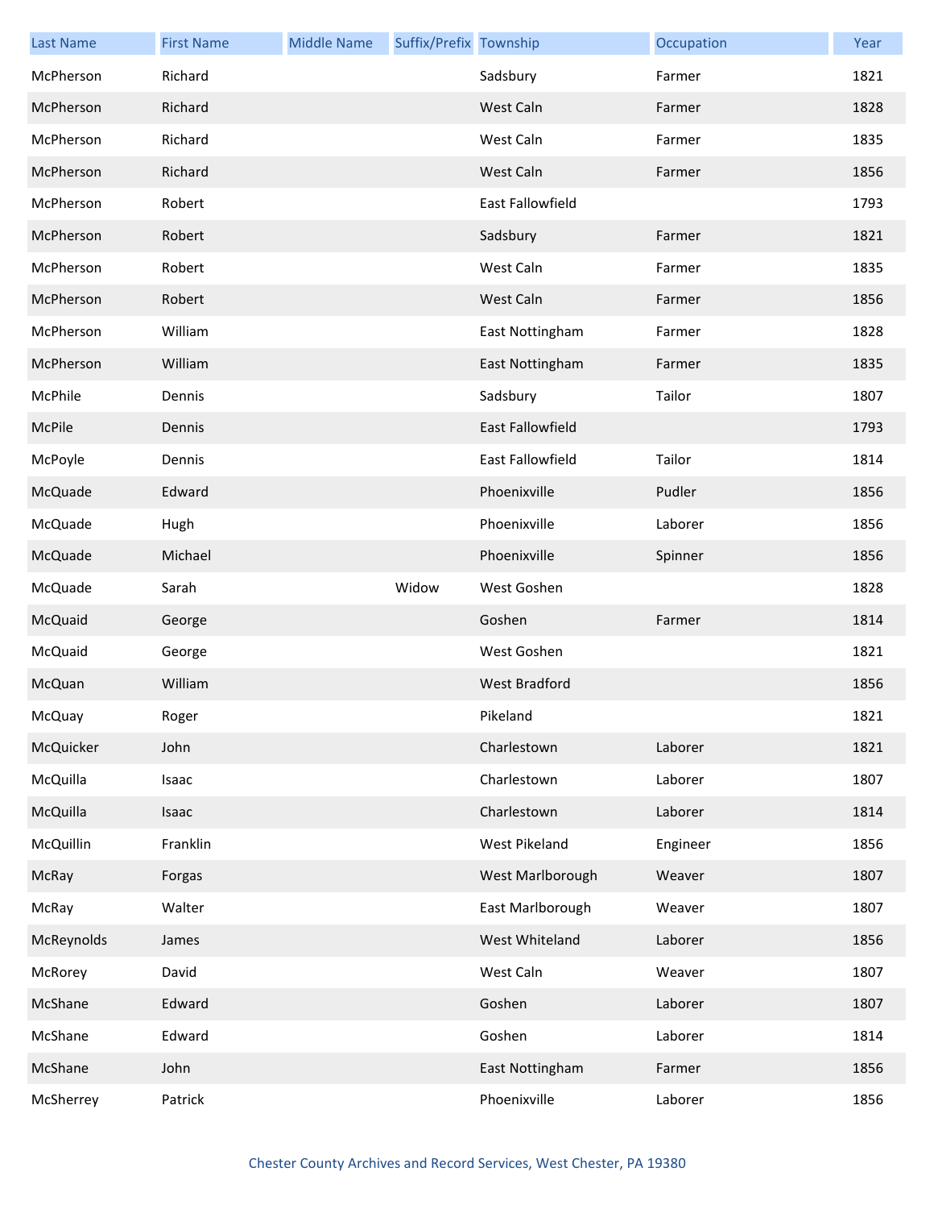| Last Name | First Name | Middle Name | Suffix/Prefix | Township | Occupation | Year |
|---|---|---|---|---|---|---|
| McPherson | Richard | | | Sadsbury | Farmer | 1821 |
| McPherson | Richard | | | West Caln | Farmer | 1828 |
| McPherson | Richard | | | West Caln | Farmer | 1835 |
| McPherson | Richard | | | West Caln | Farmer | 1856 |
| McPherson | Robert | | | East Fallowfield | | 1793 |
| McPherson | Robert | | | Sadsbury | Farmer | 1821 |
| McPherson | Robert | | | West Caln | Farmer | 1835 |
| McPherson | Robert | | | West Caln | Farmer | 1856 |
| McPherson | William | | | East Nottingham | Farmer | 1828 |
| McPherson | William | | | East Nottingham | Farmer | 1835 |
| McPhile | Dennis | | | Sadsbury | Tailor | 1807 |
| McPile | Dennis | | | East Fallowfield | | 1793 |
| McPoyle | Dennis | | | East Fallowfield | Tailor | 1814 |
| McQuade | Edward | | | Phoenixville | Pudler | 1856 |
| McQuade | Hugh | | | Phoenixville | Laborer | 1856 |
| McQuade | Michael | | | Phoenixville | Spinner | 1856 |
| McQuade | Sarah | | Widow | West Goshen | | 1828 |
| McQuaid | George | | | Goshen | Farmer | 1814 |
| McQuaid | George | | | West Goshen | | 1821 |
| McQuan | William | | | West Bradford | | 1856 |
| McQuay | Roger | | | Pikeland | | 1821 |
| McQuicker | John | | | Charlestown | Laborer | 1821 |
| McQuilla | Isaac | | | Charlestown | Laborer | 1807 |
| McQuilla | Isaac | | | Charlestown | Laborer | 1814 |
| McQuillin | Franklin | | | West Pikeland | Engineer | 1856 |
| McRay | Forgas | | | West Marlborough | Weaver | 1807 |
| McRay | Walter | | | East Marlborough | Weaver | 1807 |
| McReynolds | James | | | West Whiteland | Laborer | 1856 |
| McRorey | David | | | West Caln | Weaver | 1807 |
| McShane | Edward | | | Goshen | Laborer | 1807 |
| McShane | Edward | | | Goshen | Laborer | 1814 |
| McShane | John | | | East Nottingham | Farmer | 1856 |
| McSherrey | Patrick | | | Phoenixville | Laborer | 1856 |

Chester County Archives and Record Services, West Chester, PA 19380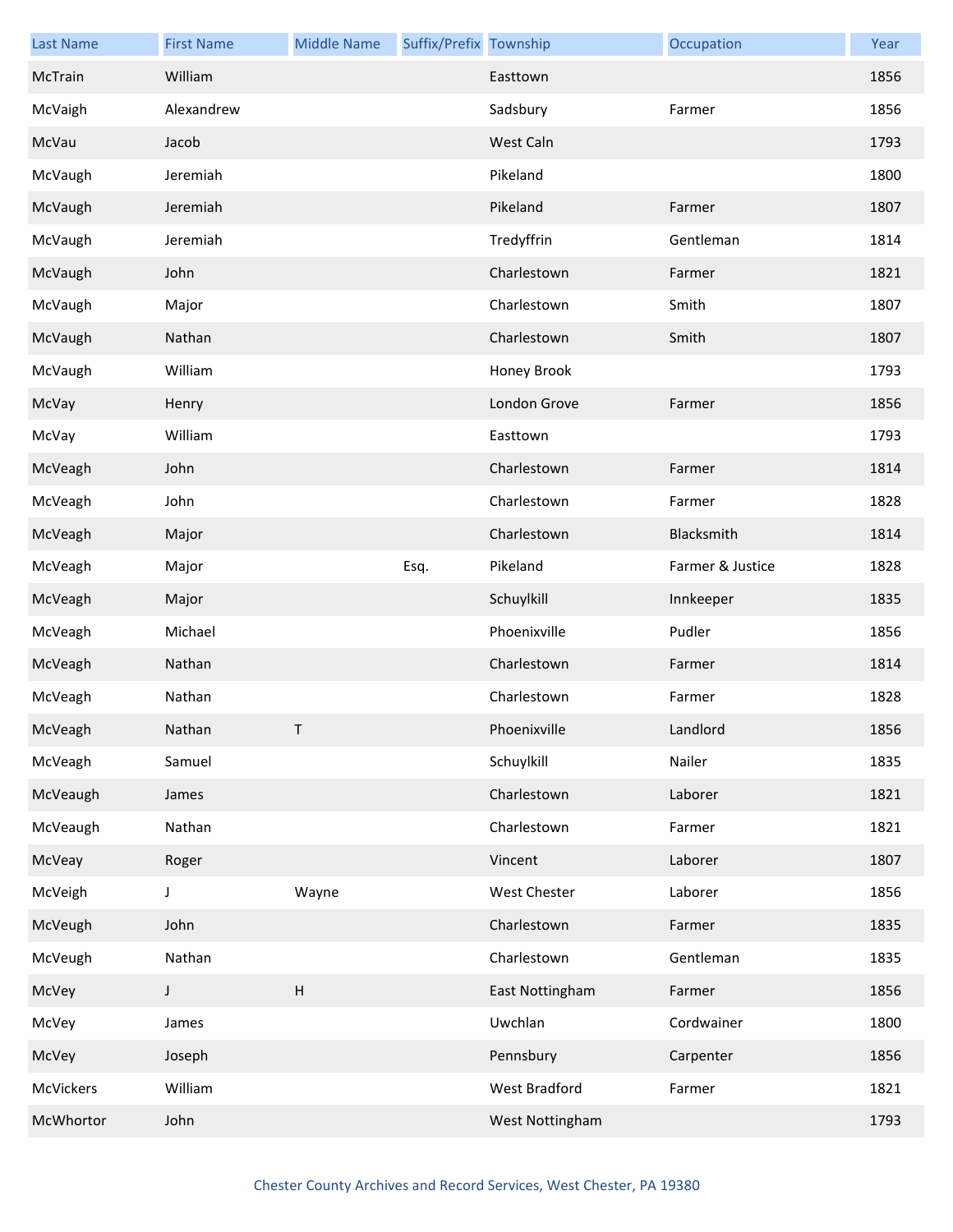| Last Name | First Name | Middle Name | Suffix/Prefix | Township | Occupation | Year |
|---|---|---|---|---|---|---|
| McTrain | William | | | Easttown | | 1856 |
| McVaigh | Alexandrew | | | Sadsbury | Farmer | 1856 |
| McVau | Jacob | | | West Caln | | 1793 |
| McVaugh | Jeremiah | | | Pikeland | | 1800 |
| McVaugh | Jeremiah | | | Pikeland | Farmer | 1807 |
| McVaugh | Jeremiah | | | Tredyffrin | Gentleman | 1814 |
| McVaugh | John | | | Charlestown | Farmer | 1821 |
| McVaugh | Major | | | Charlestown | Smith | 1807 |
| McVaugh | Nathan | | | Charlestown | Smith | 1807 |
| McVaugh | William | | | Honey Brook | | 1793 |
| McVay | Henry | | | London Grove | Farmer | 1856 |
| McVay | William | | | Easttown | | 1793 |
| McVeagh | John | | | Charlestown | Farmer | 1814 |
| McVeagh | John | | | Charlestown | Farmer | 1828 |
| McVeagh | Major | | | Charlestown | Blacksmith | 1814 |
| McVeagh | Major | | Esq. | Pikeland | Farmer & Justice | 1828 |
| McVeagh | Major | | | Schuylkill | Innkeeper | 1835 |
| McVeagh | Michael | | | Phoenixville | Pudler | 1856 |
| McVeagh | Nathan | | | Charlestown | Farmer | 1814 |
| McVeagh | Nathan | | | Charlestown | Farmer | 1828 |
| McVeagh | Nathan | T | | Phoenixville | Landlord | 1856 |
| McVeagh | Samuel | | | Schuylkill | Nailer | 1835 |
| McVeaugh | James | | | Charlestown | Laborer | 1821 |
| McVeaugh | Nathan | | | Charlestown | Farmer | 1821 |
| McVeay | Roger | | | Vincent | Laborer | 1807 |
| McVeigh | J | Wayne | | West Chester | Laborer | 1856 |
| McVeugh | John | | | Charlestown | Farmer | 1835 |
| McVeugh | Nathan | | | Charlestown | Gentleman | 1835 |
| McVey | J | H | | East Nottingham | Farmer | 1856 |
| McVey | James | | | Uwchlan | Cordwainer | 1800 |
| McVey | Joseph | | | Pennsbury | Carpenter | 1856 |
| McVickers | William | | | West Bradford | Farmer | 1821 |
| McWhortor | John | | | West Nottingham | | 1793 |

Chester County Archives and Record Services, West Chester, PA 19380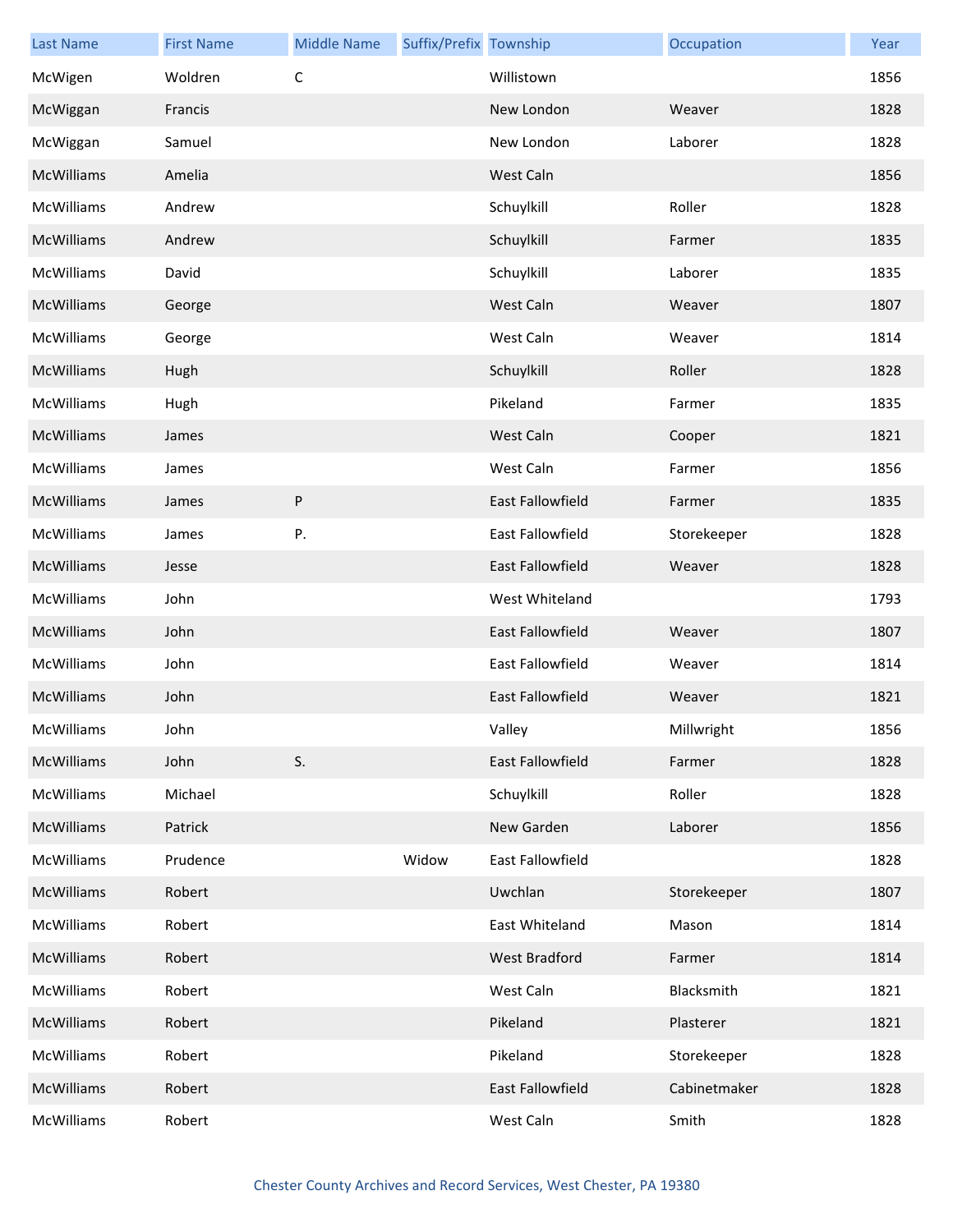| Last Name | First Name | Middle Name | Suffix/Prefix | Township | Occupation | Year |
|---|---|---|---|---|---|---|
| McWigen | Woldren | C | | Willistown | | 1856 |
| McWiggan | Francis | | | New London | Weaver | 1828 |
| McWiggan | Samuel | | | New London | Laborer | 1828 |
| McWilliams | Amelia | | | West Caln | | 1856 |
| McWilliams | Andrew | | | Schuylkill | Roller | 1828 |
| McWilliams | Andrew | | | Schuylkill | Farmer | 1835 |
| McWilliams | David | | | Schuylkill | Laborer | 1835 |
| McWilliams | George | | | West Caln | Weaver | 1807 |
| McWilliams | George | | | West Caln | Weaver | 1814 |
| McWilliams | Hugh | | | Schuylkill | Roller | 1828 |
| McWilliams | Hugh | | | Pikeland | Farmer | 1835 |
| McWilliams | James | | | West Caln | Cooper | 1821 |
| McWilliams | James | | | West Caln | Farmer | 1856 |
| McWilliams | James | P | | East Fallowfield | Farmer | 1835 |
| McWilliams | James | P. | | East Fallowfield | Storekeeper | 1828 |
| McWilliams | Jesse | | | East Fallowfield | Weaver | 1828 |
| McWilliams | John | | | West Whiteland | | 1793 |
| McWilliams | John | | | East Fallowfield | Weaver | 1807 |
| McWilliams | John | | | East Fallowfield | Weaver | 1814 |
| McWilliams | John | | | East Fallowfield | Weaver | 1821 |
| McWilliams | John | | | Valley | Millwright | 1856 |
| McWilliams | John | S. | | East Fallowfield | Farmer | 1828 |
| McWilliams | Michael | | | Schuylkill | Roller | 1828 |
| McWilliams | Patrick | | | New Garden | Laborer | 1856 |
| McWilliams | Prudence | | Widow | East Fallowfield | | 1828 |
| McWilliams | Robert | | | Uwchlan | Storekeeper | 1807 |
| McWilliams | Robert | | | East Whiteland | Mason | 1814 |
| McWilliams | Robert | | | West Bradford | Farmer | 1814 |
| McWilliams | Robert | | | West Caln | Blacksmith | 1821 |
| McWilliams | Robert | | | Pikeland | Plasterer | 1821 |
| McWilliams | Robert | | | Pikeland | Storekeeper | 1828 |
| McWilliams | Robert | | | East Fallowfield | Cabinetmaker | 1828 |
| McWilliams | Robert | | | West Caln | Smith | 1828 |

Chester County Archives and Record Services, West Chester, PA 19380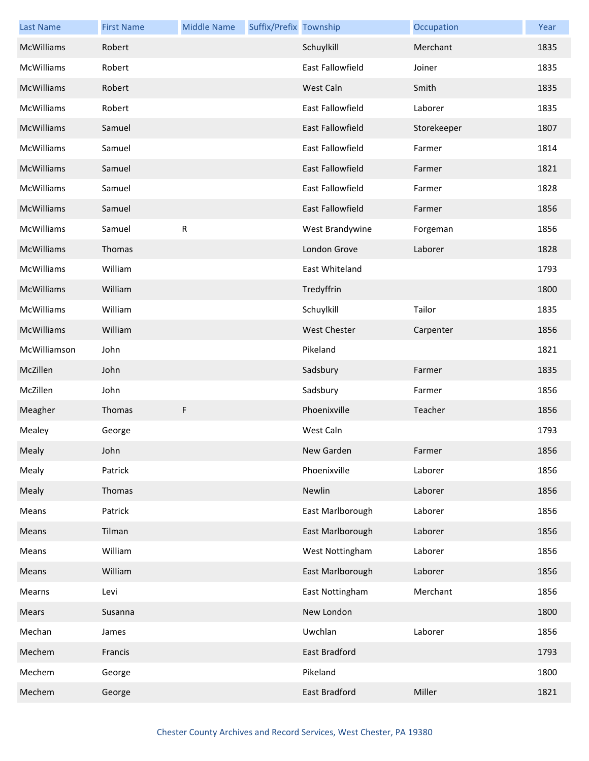| Last Name | First Name | Middle Name | Suffix/Prefix | Township | Occupation | Year |
|---|---|---|---|---|---|---|
| McWilliams | Robert | | | Schuylkill | Merchant | 1835 |
| McWilliams | Robert | | | East Fallowfield | Joiner | 1835 |
| McWilliams | Robert | | | West Caln | Smith | 1835 |
| McWilliams | Robert | | | East Fallowfield | Laborer | 1835 |
| McWilliams | Samuel | | | East Fallowfield | Storekeeper | 1807 |
| McWilliams | Samuel | | | East Fallowfield | Farmer | 1814 |
| McWilliams | Samuel | | | East Fallowfield | Farmer | 1821 |
| McWilliams | Samuel | | | East Fallowfield | Farmer | 1828 |
| McWilliams | Samuel | | | East Fallowfield | Farmer | 1856 |
| McWilliams | Samuel | R | | West Brandywine | Forgeman | 1856 |
| McWilliams | Thomas | | | London Grove | Laborer | 1828 |
| McWilliams | William | | | East Whiteland | | 1793 |
| McWilliams | William | | | Tredyffrin | | 1800 |
| McWilliams | William | | | Schuylkill | Tailor | 1835 |
| McWilliams | William | | | West Chester | Carpenter | 1856 |
| McWilliamson | John | | | Pikeland | | 1821 |
| McZillen | John | | | Sadsbury | Farmer | 1835 |
| McZillen | John | | | Sadsbury | Farmer | 1856 |
| Meagher | Thomas | F | | Phoenixville | Teacher | 1856 |
| Mealey | George | | | West Caln | | 1793 |
| Mealy | John | | | New Garden | Farmer | 1856 |
| Mealy | Patrick | | | Phoenixville | Laborer | 1856 |
| Mealy | Thomas | | | Newlin | Laborer | 1856 |
| Means | Patrick | | | East Marlborough | Laborer | 1856 |
| Means | Tilman | | | East Marlborough | Laborer | 1856 |
| Means | William | | | West Nottingham | Laborer | 1856 |
| Means | William | | | East Marlborough | Laborer | 1856 |
| Mearns | Levi | | | East Nottingham | Merchant | 1856 |
| Mears | Susanna | | | New London | | 1800 |
| Mechan | James | | | Uwchlan | Laborer | 1856 |
| Mechem | Francis | | | East Bradford | | 1793 |
| Mechem | George | | | Pikeland | | 1800 |
| Mechem | George | | | East Bradford | Miller | 1821 |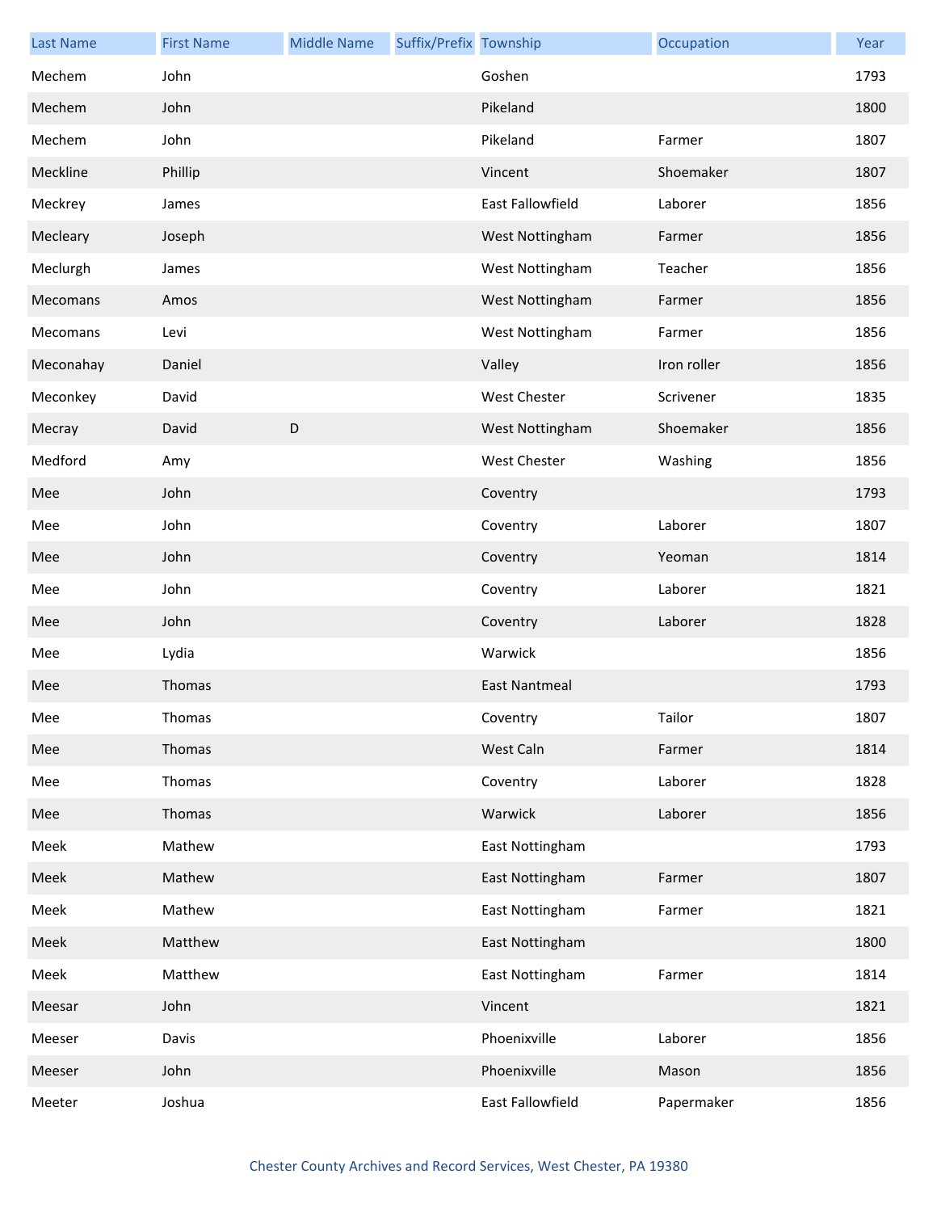| Last Name | First Name | Middle Name | Suffix/Prefix | Township | Occupation | Year |
|---|---|---|---|---|---|---|
| Mechem | John | | | Goshen | | 1793 |
| Mechem | John | | | Pikeland | | 1800 |
| Mechem | John | | | Pikeland | Farmer | 1807 |
| Meckline | Phillip | | | Vincent | Shoemaker | 1807 |
| Meckrey | James | | | East Fallowfield | Laborer | 1856 |
| Mecleary | Joseph | | | West Nottingham | Farmer | 1856 |
| Meclurgh | James | | | West Nottingham | Teacher | 1856 |
| Mecomans | Amos | | | West Nottingham | Farmer | 1856 |
| Mecomans | Levi | | | West Nottingham | Farmer | 1856 |
| Meconahay | Daniel | | | Valley | Iron roller | 1856 |
| Meconkey | David | | | West Chester | Scrivener | 1835 |
| Mecray | David | D | | West Nottingham | Shoemaker | 1856 |
| Medford | Amy | | | West Chester | Washing | 1856 |
| Mee | John | | | Coventry | | 1793 |
| Mee | John | | | Coventry | Laborer | 1807 |
| Mee | John | | | Coventry | Yeoman | 1814 |
| Mee | John | | | Coventry | Laborer | 1821 |
| Mee | John | | | Coventry | Laborer | 1828 |
| Mee | Lydia | | | Warwick | | 1856 |
| Mee | Thomas | | | East Nantmeal | | 1793 |
| Mee | Thomas | | | Coventry | Tailor | 1807 |
| Mee | Thomas | | | West Caln | Farmer | 1814 |
| Mee | Thomas | | | Coventry | Laborer | 1828 |
| Mee | Thomas | | | Warwick | Laborer | 1856 |
| Meek | Mathew | | | East Nottingham | | 1793 |
| Meek | Mathew | | | East Nottingham | Farmer | 1807 |
| Meek | Mathew | | | East Nottingham | Farmer | 1821 |
| Meek | Matthew | | | East Nottingham | | 1800 |
| Meek | Matthew | | | East Nottingham | Farmer | 1814 |
| Meesar | John | | | Vincent | | 1821 |
| Meeser | Davis | | | Phoenixville | Laborer | 1856 |
| Meeser | John | | | Phoenixville | Mason | 1856 |
| Meeter | Joshua | | | East Fallowfield | Papermaker | 1856 |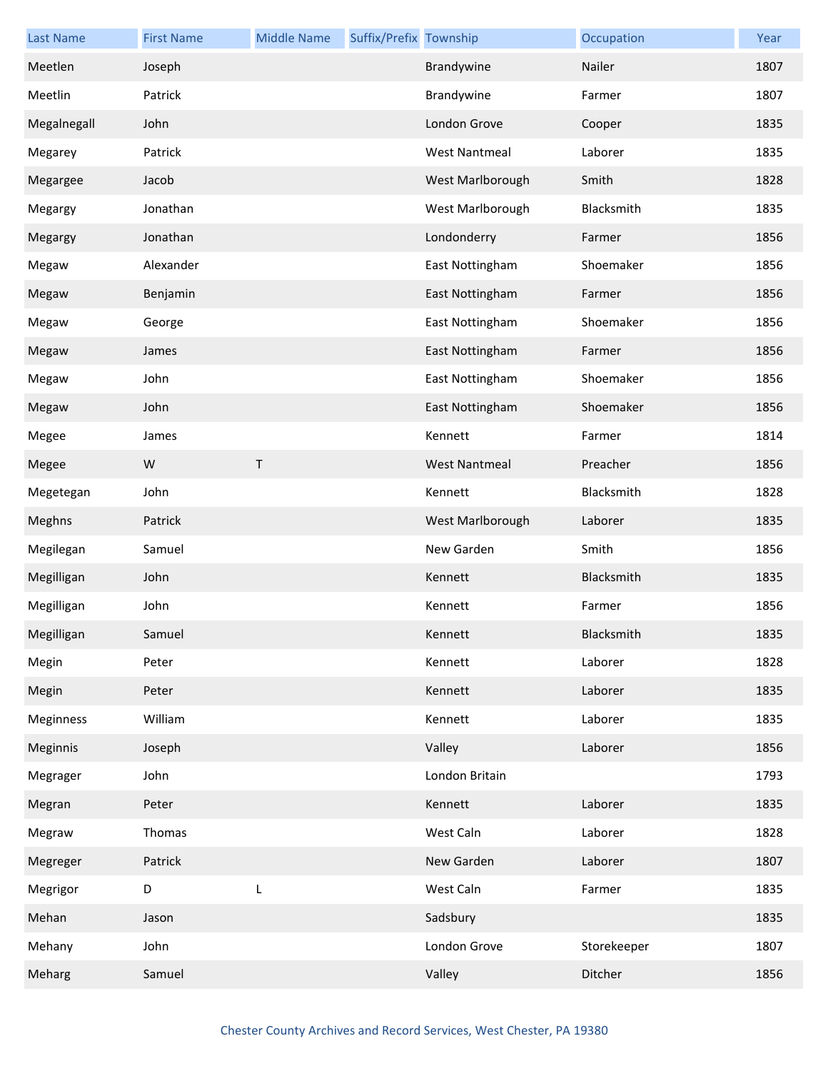| Last Name | First Name | Middle Name | Suffix/Prefix | Township | Occupation | Year |
| --- | --- | --- | --- | --- | --- | --- |
| Meetlen | Joseph | | | Brandywine | Nailer | 1807 |
| Meetlin | Patrick | | | Brandywine | Farmer | 1807 |
| Megalnegall | John | | | London Grove | Cooper | 1835 |
| Megarey | Patrick | | | West Nantmeal | Laborer | 1835 |
| Megargee | Jacob | | | West Marlborough | Smith | 1828 |
| Megargy | Jonathan | | | West Marlborough | Blacksmith | 1835 |
| Megargy | Jonathan | | | Londonderry | Farmer | 1856 |
| Megaw | Alexander | | | East Nottingham | Shoemaker | 1856 |
| Megaw | Benjamin | | | East Nottingham | Farmer | 1856 |
| Megaw | George | | | East Nottingham | Shoemaker | 1856 |
| Megaw | James | | | East Nottingham | Farmer | 1856 |
| Megaw | John | | | East Nottingham | Shoemaker | 1856 |
| Megaw | John | | | East Nottingham | Shoemaker | 1856 |
| Megee | James | | | Kennett | Farmer | 1814 |
| Megee | W | T | | West Nantmeal | Preacher | 1856 |
| Megetegan | John | | | Kennett | Blacksmith | 1828 |
| Meghns | Patrick | | | West Marlborough | Laborer | 1835 |
| Megilegan | Samuel | | | New Garden | Smith | 1856 |
| Megilligan | John | | | Kennett | Blacksmith | 1835 |
| Megilligan | John | | | Kennett | Farmer | 1856 |
| Megilligan | Samuel | | | Kennett | Blacksmith | 1835 |
| Megin | Peter | | | Kennett | Laborer | 1828 |
| Megin | Peter | | | Kennett | Laborer | 1835 |
| Meginness | William | | | Kennett | Laborer | 1835 |
| Meginnis | Joseph | | | Valley | Laborer | 1856 |
| Megrager | John | | | London Britain | | 1793 |
| Megran | Peter | | | Kennett | Laborer | 1835 |
| Megraw | Thomas | | | West Caln | Laborer | 1828 |
| Megreger | Patrick | | | New Garden | Laborer | 1807 |
| Megrigor | D | L | | West Caln | Farmer | 1835 |
| Mehan | Jason | | | Sadsbury | | 1835 |
| Mehany | John | | | London Grove | Storekeeper | 1807 |
| Meharg | Samuel | | | Valley | Ditcher | 1856 |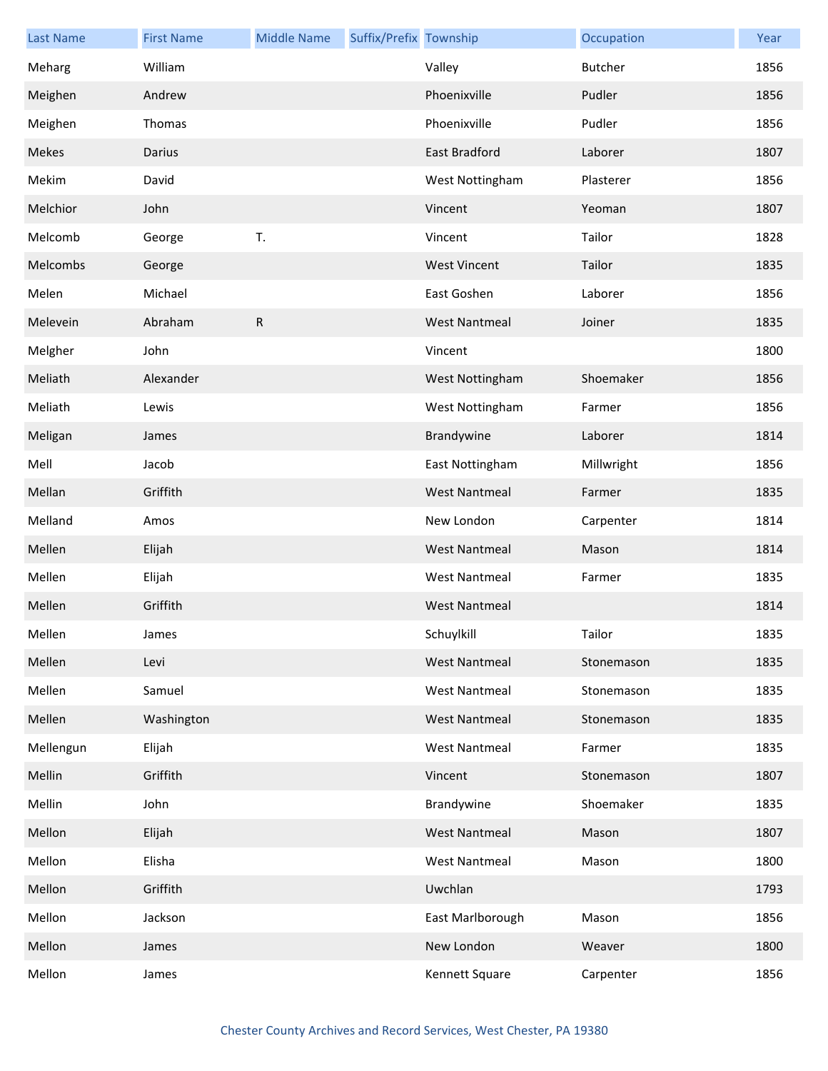| Last Name | First Name | Middle Name | Suffix/Prefix | Township | Occupation | Year |
|---|---|---|---|---|---|---|
| Meharg | William | | | Valley | Butcher | 1856 |
| Meighen | Andrew | | | Phoenixville | Pudler | 1856 |
| Meighen | Thomas | | | Phoenixville | Pudler | 1856 |
| Mekes | Darius | | | East Bradford | Laborer | 1807 |
| Mekim | David | | | West Nottingham | Plasterer | 1856 |
| Melchior | John | | | Vincent | Yeoman | 1807 |
| Melcomb | George | T. | | Vincent | Tailor | 1828 |
| Melcombs | George | | | West Vincent | Tailor | 1835 |
| Melen | Michael | | | East Goshen | Laborer | 1856 |
| Melevein | Abraham | R | | West Nantmeal | Joiner | 1835 |
| Melgher | John | | | Vincent | | 1800 |
| Meliath | Alexander | | | West Nottingham | Shoemaker | 1856 |
| Meliath | Lewis | | | West Nottingham | Farmer | 1856 |
| Meligan | James | | | Brandywine | Laborer | 1814 |
| Mell | Jacob | | | East Nottingham | Millwright | 1856 |
| Mellan | Griffith | | | West Nantmeal | Farmer | 1835 |
| Melland | Amos | | | New London | Carpenter | 1814 |
| Mellen | Elijah | | | West Nantmeal | Mason | 1814 |
| Mellen | Elijah | | | West Nantmeal | Farmer | 1835 |
| Mellen | Griffith | | | West Nantmeal | | 1814 |
| Mellen | James | | | Schuylkill | Tailor | 1835 |
| Mellen | Levi | | | West Nantmeal | Stonemason | 1835 |
| Mellen | Samuel | | | West Nantmeal | Stonemason | 1835 |
| Mellen | Washington | | | West Nantmeal | Stonemason | 1835 |
| Mellengun | Elijah | | | West Nantmeal | Farmer | 1835 |
| Mellin | Griffith | | | Vincent | Stonemason | 1807 |
| Mellin | John | | | Brandywine | Shoemaker | 1835 |
| Mellon | Elijah | | | West Nantmeal | Mason | 1807 |
| Mellon | Elisha | | | West Nantmeal | Mason | 1800 |
| Mellon | Griffith | | | Uwchlan | | 1793 |
| Mellon | Jackson | | | East Marlborough | Mason | 1856 |
| Mellon | James | | | New London | Weaver | 1800 |
| Mellon | James | | | Kennett Square | Carpenter | 1856 |

Chester County Archives and Record Services, West Chester, PA 19380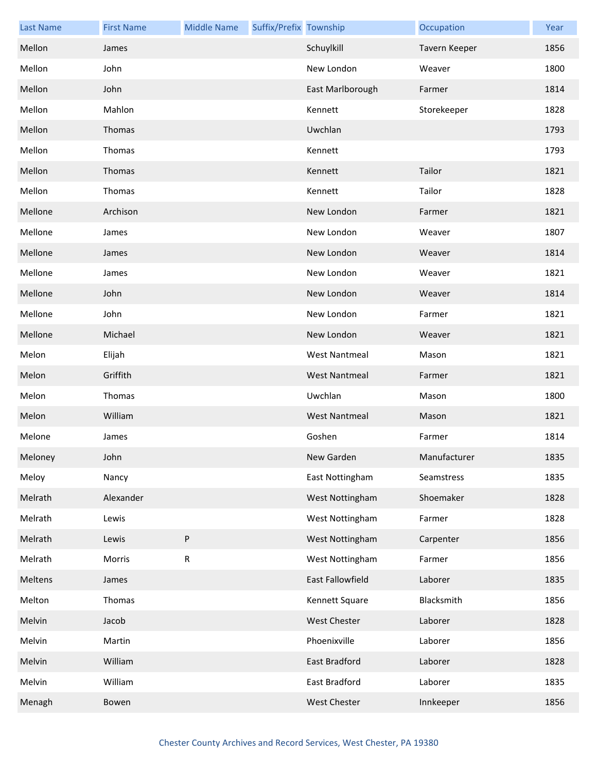| Last Name | First Name | Middle Name | Suffix/Prefix | Township | Occupation | Year |
|---|---|---|---|---|---|---|
| Mellon | James | | | Schuylkill | Tavern Keeper | 1856 |
| Mellon | John | | | New London | Weaver | 1800 |
| Mellon | John | | | East Marlborough | Farmer | 1814 |
| Mellon | Mahlon | | | Kennett | Storekeeper | 1828 |
| Mellon | Thomas | | | Uwchlan | | 1793 |
| Mellon | Thomas | | | Kennett | | 1793 |
| Mellon | Thomas | | | Kennett | Tailor | 1821 |
| Mellon | Thomas | | | Kennett | Tailor | 1828 |
| Mellone | Archison | | | New London | Farmer | 1821 |
| Mellone | James | | | New London | Weaver | 1807 |
| Mellone | James | | | New London | Weaver | 1814 |
| Mellone | James | | | New London | Weaver | 1821 |
| Mellone | John | | | New London | Weaver | 1814 |
| Mellone | John | | | New London | Farmer | 1821 |
| Mellone | Michael | | | New London | Weaver | 1821 |
| Melon | Elijah | | | West Nantmeal | Mason | 1821 |
| Melon | Griffith | | | West Nantmeal | Farmer | 1821 |
| Melon | Thomas | | | Uwchlan | Mason | 1800 |
| Melon | William | | | West Nantmeal | Mason | 1821 |
| Melone | James | | | Goshen | Farmer | 1814 |
| Meloney | John | | | New Garden | Manufacturer | 1835 |
| Meloy | Nancy | | | East Nottingham | Seamstress | 1835 |
| Melrath | Alexander | | | West Nottingham | Shoemaker | 1828 |
| Melrath | Lewis | | | West Nottingham | Farmer | 1828 |
| Melrath | Lewis | P | | West Nottingham | Carpenter | 1856 |
| Melrath | Morris | R | | West Nottingham | Farmer | 1856 |
| Meltens | James | | | East Fallowfield | Laborer | 1835 |
| Melton | Thomas | | | Kennett Square | Blacksmith | 1856 |
| Melvin | Jacob | | | West Chester | Laborer | 1828 |
| Melvin | Martin | | | Phoenixville | Laborer | 1856 |
| Melvin | William | | | East Bradford | Laborer | 1828 |
| Melvin | William | | | East Bradford | Laborer | 1835 |
| Menagh | Bowen | | | West Chester | Innkeeper | 1856 |

Chester County Archives and Record Services, West Chester, PA 19380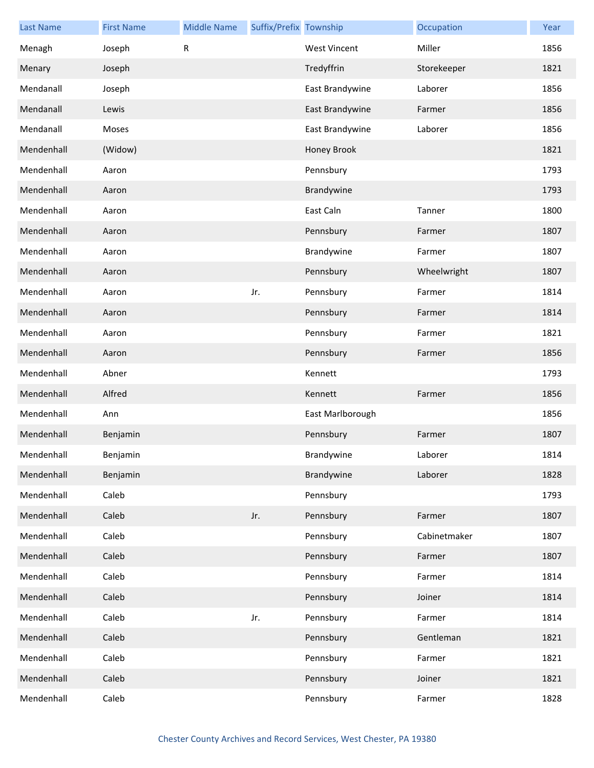| Last Name | First Name | Middle Name | Suffix/Prefix | Township | Occupation | Year |
| --- | --- | --- | --- | --- | --- | --- |
| Menagh | Joseph | R | | West Vincent | Miller | 1856 |
| Menary | Joseph | | | Tredyffrin | Storekeeper | 1821 |
| Mendanall | Joseph | | | East Brandywine | Laborer | 1856 |
| Mendanall | Lewis | | | East Brandywine | Farmer | 1856 |
| Mendanall | Moses | | | East Brandywine | Laborer | 1856 |
| Mendenhall | (Widow) | | | Honey Brook | | 1821 |
| Mendenhall | Aaron | | | Pennsbury | | 1793 |
| Mendenhall | Aaron | | | Brandywine | | 1793 |
| Mendenhall | Aaron | | | East Caln | Tanner | 1800 |
| Mendenhall | Aaron | | | Pennsbury | Farmer | 1807 |
| Mendenhall | Aaron | | | Brandywine | Farmer | 1807 |
| Mendenhall | Aaron | | | Pennsbury | Wheelwright | 1807 |
| Mendenhall | Aaron | | Jr. | Pennsbury | Farmer | 1814 |
| Mendenhall | Aaron | | | Pennsbury | Farmer | 1814 |
| Mendenhall | Aaron | | | Pennsbury | Farmer | 1821 |
| Mendenhall | Aaron | | | Pennsbury | Farmer | 1856 |
| Mendenhall | Abner | | | Kennett | | 1793 |
| Mendenhall | Alfred | | | Kennett | Farmer | 1856 |
| Mendenhall | Ann | | | East Marlborough | | 1856 |
| Mendenhall | Benjamin | | | Pennsbury | Farmer | 1807 |
| Mendenhall | Benjamin | | | Brandywine | Laborer | 1814 |
| Mendenhall | Benjamin | | | Brandywine | Laborer | 1828 |
| Mendenhall | Caleb | | | Pennsbury | | 1793 |
| Mendenhall | Caleb | | Jr. | Pennsbury | Farmer | 1807 |
| Mendenhall | Caleb | | | Pennsbury | Cabinetmaker | 1807 |
| Mendenhall | Caleb | | | Pennsbury | Farmer | 1807 |
| Mendenhall | Caleb | | | Pennsbury | Farmer | 1814 |
| Mendenhall | Caleb | | | Pennsbury | Joiner | 1814 |
| Mendenhall | Caleb | | Jr. | Pennsbury | Farmer | 1814 |
| Mendenhall | Caleb | | | Pennsbury | Gentleman | 1821 |
| Mendenhall | Caleb | | | Pennsbury | Farmer | 1821 |
| Mendenhall | Caleb | | | Pennsbury | Joiner | 1821 |
| Mendenhall | Caleb | | | Pennsbury | Farmer | 1828 |

Chester County Archives and Record Services, West Chester, PA 19380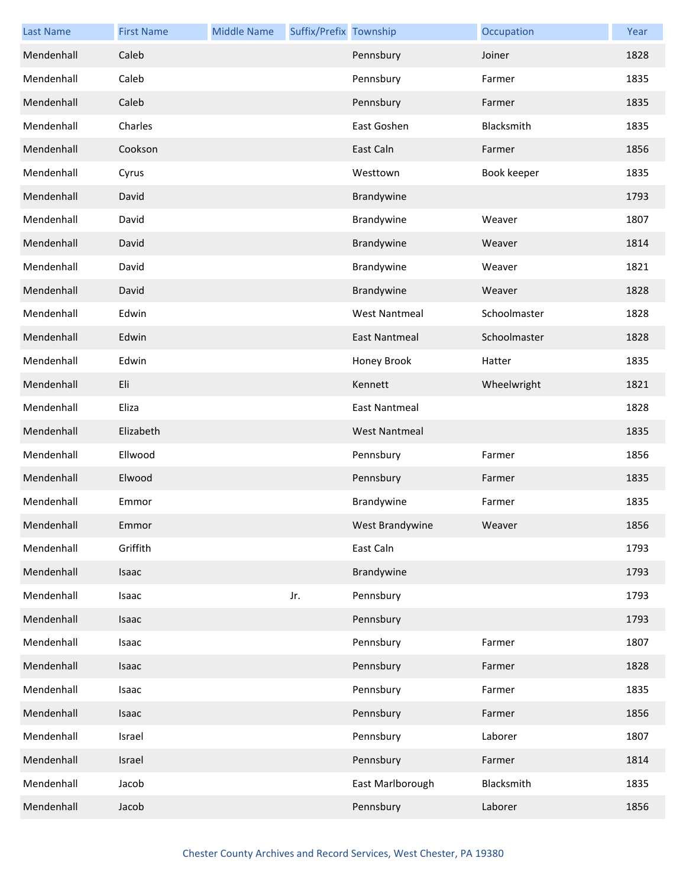| Last Name | First Name | Middle Name | Suffix/Prefix | Township | Occupation | Year |
|---|---|---|---|---|---|---|
| Mendenhall | Caleb | | | Pennsbury | Joiner | 1828 |
| Mendenhall | Caleb | | | Pennsbury | Farmer | 1835 |
| Mendenhall | Caleb | | | Pennsbury | Farmer | 1835 |
| Mendenhall | Charles | | | East Goshen | Blacksmith | 1835 |
| Mendenhall | Cookson | | | East Caln | Farmer | 1856 |
| Mendenhall | Cyrus | | | Westtown | Book keeper | 1835 |
| Mendenhall | David | | | Brandywine | | 1793 |
| Mendenhall | David | | | Brandywine | Weaver | 1807 |
| Mendenhall | David | | | Brandywine | Weaver | 1814 |
| Mendenhall | David | | | Brandywine | Weaver | 1821 |
| Mendenhall | David | | | Brandywine | Weaver | 1828 |
| Mendenhall | Edwin | | | West Nantmeal | Schoolmaster | 1828 |
| Mendenhall | Edwin | | | East Nantmeal | Schoolmaster | 1828 |
| Mendenhall | Edwin | | | Honey Brook | Hatter | 1835 |
| Mendenhall | Eli | | | Kennett | Wheelwright | 1821 |
| Mendenhall | Eliza | | | East Nantmeal | | 1828 |
| Mendenhall | Elizabeth | | | West Nantmeal | | 1835 |
| Mendenhall | Ellwood | | | Pennsbury | Farmer | 1856 |
| Mendenhall | Elwood | | | Pennsbury | Farmer | 1835 |
| Mendenhall | Emmor | | | Brandywine | Farmer | 1835 |
| Mendenhall | Emmor | | | West Brandywine | Weaver | 1856 |
| Mendenhall | Griffith | | | East Caln | | 1793 |
| Mendenhall | Isaac | | | Brandywine | | 1793 |
| Mendenhall | Isaac | | Jr. | Pennsbury | | 1793 |
| Mendenhall | Isaac | | | Pennsbury | | 1793 |
| Mendenhall | Isaac | | | Pennsbury | Farmer | 1807 |
| Mendenhall | Isaac | | | Pennsbury | Farmer | 1828 |
| Mendenhall | Isaac | | | Pennsbury | Farmer | 1835 |
| Mendenhall | Isaac | | | Pennsbury | Farmer | 1856 |
| Mendenhall | Israel | | | Pennsbury | Laborer | 1807 |
| Mendenhall | Israel | | | Pennsbury | Farmer | 1814 |
| Mendenhall | Jacob | | | East Marlborough | Blacksmith | 1835 |
| Mendenhall | Jacob | | | Pennsbury | Laborer | 1856 |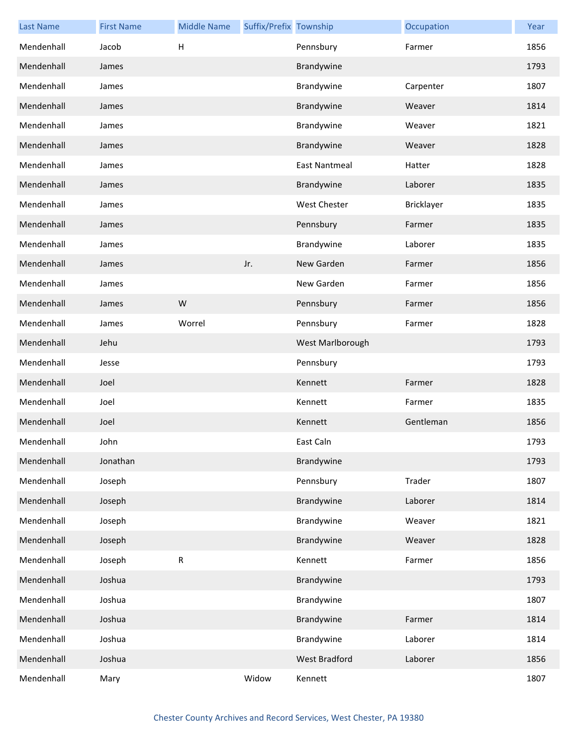| Last Name | First Name | Middle Name | Suffix/Prefix | Township | Occupation | Year |
|---|---|---|---|---|---|---|
| Mendenhall | Jacob | H | | Pennsbury | Farmer | 1856 |
| Mendenhall | James | | | Brandywine | | 1793 |
| Mendenhall | James | | | Brandywine | Carpenter | 1807 |
| Mendenhall | James | | | Brandywine | Weaver | 1814 |
| Mendenhall | James | | | Brandywine | Weaver | 1821 |
| Mendenhall | James | | | Brandywine | Weaver | 1828 |
| Mendenhall | James | | | East Nantmeal | Hatter | 1828 |
| Mendenhall | James | | | Brandywine | Laborer | 1835 |
| Mendenhall | James | | | West Chester | Bricklayer | 1835 |
| Mendenhall | James | | | Pennsbury | Farmer | 1835 |
| Mendenhall | James | | | Brandywine | Laborer | 1835 |
| Mendenhall | James | | Jr. | New Garden | Farmer | 1856 |
| Mendenhall | James | | | New Garden | Farmer | 1856 |
| Mendenhall | James | W | | Pennsbury | Farmer | 1856 |
| Mendenhall | James | Worrel | | Pennsbury | Farmer | 1828 |
| Mendenhall | Jehu | | | West Marlborough | | 1793 |
| Mendenhall | Jesse | | | Pennsbury | | 1793 |
| Mendenhall | Joel | | | Kennett | Farmer | 1828 |
| Mendenhall | Joel | | | Kennett | Farmer | 1835 |
| Mendenhall | Joel | | | Kennett | Gentleman | 1856 |
| Mendenhall | John | | | East Caln | | 1793 |
| Mendenhall | Jonathan | | | Brandywine | | 1793 |
| Mendenhall | Joseph | | | Pennsbury | Trader | 1807 |
| Mendenhall | Joseph | | | Brandywine | Laborer | 1814 |
| Mendenhall | Joseph | | | Brandywine | Weaver | 1821 |
| Mendenhall | Joseph | | | Brandywine | Weaver | 1828 |
| Mendenhall | Joseph | R | | Kennett | Farmer | 1856 |
| Mendenhall | Joshua | | | Brandywine | | 1793 |
| Mendenhall | Joshua | | | Brandywine | | 1807 |
| Mendenhall | Joshua | | | Brandywine | Farmer | 1814 |
| Mendenhall | Joshua | | | Brandywine | Laborer | 1814 |
| Mendenhall | Joshua | | | West Bradford | Laborer | 1856 |
| Mendenhall | Mary | | Widow | Kennett | | 1807 |

Chester County Archives and Record Services, West Chester, PA 19380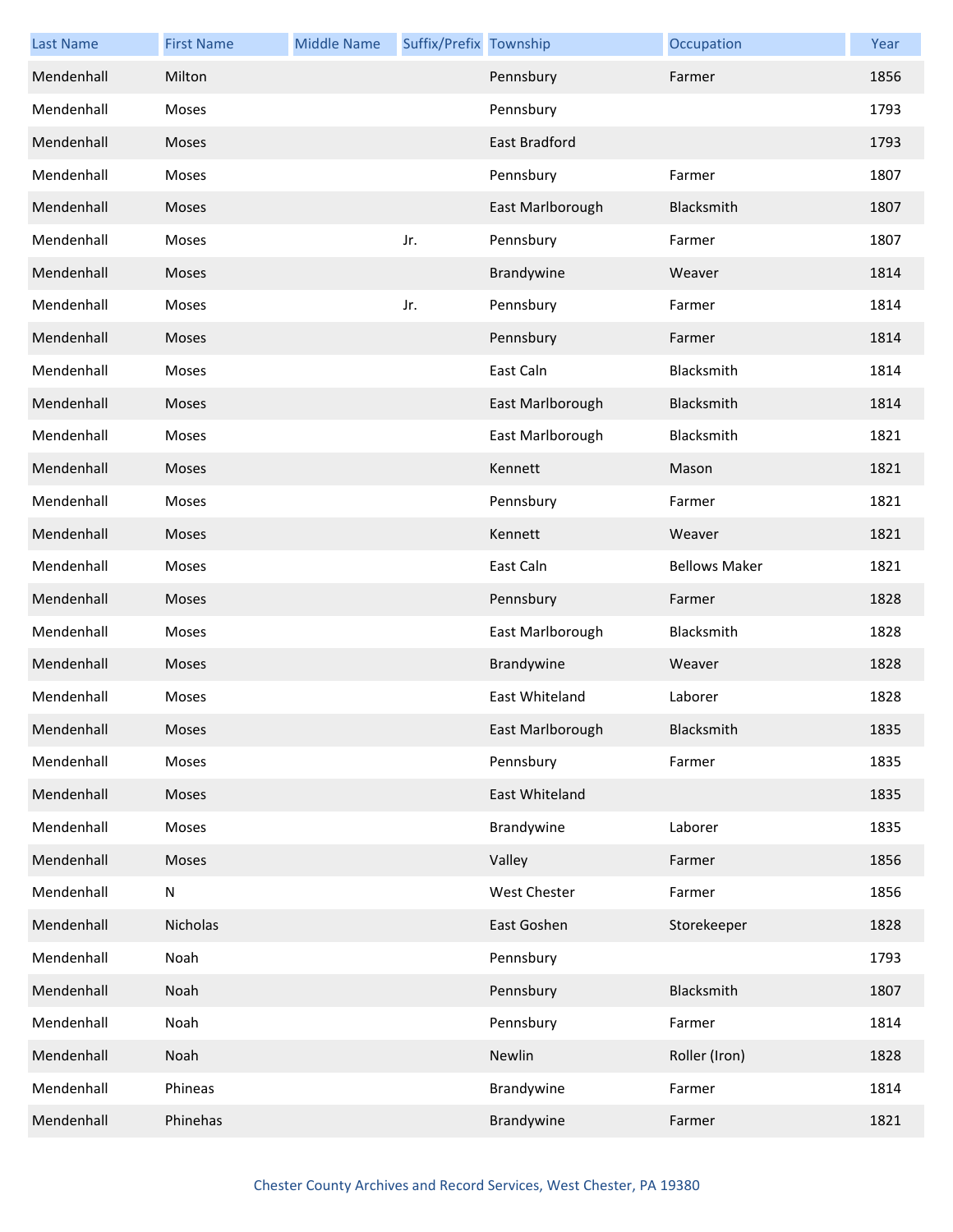| Last Name | First Name | Middle Name | Suffix/Prefix | Township | Occupation | Year |
|---|---|---|---|---|---|---|
| Mendenhall | Milton | | | Pennsbury | Farmer | 1856 |
| Mendenhall | Moses | | | Pennsbury | | 1793 |
| Mendenhall | Moses | | | East Bradford | | 1793 |
| Mendenhall | Moses | | | Pennsbury | Farmer | 1807 |
| Mendenhall | Moses | | | East Marlborough | Blacksmith | 1807 |
| Mendenhall | Moses | | Jr. | Pennsbury | Farmer | 1807 |
| Mendenhall | Moses | | | Brandywine | Weaver | 1814 |
| Mendenhall | Moses | | Jr. | Pennsbury | Farmer | 1814 |
| Mendenhall | Moses | | | Pennsbury | Farmer | 1814 |
| Mendenhall | Moses | | | East Caln | Blacksmith | 1814 |
| Mendenhall | Moses | | | East Marlborough | Blacksmith | 1814 |
| Mendenhall | Moses | | | East Marlborough | Blacksmith | 1821 |
| Mendenhall | Moses | | | Kennett | Mason | 1821 |
| Mendenhall | Moses | | | Pennsbury | Farmer | 1821 |
| Mendenhall | Moses | | | Kennett | Weaver | 1821 |
| Mendenhall | Moses | | | East Caln | Bellows Maker | 1821 |
| Mendenhall | Moses | | | Pennsbury | Farmer | 1828 |
| Mendenhall | Moses | | | East Marlborough | Blacksmith | 1828 |
| Mendenhall | Moses | | | Brandywine | Weaver | 1828 |
| Mendenhall | Moses | | | East Whiteland | Laborer | 1828 |
| Mendenhall | Moses | | | East Marlborough | Blacksmith | 1835 |
| Mendenhall | Moses | | | Pennsbury | Farmer | 1835 |
| Mendenhall | Moses | | | East Whiteland | | 1835 |
| Mendenhall | Moses | | | Brandywine | Laborer | 1835 |
| Mendenhall | Moses | | | Valley | Farmer | 1856 |
| Mendenhall | N | | | West Chester | Farmer | 1856 |
| Mendenhall | Nicholas | | | East Goshen | Storekeeper | 1828 |
| Mendenhall | Noah | | | Pennsbury | | 1793 |
| Mendenhall | Noah | | | Pennsbury | Blacksmith | 1807 |
| Mendenhall | Noah | | | Pennsbury | Farmer | 1814 |
| Mendenhall | Noah | | | Newlin | Roller (Iron) | 1828 |
| Mendenhall | Phineas | | | Brandywine | Farmer | 1814 |
| Mendenhall | Phinehas | | | Brandywine | Farmer | 1821 |

Chester County Archives and Record Services, West Chester, PA 19380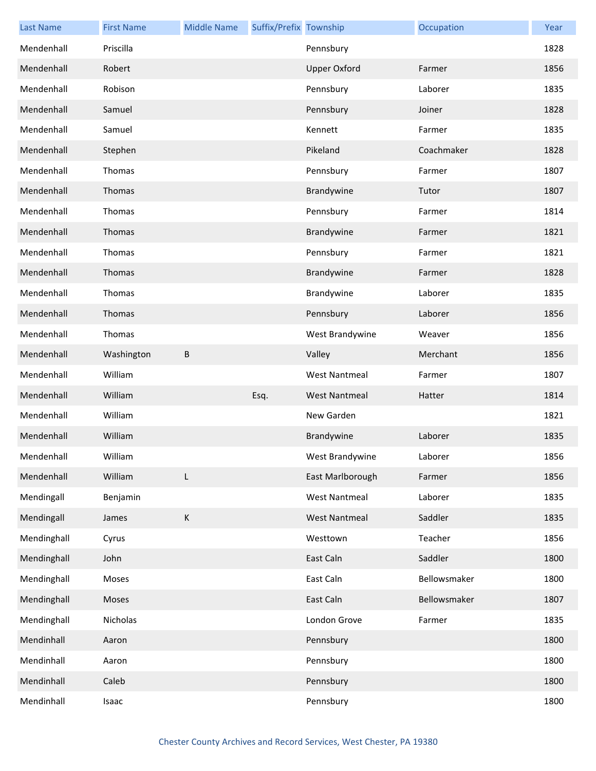| Last Name | First Name | Middle Name | Suffix/Prefix | Township | Occupation | Year |
|---|---|---|---|---|---|---|
| Mendenhall | Priscilla | | | Pennsbury | | 1828 |
| Mendenhall | Robert | | | Upper Oxford | Farmer | 1856 |
| Mendenhall | Robison | | | Pennsbury | Laborer | 1835 |
| Mendenhall | Samuel | | | Pennsbury | Joiner | 1828 |
| Mendenhall | Samuel | | | Kennett | Farmer | 1835 |
| Mendenhall | Stephen | | | Pikeland | Coachmaker | 1828 |
| Mendenhall | Thomas | | | Pennsbury | Farmer | 1807 |
| Mendenhall | Thomas | | | Brandywine | Tutor | 1807 |
| Mendenhall | Thomas | | | Pennsbury | Farmer | 1814 |
| Mendenhall | Thomas | | | Brandywine | Farmer | 1821 |
| Mendenhall | Thomas | | | Pennsbury | Farmer | 1821 |
| Mendenhall | Thomas | | | Brandywine | Farmer | 1828 |
| Mendenhall | Thomas | | | Brandywine | Laborer | 1835 |
| Mendenhall | Thomas | | | Pennsbury | Laborer | 1856 |
| Mendenhall | Thomas | | | West Brandywine | Weaver | 1856 |
| Mendenhall | Washington | B | | Valley | Merchant | 1856 |
| Mendenhall | William | | | West Nantmeal | Farmer | 1807 |
| Mendenhall | William | | Esq. | West Nantmeal | Hatter | 1814 |
| Mendenhall | William | | | New Garden | | 1821 |
| Mendenhall | William | | | Brandywine | Laborer | 1835 |
| Mendenhall | William | | | West Brandywine | Laborer | 1856 |
| Mendenhall | William | L | | East Marlborough | Farmer | 1856 |
| Mendingall | Benjamin | | | West Nantmeal | Laborer | 1835 |
| Mendingall | James | K | | West Nantmeal | Saddler | 1835 |
| Mendinghall | Cyrus | | | Westtown | Teacher | 1856 |
| Mendinghall | John | | | East Caln | Saddler | 1800 |
| Mendinghall | Moses | | | East Caln | Bellowsmaker | 1800 |
| Mendinghall | Moses | | | East Caln | Bellowsmaker | 1807 |
| Mendinghall | Nicholas | | | London Grove | Farmer | 1835 |
| Mendinhall | Aaron | | | Pennsbury | | 1800 |
| Mendinhall | Aaron | | | Pennsbury | | 1800 |
| Mendinhall | Caleb | | | Pennsbury | | 1800 |
| Mendinhall | Isaac | | | Pennsbury | | 1800 |

Chester County Archives and Record Services, West Chester, PA 19380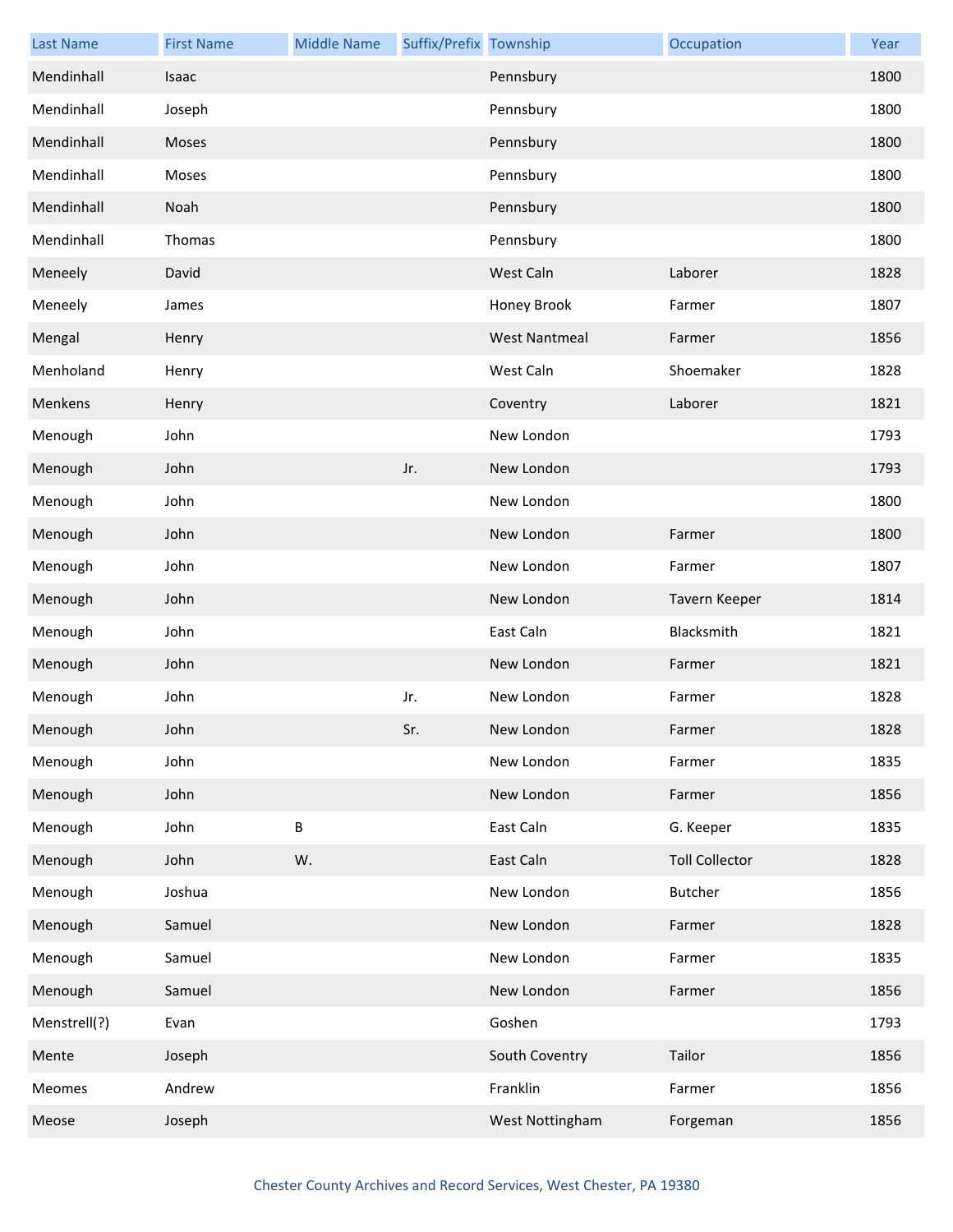| Last Name | First Name | Middle Name | Suffix/Prefix | Township | Occupation | Year |
|---|---|---|---|---|---|---|
| Mendinhall | Isaac | | | Pennsbury | | 1800 |
| Mendinhall | Joseph | | | Pennsbury | | 1800 |
| Mendinhall | Moses | | | Pennsbury | | 1800 |
| Mendinhall | Moses | | | Pennsbury | | 1800 |
| Mendinhall | Noah | | | Pennsbury | | 1800 |
| Mendinhall | Thomas | | | Pennsbury | | 1800 |
| Meneely | David | | | West Caln | Laborer | 1828 |
| Meneely | James | | | Honey Brook | Farmer | 1807 |
| Mengal | Henry | | | West Nantmeal | Farmer | 1856 |
| Menholand | Henry | | | West Caln | Shoemaker | 1828 |
| Menkens | Henry | | | Coventry | Laborer | 1821 |
| Menough | John | | | New London | | 1793 |
| Menough | John | | Jr. | New London | | 1793 |
| Menough | John | | | New London | | 1800 |
| Menough | John | | | New London | Farmer | 1800 |
| Menough | John | | | New London | Farmer | 1807 |
| Menough | John | | | New London | Tavern Keeper | 1814 |
| Menough | John | | | East Caln | Blacksmith | 1821 |
| Menough | John | | | New London | Farmer | 1821 |
| Menough | John | | Jr. | New London | Farmer | 1828 |
| Menough | John | | Sr. | New London | Farmer | 1828 |
| Menough | John | | | New London | Farmer | 1835 |
| Menough | John | | | New London | Farmer | 1856 |
| Menough | John | B | | East Caln | G. Keeper | 1835 |
| Menough | John | W. | | East Caln | Toll Collector | 1828 |
| Menough | Joshua | | | New London | Butcher | 1856 |
| Menough | Samuel | | | New London | Farmer | 1828 |
| Menough | Samuel | | | New London | Farmer | 1835 |
| Menough | Samuel | | | New London | Farmer | 1856 |
| Menstrell(?) | Evan | | | Goshen | | 1793 |
| Mente | Joseph | | | South Coventry | Tailor | 1856 |
| Meomes | Andrew | | | Franklin | Farmer | 1856 |
| Meose | Joseph | | | West Nottingham | Forgeman | 1856 |

Chester County Archives and Record Services, West Chester, PA 19380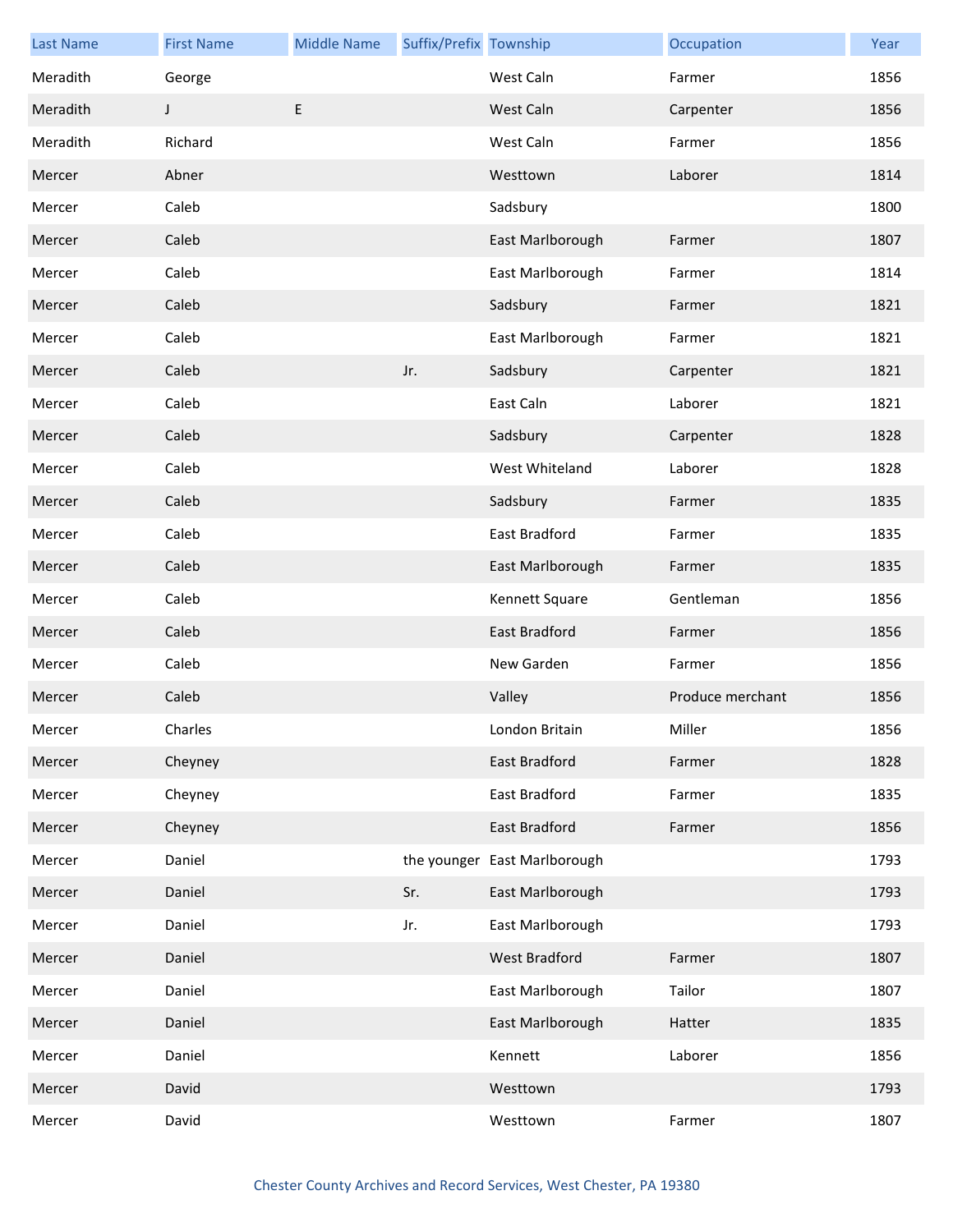| Last Name | First Name | Middle Name | Suffix/Prefix | Township | Occupation | Year |
| --- | --- | --- | --- | --- | --- | --- |
| Meradith | George | | | West Caln | Farmer | 1856 |
| Meradith | J | E | | West Caln | Carpenter | 1856 |
| Meradith | Richard | | | West Caln | Farmer | 1856 |
| Mercer | Abner | | | Westtown | Laborer | 1814 |
| Mercer | Caleb | | | Sadsbury | | 1800 |
| Mercer | Caleb | | | East Marlborough | Farmer | 1807 |
| Mercer | Caleb | | | East Marlborough | Farmer | 1814 |
| Mercer | Caleb | | | Sadsbury | Farmer | 1821 |
| Mercer | Caleb | | | East Marlborough | Farmer | 1821 |
| Mercer | Caleb | | Jr. | Sadsbury | Carpenter | 1821 |
| Mercer | Caleb | | | East Caln | Laborer | 1821 |
| Mercer | Caleb | | | Sadsbury | Carpenter | 1828 |
| Mercer | Caleb | | | West Whiteland | Laborer | 1828 |
| Mercer | Caleb | | | Sadsbury | Farmer | 1835 |
| Mercer | Caleb | | | East Bradford | Farmer | 1835 |
| Mercer | Caleb | | | East Marlborough | Farmer | 1835 |
| Mercer | Caleb | | | Kennett Square | Gentleman | 1856 |
| Mercer | Caleb | | | East Bradford | Farmer | 1856 |
| Mercer | Caleb | | | New Garden | Farmer | 1856 |
| Mercer | Caleb | | | Valley | Produce merchant | 1856 |
| Mercer | Charles | | | London Britain | Miller | 1856 |
| Mercer | Cheyney | | | East Bradford | Farmer | 1828 |
| Mercer | Cheyney | | | East Bradford | Farmer | 1835 |
| Mercer | Cheyney | | | East Bradford | Farmer | 1856 |
| Mercer | Daniel | | the younger | East Marlborough | | 1793 |
| Mercer | Daniel | | Sr. | East Marlborough | | 1793 |
| Mercer | Daniel | | Jr. | East Marlborough | | 1793 |
| Mercer | Daniel | | | West Bradford | Farmer | 1807 |
| Mercer | Daniel | | | East Marlborough | Tailor | 1807 |
| Mercer | Daniel | | | East Marlborough | Hatter | 1835 |
| Mercer | Daniel | | | Kennett | Laborer | 1856 |
| Mercer | David | | | Westtown | | 1793 |
| Mercer | David | | | Westtown | Farmer | 1807 |

Chester County Archives and Record Services, West Chester, PA 19380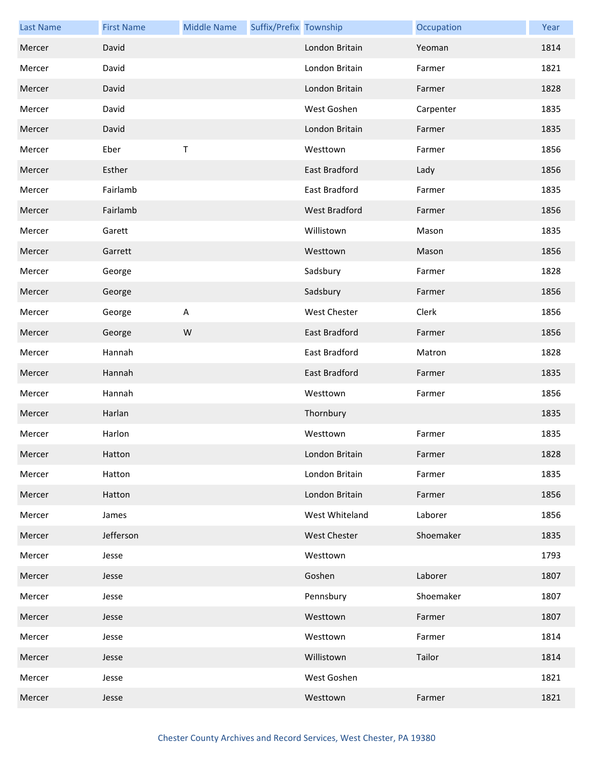| Last Name | First Name | Middle Name | Suffix/Prefix | Township | Occupation | Year |
|---|---|---|---|---|---|---|
| Mercer | David | | | London Britain | Yeoman | 1814 |
| Mercer | David | | | London Britain | Farmer | 1821 |
| Mercer | David | | | London Britain | Farmer | 1828 |
| Mercer | David | | | West Goshen | Carpenter | 1835 |
| Mercer | David | | | London Britain | Farmer | 1835 |
| Mercer | Eber | T | | Westtown | Farmer | 1856 |
| Mercer | Esther | | | East Bradford | Lady | 1856 |
| Mercer | Fairlamb | | | East Bradford | Farmer | 1835 |
| Mercer | Fairlamb | | | West Bradford | Farmer | 1856 |
| Mercer | Garett | | | Willistown | Mason | 1835 |
| Mercer | Garrett | | | Westtown | Mason | 1856 |
| Mercer | George | | | Sadsbury | Farmer | 1828 |
| Mercer | George | | | Sadsbury | Farmer | 1856 |
| Mercer | George | A | | West Chester | Clerk | 1856 |
| Mercer | George | W | | East Bradford | Farmer | 1856 |
| Mercer | Hannah | | | East Bradford | Matron | 1828 |
| Mercer | Hannah | | | East Bradford | Farmer | 1835 |
| Mercer | Hannah | | | Westtown | Farmer | 1856 |
| Mercer | Harlan | | | Thornbury | | 1835 |
| Mercer | Harlon | | | Westtown | Farmer | 1835 |
| Mercer | Hatton | | | London Britain | Farmer | 1828 |
| Mercer | Hatton | | | London Britain | Farmer | 1835 |
| Mercer | Hatton | | | London Britain | Farmer | 1856 |
| Mercer | James | | | West Whiteland | Laborer | 1856 |
| Mercer | Jefferson | | | West Chester | Shoemaker | 1835 |
| Mercer | Jesse | | | Westtown | | 1793 |
| Mercer | Jesse | | | Goshen | Laborer | 1807 |
| Mercer | Jesse | | | Pennsbury | Shoemaker | 1807 |
| Mercer | Jesse | | | Westtown | Farmer | 1807 |
| Mercer | Jesse | | | Westtown | Farmer | 1814 |
| Mercer | Jesse | | | Willistown | Tailor | 1814 |
| Mercer | Jesse | | | West Goshen | | 1821 |
| Mercer | Jesse | | | Westtown | Farmer | 1821 |

Chester County Archives and Record Services, West Chester, PA 19380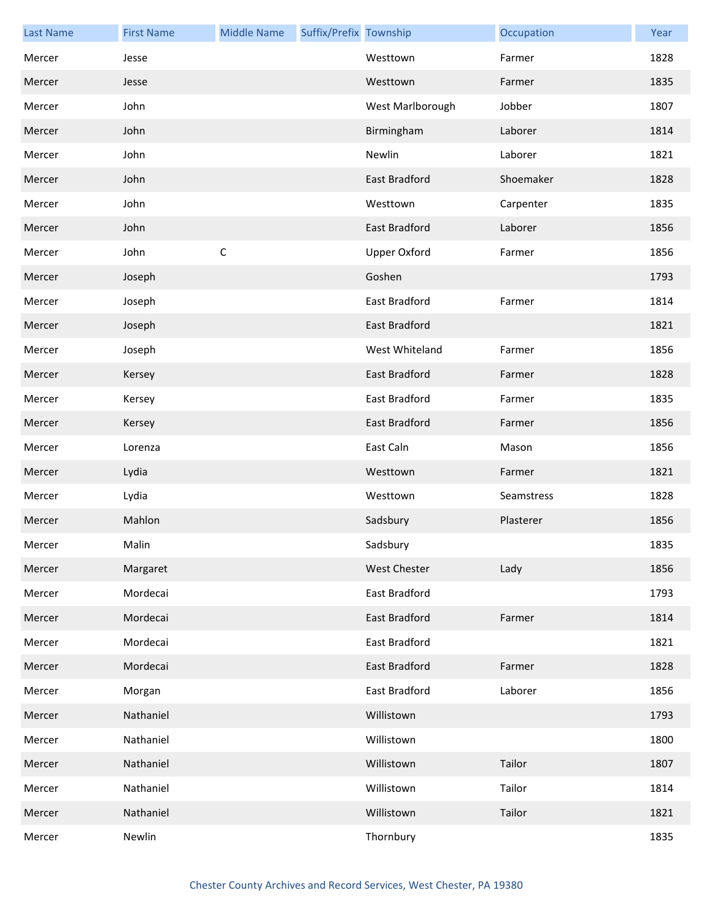| Last Name | First Name | Middle Name | Suffix/Prefix | Township | Occupation | Year |
|---|---|---|---|---|---|---|
| Mercer | Jesse | | | Westtown | Farmer | 1828 |
| Mercer | Jesse | | | Westtown | Farmer | 1835 |
| Mercer | John | | | West Marlborough | Jobber | 1807 |
| Mercer | John | | | Birmingham | Laborer | 1814 |
| Mercer | John | | | Newlin | Laborer | 1821 |
| Mercer | John | | | East Bradford | Shoemaker | 1828 |
| Mercer | John | | | Westtown | Carpenter | 1835 |
| Mercer | John | | | East Bradford | Laborer | 1856 |
| Mercer | John | C | | Upper Oxford | Farmer | 1856 |
| Mercer | Joseph | | | Goshen | | 1793 |
| Mercer | Joseph | | | East Bradford | Farmer | 1814 |
| Mercer | Joseph | | | East Bradford | | 1821 |
| Mercer | Joseph | | | West Whiteland | Farmer | 1856 |
| Mercer | Kersey | | | East Bradford | Farmer | 1828 |
| Mercer | Kersey | | | East Bradford | Farmer | 1835 |
| Mercer | Kersey | | | East Bradford | Farmer | 1856 |
| Mercer | Lorenza | | | East Caln | Mason | 1856 |
| Mercer | Lydia | | | Westtown | Farmer | 1821 |
| Mercer | Lydia | | | Westtown | Seamstress | 1828 |
| Mercer | Mahlon | | | Sadsbury | Plasterer | 1856 |
| Mercer | Malin | | | Sadsbury | | 1835 |
| Mercer | Margaret | | | West Chester | Lady | 1856 |
| Mercer | Mordecai | | | East Bradford | | 1793 |
| Mercer | Mordecai | | | East Bradford | Farmer | 1814 |
| Mercer | Mordecai | | | East Bradford | | 1821 |
| Mercer | Mordecai | | | East Bradford | Farmer | 1828 |
| Mercer | Morgan | | | East Bradford | Laborer | 1856 |
| Mercer | Nathaniel | | | Willistown | | 1793 |
| Mercer | Nathaniel | | | Willistown | | 1800 |
| Mercer | Nathaniel | | | Willistown | Tailor | 1807 |
| Mercer | Nathaniel | | | Willistown | Tailor | 1814 |
| Mercer | Nathaniel | | | Willistown | Tailor | 1821 |
| Mercer | Newlin | | | Thornbury | | 1835 |

Chester County Archives and Record Services, West Chester, PA 19380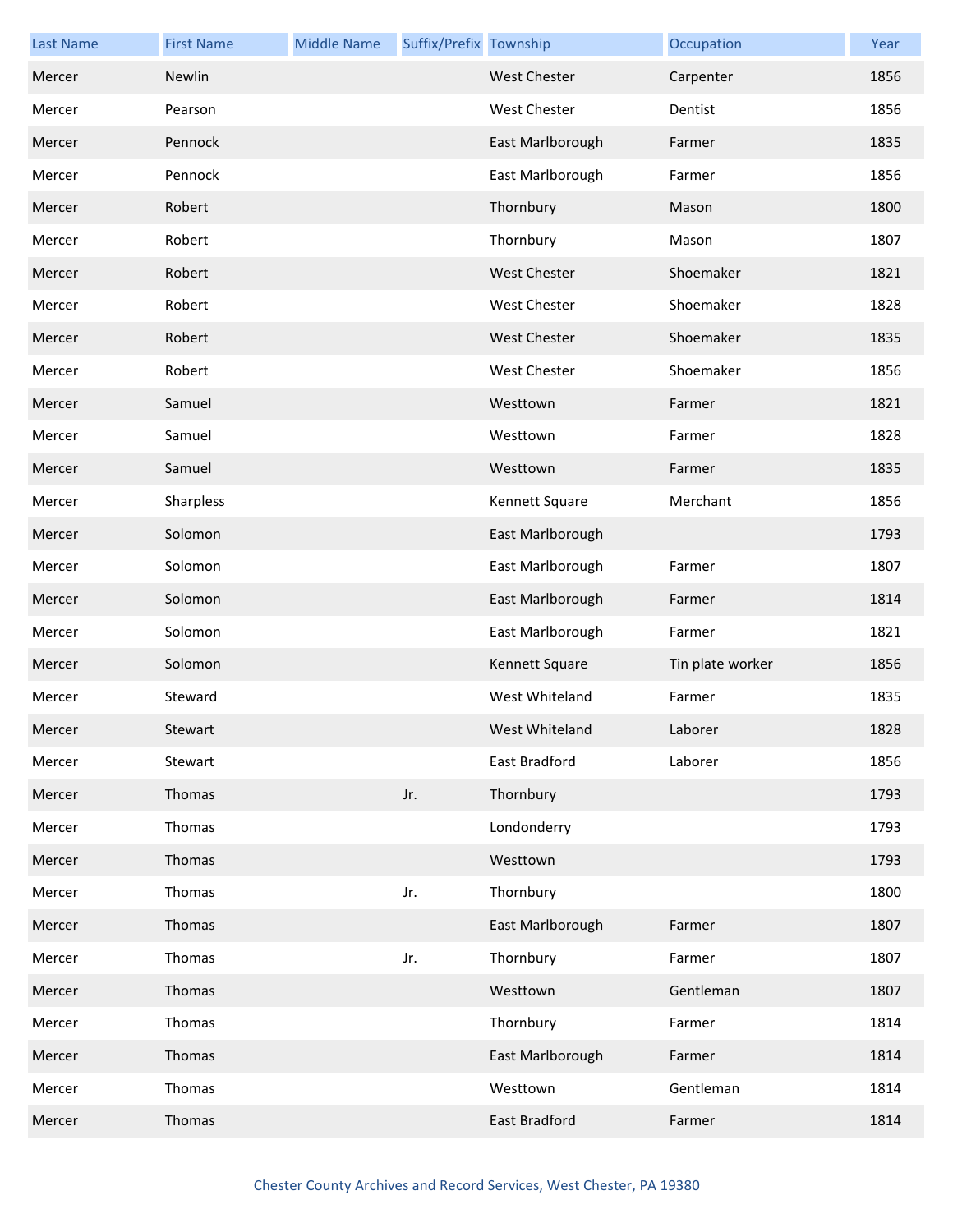| Last Name | First Name | Middle Name | Suffix/Prefix | Township | Occupation | Year |
|---|---|---|---|---|---|---|
| Mercer | Newlin | | | West Chester | Carpenter | 1856 |
| Mercer | Pearson | | | West Chester | Dentist | 1856 |
| Mercer | Pennock | | | East Marlborough | Farmer | 1835 |
| Mercer | Pennock | | | East Marlborough | Farmer | 1856 |
| Mercer | Robert | | | Thornbury | Mason | 1800 |
| Mercer | Robert | | | Thornbury | Mason | 1807 |
| Mercer | Robert | | | West Chester | Shoemaker | 1821 |
| Mercer | Robert | | | West Chester | Shoemaker | 1828 |
| Mercer | Robert | | | West Chester | Shoemaker | 1835 |
| Mercer | Robert | | | West Chester | Shoemaker | 1856 |
| Mercer | Samuel | | | Westtown | Farmer | 1821 |
| Mercer | Samuel | | | Westtown | Farmer | 1828 |
| Mercer | Samuel | | | Westtown | Farmer | 1835 |
| Mercer | Sharpless | | | Kennett Square | Merchant | 1856 |
| Mercer | Solomon | | | East Marlborough | | 1793 |
| Mercer | Solomon | | | East Marlborough | Farmer | 1807 |
| Mercer | Solomon | | | East Marlborough | Farmer | 1814 |
| Mercer | Solomon | | | East Marlborough | Farmer | 1821 |
| Mercer | Solomon | | | Kennett Square | Tin plate worker | 1856 |
| Mercer | Steward | | | West Whiteland | Farmer | 1835 |
| Mercer | Stewart | | | West Whiteland | Laborer | 1828 |
| Mercer | Stewart | | | East Bradford | Laborer | 1856 |
| Mercer | Thomas | | Jr. | Thornbury | | 1793 |
| Mercer | Thomas | | | Londonderry | | 1793 |
| Mercer | Thomas | | | Westtown | | 1793 |
| Mercer | Thomas | | Jr. | Thornbury | | 1800 |
| Mercer | Thomas | | | East Marlborough | Farmer | 1807 |
| Mercer | Thomas | | Jr. | Thornbury | Farmer | 1807 |
| Mercer | Thomas | | | Westtown | Gentleman | 1807 |
| Mercer | Thomas | | | Thornbury | Farmer | 1814 |
| Mercer | Thomas | | | East Marlborough | Farmer | 1814 |
| Mercer | Thomas | | | Westtown | Gentleman | 1814 |
| Mercer | Thomas | | | East Bradford | Farmer | 1814 |

Chester County Archives and Record Services, West Chester, PA 19380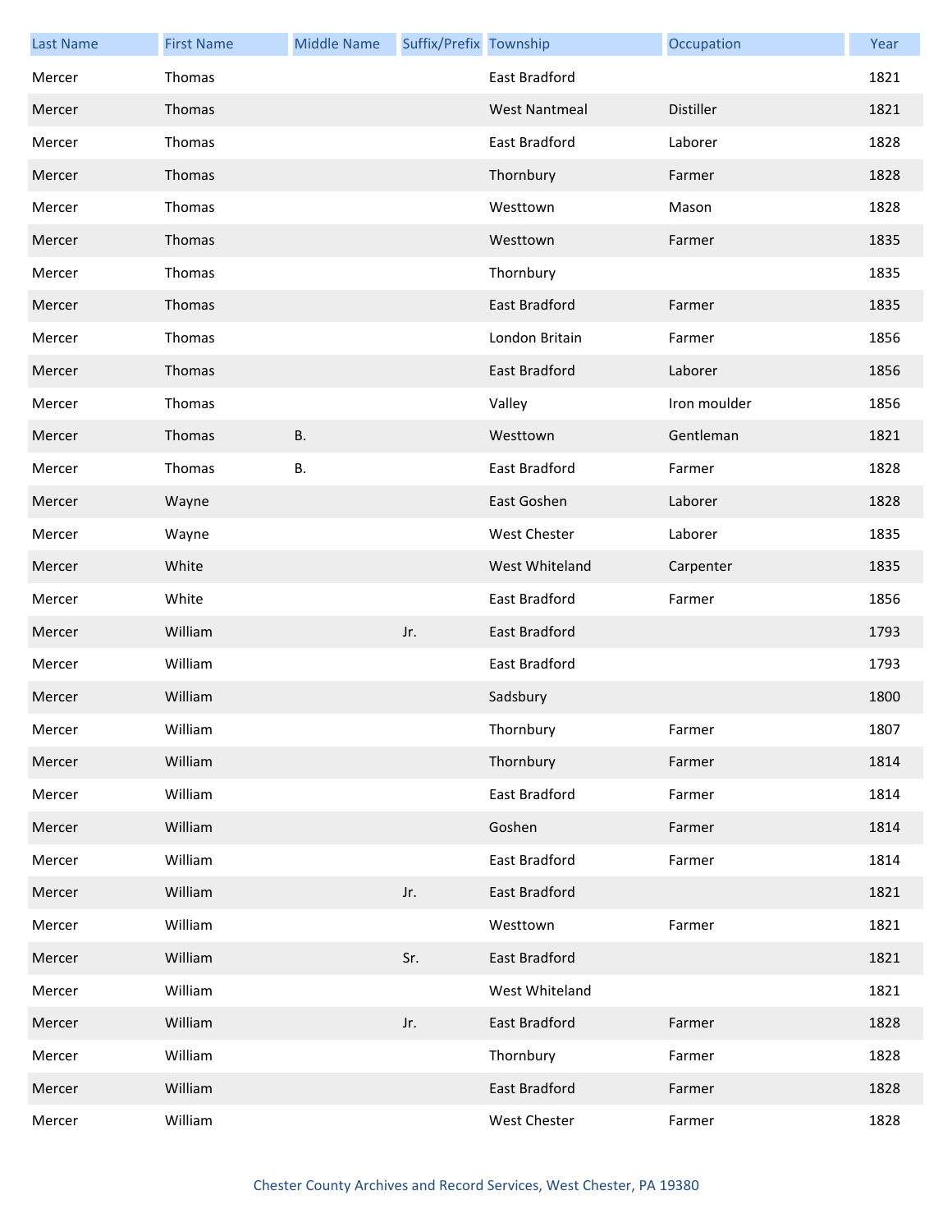| Last Name | First Name | Middle Name | Suffix/Prefix | Township | Occupation | Year |
|---|---|---|---|---|---|---|
| Mercer | Thomas | | | East Bradford | | 1821 |
| Mercer | Thomas | | | West Nantmeal | Distiller | 1821 |
| Mercer | Thomas | | | East Bradford | Laborer | 1828 |
| Mercer | Thomas | | | Thornbury | Farmer | 1828 |
| Mercer | Thomas | | | Westtown | Mason | 1828 |
| Mercer | Thomas | | | Westtown | Farmer | 1835 |
| Mercer | Thomas | | | Thornbury | | 1835 |
| Mercer | Thomas | | | East Bradford | Farmer | 1835 |
| Mercer | Thomas | | | London Britain | Farmer | 1856 |
| Mercer | Thomas | | | East Bradford | Laborer | 1856 |
| Mercer | Thomas | | | Valley | Iron moulder | 1856 |
| Mercer | Thomas | B. | | Westtown | Gentleman | 1821 |
| Mercer | Thomas | B. | | East Bradford | Farmer | 1828 |
| Mercer | Wayne | | | East Goshen | Laborer | 1828 |
| Mercer | Wayne | | | West Chester | Laborer | 1835 |
| Mercer | White | | | West Whiteland | Carpenter | 1835 |
| Mercer | White | | | East Bradford | Farmer | 1856 |
| Mercer | William | | Jr. | East Bradford | | 1793 |
| Mercer | William | | | East Bradford | | 1793 |
| Mercer | William | | | Sadsbury | | 1800 |
| Mercer | William | | | Thornbury | Farmer | 1807 |
| Mercer | William | | | Thornbury | Farmer | 1814 |
| Mercer | William | | | East Bradford | Farmer | 1814 |
| Mercer | William | | | Goshen | Farmer | 1814 |
| Mercer | William | | | East Bradford | Farmer | 1814 |
| Mercer | William | | Jr. | East Bradford | | 1821 |
| Mercer | William | | | Westtown | Farmer | 1821 |
| Mercer | William | | Sr. | East Bradford | | 1821 |
| Mercer | William | | | West Whiteland | | 1821 |
| Mercer | William | | Jr. | East Bradford | Farmer | 1828 |
| Mercer | William | | | Thornbury | Farmer | 1828 |
| Mercer | William | | | East Bradford | Farmer | 1828 |
| Mercer | William | | | West Chester | Farmer | 1828 |

Chester County Archives and Record Services, West Chester, PA 19380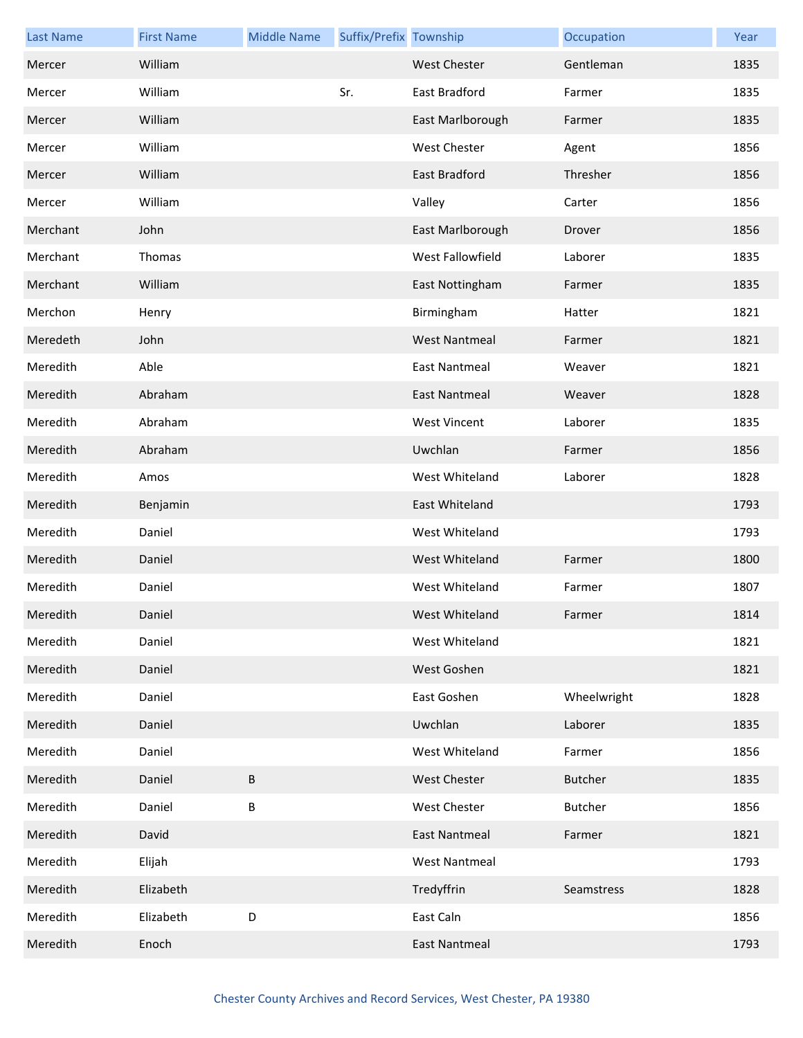| Last Name | First Name | Middle Name | Suffix/Prefix | Township | Occupation | Year |
| --- | --- | --- | --- | --- | --- | --- |
| Mercer | William | | | West Chester | Gentleman | 1835 |
| Mercer | William | | Sr. | East Bradford | Farmer | 1835 |
| Mercer | William | | | East Marlborough | Farmer | 1835 |
| Mercer | William | | | West Chester | Agent | 1856 |
| Mercer | William | | | East Bradford | Thresher | 1856 |
| Mercer | William | | | Valley | Carter | 1856 |
| Merchant | John | | | East Marlborough | Drover | 1856 |
| Merchant | Thomas | | | West Fallowfield | Laborer | 1835 |
| Merchant | William | | | East Nottingham | Farmer | 1835 |
| Merchon | Henry | | | Birmingham | Hatter | 1821 |
| Meredeth | John | | | West Nantmeal | Farmer | 1821 |
| Meredith | Able | | | East Nantmeal | Weaver | 1821 |
| Meredith | Abraham | | | East Nantmeal | Weaver | 1828 |
| Meredith | Abraham | | | West Vincent | Laborer | 1835 |
| Meredith | Abraham | | | Uwchlan | Farmer | 1856 |
| Meredith | Amos | | | West Whiteland | Laborer | 1828 |
| Meredith | Benjamin | | | East Whiteland | | 1793 |
| Meredith | Daniel | | | West Whiteland | | 1793 |
| Meredith | Daniel | | | West Whiteland | Farmer | 1800 |
| Meredith | Daniel | | | West Whiteland | Farmer | 1807 |
| Meredith | Daniel | | | West Whiteland | Farmer | 1814 |
| Meredith | Daniel | | | West Whiteland | | 1821 |
| Meredith | Daniel | | | West Goshen | | 1821 |
| Meredith | Daniel | | | East Goshen | Wheelwright | 1828 |
| Meredith | Daniel | | | Uwchlan | Laborer | 1835 |
| Meredith | Daniel | | | West Whiteland | Farmer | 1856 |
| Meredith | Daniel | B | | West Chester | Butcher | 1835 |
| Meredith | Daniel | B | | West Chester | Butcher | 1856 |
| Meredith | David | | | East Nantmeal | Farmer | 1821 |
| Meredith | Elijah | | | West Nantmeal | | 1793 |
| Meredith | Elizabeth | | | Tredyffrin | Seamstress | 1828 |
| Meredith | Elizabeth | D | | East Caln | | 1856 |
| Meredith | Enoch | | | East Nantmeal | | 1793 |

Chester County Archives and Record Services, West Chester, PA 19380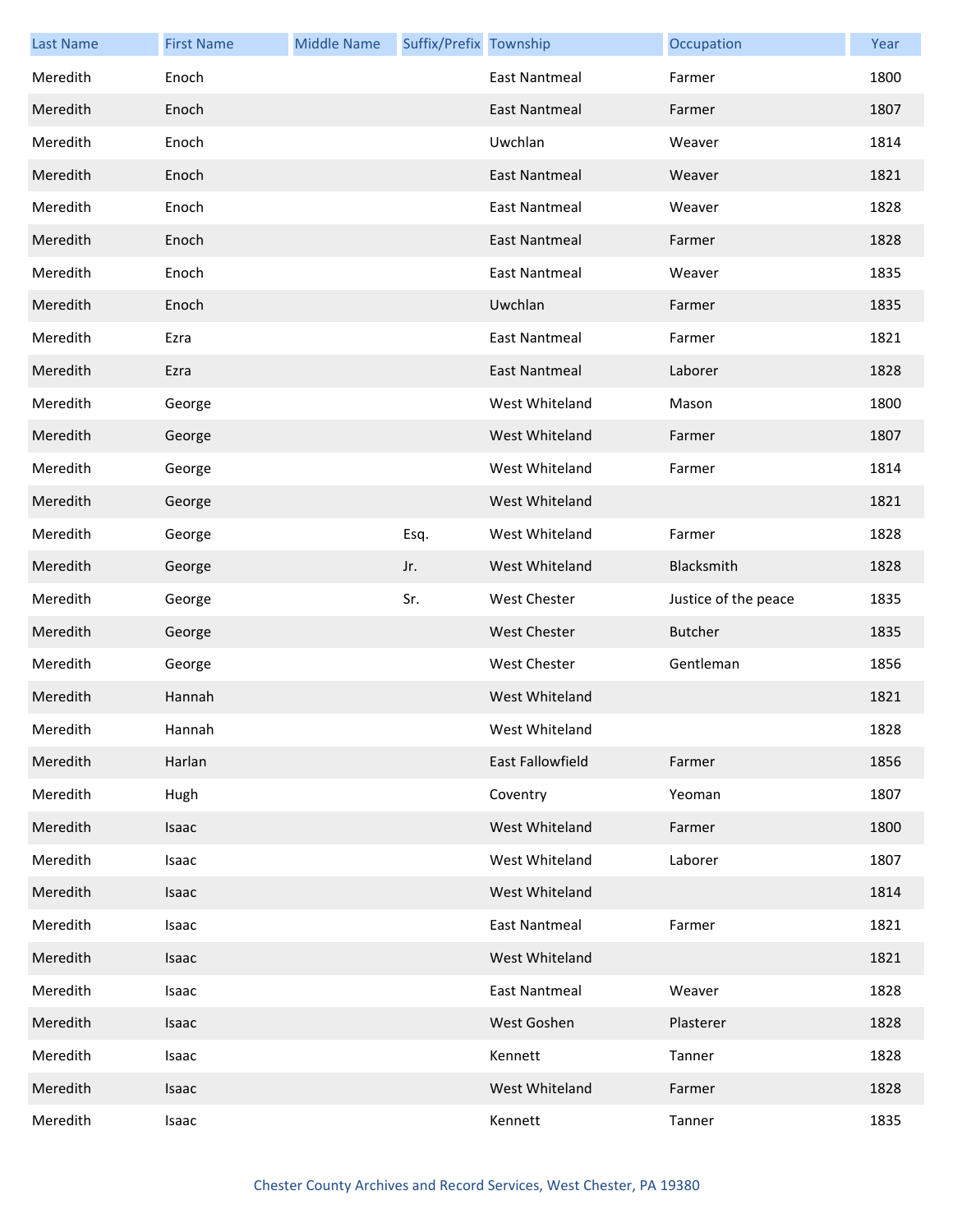| Last Name | First Name | Middle Name | Suffix/Prefix | Township | Occupation | Year |
|---|---|---|---|---|---|---|
| Meredith | Enoch | | | East Nantmeal | Farmer | 1800 |
| Meredith | Enoch | | | East Nantmeal | Farmer | 1807 |
| Meredith | Enoch | | | Uwchlan | Weaver | 1814 |
| Meredith | Enoch | | | East Nantmeal | Weaver | 1821 |
| Meredith | Enoch | | | East Nantmeal | Weaver | 1828 |
| Meredith | Enoch | | | East Nantmeal | Farmer | 1828 |
| Meredith | Enoch | | | East Nantmeal | Weaver | 1835 |
| Meredith | Enoch | | | Uwchlan | Farmer | 1835 |
| Meredith | Ezra | | | East Nantmeal | Farmer | 1821 |
| Meredith | Ezra | | | East Nantmeal | Laborer | 1828 |
| Meredith | George | | | West Whiteland | Mason | 1800 |
| Meredith | George | | | West Whiteland | Farmer | 1807 |
| Meredith | George | | | West Whiteland | Farmer | 1814 |
| Meredith | George | | | West Whiteland | | 1821 |
| Meredith | George | | Esq. | West Whiteland | Farmer | 1828 |
| Meredith | George | | Jr. | West Whiteland | Blacksmith | 1828 |
| Meredith | George | | Sr. | West Chester | Justice of the peace | 1835 |
| Meredith | George | | | West Chester | Butcher | 1835 |
| Meredith | George | | | West Chester | Gentleman | 1856 |
| Meredith | Hannah | | | West Whiteland | | 1821 |
| Meredith | Hannah | | | West Whiteland | | 1828 |
| Meredith | Harlan | | | East Fallowfield | Farmer | 1856 |
| Meredith | Hugh | | | Coventry | Yeoman | 1807 |
| Meredith | Isaac | | | West Whiteland | Farmer | 1800 |
| Meredith | Isaac | | | West Whiteland | Laborer | 1807 |
| Meredith | Isaac | | | West Whiteland | | 1814 |
| Meredith | Isaac | | | East Nantmeal | Farmer | 1821 |
| Meredith | Isaac | | | West Whiteland | | 1821 |
| Meredith | Isaac | | | East Nantmeal | Weaver | 1828 |
| Meredith | Isaac | | | West Goshen | Plasterer | 1828 |
| Meredith | Isaac | | | Kennett | Tanner | 1828 |
| Meredith | Isaac | | | West Whiteland | Farmer | 1828 |
| Meredith | Isaac | | | Kennett | Tanner | 1835 |

Chester County Archives and Record Services, West Chester, PA 19380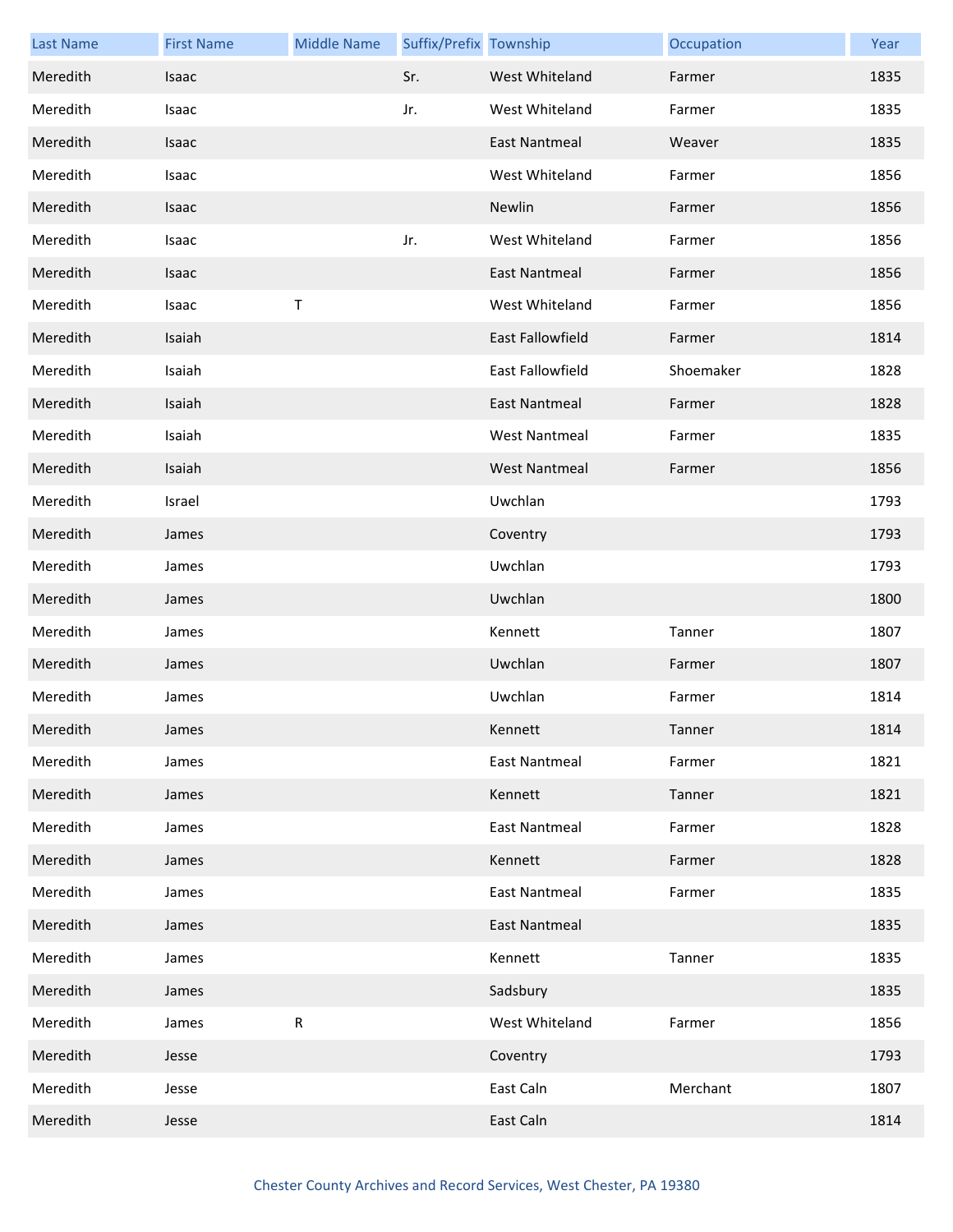| Last Name | First Name | Middle Name | Suffix/Prefix | Township | Occupation | Year |
|---|---|---|---|---|---|---|
| Meredith | Isaac | | Sr. | West Whiteland | Farmer | 1835 |
| Meredith | Isaac | | Jr. | West Whiteland | Farmer | 1835 |
| Meredith | Isaac | | | East Nantmeal | Weaver | 1835 |
| Meredith | Isaac | | | West Whiteland | Farmer | 1856 |
| Meredith | Isaac | | | Newlin | Farmer | 1856 |
| Meredith | Isaac | | Jr. | West Whiteland | Farmer | 1856 |
| Meredith | Isaac | | | East Nantmeal | Farmer | 1856 |
| Meredith | Isaac | T | | West Whiteland | Farmer | 1856 |
| Meredith | Isaiah | | | East Fallowfield | Farmer | 1814 |
| Meredith | Isaiah | | | East Fallowfield | Shoemaker | 1828 |
| Meredith | Isaiah | | | East Nantmeal | Farmer | 1828 |
| Meredith | Isaiah | | | West Nantmeal | Farmer | 1835 |
| Meredith | Isaiah | | | West Nantmeal | Farmer | 1856 |
| Meredith | Israel | | | Uwchlan | | 1793 |
| Meredith | James | | | Coventry | | 1793 |
| Meredith | James | | | Uwchlan | | 1793 |
| Meredith | James | | | Uwchlan | | 1800 |
| Meredith | James | | | Kennett | Tanner | 1807 |
| Meredith | James | | | Uwchlan | Farmer | 1807 |
| Meredith | James | | | Uwchlan | Farmer | 1814 |
| Meredith | James | | | Kennett | Tanner | 1814 |
| Meredith | James | | | East Nantmeal | Farmer | 1821 |
| Meredith | James | | | Kennett | Tanner | 1821 |
| Meredith | James | | | East Nantmeal | Farmer | 1828 |
| Meredith | James | | | Kennett | Farmer | 1828 |
| Meredith | James | | | East Nantmeal | Farmer | 1835 |
| Meredith | James | | | East Nantmeal | | 1835 |
| Meredith | James | | | Kennett | Tanner | 1835 |
| Meredith | James | | | Sadsbury | | 1835 |
| Meredith | James | R | | West Whiteland | Farmer | 1856 |
| Meredith | Jesse | | | Coventry | | 1793 |
| Meredith | Jesse | | | East Caln | Merchant | 1807 |
| Meredith | Jesse | | | East Caln | | 1814 |

Chester County Archives and Record Services, West Chester, PA 19380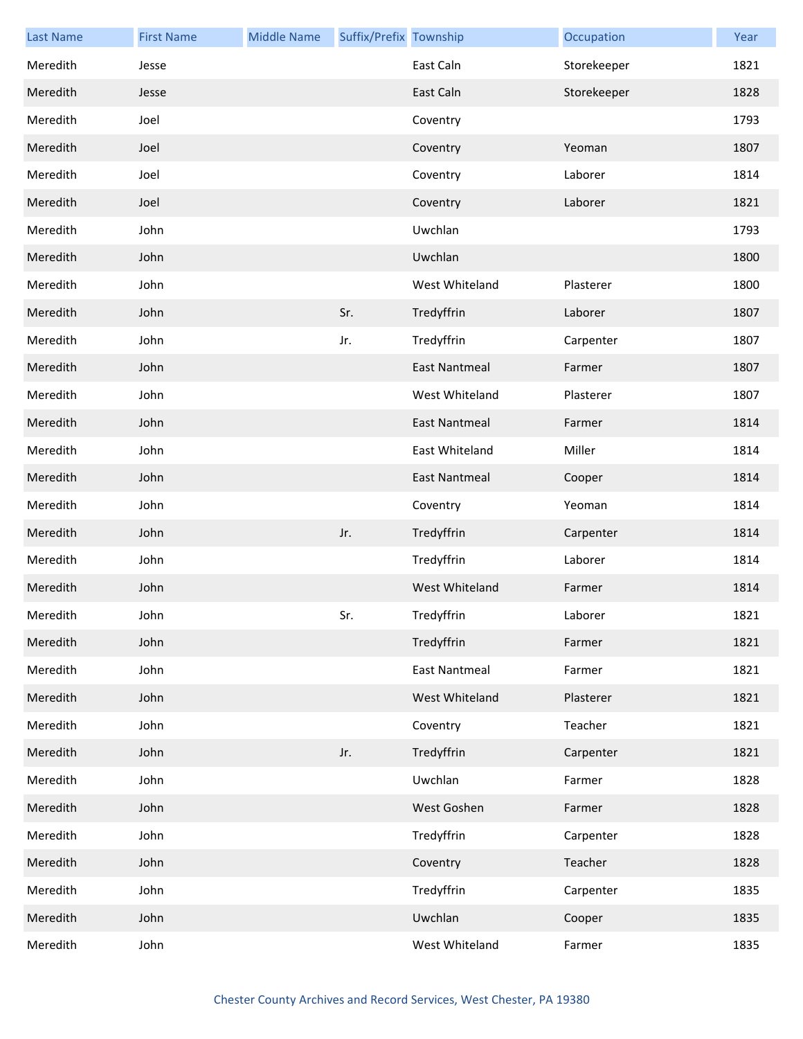| Last Name | First Name | Middle Name | Suffix/Prefix | Township | Occupation | Year |
|---|---|---|---|---|---|---|
| Meredith | Jesse | | | East Caln | Storekeeper | 1821 |
| Meredith | Jesse | | | East Caln | Storekeeper | 1828 |
| Meredith | Joel | | | Coventry | | 1793 |
| Meredith | Joel | | | Coventry | Yeoman | 1807 |
| Meredith | Joel | | | Coventry | Laborer | 1814 |
| Meredith | Joel | | | Coventry | Laborer | 1821 |
| Meredith | John | | | Uwchlan | | 1793 |
| Meredith | John | | | Uwchlan | | 1800 |
| Meredith | John | | | West Whiteland | Plasterer | 1800 |
| Meredith | John | | Sr. | Tredyffrin | Laborer | 1807 |
| Meredith | John | | Jr. | Tredyffrin | Carpenter | 1807 |
| Meredith | John | | | East Nantmeal | Farmer | 1807 |
| Meredith | John | | | West Whiteland | Plasterer | 1807 |
| Meredith | John | | | East Nantmeal | Farmer | 1814 |
| Meredith | John | | | East Whiteland | Miller | 1814 |
| Meredith | John | | | East Nantmeal | Cooper | 1814 |
| Meredith | John | | | Coventry | Yeoman | 1814 |
| Meredith | John | | Jr. | Tredyffrin | Carpenter | 1814 |
| Meredith | John | | | Tredyffrin | Laborer | 1814 |
| Meredith | John | | | West Whiteland | Farmer | 1814 |
| Meredith | John | | Sr. | Tredyffrin | Laborer | 1821 |
| Meredith | John | | | Tredyffrin | Farmer | 1821 |
| Meredith | John | | | East Nantmeal | Farmer | 1821 |
| Meredith | John | | | West Whiteland | Plasterer | 1821 |
| Meredith | John | | | Coventry | Teacher | 1821 |
| Meredith | John | | Jr. | Tredyffrin | Carpenter | 1821 |
| Meredith | John | | | Uwchlan | Farmer | 1828 |
| Meredith | John | | | West Goshen | Farmer | 1828 |
| Meredith | John | | | Tredyffrin | Carpenter | 1828 |
| Meredith | John | | | Coventry | Teacher | 1828 |
| Meredith | John | | | Tredyffrin | Carpenter | 1835 |
| Meredith | John | | | Uwchlan | Cooper | 1835 |
| Meredith | John | | | West Whiteland | Farmer | 1835 |

Chester County Archives and Record Services, West Chester, PA 19380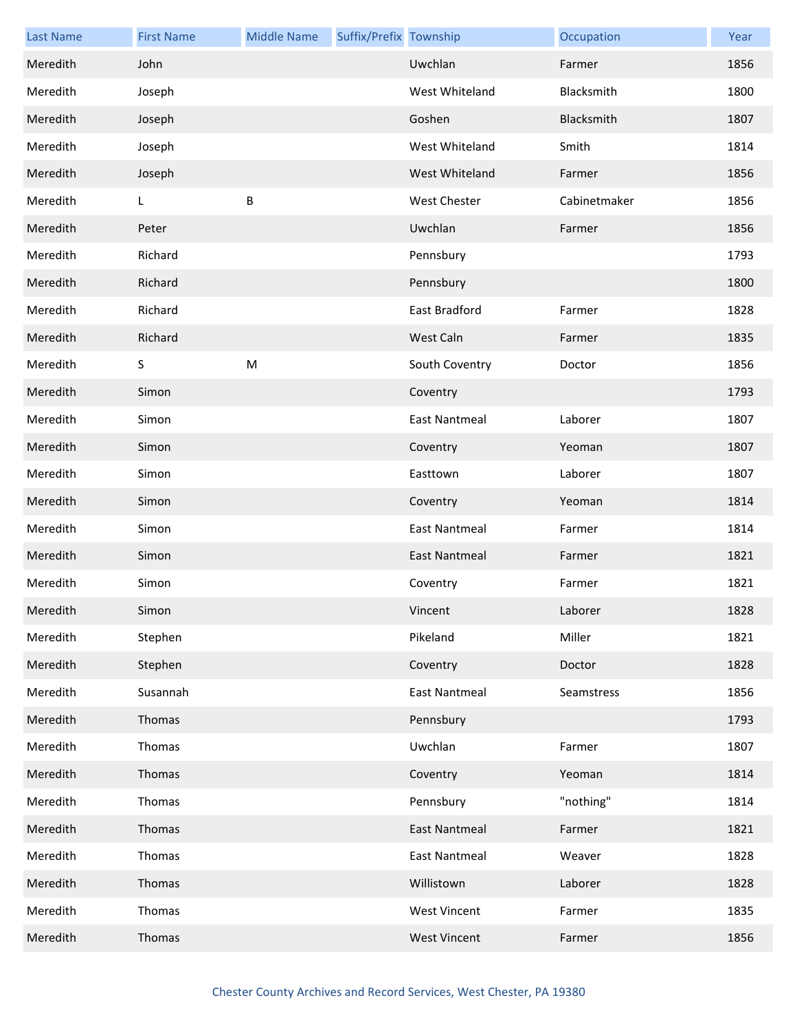| Last Name | First Name | Middle Name | Suffix/Prefix | Township | Occupation | Year |
| --- | --- | --- | --- | --- | --- | --- |
| Meredith | John | | | Uwchlan | Farmer | 1856 |
| Meredith | Joseph | | | West Whiteland | Blacksmith | 1800 |
| Meredith | Joseph | | | Goshen | Blacksmith | 1807 |
| Meredith | Joseph | | | West Whiteland | Smith | 1814 |
| Meredith | Joseph | | | West Whiteland | Farmer | 1856 |
| Meredith | L | B | | West Chester | Cabinetmaker | 1856 |
| Meredith | Peter | | | Uwchlan | Farmer | 1856 |
| Meredith | Richard | | | Pennsbury | | 1793 |
| Meredith | Richard | | | Pennsbury | | 1800 |
| Meredith | Richard | | | East Bradford | Farmer | 1828 |
| Meredith | Richard | | | West Caln | Farmer | 1835 |
| Meredith | S | M | | South Coventry | Doctor | 1856 |
| Meredith | Simon | | | Coventry | | 1793 |
| Meredith | Simon | | | East Nantmeal | Laborer | 1807 |
| Meredith | Simon | | | Coventry | Yeoman | 1807 |
| Meredith | Simon | | | Easttown | Laborer | 1807 |
| Meredith | Simon | | | Coventry | Yeoman | 1814 |
| Meredith | Simon | | | East Nantmeal | Farmer | 1814 |
| Meredith | Simon | | | East Nantmeal | Farmer | 1821 |
| Meredith | Simon | | | Coventry | Farmer | 1821 |
| Meredith | Simon | | | Vincent | Laborer | 1828 |
| Meredith | Stephen | | | Pikeland | Miller | 1821 |
| Meredith | Stephen | | | Coventry | Doctor | 1828 |
| Meredith | Susannah | | | East Nantmeal | Seamstress | 1856 |
| Meredith | Thomas | | | Pennsbury | | 1793 |
| Meredith | Thomas | | | Uwchlan | Farmer | 1807 |
| Meredith | Thomas | | | Coventry | Yeoman | 1814 |
| Meredith | Thomas | | | Pennsbury | "nothing" | 1814 |
| Meredith | Thomas | | | East Nantmeal | Farmer | 1821 |
| Meredith | Thomas | | | East Nantmeal | Weaver | 1828 |
| Meredith | Thomas | | | Willistown | Laborer | 1828 |
| Meredith | Thomas | | | West Vincent | Farmer | 1835 |
| Meredith | Thomas | | | West Vincent | Farmer | 1856 |

Chester County Archives and Record Services, West Chester, PA 19380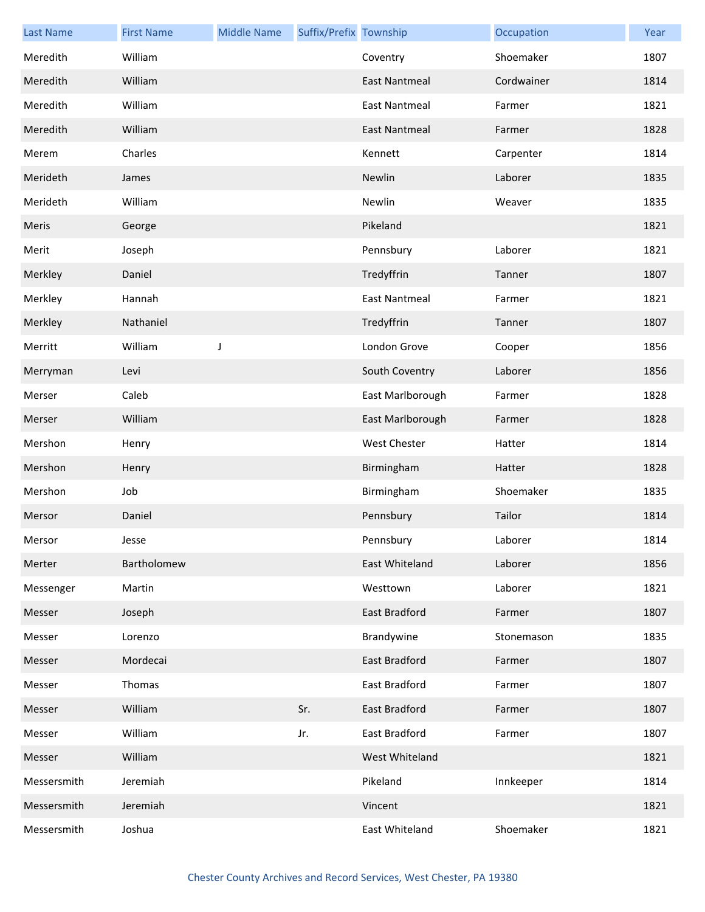| Last Name | First Name | Middle Name | Suffix/Prefix | Township | Occupation | Year |
|---|---|---|---|---|---|---|
| Meredith | William | | | Coventry | Shoemaker | 1807 |
| Meredith | William | | | East Nantmeal | Cordwainer | 1814 |
| Meredith | William | | | East Nantmeal | Farmer | 1821 |
| Meredith | William | | | East Nantmeal | Farmer | 1828 |
| Merem | Charles | | | Kennett | Carpenter | 1814 |
| Merideth | James | | | Newlin | Laborer | 1835 |
| Merideth | William | | | Newlin | Weaver | 1835 |
| Meris | George | | | Pikeland | | 1821 |
| Merit | Joseph | | | Pennsbury | Laborer | 1821 |
| Merkley | Daniel | | | Tredyffrin | Tanner | 1807 |
| Merkley | Hannah | | | East Nantmeal | Farmer | 1821 |
| Merkley | Nathaniel | | | Tredyffrin | Tanner | 1807 |
| Merritt | William | J | | London Grove | Cooper | 1856 |
| Merryman | Levi | | | South Coventry | Laborer | 1856 |
| Merser | Caleb | | | East Marlborough | Farmer | 1828 |
| Merser | William | | | East Marlborough | Farmer | 1828 |
| Mershon | Henry | | | West Chester | Hatter | 1814 |
| Mershon | Henry | | | Birmingham | Hatter | 1828 |
| Mershon | Job | | | Birmingham | Shoemaker | 1835 |
| Mersor | Daniel | | | Pennsbury | Tailor | 1814 |
| Mersor | Jesse | | | Pennsbury | Laborer | 1814 |
| Merter | Bartholomew | | | East Whiteland | Laborer | 1856 |
| Messenger | Martin | | | Westtown | Laborer | 1821 |
| Messer | Joseph | | | East Bradford | Farmer | 1807 |
| Messer | Lorenzo | | | Brandywine | Stonemason | 1835 |
| Messer | Mordecai | | | East Bradford | Farmer | 1807 |
| Messer | Thomas | | | East Bradford | Farmer | 1807 |
| Messer | William | | Sr. | East Bradford | Farmer | 1807 |
| Messer | William | | Jr. | East Bradford | Farmer | 1807 |
| Messer | William | | | West Whiteland | | 1821 |
| Messersmith | Jeremiah | | | Pikeland | Innkeeper | 1814 |
| Messersmith | Jeremiah | | | Vincent | | 1821 |
| Messersmith | Joshua | | | East Whiteland | Shoemaker | 1821 |

Chester County Archives and Record Services, West Chester, PA 19380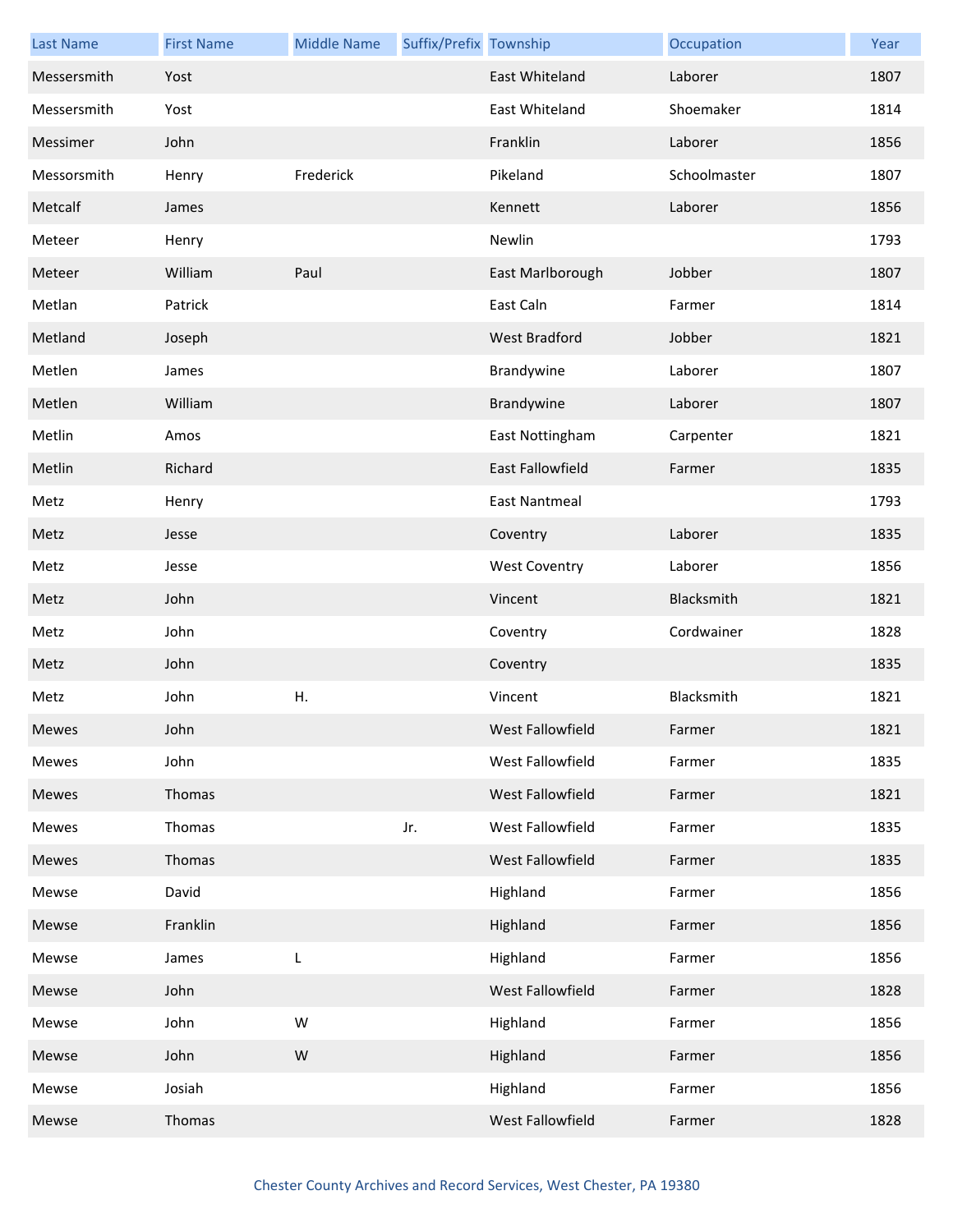| Last Name | First Name | Middle Name | Suffix/Prefix | Township | Occupation | Year |
|---|---|---|---|---|---|---|
| Messersmith | Yost | | | East Whiteland | Laborer | 1807 |
| Messersmith | Yost | | | East Whiteland | Shoemaker | 1814 |
| Messimer | John | | | Franklin | Laborer | 1856 |
| Messorsmith | Henry | Frederick | | Pikeland | Schoolmaster | 1807 |
| Metcalf | James | | | Kennett | Laborer | 1856 |
| Meteer | Henry | | | Newlin | | 1793 |
| Meteer | William | Paul | | East Marlborough | Jobber | 1807 |
| Metlan | Patrick | | | East Caln | Farmer | 1814 |
| Metland | Joseph | | | West Bradford | Jobber | 1821 |
| Metlen | James | | | Brandywine | Laborer | 1807 |
| Metlen | William | | | Brandywine | Laborer | 1807 |
| Metlin | Amos | | | East Nottingham | Carpenter | 1821 |
| Metlin | Richard | | | East Fallowfield | Farmer | 1835 |
| Metz | Henry | | | East Nantmeal | | 1793 |
| Metz | Jesse | | | Coventry | Laborer | 1835 |
| Metz | Jesse | | | West Coventry | Laborer | 1856 |
| Metz | John | | | Vincent | Blacksmith | 1821 |
| Metz | John | | | Coventry | Cordwainer | 1828 |
| Metz | John | | | Coventry | | 1835 |
| Metz | John | H. | | Vincent | Blacksmith | 1821 |
| Mewes | John | | | West Fallowfield | Farmer | 1821 |
| Mewes | John | | | West Fallowfield | Farmer | 1835 |
| Mewes | Thomas | | | West Fallowfield | Farmer | 1821 |
| Mewes | Thomas | | Jr. | West Fallowfield | Farmer | 1835 |
| Mewes | Thomas | | | West Fallowfield | Farmer | 1835 |
| Mewse | David | | | Highland | Farmer | 1856 |
| Mewse | Franklin | | | Highland | Farmer | 1856 |
| Mewse | James | L | | Highland | Farmer | 1856 |
| Mewse | John | | | West Fallowfield | Farmer | 1828 |
| Mewse | John | W | | Highland | Farmer | 1856 |
| Mewse | John | W | | Highland | Farmer | 1856 |
| Mewse | Josiah | | | Highland | Farmer | 1856 |
| Mewse | Thomas | | | West Fallowfield | Farmer | 1828 |

Chester County Archives and Record Services, West Chester, PA 19380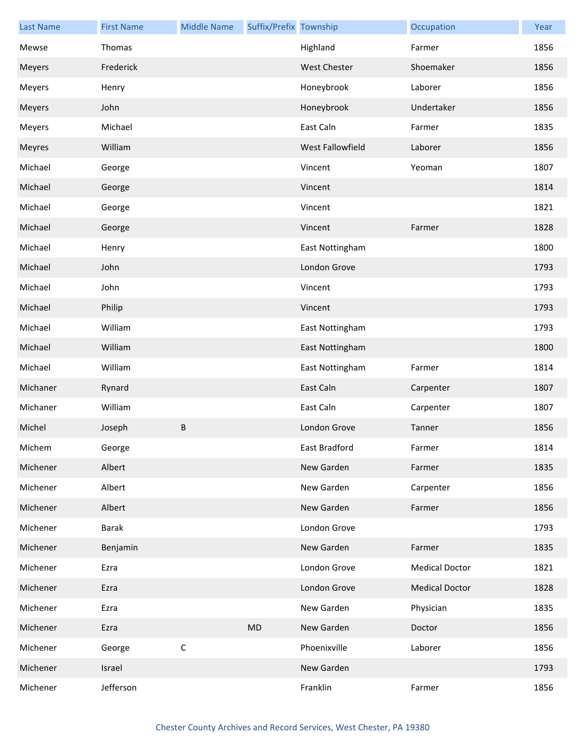| Last Name | First Name | Middle Name | Suffix/Prefix | Township | Occupation | Year |
|---|---|---|---|---|---|---|
| Mewse | Thomas | | | Highland | Farmer | 1856 |
| Meyers | Frederick | | | West Chester | Shoemaker | 1856 |
| Meyers | Henry | | | Honeybrook | Laborer | 1856 |
| Meyers | John | | | Honeybrook | Undertaker | 1856 |
| Meyers | Michael | | | East Caln | Farmer | 1835 |
| Meyres | William | | | West Fallowfield | Laborer | 1856 |
| Michael | George | | | Vincent | Yeoman | 1807 |
| Michael | George | | | Vincent | | 1814 |
| Michael | George | | | Vincent | | 1821 |
| Michael | George | | | Vincent | Farmer | 1828 |
| Michael | Henry | | | East Nottingham | | 1800 |
| Michael | John | | | London Grove | | 1793 |
| Michael | John | | | Vincent | | 1793 |
| Michael | Philip | | | Vincent | | 1793 |
| Michael | William | | | East Nottingham | | 1793 |
| Michael | William | | | East Nottingham | | 1800 |
| Michael | William | | | East Nottingham | Farmer | 1814 |
| Michaner | Rynard | | | East Caln | Carpenter | 1807 |
| Michaner | William | | | East Caln | Carpenter | 1807 |
| Michel | Joseph | B | | London Grove | Tanner | 1856 |
| Michem | George | | | East Bradford | Farmer | 1814 |
| Michener | Albert | | | New Garden | Farmer | 1835 |
| Michener | Albert | | | New Garden | Carpenter | 1856 |
| Michener | Albert | | | New Garden | Farmer | 1856 |
| Michener | Barak | | | London Grove | | 1793 |
| Michener | Benjamin | | | New Garden | Farmer | 1835 |
| Michener | Ezra | | | London Grove | Medical Doctor | 1821 |
| Michener | Ezra | | | London Grove | Medical Doctor | 1828 |
| Michener | Ezra | | | New Garden | Physician | 1835 |
| Michener | Ezra | | MD | New Garden | Doctor | 1856 |
| Michener | George | C | | Phoenixville | Laborer | 1856 |
| Michener | Israel | | | New Garden | | 1793 |
| Michener | Jefferson | | | Franklin | Farmer | 1856 |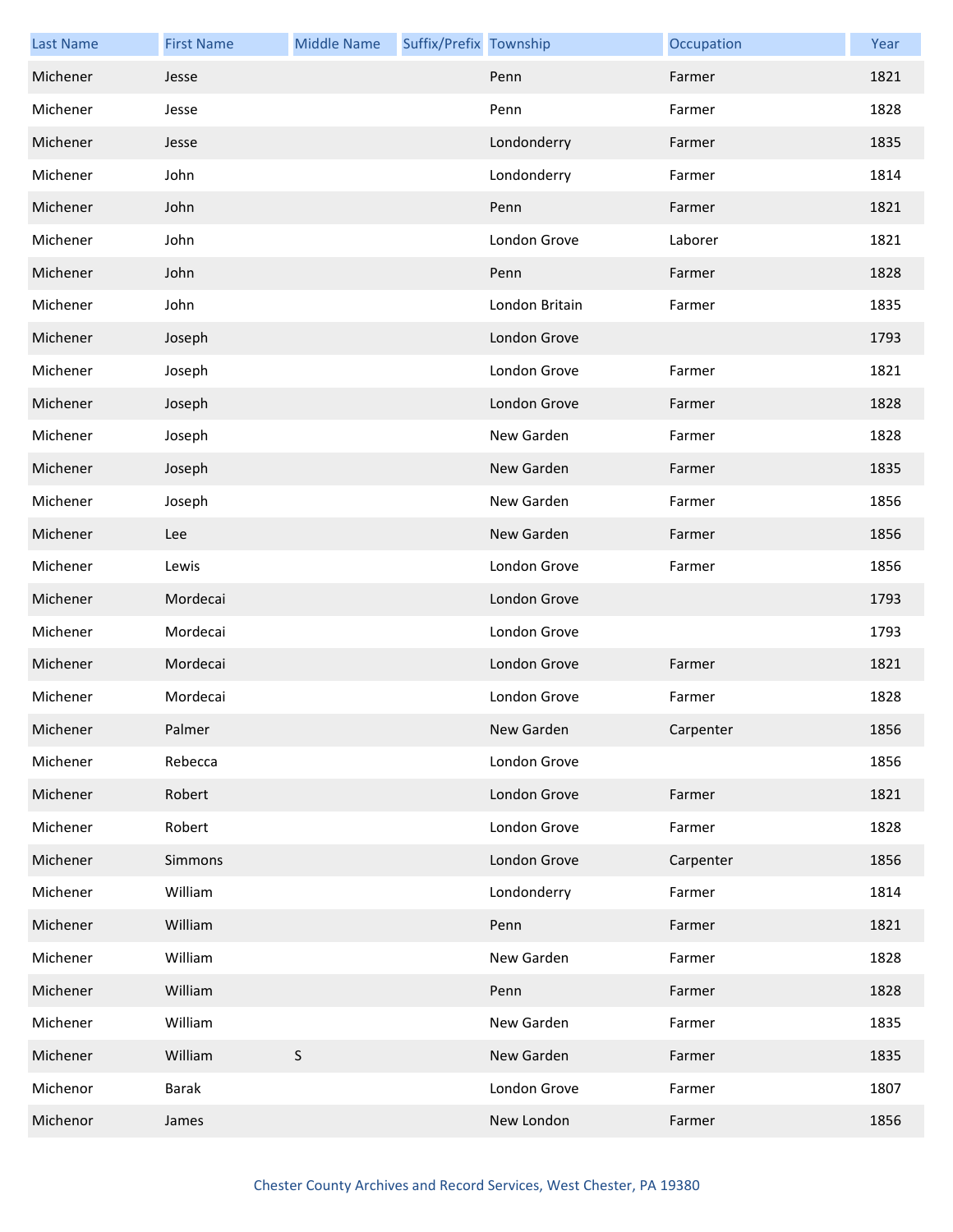| Last Name | First Name | Middle Name | Suffix/Prefix | Township | Occupation | Year |
|---|---|---|---|---|---|---|
| Michener | Jesse | | | Penn | Farmer | 1821 |
| Michener | Jesse | | | Penn | Farmer | 1828 |
| Michener | Jesse | | | Londonderry | Farmer | 1835 |
| Michener | John | | | Londonderry | Farmer | 1814 |
| Michener | John | | | Penn | Farmer | 1821 |
| Michener | John | | | London Grove | Laborer | 1821 |
| Michener | John | | | Penn | Farmer | 1828 |
| Michener | John | | | London Britain | Farmer | 1835 |
| Michener | Joseph | | | London Grove | | 1793 |
| Michener | Joseph | | | London Grove | Farmer | 1821 |
| Michener | Joseph | | | London Grove | Farmer | 1828 |
| Michener | Joseph | | | New Garden | Farmer | 1828 |
| Michener | Joseph | | | New Garden | Farmer | 1835 |
| Michener | Joseph | | | New Garden | Farmer | 1856 |
| Michener | Lee | | | New Garden | Farmer | 1856 |
| Michener | Lewis | | | London Grove | Farmer | 1856 |
| Michener | Mordecai | | | London Grove | | 1793 |
| Michener | Mordecai | | | London Grove | | 1793 |
| Michener | Mordecai | | | London Grove | Farmer | 1821 |
| Michener | Mordecai | | | London Grove | Farmer | 1828 |
| Michener | Palmer | | | New Garden | Carpenter | 1856 |
| Michener | Rebecca | | | London Grove | | 1856 |
| Michener | Robert | | | London Grove | Farmer | 1821 |
| Michener | Robert | | | London Grove | Farmer | 1828 |
| Michener | Simmons | | | London Grove | Carpenter | 1856 |
| Michener | William | | | Londonderry | Farmer | 1814 |
| Michener | William | | | Penn | Farmer | 1821 |
| Michener | William | | | New Garden | Farmer | 1828 |
| Michener | William | | | Penn | Farmer | 1828 |
| Michener | William | | | New Garden | Farmer | 1835 |
| Michener | William | S | | New Garden | Farmer | 1835 |
| Michenor | Barak | | | London Grove | Farmer | 1807 |
| Michenor | James | | | New London | Farmer | 1856 |

Chester County Archives and Record Services, West Chester, PA 19380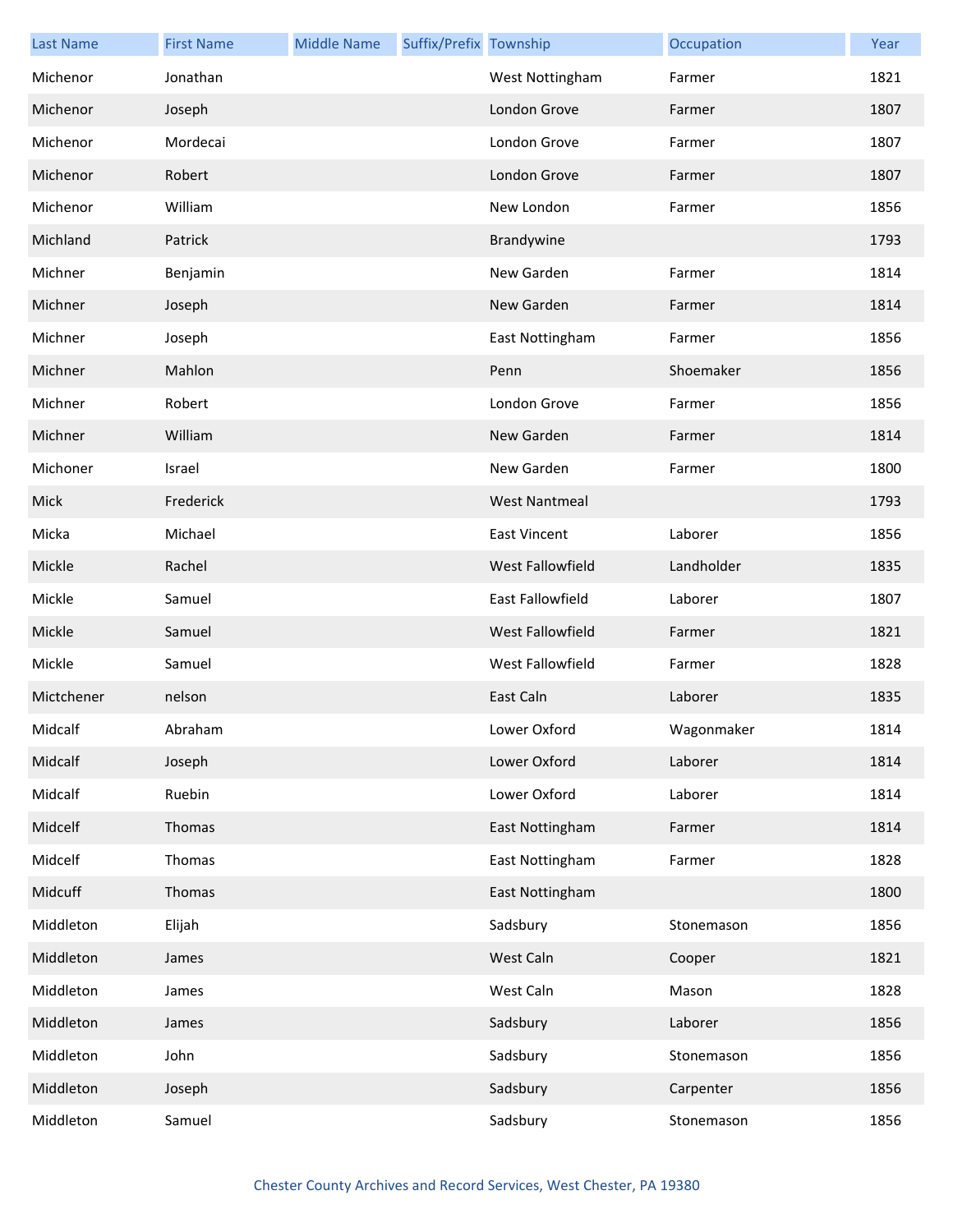| Last Name | First Name | Middle Name | Suffix/Prefix | Township | Occupation | Year |
|---|---|---|---|---|---|---|
| Michenor | Jonathan | | | West Nottingham | Farmer | 1821 |
| Michenor | Joseph | | | London Grove | Farmer | 1807 |
| Michenor | Mordecai | | | London Grove | Farmer | 1807 |
| Michenor | Robert | | | London Grove | Farmer | 1807 |
| Michenor | William | | | New London | Farmer | 1856 |
| Michland | Patrick | | | Brandywine | | 1793 |
| Michner | Benjamin | | | New Garden | Farmer | 1814 |
| Michner | Joseph | | | New Garden | Farmer | 1814 |
| Michner | Joseph | | | East Nottingham | Farmer | 1856 |
| Michner | Mahlon | | | Penn | Shoemaker | 1856 |
| Michner | Robert | | | London Grove | Farmer | 1856 |
| Michner | William | | | New Garden | Farmer | 1814 |
| Michoner | Israel | | | New Garden | Farmer | 1800 |
| Mick | Frederick | | | West Nantmeal | | 1793 |
| Micka | Michael | | | East Vincent | Laborer | 1856 |
| Mickle | Rachel | | | West Fallowfield | Landholder | 1835 |
| Mickle | Samuel | | | East Fallowfield | Laborer | 1807 |
| Mickle | Samuel | | | West Fallowfield | Farmer | 1821 |
| Mickle | Samuel | | | West Fallowfield | Farmer | 1828 |
| Mictchener | nelson | | | East Caln | Laborer | 1835 |
| Midcalf | Abraham | | | Lower Oxford | Wagonmaker | 1814 |
| Midcalf | Joseph | | | Lower Oxford | Laborer | 1814 |
| Midcalf | Ruebin | | | Lower Oxford | Laborer | 1814 |
| Midcelf | Thomas | | | East Nottingham | Farmer | 1814 |
| Midcelf | Thomas | | | East Nottingham | Farmer | 1828 |
| Midcuff | Thomas | | | East Nottingham | | 1800 |
| Middleton | Elijah | | | Sadsbury | Stonemason | 1856 |
| Middleton | James | | | West Caln | Cooper | 1821 |
| Middleton | James | | | West Caln | Mason | 1828 |
| Middleton | James | | | Sadsbury | Laborer | 1856 |
| Middleton | John | | | Sadsbury | Stonemason | 1856 |
| Middleton | Joseph | | | Sadsbury | Carpenter | 1856 |
| Middleton | Samuel | | | Sadsbury | Stonemason | 1856 |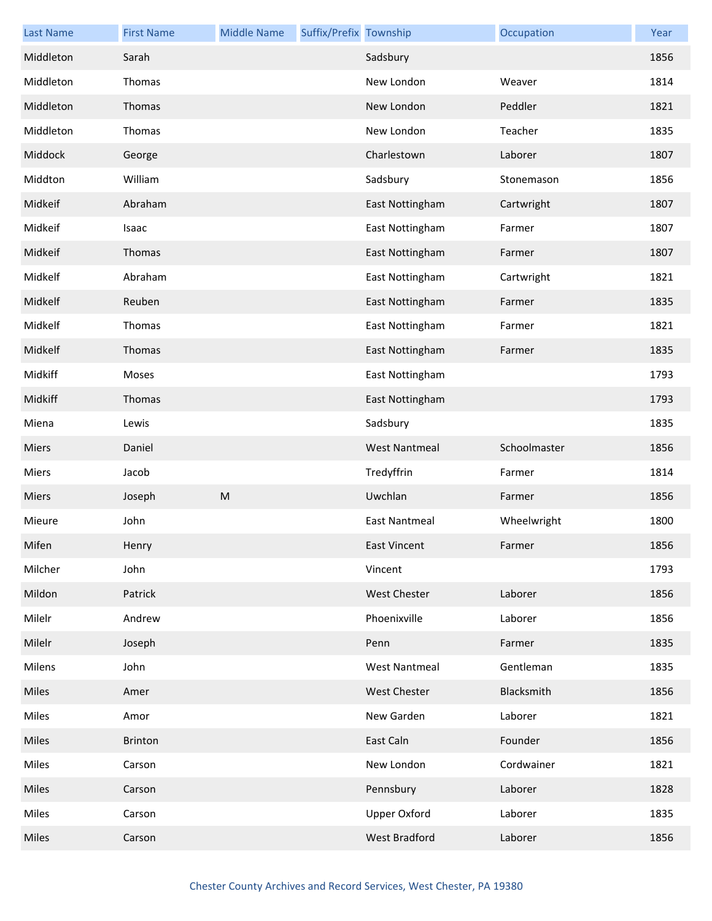| Last Name | First Name | Middle Name | Suffix/Prefix | Township | Occupation | Year |
|---|---|---|---|---|---|---|
| Middleton | Sarah | | | Sadsbury | | 1856 |
| Middleton | Thomas | | | New London | Weaver | 1814 |
| Middleton | Thomas | | | New London | Peddler | 1821 |
| Middleton | Thomas | | | New London | Teacher | 1835 |
| Middock | George | | | Charlestown | Laborer | 1807 |
| Middton | William | | | Sadsbury | Stonemason | 1856 |
| Midkeif | Abraham | | | East Nottingham | Cartwright | 1807 |
| Midkeif | Isaac | | | East Nottingham | Farmer | 1807 |
| Midkeif | Thomas | | | East Nottingham | Farmer | 1807 |
| Midkelf | Abraham | | | East Nottingham | Cartwright | 1821 |
| Midkelf | Reuben | | | East Nottingham | Farmer | 1835 |
| Midkelf | Thomas | | | East Nottingham | Farmer | 1821 |
| Midkelf | Thomas | | | East Nottingham | Farmer | 1835 |
| Midkiff | Moses | | | East Nottingham | | 1793 |
| Midkiff | Thomas | | | East Nottingham | | 1793 |
| Miena | Lewis | | | Sadsbury | | 1835 |
| Miers | Daniel | | | West Nantmeal | Schoolmaster | 1856 |
| Miers | Jacob | | | Tredyffrin | Farmer | 1814 |
| Miers | Joseph | M | | Uwchlan | Farmer | 1856 |
| Mieure | John | | | East Nantmeal | Wheelwright | 1800 |
| Mifen | Henry | | | East Vincent | Farmer | 1856 |
| Milcher | John | | | Vincent | | 1793 |
| Mildon | Patrick | | | West Chester | Laborer | 1856 |
| Milelr | Andrew | | | Phoenixville | Laborer | 1856 |
| Milelr | Joseph | | | Penn | Farmer | 1835 |
| Milens | John | | | West Nantmeal | Gentleman | 1835 |
| Miles | Amer | | | West Chester | Blacksmith | 1856 |
| Miles | Amor | | | New Garden | Laborer | 1821 |
| Miles | Brinton | | | East Caln | Founder | 1856 |
| Miles | Carson | | | New London | Cordwainer | 1821 |
| Miles | Carson | | | Pennsbury | Laborer | 1828 |
| Miles | Carson | | | Upper Oxford | Laborer | 1835 |
| Miles | Carson | | | West Bradford | Laborer | 1856 |

Chester County Archives and Record Services, West Chester, PA 19380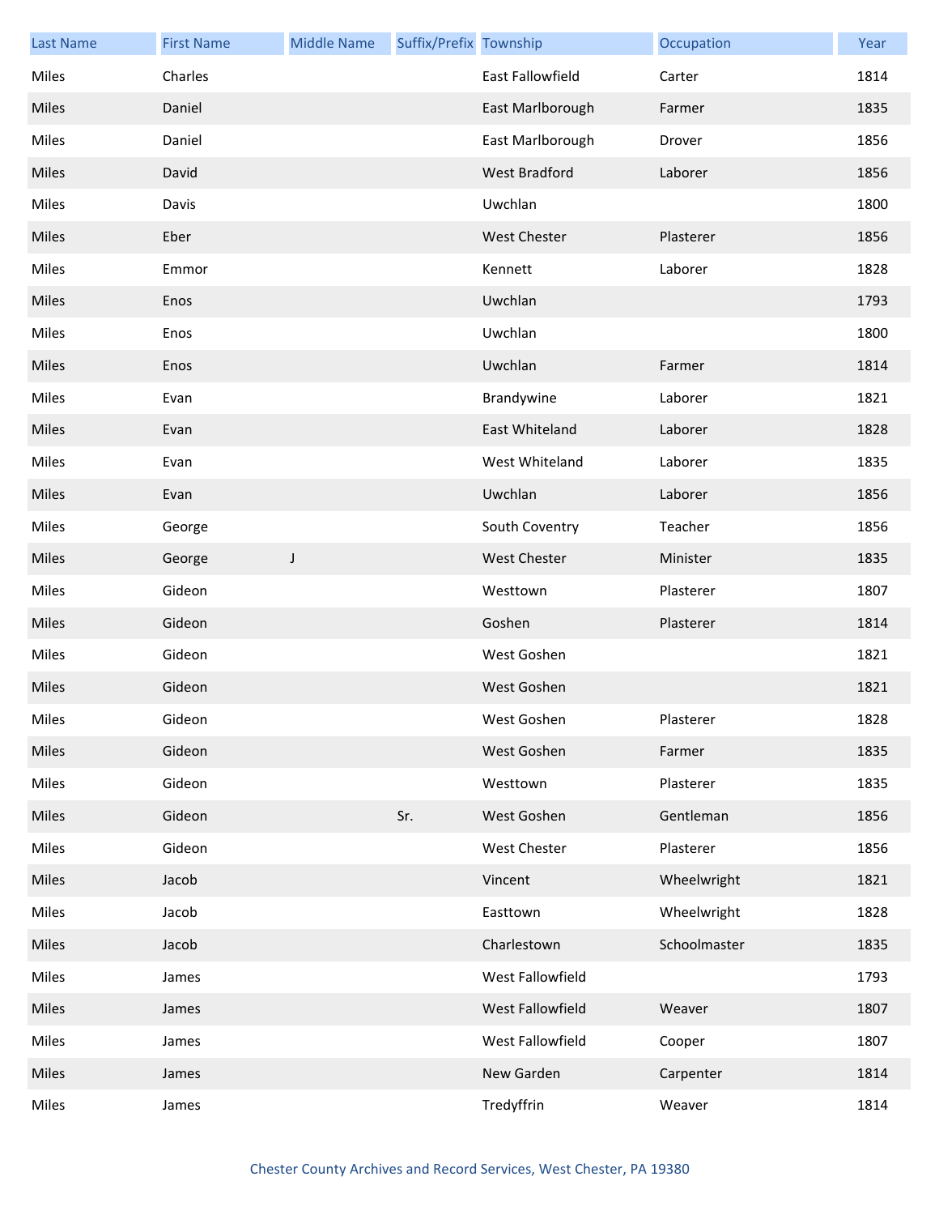| Last Name | First Name | Middle Name | Suffix/Prefix | Township | Occupation | Year |
|---|---|---|---|---|---|---|
| Miles | Charles | | | East Fallowfield | Carter | 1814 |
| Miles | Daniel | | | East Marlborough | Farmer | 1835 |
| Miles | Daniel | | | East Marlborough | Drover | 1856 |
| Miles | David | | | West Bradford | Laborer | 1856 |
| Miles | Davis | | | Uwchlan | | 1800 |
| Miles | Eber | | | West Chester | Plasterer | 1856 |
| Miles | Emmor | | | Kennett | Laborer | 1828 |
| Miles | Enos | | | Uwchlan | | 1793 |
| Miles | Enos | | | Uwchlan | | 1800 |
| Miles | Enos | | | Uwchlan | Farmer | 1814 |
| Miles | Evan | | | Brandywine | Laborer | 1821 |
| Miles | Evan | | | East Whiteland | Laborer | 1828 |
| Miles | Evan | | | West Whiteland | Laborer | 1835 |
| Miles | Evan | | | Uwchlan | Laborer | 1856 |
| Miles | George | | | South Coventry | Teacher | 1856 |
| Miles | George | J | | West Chester | Minister | 1835 |
| Miles | Gideon | | | Westtown | Plasterer | 1807 |
| Miles | Gideon | | | Goshen | Plasterer | 1814 |
| Miles | Gideon | | | West Goshen | | 1821 |
| Miles | Gideon | | | West Goshen | | 1821 |
| Miles | Gideon | | | West Goshen | Plasterer | 1828 |
| Miles | Gideon | | | West Goshen | Farmer | 1835 |
| Miles | Gideon | | | Westtown | Plasterer | 1835 |
| Miles | Gideon | | Sr. | West Goshen | Gentleman | 1856 |
| Miles | Gideon | | | West Chester | Plasterer | 1856 |
| Miles | Jacob | | | Vincent | Wheelwright | 1821 |
| Miles | Jacob | | | Easttown | Wheelwright | 1828 |
| Miles | Jacob | | | Charlestown | Schoolmaster | 1835 |
| Miles | James | | | West Fallowfield | | 1793 |
| Miles | James | | | West Fallowfield | Weaver | 1807 |
| Miles | James | | | West Fallowfield | Cooper | 1807 |
| Miles | James | | | New Garden | Carpenter | 1814 |
| Miles | James | | | Tredyffrin | Weaver | 1814 |

Chester County Archives and Record Services, West Chester, PA 19380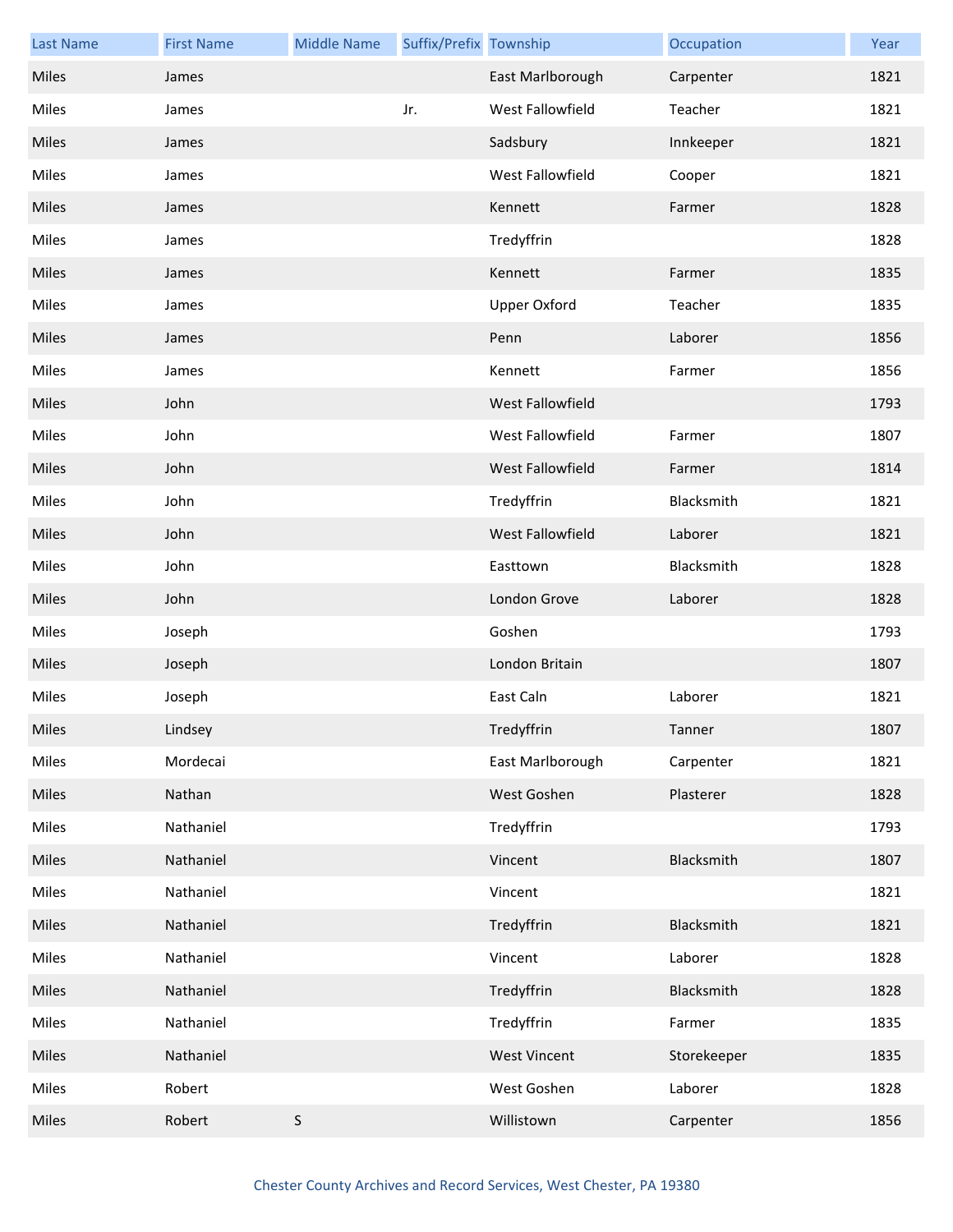| Last Name | First Name | Middle Name | Suffix/Prefix | Township | Occupation | Year |
| --- | --- | --- | --- | --- | --- | --- |
| Miles | James | | | East Marlborough | Carpenter | 1821 |
| Miles | James | | Jr. | West Fallowfield | Teacher | 1821 |
| Miles | James | | | Sadsbury | Innkeeper | 1821 |
| Miles | James | | | West Fallowfield | Cooper | 1821 |
| Miles | James | | | Kennett | Farmer | 1828 |
| Miles | James | | | Tredyffrin | | 1828 |
| Miles | James | | | Kennett | Farmer | 1835 |
| Miles | James | | | Upper Oxford | Teacher | 1835 |
| Miles | James | | | Penn | Laborer | 1856 |
| Miles | James | | | Kennett | Farmer | 1856 |
| Miles | John | | | West Fallowfield | | 1793 |
| Miles | John | | | West Fallowfield | Farmer | 1807 |
| Miles | John | | | West Fallowfield | Farmer | 1814 |
| Miles | John | | | Tredyffrin | Blacksmith | 1821 |
| Miles | John | | | West Fallowfield | Laborer | 1821 |
| Miles | John | | | Easttown | Blacksmith | 1828 |
| Miles | John | | | London Grove | Laborer | 1828 |
| Miles | Joseph | | | Goshen | | 1793 |
| Miles | Joseph | | | London Britain | | 1807 |
| Miles | Joseph | | | East Caln | Laborer | 1821 |
| Miles | Lindsey | | | Tredyffrin | Tanner | 1807 |
| Miles | Mordecai | | | East Marlborough | Carpenter | 1821 |
| Miles | Nathan | | | West Goshen | Plasterer | 1828 |
| Miles | Nathaniel | | | Tredyffrin | | 1793 |
| Miles | Nathaniel | | | Vincent | Blacksmith | 1807 |
| Miles | Nathaniel | | | Vincent | | 1821 |
| Miles | Nathaniel | | | Tredyffrin | Blacksmith | 1821 |
| Miles | Nathaniel | | | Vincent | Laborer | 1828 |
| Miles | Nathaniel | | | Tredyffrin | Blacksmith | 1828 |
| Miles | Nathaniel | | | Tredyffrin | Farmer | 1835 |
| Miles | Nathaniel | | | West Vincent | Storekeeper | 1835 |
| Miles | Robert | | | West Goshen | Laborer | 1828 |
| Miles | Robert | S | | Willistown | Carpenter | 1856 |

Chester County Archives and Record Services, West Chester, PA 19380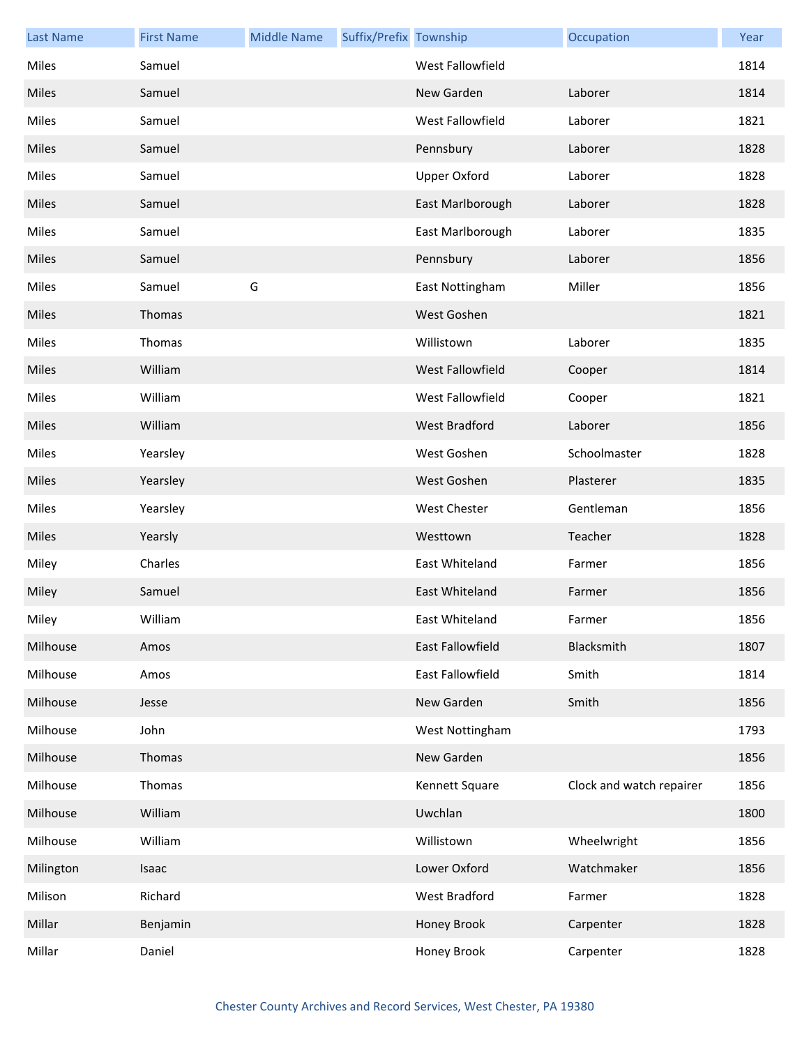| Last Name | First Name | Middle Name | Suffix/Prefix | Township | Occupation | Year |
| --- | --- | --- | --- | --- | --- | --- |
| Miles | Samuel | | | West Fallowfield | | 1814 |
| Miles | Samuel | | | New Garden | Laborer | 1814 |
| Miles | Samuel | | | West Fallowfield | Laborer | 1821 |
| Miles | Samuel | | | Pennsbury | Laborer | 1828 |
| Miles | Samuel | | | Upper Oxford | Laborer | 1828 |
| Miles | Samuel | | | East Marlborough | Laborer | 1828 |
| Miles | Samuel | | | East Marlborough | Laborer | 1835 |
| Miles | Samuel | | | Pennsbury | Laborer | 1856 |
| Miles | Samuel | G | | East Nottingham | Miller | 1856 |
| Miles | Thomas | | | West Goshen | | 1821 |
| Miles | Thomas | | | Willistown | Laborer | 1835 |
| Miles | William | | | West Fallowfield | Cooper | 1814 |
| Miles | William | | | West Fallowfield | Cooper | 1821 |
| Miles | William | | | West Bradford | Laborer | 1856 |
| Miles | Yearsley | | | West Goshen | Schoolmaster | 1828 |
| Miles | Yearsley | | | West Goshen | Plasterer | 1835 |
| Miles | Yearsley | | | West Chester | Gentleman | 1856 |
| Miles | Yearsly | | | Westtown | Teacher | 1828 |
| Miley | Charles | | | East Whiteland | Farmer | 1856 |
| Miley | Samuel | | | East Whiteland | Farmer | 1856 |
| Miley | William | | | East Whiteland | Farmer | 1856 |
| Milhouse | Amos | | | East Fallowfield | Blacksmith | 1807 |
| Milhouse | Amos | | | East Fallowfield | Smith | 1814 |
| Milhouse | Jesse | | | New Garden | Smith | 1856 |
| Milhouse | John | | | West Nottingham | | 1793 |
| Milhouse | Thomas | | | New Garden | | 1856 |
| Milhouse | Thomas | | | Kennett Square | Clock and watch repairer | 1856 |
| Milhouse | William | | | Uwchlan | | 1800 |
| Milhouse | William | | | Willistown | Wheelwright | 1856 |
| Milington | Isaac | | | Lower Oxford | Watchmaker | 1856 |
| Milison | Richard | | | West Bradford | Farmer | 1828 |
| Millar | Benjamin | | | Honey Brook | Carpenter | 1828 |
| Millar | Daniel | | | Honey Brook | Carpenter | 1828 |

Chester County Archives and Record Services, West Chester, PA 19380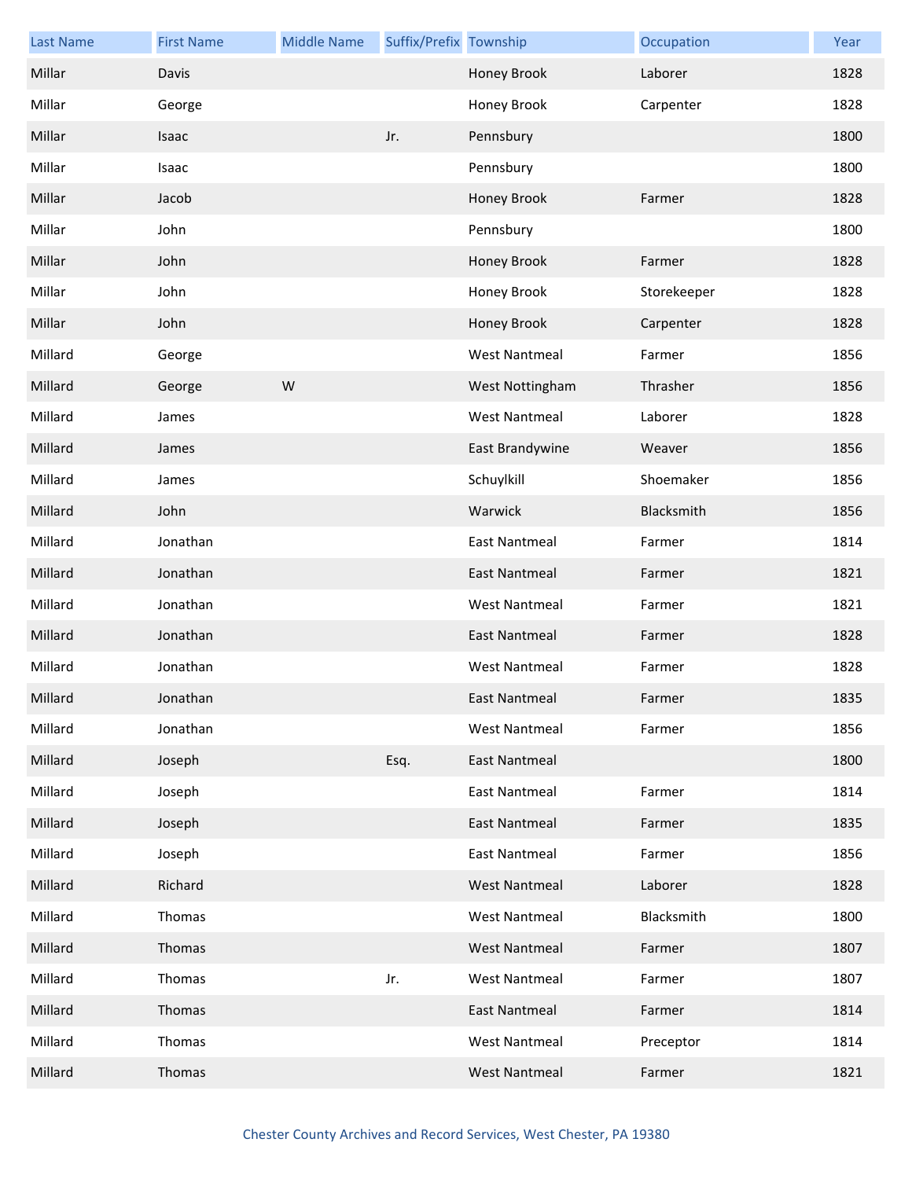| Last Name | First Name | Middle Name | Suffix/Prefix | Township | Occupation | Year |
|---|---|---|---|---|---|---|
| Millar | Davis | | | Honey Brook | Laborer | 1828 |
| Millar | George | | | Honey Brook | Carpenter | 1828 |
| Millar | Isaac | | Jr. | Pennsbury | | 1800 |
| Millar | Isaac | | | Pennsbury | | 1800 |
| Millar | Jacob | | | Honey Brook | Farmer | 1828 |
| Millar | John | | | Pennsbury | | 1800 |
| Millar | John | | | Honey Brook | Farmer | 1828 |
| Millar | John | | | Honey Brook | Storekeeper | 1828 |
| Millar | John | | | Honey Brook | Carpenter | 1828 |
| Millard | George | | | West Nantmeal | Farmer | 1856 |
| Millard | George | W | | West Nottingham | Thrasher | 1856 |
| Millard | James | | | West Nantmeal | Laborer | 1828 |
| Millard | James | | | East Brandywine | Weaver | 1856 |
| Millard | James | | | Schuylkill | Shoemaker | 1856 |
| Millard | John | | | Warwick | Blacksmith | 1856 |
| Millard | Jonathan | | | East Nantmeal | Farmer | 1814 |
| Millard | Jonathan | | | East Nantmeal | Farmer | 1821 |
| Millard | Jonathan | | | West Nantmeal | Farmer | 1821 |
| Millard | Jonathan | | | East Nantmeal | Farmer | 1828 |
| Millard | Jonathan | | | West Nantmeal | Farmer | 1828 |
| Millard | Jonathan | | | East Nantmeal | Farmer | 1835 |
| Millard | Jonathan | | | West Nantmeal | Farmer | 1856 |
| Millard | Joseph | | Esq. | East Nantmeal | | 1800 |
| Millard | Joseph | | | East Nantmeal | Farmer | 1814 |
| Millard | Joseph | | | East Nantmeal | Farmer | 1835 |
| Millard | Joseph | | | East Nantmeal | Farmer | 1856 |
| Millard | Richard | | | West Nantmeal | Laborer | 1828 |
| Millard | Thomas | | | West Nantmeal | Blacksmith | 1800 |
| Millard | Thomas | | | West Nantmeal | Farmer | 1807 |
| Millard | Thomas | | Jr. | West Nantmeal | Farmer | 1807 |
| Millard | Thomas | | | East Nantmeal | Farmer | 1814 |
| Millard | Thomas | | | West Nantmeal | Preceptor | 1814 |
| Millard | Thomas | | | West Nantmeal | Farmer | 1821 |

Chester County Archives and Record Services, West Chester, PA 19380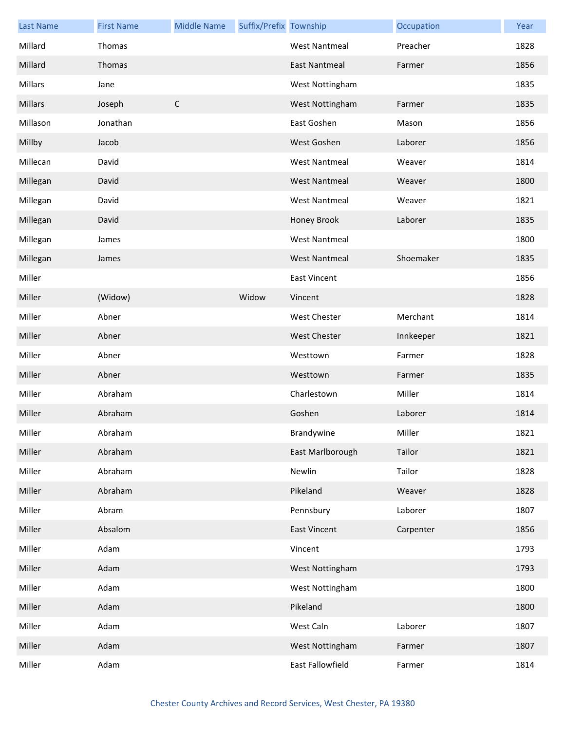| Last Name | First Name | Middle Name | Suffix/Prefix | Township | Occupation | Year |
| --- | --- | --- | --- | --- | --- | --- |
| Millard | Thomas | | | West Nantmeal | Preacher | 1828 |
| Millard | Thomas | | | East Nantmeal | Farmer | 1856 |
| Millars | Jane | | | West Nottingham | | 1835 |
| Millars | Joseph | C | | West Nottingham | Farmer | 1835 |
| Millason | Jonathan | | | East Goshen | Mason | 1856 |
| Millby | Jacob | | | West Goshen | Laborer | 1856 |
| Millecan | David | | | West Nantmeal | Weaver | 1814 |
| Millegan | David | | | West Nantmeal | Weaver | 1800 |
| Millegan | David | | | West Nantmeal | Weaver | 1821 |
| Millegan | David | | | Honey Brook | Laborer | 1835 |
| Millegan | James | | | West Nantmeal | | 1800 |
| Millegan | James | | | West Nantmeal | Shoemaker | 1835 |
| Miller | | | | East Vincent | | 1856 |
| Miller | (Widow) | | Widow | Vincent | | 1828 |
| Miller | Abner | | | West Chester | Merchant | 1814 |
| Miller | Abner | | | West Chester | Innkeeper | 1821 |
| Miller | Abner | | | Westtown | Farmer | 1828 |
| Miller | Abner | | | Westtown | Farmer | 1835 |
| Miller | Abraham | | | Charlestown | Miller | 1814 |
| Miller | Abraham | | | Goshen | Laborer | 1814 |
| Miller | Abraham | | | Brandywine | Miller | 1821 |
| Miller | Abraham | | | East Marlborough | Tailor | 1821 |
| Miller | Abraham | | | Newlin | Tailor | 1828 |
| Miller | Abraham | | | Pikeland | Weaver | 1828 |
| Miller | Abram | | | Pennsbury | Laborer | 1807 |
| Miller | Absalom | | | East Vincent | Carpenter | 1856 |
| Miller | Adam | | | Vincent | | 1793 |
| Miller | Adam | | | West Nottingham | | 1793 |
| Miller | Adam | | | West Nottingham | | 1800 |
| Miller | Adam | | | Pikeland | | 1800 |
| Miller | Adam | | | West Caln | Laborer | 1807 |
| Miller | Adam | | | West Nottingham | Farmer | 1807 |
| Miller | Adam | | | East Fallowfield | Farmer | 1814 |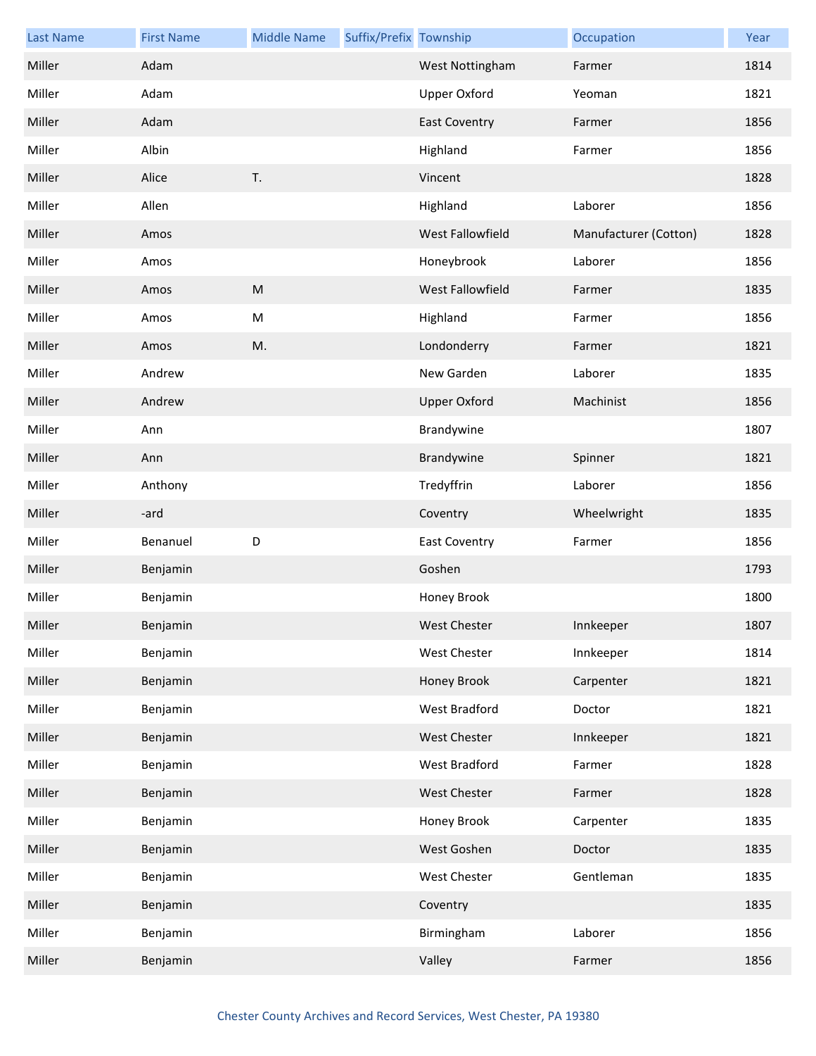| Last Name | First Name | Middle Name | Suffix/Prefix | Township | Occupation | Year |
|---|---|---|---|---|---|---|
| Miller | Adam | | | West Nottingham | Farmer | 1814 |
| Miller | Adam | | | Upper Oxford | Yeoman | 1821 |
| Miller | Adam | | | East Coventry | Farmer | 1856 |
| Miller | Albin | | | Highland | Farmer | 1856 |
| Miller | Alice | T. | | Vincent | | 1828 |
| Miller | Allen | | | Highland | Laborer | 1856 |
| Miller | Amos | | | West Fallowfield | Manufacturer (Cotton) | 1828 |
| Miller | Amos | | | Honeybrook | Laborer | 1856 |
| Miller | Amos | M | | West Fallowfield | Farmer | 1835 |
| Miller | Amos | M | | Highland | Farmer | 1856 |
| Miller | Amos | M. | | Londonderry | Farmer | 1821 |
| Miller | Andrew | | | New Garden | Laborer | 1835 |
| Miller | Andrew | | | Upper Oxford | Machinist | 1856 |
| Miller | Ann | | | Brandywine | | 1807 |
| Miller | Ann | | | Brandywine | Spinner | 1821 |
| Miller | Anthony | | | Tredyffrin | Laborer | 1856 |
| Miller | -ard | | | Coventry | Wheelwright | 1835 |
| Miller | Benanuel | D | | East Coventry | Farmer | 1856 |
| Miller | Benjamin | | | Goshen | | 1793 |
| Miller | Benjamin | | | Honey Brook | | 1800 |
| Miller | Benjamin | | | West Chester | Innkeeper | 1807 |
| Miller | Benjamin | | | West Chester | Innkeeper | 1814 |
| Miller | Benjamin | | | Honey Brook | Carpenter | 1821 |
| Miller | Benjamin | | | West Bradford | Doctor | 1821 |
| Miller | Benjamin | | | West Chester | Innkeeper | 1821 |
| Miller | Benjamin | | | West Bradford | Farmer | 1828 |
| Miller | Benjamin | | | West Chester | Farmer | 1828 |
| Miller | Benjamin | | | Honey Brook | Carpenter | 1835 |
| Miller | Benjamin | | | West Goshen | Doctor | 1835 |
| Miller | Benjamin | | | West Chester | Gentleman | 1835 |
| Miller | Benjamin | | | Coventry | | 1835 |
| Miller | Benjamin | | | Birmingham | Laborer | 1856 |
| Miller | Benjamin | | | Valley | Farmer | 1856 |

Chester County Archives and Record Services, West Chester, PA 19380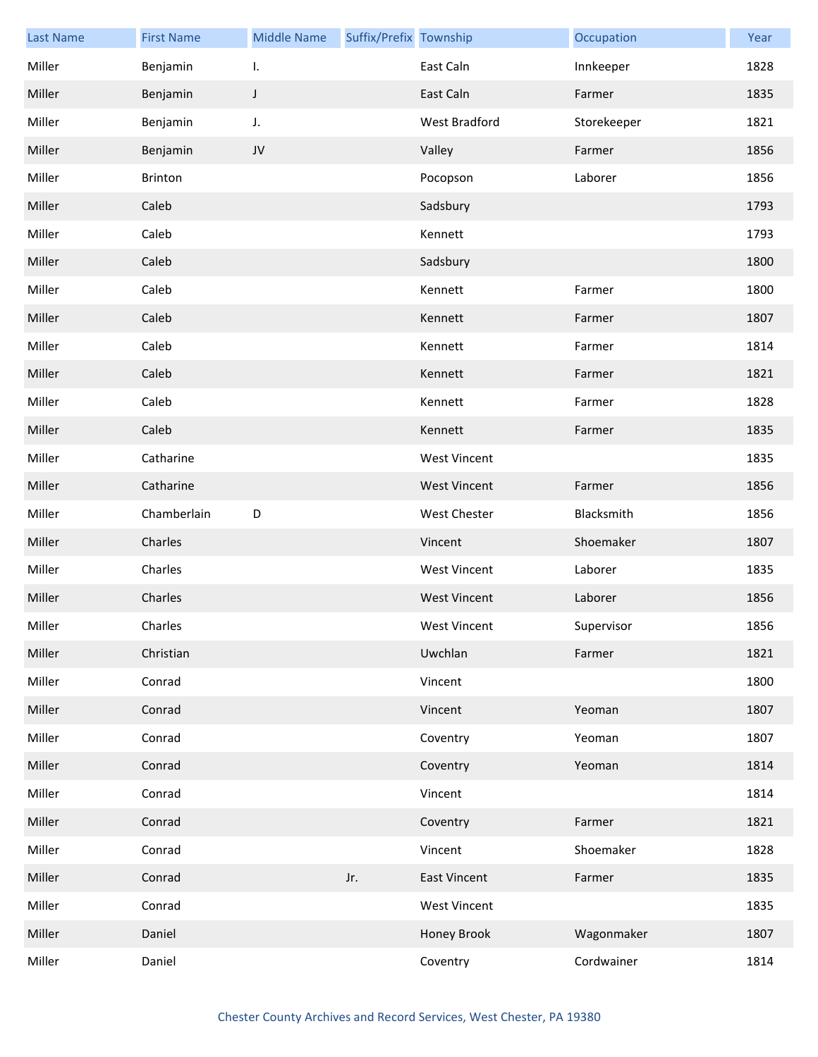| Last Name | First Name | Middle Name | Suffix/Prefix | Township | Occupation | Year |
|---|---|---|---|---|---|---|
| Miller | Benjamin | I. | | East Caln | Innkeeper | 1828 |
| Miller | Benjamin | J | | East Caln | Farmer | 1835 |
| Miller | Benjamin | J. | | West Bradford | Storekeeper | 1821 |
| Miller | Benjamin | JV | | Valley | Farmer | 1856 |
| Miller | Brinton | | | Pocopson | Laborer | 1856 |
| Miller | Caleb | | | Sadsbury | | 1793 |
| Miller | Caleb | | | Kennett | | 1793 |
| Miller | Caleb | | | Sadsbury | | 1800 |
| Miller | Caleb | | | Kennett | Farmer | 1800 |
| Miller | Caleb | | | Kennett | Farmer | 1807 |
| Miller | Caleb | | | Kennett | Farmer | 1814 |
| Miller | Caleb | | | Kennett | Farmer | 1821 |
| Miller | Caleb | | | Kennett | Farmer | 1828 |
| Miller | Caleb | | | Kennett | Farmer | 1835 |
| Miller | Catharine | | | West Vincent | | 1835 |
| Miller | Catharine | | | West Vincent | Farmer | 1856 |
| Miller | Chamberlain | D | | West Chester | Blacksmith | 1856 |
| Miller | Charles | | | Vincent | Shoemaker | 1807 |
| Miller | Charles | | | West Vincent | Laborer | 1835 |
| Miller | Charles | | | West Vincent | Laborer | 1856 |
| Miller | Charles | | | West Vincent | Supervisor | 1856 |
| Miller | Christian | | | Uwchlan | Farmer | 1821 |
| Miller | Conrad | | | Vincent | | 1800 |
| Miller | Conrad | | | Vincent | Yeoman | 1807 |
| Miller | Conrad | | | Coventry | Yeoman | 1807 |
| Miller | Conrad | | | Coventry | Yeoman | 1814 |
| Miller | Conrad | | | Vincent | | 1814 |
| Miller | Conrad | | | Coventry | Farmer | 1821 |
| Miller | Conrad | | | Vincent | Shoemaker | 1828 |
| Miller | Conrad | | Jr. | East Vincent | Farmer | 1835 |
| Miller | Conrad | | | West Vincent | | 1835 |
| Miller | Daniel | | | Honey Brook | Wagonmaker | 1807 |
| Miller | Daniel | | | Coventry | Cordwainer | 1814 |

Chester County Archives and Record Services, West Chester, PA 19380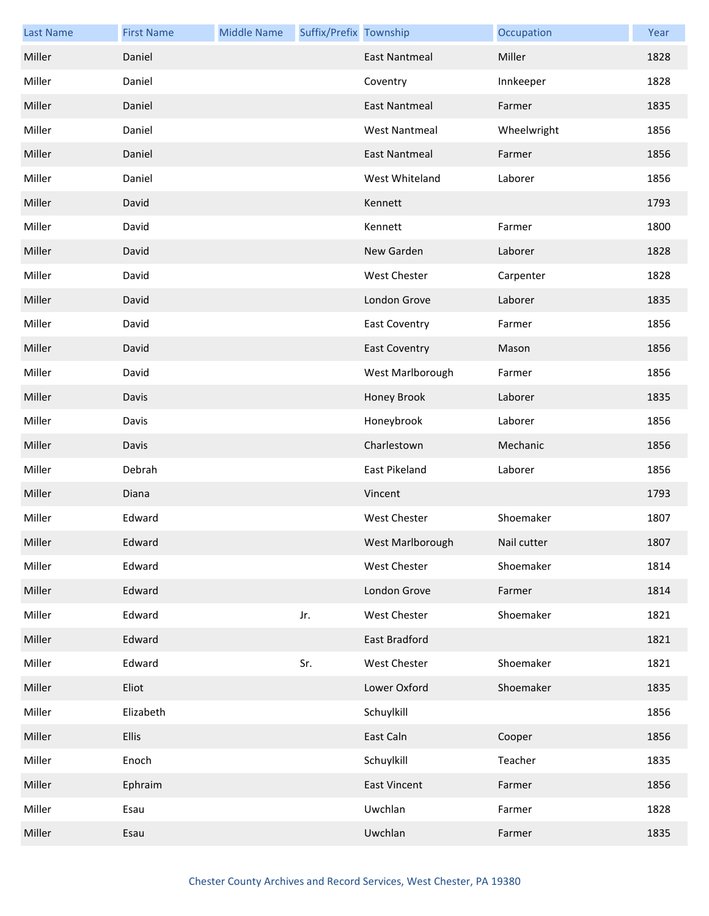| Last Name | First Name | Middle Name | Suffix/Prefix | Township | Occupation | Year |
|---|---|---|---|---|---|---|
| Miller | Daniel | | | East Nantmeal | Miller | 1828 |
| Miller | Daniel | | | Coventry | Innkeeper | 1828 |
| Miller | Daniel | | | East Nantmeal | Farmer | 1835 |
| Miller | Daniel | | | West Nantmeal | Wheelwright | 1856 |
| Miller | Daniel | | | East Nantmeal | Farmer | 1856 |
| Miller | Daniel | | | West Whiteland | Laborer | 1856 |
| Miller | David | | | Kennett | | 1793 |
| Miller | David | | | Kennett | Farmer | 1800 |
| Miller | David | | | New Garden | Laborer | 1828 |
| Miller | David | | | West Chester | Carpenter | 1828 |
| Miller | David | | | London Grove | Laborer | 1835 |
| Miller | David | | | East Coventry | Farmer | 1856 |
| Miller | David | | | East Coventry | Mason | 1856 |
| Miller | David | | | West Marlborough | Farmer | 1856 |
| Miller | Davis | | | Honey Brook | Laborer | 1835 |
| Miller | Davis | | | Honeybrook | Laborer | 1856 |
| Miller | Davis | | | Charlestown | Mechanic | 1856 |
| Miller | Debrah | | | East Pikeland | Laborer | 1856 |
| Miller | Diana | | | Vincent | | 1793 |
| Miller | Edward | | | West Chester | Shoemaker | 1807 |
| Miller | Edward | | | West Marlborough | Nail cutter | 1807 |
| Miller | Edward | | | West Chester | Shoemaker | 1814 |
| Miller | Edward | | | London Grove | Farmer | 1814 |
| Miller | Edward | | Jr. | West Chester | Shoemaker | 1821 |
| Miller | Edward | | | East Bradford | | 1821 |
| Miller | Edward | | Sr. | West Chester | Shoemaker | 1821 |
| Miller | Eliot | | | Lower Oxford | Shoemaker | 1835 |
| Miller | Elizabeth | | | Schuylkill | | 1856 |
| Miller | Ellis | | | East Caln | Cooper | 1856 |
| Miller | Enoch | | | Schuylkill | Teacher | 1835 |
| Miller | Ephraim | | | East Vincent | Farmer | 1856 |
| Miller | Esau | | | Uwchlan | Farmer | 1828 |
| Miller | Esau | | | Uwchlan | Farmer | 1835 |

Chester County Archives and Record Services, West Chester, PA 19380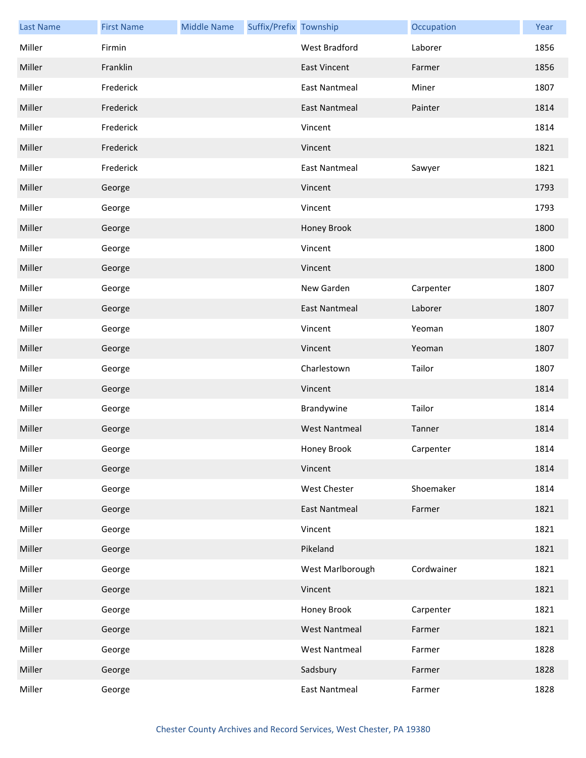| Last Name | First Name | Middle Name | Suffix/Prefix | Township | Occupation | Year |
|---|---|---|---|---|---|---|
| Miller | Firmin | | | West Bradford | Laborer | 1856 |
| Miller | Franklin | | | East Vincent | Farmer | 1856 |
| Miller | Frederick | | | East Nantmeal | Miner | 1807 |
| Miller | Frederick | | | East Nantmeal | Painter | 1814 |
| Miller | Frederick | | | Vincent | | 1814 |
| Miller | Frederick | | | Vincent | | 1821 |
| Miller | Frederick | | | East Nantmeal | Sawyer | 1821 |
| Miller | George | | | Vincent | | 1793 |
| Miller | George | | | Vincent | | 1793 |
| Miller | George | | | Honey Brook | | 1800 |
| Miller | George | | | Vincent | | 1800 |
| Miller | George | | | Vincent | | 1800 |
| Miller | George | | | New Garden | Carpenter | 1807 |
| Miller | George | | | East Nantmeal | Laborer | 1807 |
| Miller | George | | | Vincent | Yeoman | 1807 |
| Miller | George | | | Vincent | Yeoman | 1807 |
| Miller | George | | | Charlestown | Tailor | 1807 |
| Miller | George | | | Vincent | | 1814 |
| Miller | George | | | Brandywine | Tailor | 1814 |
| Miller | George | | | West Nantmeal | Tanner | 1814 |
| Miller | George | | | Honey Brook | Carpenter | 1814 |
| Miller | George | | | Vincent | | 1814 |
| Miller | George | | | West Chester | Shoemaker | 1814 |
| Miller | George | | | East Nantmeal | Farmer | 1821 |
| Miller | George | | | Vincent | | 1821 |
| Miller | George | | | Pikeland | | 1821 |
| Miller | George | | | West Marlborough | Cordwainer | 1821 |
| Miller | George | | | Vincent | | 1821 |
| Miller | George | | | Honey Brook | Carpenter | 1821 |
| Miller | George | | | West Nantmeal | Farmer | 1821 |
| Miller | George | | | West Nantmeal | Farmer | 1828 |
| Miller | George | | | Sadsbury | Farmer | 1828 |
| Miller | George | | | East Nantmeal | Farmer | 1828 |

Chester County Archives and Record Services, West Chester, PA 19380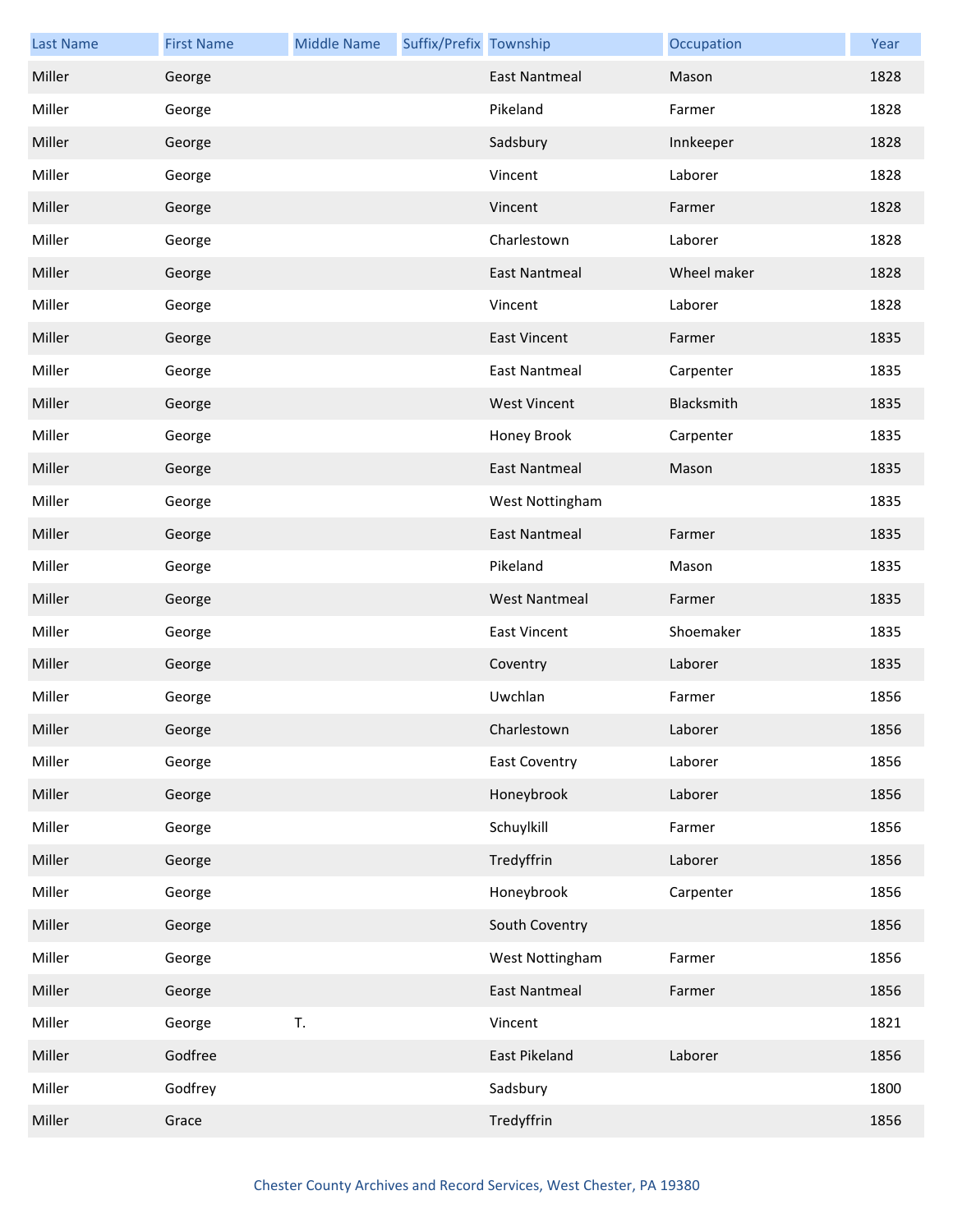| Last Name | First Name | Middle Name | Suffix/Prefix | Township | Occupation | Year |
|---|---|---|---|---|---|---|
| Miller | George | | | East Nantmeal | Mason | 1828 |
| Miller | George | | | Pikeland | Farmer | 1828 |
| Miller | George | | | Sadsbury | Innkeeper | 1828 |
| Miller | George | | | Vincent | Laborer | 1828 |
| Miller | George | | | Vincent | Farmer | 1828 |
| Miller | George | | | Charlestown | Laborer | 1828 |
| Miller | George | | | East Nantmeal | Wheel maker | 1828 |
| Miller | George | | | Vincent | Laborer | 1828 |
| Miller | George | | | East Vincent | Farmer | 1835 |
| Miller | George | | | East Nantmeal | Carpenter | 1835 |
| Miller | George | | | West Vincent | Blacksmith | 1835 |
| Miller | George | | | Honey Brook | Carpenter | 1835 |
| Miller | George | | | East Nantmeal | Mason | 1835 |
| Miller | George | | | West Nottingham | | 1835 |
| Miller | George | | | East Nantmeal | Farmer | 1835 |
| Miller | George | | | Pikeland | Mason | 1835 |
| Miller | George | | | West Nantmeal | Farmer | 1835 |
| Miller | George | | | East Vincent | Shoemaker | 1835 |
| Miller | George | | | Coventry | Laborer | 1835 |
| Miller | George | | | Uwchlan | Farmer | 1856 |
| Miller | George | | | Charlestown | Laborer | 1856 |
| Miller | George | | | East Coventry | Laborer | 1856 |
| Miller | George | | | Honeybrook | Laborer | 1856 |
| Miller | George | | | Schuylkill | Farmer | 1856 |
| Miller | George | | | Tredyffrin | Laborer | 1856 |
| Miller | George | | | Honeybrook | Carpenter | 1856 |
| Miller | George | | | South Coventry | | 1856 |
| Miller | George | | | West Nottingham | Farmer | 1856 |
| Miller | George | | | East Nantmeal | Farmer | 1856 |
| Miller | George | T. | | Vincent | | 1821 |
| Miller | Godfree | | | East Pikeland | Laborer | 1856 |
| Miller | Godfrey | | | Sadsbury | | 1800 |
| Miller | Grace | | | Tredyffrin | | 1856 |

Chester County Archives and Record Services, West Chester, PA 19380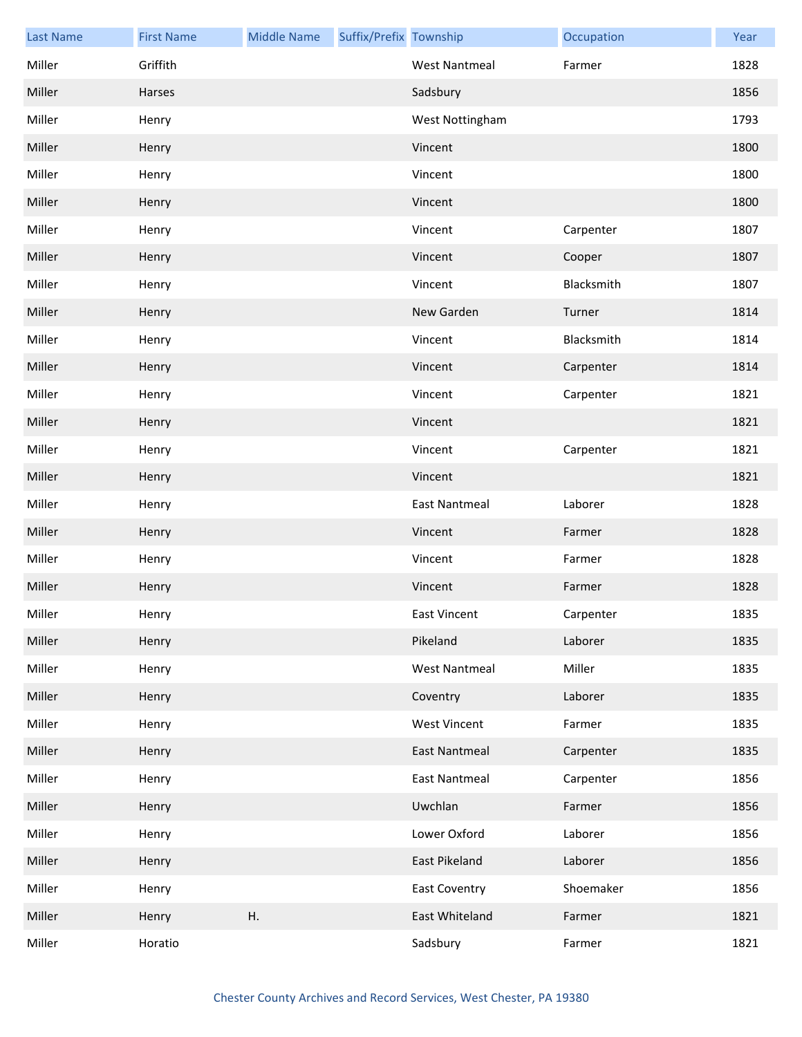| Last Name | First Name | Middle Name | Suffix/Prefix | Township | Occupation | Year |
|---|---|---|---|---|---|---|
| Miller | Griffith | | | West Nantmeal | Farmer | 1828 |
| Miller | Harses | | | Sadsbury | | 1856 |
| Miller | Henry | | | West Nottingham | | 1793 |
| Miller | Henry | | | Vincent | | 1800 |
| Miller | Henry | | | Vincent | | 1800 |
| Miller | Henry | | | Vincent | | 1800 |
| Miller | Henry | | | Vincent | Carpenter | 1807 |
| Miller | Henry | | | Vincent | Cooper | 1807 |
| Miller | Henry | | | Vincent | Blacksmith | 1807 |
| Miller | Henry | | | New Garden | Turner | 1814 |
| Miller | Henry | | | Vincent | Blacksmith | 1814 |
| Miller | Henry | | | Vincent | Carpenter | 1814 |
| Miller | Henry | | | Vincent | Carpenter | 1821 |
| Miller | Henry | | | Vincent | | 1821 |
| Miller | Henry | | | Vincent | Carpenter | 1821 |
| Miller | Henry | | | Vincent | | 1821 |
| Miller | Henry | | | East Nantmeal | Laborer | 1828 |
| Miller | Henry | | | Vincent | Farmer | 1828 |
| Miller | Henry | | | Vincent | Farmer | 1828 |
| Miller | Henry | | | Vincent | Farmer | 1828 |
| Miller | Henry | | | East Vincent | Carpenter | 1835 |
| Miller | Henry | | | Pikeland | Laborer | 1835 |
| Miller | Henry | | | West Nantmeal | Miller | 1835 |
| Miller | Henry | | | Coventry | Laborer | 1835 |
| Miller | Henry | | | West Vincent | Farmer | 1835 |
| Miller | Henry | | | East Nantmeal | Carpenter | 1835 |
| Miller | Henry | | | East Nantmeal | Carpenter | 1856 |
| Miller | Henry | | | Uwchlan | Farmer | 1856 |
| Miller | Henry | | | Lower Oxford | Laborer | 1856 |
| Miller | Henry | | | East Pikeland | Laborer | 1856 |
| Miller | Henry | | | East Coventry | Shoemaker | 1856 |
| Miller | Henry | H. | | East Whiteland | Farmer | 1821 |
| Miller | Horatio | | | Sadsbury | Farmer | 1821 |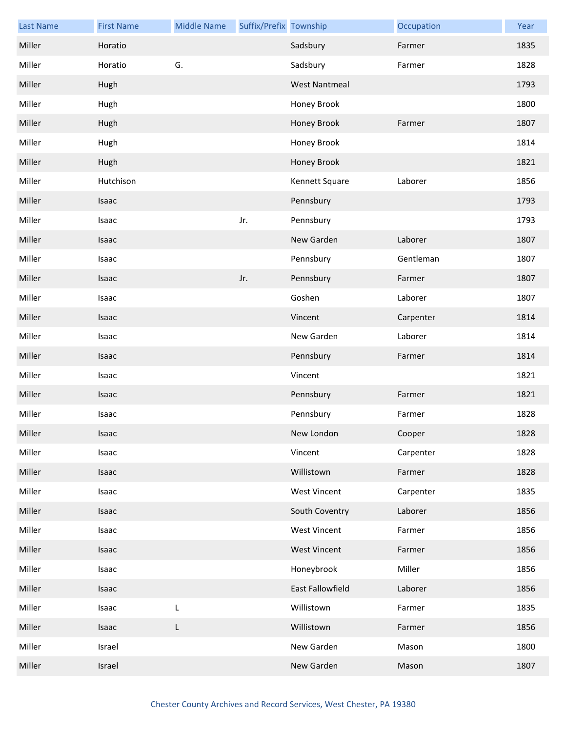| Last Name | First Name | Middle Name | Suffix/Prefix | Township | Occupation | Year |
|---|---|---|---|---|---|---|
| Miller | Horatio | | | Sadsbury | Farmer | 1835 |
| Miller | Horatio | G. | | Sadsbury | Farmer | 1828 |
| Miller | Hugh | | | West Nantmeal | | 1793 |
| Miller | Hugh | | | Honey Brook | | 1800 |
| Miller | Hugh | | | Honey Brook | Farmer | 1807 |
| Miller | Hugh | | | Honey Brook | | 1814 |
| Miller | Hugh | | | Honey Brook | | 1821 |
| Miller | Hutchison | | | Kennett Square | Laborer | 1856 |
| Miller | Isaac | | | Pennsbury | | 1793 |
| Miller | Isaac | | Jr. | Pennsbury | | 1793 |
| Miller | Isaac | | | New Garden | Laborer | 1807 |
| Miller | Isaac | | | Pennsbury | Gentleman | 1807 |
| Miller | Isaac | | Jr. | Pennsbury | Farmer | 1807 |
| Miller | Isaac | | | Goshen | Laborer | 1807 |
| Miller | Isaac | | | Vincent | Carpenter | 1814 |
| Miller | Isaac | | | New Garden | Laborer | 1814 |
| Miller | Isaac | | | Pennsbury | Farmer | 1814 |
| Miller | Isaac | | | Vincent | | 1821 |
| Miller | Isaac | | | Pennsbury | Farmer | 1821 |
| Miller | Isaac | | | Pennsbury | Farmer | 1828 |
| Miller | Isaac | | | New London | Cooper | 1828 |
| Miller | Isaac | | | Vincent | Carpenter | 1828 |
| Miller | Isaac | | | Willistown | Farmer | 1828 |
| Miller | Isaac | | | West Vincent | Carpenter | 1835 |
| Miller | Isaac | | | South Coventry | Laborer | 1856 |
| Miller | Isaac | | | West Vincent | Farmer | 1856 |
| Miller | Isaac | | | West Vincent | Farmer | 1856 |
| Miller | Isaac | | | Honeybrook | Miller | 1856 |
| Miller | Isaac | | | East Fallowfield | Laborer | 1856 |
| Miller | Isaac | L | | Willistown | Farmer | 1835 |
| Miller | Isaac | L | | Willistown | Farmer | 1856 |
| Miller | Israel | | | New Garden | Mason | 1800 |
| Miller | Israel | | | New Garden | Mason | 1807 |

Chester County Archives and Record Services, West Chester, PA 19380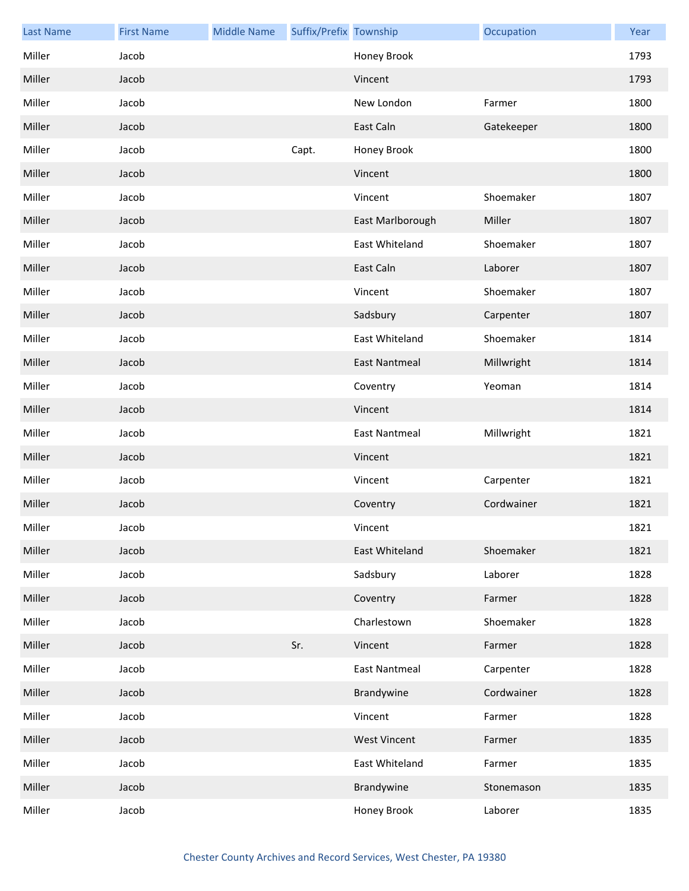| Last Name | First Name | Middle Name | Suffix/Prefix | Township | Occupation | Year |
|---|---|---|---|---|---|---|
| Miller | Jacob | | | Honey Brook | | 1793 |
| Miller | Jacob | | | Vincent | | 1793 |
| Miller | Jacob | | | New London | Farmer | 1800 |
| Miller | Jacob | | | East Caln | Gatekeeper | 1800 |
| Miller | Jacob | | Capt. | Honey Brook | | 1800 |
| Miller | Jacob | | | Vincent | | 1800 |
| Miller | Jacob | | | Vincent | Shoemaker | 1807 |
| Miller | Jacob | | | East Marlborough | Miller | 1807 |
| Miller | Jacob | | | East Whiteland | Shoemaker | 1807 |
| Miller | Jacob | | | East Caln | Laborer | 1807 |
| Miller | Jacob | | | Vincent | Shoemaker | 1807 |
| Miller | Jacob | | | Sadsbury | Carpenter | 1807 |
| Miller | Jacob | | | East Whiteland | Shoemaker | 1814 |
| Miller | Jacob | | | East Nantmeal | Millwright | 1814 |
| Miller | Jacob | | | Coventry | Yeoman | 1814 |
| Miller | Jacob | | | Vincent | | 1814 |
| Miller | Jacob | | | East Nantmeal | Millwright | 1821 |
| Miller | Jacob | | | Vincent | | 1821 |
| Miller | Jacob | | | Vincent | Carpenter | 1821 |
| Miller | Jacob | | | Coventry | Cordwainer | 1821 |
| Miller | Jacob | | | Vincent | | 1821 |
| Miller | Jacob | | | East Whiteland | Shoemaker | 1821 |
| Miller | Jacob | | | Sadsbury | Laborer | 1828 |
| Miller | Jacob | | | Coventry | Farmer | 1828 |
| Miller | Jacob | | | Charlestown | Shoemaker | 1828 |
| Miller | Jacob | | Sr. | Vincent | Farmer | 1828 |
| Miller | Jacob | | | East Nantmeal | Carpenter | 1828 |
| Miller | Jacob | | | Brandywine | Cordwainer | 1828 |
| Miller | Jacob | | | Vincent | Farmer | 1828 |
| Miller | Jacob | | | West Vincent | Farmer | 1835 |
| Miller | Jacob | | | East Whiteland | Farmer | 1835 |
| Miller | Jacob | | | Brandywine | Stonemason | 1835 |
| Miller | Jacob | | | Honey Brook | Laborer | 1835 |

Chester County Archives and Record Services, West Chester, PA 19380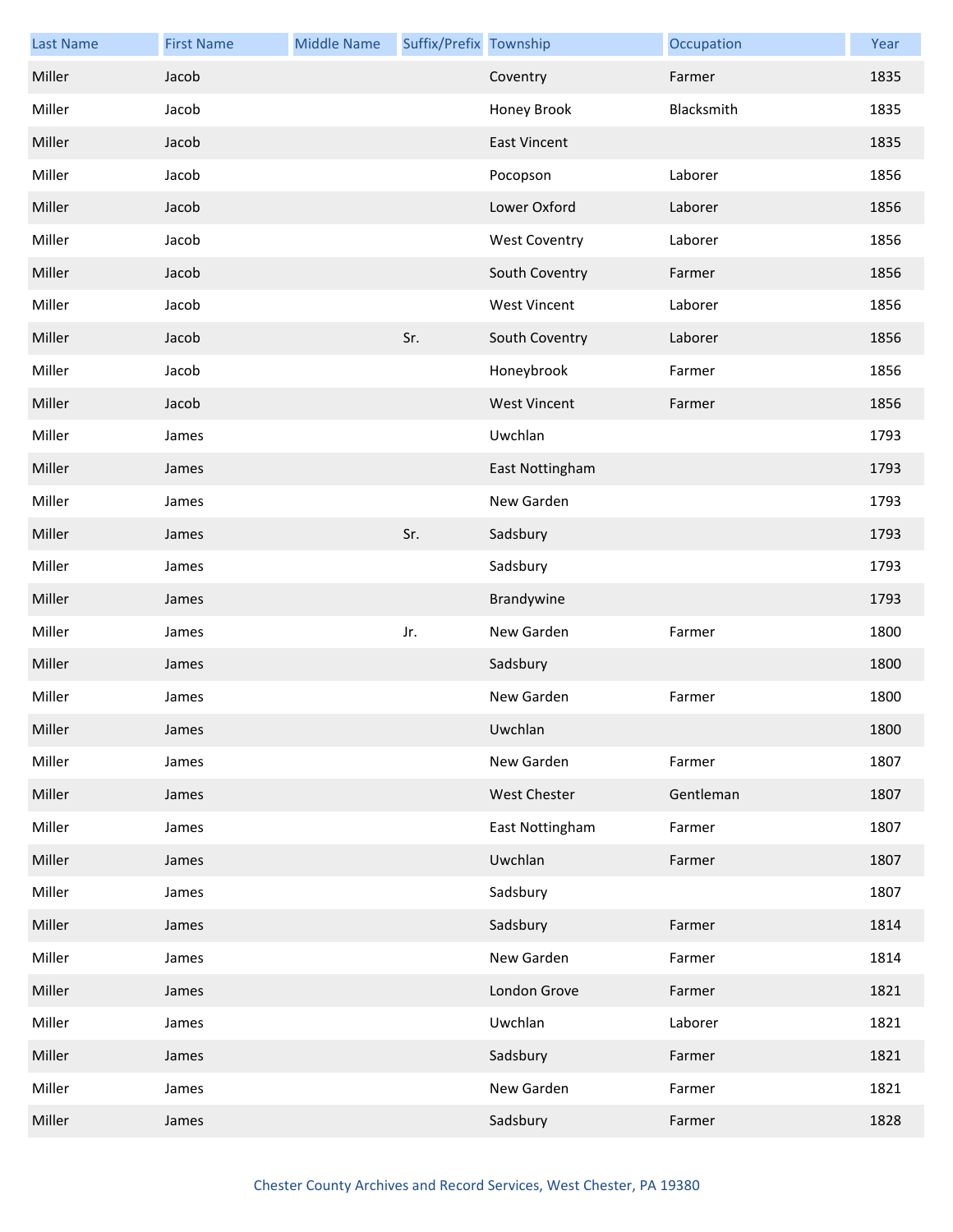| Last Name | First Name | Middle Name | Suffix/Prefix | Township | Occupation | Year |
|---|---|---|---|---|---|---|
| Miller | Jacob | | | Coventry | Farmer | 1835 |
| Miller | Jacob | | | Honey Brook | Blacksmith | 1835 |
| Miller | Jacob | | | East Vincent | | 1835 |
| Miller | Jacob | | | Pocopson | Laborer | 1856 |
| Miller | Jacob | | | Lower Oxford | Laborer | 1856 |
| Miller | Jacob | | | West Coventry | Laborer | 1856 |
| Miller | Jacob | | | South Coventry | Farmer | 1856 |
| Miller | Jacob | | | West Vincent | Laborer | 1856 |
| Miller | Jacob | | Sr. | South Coventry | Laborer | 1856 |
| Miller | Jacob | | | Honeybrook | Farmer | 1856 |
| Miller | Jacob | | | West Vincent | Farmer | 1856 |
| Miller | James | | | Uwchlan | | 1793 |
| Miller | James | | | East Nottingham | | 1793 |
| Miller | James | | | New Garden | | 1793 |
| Miller | James | | Sr. | Sadsbury | | 1793 |
| Miller | James | | | Sadsbury | | 1793 |
| Miller | James | | | Brandywine | | 1793 |
| Miller | James | | Jr. | New Garden | Farmer | 1800 |
| Miller | James | | | Sadsbury | | 1800 |
| Miller | James | | | New Garden | Farmer | 1800 |
| Miller | James | | | Uwchlan | | 1800 |
| Miller | James | | | New Garden | Farmer | 1807 |
| Miller | James | | | West Chester | Gentleman | 1807 |
| Miller | James | | | East Nottingham | Farmer | 1807 |
| Miller | James | | | Uwchlan | Farmer | 1807 |
| Miller | James | | | Sadsbury | | 1807 |
| Miller | James | | | Sadsbury | Farmer | 1814 |
| Miller | James | | | New Garden | Farmer | 1814 |
| Miller | James | | | London Grove | Farmer | 1821 |
| Miller | James | | | Uwchlan | Laborer | 1821 |
| Miller | James | | | Sadsbury | Farmer | 1821 |
| Miller | James | | | New Garden | Farmer | 1821 |
| Miller | James | | | Sadsbury | Farmer | 1828 |

Chester County Archives and Record Services, West Chester, PA 19380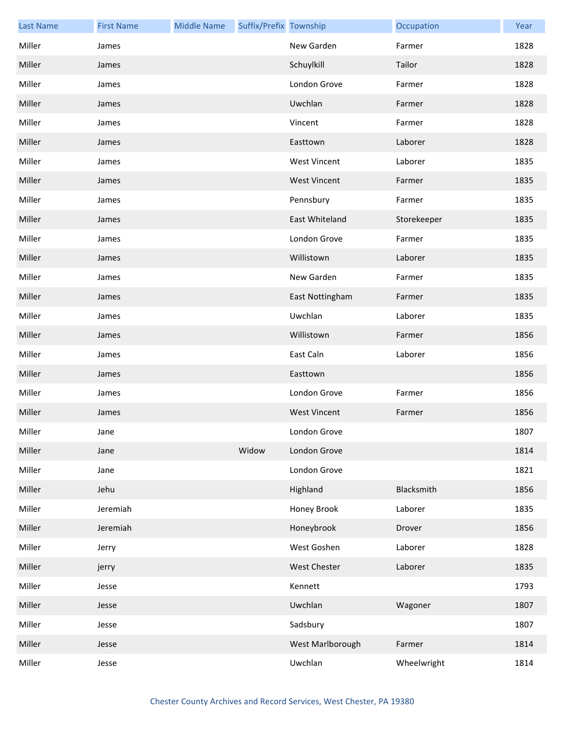| Last Name | First Name | Middle Name | Suffix/Prefix | Township | Occupation | Year |
| --- | --- | --- | --- | --- | --- | --- |
| Miller | James | | | New Garden | Farmer | 1828 |
| Miller | James | | | Schuylkill | Tailor | 1828 |
| Miller | James | | | London Grove | Farmer | 1828 |
| Miller | James | | | Uwchlan | Farmer | 1828 |
| Miller | James | | | Vincent | Farmer | 1828 |
| Miller | James | | | Easttown | Laborer | 1828 |
| Miller | James | | | West Vincent | Laborer | 1835 |
| Miller | James | | | West Vincent | Farmer | 1835 |
| Miller | James | | | Pennsbury | Farmer | 1835 |
| Miller | James | | | East Whiteland | Storekeeper | 1835 |
| Miller | James | | | London Grove | Farmer | 1835 |
| Miller | James | | | Willistown | Laborer | 1835 |
| Miller | James | | | New Garden | Farmer | 1835 |
| Miller | James | | | East Nottingham | Farmer | 1835 |
| Miller | James | | | Uwchlan | Laborer | 1835 |
| Miller | James | | | Willistown | Farmer | 1856 |
| Miller | James | | | East Caln | Laborer | 1856 |
| Miller | James | | | Easttown | | 1856 |
| Miller | James | | | London Grove | Farmer | 1856 |
| Miller | James | | | West Vincent | Farmer | 1856 |
| Miller | Jane | | | London Grove | | 1807 |
| Miller | Jane | | Widow | London Grove | | 1814 |
| Miller | Jane | | | London Grove | | 1821 |
| Miller | Jehu | | | Highland | Blacksmith | 1856 |
| Miller | Jeremiah | | | Honey Brook | Laborer | 1835 |
| Miller | Jeremiah | | | Honeybrook | Drover | 1856 |
| Miller | Jerry | | | West Goshen | Laborer | 1828 |
| Miller | jerry | | | West Chester | Laborer | 1835 |
| Miller | Jesse | | | Kennett | | 1793 |
| Miller | Jesse | | | Uwchlan | Wagoner | 1807 |
| Miller | Jesse | | | Sadsbury | | 1807 |
| Miller | Jesse | | | West Marlborough | Farmer | 1814 |
| Miller | Jesse | | | Uwchlan | Wheelwright | 1814 |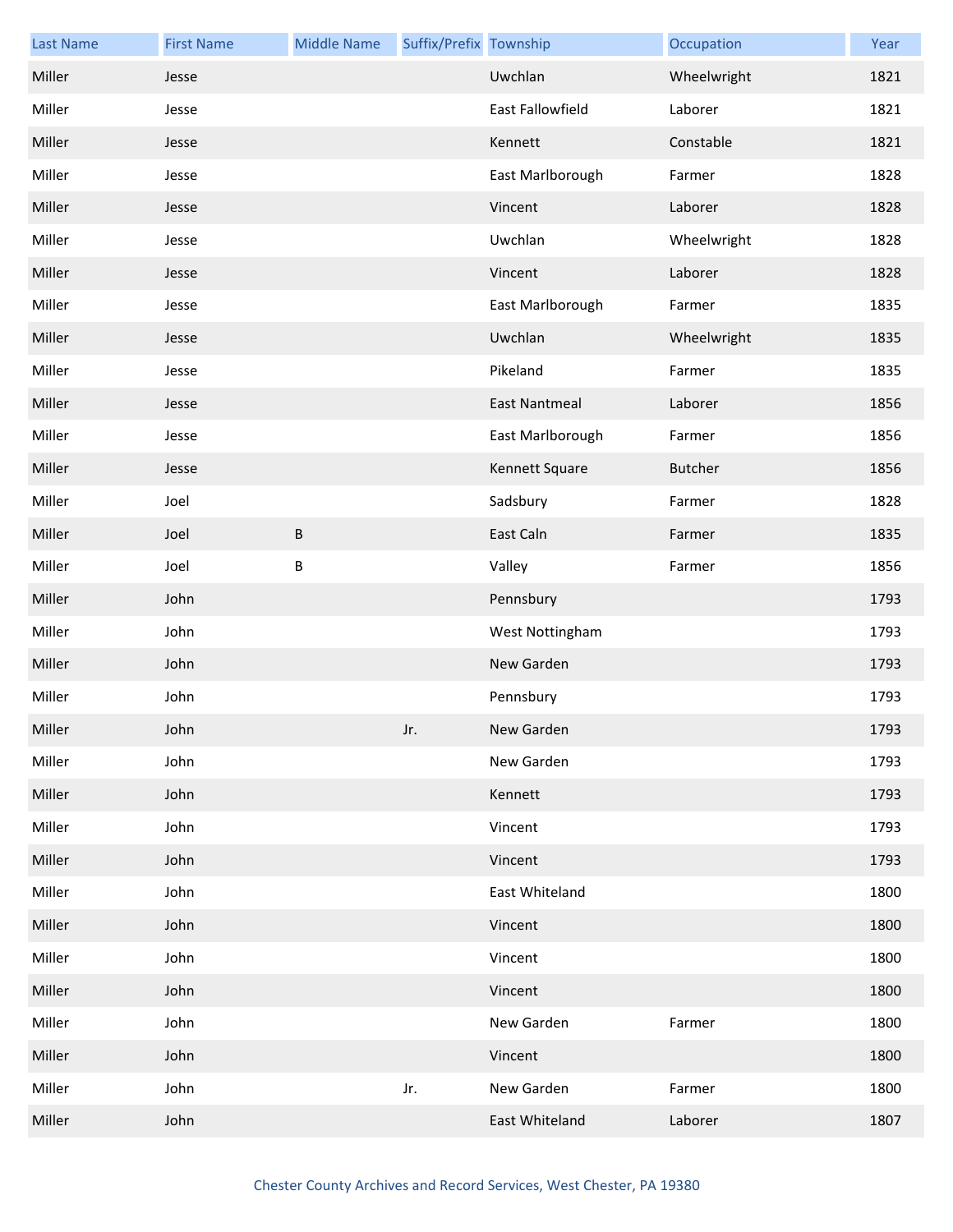| Last Name | First Name | Middle Name | Suffix/Prefix | Township | Occupation | Year |
|---|---|---|---|---|---|---|
| Miller | Jesse | | | Uwchlan | Wheelwright | 1821 |
| Miller | Jesse | | | East Fallowfield | Laborer | 1821 |
| Miller | Jesse | | | Kennett | Constable | 1821 |
| Miller | Jesse | | | East Marlborough | Farmer | 1828 |
| Miller | Jesse | | | Vincent | Laborer | 1828 |
| Miller | Jesse | | | Uwchlan | Wheelwright | 1828 |
| Miller | Jesse | | | Vincent | Laborer | 1828 |
| Miller | Jesse | | | East Marlborough | Farmer | 1835 |
| Miller | Jesse | | | Uwchlan | Wheelwright | 1835 |
| Miller | Jesse | | | Pikeland | Farmer | 1835 |
| Miller | Jesse | | | East Nantmeal | Laborer | 1856 |
| Miller | Jesse | | | East Marlborough | Farmer | 1856 |
| Miller | Jesse | | | Kennett Square | Butcher | 1856 |
| Miller | Joel | | | Sadsbury | Farmer | 1828 |
| Miller | Joel | B | | East Caln | Farmer | 1835 |
| Miller | Joel | B | | Valley | Farmer | 1856 |
| Miller | John | | | Pennsbury | | 1793 |
| Miller | John | | | West Nottingham | | 1793 |
| Miller | John | | | New Garden | | 1793 |
| Miller | John | | | Pennsbury | | 1793 |
| Miller | John | | Jr. | New Garden | | 1793 |
| Miller | John | | | New Garden | | 1793 |
| Miller | John | | | Kennett | | 1793 |
| Miller | John | | | Vincent | | 1793 |
| Miller | John | | | Vincent | | 1793 |
| Miller | John | | | East Whiteland | | 1800 |
| Miller | John | | | Vincent | | 1800 |
| Miller | John | | | Vincent | | 1800 |
| Miller | John | | | Vincent | | 1800 |
| Miller | John | | | New Garden | Farmer | 1800 |
| Miller | John | | | Vincent | | 1800 |
| Miller | John | | Jr. | New Garden | Farmer | 1800 |
| Miller | John | | | East Whiteland | Laborer | 1807 |

Chester County Archives and Record Services, West Chester, PA 19380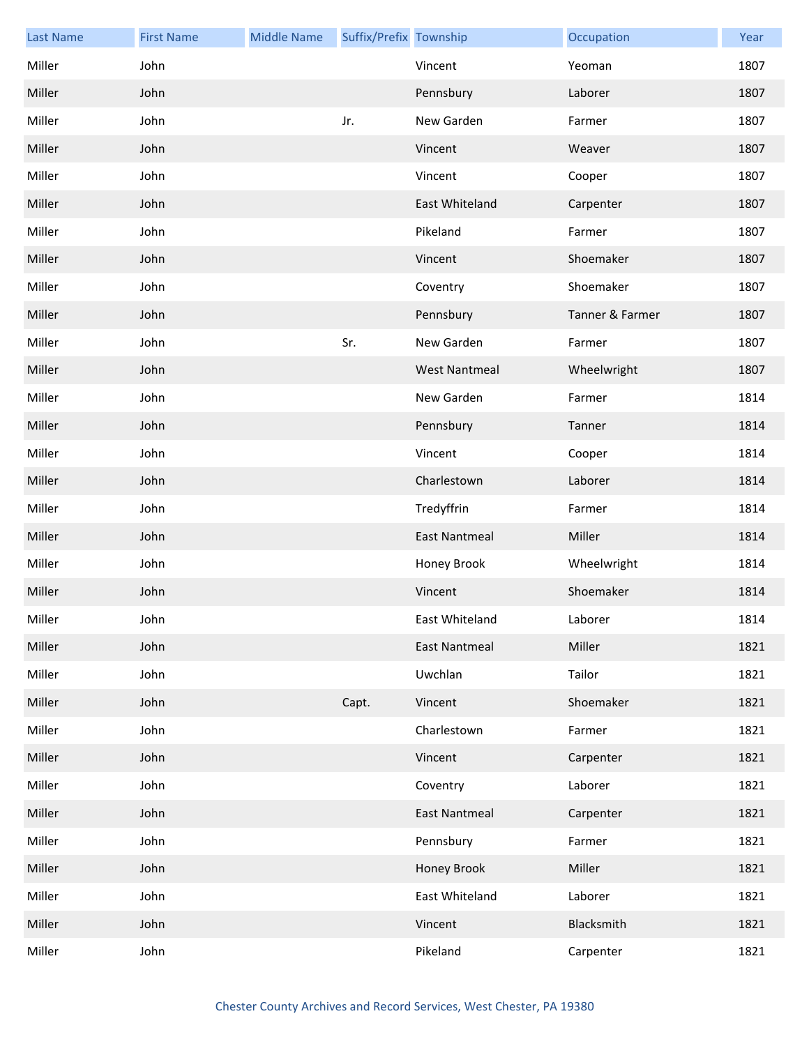| Last Name | First Name | Middle Name | Suffix/Prefix | Township | Occupation | Year |
|---|---|---|---|---|---|---|
| Miller | John | | | Vincent | Yeoman | 1807 |
| Miller | John | | | Pennsbury | Laborer | 1807 |
| Miller | John | | Jr. | New Garden | Farmer | 1807 |
| Miller | John | | | Vincent | Weaver | 1807 |
| Miller | John | | | Vincent | Cooper | 1807 |
| Miller | John | | | East Whiteland | Carpenter | 1807 |
| Miller | John | | | Pikeland | Farmer | 1807 |
| Miller | John | | | Vincent | Shoemaker | 1807 |
| Miller | John | | | Coventry | Shoemaker | 1807 |
| Miller | John | | | Pennsbury | Tanner & Farmer | 1807 |
| Miller | John | | Sr. | New Garden | Farmer | 1807 |
| Miller | John | | | West Nantmeal | Wheelwright | 1807 |
| Miller | John | | | New Garden | Farmer | 1814 |
| Miller | John | | | Pennsbury | Tanner | 1814 |
| Miller | John | | | Vincent | Cooper | 1814 |
| Miller | John | | | Charlestown | Laborer | 1814 |
| Miller | John | | | Tredyffrin | Farmer | 1814 |
| Miller | John | | | East Nantmeal | Miller | 1814 |
| Miller | John | | | Honey Brook | Wheelwright | 1814 |
| Miller | John | | | Vincent | Shoemaker | 1814 |
| Miller | John | | | East Whiteland | Laborer | 1814 |
| Miller | John | | | East Nantmeal | Miller | 1821 |
| Miller | John | | | Uwchlan | Tailor | 1821 |
| Miller | John | | Capt. | Vincent | Shoemaker | 1821 |
| Miller | John | | | Charlestown | Farmer | 1821 |
| Miller | John | | | Vincent | Carpenter | 1821 |
| Miller | John | | | Coventry | Laborer | 1821 |
| Miller | John | | | East Nantmeal | Carpenter | 1821 |
| Miller | John | | | Pennsbury | Farmer | 1821 |
| Miller | John | | | Honey Brook | Miller | 1821 |
| Miller | John | | | East Whiteland | Laborer | 1821 |
| Miller | John | | | Vincent | Blacksmith | 1821 |
| Miller | John | | | Pikeland | Carpenter | 1821 |

Chester County Archives and Record Services, West Chester, PA 19380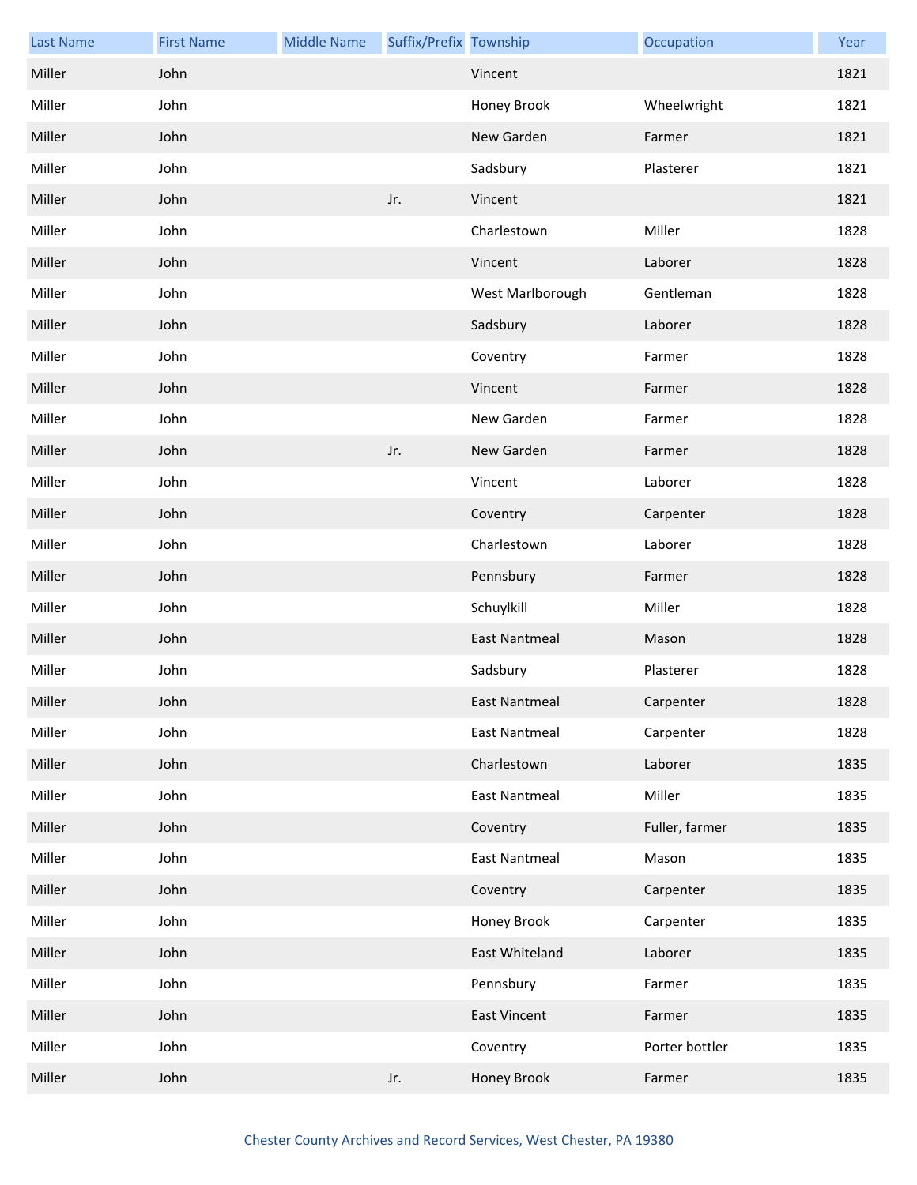| Last Name | First Name | Middle Name | Suffix/Prefix | Township | Occupation | Year |
|---|---|---|---|---|---|---|
| Miller | John | | | Vincent | | 1821 |
| Miller | John | | | Honey Brook | Wheelwright | 1821 |
| Miller | John | | | New Garden | Farmer | 1821 |
| Miller | John | | | Sadsbury | Plasterer | 1821 |
| Miller | John | | Jr. | Vincent | | 1821 |
| Miller | John | | | Charlestown | Miller | 1828 |
| Miller | John | | | Vincent | Laborer | 1828 |
| Miller | John | | | West Marlborough | Gentleman | 1828 |
| Miller | John | | | Sadsbury | Laborer | 1828 |
| Miller | John | | | Coventry | Farmer | 1828 |
| Miller | John | | | Vincent | Farmer | 1828 |
| Miller | John | | | New Garden | Farmer | 1828 |
| Miller | John | | Jr. | New Garden | Farmer | 1828 |
| Miller | John | | | Vincent | Laborer | 1828 |
| Miller | John | | | Coventry | Carpenter | 1828 |
| Miller | John | | | Charlestown | Laborer | 1828 |
| Miller | John | | | Pennsbury | Farmer | 1828 |
| Miller | John | | | Schuylkill | Miller | 1828 |
| Miller | John | | | East Nantmeal | Mason | 1828 |
| Miller | John | | | Sadsbury | Plasterer | 1828 |
| Miller | John | | | East Nantmeal | Carpenter | 1828 |
| Miller | John | | | East Nantmeal | Carpenter | 1828 |
| Miller | John | | | Charlestown | Laborer | 1835 |
| Miller | John | | | East Nantmeal | Miller | 1835 |
| Miller | John | | | Coventry | Fuller, farmer | 1835 |
| Miller | John | | | East Nantmeal | Mason | 1835 |
| Miller | John | | | Coventry | Carpenter | 1835 |
| Miller | John | | | Honey Brook | Carpenter | 1835 |
| Miller | John | | | East Whiteland | Laborer | 1835 |
| Miller | John | | | Pennsbury | Farmer | 1835 |
| Miller | John | | | East Vincent | Farmer | 1835 |
| Miller | John | | | Coventry | Porter bottler | 1835 |
| Miller | John | | Jr. | Honey Brook | Farmer | 1835 |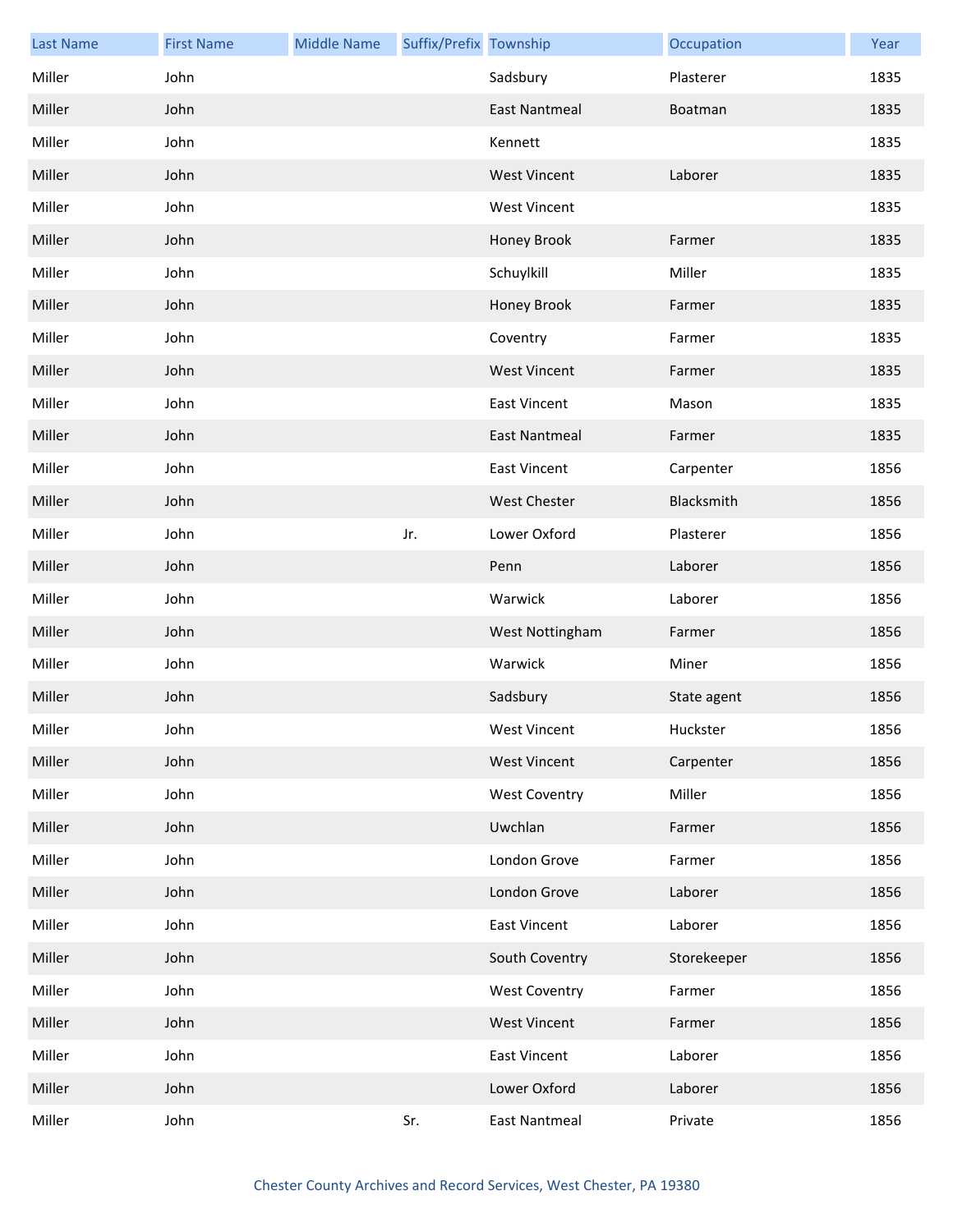| Last Name | First Name | Middle Name | Suffix/Prefix | Township | Occupation | Year |
|---|---|---|---|---|---|---|
| Miller | John | | | Sadsbury | Plasterer | 1835 |
| Miller | John | | | East Nantmeal | Boatman | 1835 |
| Miller | John | | | Kennett | | 1835 |
| Miller | John | | | West Vincent | Laborer | 1835 |
| Miller | John | | | West Vincent | | 1835 |
| Miller | John | | | Honey Brook | Farmer | 1835 |
| Miller | John | | | Schuylkill | Miller | 1835 |
| Miller | John | | | Honey Brook | Farmer | 1835 |
| Miller | John | | | Coventry | Farmer | 1835 |
| Miller | John | | | West Vincent | Farmer | 1835 |
| Miller | John | | | East Vincent | Mason | 1835 |
| Miller | John | | | East Nantmeal | Farmer | 1835 |
| Miller | John | | | East Vincent | Carpenter | 1856 |
| Miller | John | | | West Chester | Blacksmith | 1856 |
| Miller | John | | Jr. | Lower Oxford | Plasterer | 1856 |
| Miller | John | | | Penn | Laborer | 1856 |
| Miller | John | | | Warwick | Laborer | 1856 |
| Miller | John | | | West Nottingham | Farmer | 1856 |
| Miller | John | | | Warwick | Miner | 1856 |
| Miller | John | | | Sadsbury | State agent | 1856 |
| Miller | John | | | West Vincent | Huckster | 1856 |
| Miller | John | | | West Vincent | Carpenter | 1856 |
| Miller | John | | | West Coventry | Miller | 1856 |
| Miller | John | | | Uwchlan | Farmer | 1856 |
| Miller | John | | | London Grove | Farmer | 1856 |
| Miller | John | | | London Grove | Laborer | 1856 |
| Miller | John | | | East Vincent | Laborer | 1856 |
| Miller | John | | | South Coventry | Storekeeper | 1856 |
| Miller | John | | | West Coventry | Farmer | 1856 |
| Miller | John | | | West Vincent | Farmer | 1856 |
| Miller | John | | | East Vincent | Laborer | 1856 |
| Miller | John | | | Lower Oxford | Laborer | 1856 |
| Miller | John | | Sr. | East Nantmeal | Private | 1856 |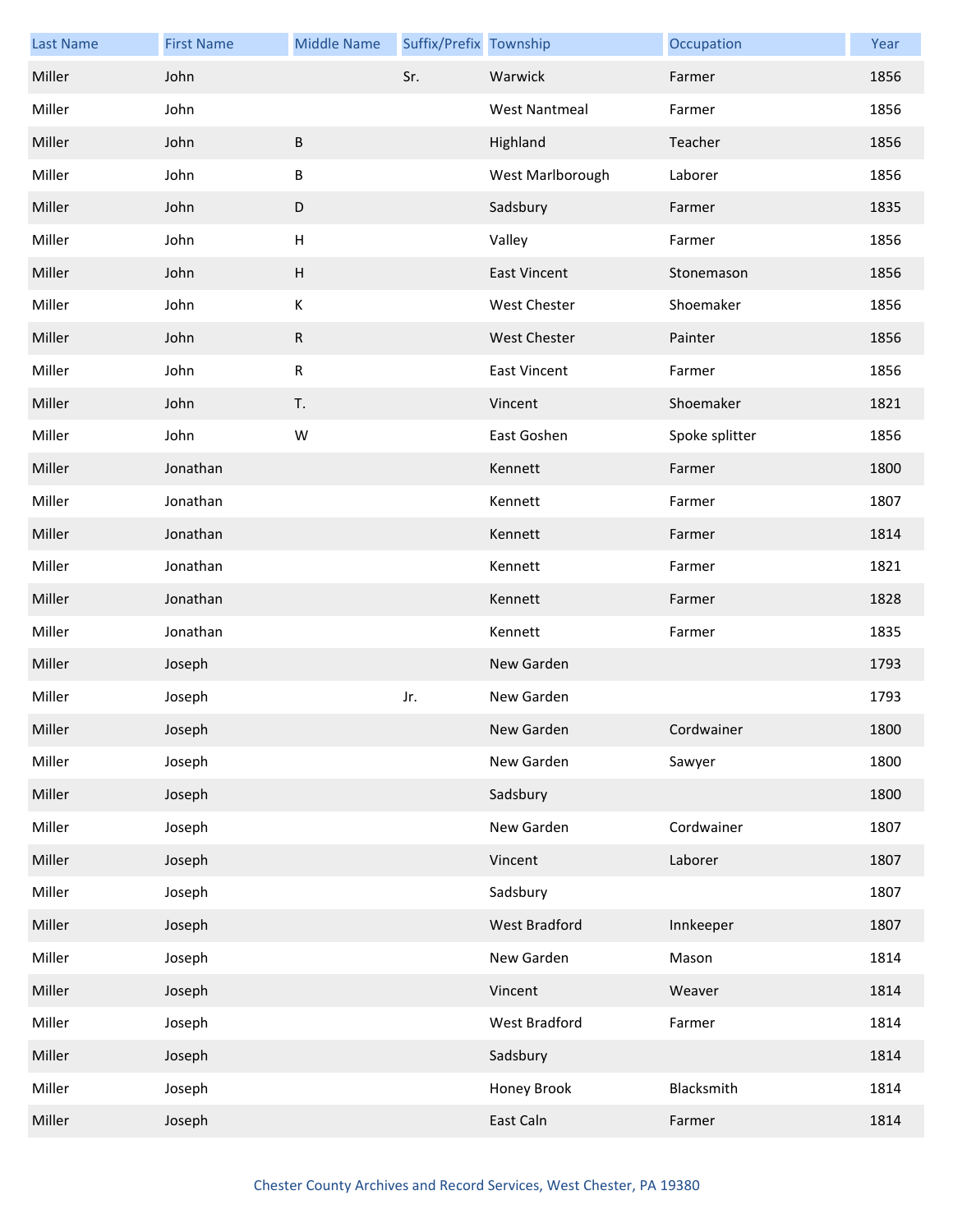| Last Name | First Name | Middle Name | Suffix/Prefix | Township | Occupation | Year |
|---|---|---|---|---|---|---|
| Miller | John | | Sr. | Warwick | Farmer | 1856 |
| Miller | John | | | West Nantmeal | Farmer | 1856 |
| Miller | John | B | | Highland | Teacher | 1856 |
| Miller | John | B | | West Marlborough | Laborer | 1856 |
| Miller | John | D | | Sadsbury | Farmer | 1835 |
| Miller | John | H | | Valley | Farmer | 1856 |
| Miller | John | H | | East Vincent | Stonemason | 1856 |
| Miller | John | K | | West Chester | Shoemaker | 1856 |
| Miller | John | R | | West Chester | Painter | 1856 |
| Miller | John | R | | East Vincent | Farmer | 1856 |
| Miller | John | T. | | Vincent | Shoemaker | 1821 |
| Miller | John | W | | East Goshen | Spoke splitter | 1856 |
| Miller | Jonathan | | | Kennett | Farmer | 1800 |
| Miller | Jonathan | | | Kennett | Farmer | 1807 |
| Miller | Jonathan | | | Kennett | Farmer | 1814 |
| Miller | Jonathan | | | Kennett | Farmer | 1821 |
| Miller | Jonathan | | | Kennett | Farmer | 1828 |
| Miller | Jonathan | | | Kennett | Farmer | 1835 |
| Miller | Joseph | | | New Garden | | 1793 |
| Miller | Joseph | | Jr. | New Garden | | 1793 |
| Miller | Joseph | | | New Garden | Cordwainer | 1800 |
| Miller | Joseph | | | New Garden | Sawyer | 1800 |
| Miller | Joseph | | | Sadsbury | | 1800 |
| Miller | Joseph | | | New Garden | Cordwainer | 1807 |
| Miller | Joseph | | | Vincent | Laborer | 1807 |
| Miller | Joseph | | | Sadsbury | | 1807 |
| Miller | Joseph | | | West Bradford | Innkeeper | 1807 |
| Miller | Joseph | | | New Garden | Mason | 1814 |
| Miller | Joseph | | | Vincent | Weaver | 1814 |
| Miller | Joseph | | | West Bradford | Farmer | 1814 |
| Miller | Joseph | | | Sadsbury | | 1814 |
| Miller | Joseph | | | Honey Brook | Blacksmith | 1814 |
| Miller | Joseph | | | East Caln | Farmer | 1814 |

Chester County Archives and Record Services, West Chester, PA 19380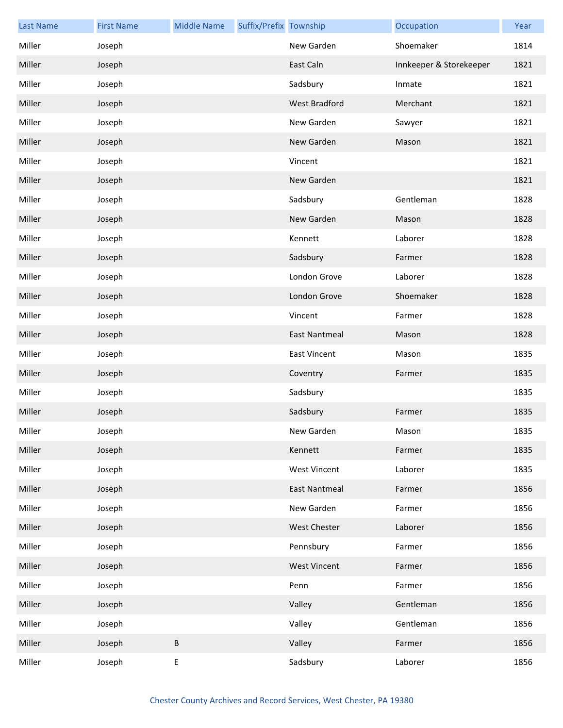| Last Name | First Name | Middle Name | Suffix/Prefix | Township | Occupation | Year |
| --- | --- | --- | --- | --- | --- | --- |
| Miller | Joseph | | | New Garden | Shoemaker | 1814 |
| Miller | Joseph | | | East Caln | Innkeeper & Storekeeper | 1821 |
| Miller | Joseph | | | Sadsbury | Inmate | 1821 |
| Miller | Joseph | | | West Bradford | Merchant | 1821 |
| Miller | Joseph | | | New Garden | Sawyer | 1821 |
| Miller | Joseph | | | New Garden | Mason | 1821 |
| Miller | Joseph | | | Vincent | | 1821 |
| Miller | Joseph | | | New Garden | | 1821 |
| Miller | Joseph | | | Sadsbury | Gentleman | 1828 |
| Miller | Joseph | | | New Garden | Mason | 1828 |
| Miller | Joseph | | | Kennett | Laborer | 1828 |
| Miller | Joseph | | | Sadsbury | Farmer | 1828 |
| Miller | Joseph | | | London Grove | Laborer | 1828 |
| Miller | Joseph | | | London Grove | Shoemaker | 1828 |
| Miller | Joseph | | | Vincent | Farmer | 1828 |
| Miller | Joseph | | | East Nantmeal | Mason | 1828 |
| Miller | Joseph | | | East Vincent | Mason | 1835 |
| Miller | Joseph | | | Coventry | Farmer | 1835 |
| Miller | Joseph | | | Sadsbury | | 1835 |
| Miller | Joseph | | | Sadsbury | Farmer | 1835 |
| Miller | Joseph | | | New Garden | Mason | 1835 |
| Miller | Joseph | | | Kennett | Farmer | 1835 |
| Miller | Joseph | | | West Vincent | Laborer | 1835 |
| Miller | Joseph | | | East Nantmeal | Farmer | 1856 |
| Miller | Joseph | | | New Garden | Farmer | 1856 |
| Miller | Joseph | | | West Chester | Laborer | 1856 |
| Miller | Joseph | | | Pennsbury | Farmer | 1856 |
| Miller | Joseph | | | West Vincent | Farmer | 1856 |
| Miller | Joseph | | | Penn | Farmer | 1856 |
| Miller | Joseph | | | Valley | Gentleman | 1856 |
| Miller | Joseph | | | Valley | Gentleman | 1856 |
| Miller | Joseph | B | | Valley | Farmer | 1856 |
| Miller | Joseph | E | | Sadsbury | Laborer | 1856 |

Chester County Archives and Record Services, West Chester, PA 19380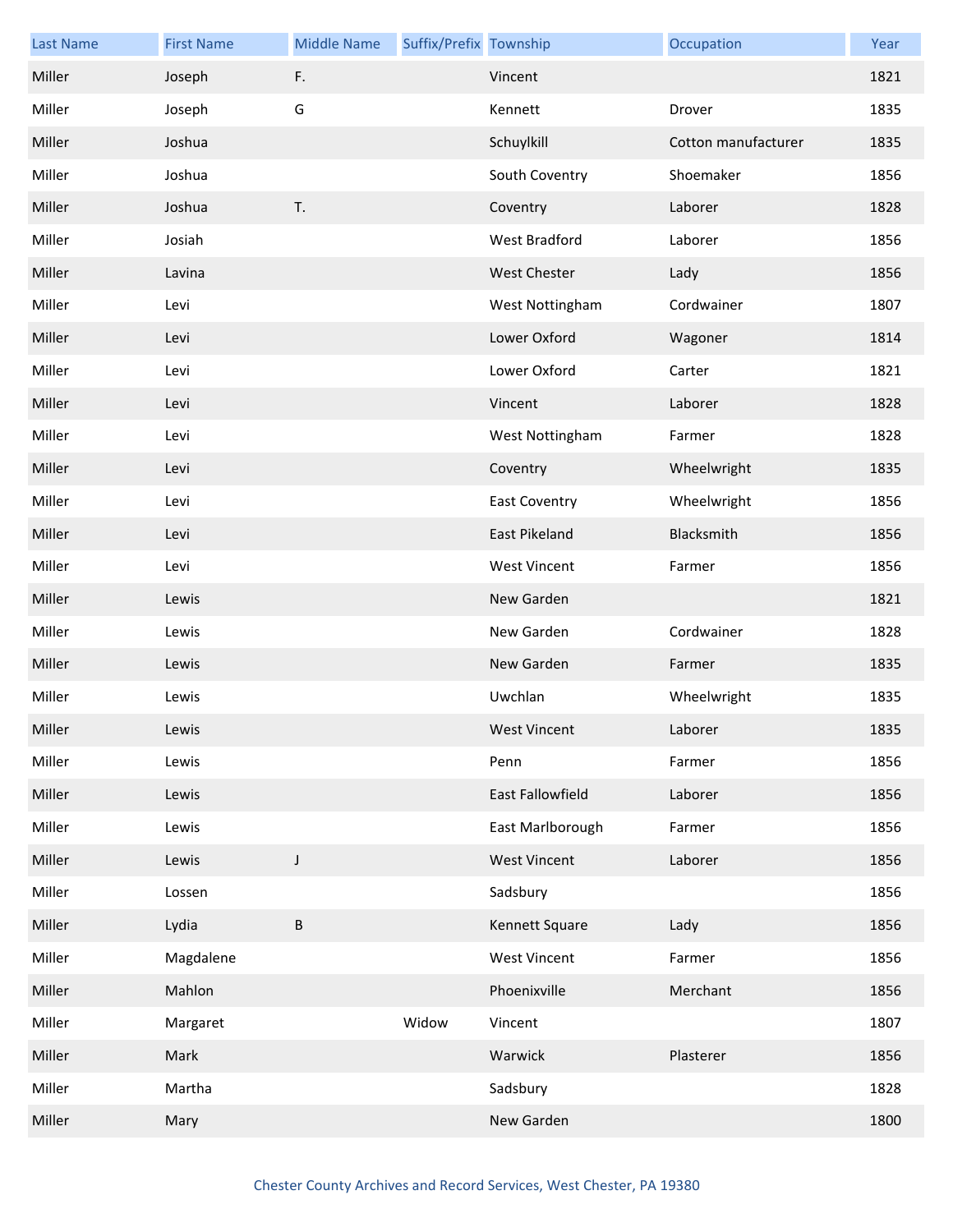| Last Name | First Name | Middle Name | Suffix/Prefix | Township | Occupation | Year |
| --- | --- | --- | --- | --- | --- | --- |
| Miller | Joseph | F. | | Vincent | | 1821 |
| Miller | Joseph | G | | Kennett | Drover | 1835 |
| Miller | Joshua | | | Schuylkill | Cotton manufacturer | 1835 |
| Miller | Joshua | | | South Coventry | Shoemaker | 1856 |
| Miller | Joshua | T. | | Coventry | Laborer | 1828 |
| Miller | Josiah | | | West Bradford | Laborer | 1856 |
| Miller | Lavina | | | West Chester | Lady | 1856 |
| Miller | Levi | | | West Nottingham | Cordwainer | 1807 |
| Miller | Levi | | | Lower Oxford | Wagoner | 1814 |
| Miller | Levi | | | Lower Oxford | Carter | 1821 |
| Miller | Levi | | | Vincent | Laborer | 1828 |
| Miller | Levi | | | West Nottingham | Farmer | 1828 |
| Miller | Levi | | | Coventry | Wheelwright | 1835 |
| Miller | Levi | | | East Coventry | Wheelwright | 1856 |
| Miller | Levi | | | East Pikeland | Blacksmith | 1856 |
| Miller | Levi | | | West Vincent | Farmer | 1856 |
| Miller | Lewis | | | New Garden | | 1821 |
| Miller | Lewis | | | New Garden | Cordwainer | 1828 |
| Miller | Lewis | | | New Garden | Farmer | 1835 |
| Miller | Lewis | | | Uwchlan | Wheelwright | 1835 |
| Miller | Lewis | | | West Vincent | Laborer | 1835 |
| Miller | Lewis | | | Penn | Farmer | 1856 |
| Miller | Lewis | | | East Fallowfield | Laborer | 1856 |
| Miller | Lewis | | | East Marlborough | Farmer | 1856 |
| Miller | Lewis | J | | West Vincent | Laborer | 1856 |
| Miller | Lossen | | | Sadsbury | | 1856 |
| Miller | Lydia | B | | Kennett Square | Lady | 1856 |
| Miller | Magdalene | | | West Vincent | Farmer | 1856 |
| Miller | Mahlon | | | Phoenixville | Merchant | 1856 |
| Miller | Margaret | | Widow | Vincent | | 1807 |
| Miller | Mark | | | Warwick | Plasterer | 1856 |
| Miller | Martha | | | Sadsbury | | 1828 |
| Miller | Mary | | | New Garden | | 1800 |

Chester County Archives and Record Services, West Chester, PA 19380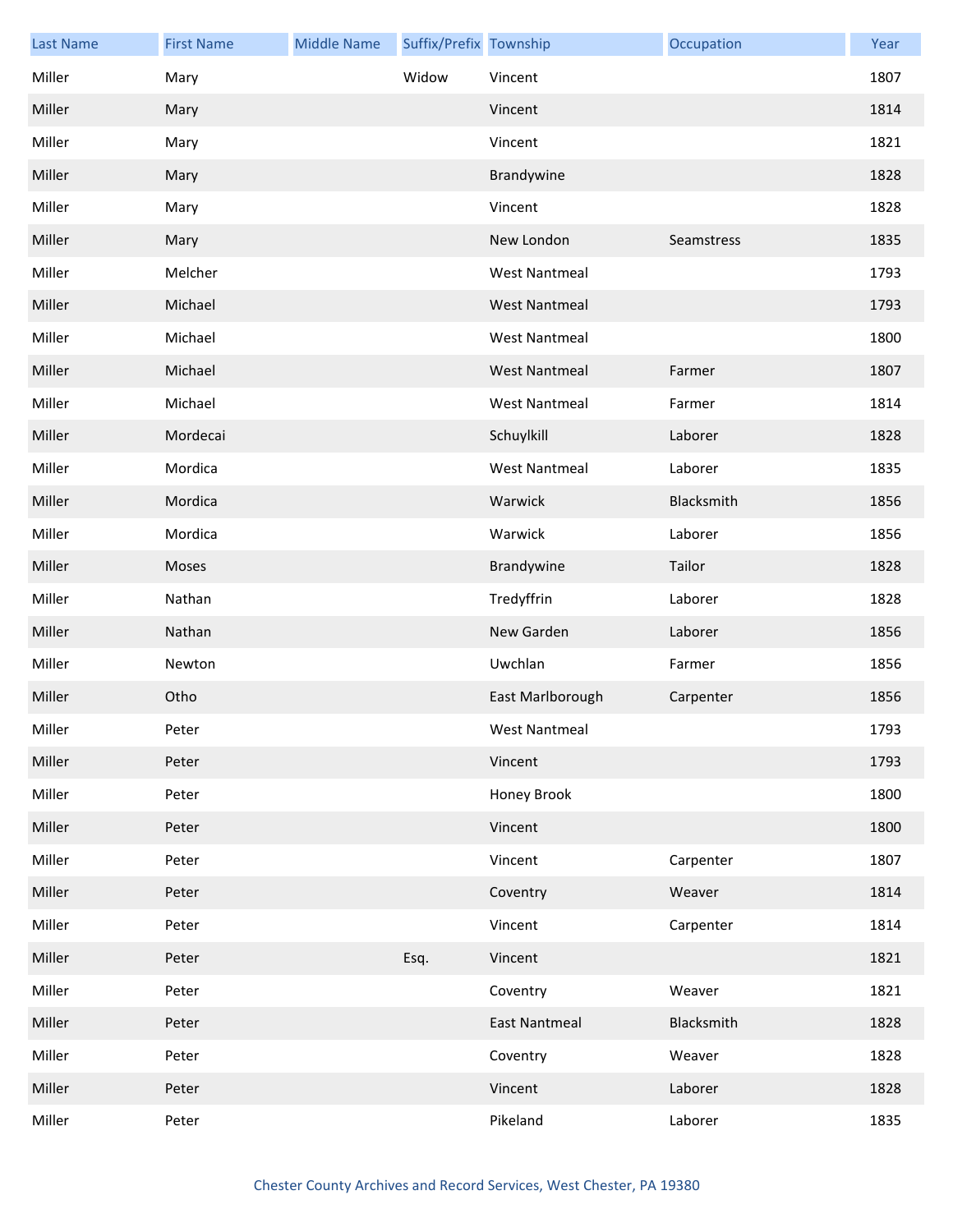| Last Name | First Name | Middle Name | Suffix/Prefix | Township | Occupation | Year |
| --- | --- | --- | --- | --- | --- | --- |
| Miller | Mary | | Widow | Vincent | | 1807 |
| Miller | Mary | | | Vincent | | 1814 |
| Miller | Mary | | | Vincent | | 1821 |
| Miller | Mary | | | Brandywine | | 1828 |
| Miller | Mary | | | Vincent | | 1828 |
| Miller | Mary | | | New London | Seamstress | 1835 |
| Miller | Melcher | | | West Nantmeal | | 1793 |
| Miller | Michael | | | West Nantmeal | | 1793 |
| Miller | Michael | | | West Nantmeal | | 1800 |
| Miller | Michael | | | West Nantmeal | Farmer | 1807 |
| Miller | Michael | | | West Nantmeal | Farmer | 1814 |
| Miller | Mordecai | | | Schuylkill | Laborer | 1828 |
| Miller | Mordica | | | West Nantmeal | Laborer | 1835 |
| Miller | Mordica | | | Warwick | Blacksmith | 1856 |
| Miller | Mordica | | | Warwick | Laborer | 1856 |
| Miller | Moses | | | Brandywine | Tailor | 1828 |
| Miller | Nathan | | | Tredyffrin | Laborer | 1828 |
| Miller | Nathan | | | New Garden | Laborer | 1856 |
| Miller | Newton | | | Uwchlan | Farmer | 1856 |
| Miller | Otho | | | East Marlborough | Carpenter | 1856 |
| Miller | Peter | | | West Nantmeal | | 1793 |
| Miller | Peter | | | Vincent | | 1793 |
| Miller | Peter | | | Honey Brook | | 1800 |
| Miller | Peter | | | Vincent | | 1800 |
| Miller | Peter | | | Vincent | Carpenter | 1807 |
| Miller | Peter | | | Coventry | Weaver | 1814 |
| Miller | Peter | | | Vincent | Carpenter | 1814 |
| Miller | Peter | | Esq. | Vincent | | 1821 |
| Miller | Peter | | | Coventry | Weaver | 1821 |
| Miller | Peter | | | East Nantmeal | Blacksmith | 1828 |
| Miller | Peter | | | Coventry | Weaver | 1828 |
| Miller | Peter | | | Vincent | Laborer | 1828 |
| Miller | Peter | | | Pikeland | Laborer | 1835 |

Chester County Archives and Record Services, West Chester, PA 19380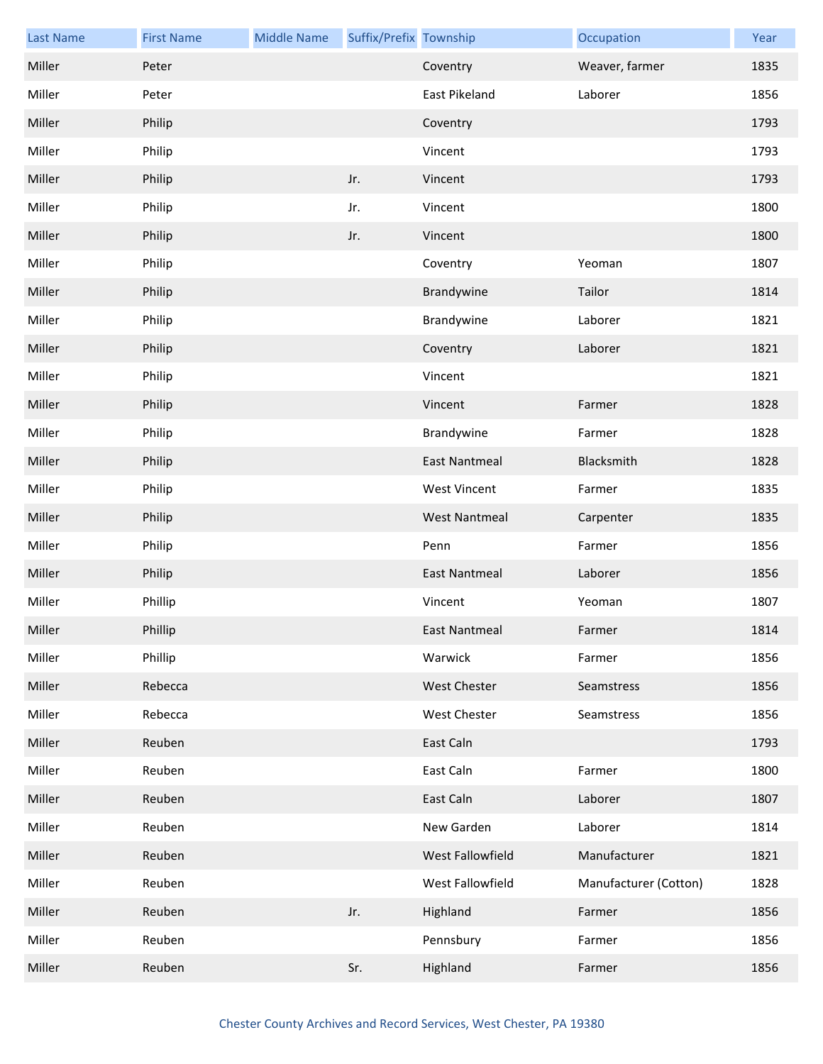| Last Name | First Name | Middle Name | Suffix/Prefix | Township | Occupation | Year |
|---|---|---|---|---|---|---|
| Miller | Peter | | | Coventry | Weaver, farmer | 1835 |
| Miller | Peter | | | East Pikeland | Laborer | 1856 |
| Miller | Philip | | | Coventry | | 1793 |
| Miller | Philip | | | Vincent | | 1793 |
| Miller | Philip | | Jr. | Vincent | | 1793 |
| Miller | Philip | | Jr. | Vincent | | 1800 |
| Miller | Philip | | Jr. | Vincent | | 1800 |
| Miller | Philip | | | Coventry | Yeoman | 1807 |
| Miller | Philip | | | Brandywine | Tailor | 1814 |
| Miller | Philip | | | Brandywine | Laborer | 1821 |
| Miller | Philip | | | Coventry | Laborer | 1821 |
| Miller | Philip | | | Vincent | | 1821 |
| Miller | Philip | | | Vincent | Farmer | 1828 |
| Miller | Philip | | | Brandywine | Farmer | 1828 |
| Miller | Philip | | | East Nantmeal | Blacksmith | 1828 |
| Miller | Philip | | | West Vincent | Farmer | 1835 |
| Miller | Philip | | | West Nantmeal | Carpenter | 1835 |
| Miller | Philip | | | Penn | Farmer | 1856 |
| Miller | Philip | | | East Nantmeal | Laborer | 1856 |
| Miller | Phillip | | | Vincent | Yeoman | 1807 |
| Miller | Phillip | | | East Nantmeal | Farmer | 1814 |
| Miller | Phillip | | | Warwick | Farmer | 1856 |
| Miller | Rebecca | | | West Chester | Seamstress | 1856 |
| Miller | Rebecca | | | West Chester | Seamstress | 1856 |
| Miller | Reuben | | | East Caln | | 1793 |
| Miller | Reuben | | | East Caln | Farmer | 1800 |
| Miller | Reuben | | | East Caln | Laborer | 1807 |
| Miller | Reuben | | | New Garden | Laborer | 1814 |
| Miller | Reuben | | | West Fallowfield | Manufacturer | 1821 |
| Miller | Reuben | | | West Fallowfield | Manufacturer (Cotton) | 1828 |
| Miller | Reuben | | Jr. | Highland | Farmer | 1856 |
| Miller | Reuben | | | Pennsbury | Farmer | 1856 |
| Miller | Reuben | | Sr. | Highland | Farmer | 1856 |

Chester County Archives and Record Services, West Chester, PA 19380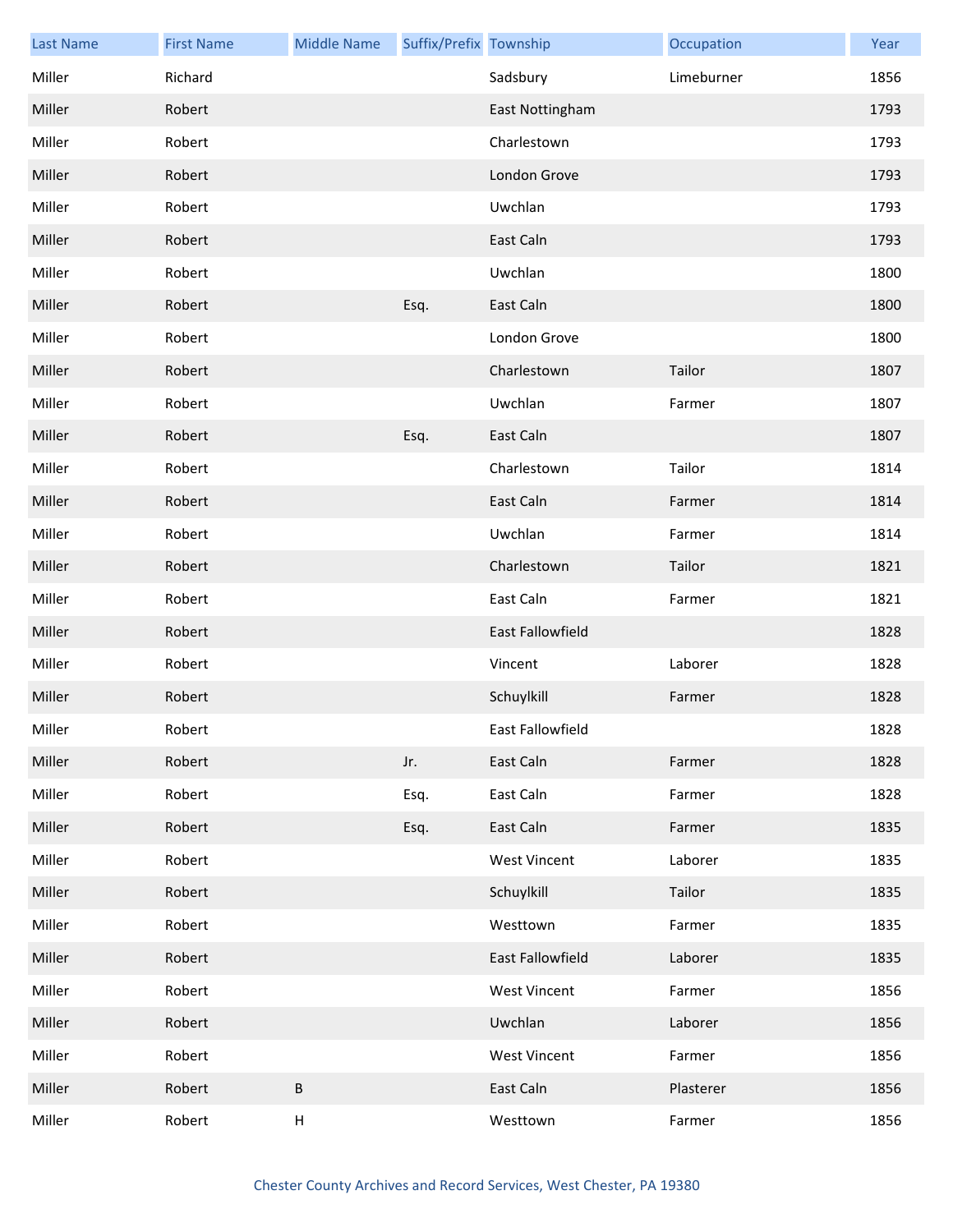| Last Name | First Name | Middle Name | Suffix/Prefix | Township | Occupation | Year |
|---|---|---|---|---|---|---|
| Miller | Richard | | | Sadsbury | Limeburner | 1856 |
| Miller | Robert | | | East Nottingham | | 1793 |
| Miller | Robert | | | Charlestown | | 1793 |
| Miller | Robert | | | London Grove | | 1793 |
| Miller | Robert | | | Uwchlan | | 1793 |
| Miller | Robert | | | East Caln | | 1793 |
| Miller | Robert | | | Uwchlan | | 1800 |
| Miller | Robert | | Esq. | East Caln | | 1800 |
| Miller | Robert | | | London Grove | | 1800 |
| Miller | Robert | | | Charlestown | Tailor | 1807 |
| Miller | Robert | | | Uwchlan | Farmer | 1807 |
| Miller | Robert | | Esq. | East Caln | | 1807 |
| Miller | Robert | | | Charlestown | Tailor | 1814 |
| Miller | Robert | | | East Caln | Farmer | 1814 |
| Miller | Robert | | | Uwchlan | Farmer | 1814 |
| Miller | Robert | | | Charlestown | Tailor | 1821 |
| Miller | Robert | | | East Caln | Farmer | 1821 |
| Miller | Robert | | | East Fallowfield | | 1828 |
| Miller | Robert | | | Vincent | Laborer | 1828 |
| Miller | Robert | | | Schuylkill | Farmer | 1828 |
| Miller | Robert | | | East Fallowfield | | 1828 |
| Miller | Robert | | Jr. | East Caln | Farmer | 1828 |
| Miller | Robert | | Esq. | East Caln | Farmer | 1828 |
| Miller | Robert | | Esq. | East Caln | Farmer | 1835 |
| Miller | Robert | | | West Vincent | Laborer | 1835 |
| Miller | Robert | | | Schuylkill | Tailor | 1835 |
| Miller | Robert | | | Westtown | Farmer | 1835 |
| Miller | Robert | | | East Fallowfield | Laborer | 1835 |
| Miller | Robert | | | West Vincent | Farmer | 1856 |
| Miller | Robert | | | Uwchlan | Laborer | 1856 |
| Miller | Robert | | | West Vincent | Farmer | 1856 |
| Miller | Robert | B | | East Caln | Plasterer | 1856 |
| Miller | Robert | H | | Westtown | Farmer | 1856 |

Chester County Archives and Record Services, West Chester, PA 19380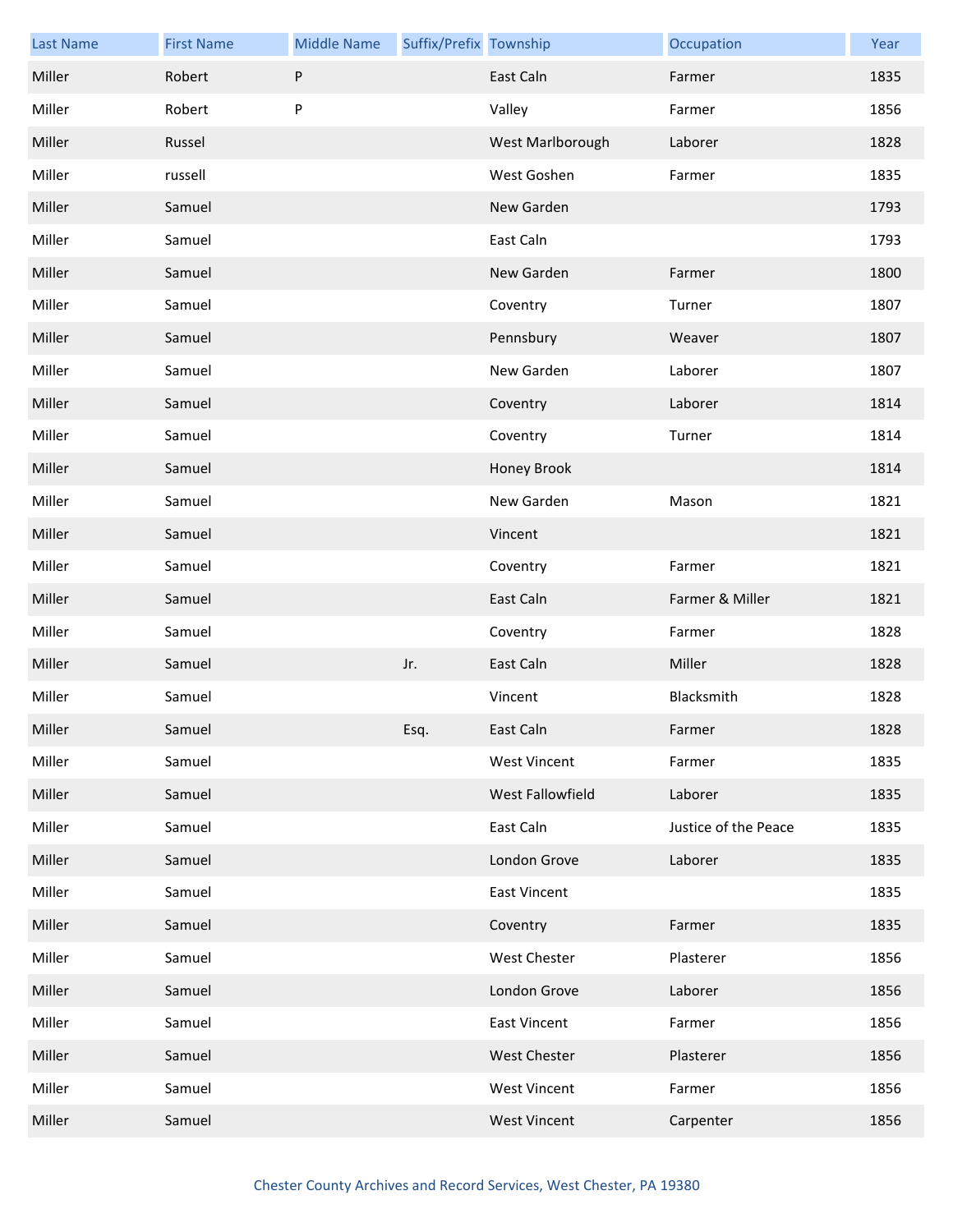| Last Name | First Name | Middle Name | Suffix/Prefix | Township | Occupation | Year |
|---|---|---|---|---|---|---|
| Miller | Robert | P | | East Caln | Farmer | 1835 |
| Miller | Robert | P | | Valley | Farmer | 1856 |
| Miller | Russel | | | West Marlborough | Laborer | 1828 |
| Miller | russell | | | West Goshen | Farmer | 1835 |
| Miller | Samuel | | | New Garden | | 1793 |
| Miller | Samuel | | | East Caln | | 1793 |
| Miller | Samuel | | | New Garden | Farmer | 1800 |
| Miller | Samuel | | | Coventry | Turner | 1807 |
| Miller | Samuel | | | Pennsbury | Weaver | 1807 |
| Miller | Samuel | | | New Garden | Laborer | 1807 |
| Miller | Samuel | | | Coventry | Laborer | 1814 |
| Miller | Samuel | | | Coventry | Turner | 1814 |
| Miller | Samuel | | | Honey Brook | | 1814 |
| Miller | Samuel | | | New Garden | Mason | 1821 |
| Miller | Samuel | | | Vincent | | 1821 |
| Miller | Samuel | | | Coventry | Farmer | 1821 |
| Miller | Samuel | | | East Caln | Farmer & Miller | 1821 |
| Miller | Samuel | | | Coventry | Farmer | 1828 |
| Miller | Samuel | | Jr. | East Caln | Miller | 1828 |
| Miller | Samuel | | | Vincent | Blacksmith | 1828 |
| Miller | Samuel | | Esq. | East Caln | Farmer | 1828 |
| Miller | Samuel | | | West Vincent | Farmer | 1835 |
| Miller | Samuel | | | West Fallowfield | Laborer | 1835 |
| Miller | Samuel | | | East Caln | Justice of the Peace | 1835 |
| Miller | Samuel | | | London Grove | Laborer | 1835 |
| Miller | Samuel | | | East Vincent | | 1835 |
| Miller | Samuel | | | Coventry | Farmer | 1835 |
| Miller | Samuel | | | West Chester | Plasterer | 1856 |
| Miller | Samuel | | | London Grove | Laborer | 1856 |
| Miller | Samuel | | | East Vincent | Farmer | 1856 |
| Miller | Samuel | | | West Chester | Plasterer | 1856 |
| Miller | Samuel | | | West Vincent | Farmer | 1856 |
| Miller | Samuel | | | West Vincent | Carpenter | 1856 |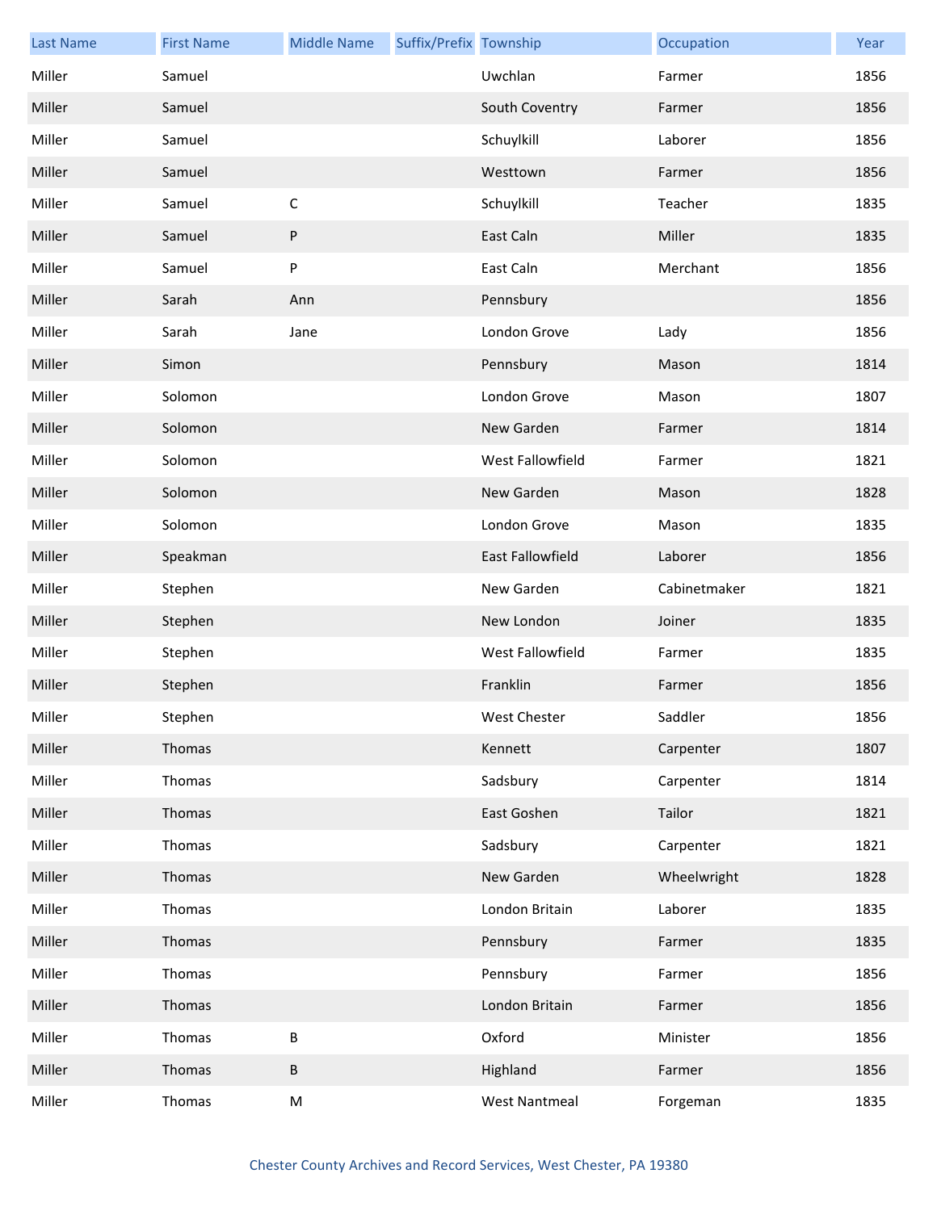| Last Name | First Name | Middle Name | Suffix/Prefix | Township | Occupation | Year |
|---|---|---|---|---|---|---|
| Miller | Samuel | | | Uwchlan | Farmer | 1856 |
| Miller | Samuel | | | South Coventry | Farmer | 1856 |
| Miller | Samuel | | | Schuylkill | Laborer | 1856 |
| Miller | Samuel | | | Westtown | Farmer | 1856 |
| Miller | Samuel | C | | Schuylkill | Teacher | 1835 |
| Miller | Samuel | P | | East Caln | Miller | 1835 |
| Miller | Samuel | P | | East Caln | Merchant | 1856 |
| Miller | Sarah | Ann | | Pennsbury | | 1856 |
| Miller | Sarah | Jane | | London Grove | Lady | 1856 |
| Miller | Simon | | | Pennsbury | Mason | 1814 |
| Miller | Solomon | | | London Grove | Mason | 1807 |
| Miller | Solomon | | | New Garden | Farmer | 1814 |
| Miller | Solomon | | | West Fallowfield | Farmer | 1821 |
| Miller | Solomon | | | New Garden | Mason | 1828 |
| Miller | Solomon | | | London Grove | Mason | 1835 |
| Miller | Speakman | | | East Fallowfield | Laborer | 1856 |
| Miller | Stephen | | | New Garden | Cabinetmaker | 1821 |
| Miller | Stephen | | | New London | Joiner | 1835 |
| Miller | Stephen | | | West Fallowfield | Farmer | 1835 |
| Miller | Stephen | | | Franklin | Farmer | 1856 |
| Miller | Stephen | | | West Chester | Saddler | 1856 |
| Miller | Thomas | | | Kennett | Carpenter | 1807 |
| Miller | Thomas | | | Sadsbury | Carpenter | 1814 |
| Miller | Thomas | | | East Goshen | Tailor | 1821 |
| Miller | Thomas | | | Sadsbury | Carpenter | 1821 |
| Miller | Thomas | | | New Garden | Wheelwright | 1828 |
| Miller | Thomas | | | London Britain | Laborer | 1835 |
| Miller | Thomas | | | Pennsbury | Farmer | 1835 |
| Miller | Thomas | | | Pennsbury | Farmer | 1856 |
| Miller | Thomas | | | London Britain | Farmer | 1856 |
| Miller | Thomas | B | | Oxford | Minister | 1856 |
| Miller | Thomas | B | | Highland | Farmer | 1856 |
| Miller | Thomas | M | | West Nantmeal | Forgeman | 1835 |

Chester County Archives and Record Services, West Chester, PA 19380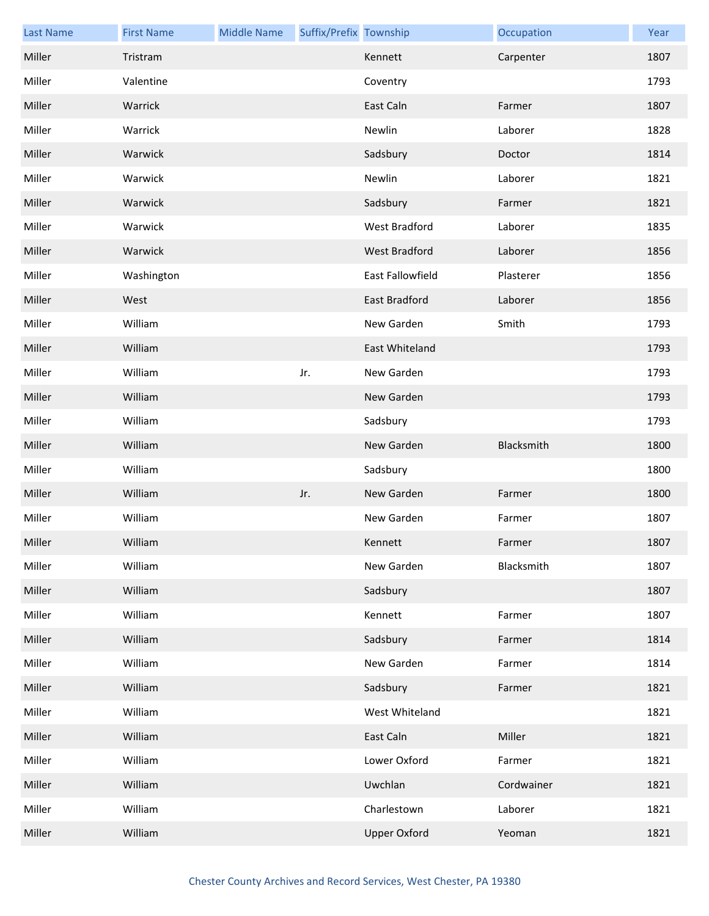| Last Name | First Name | Middle Name | Suffix/Prefix | Township | Occupation | Year |
|---|---|---|---|---|---|---|
| Miller | Tristram | | | Kennett | Carpenter | 1807 |
| Miller | Valentine | | | Coventry | | 1793 |
| Miller | Warrick | | | East Caln | Farmer | 1807 |
| Miller | Warrick | | | Newlin | Laborer | 1828 |
| Miller | Warwick | | | Sadsbury | Doctor | 1814 |
| Miller | Warwick | | | Newlin | Laborer | 1821 |
| Miller | Warwick | | | Sadsbury | Farmer | 1821 |
| Miller | Warwick | | | West Bradford | Laborer | 1835 |
| Miller | Warwick | | | West Bradford | Laborer | 1856 |
| Miller | Washington | | | East Fallowfield | Plasterer | 1856 |
| Miller | West | | | East Bradford | Laborer | 1856 |
| Miller | William | | | New Garden | Smith | 1793 |
| Miller | William | | | East Whiteland | | 1793 |
| Miller | William | | Jr. | New Garden | | 1793 |
| Miller | William | | | New Garden | | 1793 |
| Miller | William | | | Sadsbury | | 1793 |
| Miller | William | | | New Garden | Blacksmith | 1800 |
| Miller | William | | | Sadsbury | | 1800 |
| Miller | William | | Jr. | New Garden | Farmer | 1800 |
| Miller | William | | | New Garden | Farmer | 1807 |
| Miller | William | | | Kennett | Farmer | 1807 |
| Miller | William | | | New Garden | Blacksmith | 1807 |
| Miller | William | | | Sadsbury | | 1807 |
| Miller | William | | | Kennett | Farmer | 1807 |
| Miller | William | | | Sadsbury | Farmer | 1814 |
| Miller | William | | | New Garden | Farmer | 1814 |
| Miller | William | | | Sadsbury | Farmer | 1821 |
| Miller | William | | | West Whiteland | | 1821 |
| Miller | William | | | East Caln | Miller | 1821 |
| Miller | William | | | Lower Oxford | Farmer | 1821 |
| Miller | William | | | Uwchlan | Cordwainer | 1821 |
| Miller | William | | | Charlestown | Laborer | 1821 |
| Miller | William | | | Upper Oxford | Yeoman | 1821 |

Chester County Archives and Record Services, West Chester, PA 19380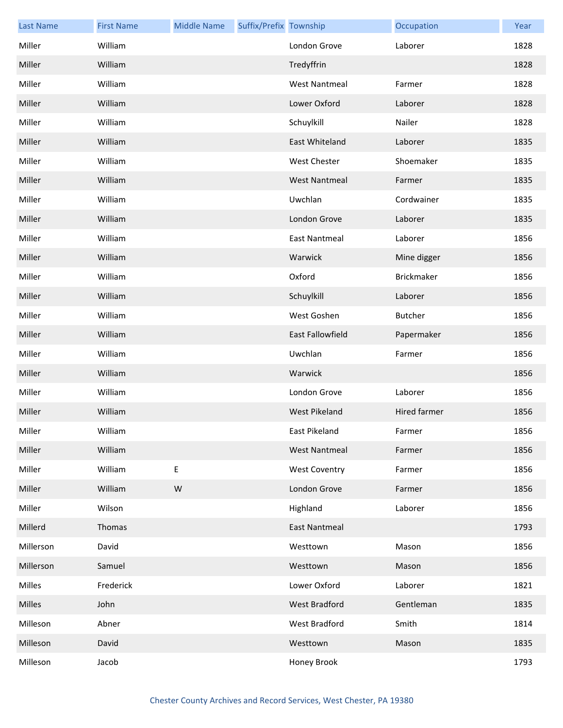| Last Name | First Name | Middle Name | Suffix/Prefix | Township | Occupation | Year |
|---|---|---|---|---|---|---|
| Miller | William | | | London Grove | Laborer | 1828 |
| Miller | William | | | Tredyffrin | | 1828 |
| Miller | William | | | West Nantmeal | Farmer | 1828 |
| Miller | William | | | Lower Oxford | Laborer | 1828 |
| Miller | William | | | Schuylkill | Nailer | 1828 |
| Miller | William | | | East Whiteland | Laborer | 1835 |
| Miller | William | | | West Chester | Shoemaker | 1835 |
| Miller | William | | | West Nantmeal | Farmer | 1835 |
| Miller | William | | | Uwchlan | Cordwainer | 1835 |
| Miller | William | | | London Grove | Laborer | 1835 |
| Miller | William | | | East Nantmeal | Laborer | 1856 |
| Miller | William | | | Warwick | Mine digger | 1856 |
| Miller | William | | | Oxford | Brickmaker | 1856 |
| Miller | William | | | Schuylkill | Laborer | 1856 |
| Miller | William | | | West Goshen | Butcher | 1856 |
| Miller | William | | | East Fallowfield | Papermaker | 1856 |
| Miller | William | | | Uwchlan | Farmer | 1856 |
| Miller | William | | | Warwick | | 1856 |
| Miller | William | | | London Grove | Laborer | 1856 |
| Miller | William | | | West Pikeland | Hired farmer | 1856 |
| Miller | William | | | East Pikeland | Farmer | 1856 |
| Miller | William | | | West Nantmeal | Farmer | 1856 |
| Miller | William | E | | West Coventry | Farmer | 1856 |
| Miller | William | W | | London Grove | Farmer | 1856 |
| Miller | Wilson | | | Highland | Laborer | 1856 |
| Millerd | Thomas | | | East Nantmeal | | 1793 |
| Millerson | David | | | Westtown | Mason | 1856 |
| Millerson | Samuel | | | Westtown | Mason | 1856 |
| Milles | Frederick | | | Lower Oxford | Laborer | 1821 |
| Milles | John | | | West Bradford | Gentleman | 1835 |
| Milleson | Abner | | | West Bradford | Smith | 1814 |
| Milleson | David | | | Westtown | Mason | 1835 |
| Milleson | Jacob | | | Honey Brook | | 1793 |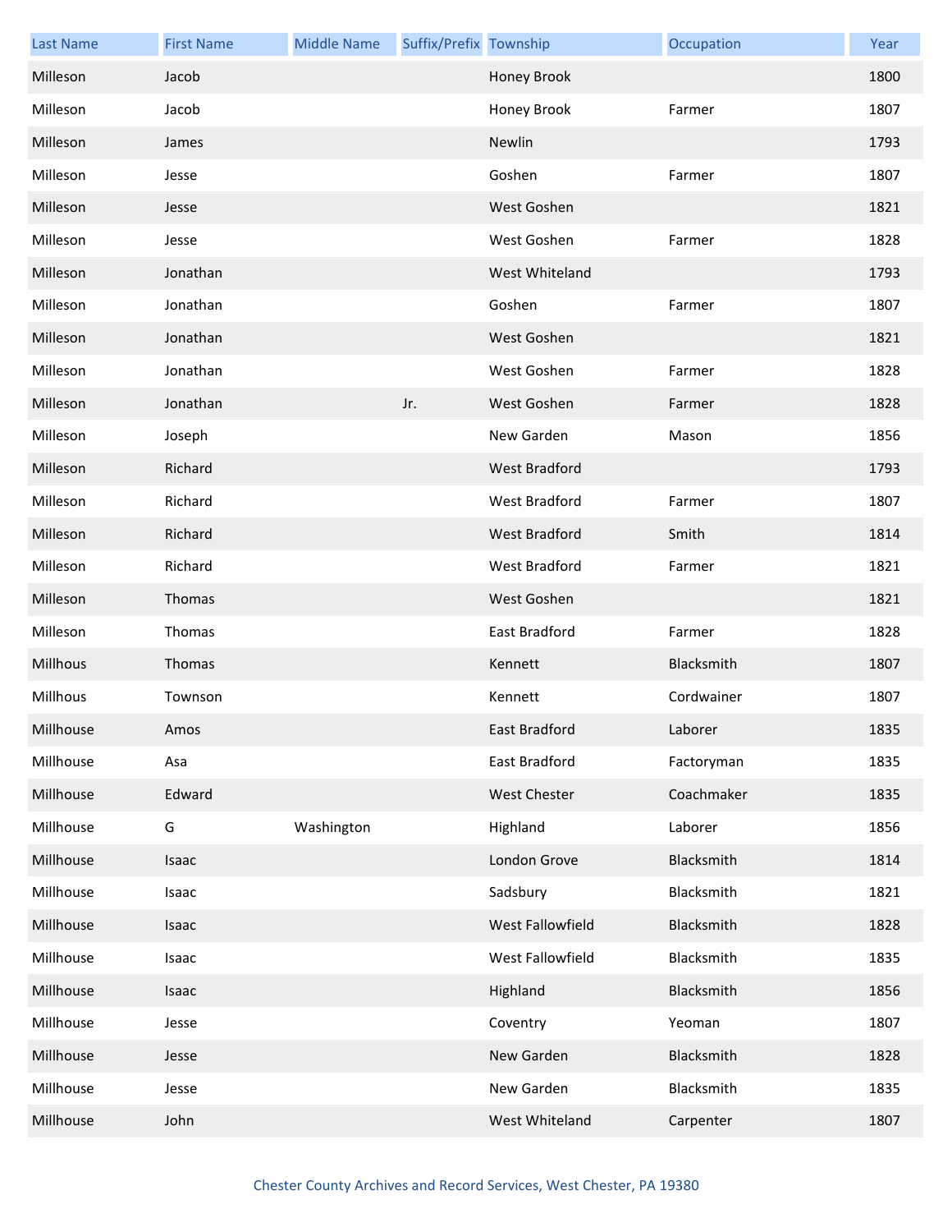| Last Name | First Name | Middle Name | Suffix/Prefix | Township | Occupation | Year |
| --- | --- | --- | --- | --- | --- | --- |
| Milleson | Jacob | | | Honey Brook | | 1800 |
| Milleson | Jacob | | | Honey Brook | Farmer | 1807 |
| Milleson | James | | | Newlin | | 1793 |
| Milleson | Jesse | | | Goshen | Farmer | 1807 |
| Milleson | Jesse | | | West Goshen | | 1821 |
| Milleson | Jesse | | | West Goshen | Farmer | 1828 |
| Milleson | Jonathan | | | West Whiteland | | 1793 |
| Milleson | Jonathan | | | Goshen | Farmer | 1807 |
| Milleson | Jonathan | | | West Goshen | | 1821 |
| Milleson | Jonathan | | | West Goshen | Farmer | 1828 |
| Milleson | Jonathan | | Jr. | West Goshen | Farmer | 1828 |
| Milleson | Joseph | | | New Garden | Mason | 1856 |
| Milleson | Richard | | | West Bradford | | 1793 |
| Milleson | Richard | | | West Bradford | Farmer | 1807 |
| Milleson | Richard | | | West Bradford | Smith | 1814 |
| Milleson | Richard | | | West Bradford | Farmer | 1821 |
| Milleson | Thomas | | | West Goshen | | 1821 |
| Milleson | Thomas | | | East Bradford | Farmer | 1828 |
| Millhous | Thomas | | | Kennett | Blacksmith | 1807 |
| Millhous | Townson | | | Kennett | Cordwainer | 1807 |
| Millhouse | Amos | | | East Bradford | Laborer | 1835 |
| Millhouse | Asa | | | East Bradford | Factoryman | 1835 |
| Millhouse | Edward | | | West Chester | Coachmaker | 1835 |
| Millhouse | G | Washington | | Highland | Laborer | 1856 |
| Millhouse | Isaac | | | London Grove | Blacksmith | 1814 |
| Millhouse | Isaac | | | Sadsbury | Blacksmith | 1821 |
| Millhouse | Isaac | | | West Fallowfield | Blacksmith | 1828 |
| Millhouse | Isaac | | | West Fallowfield | Blacksmith | 1835 |
| Millhouse | Isaac | | | Highland | Blacksmith | 1856 |
| Millhouse | Jesse | | | Coventry | Yeoman | 1807 |
| Millhouse | Jesse | | | New Garden | Blacksmith | 1828 |
| Millhouse | Jesse | | | New Garden | Blacksmith | 1835 |
| Millhouse | John | | | West Whiteland | Carpenter | 1807 |

Chester County Archives and Record Services, West Chester, PA 19380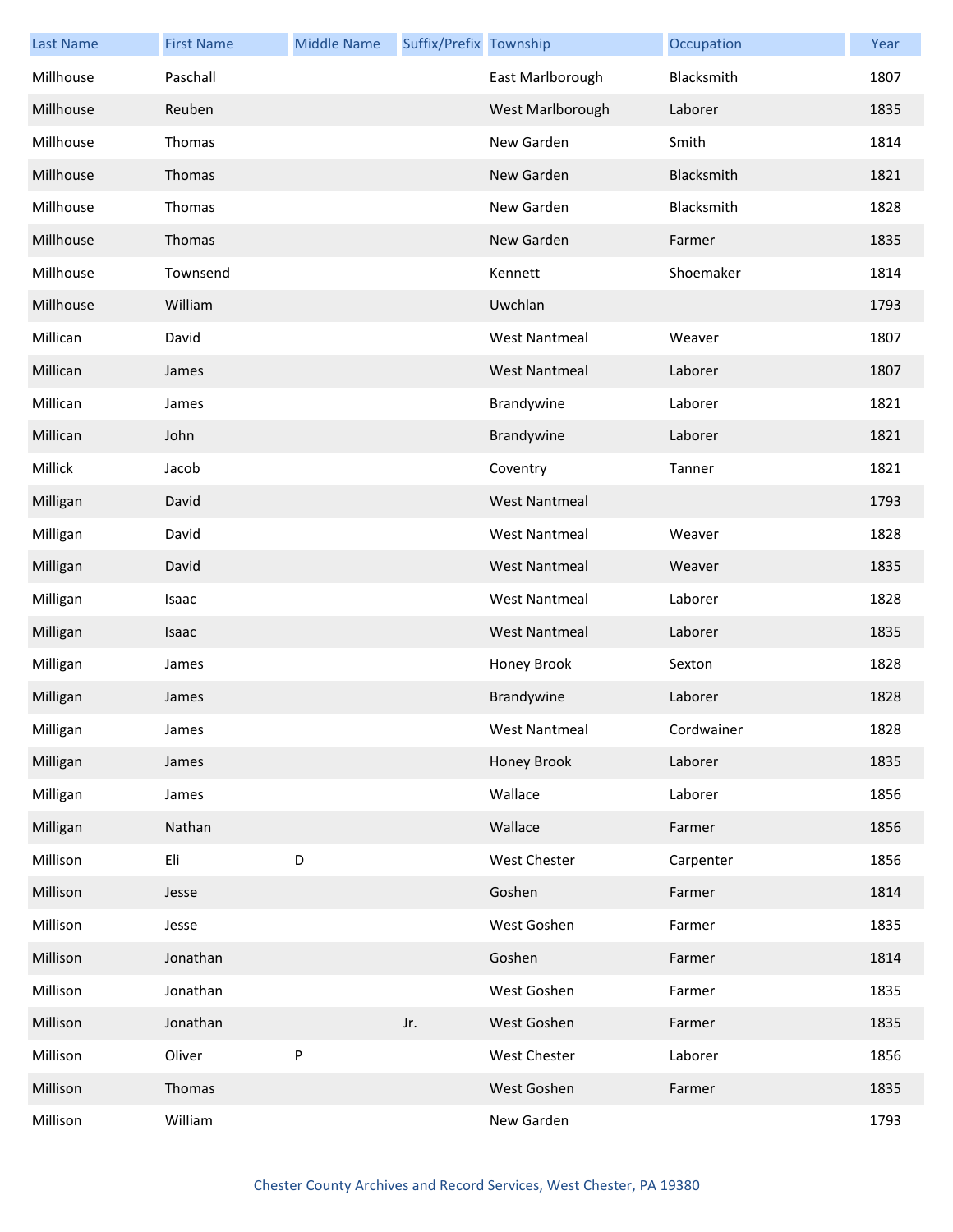| Last Name | First Name | Middle Name | Suffix/Prefix | Township | Occupation | Year |
|---|---|---|---|---|---|---|
| Millhouse | Paschall | | | East Marlborough | Blacksmith | 1807 |
| Millhouse | Reuben | | | West Marlborough | Laborer | 1835 |
| Millhouse | Thomas | | | New Garden | Smith | 1814 |
| Millhouse | Thomas | | | New Garden | Blacksmith | 1821 |
| Millhouse | Thomas | | | New Garden | Blacksmith | 1828 |
| Millhouse | Thomas | | | New Garden | Farmer | 1835 |
| Millhouse | Townsend | | | Kennett | Shoemaker | 1814 |
| Millhouse | William | | | Uwchlan | | 1793 |
| Millican | David | | | West Nantmeal | Weaver | 1807 |
| Millican | James | | | West Nantmeal | Laborer | 1807 |
| Millican | James | | | Brandywine | Laborer | 1821 |
| Millican | John | | | Brandywine | Laborer | 1821 |
| Millick | Jacob | | | Coventry | Tanner | 1821 |
| Milligan | David | | | West Nantmeal | | 1793 |
| Milligan | David | | | West Nantmeal | Weaver | 1828 |
| Milligan | David | | | West Nantmeal | Weaver | 1835 |
| Milligan | Isaac | | | West Nantmeal | Laborer | 1828 |
| Milligan | Isaac | | | West Nantmeal | Laborer | 1835 |
| Milligan | James | | | Honey Brook | Sexton | 1828 |
| Milligan | James | | | Brandywine | Laborer | 1828 |
| Milligan | James | | | West Nantmeal | Cordwainer | 1828 |
| Milligan | James | | | Honey Brook | Laborer | 1835 |
| Milligan | James | | | Wallace | Laborer | 1856 |
| Milligan | Nathan | | | Wallace | Farmer | 1856 |
| Millison | Eli | D | | West Chester | Carpenter | 1856 |
| Millison | Jesse | | | Goshen | Farmer | 1814 |
| Millison | Jesse | | | West Goshen | Farmer | 1835 |
| Millison | Jonathan | | | Goshen | Farmer | 1814 |
| Millison | Jonathan | | | West Goshen | Farmer | 1835 |
| Millison | Jonathan | | Jr. | West Goshen | Farmer | 1835 |
| Millison | Oliver | P | | West Chester | Laborer | 1856 |
| Millison | Thomas | | | West Goshen | Farmer | 1835 |
| Millison | William | | | New Garden | | 1793 |

Chester County Archives and Record Services, West Chester, PA 19380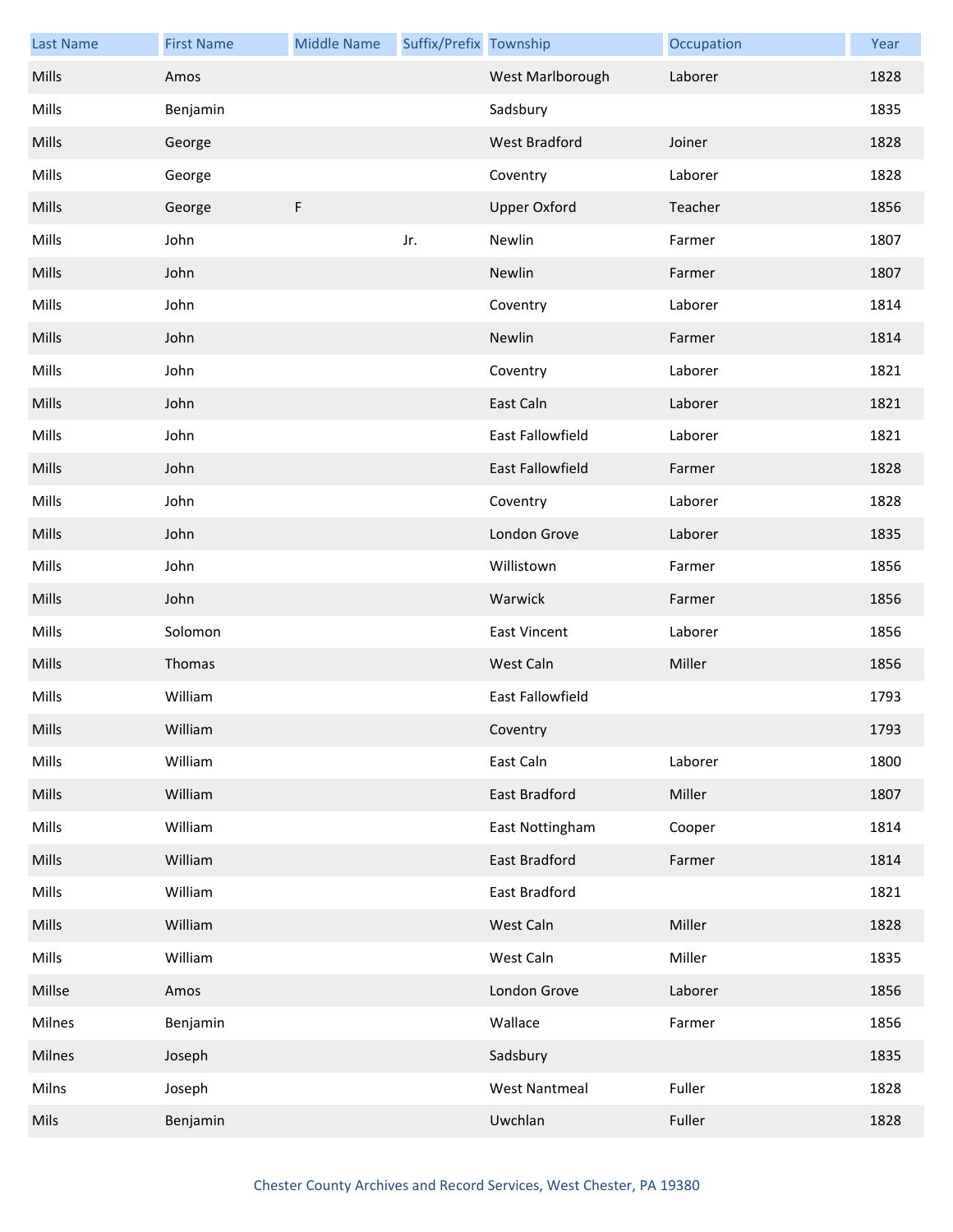| Last Name | First Name | Middle Name | Suffix/Prefix | Township | Occupation | Year |
|---|---|---|---|---|---|---|
| Mills | Amos | | | West Marlborough | Laborer | 1828 |
| Mills | Benjamin | | | Sadsbury | | 1835 |
| Mills | George | | | West Bradford | Joiner | 1828 |
| Mills | George | | | Coventry | Laborer | 1828 |
| Mills | George | F | | Upper Oxford | Teacher | 1856 |
| Mills | John | | Jr. | Newlin | Farmer | 1807 |
| Mills | John | | | Newlin | Farmer | 1807 |
| Mills | John | | | Coventry | Laborer | 1814 |
| Mills | John | | | Newlin | Farmer | 1814 |
| Mills | John | | | Coventry | Laborer | 1821 |
| Mills | John | | | East Caln | Laborer | 1821 |
| Mills | John | | | East Fallowfield | Laborer | 1821 |
| Mills | John | | | East Fallowfield | Farmer | 1828 |
| Mills | John | | | Coventry | Laborer | 1828 |
| Mills | John | | | London Grove | Laborer | 1835 |
| Mills | John | | | Willistown | Farmer | 1856 |
| Mills | John | | | Warwick | Farmer | 1856 |
| Mills | Solomon | | | East Vincent | Laborer | 1856 |
| Mills | Thomas | | | West Caln | Miller | 1856 |
| Mills | William | | | East Fallowfield | | 1793 |
| Mills | William | | | Coventry | | 1793 |
| Mills | William | | | East Caln | Laborer | 1800 |
| Mills | William | | | East Bradford | Miller | 1807 |
| Mills | William | | | East Nottingham | Cooper | 1814 |
| Mills | William | | | East Bradford | Farmer | 1814 |
| Mills | William | | | East Bradford | | 1821 |
| Mills | William | | | West Caln | Miller | 1828 |
| Mills | William | | | West Caln | Miller | 1835 |
| Millse | Amos | | | London Grove | Laborer | 1856 |
| Milnes | Benjamin | | | Wallace | Farmer | 1856 |
| Milnes | Joseph | | | Sadsbury | | 1835 |
| Milns | Joseph | | | West Nantmeal | Fuller | 1828 |
| Mils | Benjamin | | | Uwchlan | Fuller | 1828 |

Chester County Archives and Record Services, West Chester, PA 19380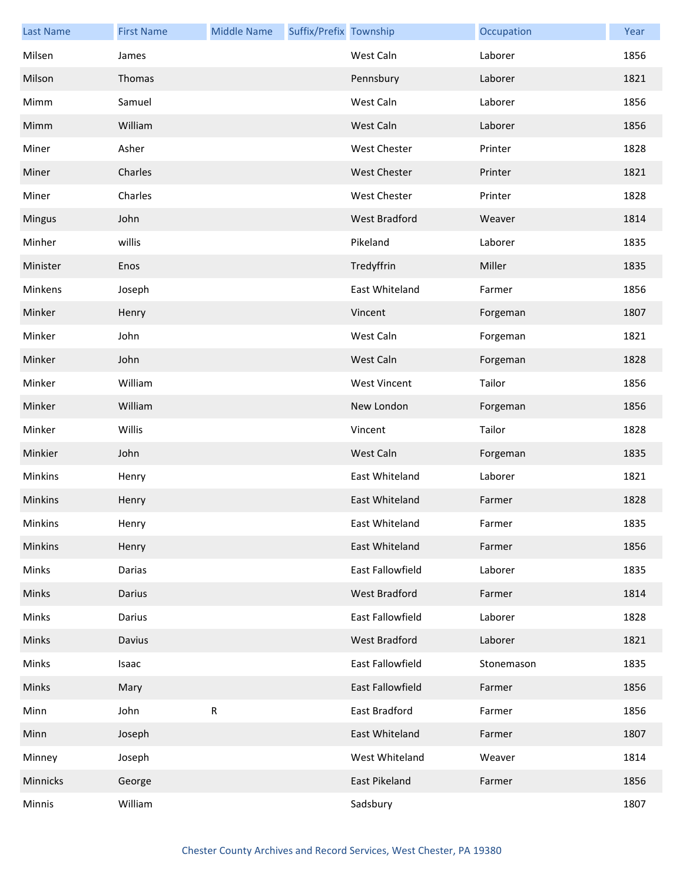| Last Name | First Name | Middle Name | Suffix/Prefix | Township | Occupation | Year |
|---|---|---|---|---|---|---|
| Milsen | James | | | West Caln | Laborer | 1856 |
| Milson | Thomas | | | Pennsbury | Laborer | 1821 |
| Mimm | Samuel | | | West Caln | Laborer | 1856 |
| Mimm | William | | | West Caln | Laborer | 1856 |
| Miner | Asher | | | West Chester | Printer | 1828 |
| Miner | Charles | | | West Chester | Printer | 1821 |
| Miner | Charles | | | West Chester | Printer | 1828 |
| Mingus | John | | | West Bradford | Weaver | 1814 |
| Minher | willis | | | Pikeland | Laborer | 1835 |
| Minister | Enos | | | Tredyffrin | Miller | 1835 |
| Minkens | Joseph | | | East Whiteland | Farmer | 1856 |
| Minker | Henry | | | Vincent | Forgeman | 1807 |
| Minker | John | | | West Caln | Forgeman | 1821 |
| Minker | John | | | West Caln | Forgeman | 1828 |
| Minker | William | | | West Vincent | Tailor | 1856 |
| Minker | William | | | New London | Forgeman | 1856 |
| Minker | Willis | | | Vincent | Tailor | 1828 |
| Minkier | John | | | West Caln | Forgeman | 1835 |
| Minkins | Henry | | | East Whiteland | Laborer | 1821 |
| Minkins | Henry | | | East Whiteland | Farmer | 1828 |
| Minkins | Henry | | | East Whiteland | Farmer | 1835 |
| Minkins | Henry | | | East Whiteland | Farmer | 1856 |
| Minks | Darias | | | East Fallowfield | Laborer | 1835 |
| Minks | Darius | | | West Bradford | Farmer | 1814 |
| Minks | Darius | | | East Fallowfield | Laborer | 1828 |
| Minks | Davius | | | West Bradford | Laborer | 1821 |
| Minks | Isaac | | | East Fallowfield | Stonemason | 1835 |
| Minks | Mary | | | East Fallowfield | Farmer | 1856 |
| Minn | John | R | | East Bradford | Farmer | 1856 |
| Minn | Joseph | | | East Whiteland | Farmer | 1807 |
| Minney | Joseph | | | West Whiteland | Weaver | 1814 |
| Minnicks | George | | | East Pikeland | Farmer | 1856 |
| Minnis | William | | | Sadsbury | | 1807 |

Chester County Archives and Record Services, West Chester, PA 19380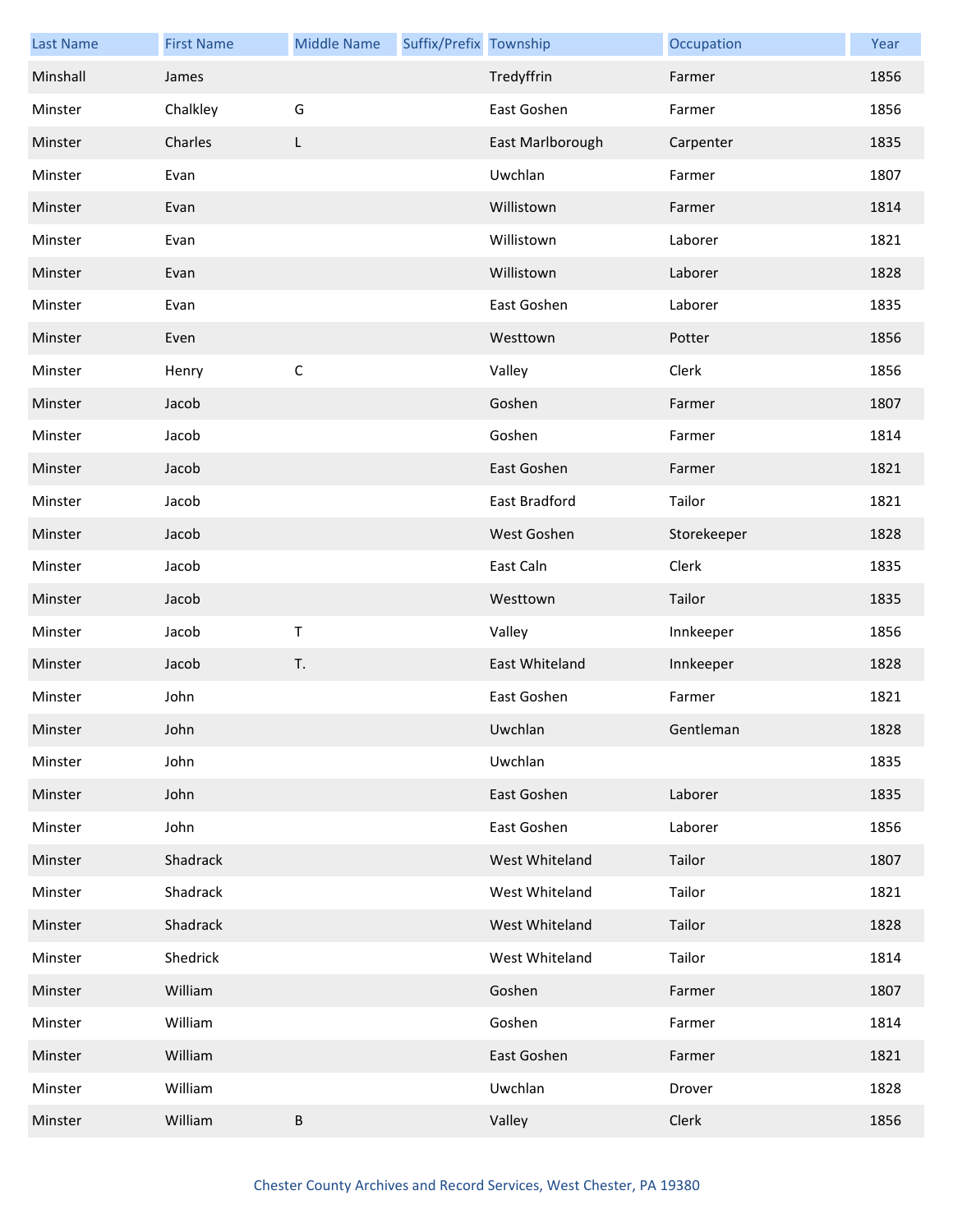| Last Name | First Name | Middle Name | Suffix/Prefix | Township | Occupation | Year |
| --- | --- | --- | --- | --- | --- | --- |
| Minshall | James | | | Tredyffrin | Farmer | 1856 |
| Minster | Chalkley | G | | East Goshen | Farmer | 1856 |
| Minster | Charles | L | | East Marlborough | Carpenter | 1835 |
| Minster | Evan | | | Uwchlan | Farmer | 1807 |
| Minster | Evan | | | Willistown | Farmer | 1814 |
| Minster | Evan | | | Willistown | Laborer | 1821 |
| Minster | Evan | | | Willistown | Laborer | 1828 |
| Minster | Evan | | | East Goshen | Laborer | 1835 |
| Minster | Even | | | Westtown | Potter | 1856 |
| Minster | Henry | C | | Valley | Clerk | 1856 |
| Minster | Jacob | | | Goshen | Farmer | 1807 |
| Minster | Jacob | | | Goshen | Farmer | 1814 |
| Minster | Jacob | | | East Goshen | Farmer | 1821 |
| Minster | Jacob | | | East Bradford | Tailor | 1821 |
| Minster | Jacob | | | West Goshen | Storekeeper | 1828 |
| Minster | Jacob | | | East Caln | Clerk | 1835 |
| Minster | Jacob | | | Westtown | Tailor | 1835 |
| Minster | Jacob | T | | Valley | Innkeeper | 1856 |
| Minster | Jacob | T. | | East Whiteland | Innkeeper | 1828 |
| Minster | John | | | East Goshen | Farmer | 1821 |
| Minster | John | | | Uwchlan | Gentleman | 1828 |
| Minster | John | | | Uwchlan | | 1835 |
| Minster | John | | | East Goshen | Laborer | 1835 |
| Minster | John | | | East Goshen | Laborer | 1856 |
| Minster | Shadrack | | | West Whiteland | Tailor | 1807 |
| Minster | Shadrack | | | West Whiteland | Tailor | 1821 |
| Minster | Shadrack | | | West Whiteland | Tailor | 1828 |
| Minster | Shedrick | | | West Whiteland | Tailor | 1814 |
| Minster | William | | | Goshen | Farmer | 1807 |
| Minster | William | | | Goshen | Farmer | 1814 |
| Minster | William | | | East Goshen | Farmer | 1821 |
| Minster | William | | | Uwchlan | Drover | 1828 |
| Minster | William | B | | Valley | Clerk | 1856 |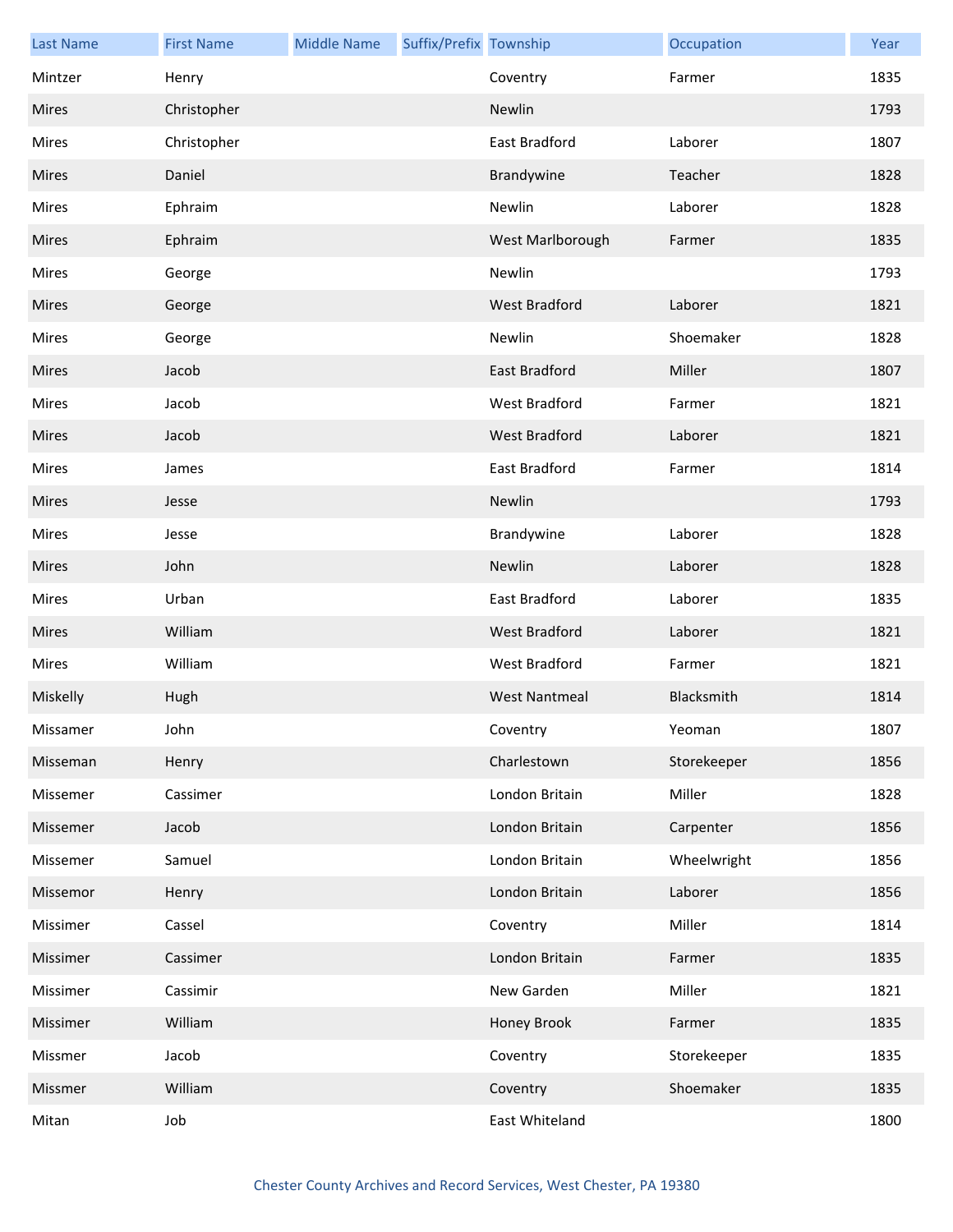| Last Name | First Name | Middle Name | Suffix/Prefix | Township | Occupation | Year |
|---|---|---|---|---|---|---|
| Mintzer | Henry | | | Coventry | Farmer | 1835 |
| Mires | Christopher | | | Newlin | | 1793 |
| Mires | Christopher | | | East Bradford | Laborer | 1807 |
| Mires | Daniel | | | Brandywine | Teacher | 1828 |
| Mires | Ephraim | | | Newlin | Laborer | 1828 |
| Mires | Ephraim | | | West Marlborough | Farmer | 1835 |
| Mires | George | | | Newlin | | 1793 |
| Mires | George | | | West Bradford | Laborer | 1821 |
| Mires | George | | | Newlin | Shoemaker | 1828 |
| Mires | Jacob | | | East Bradford | Miller | 1807 |
| Mires | Jacob | | | West Bradford | Farmer | 1821 |
| Mires | Jacob | | | West Bradford | Laborer | 1821 |
| Mires | James | | | East Bradford | Farmer | 1814 |
| Mires | Jesse | | | Newlin | | 1793 |
| Mires | Jesse | | | Brandywine | Laborer | 1828 |
| Mires | John | | | Newlin | Laborer | 1828 |
| Mires | Urban | | | East Bradford | Laborer | 1835 |
| Mires | William | | | West Bradford | Laborer | 1821 |
| Mires | William | | | West Bradford | Farmer | 1821 |
| Miskelly | Hugh | | | West Nantmeal | Blacksmith | 1814 |
| Missamer | John | | | Coventry | Yeoman | 1807 |
| Misseman | Henry | | | Charlestown | Storekeeper | 1856 |
| Missemer | Cassimer | | | London Britain | Miller | 1828 |
| Missemer | Jacob | | | London Britain | Carpenter | 1856 |
| Missemer | Samuel | | | London Britain | Wheelwright | 1856 |
| Missemor | Henry | | | London Britain | Laborer | 1856 |
| Missimer | Cassel | | | Coventry | Miller | 1814 |
| Missimer | Cassimer | | | London Britain | Farmer | 1835 |
| Missimer | Cassimir | | | New Garden | Miller | 1821 |
| Missimer | William | | | Honey Brook | Farmer | 1835 |
| Missmer | Jacob | | | Coventry | Storekeeper | 1835 |
| Missmer | William | | | Coventry | Shoemaker | 1835 |
| Mitan | Job | | | East Whiteland | | 1800 |

Chester County Archives and Record Services, West Chester, PA 19380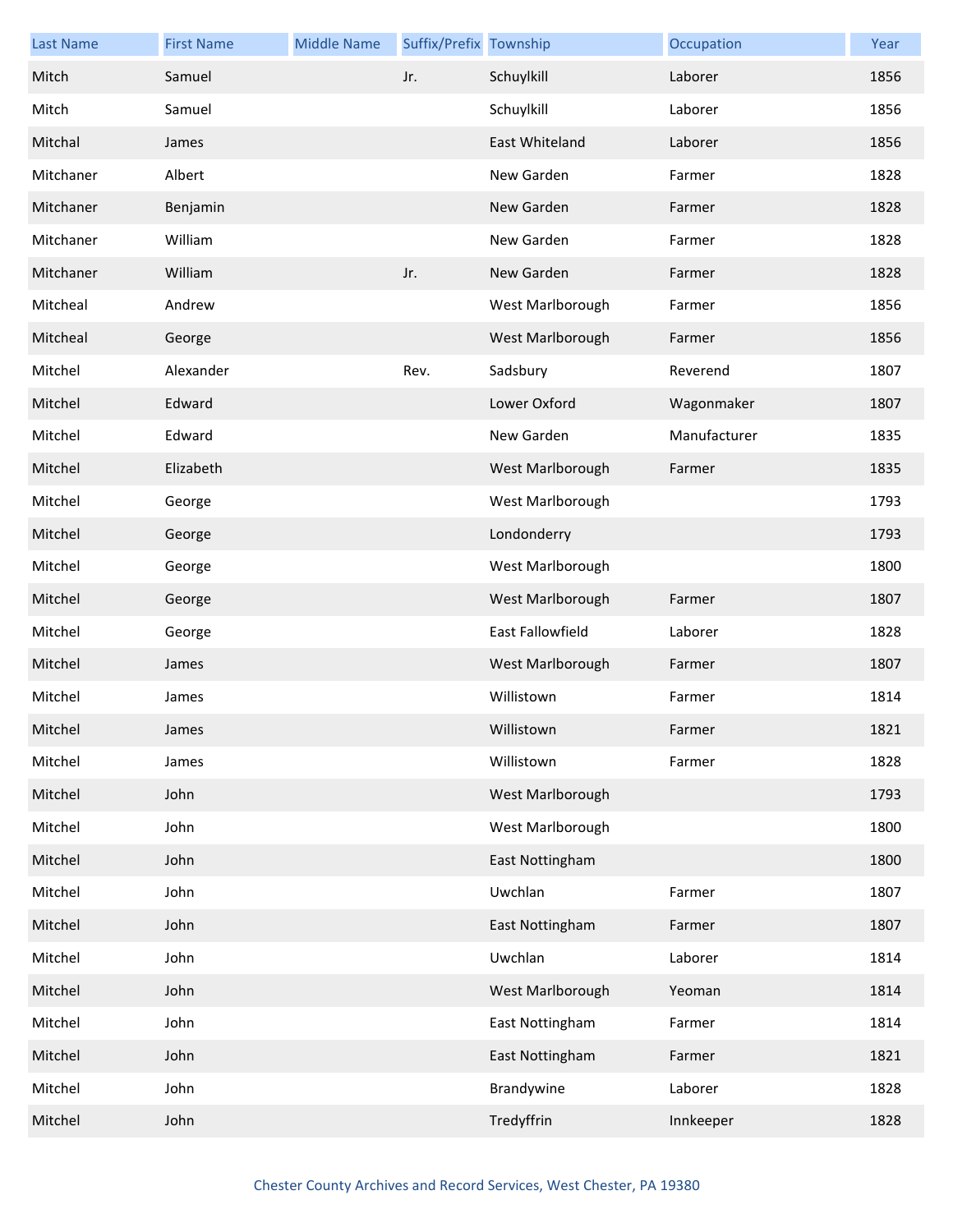| Last Name | First Name | Middle Name | Suffix/Prefix | Township | Occupation | Year |
| --- | --- | --- | --- | --- | --- | --- |
| Mitch | Samuel | | Jr. | Schuylkill | Laborer | 1856 |
| Mitch | Samuel | | | Schuylkill | Laborer | 1856 |
| Mitchal | James | | | East Whiteland | Laborer | 1856 |
| Mitchaner | Albert | | | New Garden | Farmer | 1828 |
| Mitchaner | Benjamin | | | New Garden | Farmer | 1828 |
| Mitchaner | William | | | New Garden | Farmer | 1828 |
| Mitchaner | William | | Jr. | New Garden | Farmer | 1828 |
| Mitcheal | Andrew | | | West Marlborough | Farmer | 1856 |
| Mitcheal | George | | | West Marlborough | Farmer | 1856 |
| Mitchel | Alexander | | Rev. | Sadsbury | Reverend | 1807 |
| Mitchel | Edward | | | Lower Oxford | Wagonmaker | 1807 |
| Mitchel | Edward | | | New Garden | Manufacturer | 1835 |
| Mitchel | Elizabeth | | | West Marlborough | Farmer | 1835 |
| Mitchel | George | | | West Marlborough | | 1793 |
| Mitchel | George | | | Londonderry | | 1793 |
| Mitchel | George | | | West Marlborough | | 1800 |
| Mitchel | George | | | West Marlborough | Farmer | 1807 |
| Mitchel | George | | | East Fallowfield | Laborer | 1828 |
| Mitchel | James | | | West Marlborough | Farmer | 1807 |
| Mitchel | James | | | Willistown | Farmer | 1814 |
| Mitchel | James | | | Willistown | Farmer | 1821 |
| Mitchel | James | | | Willistown | Farmer | 1828 |
| Mitchel | John | | | West Marlborough | | 1793 |
| Mitchel | John | | | West Marlborough | | 1800 |
| Mitchel | John | | | East Nottingham | | 1800 |
| Mitchel | John | | | Uwchlan | Farmer | 1807 |
| Mitchel | John | | | East Nottingham | Farmer | 1807 |
| Mitchel | John | | | Uwchlan | Laborer | 1814 |
| Mitchel | John | | | West Marlborough | Yeoman | 1814 |
| Mitchel | John | | | East Nottingham | Farmer | 1814 |
| Mitchel | John | | | East Nottingham | Farmer | 1821 |
| Mitchel | John | | | Brandywine | Laborer | 1828 |
| Mitchel | John | | | Tredyffrin | Innkeeper | 1828 |

Chester County Archives and Record Services, West Chester, PA 19380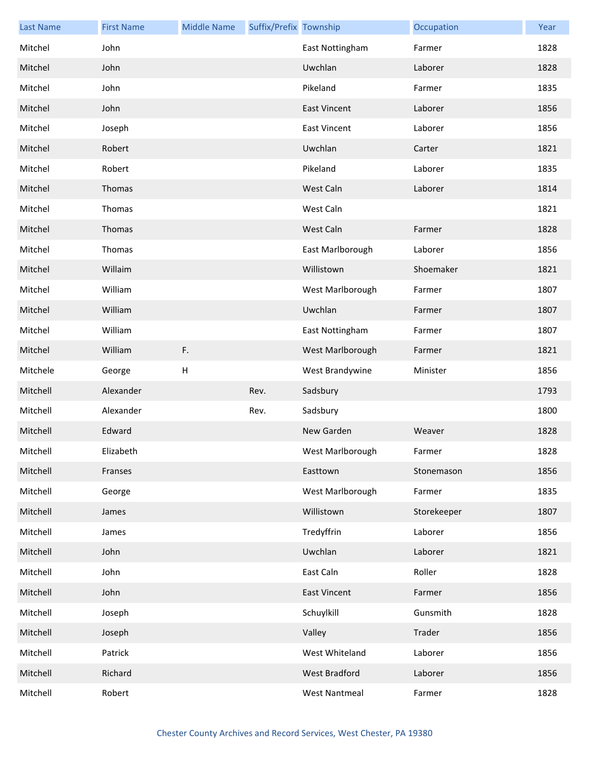| Last Name | First Name | Middle Name | Suffix/Prefix | Township | Occupation | Year |
|---|---|---|---|---|---|---|
| Mitchel | John | | | East Nottingham | Farmer | 1828 |
| Mitchel | John | | | Uwchlan | Laborer | 1828 |
| Mitchel | John | | | Pikeland | Farmer | 1835 |
| Mitchel | John | | | East Vincent | Laborer | 1856 |
| Mitchel | Joseph | | | East Vincent | Laborer | 1856 |
| Mitchel | Robert | | | Uwchlan | Carter | 1821 |
| Mitchel | Robert | | | Pikeland | Laborer | 1835 |
| Mitchel | Thomas | | | West Caln | Laborer | 1814 |
| Mitchel | Thomas | | | West Caln | | 1821 |
| Mitchel | Thomas | | | West Caln | Farmer | 1828 |
| Mitchel | Thomas | | | East Marlborough | Laborer | 1856 |
| Mitchel | Willaim | | | Willistown | Shoemaker | 1821 |
| Mitchel | William | | | West Marlborough | Farmer | 1807 |
| Mitchel | William | | | Uwchlan | Farmer | 1807 |
| Mitchel | William | | | East Nottingham | Farmer | 1807 |
| Mitchel | William | F. | | West Marlborough | Farmer | 1821 |
| Mitchele | George | H | | West Brandywine | Minister | 1856 |
| Mitchell | Alexander | | Rev. | Sadsbury | | 1793 |
| Mitchell | Alexander | | Rev. | Sadsbury | | 1800 |
| Mitchell | Edward | | | New Garden | Weaver | 1828 |
| Mitchell | Elizabeth | | | West Marlborough | Farmer | 1828 |
| Mitchell | Franses | | | Easttown | Stonemason | 1856 |
| Mitchell | George | | | West Marlborough | Farmer | 1835 |
| Mitchell | James | | | Willistown | Storekeeper | 1807 |
| Mitchell | James | | | Tredyffrin | Laborer | 1856 |
| Mitchell | John | | | Uwchlan | Laborer | 1821 |
| Mitchell | John | | | East Caln | Roller | 1828 |
| Mitchell | John | | | East Vincent | Farmer | 1856 |
| Mitchell | Joseph | | | Schuylkill | Gunsmith | 1828 |
| Mitchell | Joseph | | | Valley | Trader | 1856 |
| Mitchell | Patrick | | | West Whiteland | Laborer | 1856 |
| Mitchell | Richard | | | West Bradford | Laborer | 1856 |
| Mitchell | Robert | | | West Nantmeal | Farmer | 1828 |

Chester County Archives and Record Services, West Chester, PA 19380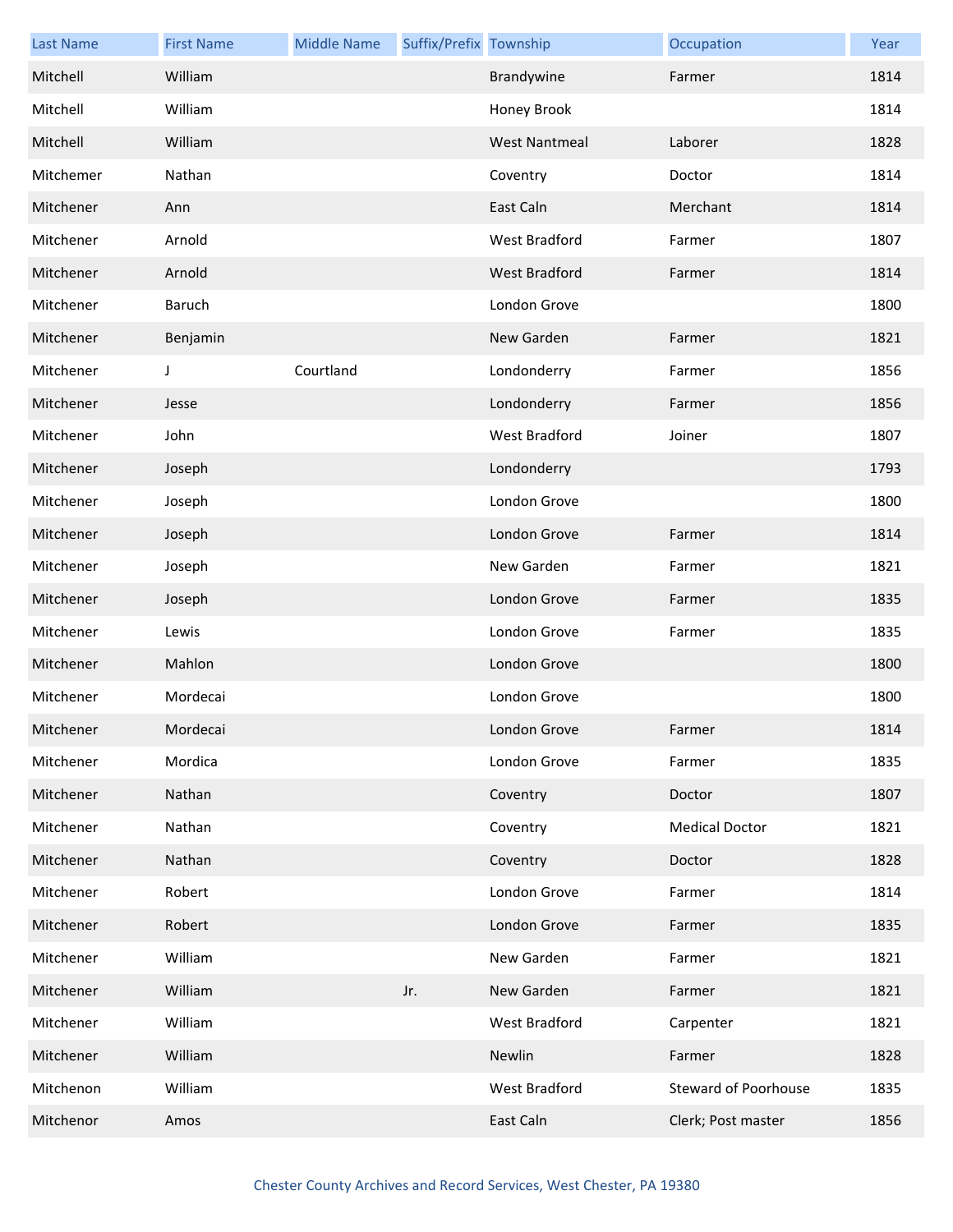| Last Name | First Name | Middle Name | Suffix/Prefix | Township | Occupation | Year |
|---|---|---|---|---|---|---|
| Mitchell | William | | | Brandywine | Farmer | 1814 |
| Mitchell | William | | | Honey Brook | | 1814 |
| Mitchell | William | | | West Nantmeal | Laborer | 1828 |
| Mitchemer | Nathan | | | Coventry | Doctor | 1814 |
| Mitchener | Ann | | | East Caln | Merchant | 1814 |
| Mitchener | Arnold | | | West Bradford | Farmer | 1807 |
| Mitchener | Arnold | | | West Bradford | Farmer | 1814 |
| Mitchener | Baruch | | | London Grove | | 1800 |
| Mitchener | Benjamin | | | New Garden | Farmer | 1821 |
| Mitchener | J | Courtland | | Londonderry | Farmer | 1856 |
| Mitchener | Jesse | | | Londonderry | Farmer | 1856 |
| Mitchener | John | | | West Bradford | Joiner | 1807 |
| Mitchener | Joseph | | | Londonderry | | 1793 |
| Mitchener | Joseph | | | London Grove | | 1800 |
| Mitchener | Joseph | | | London Grove | Farmer | 1814 |
| Mitchener | Joseph | | | New Garden | Farmer | 1821 |
| Mitchener | Joseph | | | London Grove | Farmer | 1835 |
| Mitchener | Lewis | | | London Grove | Farmer | 1835 |
| Mitchener | Mahlon | | | London Grove | | 1800 |
| Mitchener | Mordecai | | | London Grove | | 1800 |
| Mitchener | Mordecai | | | London Grove | Farmer | 1814 |
| Mitchener | Mordica | | | London Grove | Farmer | 1835 |
| Mitchener | Nathan | | | Coventry | Doctor | 1807 |
| Mitchener | Nathan | | | Coventry | Medical Doctor | 1821 |
| Mitchener | Nathan | | | Coventry | Doctor | 1828 |
| Mitchener | Robert | | | London Grove | Farmer | 1814 |
| Mitchener | Robert | | | London Grove | Farmer | 1835 |
| Mitchener | William | | | New Garden | Farmer | 1821 |
| Mitchener | William | | Jr. | New Garden | Farmer | 1821 |
| Mitchener | William | | | West Bradford | Carpenter | 1821 |
| Mitchener | William | | | Newlin | Farmer | 1828 |
| Mitchenon | William | | | West Bradford | Steward of Poorhouse | 1835 |
| Mitchenor | Amos | | | East Caln | Clerk; Post master | 1856 |

Chester County Archives and Record Services, West Chester, PA 19380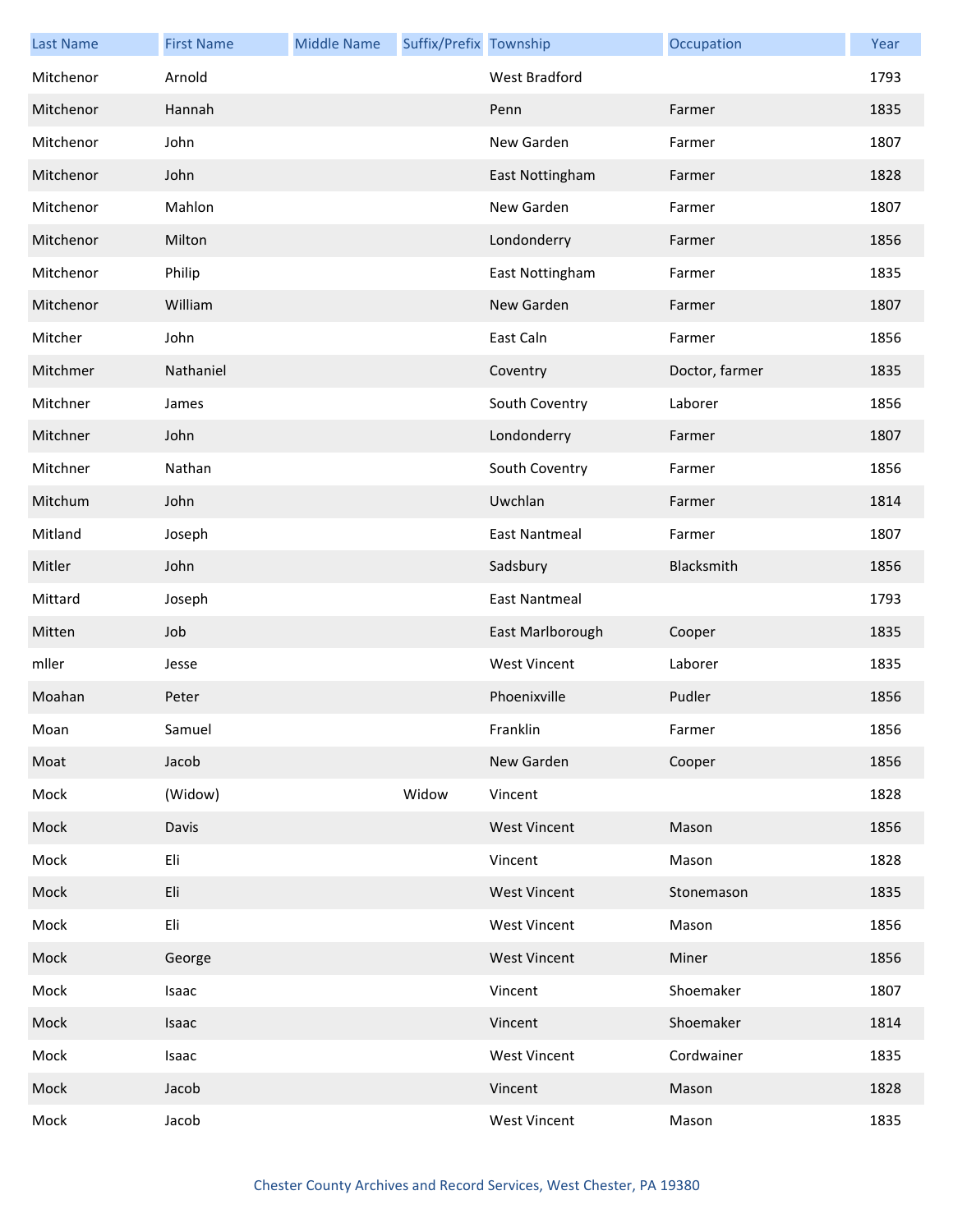| Last Name | First Name | Middle Name | Suffix/Prefix | Township | Occupation | Year |
| --- | --- | --- | --- | --- | --- | --- |
| Mitchenor | Arnold | | | West Bradford | | 1793 |
| Mitchenor | Hannah | | | Penn | Farmer | 1835 |
| Mitchenor | John | | | New Garden | Farmer | 1807 |
| Mitchenor | John | | | East Nottingham | Farmer | 1828 |
| Mitchenor | Mahlon | | | New Garden | Farmer | 1807 |
| Mitchenor | Milton | | | Londonderry | Farmer | 1856 |
| Mitchenor | Philip | | | East Nottingham | Farmer | 1835 |
| Mitchenor | William | | | New Garden | Farmer | 1807 |
| Mitcher | John | | | East Caln | Farmer | 1856 |
| Mitchmer | Nathaniel | | | Coventry | Doctor, farmer | 1835 |
| Mitchner | James | | | South Coventry | Laborer | 1856 |
| Mitchner | John | | | Londonderry | Farmer | 1807 |
| Mitchner | Nathan | | | South Coventry | Farmer | 1856 |
| Mitchum | John | | | Uwchlan | Farmer | 1814 |
| Mitland | Joseph | | | East Nantmeal | Farmer | 1807 |
| Mitler | John | | | Sadsbury | Blacksmith | 1856 |
| Mittard | Joseph | | | East Nantmeal | | 1793 |
| Mitten | Job | | | East Marlborough | Cooper | 1835 |
| mller | Jesse | | | West Vincent | Laborer | 1835 |
| Moahan | Peter | | | Phoenixville | Pudler | 1856 |
| Moan | Samuel | | | Franklin | Farmer | 1856 |
| Moat | Jacob | | | New Garden | Cooper | 1856 |
| Mock | (Widow) | | Widow | Vincent | | 1828 |
| Mock | Davis | | | West Vincent | Mason | 1856 |
| Mock | Eli | | | Vincent | Mason | 1828 |
| Mock | Eli | | | West Vincent | Stonemason | 1835 |
| Mock | Eli | | | West Vincent | Mason | 1856 |
| Mock | George | | | West Vincent | Miner | 1856 |
| Mock | Isaac | | | Vincent | Shoemaker | 1807 |
| Mock | Isaac | | | Vincent | Shoemaker | 1814 |
| Mock | Isaac | | | West Vincent | Cordwainer | 1835 |
| Mock | Jacob | | | Vincent | Mason | 1828 |
| Mock | Jacob | | | West Vincent | Mason | 1835 |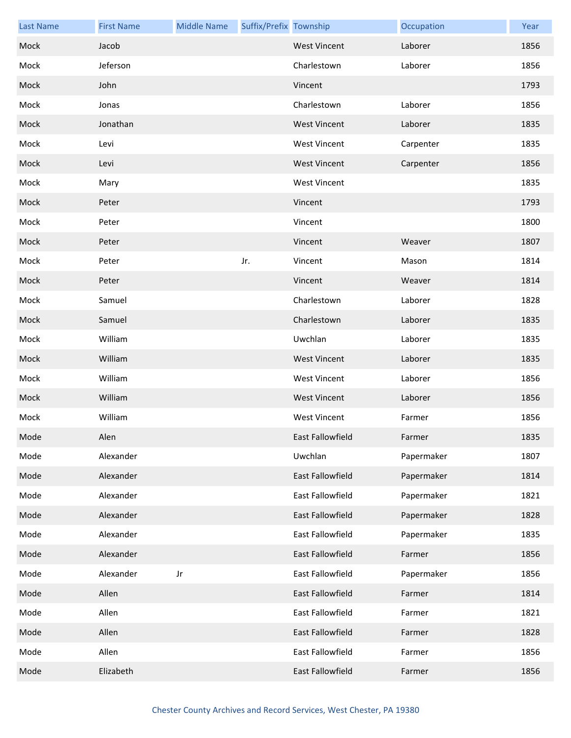| Last Name | First Name | Middle Name | Suffix/Prefix | Township | Occupation | Year |
|---|---|---|---|---|---|---|
| Mock | Jacob | | | West Vincent | Laborer | 1856 |
| Mock | Jeferson | | | Charlestown | Laborer | 1856 |
| Mock | John | | | Vincent | | 1793 |
| Mock | Jonas | | | Charlestown | Laborer | 1856 |
| Mock | Jonathan | | | West Vincent | Laborer | 1835 |
| Mock | Levi | | | West Vincent | Carpenter | 1835 |
| Mock | Levi | | | West Vincent | Carpenter | 1856 |
| Mock | Mary | | | West Vincent | | 1835 |
| Mock | Peter | | | Vincent | | 1793 |
| Mock | Peter | | | Vincent | | 1800 |
| Mock | Peter | | | Vincent | Weaver | 1807 |
| Mock | Peter | | Jr. | Vincent | Mason | 1814 |
| Mock | Peter | | | Vincent | Weaver | 1814 |
| Mock | Samuel | | | Charlestown | Laborer | 1828 |
| Mock | Samuel | | | Charlestown | Laborer | 1835 |
| Mock | William | | | Uwchlan | Laborer | 1835 |
| Mock | William | | | West Vincent | Laborer | 1835 |
| Mock | William | | | West Vincent | Laborer | 1856 |
| Mock | William | | | West Vincent | Laborer | 1856 |
| Mock | William | | | West Vincent | Farmer | 1856 |
| Mode | Alen | | | East Fallowfield | Farmer | 1835 |
| Mode | Alexander | | | Uwchlan | Papermaker | 1807 |
| Mode | Alexander | | | East Fallowfield | Papermaker | 1814 |
| Mode | Alexander | | | East Fallowfield | Papermaker | 1821 |
| Mode | Alexander | | | East Fallowfield | Papermaker | 1828 |
| Mode | Alexander | | | East Fallowfield | Papermaker | 1835 |
| Mode | Alexander | | | East Fallowfield | Farmer | 1856 |
| Mode | Alexander | Jr | | East Fallowfield | Papermaker | 1856 |
| Mode | Allen | | | East Fallowfield | Farmer | 1814 |
| Mode | Allen | | | East Fallowfield | Farmer | 1821 |
| Mode | Allen | | | East Fallowfield | Farmer | 1828 |
| Mode | Allen | | | East Fallowfield | Farmer | 1856 |
| Mode | Elizabeth | | | East Fallowfield | Farmer | 1856 |

Chester County Archives and Record Services, West Chester, PA 19380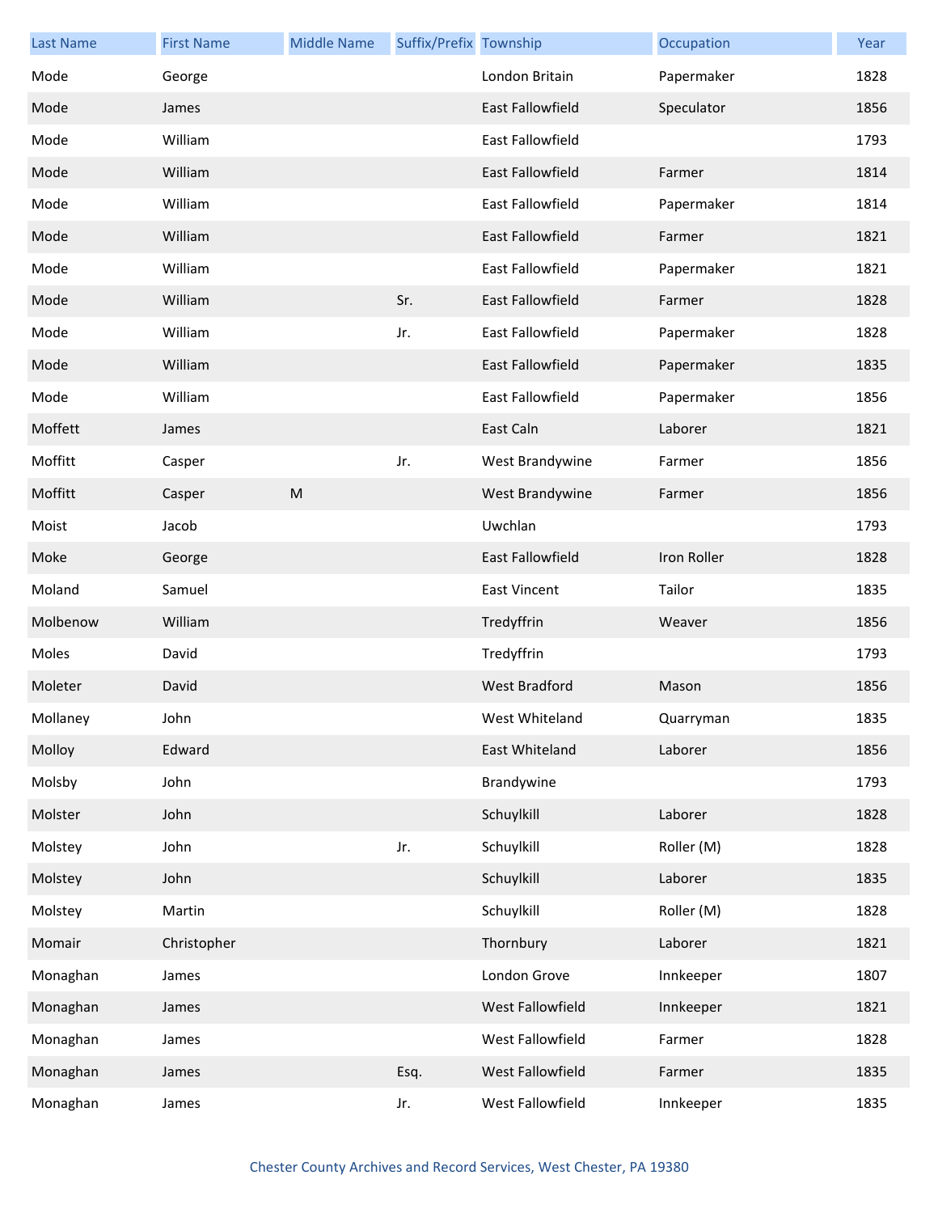| Last Name | First Name | Middle Name | Suffix/Prefix | Township | Occupation | Year |
|---|---|---|---|---|---|---|
| Mode | George | | | London Britain | Papermaker | 1828 |
| Mode | James | | | East Fallowfield | Speculator | 1856 |
| Mode | William | | | East Fallowfield | | 1793 |
| Mode | William | | | East Fallowfield | Farmer | 1814 |
| Mode | William | | | East Fallowfield | Papermaker | 1814 |
| Mode | William | | | East Fallowfield | Farmer | 1821 |
| Mode | William | | | East Fallowfield | Papermaker | 1821 |
| Mode | William | | Sr. | East Fallowfield | Farmer | 1828 |
| Mode | William | | Jr. | East Fallowfield | Papermaker | 1828 |
| Mode | William | | | East Fallowfield | Papermaker | 1835 |
| Mode | William | | | East Fallowfield | Papermaker | 1856 |
| Moffett | James | | | East Caln | Laborer | 1821 |
| Moffitt | Casper | | Jr. | West Brandywine | Farmer | 1856 |
| Moffitt | Casper | M | | West Brandywine | Farmer | 1856 |
| Moist | Jacob | | | Uwchlan | | 1793 |
| Moke | George | | | East Fallowfield | Iron Roller | 1828 |
| Moland | Samuel | | | East Vincent | Tailor | 1835 |
| Molbenow | William | | | Tredyffrin | Weaver | 1856 |
| Moles | David | | | Tredyffrin | | 1793 |
| Moleter | David | | | West Bradford | Mason | 1856 |
| Mollaney | John | | | West Whiteland | Quarryman | 1835 |
| Molloy | Edward | | | East Whiteland | Laborer | 1856 |
| Molsby | John | | | Brandywine | | 1793 |
| Molster | John | | | Schuylkill | Laborer | 1828 |
| Molstey | John | | Jr. | Schuylkill | Roller (M) | 1828 |
| Molstey | John | | | Schuylkill | Laborer | 1835 |
| Molstey | Martin | | | Schuylkill | Roller (M) | 1828 |
| Momair | Christopher | | | Thornbury | Laborer | 1821 |
| Monaghan | James | | | London Grove | Innkeeper | 1807 |
| Monaghan | James | | | West Fallowfield | Innkeeper | 1821 |
| Monaghan | James | | | West Fallowfield | Farmer | 1828 |
| Monaghan | James | | Esq. | West Fallowfield | Farmer | 1835 |
| Monaghan | James | | Jr. | West Fallowfield | Innkeeper | 1835 |

Chester County Archives and Record Services, West Chester, PA 19380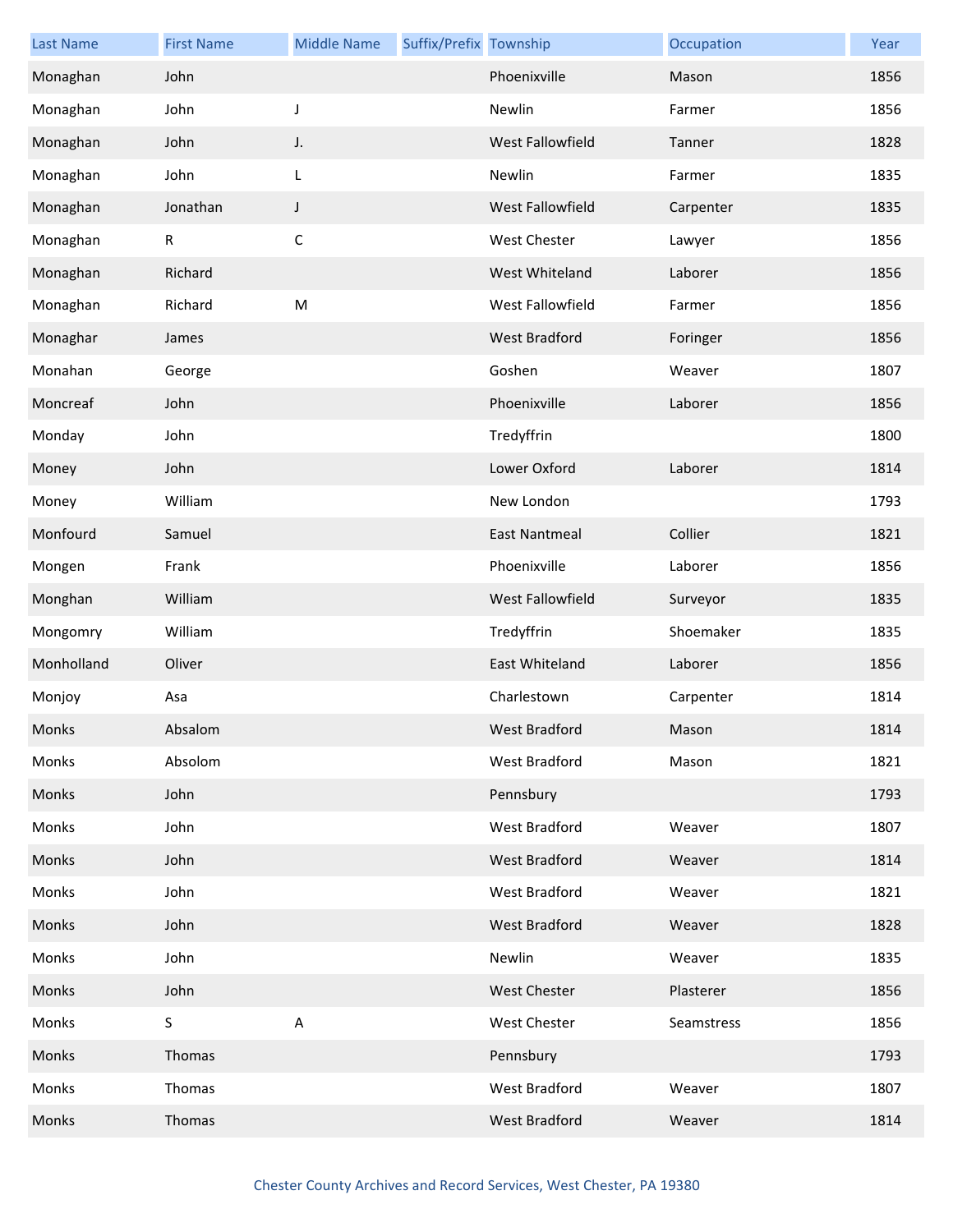| Last Name | First Name | Middle Name | Suffix/Prefix | Township | Occupation | Year |
|---|---|---|---|---|---|---|
| Monaghan | John | | | Phoenixville | Mason | 1856 |
| Monaghan | John | J | | Newlin | Farmer | 1856 |
| Monaghan | John | J. | | West Fallowfield | Tanner | 1828 |
| Monaghan | John | L | | Newlin | Farmer | 1835 |
| Monaghan | Jonathan | J | | West Fallowfield | Carpenter | 1835 |
| Monaghan | R | C | | West Chester | Lawyer | 1856 |
| Monaghan | Richard | | | West Whiteland | Laborer | 1856 |
| Monaghan | Richard | M | | West Fallowfield | Farmer | 1856 |
| Monaghar | James | | | West Bradford | Foringer | 1856 |
| Monahan | George | | | Goshen | Weaver | 1807 |
| Moncreaf | John | | | Phoenixville | Laborer | 1856 |
| Monday | John | | | Tredyffrin | | 1800 |
| Money | John | | | Lower Oxford | Laborer | 1814 |
| Money | William | | | New London | | 1793 |
| Monfourd | Samuel | | | East Nantmeal | Collier | 1821 |
| Mongen | Frank | | | Phoenixville | Laborer | 1856 |
| Monghan | William | | | West Fallowfield | Surveyor | 1835 |
| Mongomry | William | | | Tredyffrin | Shoemaker | 1835 |
| Monholland | Oliver | | | East Whiteland | Laborer | 1856 |
| Monjoy | Asa | | | Charlestown | Carpenter | 1814 |
| Monks | Absalom | | | West Bradford | Mason | 1814 |
| Monks | Absolom | | | West Bradford | Mason | 1821 |
| Monks | John | | | Pennsbury | | 1793 |
| Monks | John | | | West Bradford | Weaver | 1807 |
| Monks | John | | | West Bradford | Weaver | 1814 |
| Monks | John | | | West Bradford | Weaver | 1821 |
| Monks | John | | | West Bradford | Weaver | 1828 |
| Monks | John | | | Newlin | Weaver | 1835 |
| Monks | John | | | West Chester | Plasterer | 1856 |
| Monks | S | A | | West Chester | Seamstress | 1856 |
| Monks | Thomas | | | Pennsbury | | 1793 |
| Monks | Thomas | | | West Bradford | Weaver | 1807 |
| Monks | Thomas | | | West Bradford | Weaver | 1814 |

Chester County Archives and Record Services, West Chester, PA 19380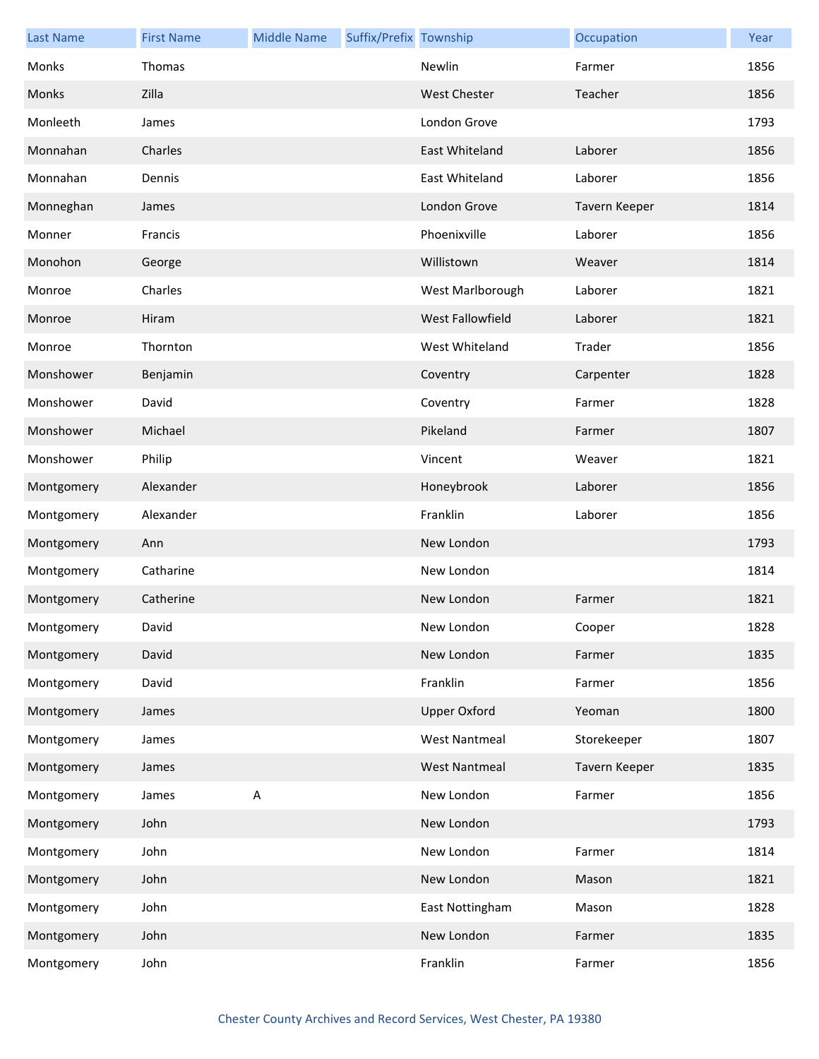| Last Name | First Name | Middle Name | Suffix/Prefix | Township | Occupation | Year |
| --- | --- | --- | --- | --- | --- | --- |
| Monks | Thomas | | | Newlin | Farmer | 1856 |
| Monks | Zilla | | | West Chester | Teacher | 1856 |
| Monleeth | James | | | London Grove | | 1793 |
| Monnahan | Charles | | | East Whiteland | Laborer | 1856 |
| Monnahan | Dennis | | | East Whiteland | Laborer | 1856 |
| Monneghan | James | | | London Grove | Tavern Keeper | 1814 |
| Monner | Francis | | | Phoenixville | Laborer | 1856 |
| Monohon | George | | | Willistown | Weaver | 1814 |
| Monroe | Charles | | | West Marlborough | Laborer | 1821 |
| Monroe | Hiram | | | West Fallowfield | Laborer | 1821 |
| Monroe | Thornton | | | West Whiteland | Trader | 1856 |
| Monshower | Benjamin | | | Coventry | Carpenter | 1828 |
| Monshower | David | | | Coventry | Farmer | 1828 |
| Monshower | Michael | | | Pikeland | Farmer | 1807 |
| Monshower | Philip | | | Vincent | Weaver | 1821 |
| Montgomery | Alexander | | | Honeybrook | Laborer | 1856 |
| Montgomery | Alexander | | | Franklin | Laborer | 1856 |
| Montgomery | Ann | | | New London | | 1793 |
| Montgomery | Catharine | | | New London | | 1814 |
| Montgomery | Catherine | | | New London | Farmer | 1821 |
| Montgomery | David | | | New London | Cooper | 1828 |
| Montgomery | David | | | New London | Farmer | 1835 |
| Montgomery | David | | | Franklin | Farmer | 1856 |
| Montgomery | James | | | Upper Oxford | Yeoman | 1800 |
| Montgomery | James | | | West Nantmeal | Storekeeper | 1807 |
| Montgomery | James | | | West Nantmeal | Tavern Keeper | 1835 |
| Montgomery | James | A | | New London | Farmer | 1856 |
| Montgomery | John | | | New London | | 1793 |
| Montgomery | John | | | New London | Farmer | 1814 |
| Montgomery | John | | | New London | Mason | 1821 |
| Montgomery | John | | | East Nottingham | Mason | 1828 |
| Montgomery | John | | | New London | Farmer | 1835 |
| Montgomery | John | | | Franklin | Farmer | 1856 |

Chester County Archives and Record Services, West Chester, PA 19380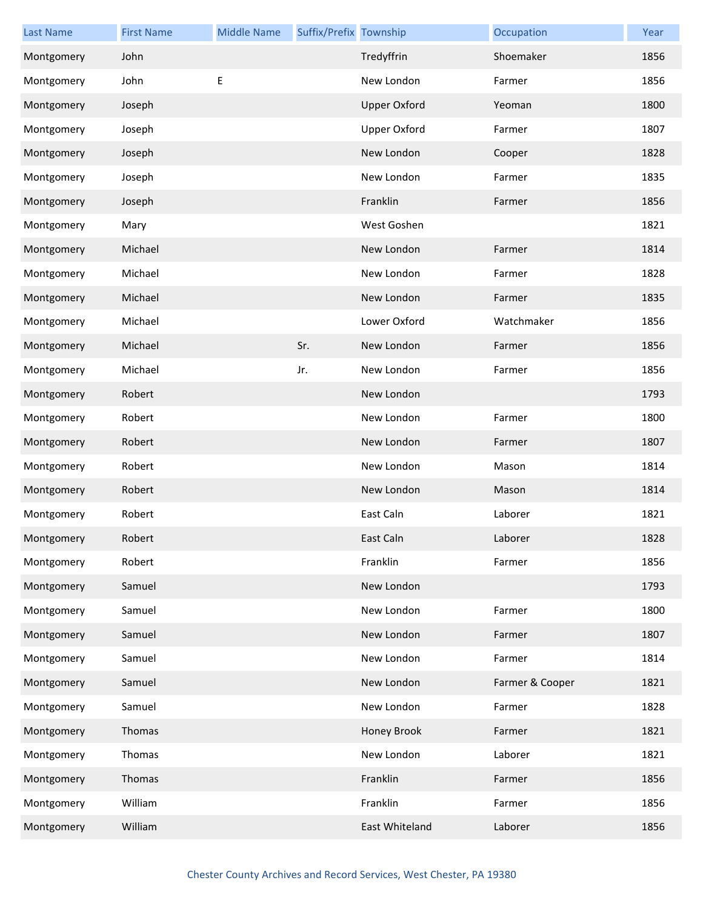| Last Name | First Name | Middle Name | Suffix/Prefix | Township | Occupation | Year |
| --- | --- | --- | --- | --- | --- | --- |
| Montgomery | John | | | Tredyffrin | Shoemaker | 1856 |
| Montgomery | John | E | | New London | Farmer | 1856 |
| Montgomery | Joseph | | | Upper Oxford | Yeoman | 1800 |
| Montgomery | Joseph | | | Upper Oxford | Farmer | 1807 |
| Montgomery | Joseph | | | New London | Cooper | 1828 |
| Montgomery | Joseph | | | New London | Farmer | 1835 |
| Montgomery | Joseph | | | Franklin | Farmer | 1856 |
| Montgomery | Mary | | | West Goshen | | 1821 |
| Montgomery | Michael | | | New London | Farmer | 1814 |
| Montgomery | Michael | | | New London | Farmer | 1828 |
| Montgomery | Michael | | | New London | Farmer | 1835 |
| Montgomery | Michael | | | Lower Oxford | Watchmaker | 1856 |
| Montgomery | Michael | | Sr. | New London | Farmer | 1856 |
| Montgomery | Michael | | Jr. | New London | Farmer | 1856 |
| Montgomery | Robert | | | New London | | 1793 |
| Montgomery | Robert | | | New London | Farmer | 1800 |
| Montgomery | Robert | | | New London | Farmer | 1807 |
| Montgomery | Robert | | | New London | Mason | 1814 |
| Montgomery | Robert | | | New London | Mason | 1814 |
| Montgomery | Robert | | | East Caln | Laborer | 1821 |
| Montgomery | Robert | | | East Caln | Laborer | 1828 |
| Montgomery | Robert | | | Franklin | Farmer | 1856 |
| Montgomery | Samuel | | | New London | | 1793 |
| Montgomery | Samuel | | | New London | Farmer | 1800 |
| Montgomery | Samuel | | | New London | Farmer | 1807 |
| Montgomery | Samuel | | | New London | Farmer | 1814 |
| Montgomery | Samuel | | | New London | Farmer & Cooper | 1821 |
| Montgomery | Samuel | | | New London | Farmer | 1828 |
| Montgomery | Thomas | | | Honey Brook | Farmer | 1821 |
| Montgomery | Thomas | | | New London | Laborer | 1821 |
| Montgomery | Thomas | | | Franklin | Farmer | 1856 |
| Montgomery | William | | | Franklin | Farmer | 1856 |
| Montgomery | William | | | East Whiteland | Laborer | 1856 |

Chester County Archives and Record Services, West Chester, PA 19380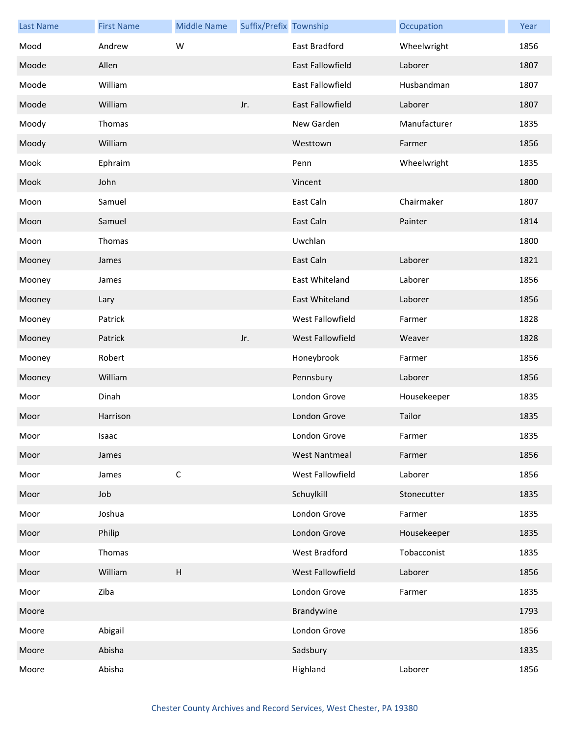| Last Name | First Name | Middle Name | Suffix/Prefix | Township | Occupation | Year |
|---|---|---|---|---|---|---|
| Mood | Andrew | W | | East Bradford | Wheelwright | 1856 |
| Moode | Allen | | | East Fallowfield | Laborer | 1807 |
| Moode | William | | | East Fallowfield | Husbandman | 1807 |
| Moode | William | | Jr. | East Fallowfield | Laborer | 1807 |
| Moody | Thomas | | | New Garden | Manufacturer | 1835 |
| Moody | William | | | Westtown | Farmer | 1856 |
| Mook | Ephraim | | | Penn | Wheelwright | 1835 |
| Mook | John | | | Vincent | | 1800 |
| Moon | Samuel | | | East Caln | Chairmaker | 1807 |
| Moon | Samuel | | | East Caln | Painter | 1814 |
| Moon | Thomas | | | Uwchlan | | 1800 |
| Mooney | James | | | East Caln | Laborer | 1821 |
| Mooney | James | | | East Whiteland | Laborer | 1856 |
| Mooney | Lary | | | East Whiteland | Laborer | 1856 |
| Mooney | Patrick | | | West Fallowfield | Farmer | 1828 |
| Mooney | Patrick | | Jr. | West Fallowfield | Weaver | 1828 |
| Mooney | Robert | | | Honeybrook | Farmer | 1856 |
| Mooney | William | | | Pennsbury | Laborer | 1856 |
| Moor | Dinah | | | London Grove | Housekeeper | 1835 |
| Moor | Harrison | | | London Grove | Tailor | 1835 |
| Moor | Isaac | | | London Grove | Farmer | 1835 |
| Moor | James | | | West Nantmeal | Farmer | 1856 |
| Moor | James | C | | West Fallowfield | Laborer | 1856 |
| Moor | Job | | | Schuylkill | Stonecutter | 1835 |
| Moor | Joshua | | | London Grove | Farmer | 1835 |
| Moor | Philip | | | London Grove | Housekeeper | 1835 |
| Moor | Thomas | | | West Bradford | Tobacconist | 1835 |
| Moor | William | H | | West Fallowfield | Laborer | 1856 |
| Moor | Ziba | | | London Grove | Farmer | 1835 |
| Moore | | | | Brandywine | | 1793 |
| Moore | Abigail | | | London Grove | | 1856 |
| Moore | Abisha | | | Sadsbury | | 1835 |
| Moore | Abisha | | | Highland | Laborer | 1856 |

Chester County Archives and Record Services, West Chester, PA 19380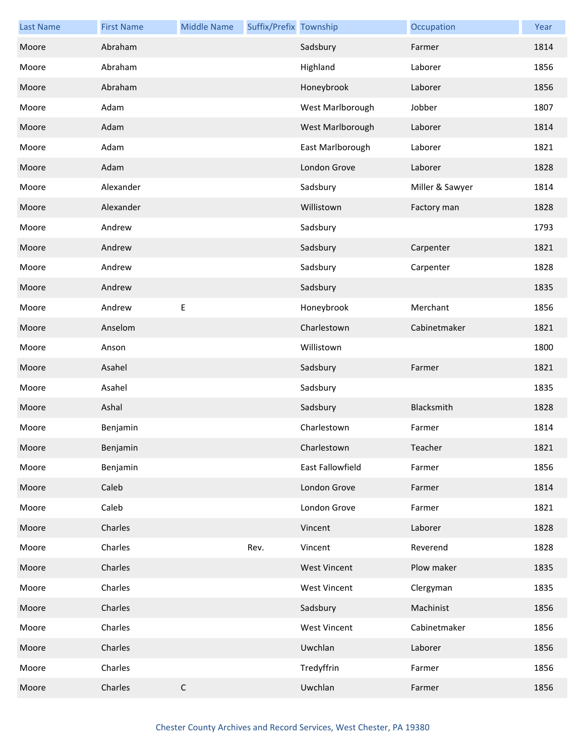| Last Name | First Name | Middle Name | Suffix/Prefix | Township | Occupation | Year |
|---|---|---|---|---|---|---|
| Moore | Abraham | | | Sadsbury | Farmer | 1814 |
| Moore | Abraham | | | Highland | Laborer | 1856 |
| Moore | Abraham | | | Honeybrook | Laborer | 1856 |
| Moore | Adam | | | West Marlborough | Jobber | 1807 |
| Moore | Adam | | | West Marlborough | Laborer | 1814 |
| Moore | Adam | | | East Marlborough | Laborer | 1821 |
| Moore | Adam | | | London Grove | Laborer | 1828 |
| Moore | Alexander | | | Sadsbury | Miller & Sawyer | 1814 |
| Moore | Alexander | | | Willistown | Factory man | 1828 |
| Moore | Andrew | | | Sadsbury | | 1793 |
| Moore | Andrew | | | Sadsbury | Carpenter | 1821 |
| Moore | Andrew | | | Sadsbury | Carpenter | 1828 |
| Moore | Andrew | | | Sadsbury | | 1835 |
| Moore | Andrew | E | | Honeybrook | Merchant | 1856 |
| Moore | Anselom | | | Charlestown | Cabinetmaker | 1821 |
| Moore | Anson | | | Willistown | | 1800 |
| Moore | Asahel | | | Sadsbury | Farmer | 1821 |
| Moore | Asahel | | | Sadsbury | | 1835 |
| Moore | Ashal | | | Sadsbury | Blacksmith | 1828 |
| Moore | Benjamin | | | Charlestown | Farmer | 1814 |
| Moore | Benjamin | | | Charlestown | Teacher | 1821 |
| Moore | Benjamin | | | East Fallowfield | Farmer | 1856 |
| Moore | Caleb | | | London Grove | Farmer | 1814 |
| Moore | Caleb | | | London Grove | Farmer | 1821 |
| Moore | Charles | | | Vincent | Laborer | 1828 |
| Moore | Charles | | Rev. | Vincent | Reverend | 1828 |
| Moore | Charles | | | West Vincent | Plow maker | 1835 |
| Moore | Charles | | | West Vincent | Clergyman | 1835 |
| Moore | Charles | | | Sadsbury | Machinist | 1856 |
| Moore | Charles | | | West Vincent | Cabinetmaker | 1856 |
| Moore | Charles | | | Uwchlan | Laborer | 1856 |
| Moore | Charles | | | Tredyffrin | Farmer | 1856 |
| Moore | Charles | C | | Uwchlan | Farmer | 1856 |

Chester County Archives and Record Services, West Chester, PA 19380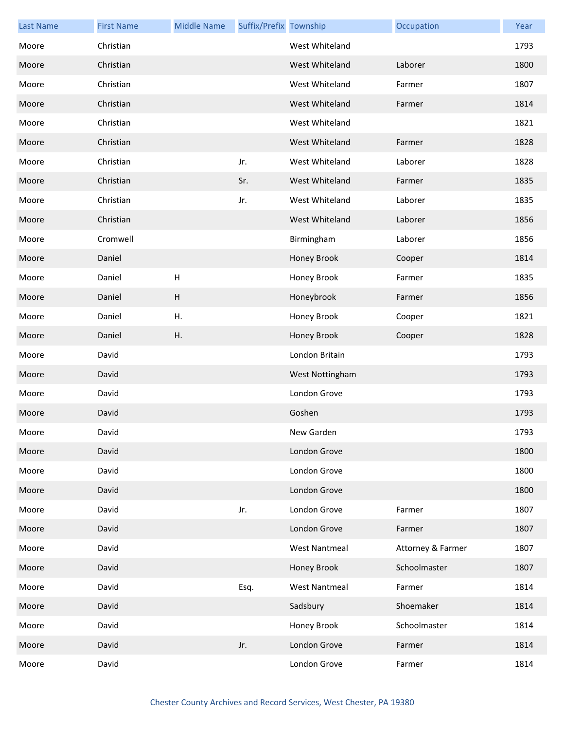| Last Name | First Name | Middle Name | Suffix/Prefix | Township | Occupation | Year |
| --- | --- | --- | --- | --- | --- | --- |
| Moore | Christian | | | West Whiteland | | 1793 |
| Moore | Christian | | | West Whiteland | Laborer | 1800 |
| Moore | Christian | | | West Whiteland | Farmer | 1807 |
| Moore | Christian | | | West Whiteland | Farmer | 1814 |
| Moore | Christian | | | West Whiteland | | 1821 |
| Moore | Christian | | | West Whiteland | Farmer | 1828 |
| Moore | Christian | | Jr. | West Whiteland | Laborer | 1828 |
| Moore | Christian | | Sr. | West Whiteland | Farmer | 1835 |
| Moore | Christian | | Jr. | West Whiteland | Laborer | 1835 |
| Moore | Christian | | | West Whiteland | Laborer | 1856 |
| Moore | Cromwell | | | Birmingham | Laborer | 1856 |
| Moore | Daniel | | | Honey Brook | Cooper | 1814 |
| Moore | Daniel | H | | Honey Brook | Farmer | 1835 |
| Moore | Daniel | H | | Honeybrook | Farmer | 1856 |
| Moore | Daniel | H. | | Honey Brook | Cooper | 1821 |
| Moore | Daniel | H. | | Honey Brook | Cooper | 1828 |
| Moore | David | | | London Britain | | 1793 |
| Moore | David | | | West Nottingham | | 1793 |
| Moore | David | | | London Grove | | 1793 |
| Moore | David | | | Goshen | | 1793 |
| Moore | David | | | New Garden | | 1793 |
| Moore | David | | | London Grove | | 1800 |
| Moore | David | | | London Grove | | 1800 |
| Moore | David | | | London Grove | | 1800 |
| Moore | David | | Jr. | London Grove | Farmer | 1807 |
| Moore | David | | | London Grove | Farmer | 1807 |
| Moore | David | | | West Nantmeal | Attorney & Farmer | 1807 |
| Moore | David | | | Honey Brook | Schoolmaster | 1807 |
| Moore | David | | Esq. | West Nantmeal | Farmer | 1814 |
| Moore | David | | | Sadsbury | Shoemaker | 1814 |
| Moore | David | | | Honey Brook | Schoolmaster | 1814 |
| Moore | David | | Jr. | London Grove | Farmer | 1814 |
| Moore | David | | | London Grove | Farmer | 1814 |

Chester County Archives and Record Services, West Chester, PA 19380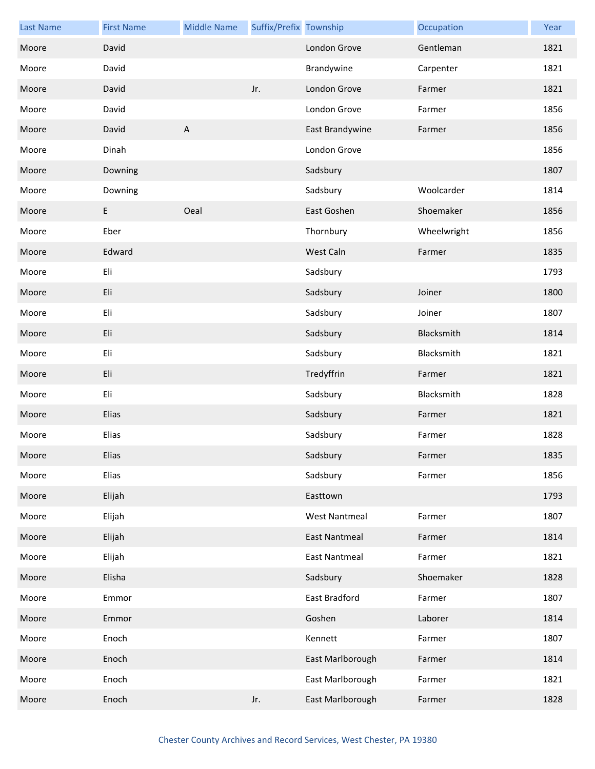| Last Name | First Name | Middle Name | Suffix/Prefix | Township | Occupation | Year |
|---|---|---|---|---|---|---|
| Moore | David | | | London Grove | Gentleman | 1821 |
| Moore | David | | | Brandywine | Carpenter | 1821 |
| Moore | David | | Jr. | London Grove | Farmer | 1821 |
| Moore | David | | | London Grove | Farmer | 1856 |
| Moore | David | A | | East Brandywine | Farmer | 1856 |
| Moore | Dinah | | | London Grove | | 1856 |
| Moore | Downing | | | Sadsbury | | 1807 |
| Moore | Downing | | | Sadsbury | Woolcarder | 1814 |
| Moore | E | Oeal | | East Goshen | Shoemaker | 1856 |
| Moore | Eber | | | Thornbury | Wheelwright | 1856 |
| Moore | Edward | | | West Caln | Farmer | 1835 |
| Moore | Eli | | | Sadsbury | | 1793 |
| Moore | Eli | | | Sadsbury | Joiner | 1800 |
| Moore | Eli | | | Sadsbury | Joiner | 1807 |
| Moore | Eli | | | Sadsbury | Blacksmith | 1814 |
| Moore | Eli | | | Sadsbury | Blacksmith | 1821 |
| Moore | Eli | | | Tredyffrin | Farmer | 1821 |
| Moore | Eli | | | Sadsbury | Blacksmith | 1828 |
| Moore | Elias | | | Sadsbury | Farmer | 1821 |
| Moore | Elias | | | Sadsbury | Farmer | 1828 |
| Moore | Elias | | | Sadsbury | Farmer | 1835 |
| Moore | Elias | | | Sadsbury | Farmer | 1856 |
| Moore | Elijah | | | Easttown | | 1793 |
| Moore | Elijah | | | West Nantmeal | Farmer | 1807 |
| Moore | Elijah | | | East Nantmeal | Farmer | 1814 |
| Moore | Elijah | | | East Nantmeal | Farmer | 1821 |
| Moore | Elisha | | | Sadsbury | Shoemaker | 1828 |
| Moore | Emmor | | | East Bradford | Farmer | 1807 |
| Moore | Emmor | | | Goshen | Laborer | 1814 |
| Moore | Enoch | | | Kennett | Farmer | 1807 |
| Moore | Enoch | | | East Marlborough | Farmer | 1814 |
| Moore | Enoch | | | East Marlborough | Farmer | 1821 |
| Moore | Enoch | | Jr. | East Marlborough | Farmer | 1828 |

Chester County Archives and Record Services, West Chester, PA 19380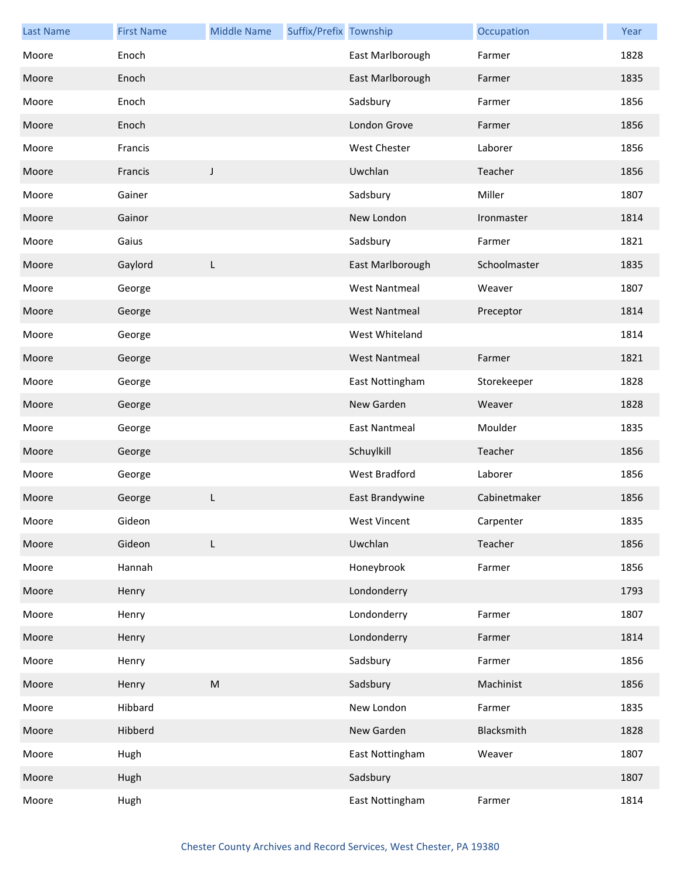| Last Name | First Name | Middle Name | Suffix/Prefix | Township | Occupation | Year |
|---|---|---|---|---|---|---|
| Moore | Enoch | | | East Marlborough | Farmer | 1828 |
| Moore | Enoch | | | East Marlborough | Farmer | 1835 |
| Moore | Enoch | | | Sadsbury | Farmer | 1856 |
| Moore | Enoch | | | London Grove | Farmer | 1856 |
| Moore | Francis | | | West Chester | Laborer | 1856 |
| Moore | Francis | J | | Uwchlan | Teacher | 1856 |
| Moore | Gainer | | | Sadsbury | Miller | 1807 |
| Moore | Gainor | | | New London | Ironmaster | 1814 |
| Moore | Gaius | | | Sadsbury | Farmer | 1821 |
| Moore | Gaylord | L | | East Marlborough | Schoolmaster | 1835 |
| Moore | George | | | West Nantmeal | Weaver | 1807 |
| Moore | George | | | West Nantmeal | Preceptor | 1814 |
| Moore | George | | | West Whiteland | | 1814 |
| Moore | George | | | West Nantmeal | Farmer | 1821 |
| Moore | George | | | East Nottingham | Storekeeper | 1828 |
| Moore | George | | | New Garden | Weaver | 1828 |
| Moore | George | | | East Nantmeal | Moulder | 1835 |
| Moore | George | | | Schuylkill | Teacher | 1856 |
| Moore | George | | | West Bradford | Laborer | 1856 |
| Moore | George | L | | East Brandywine | Cabinetmaker | 1856 |
| Moore | Gideon | | | West Vincent | Carpenter | 1835 |
| Moore | Gideon | L | | Uwchlan | Teacher | 1856 |
| Moore | Hannah | | | Honeybrook | Farmer | 1856 |
| Moore | Henry | | | Londonderry | | 1793 |
| Moore | Henry | | | Londonderry | Farmer | 1807 |
| Moore | Henry | | | Londonderry | Farmer | 1814 |
| Moore | Henry | | | Sadsbury | Farmer | 1856 |
| Moore | Henry | M | | Sadsbury | Machinist | 1856 |
| Moore | Hibbard | | | New London | Farmer | 1835 |
| Moore | Hibberd | | | New Garden | Blacksmith | 1828 |
| Moore | Hugh | | | East Nottingham | Weaver | 1807 |
| Moore | Hugh | | | Sadsbury | | 1807 |
| Moore | Hugh | | | East Nottingham | Farmer | 1814 |

Chester County Archives and Record Services, West Chester, PA 19380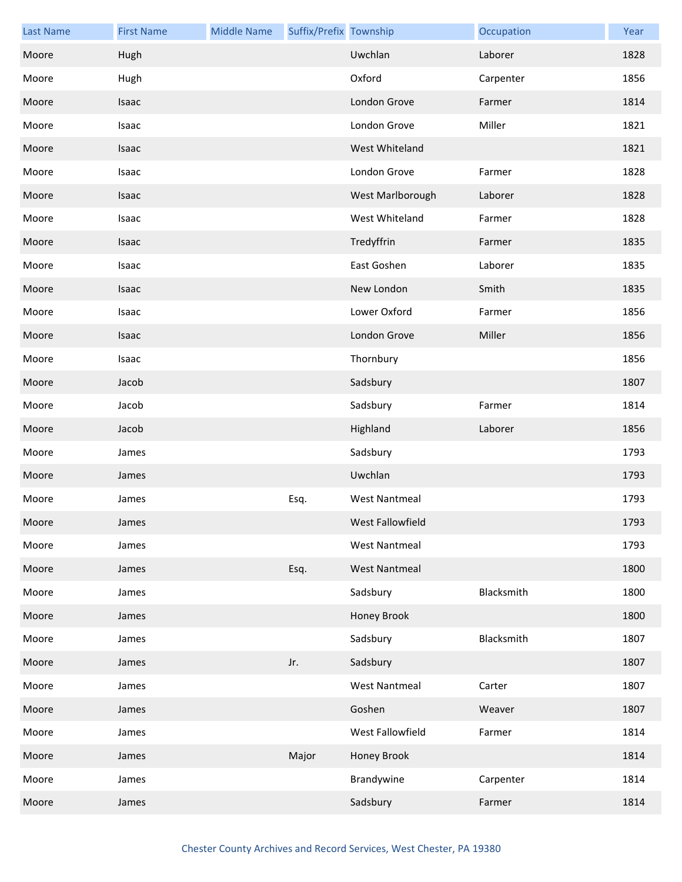| Last Name | First Name | Middle Name | Suffix/Prefix | Township | Occupation | Year |
| --- | --- | --- | --- | --- | --- | --- |
| Moore | Hugh | | | Uwchlan | Laborer | 1828 |
| Moore | Hugh | | | Oxford | Carpenter | 1856 |
| Moore | Isaac | | | London Grove | Farmer | 1814 |
| Moore | Isaac | | | London Grove | Miller | 1821 |
| Moore | Isaac | | | West Whiteland | | 1821 |
| Moore | Isaac | | | London Grove | Farmer | 1828 |
| Moore | Isaac | | | West Marlborough | Laborer | 1828 |
| Moore | Isaac | | | West Whiteland | Farmer | 1828 |
| Moore | Isaac | | | Tredyffrin | Farmer | 1835 |
| Moore | Isaac | | | East Goshen | Laborer | 1835 |
| Moore | Isaac | | | New London | Smith | 1835 |
| Moore | Isaac | | | Lower Oxford | Farmer | 1856 |
| Moore | Isaac | | | London Grove | Miller | 1856 |
| Moore | Isaac | | | Thornbury | | 1856 |
| Moore | Jacob | | | Sadsbury | | 1807 |
| Moore | Jacob | | | Sadsbury | Farmer | 1814 |
| Moore | Jacob | | | Highland | Laborer | 1856 |
| Moore | James | | | Sadsbury | | 1793 |
| Moore | James | | | Uwchlan | | 1793 |
| Moore | James | | Esq. | West Nantmeal | | 1793 |
| Moore | James | | | West Fallowfield | | 1793 |
| Moore | James | | | West Nantmeal | | 1793 |
| Moore | James | | Esq. | West Nantmeal | | 1800 |
| Moore | James | | | Sadsbury | Blacksmith | 1800 |
| Moore | James | | | Honey Brook | | 1800 |
| Moore | James | | | Sadsbury | Blacksmith | 1807 |
| Moore | James | | Jr. | Sadsbury | | 1807 |
| Moore | James | | | West Nantmeal | Carter | 1807 |
| Moore | James | | | Goshen | Weaver | 1807 |
| Moore | James | | | West Fallowfield | Farmer | 1814 |
| Moore | James | | Major | Honey Brook | | 1814 |
| Moore | James | | | Brandywine | Carpenter | 1814 |
| Moore | James | | | Sadsbury | Farmer | 1814 |

Chester County Archives and Record Services, West Chester, PA 19380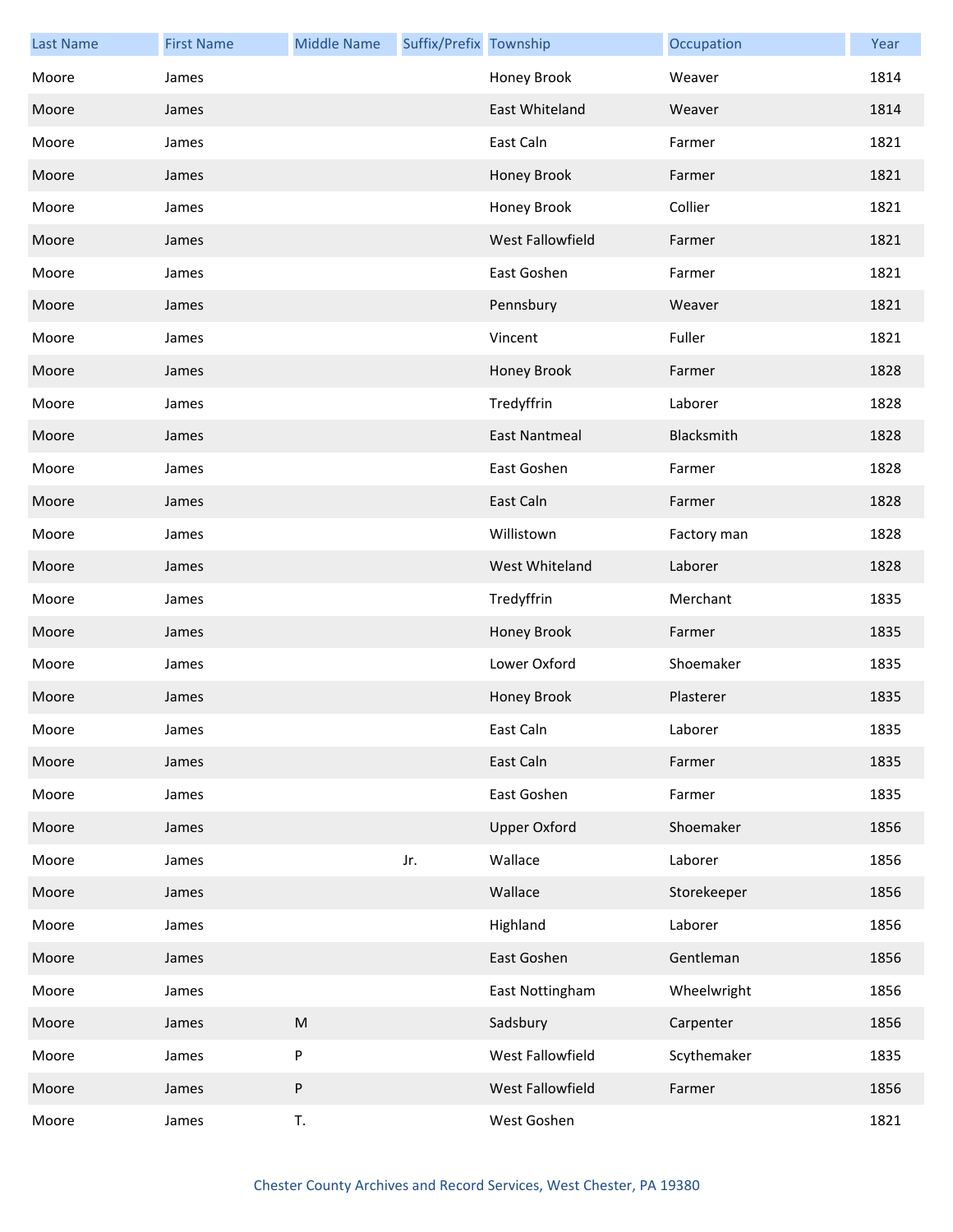| Last Name | First Name | Middle Name | Suffix/Prefix | Township | Occupation | Year |
|---|---|---|---|---|---|---|
| Moore | James | | | Honey Brook | Weaver | 1814 |
| Moore | James | | | East Whiteland | Weaver | 1814 |
| Moore | James | | | East Caln | Farmer | 1821 |
| Moore | James | | | Honey Brook | Farmer | 1821 |
| Moore | James | | | Honey Brook | Collier | 1821 |
| Moore | James | | | West Fallowfield | Farmer | 1821 |
| Moore | James | | | East Goshen | Farmer | 1821 |
| Moore | James | | | Pennsbury | Weaver | 1821 |
| Moore | James | | | Vincent | Fuller | 1821 |
| Moore | James | | | Honey Brook | Farmer | 1828 |
| Moore | James | | | Tredyffrin | Laborer | 1828 |
| Moore | James | | | East Nantmeal | Blacksmith | 1828 |
| Moore | James | | | East Goshen | Farmer | 1828 |
| Moore | James | | | East Caln | Farmer | 1828 |
| Moore | James | | | Willistown | Factory man | 1828 |
| Moore | James | | | West Whiteland | Laborer | 1828 |
| Moore | James | | | Tredyffrin | Merchant | 1835 |
| Moore | James | | | Honey Brook | Farmer | 1835 |
| Moore | James | | | Lower Oxford | Shoemaker | 1835 |
| Moore | James | | | Honey Brook | Plasterer | 1835 |
| Moore | James | | | East Caln | Laborer | 1835 |
| Moore | James | | | East Caln | Farmer | 1835 |
| Moore | James | | | East Goshen | Farmer | 1835 |
| Moore | James | | | Upper Oxford | Shoemaker | 1856 |
| Moore | James | | Jr. | Wallace | Laborer | 1856 |
| Moore | James | | | Wallace | Storekeeper | 1856 |
| Moore | James | | | Highland | Laborer | 1856 |
| Moore | James | | | East Goshen | Gentleman | 1856 |
| Moore | James | | | East Nottingham | Wheelwright | 1856 |
| Moore | James | M | | Sadsbury | Carpenter | 1856 |
| Moore | James | P | | West Fallowfield | Scythemaker | 1835 |
| Moore | James | P | | West Fallowfield | Farmer | 1856 |
| Moore | James | T. | | West Goshen | | 1821 |

Chester County Archives and Record Services, West Chester, PA 19380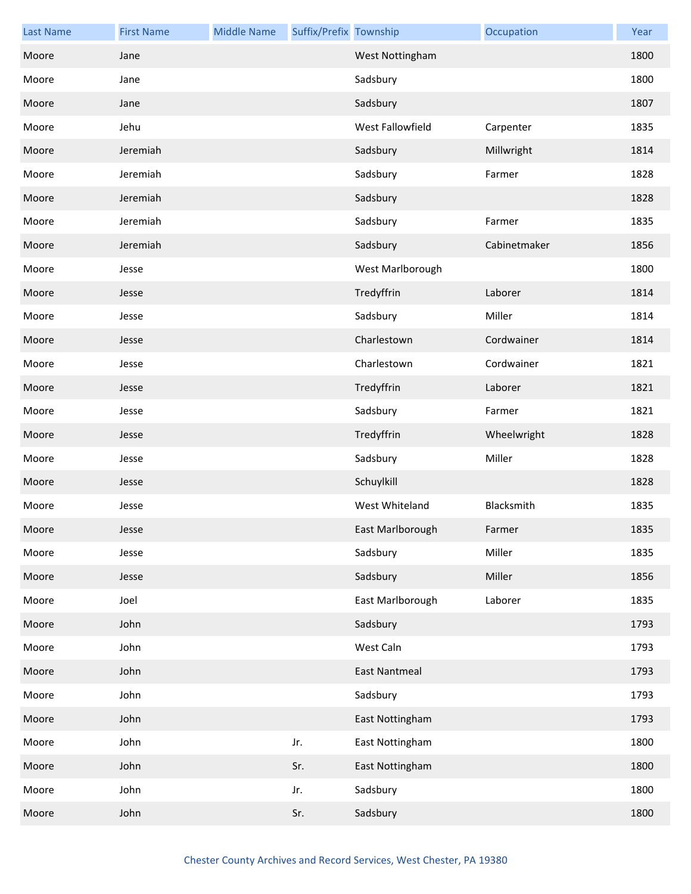| Last Name | First Name | Middle Name | Suffix/Prefix | Township | Occupation | Year |
|---|---|---|---|---|---|---|
| Moore | Jane | | | West Nottingham | | 1800 |
| Moore | Jane | | | Sadsbury | | 1800 |
| Moore | Jane | | | Sadsbury | | 1807 |
| Moore | Jehu | | | West Fallowfield | Carpenter | 1835 |
| Moore | Jeremiah | | | Sadsbury | Millwright | 1814 |
| Moore | Jeremiah | | | Sadsbury | Farmer | 1828 |
| Moore | Jeremiah | | | Sadsbury | | 1828 |
| Moore | Jeremiah | | | Sadsbury | Farmer | 1835 |
| Moore | Jeremiah | | | Sadsbury | Cabinetmaker | 1856 |
| Moore | Jesse | | | West Marlborough | | 1800 |
| Moore | Jesse | | | Tredyffrin | Laborer | 1814 |
| Moore | Jesse | | | Sadsbury | Miller | 1814 |
| Moore | Jesse | | | Charlestown | Cordwainer | 1814 |
| Moore | Jesse | | | Charlestown | Cordwainer | 1821 |
| Moore | Jesse | | | Tredyffrin | Laborer | 1821 |
| Moore | Jesse | | | Sadsbury | Farmer | 1821 |
| Moore | Jesse | | | Tredyffrin | Wheelwright | 1828 |
| Moore | Jesse | | | Sadsbury | Miller | 1828 |
| Moore | Jesse | | | Schuylkill | | 1828 |
| Moore | Jesse | | | West Whiteland | Blacksmith | 1835 |
| Moore | Jesse | | | East Marlborough | Farmer | 1835 |
| Moore | Jesse | | | Sadsbury | Miller | 1835 |
| Moore | Jesse | | | Sadsbury | Miller | 1856 |
| Moore | Joel | | | East Marlborough | Laborer | 1835 |
| Moore | John | | | Sadsbury | | 1793 |
| Moore | John | | | West Caln | | 1793 |
| Moore | John | | | East Nantmeal | | 1793 |
| Moore | John | | | Sadsbury | | 1793 |
| Moore | John | | | East Nottingham | | 1793 |
| Moore | John | | Jr. | East Nottingham | | 1800 |
| Moore | John | | Sr. | East Nottingham | | 1800 |
| Moore | John | | Jr. | Sadsbury | | 1800 |
| Moore | John | | Sr. | Sadsbury | | 1800 |

Chester County Archives and Record Services, West Chester, PA 19380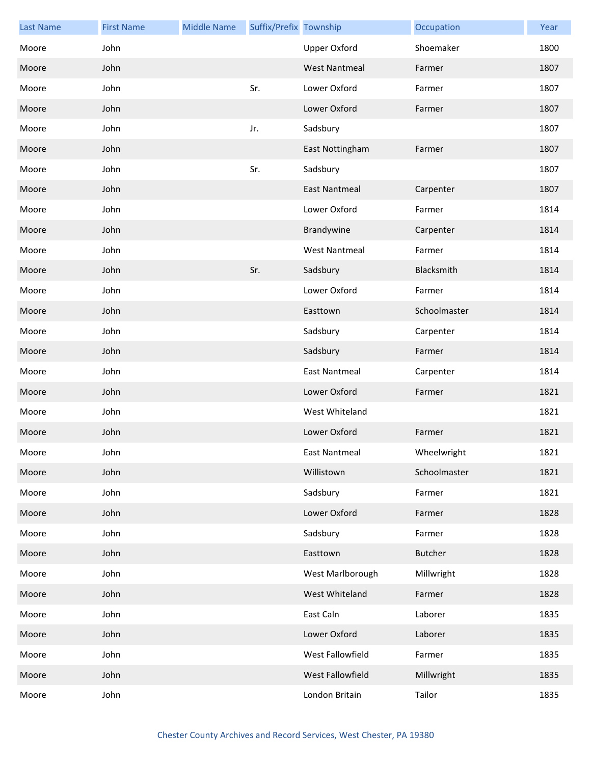| Last Name | First Name | Middle Name | Suffix/Prefix | Township | Occupation | Year |
|---|---|---|---|---|---|---|
| Moore | John | | | Upper Oxford | Shoemaker | 1800 |
| Moore | John | | | West Nantmeal | Farmer | 1807 |
| Moore | John | | Sr. | Lower Oxford | Farmer | 1807 |
| Moore | John | | | Lower Oxford | Farmer | 1807 |
| Moore | John | | Jr. | Sadsbury | | 1807 |
| Moore | John | | | East Nottingham | Farmer | 1807 |
| Moore | John | | Sr. | Sadsbury | | 1807 |
| Moore | John | | | East Nantmeal | Carpenter | 1807 |
| Moore | John | | | Lower Oxford | Farmer | 1814 |
| Moore | John | | | Brandywine | Carpenter | 1814 |
| Moore | John | | | West Nantmeal | Farmer | 1814 |
| Moore | John | | Sr. | Sadsbury | Blacksmith | 1814 |
| Moore | John | | | Lower Oxford | Farmer | 1814 |
| Moore | John | | | Easttown | Schoolmaster | 1814 |
| Moore | John | | | Sadsbury | Carpenter | 1814 |
| Moore | John | | | Sadsbury | Farmer | 1814 |
| Moore | John | | | East Nantmeal | Carpenter | 1814 |
| Moore | John | | | Lower Oxford | Farmer | 1821 |
| Moore | John | | | West Whiteland | | 1821 |
| Moore | John | | | Lower Oxford | Farmer | 1821 |
| Moore | John | | | East Nantmeal | Wheelwright | 1821 |
| Moore | John | | | Willistown | Schoolmaster | 1821 |
| Moore | John | | | Sadsbury | Farmer | 1821 |
| Moore | John | | | Lower Oxford | Farmer | 1828 |
| Moore | John | | | Sadsbury | Farmer | 1828 |
| Moore | John | | | Easttown | Butcher | 1828 |
| Moore | John | | | West Marlborough | Millwright | 1828 |
| Moore | John | | | West Whiteland | Farmer | 1828 |
| Moore | John | | | East Caln | Laborer | 1835 |
| Moore | John | | | Lower Oxford | Laborer | 1835 |
| Moore | John | | | West Fallowfield | Farmer | 1835 |
| Moore | John | | | West Fallowfield | Millwright | 1835 |
| Moore | John | | | London Britain | Tailor | 1835 |

Chester County Archives and Record Services, West Chester, PA 19380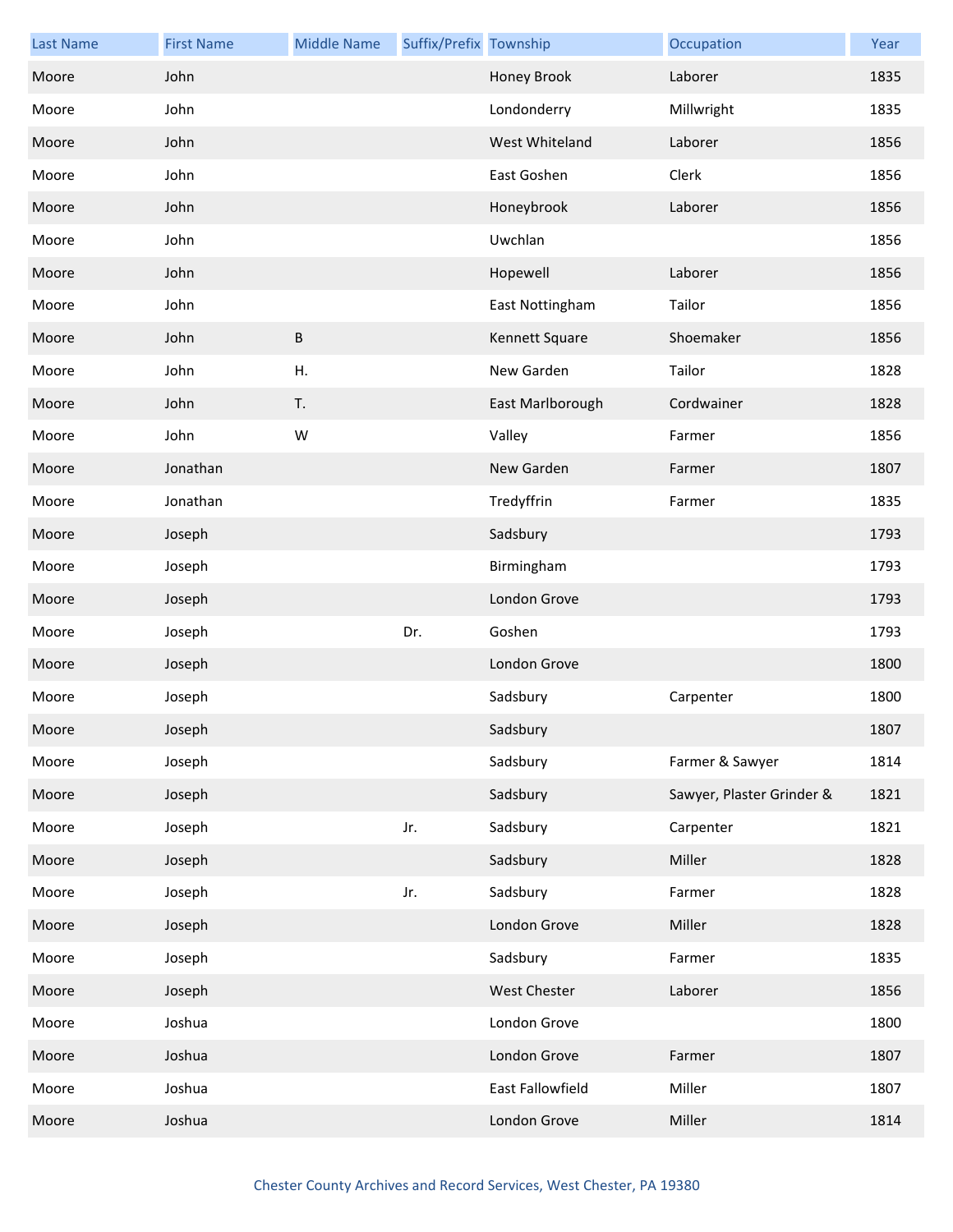| Last Name | First Name | Middle Name | Suffix/Prefix | Township | Occupation | Year |
|---|---|---|---|---|---|---|
| Moore | John | | | Honey Brook | Laborer | 1835 |
| Moore | John | | | Londonderry | Millwright | 1835 |
| Moore | John | | | West Whiteland | Laborer | 1856 |
| Moore | John | | | East Goshen | Clerk | 1856 |
| Moore | John | | | Honeybrook | Laborer | 1856 |
| Moore | John | | | Uwchlan | | 1856 |
| Moore | John | | | Hopewell | Laborer | 1856 |
| Moore | John | | | East Nottingham | Tailor | 1856 |
| Moore | John | B | | Kennett Square | Shoemaker | 1856 |
| Moore | John | H. | | New Garden | Tailor | 1828 |
| Moore | John | T. | | East Marlborough | Cordwainer | 1828 |
| Moore | John | W | | Valley | Farmer | 1856 |
| Moore | Jonathan | | | New Garden | Farmer | 1807 |
| Moore | Jonathan | | | Tredyffrin | Farmer | 1835 |
| Moore | Joseph | | | Sadsbury | | 1793 |
| Moore | Joseph | | | Birmingham | | 1793 |
| Moore | Joseph | | | London Grove | | 1793 |
| Moore | Joseph | | Dr. | Goshen | | 1793 |
| Moore | Joseph | | | London Grove | | 1800 |
| Moore | Joseph | | | Sadsbury | Carpenter | 1800 |
| Moore | Joseph | | | Sadsbury | | 1807 |
| Moore | Joseph | | | Sadsbury | Farmer & Sawyer | 1814 |
| Moore | Joseph | | | Sadsbury | Sawyer, Plaster Grinder & | 1821 |
| Moore | Joseph | | Jr. | Sadsbury | Carpenter | 1821 |
| Moore | Joseph | | | Sadsbury | Miller | 1828 |
| Moore | Joseph | | Jr. | Sadsbury | Farmer | 1828 |
| Moore | Joseph | | | London Grove | Miller | 1828 |
| Moore | Joseph | | | Sadsbury | Farmer | 1835 |
| Moore | Joseph | | | West Chester | Laborer | 1856 |
| Moore | Joshua | | | London Grove | | 1800 |
| Moore | Joshua | | | London Grove | Farmer | 1807 |
| Moore | Joshua | | | East Fallowfield | Miller | 1807 |
| Moore | Joshua | | | London Grove | Miller | 1814 |

Chester County Archives and Record Services, West Chester, PA 19380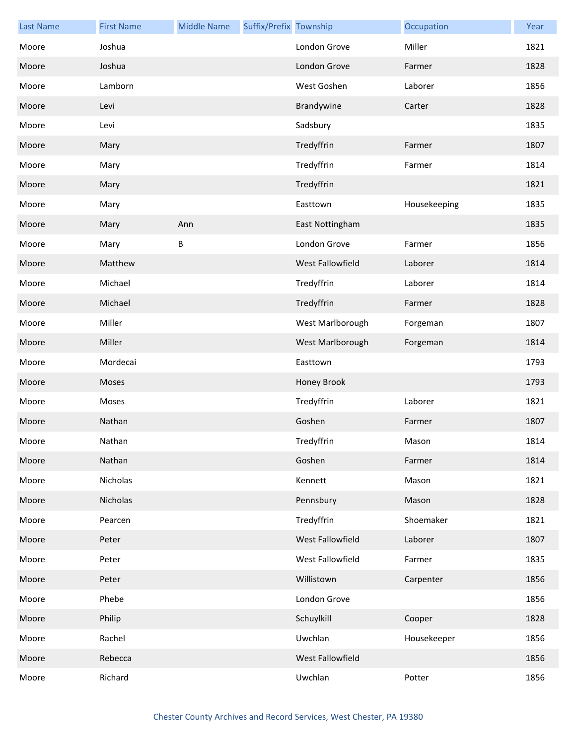| Last Name | First Name | Middle Name | Suffix/Prefix | Township | Occupation | Year |
|---|---|---|---|---|---|---|
| Moore | Joshua | | | London Grove | Miller | 1821 |
| Moore | Joshua | | | London Grove | Farmer | 1828 |
| Moore | Lamborn | | | West Goshen | Laborer | 1856 |
| Moore | Levi | | | Brandywine | Carter | 1828 |
| Moore | Levi | | | Sadsbury | | 1835 |
| Moore | Mary | | | Tredyffrin | Farmer | 1807 |
| Moore | Mary | | | Tredyffrin | Farmer | 1814 |
| Moore | Mary | | | Tredyffrin | | 1821 |
| Moore | Mary | | | Easttown | Housekeeping | 1835 |
| Moore | Mary | Ann | | East Nottingham | | 1835 |
| Moore | Mary | B | | London Grove | Farmer | 1856 |
| Moore | Matthew | | | West Fallowfield | Laborer | 1814 |
| Moore | Michael | | | Tredyffrin | Laborer | 1814 |
| Moore | Michael | | | Tredyffrin | Farmer | 1828 |
| Moore | Miller | | | West Marlborough | Forgeman | 1807 |
| Moore | Miller | | | West Marlborough | Forgeman | 1814 |
| Moore | Mordecai | | | Easttown | | 1793 |
| Moore | Moses | | | Honey Brook | | 1793 |
| Moore | Moses | | | Tredyffrin | Laborer | 1821 |
| Moore | Nathan | | | Goshen | Farmer | 1807 |
| Moore | Nathan | | | Tredyffrin | Mason | 1814 |
| Moore | Nathan | | | Goshen | Farmer | 1814 |
| Moore | Nicholas | | | Kennett | Mason | 1821 |
| Moore | Nicholas | | | Pennsbury | Mason | 1828 |
| Moore | Pearcen | | | Tredyffrin | Shoemaker | 1821 |
| Moore | Peter | | | West Fallowfield | Laborer | 1807 |
| Moore | Peter | | | West Fallowfield | Farmer | 1835 |
| Moore | Peter | | | Willistown | Carpenter | 1856 |
| Moore | Phebe | | | London Grove | | 1856 |
| Moore | Philip | | | Schuylkill | Cooper | 1828 |
| Moore | Rachel | | | Uwchlan | Housekeeper | 1856 |
| Moore | Rebecca | | | West Fallowfield | | 1856 |
| Moore | Richard | | | Uwchlan | Potter | 1856 |

Chester County Archives and Record Services, West Chester, PA 19380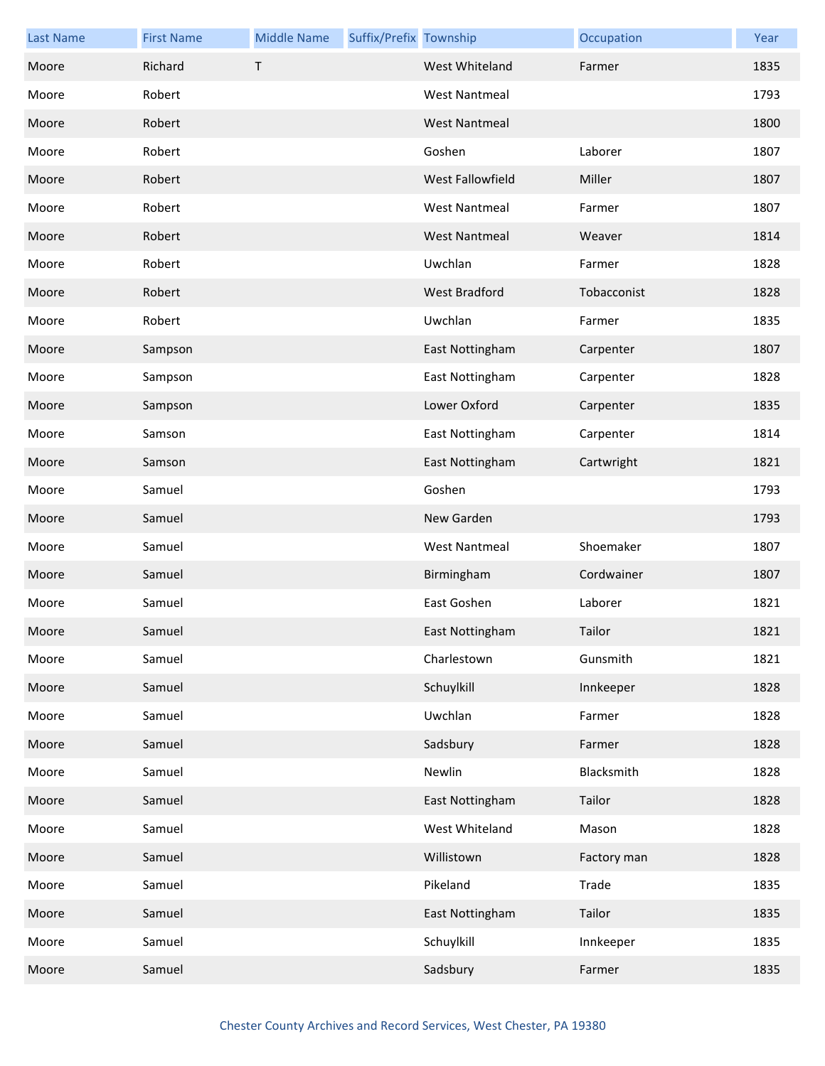| Last Name | First Name | Middle Name | Suffix/Prefix | Township | Occupation | Year |
|---|---|---|---|---|---|---|
| Moore | Richard | T | | West Whiteland | Farmer | 1835 |
| Moore | Robert | | | West Nantmeal | | 1793 |
| Moore | Robert | | | West Nantmeal | | 1800 |
| Moore | Robert | | | Goshen | Laborer | 1807 |
| Moore | Robert | | | West Fallowfield | Miller | 1807 |
| Moore | Robert | | | West Nantmeal | Farmer | 1807 |
| Moore | Robert | | | West Nantmeal | Weaver | 1814 |
| Moore | Robert | | | Uwchlan | Farmer | 1828 |
| Moore | Robert | | | West Bradford | Tobacconist | 1828 |
| Moore | Robert | | | Uwchlan | Farmer | 1835 |
| Moore | Sampson | | | East Nottingham | Carpenter | 1807 |
| Moore | Sampson | | | East Nottingham | Carpenter | 1828 |
| Moore | Sampson | | | Lower Oxford | Carpenter | 1835 |
| Moore | Samson | | | East Nottingham | Carpenter | 1814 |
| Moore | Samson | | | East Nottingham | Cartwright | 1821 |
| Moore | Samuel | | | Goshen | | 1793 |
| Moore | Samuel | | | New Garden | | 1793 |
| Moore | Samuel | | | West Nantmeal | Shoemaker | 1807 |
| Moore | Samuel | | | Birmingham | Cordwainer | 1807 |
| Moore | Samuel | | | East Goshen | Laborer | 1821 |
| Moore | Samuel | | | East Nottingham | Tailor | 1821 |
| Moore | Samuel | | | Charlestown | Gunsmith | 1821 |
| Moore | Samuel | | | Schuylkill | Innkeeper | 1828 |
| Moore | Samuel | | | Uwchlan | Farmer | 1828 |
| Moore | Samuel | | | Sadsbury | Farmer | 1828 |
| Moore | Samuel | | | Newlin | Blacksmith | 1828 |
| Moore | Samuel | | | East Nottingham | Tailor | 1828 |
| Moore | Samuel | | | West Whiteland | Mason | 1828 |
| Moore | Samuel | | | Willistown | Factory man | 1828 |
| Moore | Samuel | | | Pikeland | Trade | 1835 |
| Moore | Samuel | | | East Nottingham | Tailor | 1835 |
| Moore | Samuel | | | Schuylkill | Innkeeper | 1835 |
| Moore | Samuel | | | Sadsbury | Farmer | 1835 |

Chester County Archives and Record Services, West Chester, PA 19380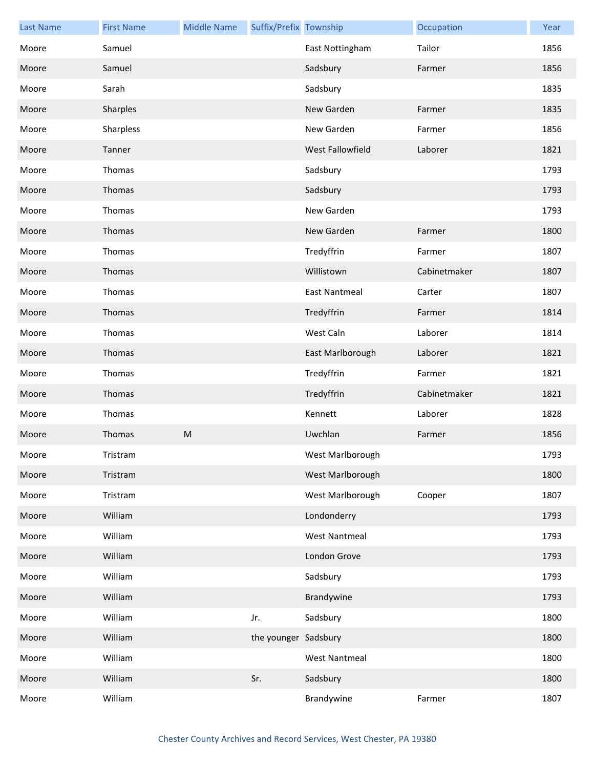| Last Name | First Name | Middle Name | Suffix/Prefix | Township | Occupation | Year |
|---|---|---|---|---|---|---|
| Moore | Samuel | | | East Nottingham | Tailor | 1856 |
| Moore | Samuel | | | Sadsbury | Farmer | 1856 |
| Moore | Sarah | | | Sadsbury | | 1835 |
| Moore | Sharples | | | New Garden | Farmer | 1835 |
| Moore | Sharpless | | | New Garden | Farmer | 1856 |
| Moore | Tanner | | | West Fallowfield | Laborer | 1821 |
| Moore | Thomas | | | Sadsbury | | 1793 |
| Moore | Thomas | | | Sadsbury | | 1793 |
| Moore | Thomas | | | New Garden | | 1793 |
| Moore | Thomas | | | New Garden | Farmer | 1800 |
| Moore | Thomas | | | Tredyffrin | Farmer | 1807 |
| Moore | Thomas | | | Willistown | Cabinetmaker | 1807 |
| Moore | Thomas | | | East Nantmeal | Carter | 1807 |
| Moore | Thomas | | | Tredyffrin | Farmer | 1814 |
| Moore | Thomas | | | West Caln | Laborer | 1814 |
| Moore | Thomas | | | East Marlborough | Laborer | 1821 |
| Moore | Thomas | | | Tredyffrin | Farmer | 1821 |
| Moore | Thomas | | | Tredyffrin | Cabinetmaker | 1821 |
| Moore | Thomas | | | Kennett | Laborer | 1828 |
| Moore | Thomas | M | | Uwchlan | Farmer | 1856 |
| Moore | Tristram | | | West Marlborough | | 1793 |
| Moore | Tristram | | | West Marlborough | | 1800 |
| Moore | Tristram | | | West Marlborough | Cooper | 1807 |
| Moore | William | | | Londonderry | | 1793 |
| Moore | William | | | West Nantmeal | | 1793 |
| Moore | William | | | London Grove | | 1793 |
| Moore | William | | | Sadsbury | | 1793 |
| Moore | William | | | Brandywine | | 1793 |
| Moore | William | | Jr. | Sadsbury | | 1800 |
| Moore | William | | the younger | Sadsbury | | 1800 |
| Moore | William | | | West Nantmeal | | 1800 |
| Moore | William | | Sr. | Sadsbury | | 1800 |
| Moore | William | | | Brandywine | Farmer | 1807 |

Chester County Archives and Record Services, West Chester, PA 19380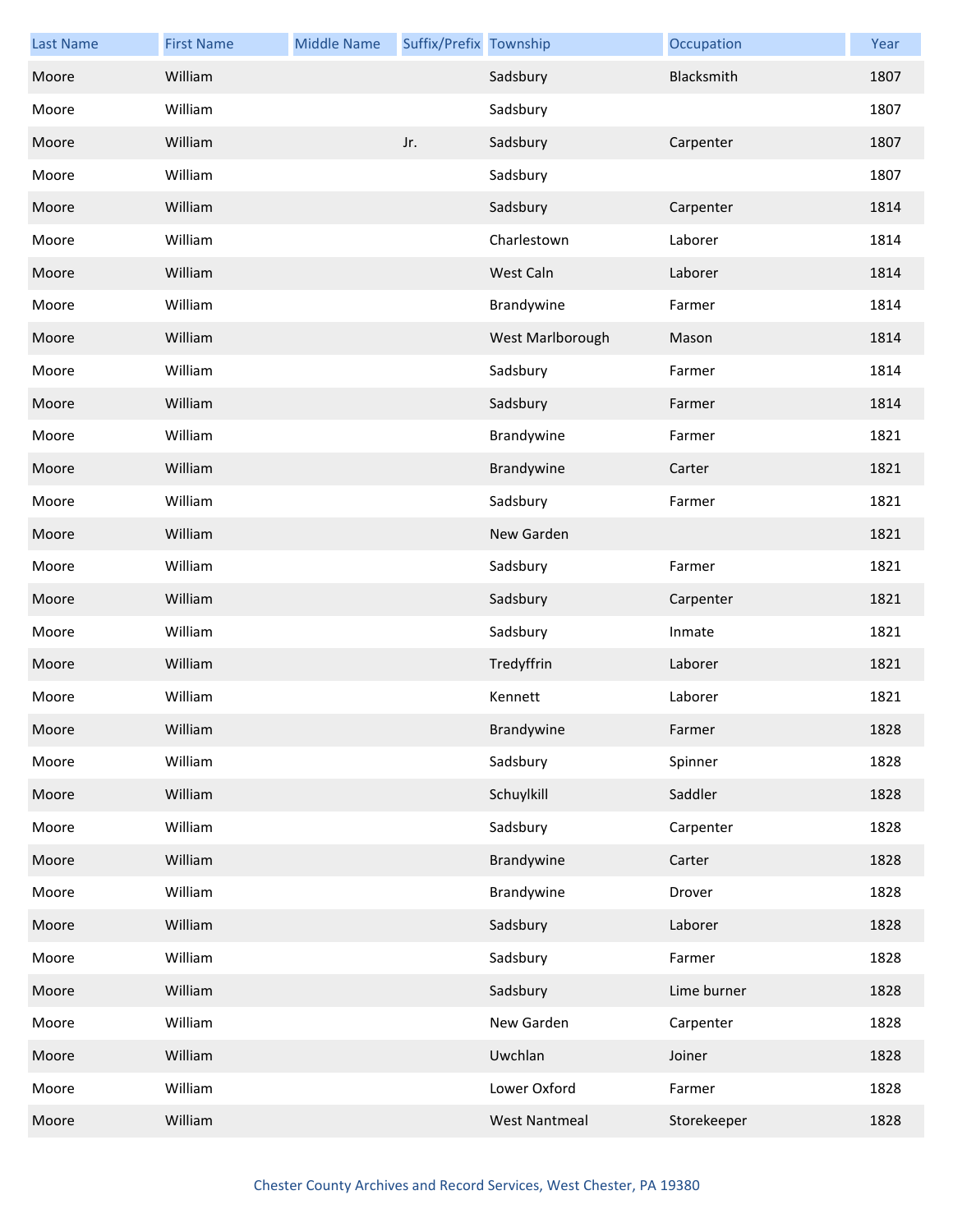| Last Name | First Name | Middle Name | Suffix/Prefix | Township | Occupation | Year |
|---|---|---|---|---|---|---|
| Moore | William | | | Sadsbury | Blacksmith | 1807 |
| Moore | William | | | Sadsbury | | 1807 |
| Moore | William | | Jr. | Sadsbury | Carpenter | 1807 |
| Moore | William | | | Sadsbury | | 1807 |
| Moore | William | | | Sadsbury | Carpenter | 1814 |
| Moore | William | | | Charlestown | Laborer | 1814 |
| Moore | William | | | West Caln | Laborer | 1814 |
| Moore | William | | | Brandywine | Farmer | 1814 |
| Moore | William | | | West Marlborough | Mason | 1814 |
| Moore | William | | | Sadsbury | Farmer | 1814 |
| Moore | William | | | Sadsbury | Farmer | 1814 |
| Moore | William | | | Brandywine | Farmer | 1821 |
| Moore | William | | | Brandywine | Carter | 1821 |
| Moore | William | | | Sadsbury | Farmer | 1821 |
| Moore | William | | | New Garden | | 1821 |
| Moore | William | | | Sadsbury | Farmer | 1821 |
| Moore | William | | | Sadsbury | Carpenter | 1821 |
| Moore | William | | | Sadsbury | Inmate | 1821 |
| Moore | William | | | Tredyffrin | Laborer | 1821 |
| Moore | William | | | Kennett | Laborer | 1821 |
| Moore | William | | | Brandywine | Farmer | 1828 |
| Moore | William | | | Sadsbury | Spinner | 1828 |
| Moore | William | | | Schuylkill | Saddler | 1828 |
| Moore | William | | | Sadsbury | Carpenter | 1828 |
| Moore | William | | | Brandywine | Carter | 1828 |
| Moore | William | | | Brandywine | Drover | 1828 |
| Moore | William | | | Sadsbury | Laborer | 1828 |
| Moore | William | | | Sadsbury | Farmer | 1828 |
| Moore | William | | | Sadsbury | Lime burner | 1828 |
| Moore | William | | | New Garden | Carpenter | 1828 |
| Moore | William | | | Uwchlan | Joiner | 1828 |
| Moore | William | | | Lower Oxford | Farmer | 1828 |
| Moore | William | | | West Nantmeal | Storekeeper | 1828 |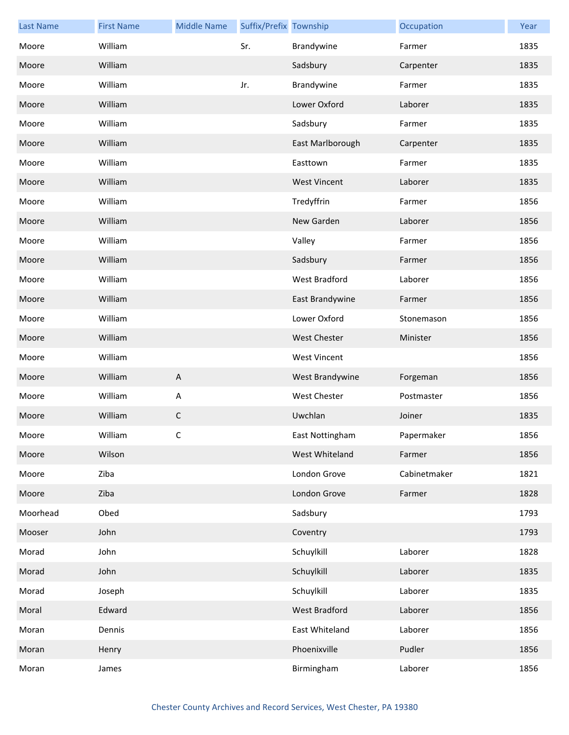| Last Name | First Name | Middle Name | Suffix/Prefix | Township | Occupation | Year |
| --- | --- | --- | --- | --- | --- | --- |
| Moore | William | | Sr. | Brandywine | Farmer | 1835 |
| Moore | William | | | Sadsbury | Carpenter | 1835 |
| Moore | William | | Jr. | Brandywine | Farmer | 1835 |
| Moore | William | | | Lower Oxford | Laborer | 1835 |
| Moore | William | | | Sadsbury | Farmer | 1835 |
| Moore | William | | | East Marlborough | Carpenter | 1835 |
| Moore | William | | | Easttown | Farmer | 1835 |
| Moore | William | | | West Vincent | Laborer | 1835 |
| Moore | William | | | Tredyffrin | Farmer | 1856 |
| Moore | William | | | New Garden | Laborer | 1856 |
| Moore | William | | | Valley | Farmer | 1856 |
| Moore | William | | | Sadsbury | Farmer | 1856 |
| Moore | William | | | West Bradford | Laborer | 1856 |
| Moore | William | | | East Brandywine | Farmer | 1856 |
| Moore | William | | | Lower Oxford | Stonemason | 1856 |
| Moore | William | | | West Chester | Minister | 1856 |
| Moore | William | | | West Vincent | | 1856 |
| Moore | William | A | | West Brandywine | Forgeman | 1856 |
| Moore | William | A | | West Chester | Postmaster | 1856 |
| Moore | William | C | | Uwchlan | Joiner | 1835 |
| Moore | William | C | | East Nottingham | Papermaker | 1856 |
| Moore | Wilson | | | West Whiteland | Farmer | 1856 |
| Moore | Ziba | | | London Grove | Cabinetmaker | 1821 |
| Moore | Ziba | | | London Grove | Farmer | 1828 |
| Moorhead | Obed | | | Sadsbury | | 1793 |
| Mooser | John | | | Coventry | | 1793 |
| Morad | John | | | Schuylkill | Laborer | 1828 |
| Morad | John | | | Schuylkill | Laborer | 1835 |
| Morad | Joseph | | | Schuylkill | Laborer | 1835 |
| Moral | Edward | | | West Bradford | Laborer | 1856 |
| Moran | Dennis | | | East Whiteland | Laborer | 1856 |
| Moran | Henry | | | Phoenixville | Pudler | 1856 |
| Moran | James | | | Birmingham | Laborer | 1856 |

Chester County Archives and Record Services, West Chester, PA 19380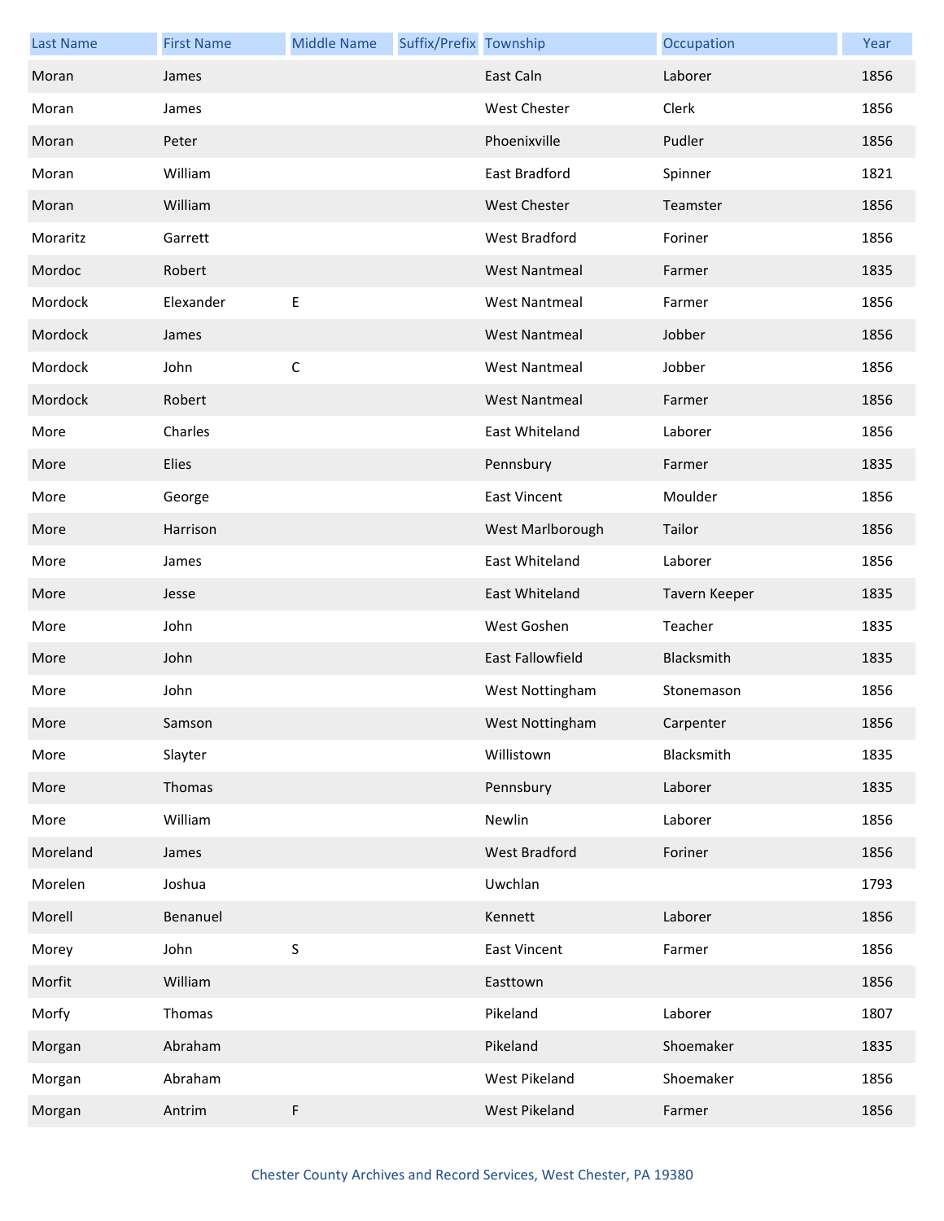| Last Name | First Name | Middle Name | Suffix/Prefix | Township | Occupation | Year |
|---|---|---|---|---|---|---|
| Moran | James | | | East Caln | Laborer | 1856 |
| Moran | James | | | West Chester | Clerk | 1856 |
| Moran | Peter | | | Phoenixville | Pudler | 1856 |
| Moran | William | | | East Bradford | Spinner | 1821 |
| Moran | William | | | West Chester | Teamster | 1856 |
| Moraritz | Garrett | | | West Bradford | Foriner | 1856 |
| Mordoc | Robert | | | West Nantmeal | Farmer | 1835 |
| Mordock | Elexander | E | | West Nantmeal | Farmer | 1856 |
| Mordock | James | | | West Nantmeal | Jobber | 1856 |
| Mordock | John | C | | West Nantmeal | Jobber | 1856 |
| Mordock | Robert | | | West Nantmeal | Farmer | 1856 |
| More | Charles | | | East Whiteland | Laborer | 1856 |
| More | Elies | | | Pennsbury | Farmer | 1835 |
| More | George | | | East Vincent | Moulder | 1856 |
| More | Harrison | | | West Marlborough | Tailor | 1856 |
| More | James | | | East Whiteland | Laborer | 1856 |
| More | Jesse | | | East Whiteland | Tavern Keeper | 1835 |
| More | John | | | West Goshen | Teacher | 1835 |
| More | John | | | East Fallowfield | Blacksmith | 1835 |
| More | John | | | West Nottingham | Stonemason | 1856 |
| More | Samson | | | West Nottingham | Carpenter | 1856 |
| More | Slayter | | | Willistown | Blacksmith | 1835 |
| More | Thomas | | | Pennsbury | Laborer | 1835 |
| More | William | | | Newlin | Laborer | 1856 |
| Moreland | James | | | West Bradford | Foriner | 1856 |
| Morelen | Joshua | | | Uwchlan | | 1793 |
| Morell | Benanuel | | | Kennett | Laborer | 1856 |
| Morey | John | S | | East Vincent | Farmer | 1856 |
| Morfit | William | | | Easttown | | 1856 |
| Morfy | Thomas | | | Pikeland | Laborer | 1807 |
| Morgan | Abraham | | | Pikeland | Shoemaker | 1835 |
| Morgan | Abraham | | | West Pikeland | Shoemaker | 1856 |
| Morgan | Antrim | F | | West Pikeland | Farmer | 1856 |

Chester County Archives and Record Services, West Chester, PA 19380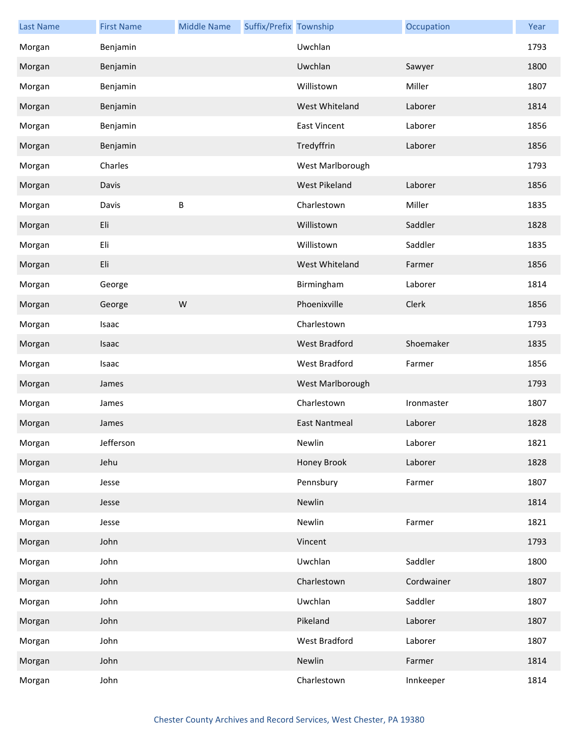| Last Name | First Name | Middle Name | Suffix/Prefix | Township | Occupation | Year |
|---|---|---|---|---|---|---|
| Morgan | Benjamin | | | Uwchlan | | 1793 |
| Morgan | Benjamin | | | Uwchlan | Sawyer | 1800 |
| Morgan | Benjamin | | | Willistown | Miller | 1807 |
| Morgan | Benjamin | | | West Whiteland | Laborer | 1814 |
| Morgan | Benjamin | | | East Vincent | Laborer | 1856 |
| Morgan | Benjamin | | | Tredyffrin | Laborer | 1856 |
| Morgan | Charles | | | West Marlborough | | 1793 |
| Morgan | Davis | | | West Pikeland | Laborer | 1856 |
| Morgan | Davis | B | | Charlestown | Miller | 1835 |
| Morgan | Eli | | | Willistown | Saddler | 1828 |
| Morgan | Eli | | | Willistown | Saddler | 1835 |
| Morgan | Eli | | | West Whiteland | Farmer | 1856 |
| Morgan | George | | | Birmingham | Laborer | 1814 |
| Morgan | George | W | | Phoenixville | Clerk | 1856 |
| Morgan | Isaac | | | Charlestown | | 1793 |
| Morgan | Isaac | | | West Bradford | Shoemaker | 1835 |
| Morgan | Isaac | | | West Bradford | Farmer | 1856 |
| Morgan | James | | | West Marlborough | | 1793 |
| Morgan | James | | | Charlestown | Ironmaster | 1807 |
| Morgan | James | | | East Nantmeal | Laborer | 1828 |
| Morgan | Jefferson | | | Newlin | Laborer | 1821 |
| Morgan | Jehu | | | Honey Brook | Laborer | 1828 |
| Morgan | Jesse | | | Pennsbury | Farmer | 1807 |
| Morgan | Jesse | | | Newlin | | 1814 |
| Morgan | Jesse | | | Newlin | Farmer | 1821 |
| Morgan | John | | | Vincent | | 1793 |
| Morgan | John | | | Uwchlan | Saddler | 1800 |
| Morgan | John | | | Charlestown | Cordwainer | 1807 |
| Morgan | John | | | Uwchlan | Saddler | 1807 |
| Morgan | John | | | Pikeland | Laborer | 1807 |
| Morgan | John | | | West Bradford | Laborer | 1807 |
| Morgan | John | | | Newlin | Farmer | 1814 |
| Morgan | John | | | Charlestown | Innkeeper | 1814 |

Chester County Archives and Record Services, West Chester, PA 19380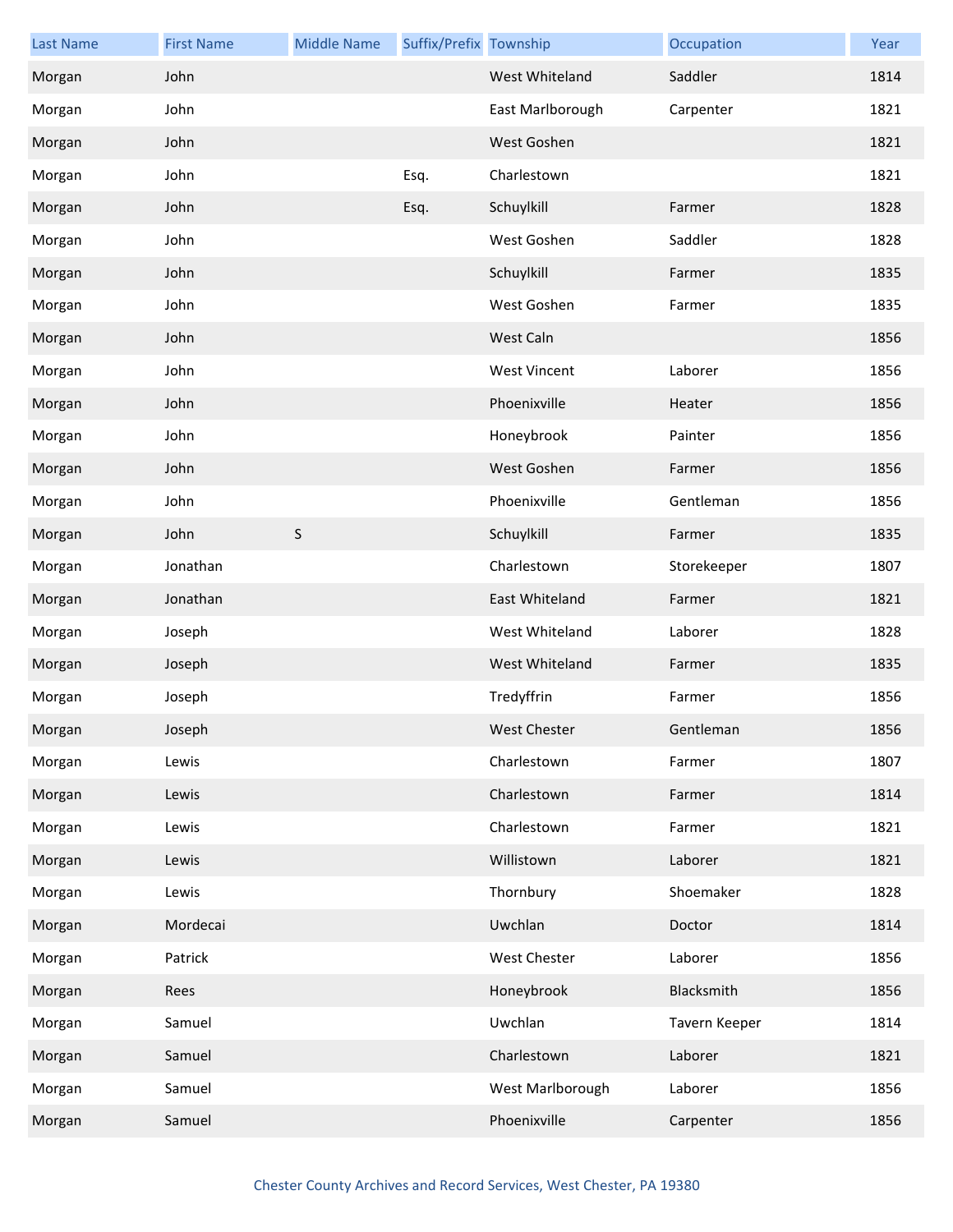| Last Name | First Name | Middle Name | Suffix/Prefix | Township | Occupation | Year |
|---|---|---|---|---|---|---|
| Morgan | John | | | West Whiteland | Saddler | 1814 |
| Morgan | John | | | East Marlborough | Carpenter | 1821 |
| Morgan | John | | | West Goshen | | 1821 |
| Morgan | John | | Esq. | Charlestown | | 1821 |
| Morgan | John | | Esq. | Schuylkill | Farmer | 1828 |
| Morgan | John | | | West Goshen | Saddler | 1828 |
| Morgan | John | | | Schuylkill | Farmer | 1835 |
| Morgan | John | | | West Goshen | Farmer | 1835 |
| Morgan | John | | | West Caln | | 1856 |
| Morgan | John | | | West Vincent | Laborer | 1856 |
| Morgan | John | | | Phoenixville | Heater | 1856 |
| Morgan | John | | | Honeybrook | Painter | 1856 |
| Morgan | John | | | West Goshen | Farmer | 1856 |
| Morgan | John | | | Phoenixville | Gentleman | 1856 |
| Morgan | John | S | | Schuylkill | Farmer | 1835 |
| Morgan | Jonathan | | | Charlestown | Storekeeper | 1807 |
| Morgan | Jonathan | | | East Whiteland | Farmer | 1821 |
| Morgan | Joseph | | | West Whiteland | Laborer | 1828 |
| Morgan | Joseph | | | West Whiteland | Farmer | 1835 |
| Morgan | Joseph | | | Tredyffrin | Farmer | 1856 |
| Morgan | Joseph | | | West Chester | Gentleman | 1856 |
| Morgan | Lewis | | | Charlestown | Farmer | 1807 |
| Morgan | Lewis | | | Charlestown | Farmer | 1814 |
| Morgan | Lewis | | | Charlestown | Farmer | 1821 |
| Morgan | Lewis | | | Willistown | Laborer | 1821 |
| Morgan | Lewis | | | Thornbury | Shoemaker | 1828 |
| Morgan | Mordecai | | | Uwchlan | Doctor | 1814 |
| Morgan | Patrick | | | West Chester | Laborer | 1856 |
| Morgan | Rees | | | Honeybrook | Blacksmith | 1856 |
| Morgan | Samuel | | | Uwchlan | Tavern Keeper | 1814 |
| Morgan | Samuel | | | Charlestown | Laborer | 1821 |
| Morgan | Samuel | | | West Marlborough | Laborer | 1856 |
| Morgan | Samuel | | | Phoenixville | Carpenter | 1856 |

Chester County Archives and Record Services, West Chester, PA 19380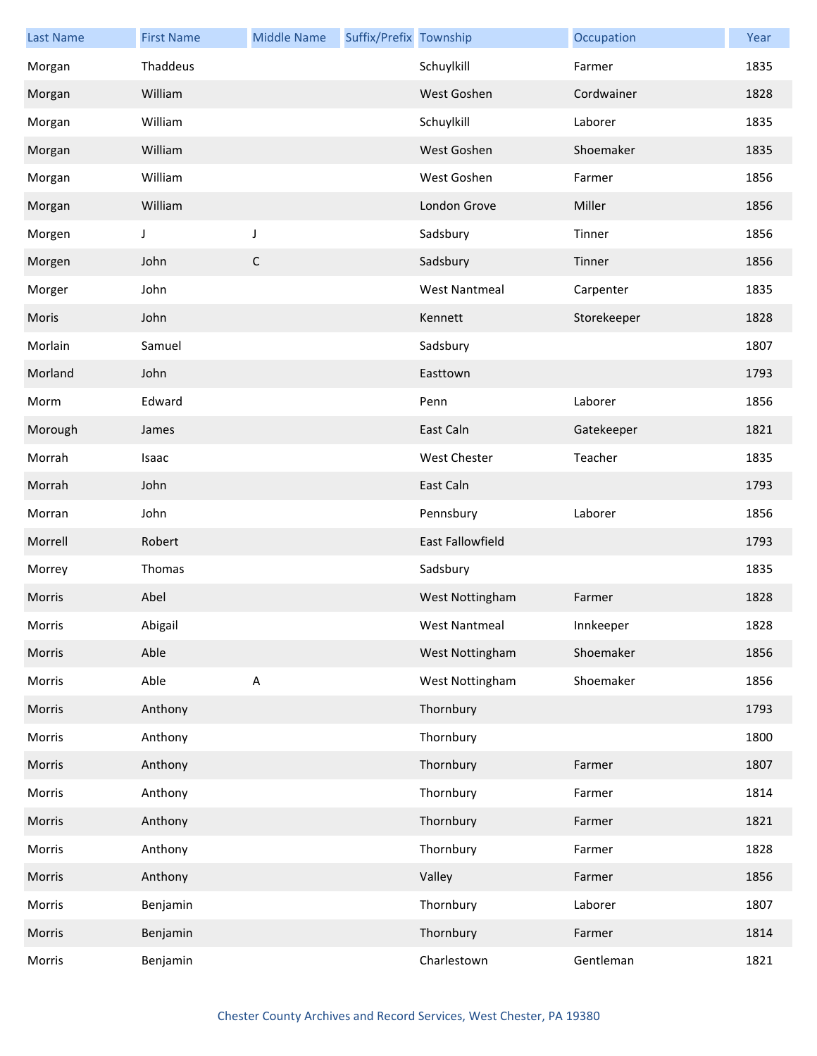| Last Name | First Name | Middle Name | Suffix/Prefix | Township | Occupation | Year |
|---|---|---|---|---|---|---|
| Morgan | Thaddeus | | | Schuylkill | Farmer | 1835 |
| Morgan | William | | | West Goshen | Cordwainer | 1828 |
| Morgan | William | | | Schuylkill | Laborer | 1835 |
| Morgan | William | | | West Goshen | Shoemaker | 1835 |
| Morgan | William | | | West Goshen | Farmer | 1856 |
| Morgan | William | | | London Grove | Miller | 1856 |
| Morgen | J | J | | Sadsbury | Tinner | 1856 |
| Morgen | John | C | | Sadsbury | Tinner | 1856 |
| Morger | John | | | West Nantmeal | Carpenter | 1835 |
| Moris | John | | | Kennett | Storekeeper | 1828 |
| Morlain | Samuel | | | Sadsbury | | 1807 |
| Morland | John | | | Easttown | | 1793 |
| Morm | Edward | | | Penn | Laborer | 1856 |
| Morough | James | | | East Caln | Gatekeeper | 1821 |
| Morrah | Isaac | | | West Chester | Teacher | 1835 |
| Morrah | John | | | East Caln | | 1793 |
| Morran | John | | | Pennsbury | Laborer | 1856 |
| Morrell | Robert | | | East Fallowfield | | 1793 |
| Morrey | Thomas | | | Sadsbury | | 1835 |
| Morris | Abel | | | West Nottingham | Farmer | 1828 |
| Morris | Abigail | | | West Nantmeal | Innkeeper | 1828 |
| Morris | Able | | | West Nottingham | Shoemaker | 1856 |
| Morris | Able | A | | West Nottingham | Shoemaker | 1856 |
| Morris | Anthony | | | Thornbury | | 1793 |
| Morris | Anthony | | | Thornbury | | 1800 |
| Morris | Anthony | | | Thornbury | Farmer | 1807 |
| Morris | Anthony | | | Thornbury | Farmer | 1814 |
| Morris | Anthony | | | Thornbury | Farmer | 1821 |
| Morris | Anthony | | | Thornbury | Farmer | 1828 |
| Morris | Anthony | | | Valley | Farmer | 1856 |
| Morris | Benjamin | | | Thornbury | Laborer | 1807 |
| Morris | Benjamin | | | Thornbury | Farmer | 1814 |
| Morris | Benjamin | | | Charlestown | Gentleman | 1821 |

Chester County Archives and Record Services, West Chester, PA 19380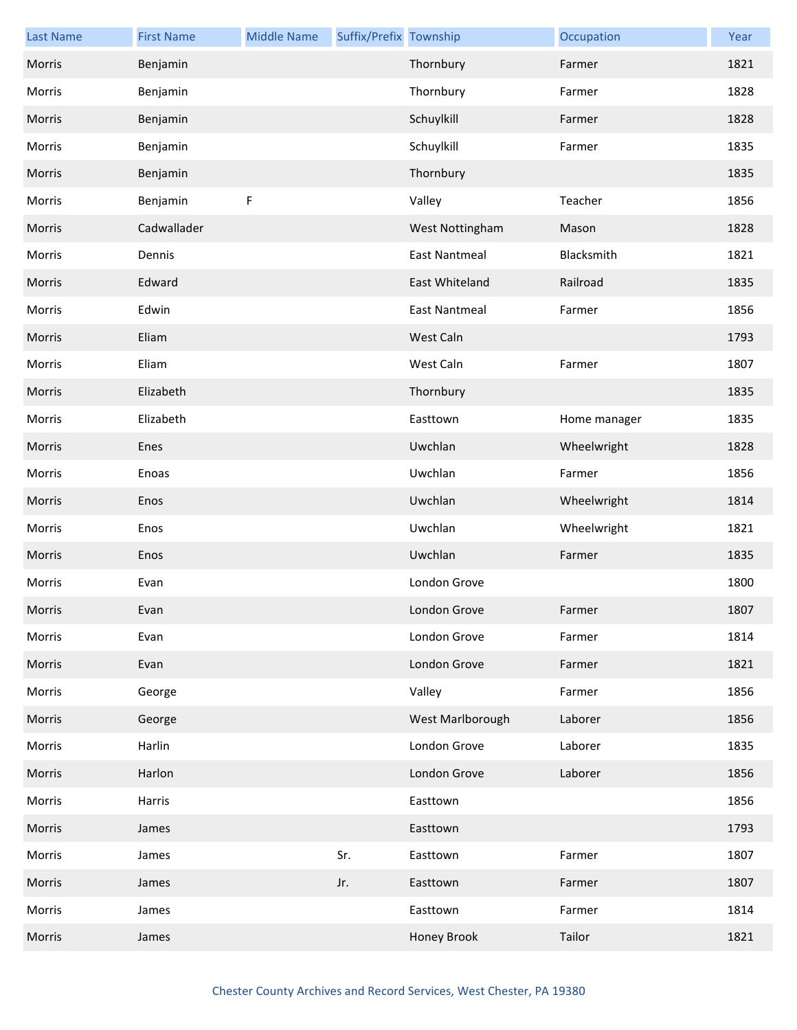| Last Name | First Name | Middle Name | Suffix/Prefix | Township | Occupation | Year |
|---|---|---|---|---|---|---|
| Morris | Benjamin | | | Thornbury | Farmer | 1821 |
| Morris | Benjamin | | | Thornbury | Farmer | 1828 |
| Morris | Benjamin | | | Schuylkill | Farmer | 1828 |
| Morris | Benjamin | | | Schuylkill | Farmer | 1835 |
| Morris | Benjamin | | | Thornbury | | 1835 |
| Morris | Benjamin | F | | Valley | Teacher | 1856 |
| Morris | Cadwallader | | | West Nottingham | Mason | 1828 |
| Morris | Dennis | | | East Nantmeal | Blacksmith | 1821 |
| Morris | Edward | | | East Whiteland | Railroad | 1835 |
| Morris | Edwin | | | East Nantmeal | Farmer | 1856 |
| Morris | Eliam | | | West Caln | | 1793 |
| Morris | Eliam | | | West Caln | Farmer | 1807 |
| Morris | Elizabeth | | | Thornbury | | 1835 |
| Morris | Elizabeth | | | Easttown | Home manager | 1835 |
| Morris | Enes | | | Uwchlan | Wheelwright | 1828 |
| Morris | Enoas | | | Uwchlan | Farmer | 1856 |
| Morris | Enos | | | Uwchlan | Wheelwright | 1814 |
| Morris | Enos | | | Uwchlan | Wheelwright | 1821 |
| Morris | Enos | | | Uwchlan | Farmer | 1835 |
| Morris | Evan | | | London Grove | | 1800 |
| Morris | Evan | | | London Grove | Farmer | 1807 |
| Morris | Evan | | | London Grove | Farmer | 1814 |
| Morris | Evan | | | London Grove | Farmer | 1821 |
| Morris | George | | | Valley | Farmer | 1856 |
| Morris | George | | | West Marlborough | Laborer | 1856 |
| Morris | Harlin | | | London Grove | Laborer | 1835 |
| Morris | Harlon | | | London Grove | Laborer | 1856 |
| Morris | Harris | | | Easttown | | 1856 |
| Morris | James | | | Easttown | | 1793 |
| Morris | James | | Sr. | Easttown | Farmer | 1807 |
| Morris | James | | Jr. | Easttown | Farmer | 1807 |
| Morris | James | | | Easttown | Farmer | 1814 |
| Morris | James | | | Honey Brook | Tailor | 1821 |

Chester County Archives and Record Services, West Chester, PA 19380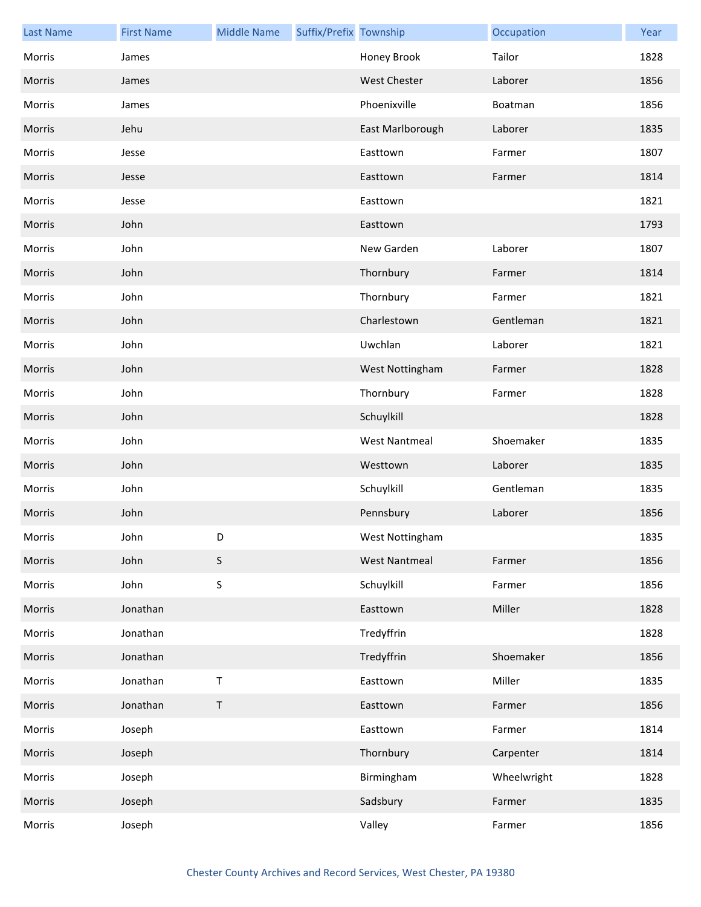| Last Name | First Name | Middle Name | Suffix/Prefix | Township | Occupation | Year |
|---|---|---|---|---|---|---|
| Morris | James | | | Honey Brook | Tailor | 1828 |
| Morris | James | | | West Chester | Laborer | 1856 |
| Morris | James | | | Phoenixville | Boatman | 1856 |
| Morris | Jehu | | | East Marlborough | Laborer | 1835 |
| Morris | Jesse | | | Easttown | Farmer | 1807 |
| Morris | Jesse | | | Easttown | Farmer | 1814 |
| Morris | Jesse | | | Easttown | | 1821 |
| Morris | John | | | Easttown | | 1793 |
| Morris | John | | | New Garden | Laborer | 1807 |
| Morris | John | | | Thornbury | Farmer | 1814 |
| Morris | John | | | Thornbury | Farmer | 1821 |
| Morris | John | | | Charlestown | Gentleman | 1821 |
| Morris | John | | | Uwchlan | Laborer | 1821 |
| Morris | John | | | West Nottingham | Farmer | 1828 |
| Morris | John | | | Thornbury | Farmer | 1828 |
| Morris | John | | | Schuylkill | | 1828 |
| Morris | John | | | West Nantmeal | Shoemaker | 1835 |
| Morris | John | | | Westtown | Laborer | 1835 |
| Morris | John | | | Schuylkill | Gentleman | 1835 |
| Morris | John | | | Pennsbury | Laborer | 1856 |
| Morris | John | D | | West Nottingham | | 1835 |
| Morris | John | S | | West Nantmeal | Farmer | 1856 |
| Morris | John | S | | Schuylkill | Farmer | 1856 |
| Morris | Jonathan | | | Easttown | Miller | 1828 |
| Morris | Jonathan | | | Tredyffrin | | 1828 |
| Morris | Jonathan | | | Tredyffrin | Shoemaker | 1856 |
| Morris | Jonathan | T | | Easttown | Miller | 1835 |
| Morris | Jonathan | T | | Easttown | Farmer | 1856 |
| Morris | Joseph | | | Easttown | Farmer | 1814 |
| Morris | Joseph | | | Thornbury | Carpenter | 1814 |
| Morris | Joseph | | | Birmingham | Wheelwright | 1828 |
| Morris | Joseph | | | Sadsbury | Farmer | 1835 |
| Morris | Joseph | | | Valley | Farmer | 1856 |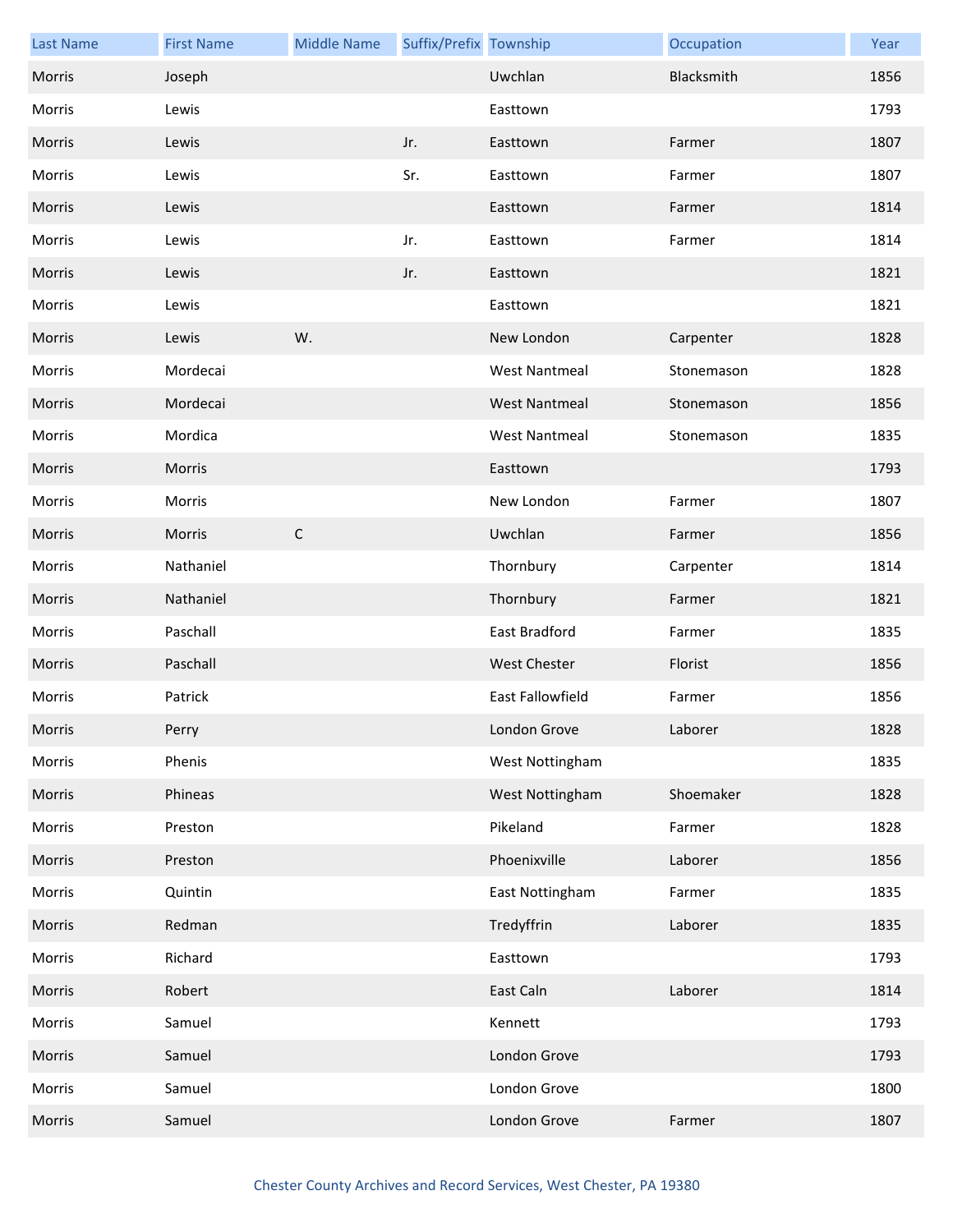| Last Name | First Name | Middle Name | Suffix/Prefix | Township | Occupation | Year |
|---|---|---|---|---|---|---|
| Morris | Joseph | | | Uwchlan | Blacksmith | 1856 |
| Morris | Lewis | | | Easttown | | 1793 |
| Morris | Lewis | | Jr. | Easttown | Farmer | 1807 |
| Morris | Lewis | | Sr. | Easttown | Farmer | 1807 |
| Morris | Lewis | | | Easttown | Farmer | 1814 |
| Morris | Lewis | | Jr. | Easttown | Farmer | 1814 |
| Morris | Lewis | | Jr. | Easttown | | 1821 |
| Morris | Lewis | | | Easttown | | 1821 |
| Morris | Lewis | W. | | New London | Carpenter | 1828 |
| Morris | Mordecai | | | West Nantmeal | Stonemason | 1828 |
| Morris | Mordecai | | | West Nantmeal | Stonemason | 1856 |
| Morris | Mordica | | | West Nantmeal | Stonemason | 1835 |
| Morris | Morris | | | Easttown | | 1793 |
| Morris | Morris | | | New London | Farmer | 1807 |
| Morris | Morris | C | | Uwchlan | Farmer | 1856 |
| Morris | Nathaniel | | | Thornbury | Carpenter | 1814 |
| Morris | Nathaniel | | | Thornbury | Farmer | 1821 |
| Morris | Paschall | | | East Bradford | Farmer | 1835 |
| Morris | Paschall | | | West Chester | Florist | 1856 |
| Morris | Patrick | | | East Fallowfield | Farmer | 1856 |
| Morris | Perry | | | London Grove | Laborer | 1828 |
| Morris | Phenis | | | West Nottingham | | 1835 |
| Morris | Phineas | | | West Nottingham | Shoemaker | 1828 |
| Morris | Preston | | | Pikeland | Farmer | 1828 |
| Morris | Preston | | | Phoenixville | Laborer | 1856 |
| Morris | Quintin | | | East Nottingham | Farmer | 1835 |
| Morris | Redman | | | Tredyffrin | Laborer | 1835 |
| Morris | Richard | | | Easttown | | 1793 |
| Morris | Robert | | | East Caln | Laborer | 1814 |
| Morris | Samuel | | | Kennett | | 1793 |
| Morris | Samuel | | | London Grove | | 1793 |
| Morris | Samuel | | | London Grove | | 1800 |
| Morris | Samuel | | | London Grove | Farmer | 1807 |

Chester County Archives and Record Services, West Chester, PA 19380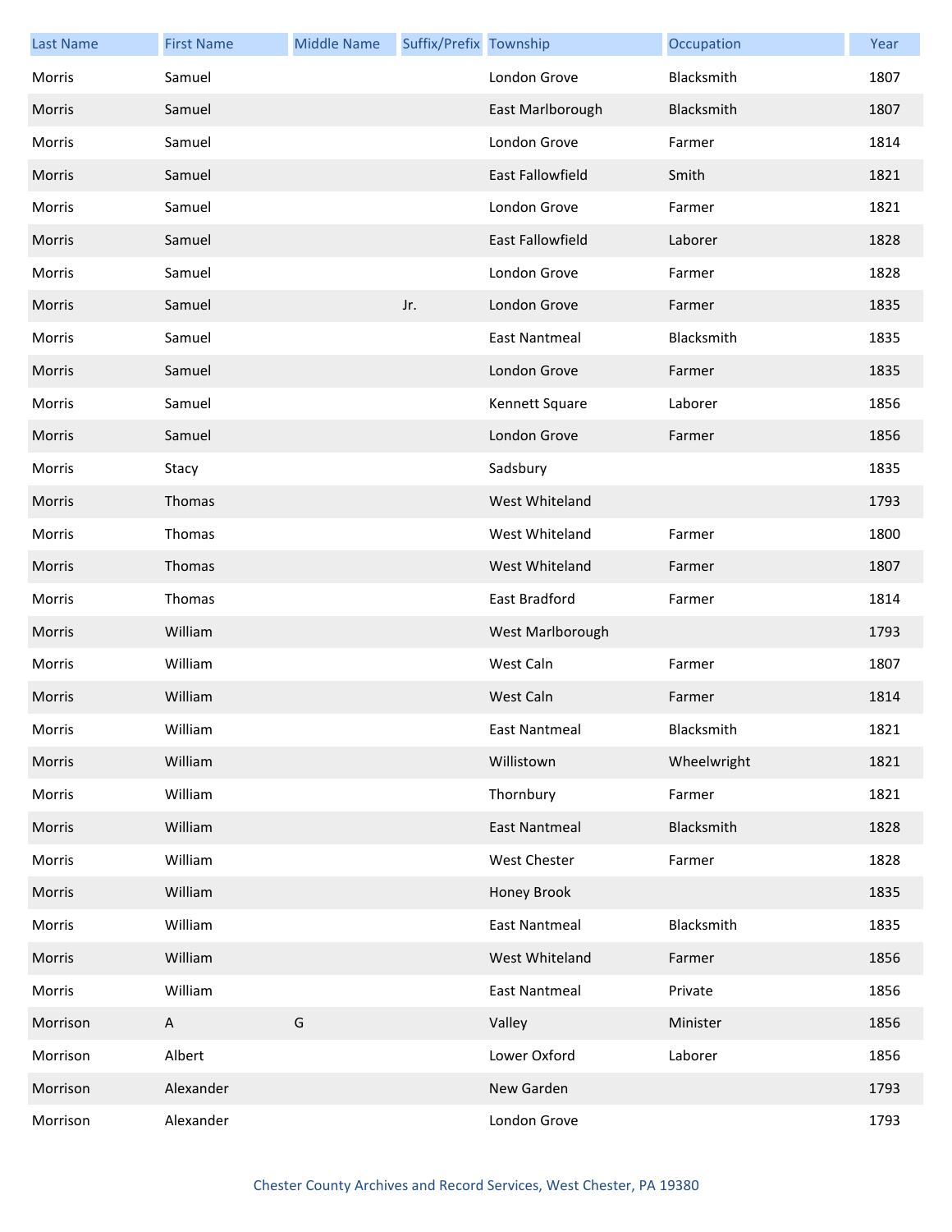| Last Name | First Name | Middle Name | Suffix/Prefix | Township | Occupation | Year |
|---|---|---|---|---|---|---|
| Morris | Samuel | | | London Grove | Blacksmith | 1807 |
| Morris | Samuel | | | East Marlborough | Blacksmith | 1807 |
| Morris | Samuel | | | London Grove | Farmer | 1814 |
| Morris | Samuel | | | East Fallowfield | Smith | 1821 |
| Morris | Samuel | | | London Grove | Farmer | 1821 |
| Morris | Samuel | | | East Fallowfield | Laborer | 1828 |
| Morris | Samuel | | | London Grove | Farmer | 1828 |
| Morris | Samuel | | Jr. | London Grove | Farmer | 1835 |
| Morris | Samuel | | | East Nantmeal | Blacksmith | 1835 |
| Morris | Samuel | | | London Grove | Farmer | 1835 |
| Morris | Samuel | | | Kennett Square | Laborer | 1856 |
| Morris | Samuel | | | London Grove | Farmer | 1856 |
| Morris | Stacy | | | Sadsbury | | 1835 |
| Morris | Thomas | | | West Whiteland | | 1793 |
| Morris | Thomas | | | West Whiteland | Farmer | 1800 |
| Morris | Thomas | | | West Whiteland | Farmer | 1807 |
| Morris | Thomas | | | East Bradford | Farmer | 1814 |
| Morris | William | | | West Marlborough | | 1793 |
| Morris | William | | | West Caln | Farmer | 1807 |
| Morris | William | | | West Caln | Farmer | 1814 |
| Morris | William | | | East Nantmeal | Blacksmith | 1821 |
| Morris | William | | | Willistown | Wheelwright | 1821 |
| Morris | William | | | Thornbury | Farmer | 1821 |
| Morris | William | | | East Nantmeal | Blacksmith | 1828 |
| Morris | William | | | West Chester | Farmer | 1828 |
| Morris | William | | | Honey Brook | | 1835 |
| Morris | William | | | East Nantmeal | Blacksmith | 1835 |
| Morris | William | | | West Whiteland | Farmer | 1856 |
| Morris | William | | | East Nantmeal | Private | 1856 |
| Morrison | A | G | | Valley | Minister | 1856 |
| Morrison | Albert | | | Lower Oxford | Laborer | 1856 |
| Morrison | Alexander | | | New Garden | | 1793 |
| Morrison | Alexander | | | London Grove | | 1793 |

Chester County Archives and Record Services, West Chester, PA 19380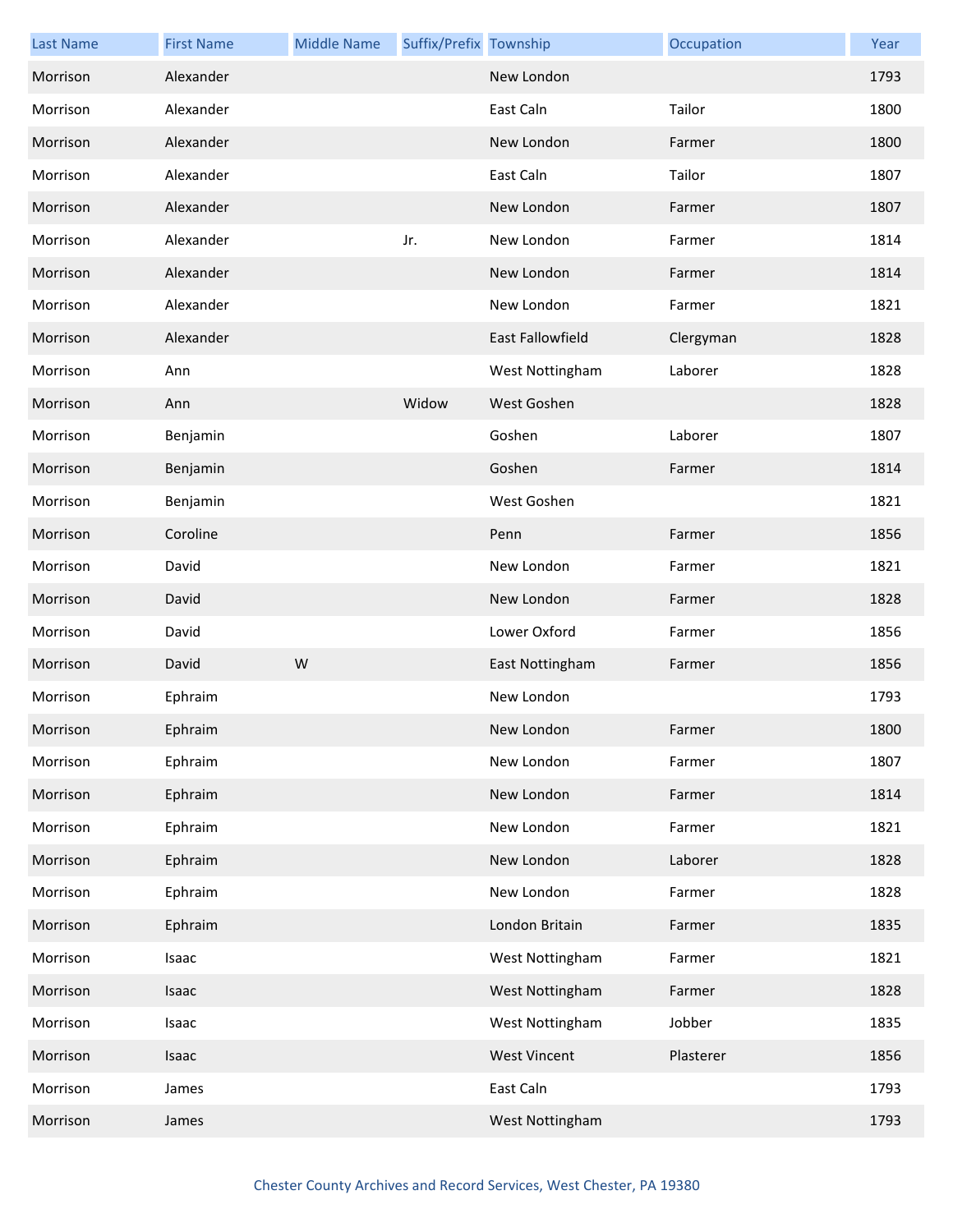| Last Name | First Name | Middle Name | Suffix/Prefix | Township | Occupation | Year |
|---|---|---|---|---|---|---|
| Morrison | Alexander | | | New London | | 1793 |
| Morrison | Alexander | | | East Caln | Tailor | 1800 |
| Morrison | Alexander | | | New London | Farmer | 1800 |
| Morrison | Alexander | | | East Caln | Tailor | 1807 |
| Morrison | Alexander | | | New London | Farmer | 1807 |
| Morrison | Alexander | | Jr. | New London | Farmer | 1814 |
| Morrison | Alexander | | | New London | Farmer | 1814 |
| Morrison | Alexander | | | New London | Farmer | 1821 |
| Morrison | Alexander | | | East Fallowfield | Clergyman | 1828 |
| Morrison | Ann | | | West Nottingham | Laborer | 1828 |
| Morrison | Ann | | Widow | West Goshen | | 1828 |
| Morrison | Benjamin | | | Goshen | Laborer | 1807 |
| Morrison | Benjamin | | | Goshen | Farmer | 1814 |
| Morrison | Benjamin | | | West Goshen | | 1821 |
| Morrison | Coroline | | | Penn | Farmer | 1856 |
| Morrison | David | | | New London | Farmer | 1821 |
| Morrison | David | | | New London | Farmer | 1828 |
| Morrison | David | | | Lower Oxford | Farmer | 1856 |
| Morrison | David | W | | East Nottingham | Farmer | 1856 |
| Morrison | Ephraim | | | New London | | 1793 |
| Morrison | Ephraim | | | New London | Farmer | 1800 |
| Morrison | Ephraim | | | New London | Farmer | 1807 |
| Morrison | Ephraim | | | New London | Farmer | 1814 |
| Morrison | Ephraim | | | New London | Farmer | 1821 |
| Morrison | Ephraim | | | New London | Laborer | 1828 |
| Morrison | Ephraim | | | New London | Farmer | 1828 |
| Morrison | Ephraim | | | London Britain | Farmer | 1835 |
| Morrison | Isaac | | | West Nottingham | Farmer | 1821 |
| Morrison | Isaac | | | West Nottingham | Farmer | 1828 |
| Morrison | Isaac | | | West Nottingham | Jobber | 1835 |
| Morrison | Isaac | | | West Vincent | Plasterer | 1856 |
| Morrison | James | | | East Caln | | 1793 |
| Morrison | James | | | West Nottingham | | 1793 |

Chester County Archives and Record Services, West Chester, PA 19380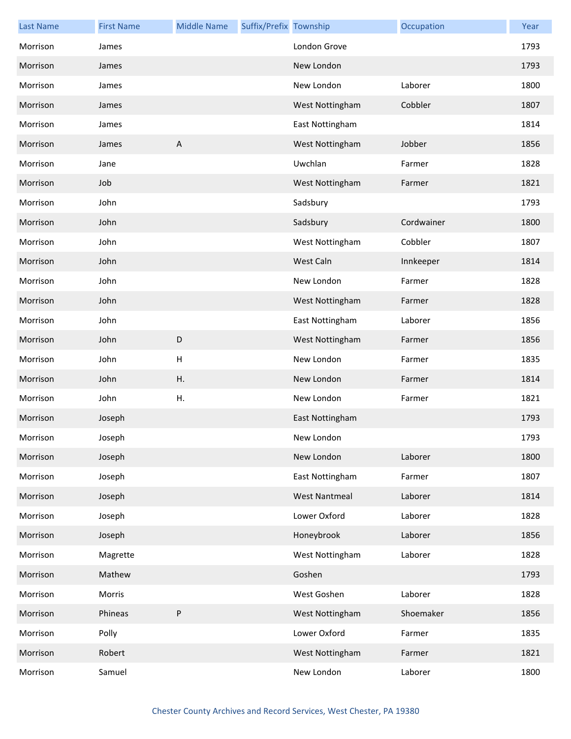| Last Name | First Name | Middle Name | Suffix/Prefix | Township | Occupation | Year |
|---|---|---|---|---|---|---|
| Morrison | James | | | London Grove | | 1793 |
| Morrison | James | | | New London | | 1793 |
| Morrison | James | | | New London | Laborer | 1800 |
| Morrison | James | | | West Nottingham | Cobbler | 1807 |
| Morrison | James | | | East Nottingham | | 1814 |
| Morrison | James | A | | West Nottingham | Jobber | 1856 |
| Morrison | Jane | | | Uwchlan | Farmer | 1828 |
| Morrison | Job | | | West Nottingham | Farmer | 1821 |
| Morrison | John | | | Sadsbury | | 1793 |
| Morrison | John | | | Sadsbury | Cordwainer | 1800 |
| Morrison | John | | | West Nottingham | Cobbler | 1807 |
| Morrison | John | | | West Caln | Innkeeper | 1814 |
| Morrison | John | | | New London | Farmer | 1828 |
| Morrison | John | | | West Nottingham | Farmer | 1828 |
| Morrison | John | | | East Nottingham | Laborer | 1856 |
| Morrison | John | D | | West Nottingham | Farmer | 1856 |
| Morrison | John | H | | New London | Farmer | 1835 |
| Morrison | John | H. | | New London | Farmer | 1814 |
| Morrison | John | H. | | New London | Farmer | 1821 |
| Morrison | Joseph | | | East Nottingham | | 1793 |
| Morrison | Joseph | | | New London | | 1793 |
| Morrison | Joseph | | | New London | Laborer | 1800 |
| Morrison | Joseph | | | East Nottingham | Farmer | 1807 |
| Morrison | Joseph | | | West Nantmeal | Laborer | 1814 |
| Morrison | Joseph | | | Lower Oxford | Laborer | 1828 |
| Morrison | Joseph | | | Honeybrook | Laborer | 1856 |
| Morrison | Magrette | | | West Nottingham | Laborer | 1828 |
| Morrison | Mathew | | | Goshen | | 1793 |
| Morrison | Morris | | | West Goshen | Laborer | 1828 |
| Morrison | Phineas | P | | West Nottingham | Shoemaker | 1856 |
| Morrison | Polly | | | Lower Oxford | Farmer | 1835 |
| Morrison | Robert | | | West Nottingham | Farmer | 1821 |
| Morrison | Samuel | | | New London | Laborer | 1800 |

Chester County Archives and Record Services, West Chester, PA 19380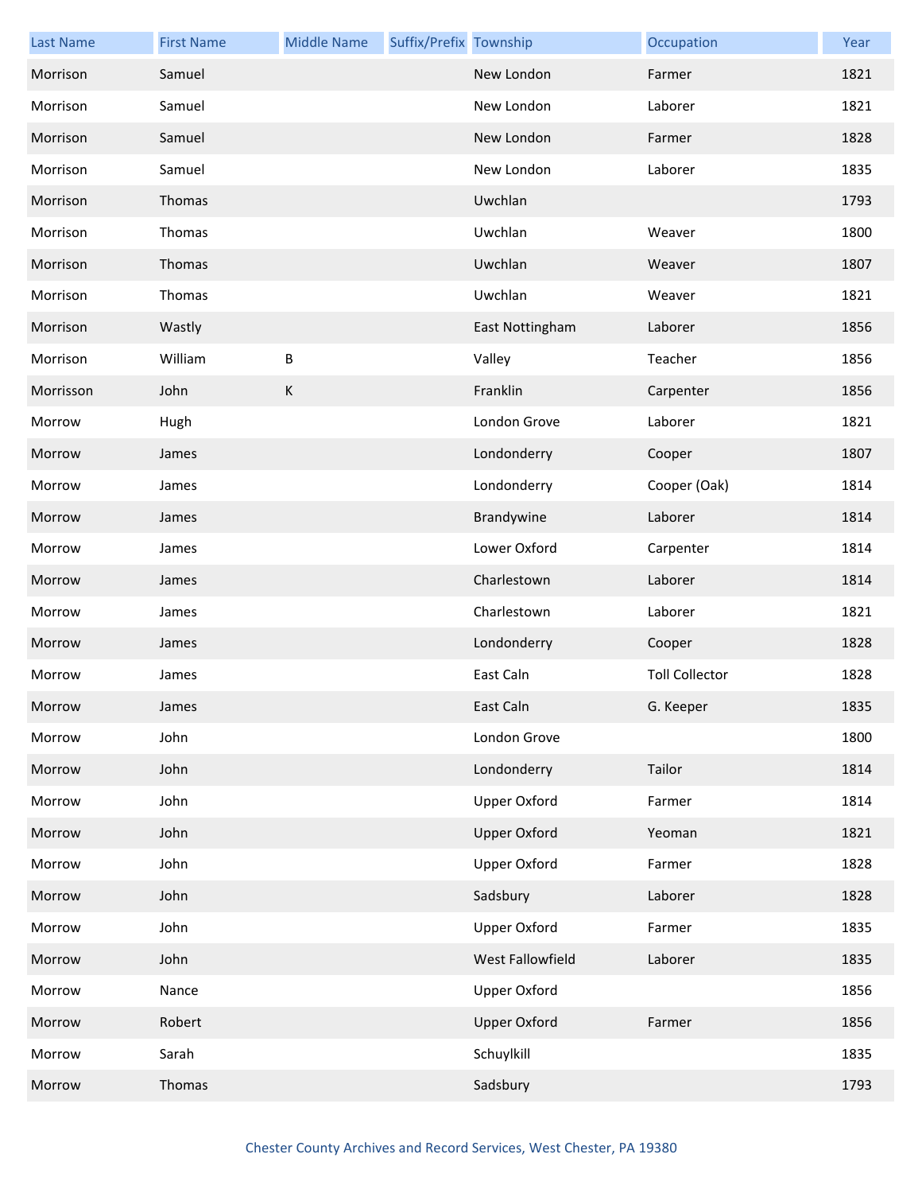| Last Name | First Name | Middle Name | Suffix/Prefix | Township | Occupation | Year |
|---|---|---|---|---|---|---|
| Morrison | Samuel | | | New London | Farmer | 1821 |
| Morrison | Samuel | | | New London | Laborer | 1821 |
| Morrison | Samuel | | | New London | Farmer | 1828 |
| Morrison | Samuel | | | New London | Laborer | 1835 |
| Morrison | Thomas | | | Uwchlan | | 1793 |
| Morrison | Thomas | | | Uwchlan | Weaver | 1800 |
| Morrison | Thomas | | | Uwchlan | Weaver | 1807 |
| Morrison | Thomas | | | Uwchlan | Weaver | 1821 |
| Morrison | Wastly | | | East Nottingham | Laborer | 1856 |
| Morrison | William | B | | Valley | Teacher | 1856 |
| Morrisson | John | K | | Franklin | Carpenter | 1856 |
| Morrow | Hugh | | | London Grove | Laborer | 1821 |
| Morrow | James | | | Londonderry | Cooper | 1807 |
| Morrow | James | | | Londonderry | Cooper (Oak) | 1814 |
| Morrow | James | | | Brandywine | Laborer | 1814 |
| Morrow | James | | | Lower Oxford | Carpenter | 1814 |
| Morrow | James | | | Charlestown | Laborer | 1814 |
| Morrow | James | | | Charlestown | Laborer | 1821 |
| Morrow | James | | | Londonderry | Cooper | 1828 |
| Morrow | James | | | East Caln | Toll Collector | 1828 |
| Morrow | James | | | East Caln | G. Keeper | 1835 |
| Morrow | John | | | London Grove | | 1800 |
| Morrow | John | | | Londonderry | Tailor | 1814 |
| Morrow | John | | | Upper Oxford | Farmer | 1814 |
| Morrow | John | | | Upper Oxford | Yeoman | 1821 |
| Morrow | John | | | Upper Oxford | Farmer | 1828 |
| Morrow | John | | | Sadsbury | Laborer | 1828 |
| Morrow | John | | | Upper Oxford | Farmer | 1835 |
| Morrow | John | | | West Fallowfield | Laborer | 1835 |
| Morrow | Nance | | | Upper Oxford | | 1856 |
| Morrow | Robert | | | Upper Oxford | Farmer | 1856 |
| Morrow | Sarah | | | Schuylkill | | 1835 |
| Morrow | Thomas | | | Sadsbury | | 1793 |

Chester County Archives and Record Services, West Chester, PA 19380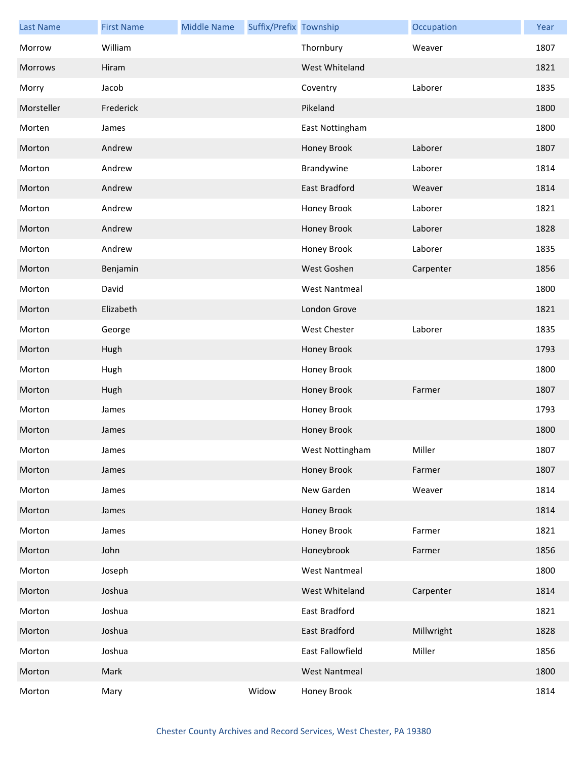| Last Name | First Name | Middle Name | Suffix/Prefix | Township | Occupation | Year |
|---|---|---|---|---|---|---|
| Morrow | William | | | Thornbury | Weaver | 1807 |
| Morrows | Hiram | | | West Whiteland | | 1821 |
| Morry | Jacob | | | Coventry | Laborer | 1835 |
| Morsteller | Frederick | | | Pikeland | | 1800 |
| Morten | James | | | East Nottingham | | 1800 |
| Morton | Andrew | | | Honey Brook | Laborer | 1807 |
| Morton | Andrew | | | Brandywine | Laborer | 1814 |
| Morton | Andrew | | | East Bradford | Weaver | 1814 |
| Morton | Andrew | | | Honey Brook | Laborer | 1821 |
| Morton | Andrew | | | Honey Brook | Laborer | 1828 |
| Morton | Andrew | | | Honey Brook | Laborer | 1835 |
| Morton | Benjamin | | | West Goshen | Carpenter | 1856 |
| Morton | David | | | West Nantmeal | | 1800 |
| Morton | Elizabeth | | | London Grove | | 1821 |
| Morton | George | | | West Chester | Laborer | 1835 |
| Morton | Hugh | | | Honey Brook | | 1793 |
| Morton | Hugh | | | Honey Brook | | 1800 |
| Morton | Hugh | | | Honey Brook | Farmer | 1807 |
| Morton | James | | | Honey Brook | | 1793 |
| Morton | James | | | Honey Brook | | 1800 |
| Morton | James | | | West Nottingham | Miller | 1807 |
| Morton | James | | | Honey Brook | Farmer | 1807 |
| Morton | James | | | New Garden | Weaver | 1814 |
| Morton | James | | | Honey Brook | | 1814 |
| Morton | James | | | Honey Brook | Farmer | 1821 |
| Morton | John | | | Honeybrook | Farmer | 1856 |
| Morton | Joseph | | | West Nantmeal | | 1800 |
| Morton | Joshua | | | West Whiteland | Carpenter | 1814 |
| Morton | Joshua | | | East Bradford | | 1821 |
| Morton | Joshua | | | East Bradford | Millwright | 1828 |
| Morton | Joshua | | | East Fallowfield | Miller | 1856 |
| Morton | Mark | | | West Nantmeal | | 1800 |
| Morton | Mary | | Widow | Honey Brook | | 1814 |

Chester County Archives and Record Services, West Chester, PA 19380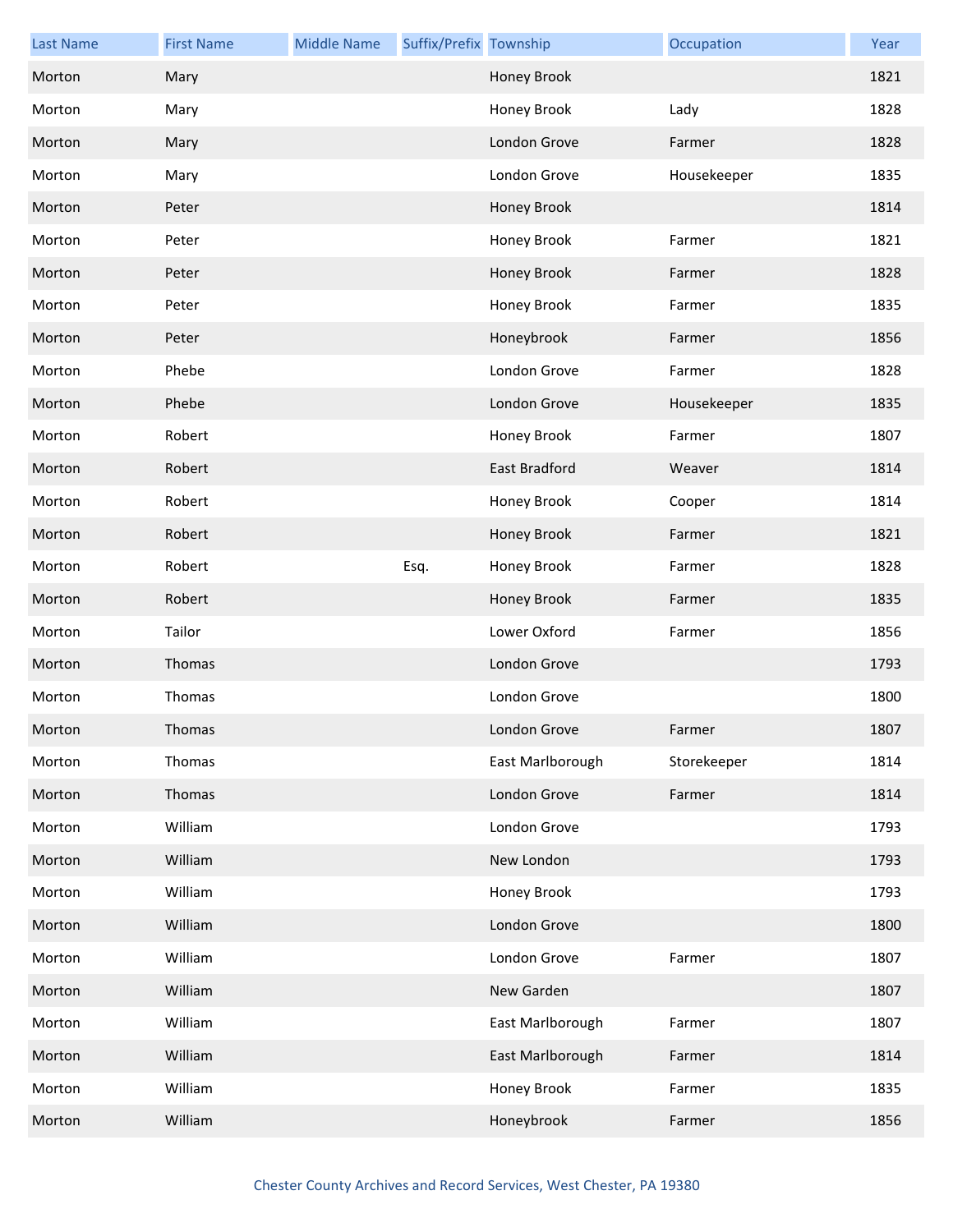| Last Name | First Name | Middle Name | Suffix/Prefix | Township | Occupation | Year |
|---|---|---|---|---|---|---|
| Morton | Mary | | | Honey Brook | | 1821 |
| Morton | Mary | | | Honey Brook | Lady | 1828 |
| Morton | Mary | | | London Grove | Farmer | 1828 |
| Morton | Mary | | | London Grove | Housekeeper | 1835 |
| Morton | Peter | | | Honey Brook | | 1814 |
| Morton | Peter | | | Honey Brook | Farmer | 1821 |
| Morton | Peter | | | Honey Brook | Farmer | 1828 |
| Morton | Peter | | | Honey Brook | Farmer | 1835 |
| Morton | Peter | | | Honeybrook | Farmer | 1856 |
| Morton | Phebe | | | London Grove | Farmer | 1828 |
| Morton | Phebe | | | London Grove | Housekeeper | 1835 |
| Morton | Robert | | | Honey Brook | Farmer | 1807 |
| Morton | Robert | | | East Bradford | Weaver | 1814 |
| Morton | Robert | | | Honey Brook | Cooper | 1814 |
| Morton | Robert | | | Honey Brook | Farmer | 1821 |
| Morton | Robert | | Esq. | Honey Brook | Farmer | 1828 |
| Morton | Robert | | | Honey Brook | Farmer | 1835 |
| Morton | Tailor | | | Lower Oxford | Farmer | 1856 |
| Morton | Thomas | | | London Grove | | 1793 |
| Morton | Thomas | | | London Grove | | 1800 |
| Morton | Thomas | | | London Grove | Farmer | 1807 |
| Morton | Thomas | | | East Marlborough | Storekeeper | 1814 |
| Morton | Thomas | | | London Grove | Farmer | 1814 |
| Morton | William | | | London Grove | | 1793 |
| Morton | William | | | New London | | 1793 |
| Morton | William | | | Honey Brook | | 1793 |
| Morton | William | | | London Grove | | 1800 |
| Morton | William | | | London Grove | Farmer | 1807 |
| Morton | William | | | New Garden | | 1807 |
| Morton | William | | | East Marlborough | Farmer | 1807 |
| Morton | William | | | East Marlborough | Farmer | 1814 |
| Morton | William | | | Honey Brook | Farmer | 1835 |
| Morton | William | | | Honeybrook | Farmer | 1856 |

Chester County Archives and Record Services, West Chester, PA 19380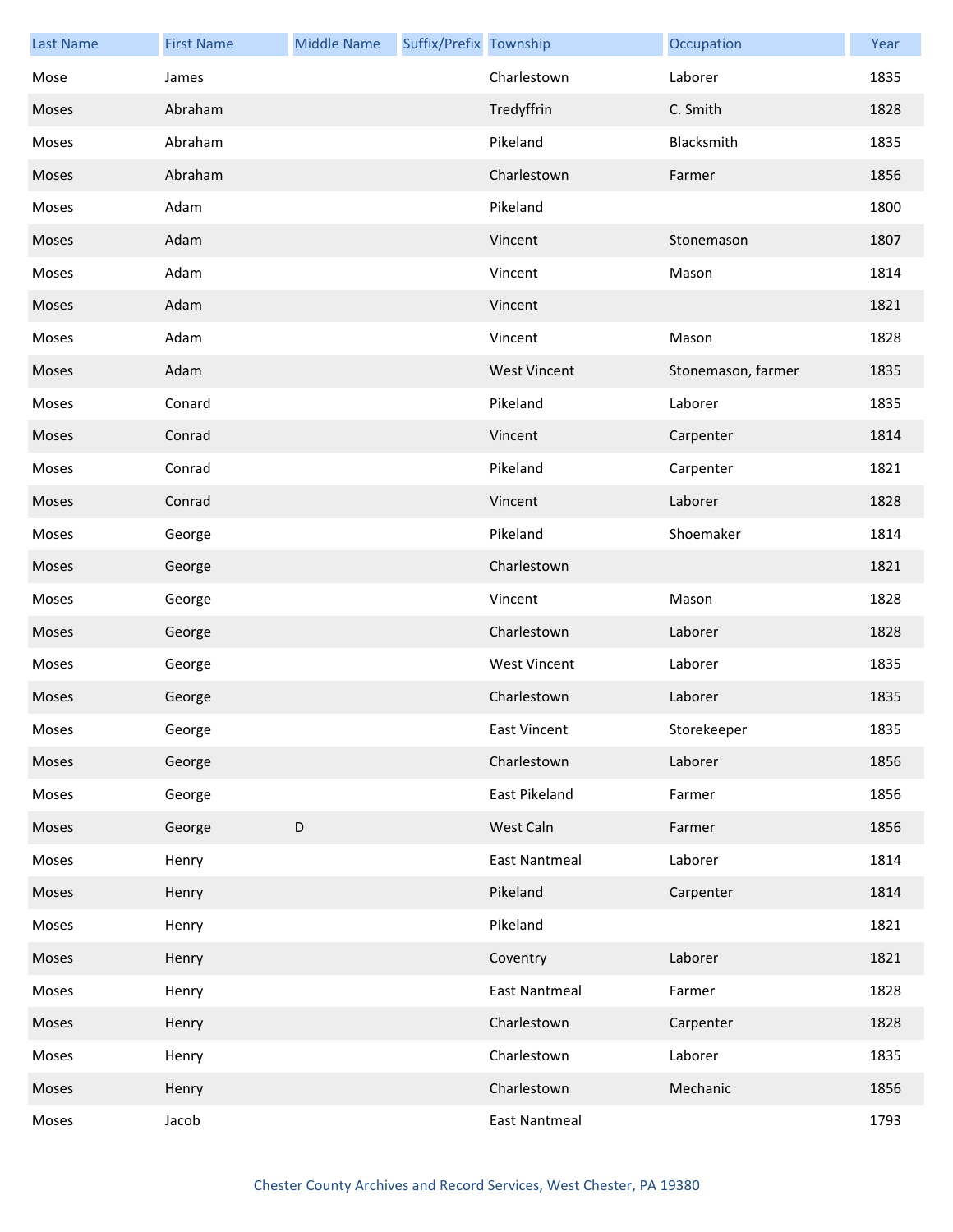| Last Name | First Name | Middle Name | Suffix/Prefix | Township | Occupation | Year |
|---|---|---|---|---|---|---|
| Mose | James | | | Charlestown | Laborer | 1835 |
| Moses | Abraham | | | Tredyffrin | C. Smith | 1828 |
| Moses | Abraham | | | Pikeland | Blacksmith | 1835 |
| Moses | Abraham | | | Charlestown | Farmer | 1856 |
| Moses | Adam | | | Pikeland | | 1800 |
| Moses | Adam | | | Vincent | Stonemason | 1807 |
| Moses | Adam | | | Vincent | Mason | 1814 |
| Moses | Adam | | | Vincent | | 1821 |
| Moses | Adam | | | Vincent | Mason | 1828 |
| Moses | Adam | | | West Vincent | Stonemason, farmer | 1835 |
| Moses | Conard | | | Pikeland | Laborer | 1835 |
| Moses | Conrad | | | Vincent | Carpenter | 1814 |
| Moses | Conrad | | | Pikeland | Carpenter | 1821 |
| Moses | Conrad | | | Vincent | Laborer | 1828 |
| Moses | George | | | Pikeland | Shoemaker | 1814 |
| Moses | George | | | Charlestown | | 1821 |
| Moses | George | | | Vincent | Mason | 1828 |
| Moses | George | | | Charlestown | Laborer | 1828 |
| Moses | George | | | West Vincent | Laborer | 1835 |
| Moses | George | | | Charlestown | Laborer | 1835 |
| Moses | George | | | East Vincent | Storekeeper | 1835 |
| Moses | George | | | Charlestown | Laborer | 1856 |
| Moses | George | | | East Pikeland | Farmer | 1856 |
| Moses | George | D | | West Caln | Farmer | 1856 |
| Moses | Henry | | | East Nantmeal | Laborer | 1814 |
| Moses | Henry | | | Pikeland | Carpenter | 1814 |
| Moses | Henry | | | Pikeland | | 1821 |
| Moses | Henry | | | Coventry | Laborer | 1821 |
| Moses | Henry | | | East Nantmeal | Farmer | 1828 |
| Moses | Henry | | | Charlestown | Carpenter | 1828 |
| Moses | Henry | | | Charlestown | Laborer | 1835 |
| Moses | Henry | | | Charlestown | Mechanic | 1856 |
| Moses | Jacob | | | East Nantmeal | | 1793 |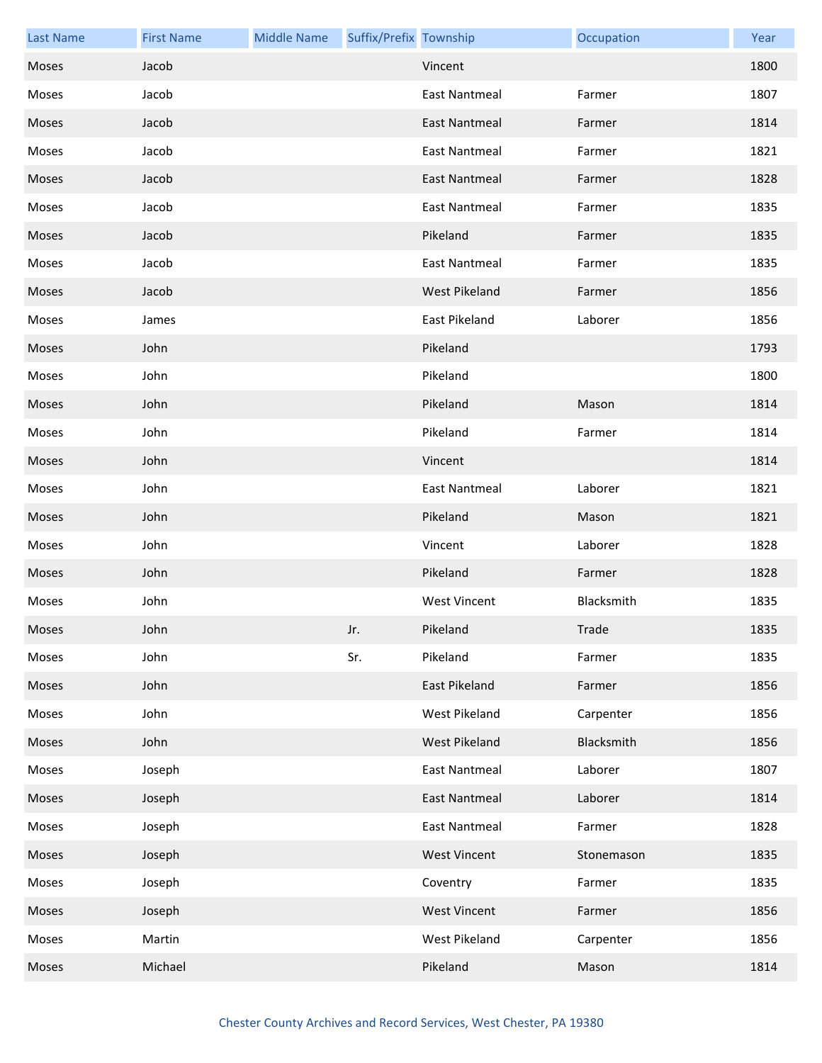| Last Name | First Name | Middle Name | Suffix/Prefix | Township | Occupation | Year |
|---|---|---|---|---|---|---|
| Moses | Jacob | | | Vincent | | 1800 |
| Moses | Jacob | | | East Nantmeal | Farmer | 1807 |
| Moses | Jacob | | | East Nantmeal | Farmer | 1814 |
| Moses | Jacob | | | East Nantmeal | Farmer | 1821 |
| Moses | Jacob | | | East Nantmeal | Farmer | 1828 |
| Moses | Jacob | | | East Nantmeal | Farmer | 1835 |
| Moses | Jacob | | | Pikeland | Farmer | 1835 |
| Moses | Jacob | | | East Nantmeal | Farmer | 1835 |
| Moses | Jacob | | | West Pikeland | Farmer | 1856 |
| Moses | James | | | East Pikeland | Laborer | 1856 |
| Moses | John | | | Pikeland | | 1793 |
| Moses | John | | | Pikeland | | 1800 |
| Moses | John | | | Pikeland | Mason | 1814 |
| Moses | John | | | Pikeland | Farmer | 1814 |
| Moses | John | | | Vincent | | 1814 |
| Moses | John | | | East Nantmeal | Laborer | 1821 |
| Moses | John | | | Pikeland | Mason | 1821 |
| Moses | John | | | Vincent | Laborer | 1828 |
| Moses | John | | | Pikeland | Farmer | 1828 |
| Moses | John | | | West Vincent | Blacksmith | 1835 |
| Moses | John | | Jr. | Pikeland | Trade | 1835 |
| Moses | John | | Sr. | Pikeland | Farmer | 1835 |
| Moses | John | | | East Pikeland | Farmer | 1856 |
| Moses | John | | | West Pikeland | Carpenter | 1856 |
| Moses | John | | | West Pikeland | Blacksmith | 1856 |
| Moses | Joseph | | | East Nantmeal | Laborer | 1807 |
| Moses | Joseph | | | East Nantmeal | Laborer | 1814 |
| Moses | Joseph | | | East Nantmeal | Farmer | 1828 |
| Moses | Joseph | | | West Vincent | Stonemason | 1835 |
| Moses | Joseph | | | Coventry | Farmer | 1835 |
| Moses | Joseph | | | West Vincent | Farmer | 1856 |
| Moses | Martin | | | West Pikeland | Carpenter | 1856 |
| Moses | Michael | | | Pikeland | Mason | 1814 |

Chester County Archives and Record Services, West Chester, PA 19380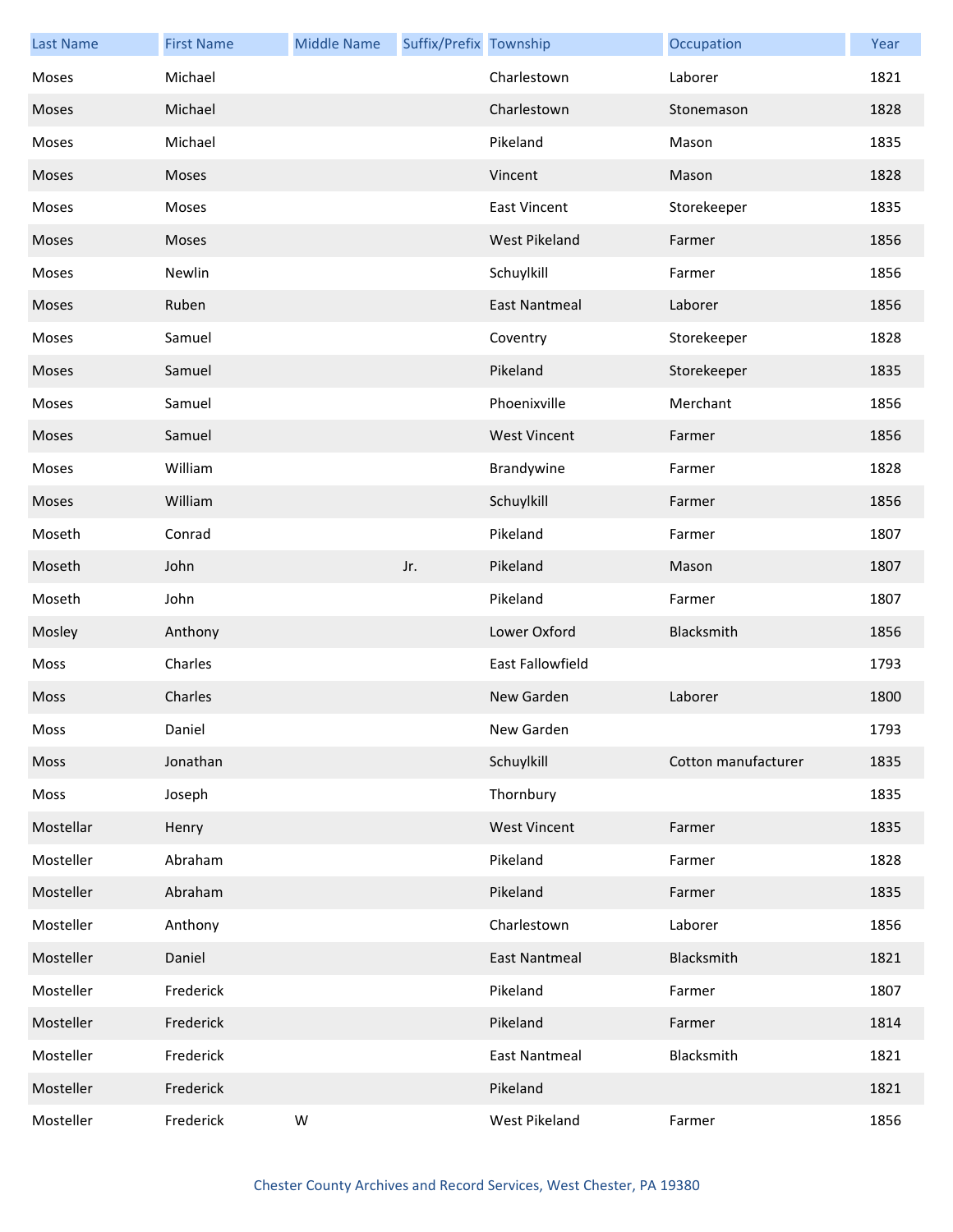| Last Name | First Name | Middle Name | Suffix/Prefix | Township | Occupation | Year |
|---|---|---|---|---|---|---|
| Moses | Michael | | | Charlestown | Laborer | 1821 |
| Moses | Michael | | | Charlestown | Stonemason | 1828 |
| Moses | Michael | | | Pikeland | Mason | 1835 |
| Moses | Moses | | | Vincent | Mason | 1828 |
| Moses | Moses | | | East Vincent | Storekeeper | 1835 |
| Moses | Moses | | | West Pikeland | Farmer | 1856 |
| Moses | Newlin | | | Schuylkill | Farmer | 1856 |
| Moses | Ruben | | | East Nantmeal | Laborer | 1856 |
| Moses | Samuel | | | Coventry | Storekeeper | 1828 |
| Moses | Samuel | | | Pikeland | Storekeeper | 1835 |
| Moses | Samuel | | | Phoenixville | Merchant | 1856 |
| Moses | Samuel | | | West Vincent | Farmer | 1856 |
| Moses | William | | | Brandywine | Farmer | 1828 |
| Moses | William | | | Schuylkill | Farmer | 1856 |
| Moseth | Conrad | | | Pikeland | Farmer | 1807 |
| Moseth | John | | Jr. | Pikeland | Mason | 1807 |
| Moseth | John | | | Pikeland | Farmer | 1807 |
| Mosley | Anthony | | | Lower Oxford | Blacksmith | 1856 |
| Moss | Charles | | | East Fallowfield | | 1793 |
| Moss | Charles | | | New Garden | Laborer | 1800 |
| Moss | Daniel | | | New Garden | | 1793 |
| Moss | Jonathan | | | Schuylkill | Cotton manufacturer | 1835 |
| Moss | Joseph | | | Thornbury | | 1835 |
| Mostellar | Henry | | | West Vincent | Farmer | 1835 |
| Mosteller | Abraham | | | Pikeland | Farmer | 1828 |
| Mosteller | Abraham | | | Pikeland | Farmer | 1835 |
| Mosteller | Anthony | | | Charlestown | Laborer | 1856 |
| Mosteller | Daniel | | | East Nantmeal | Blacksmith | 1821 |
| Mosteller | Frederick | | | Pikeland | Farmer | 1807 |
| Mosteller | Frederick | | | Pikeland | Farmer | 1814 |
| Mosteller | Frederick | | | East Nantmeal | Blacksmith | 1821 |
| Mosteller | Frederick | | | Pikeland | | 1821 |
| Mosteller | Frederick | W | | West Pikeland | Farmer | 1856 |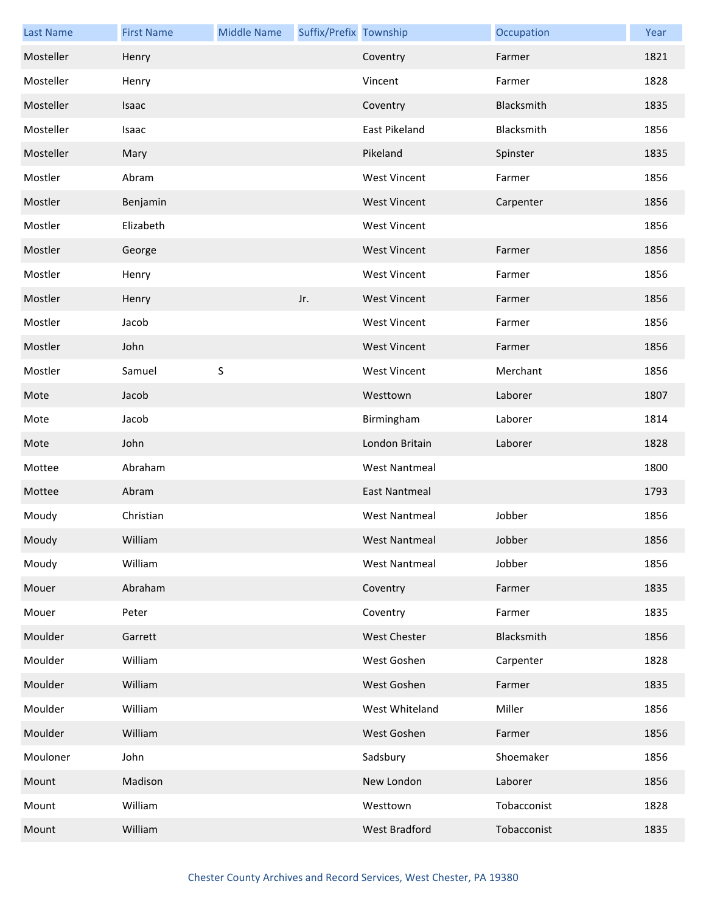| Last Name | First Name | Middle Name | Suffix/Prefix | Township | Occupation | Year |
|---|---|---|---|---|---|---|
| Mosteller | Henry | | | Coventry | Farmer | 1821 |
| Mosteller | Henry | | | Vincent | Farmer | 1828 |
| Mosteller | Isaac | | | Coventry | Blacksmith | 1835 |
| Mosteller | Isaac | | | East Pikeland | Blacksmith | 1856 |
| Mosteller | Mary | | | Pikeland | Spinster | 1835 |
| Mostler | Abram | | | West Vincent | Farmer | 1856 |
| Mostler | Benjamin | | | West Vincent | Carpenter | 1856 |
| Mostler | Elizabeth | | | West Vincent | | 1856 |
| Mostler | George | | | West Vincent | Farmer | 1856 |
| Mostler | Henry | | | West Vincent | Farmer | 1856 |
| Mostler | Henry | | Jr. | West Vincent | Farmer | 1856 |
| Mostler | Jacob | | | West Vincent | Farmer | 1856 |
| Mostler | John | | | West Vincent | Farmer | 1856 |
| Mostler | Samuel | S | | West Vincent | Merchant | 1856 |
| Mote | Jacob | | | Westtown | Laborer | 1807 |
| Mote | Jacob | | | Birmingham | Laborer | 1814 |
| Mote | John | | | London Britain | Laborer | 1828 |
| Mottee | Abraham | | | West Nantmeal | | 1800 |
| Mottee | Abram | | | East Nantmeal | | 1793 |
| Moudy | Christian | | | West Nantmeal | Jobber | 1856 |
| Moudy | William | | | West Nantmeal | Jobber | 1856 |
| Moudy | William | | | West Nantmeal | Jobber | 1856 |
| Mouer | Abraham | | | Coventry | Farmer | 1835 |
| Mouer | Peter | | | Coventry | Farmer | 1835 |
| Moulder | Garrett | | | West Chester | Blacksmith | 1856 |
| Moulder | William | | | West Goshen | Carpenter | 1828 |
| Moulder | William | | | West Goshen | Farmer | 1835 |
| Moulder | William | | | West Whiteland | Miller | 1856 |
| Moulder | William | | | West Goshen | Farmer | 1856 |
| Mouloner | John | | | Sadsbury | Shoemaker | 1856 |
| Mount | Madison | | | New London | Laborer | 1856 |
| Mount | William | | | Westtown | Tobacconist | 1828 |
| Mount | William | | | West Bradford | Tobacconist | 1835 |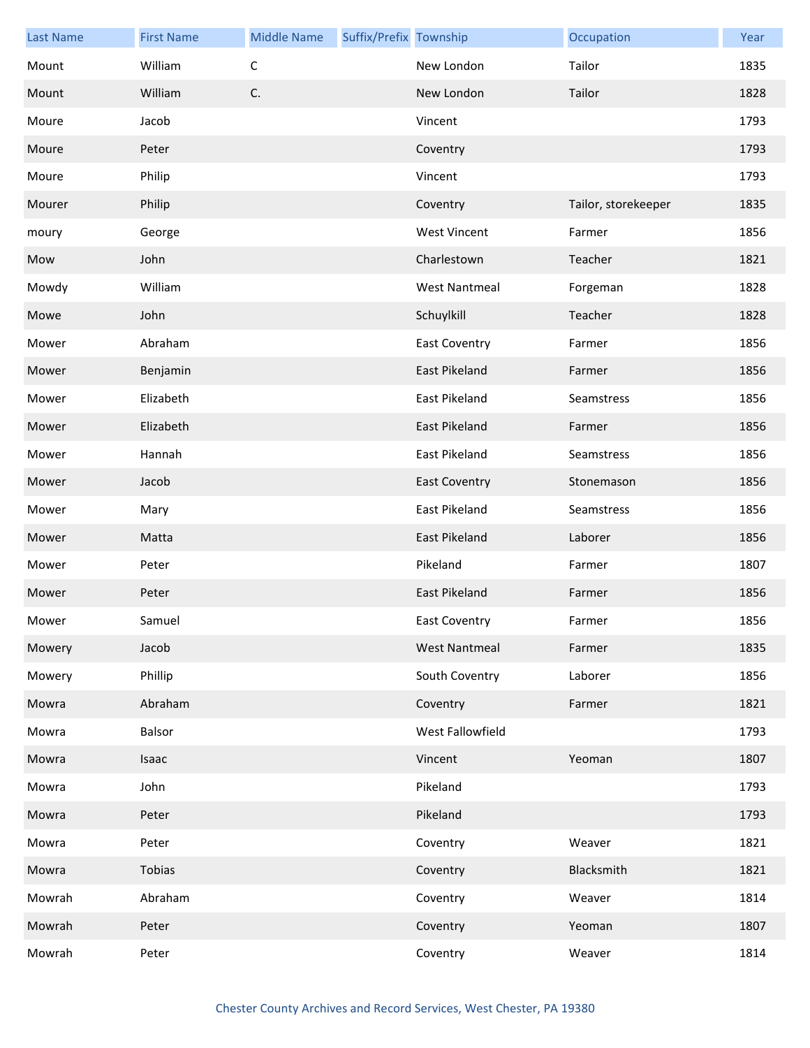| Last Name | First Name | Middle Name | Suffix/Prefix | Township | Occupation | Year |
|---|---|---|---|---|---|---|
| Mount | William | C | | New London | Tailor | 1835 |
| Mount | William | C. | | New London | Tailor | 1828 |
| Moure | Jacob | | | Vincent | | 1793 |
| Moure | Peter | | | Coventry | | 1793 |
| Moure | Philip | | | Vincent | | 1793 |
| Mourer | Philip | | | Coventry | Tailor, storekeeper | 1835 |
| moury | George | | | West Vincent | Farmer | 1856 |
| Mow | John | | | Charlestown | Teacher | 1821 |
| Mowdy | William | | | West Nantmeal | Forgeman | 1828 |
| Mowe | John | | | Schuylkill | Teacher | 1828 |
| Mower | Abraham | | | East Coventry | Farmer | 1856 |
| Mower | Benjamin | | | East Pikeland | Farmer | 1856 |
| Mower | Elizabeth | | | East Pikeland | Seamstress | 1856 |
| Mower | Elizabeth | | | East Pikeland | Farmer | 1856 |
| Mower | Hannah | | | East Pikeland | Seamstress | 1856 |
| Mower | Jacob | | | East Coventry | Stonemason | 1856 |
| Mower | Mary | | | East Pikeland | Seamstress | 1856 |
| Mower | Matta | | | East Pikeland | Laborer | 1856 |
| Mower | Peter | | | Pikeland | Farmer | 1807 |
| Mower | Peter | | | East Pikeland | Farmer | 1856 |
| Mower | Samuel | | | East Coventry | Farmer | 1856 |
| Mowery | Jacob | | | West Nantmeal | Farmer | 1835 |
| Mowery | Phillip | | | South Coventry | Laborer | 1856 |
| Mowra | Abraham | | | Coventry | Farmer | 1821 |
| Mowra | Balsor | | | West Fallowfield | | 1793 |
| Mowra | Isaac | | | Vincent | Yeoman | 1807 |
| Mowra | John | | | Pikeland | | 1793 |
| Mowra | Peter | | | Pikeland | | 1793 |
| Mowra | Peter | | | Coventry | Weaver | 1821 |
| Mowra | Tobias | | | Coventry | Blacksmith | 1821 |
| Mowrah | Abraham | | | Coventry | Weaver | 1814 |
| Mowrah | Peter | | | Coventry | Yeoman | 1807 |
| Mowrah | Peter | | | Coventry | Weaver | 1814 |

Chester County Archives and Record Services, West Chester, PA 19380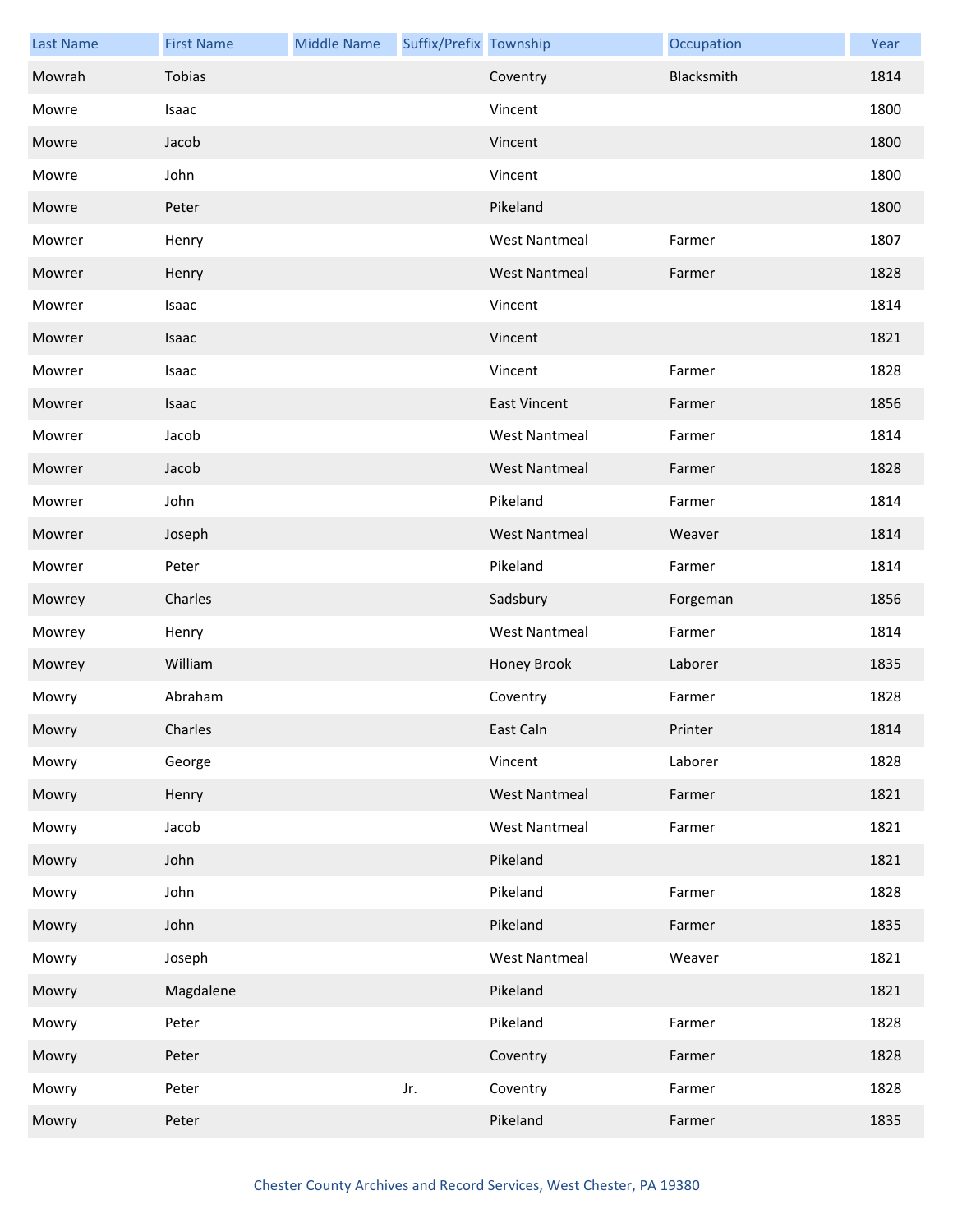| Last Name | First Name | Middle Name | Suffix/Prefix | Township | Occupation | Year |
|---|---|---|---|---|---|---|
| Mowrah | Tobias | | | Coventry | Blacksmith | 1814 |
| Mowre | Isaac | | | Vincent | | 1800 |
| Mowre | Jacob | | | Vincent | | 1800 |
| Mowre | John | | | Vincent | | 1800 |
| Mowre | Peter | | | Pikeland | | 1800 |
| Mowrer | Henry | | | West Nantmeal | Farmer | 1807 |
| Mowrer | Henry | | | West Nantmeal | Farmer | 1828 |
| Mowrer | Isaac | | | Vincent | | 1814 |
| Mowrer | Isaac | | | Vincent | | 1821 |
| Mowrer | Isaac | | | Vincent | Farmer | 1828 |
| Mowrer | Isaac | | | East Vincent | Farmer | 1856 |
| Mowrer | Jacob | | | West Nantmeal | Farmer | 1814 |
| Mowrer | Jacob | | | West Nantmeal | Farmer | 1828 |
| Mowrer | John | | | Pikeland | Farmer | 1814 |
| Mowrer | Joseph | | | West Nantmeal | Weaver | 1814 |
| Mowrer | Peter | | | Pikeland | Farmer | 1814 |
| Mowrey | Charles | | | Sadsbury | Forgeman | 1856 |
| Mowrey | Henry | | | West Nantmeal | Farmer | 1814 |
| Mowrey | William | | | Honey Brook | Laborer | 1835 |
| Mowry | Abraham | | | Coventry | Farmer | 1828 |
| Mowry | Charles | | | East Caln | Printer | 1814 |
| Mowry | George | | | Vincent | Laborer | 1828 |
| Mowry | Henry | | | West Nantmeal | Farmer | 1821 |
| Mowry | Jacob | | | West Nantmeal | Farmer | 1821 |
| Mowry | John | | | Pikeland | | 1821 |
| Mowry | John | | | Pikeland | Farmer | 1828 |
| Mowry | John | | | Pikeland | Farmer | 1835 |
| Mowry | Joseph | | | West Nantmeal | Weaver | 1821 |
| Mowry | Magdalene | | | Pikeland | | 1821 |
| Mowry | Peter | | | Pikeland | Farmer | 1828 |
| Mowry | Peter | | | Coventry | Farmer | 1828 |
| Mowry | Peter | | Jr. | Coventry | Farmer | 1828 |
| Mowry | Peter | | | Pikeland | Farmer | 1835 |

Chester County Archives and Record Services, West Chester, PA 19380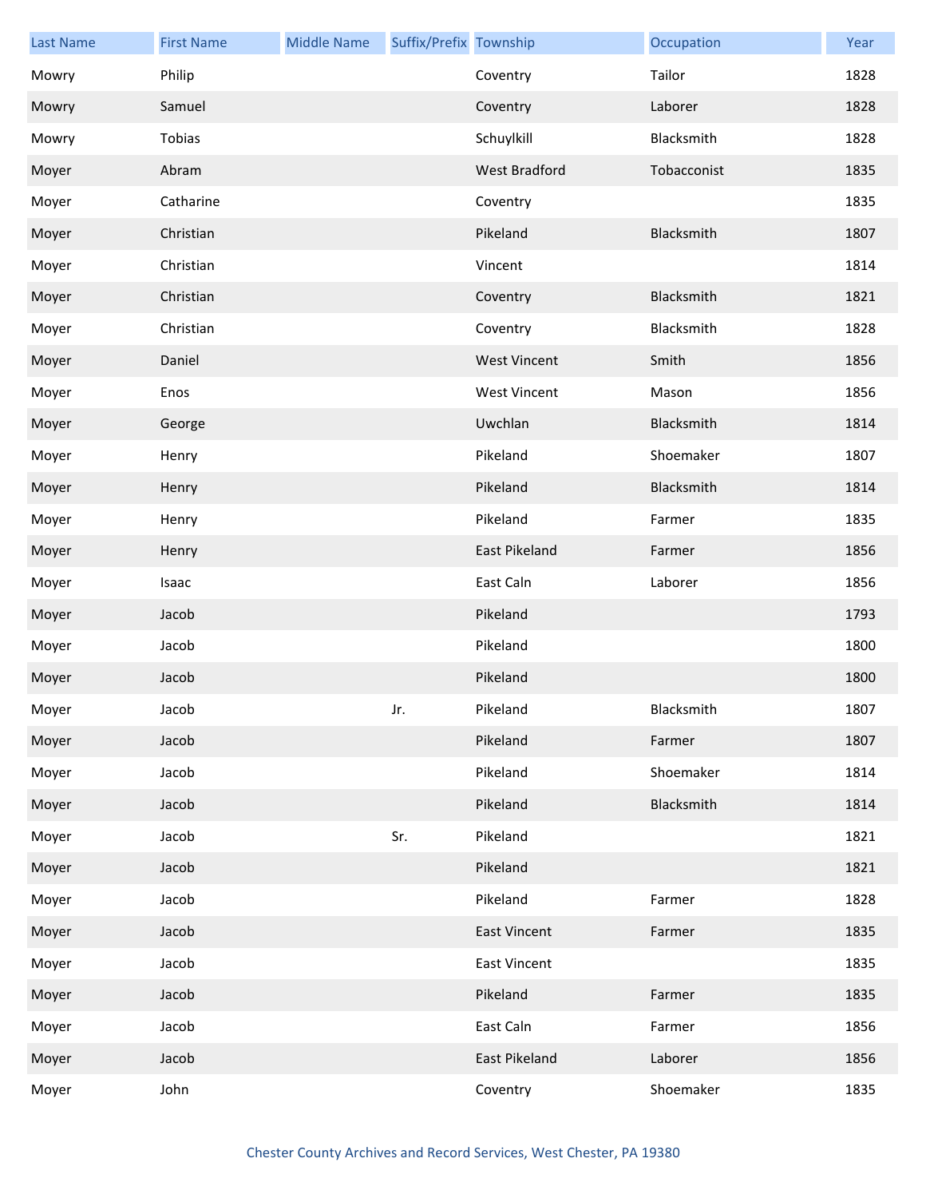| Last Name | First Name | Middle Name | Suffix/Prefix | Township | Occupation | Year |
|---|---|---|---|---|---|---|
| Mowry | Philip | | | Coventry | Tailor | 1828 |
| Mowry | Samuel | | | Coventry | Laborer | 1828 |
| Mowry | Tobias | | | Schuylkill | Blacksmith | 1828 |
| Moyer | Abram | | | West Bradford | Tobacconist | 1835 |
| Moyer | Catharine | | | Coventry | | 1835 |
| Moyer | Christian | | | Pikeland | Blacksmith | 1807 |
| Moyer | Christian | | | Vincent | | 1814 |
| Moyer | Christian | | | Coventry | Blacksmith | 1821 |
| Moyer | Christian | | | Coventry | Blacksmith | 1828 |
| Moyer | Daniel | | | West Vincent | Smith | 1856 |
| Moyer | Enos | | | West Vincent | Mason | 1856 |
| Moyer | George | | | Uwchlan | Blacksmith | 1814 |
| Moyer | Henry | | | Pikeland | Shoemaker | 1807 |
| Moyer | Henry | | | Pikeland | Blacksmith | 1814 |
| Moyer | Henry | | | Pikeland | Farmer | 1835 |
| Moyer | Henry | | | East Pikeland | Farmer | 1856 |
| Moyer | Isaac | | | East Caln | Laborer | 1856 |
| Moyer | Jacob | | | Pikeland | | 1793 |
| Moyer | Jacob | | | Pikeland | | 1800 |
| Moyer | Jacob | | | Pikeland | | 1800 |
| Moyer | Jacob | | Jr. | Pikeland | Blacksmith | 1807 |
| Moyer | Jacob | | | Pikeland | Farmer | 1807 |
| Moyer | Jacob | | | Pikeland | Shoemaker | 1814 |
| Moyer | Jacob | | | Pikeland | Blacksmith | 1814 |
| Moyer | Jacob | | Sr. | Pikeland | | 1821 |
| Moyer | Jacob | | | Pikeland | | 1821 |
| Moyer | Jacob | | | Pikeland | Farmer | 1828 |
| Moyer | Jacob | | | East Vincent | Farmer | 1835 |
| Moyer | Jacob | | | East Vincent | | 1835 |
| Moyer | Jacob | | | Pikeland | Farmer | 1835 |
| Moyer | Jacob | | | East Caln | Farmer | 1856 |
| Moyer | Jacob | | | East Pikeland | Laborer | 1856 |
| Moyer | John | | | Coventry | Shoemaker | 1835 |

Chester County Archives and Record Services, West Chester, PA 19380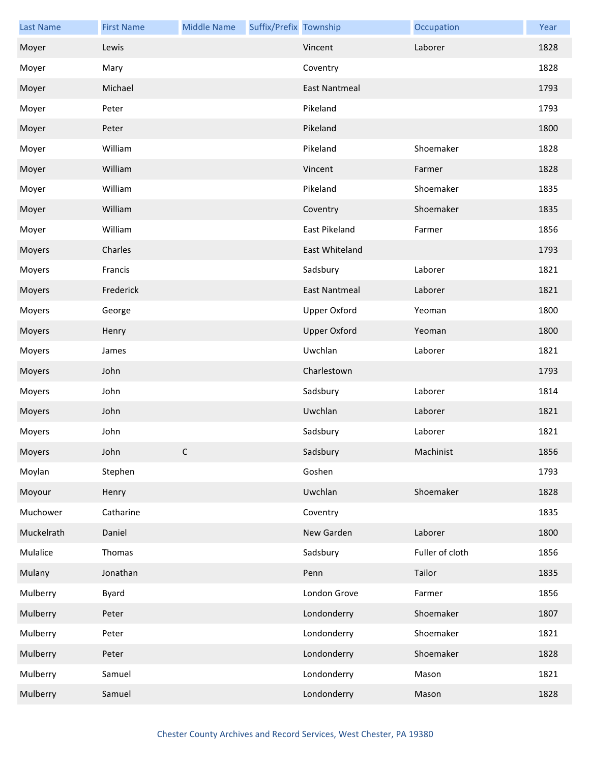| Last Name | First Name | Middle Name | Suffix/Prefix | Township | Occupation | Year |
|---|---|---|---|---|---|---|
| Moyer | Lewis | | | Vincent | Laborer | 1828 |
| Moyer | Mary | | | Coventry | | 1828 |
| Moyer | Michael | | | East Nantmeal | | 1793 |
| Moyer | Peter | | | Pikeland | | 1793 |
| Moyer | Peter | | | Pikeland | | 1800 |
| Moyer | William | | | Pikeland | Shoemaker | 1828 |
| Moyer | William | | | Vincent | Farmer | 1828 |
| Moyer | William | | | Pikeland | Shoemaker | 1835 |
| Moyer | William | | | Coventry | Shoemaker | 1835 |
| Moyer | William | | | East Pikeland | Farmer | 1856 |
| Moyers | Charles | | | East Whiteland | | 1793 |
| Moyers | Francis | | | Sadsbury | Laborer | 1821 |
| Moyers | Frederick | | | East Nantmeal | Laborer | 1821 |
| Moyers | George | | | Upper Oxford | Yeoman | 1800 |
| Moyers | Henry | | | Upper Oxford | Yeoman | 1800 |
| Moyers | James | | | Uwchlan | Laborer | 1821 |
| Moyers | John | | | Charlestown | | 1793 |
| Moyers | John | | | Sadsbury | Laborer | 1814 |
| Moyers | John | | | Uwchlan | Laborer | 1821 |
| Moyers | John | | | Sadsbury | Laborer | 1821 |
| Moyers | John | C | | Sadsbury | Machinist | 1856 |
| Moylan | Stephen | | | Goshen | | 1793 |
| Moyour | Henry | | | Uwchlan | Shoemaker | 1828 |
| Muchower | Catharine | | | Coventry | | 1835 |
| Muckelrath | Daniel | | | New Garden | Laborer | 1800 |
| Mulalice | Thomas | | | Sadsbury | Fuller of cloth | 1856 |
| Mulany | Jonathan | | | Penn | Tailor | 1835 |
| Mulberry | Byard | | | London Grove | Farmer | 1856 |
| Mulberry | Peter | | | Londonderry | Shoemaker | 1807 |
| Mulberry | Peter | | | Londonderry | Shoemaker | 1821 |
| Mulberry | Peter | | | Londonderry | Shoemaker | 1828 |
| Mulberry | Samuel | | | Londonderry | Mason | 1821 |
| Mulberry | Samuel | | | Londonderry | Mason | 1828 |

Chester County Archives and Record Services, West Chester, PA 19380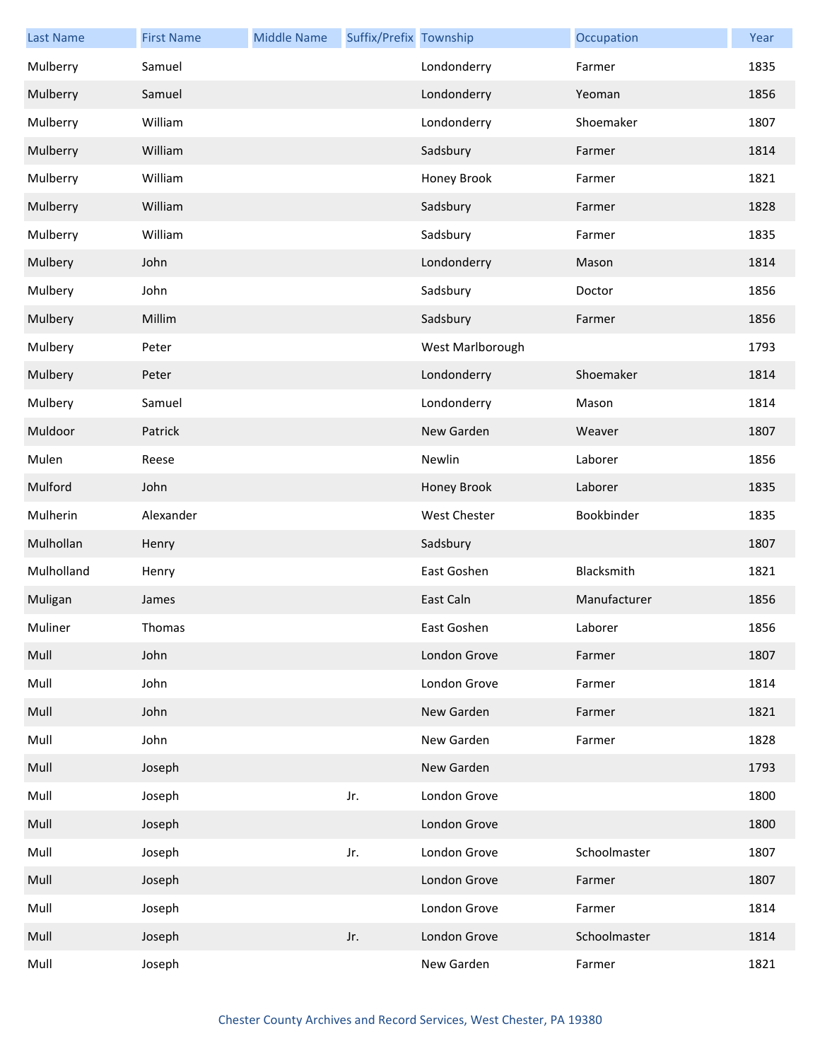| Last Name | First Name | Middle Name | Suffix/Prefix | Township | Occupation | Year |
|---|---|---|---|---|---|---|
| Mulberry | Samuel | | | Londonderry | Farmer | 1835 |
| Mulberry | Samuel | | | Londonderry | Yeoman | 1856 |
| Mulberry | William | | | Londonderry | Shoemaker | 1807 |
| Mulberry | William | | | Sadsbury | Farmer | 1814 |
| Mulberry | William | | | Honey Brook | Farmer | 1821 |
| Mulberry | William | | | Sadsbury | Farmer | 1828 |
| Mulberry | William | | | Sadsbury | Farmer | 1835 |
| Mulbery | John | | | Londonderry | Mason | 1814 |
| Mulbery | John | | | Sadsbury | Doctor | 1856 |
| Mulbery | Millim | | | Sadsbury | Farmer | 1856 |
| Mulbery | Peter | | | West Marlborough | | 1793 |
| Mulbery | Peter | | | Londonderry | Shoemaker | 1814 |
| Mulbery | Samuel | | | Londonderry | Mason | 1814 |
| Muldoor | Patrick | | | New Garden | Weaver | 1807 |
| Mulen | Reese | | | Newlin | Laborer | 1856 |
| Mulford | John | | | Honey Brook | Laborer | 1835 |
| Mulherin | Alexander | | | West Chester | Bookbinder | 1835 |
| Mulhollan | Henry | | | Sadsbury | | 1807 |
| Mulholland | Henry | | | East Goshen | Blacksmith | 1821 |
| Muligan | James | | | East Caln | Manufacturer | 1856 |
| Muliner | Thomas | | | East Goshen | Laborer | 1856 |
| Mull | John | | | London Grove | Farmer | 1807 |
| Mull | John | | | London Grove | Farmer | 1814 |
| Mull | John | | | New Garden | Farmer | 1821 |
| Mull | John | | | New Garden | Farmer | 1828 |
| Mull | Joseph | | | New Garden | | 1793 |
| Mull | Joseph | | Jr. | London Grove | | 1800 |
| Mull | Joseph | | | London Grove | | 1800 |
| Mull | Joseph | | Jr. | London Grove | Schoolmaster | 1807 |
| Mull | Joseph | | | London Grove | Farmer | 1807 |
| Mull | Joseph | | | London Grove | Farmer | 1814 |
| Mull | Joseph | | Jr. | London Grove | Schoolmaster | 1814 |
| Mull | Joseph | | | New Garden | Farmer | 1821 |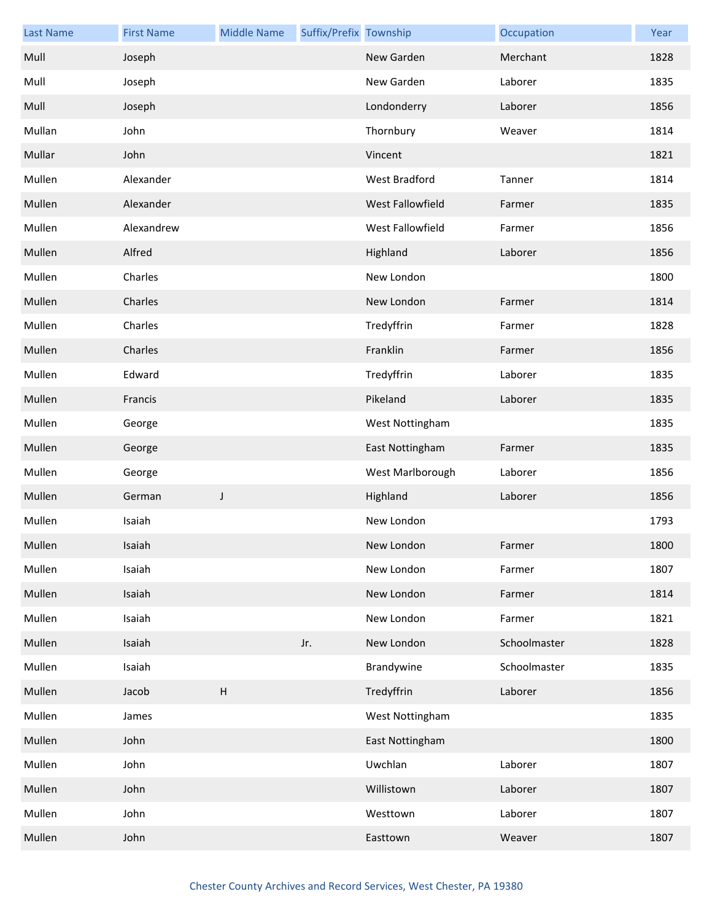| Last Name | First Name | Middle Name | Suffix/Prefix | Township | Occupation | Year |
|---|---|---|---|---|---|---|
| Mull | Joseph | | | New Garden | Merchant | 1828 |
| Mull | Joseph | | | New Garden | Laborer | 1835 |
| Mull | Joseph | | | Londonderry | Laborer | 1856 |
| Mullan | John | | | Thornbury | Weaver | 1814 |
| Mullar | John | | | Vincent | | 1821 |
| Mullen | Alexander | | | West Bradford | Tanner | 1814 |
| Mullen | Alexander | | | West Fallowfield | Farmer | 1835 |
| Mullen | Alexandrew | | | West Fallowfield | Farmer | 1856 |
| Mullen | Alfred | | | Highland | Laborer | 1856 |
| Mullen | Charles | | | New London | | 1800 |
| Mullen | Charles | | | New London | Farmer | 1814 |
| Mullen | Charles | | | Tredyffrin | Farmer | 1828 |
| Mullen | Charles | | | Franklin | Farmer | 1856 |
| Mullen | Edward | | | Tredyffrin | Laborer | 1835 |
| Mullen | Francis | | | Pikeland | Laborer | 1835 |
| Mullen | George | | | West Nottingham | | 1835 |
| Mullen | George | | | East Nottingham | Farmer | 1835 |
| Mullen | George | | | West Marlborough | Laborer | 1856 |
| Mullen | German | J | | Highland | Laborer | 1856 |
| Mullen | Isaiah | | | New London | | 1793 |
| Mullen | Isaiah | | | New London | Farmer | 1800 |
| Mullen | Isaiah | | | New London | Farmer | 1807 |
| Mullen | Isaiah | | | New London | Farmer | 1814 |
| Mullen | Isaiah | | | New London | Farmer | 1821 |
| Mullen | Isaiah | | Jr. | New London | Schoolmaster | 1828 |
| Mullen | Isaiah | | | Brandywine | Schoolmaster | 1835 |
| Mullen | Jacob | H | | Tredyffrin | Laborer | 1856 |
| Mullen | James | | | West Nottingham | | 1835 |
| Mullen | John | | | East Nottingham | | 1800 |
| Mullen | John | | | Uwchlan | Laborer | 1807 |
| Mullen | John | | | Willistown | Laborer | 1807 |
| Mullen | John | | | Westtown | Laborer | 1807 |
| Mullen | John | | | Easttown | Weaver | 1807 |

Chester County Archives and Record Services, West Chester, PA 19380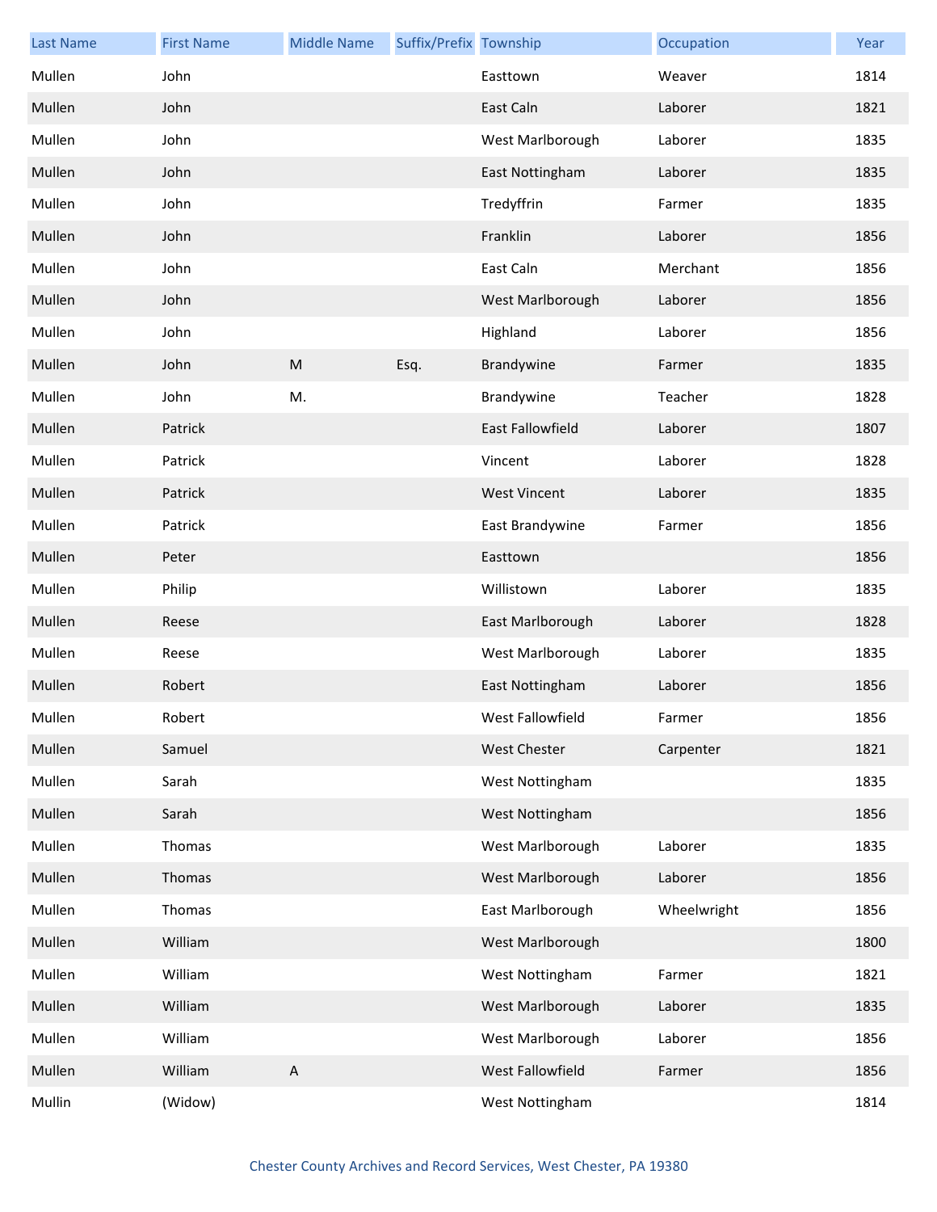| Last Name | First Name | Middle Name | Suffix/Prefix | Township | Occupation | Year |
|---|---|---|---|---|---|---|
| Mullen | John | | | Easttown | Weaver | 1814 |
| Mullen | John | | | East Caln | Laborer | 1821 |
| Mullen | John | | | West Marlborough | Laborer | 1835 |
| Mullen | John | | | East Nottingham | Laborer | 1835 |
| Mullen | John | | | Tredyffrin | Farmer | 1835 |
| Mullen | John | | | Franklin | Laborer | 1856 |
| Mullen | John | | | East Caln | Merchant | 1856 |
| Mullen | John | | | West Marlborough | Laborer | 1856 |
| Mullen | John | | | Highland | Laborer | 1856 |
| Mullen | John | M | Esq. | Brandywine | Farmer | 1835 |
| Mullen | John | M. | | Brandywine | Teacher | 1828 |
| Mullen | Patrick | | | East Fallowfield | Laborer | 1807 |
| Mullen | Patrick | | | Vincent | Laborer | 1828 |
| Mullen | Patrick | | | West Vincent | Laborer | 1835 |
| Mullen | Patrick | | | East Brandywine | Farmer | 1856 |
| Mullen | Peter | | | Easttown | | 1856 |
| Mullen | Philip | | | Willistown | Laborer | 1835 |
| Mullen | Reese | | | East Marlborough | Laborer | 1828 |
| Mullen | Reese | | | West Marlborough | Laborer | 1835 |
| Mullen | Robert | | | East Nottingham | Laborer | 1856 |
| Mullen | Robert | | | West Fallowfield | Farmer | 1856 |
| Mullen | Samuel | | | West Chester | Carpenter | 1821 |
| Mullen | Sarah | | | West Nottingham | | 1835 |
| Mullen | Sarah | | | West Nottingham | | 1856 |
| Mullen | Thomas | | | West Marlborough | Laborer | 1835 |
| Mullen | Thomas | | | West Marlborough | Laborer | 1856 |
| Mullen | Thomas | | | East Marlborough | Wheelwright | 1856 |
| Mullen | William | | | West Marlborough | | 1800 |
| Mullen | William | | | West Nottingham | Farmer | 1821 |
| Mullen | William | | | West Marlborough | Laborer | 1835 |
| Mullen | William | | | West Marlborough | Laborer | 1856 |
| Mullen | William | A | | West Fallowfield | Farmer | 1856 |
| Mullin | (Widow) | | | West Nottingham | | 1814 |

Chester County Archives and Record Services, West Chester, PA 19380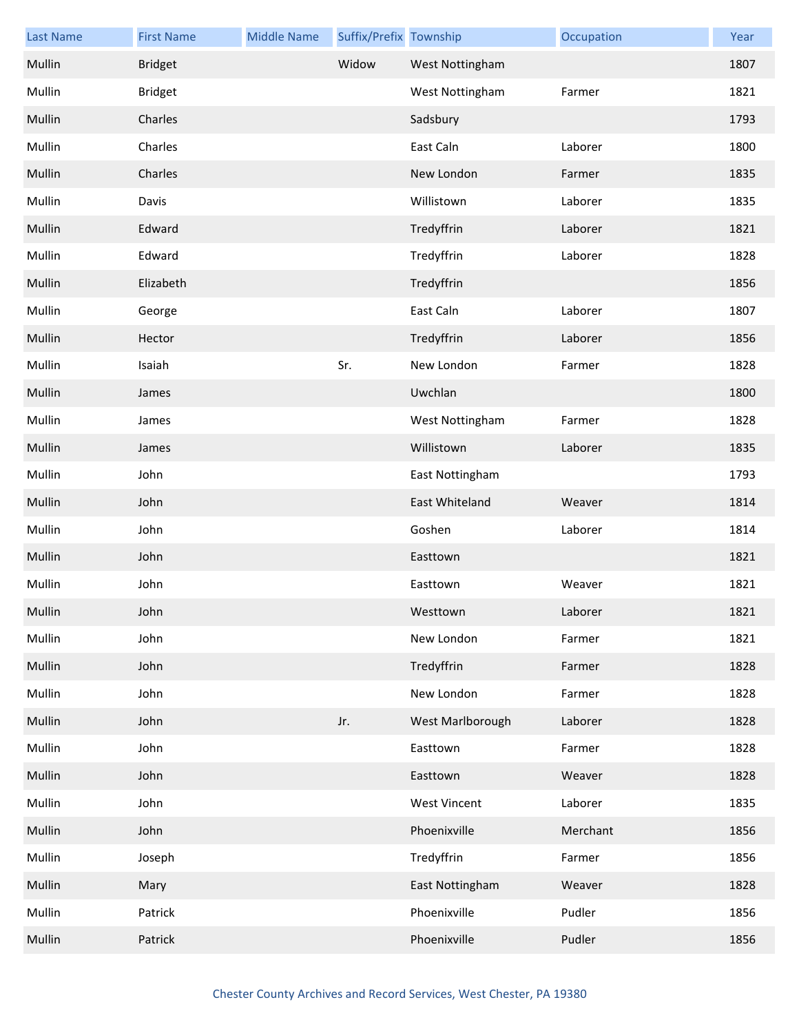| Last Name | First Name | Middle Name | Suffix/Prefix | Township | Occupation | Year |
| --- | --- | --- | --- | --- | --- | --- |
| Mullin | Bridget | | Widow | West Nottingham | | 1807 |
| Mullin | Bridget | | | West Nottingham | Farmer | 1821 |
| Mullin | Charles | | | Sadsbury | | 1793 |
| Mullin | Charles | | | East Caln | Laborer | 1800 |
| Mullin | Charles | | | New London | Farmer | 1835 |
| Mullin | Davis | | | Willistown | Laborer | 1835 |
| Mullin | Edward | | | Tredyffrin | Laborer | 1821 |
| Mullin | Edward | | | Tredyffrin | Laborer | 1828 |
| Mullin | Elizabeth | | | Tredyffrin | | 1856 |
| Mullin | George | | | East Caln | Laborer | 1807 |
| Mullin | Hector | | | Tredyffrin | Laborer | 1856 |
| Mullin | Isaiah | | Sr. | New London | Farmer | 1828 |
| Mullin | James | | | Uwchlan | | 1800 |
| Mullin | James | | | West Nottingham | Farmer | 1828 |
| Mullin | James | | | Willistown | Laborer | 1835 |
| Mullin | John | | | East Nottingham | | 1793 |
| Mullin | John | | | East Whiteland | Weaver | 1814 |
| Mullin | John | | | Goshen | Laborer | 1814 |
| Mullin | John | | | Easttown | | 1821 |
| Mullin | John | | | Easttown | Weaver | 1821 |
| Mullin | John | | | Westtown | Laborer | 1821 |
| Mullin | John | | | New London | Farmer | 1821 |
| Mullin | John | | | Tredyffrin | Farmer | 1828 |
| Mullin | John | | | New London | Farmer | 1828 |
| Mullin | John | | Jr. | West Marlborough | Laborer | 1828 |
| Mullin | John | | | Easttown | Farmer | 1828 |
| Mullin | John | | | Easttown | Weaver | 1828 |
| Mullin | John | | | West Vincent | Laborer | 1835 |
| Mullin | John | | | Phoenixville | Merchant | 1856 |
| Mullin | Joseph | | | Tredyffrin | Farmer | 1856 |
| Mullin | Mary | | | East Nottingham | Weaver | 1828 |
| Mullin | Patrick | | | Phoenixville | Pudler | 1856 |
| Mullin | Patrick | | | Phoenixville | Pudler | 1856 |

Chester County Archives and Record Services, West Chester, PA 19380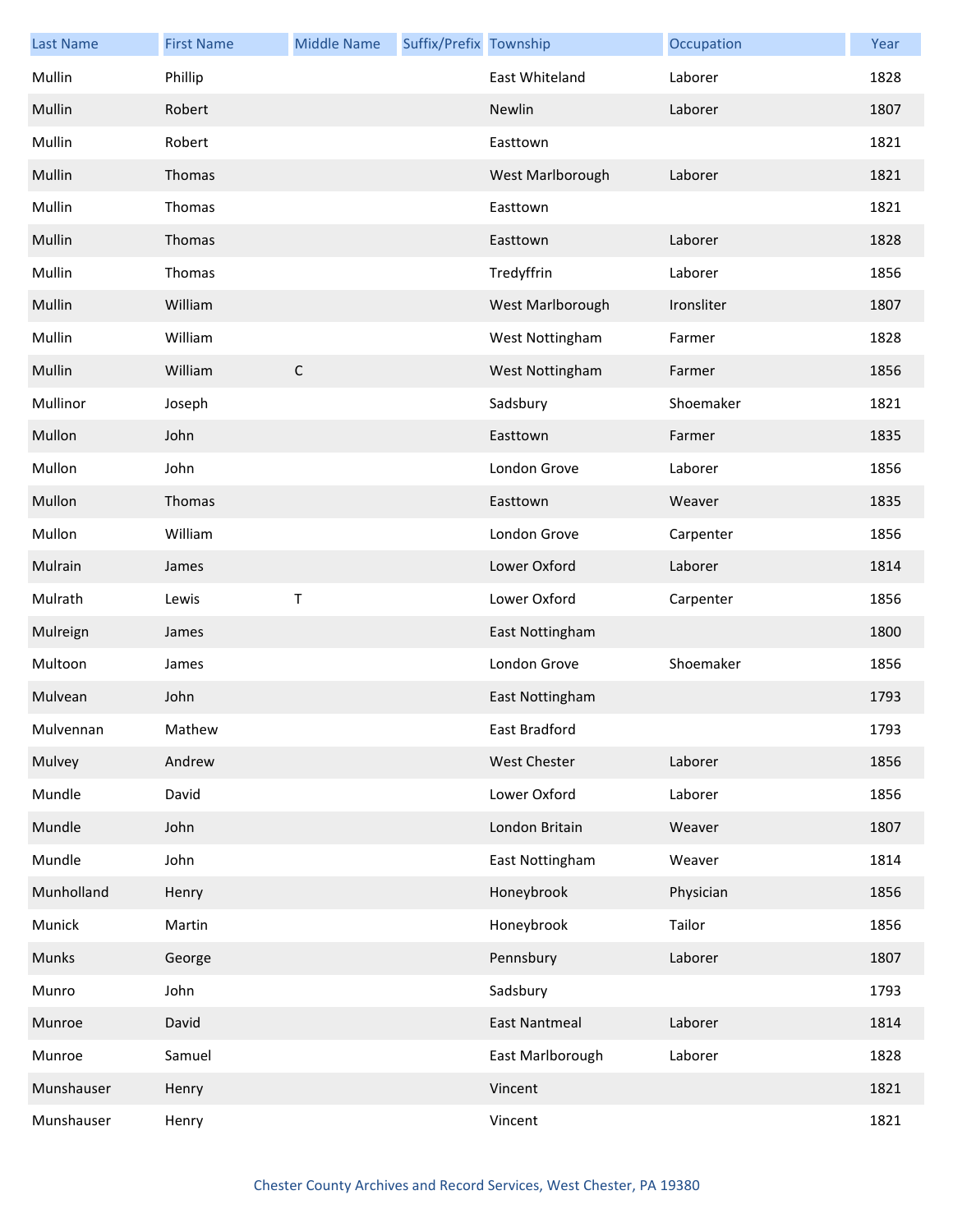| Last Name | First Name | Middle Name | Suffix/Prefix | Township | Occupation | Year |
|---|---|---|---|---|---|---|
| Mullin | Phillip | | | East Whiteland | Laborer | 1828 |
| Mullin | Robert | | | Newlin | Laborer | 1807 |
| Mullin | Robert | | | Easttown | | 1821 |
| Mullin | Thomas | | | West Marlborough | Laborer | 1821 |
| Mullin | Thomas | | | Easttown | | 1821 |
| Mullin | Thomas | | | Easttown | Laborer | 1828 |
| Mullin | Thomas | | | Tredyffrin | Laborer | 1856 |
| Mullin | William | | | West Marlborough | Ironsliter | 1807 |
| Mullin | William | | | West Nottingham | Farmer | 1828 |
| Mullin | William | C | | West Nottingham | Farmer | 1856 |
| Mullinor | Joseph | | | Sadsbury | Shoemaker | 1821 |
| Mullon | John | | | Easttown | Farmer | 1835 |
| Mullon | John | | | London Grove | Laborer | 1856 |
| Mullon | Thomas | | | Easttown | Weaver | 1835 |
| Mullon | William | | | London Grove | Carpenter | 1856 |
| Mulrain | James | | | Lower Oxford | Laborer | 1814 |
| Mulrath | Lewis | T | | Lower Oxford | Carpenter | 1856 |
| Mulreign | James | | | East Nottingham | | 1800 |
| Multoon | James | | | London Grove | Shoemaker | 1856 |
| Mulvean | John | | | East Nottingham | | 1793 |
| Mulvennan | Mathew | | | East Bradford | | 1793 |
| Mulvey | Andrew | | | West Chester | Laborer | 1856 |
| Mundle | David | | | Lower Oxford | Laborer | 1856 |
| Mundle | John | | | London Britain | Weaver | 1807 |
| Mundle | John | | | East Nottingham | Weaver | 1814 |
| Munholland | Henry | | | Honeybrook | Physician | 1856 |
| Munick | Martin | | | Honeybrook | Tailor | 1856 |
| Munks | George | | | Pennsbury | Laborer | 1807 |
| Munro | John | | | Sadsbury | | 1793 |
| Munroe | David | | | East Nantmeal | Laborer | 1814 |
| Munroe | Samuel | | | East Marlborough | Laborer | 1828 |
| Munshauser | Henry | | | Vincent | | 1821 |
| Munshauser | Henry | | | Vincent | | 1821 |

Chester County Archives and Record Services, West Chester, PA 19380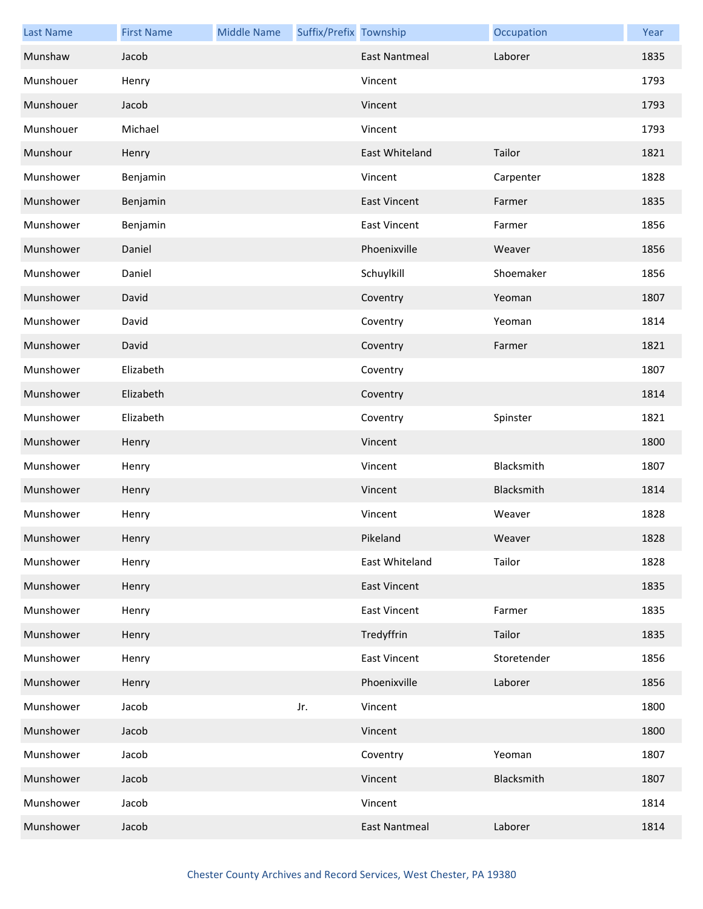| Last Name | First Name | Middle Name | Suffix/Prefix | Township | Occupation | Year |
|---|---|---|---|---|---|---|
| Munshaw | Jacob | | | East Nantmeal | Laborer | 1835 |
| Munshouer | Henry | | | Vincent | | 1793 |
| Munshouer | Jacob | | | Vincent | | 1793 |
| Munshouer | Michael | | | Vincent | | 1793 |
| Munshour | Henry | | | East Whiteland | Tailor | 1821 |
| Munshower | Benjamin | | | Vincent | Carpenter | 1828 |
| Munshower | Benjamin | | | East Vincent | Farmer | 1835 |
| Munshower | Benjamin | | | East Vincent | Farmer | 1856 |
| Munshower | Daniel | | | Phoenixville | Weaver | 1856 |
| Munshower | Daniel | | | Schuylkill | Shoemaker | 1856 |
| Munshower | David | | | Coventry | Yeoman | 1807 |
| Munshower | David | | | Coventry | Yeoman | 1814 |
| Munshower | David | | | Coventry | Farmer | 1821 |
| Munshower | Elizabeth | | | Coventry | | 1807 |
| Munshower | Elizabeth | | | Coventry | | 1814 |
| Munshower | Elizabeth | | | Coventry | Spinster | 1821 |
| Munshower | Henry | | | Vincent | | 1800 |
| Munshower | Henry | | | Vincent | Blacksmith | 1807 |
| Munshower | Henry | | | Vincent | Blacksmith | 1814 |
| Munshower | Henry | | | Vincent | Weaver | 1828 |
| Munshower | Henry | | | Pikeland | Weaver | 1828 |
| Munshower | Henry | | | East Whiteland | Tailor | 1828 |
| Munshower | Henry | | | East Vincent | | 1835 |
| Munshower | Henry | | | East Vincent | Farmer | 1835 |
| Munshower | Henry | | | Tredyffrin | Tailor | 1835 |
| Munshower | Henry | | | East Vincent | Storetender | 1856 |
| Munshower | Henry | | | Phoenixville | Laborer | 1856 |
| Munshower | Jacob | | Jr. | Vincent | | 1800 |
| Munshower | Jacob | | | Vincent | | 1800 |
| Munshower | Jacob | | | Coventry | Yeoman | 1807 |
| Munshower | Jacob | | | Vincent | Blacksmith | 1807 |
| Munshower | Jacob | | | Vincent | | 1814 |
| Munshower | Jacob | | | East Nantmeal | Laborer | 1814 |

Chester County Archives and Record Services, West Chester, PA 19380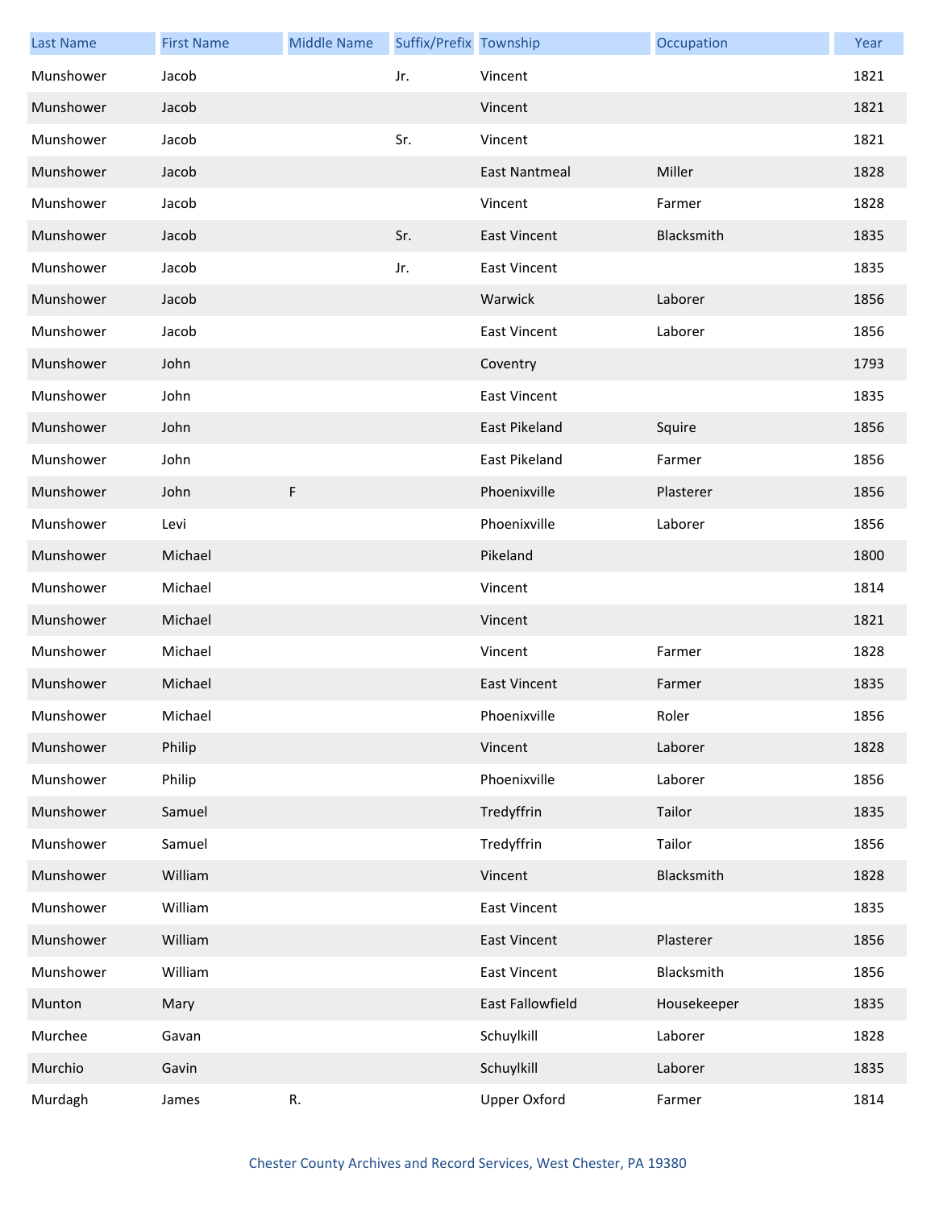| Last Name | First Name | Middle Name | Suffix/Prefix | Township | Occupation | Year |
| --- | --- | --- | --- | --- | --- | --- |
| Munshower | Jacob | | Jr. | Vincent | | 1821 |
| Munshower | Jacob | | | Vincent | | 1821 |
| Munshower | Jacob | | Sr. | Vincent | | 1821 |
| Munshower | Jacob | | | East Nantmeal | Miller | 1828 |
| Munshower | Jacob | | | Vincent | Farmer | 1828 |
| Munshower | Jacob | | Sr. | East Vincent | Blacksmith | 1835 |
| Munshower | Jacob | | Jr. | East Vincent | | 1835 |
| Munshower | Jacob | | | Warwick | Laborer | 1856 |
| Munshower | Jacob | | | East Vincent | Laborer | 1856 |
| Munshower | John | | | Coventry | | 1793 |
| Munshower | John | | | East Vincent | | 1835 |
| Munshower | John | | | East Pikeland | Squire | 1856 |
| Munshower | John | | | East Pikeland | Farmer | 1856 |
| Munshower | John | F | | Phoenixville | Plasterer | 1856 |
| Munshower | Levi | | | Phoenixville | Laborer | 1856 |
| Munshower | Michael | | | Pikeland | | 1800 |
| Munshower | Michael | | | Vincent | | 1814 |
| Munshower | Michael | | | Vincent | | 1821 |
| Munshower | Michael | | | Vincent | Farmer | 1828 |
| Munshower | Michael | | | East Vincent | Farmer | 1835 |
| Munshower | Michael | | | Phoenixville | Roler | 1856 |
| Munshower | Philip | | | Vincent | Laborer | 1828 |
| Munshower | Philip | | | Phoenixville | Laborer | 1856 |
| Munshower | Samuel | | | Tredyffrin | Tailor | 1835 |
| Munshower | Samuel | | | Tredyffrin | Tailor | 1856 |
| Munshower | William | | | Vincent | Blacksmith | 1828 |
| Munshower | William | | | East Vincent | | 1835 |
| Munshower | William | | | East Vincent | Plasterer | 1856 |
| Munshower | William | | | East Vincent | Blacksmith | 1856 |
| Munton | Mary | | | East Fallowfield | Housekeeper | 1835 |
| Murchee | Gavan | | | Schuylkill | Laborer | 1828 |
| Murchio | Gavin | | | Schuylkill | Laborer | 1835 |
| Murdagh | James | R. | | Upper Oxford | Farmer | 1814 |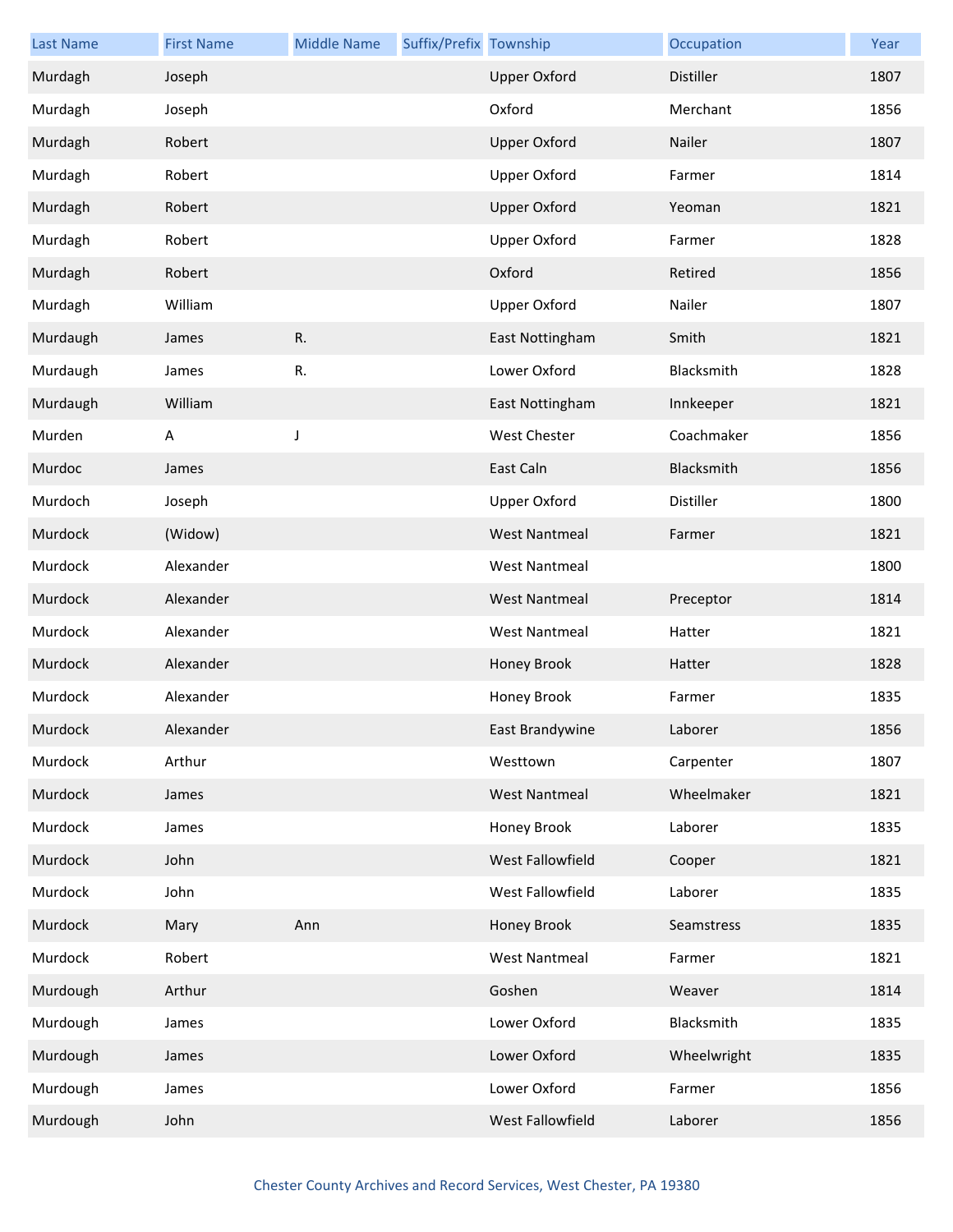| Last Name | First Name | Middle Name | Suffix/Prefix | Township | Occupation | Year |
|---|---|---|---|---|---|---|
| Murdagh | Joseph | | | Upper Oxford | Distiller | 1807 |
| Murdagh | Joseph | | | Oxford | Merchant | 1856 |
| Murdagh | Robert | | | Upper Oxford | Nailer | 1807 |
| Murdagh | Robert | | | Upper Oxford | Farmer | 1814 |
| Murdagh | Robert | | | Upper Oxford | Yeoman | 1821 |
| Murdagh | Robert | | | Upper Oxford | Farmer | 1828 |
| Murdagh | Robert | | | Oxford | Retired | 1856 |
| Murdagh | William | | | Upper Oxford | Nailer | 1807 |
| Murdaugh | James | R. | | East Nottingham | Smith | 1821 |
| Murdaugh | James | R. | | Lower Oxford | Blacksmith | 1828 |
| Murdaugh | William | | | East Nottingham | Innkeeper | 1821 |
| Murden | A | J | | West Chester | Coachmaker | 1856 |
| Murdoc | James | | | East Caln | Blacksmith | 1856 |
| Murdoch | Joseph | | | Upper Oxford | Distiller | 1800 |
| Murdock | (Widow) | | | West Nantmeal | Farmer | 1821 |
| Murdock | Alexander | | | West Nantmeal | | 1800 |
| Murdock | Alexander | | | West Nantmeal | Preceptor | 1814 |
| Murdock | Alexander | | | West Nantmeal | Hatter | 1821 |
| Murdock | Alexander | | | Honey Brook | Hatter | 1828 |
| Murdock | Alexander | | | Honey Brook | Farmer | 1835 |
| Murdock | Alexander | | | East Brandywine | Laborer | 1856 |
| Murdock | Arthur | | | Westtown | Carpenter | 1807 |
| Murdock | James | | | West Nantmeal | Wheelmaker | 1821 |
| Murdock | James | | | Honey Brook | Laborer | 1835 |
| Murdock | John | | | West Fallowfield | Cooper | 1821 |
| Murdock | John | | | West Fallowfield | Laborer | 1835 |
| Murdock | Mary | Ann | | Honey Brook | Seamstress | 1835 |
| Murdock | Robert | | | West Nantmeal | Farmer | 1821 |
| Murdough | Arthur | | | Goshen | Weaver | 1814 |
| Murdough | James | | | Lower Oxford | Blacksmith | 1835 |
| Murdough | James | | | Lower Oxford | Wheelwright | 1835 |
| Murdough | James | | | Lower Oxford | Farmer | 1856 |
| Murdough | John | | | West Fallowfield | Laborer | 1856 |

Chester County Archives and Record Services, West Chester, PA 19380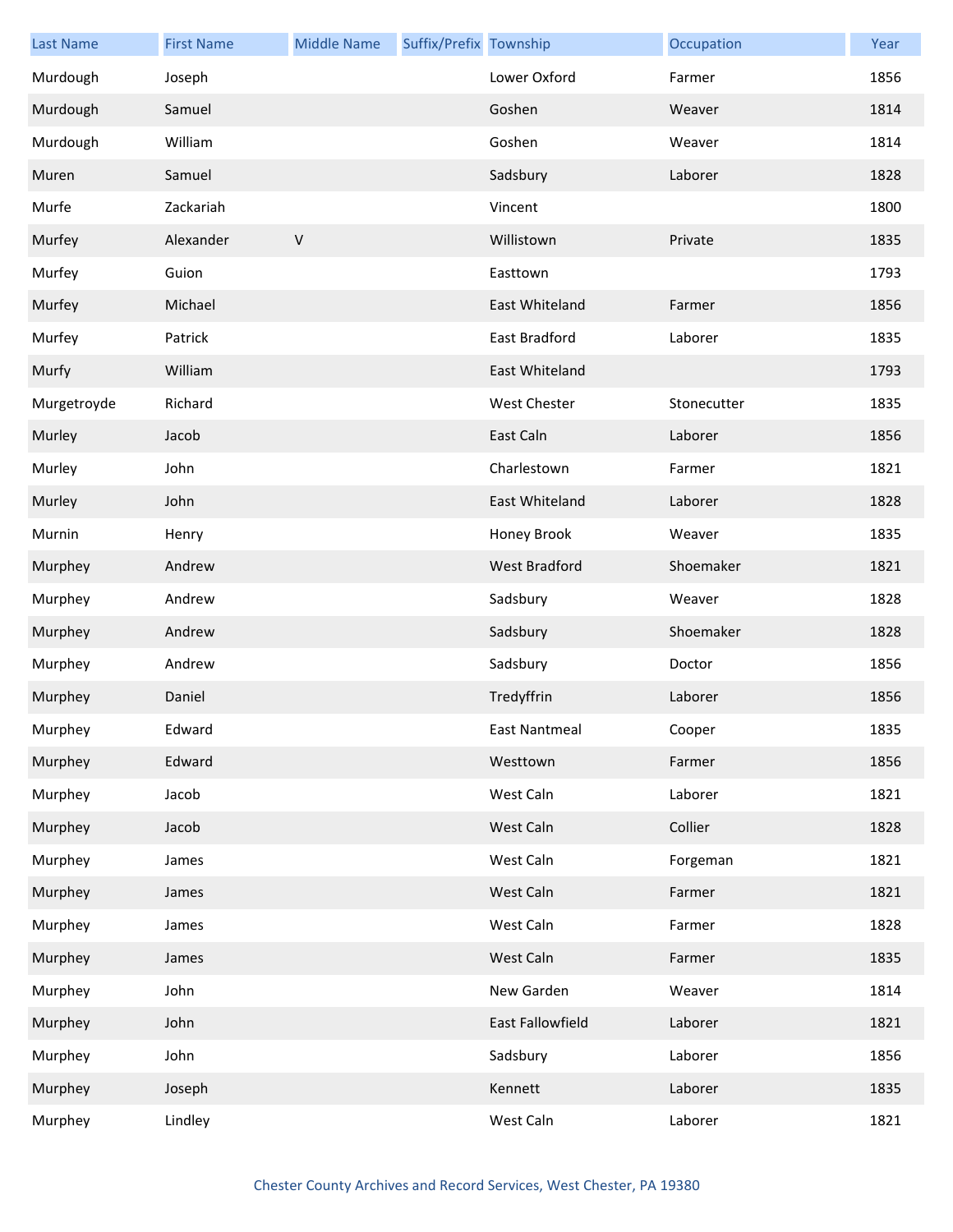| Last Name | First Name | Middle Name | Suffix/Prefix | Township | Occupation | Year |
|---|---|---|---|---|---|---|
| Murdough | Joseph | | | Lower Oxford | Farmer | 1856 |
| Murdough | Samuel | | | Goshen | Weaver | 1814 |
| Murdough | William | | | Goshen | Weaver | 1814 |
| Muren | Samuel | | | Sadsbury | Laborer | 1828 |
| Murfe | Zackariah | | | Vincent | | 1800 |
| Murfey | Alexander | V | | Willistown | Private | 1835 |
| Murfey | Guion | | | Easttown | | 1793 |
| Murfey | Michael | | | East Whiteland | Farmer | 1856 |
| Murfey | Patrick | | | East Bradford | Laborer | 1835 |
| Murfy | William | | | East Whiteland | | 1793 |
| Murgetroyde | Richard | | | West Chester | Stonecutter | 1835 |
| Murley | Jacob | | | East Caln | Laborer | 1856 |
| Murley | John | | | Charlestown | Farmer | 1821 |
| Murley | John | | | East Whiteland | Laborer | 1828 |
| Murnin | Henry | | | Honey Brook | Weaver | 1835 |
| Murphey | Andrew | | | West Bradford | Shoemaker | 1821 |
| Murphey | Andrew | | | Sadsbury | Weaver | 1828 |
| Murphey | Andrew | | | Sadsbury | Shoemaker | 1828 |
| Murphey | Andrew | | | Sadsbury | Doctor | 1856 |
| Murphey | Daniel | | | Tredyffrin | Laborer | 1856 |
| Murphey | Edward | | | East Nantmeal | Cooper | 1835 |
| Murphey | Edward | | | Westtown | Farmer | 1856 |
| Murphey | Jacob | | | West Caln | Laborer | 1821 |
| Murphey | Jacob | | | West Caln | Collier | 1828 |
| Murphey | James | | | West Caln | Forgeman | 1821 |
| Murphey | James | | | West Caln | Farmer | 1821 |
| Murphey | James | | | West Caln | Farmer | 1828 |
| Murphey | James | | | West Caln | Farmer | 1835 |
| Murphey | John | | | New Garden | Weaver | 1814 |
| Murphey | John | | | East Fallowfield | Laborer | 1821 |
| Murphey | John | | | Sadsbury | Laborer | 1856 |
| Murphey | Joseph | | | Kennett | Laborer | 1835 |
| Murphey | Lindley | | | West Caln | Laborer | 1821 |

Chester County Archives and Record Services, West Chester, PA 19380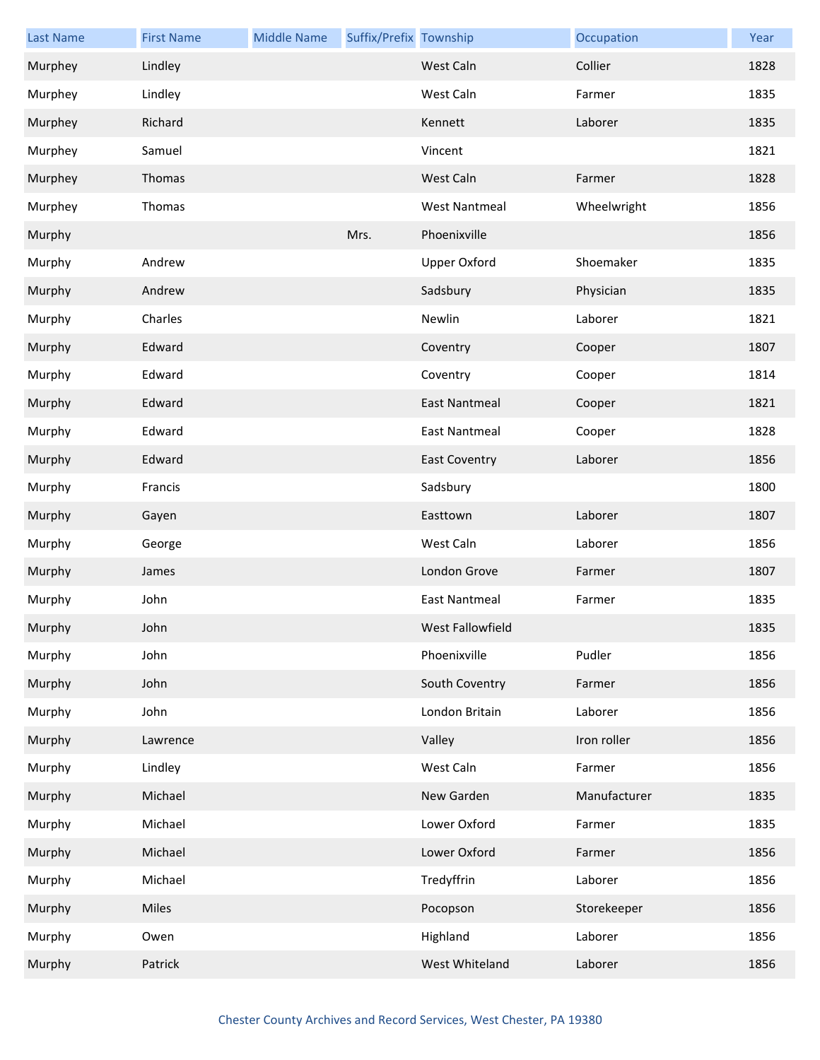| Last Name | First Name | Middle Name | Suffix/Prefix | Township | Occupation | Year |
|---|---|---|---|---|---|---|
| Murphey | Lindley | | | West Caln | Collier | 1828 |
| Murphey | Lindley | | | West Caln | Farmer | 1835 |
| Murphey | Richard | | | Kennett | Laborer | 1835 |
| Murphey | Samuel | | | Vincent | | 1821 |
| Murphey | Thomas | | | West Caln | Farmer | 1828 |
| Murphey | Thomas | | | West Nantmeal | Wheelwright | 1856 |
| Murphy | | | Mrs. | Phoenixville | | 1856 |
| Murphy | Andrew | | | Upper Oxford | Shoemaker | 1835 |
| Murphy | Andrew | | | Sadsbury | Physician | 1835 |
| Murphy | Charles | | | Newlin | Laborer | 1821 |
| Murphy | Edward | | | Coventry | Cooper | 1807 |
| Murphy | Edward | | | Coventry | Cooper | 1814 |
| Murphy | Edward | | | East Nantmeal | Cooper | 1821 |
| Murphy | Edward | | | East Nantmeal | Cooper | 1828 |
| Murphy | Edward | | | East Coventry | Laborer | 1856 |
| Murphy | Francis | | | Sadsbury | | 1800 |
| Murphy | Gayen | | | Easttown | Laborer | 1807 |
| Murphy | George | | | West Caln | Laborer | 1856 |
| Murphy | James | | | London Grove | Farmer | 1807 |
| Murphy | John | | | East Nantmeal | Farmer | 1835 |
| Murphy | John | | | West Fallowfield | | 1835 |
| Murphy | John | | | Phoenixville | Pudler | 1856 |
| Murphy | John | | | South Coventry | Farmer | 1856 |
| Murphy | John | | | London Britain | Laborer | 1856 |
| Murphy | Lawrence | | | Valley | Iron roller | 1856 |
| Murphy | Lindley | | | West Caln | Farmer | 1856 |
| Murphy | Michael | | | New Garden | Manufacturer | 1835 |
| Murphy | Michael | | | Lower Oxford | Farmer | 1835 |
| Murphy | Michael | | | Lower Oxford | Farmer | 1856 |
| Murphy | Michael | | | Tredyffrin | Laborer | 1856 |
| Murphy | Miles | | | Pocopson | Storekeeper | 1856 |
| Murphy | Owen | | | Highland | Laborer | 1856 |
| Murphy | Patrick | | | West Whiteland | Laborer | 1856 |

Chester County Archives and Record Services, West Chester, PA 19380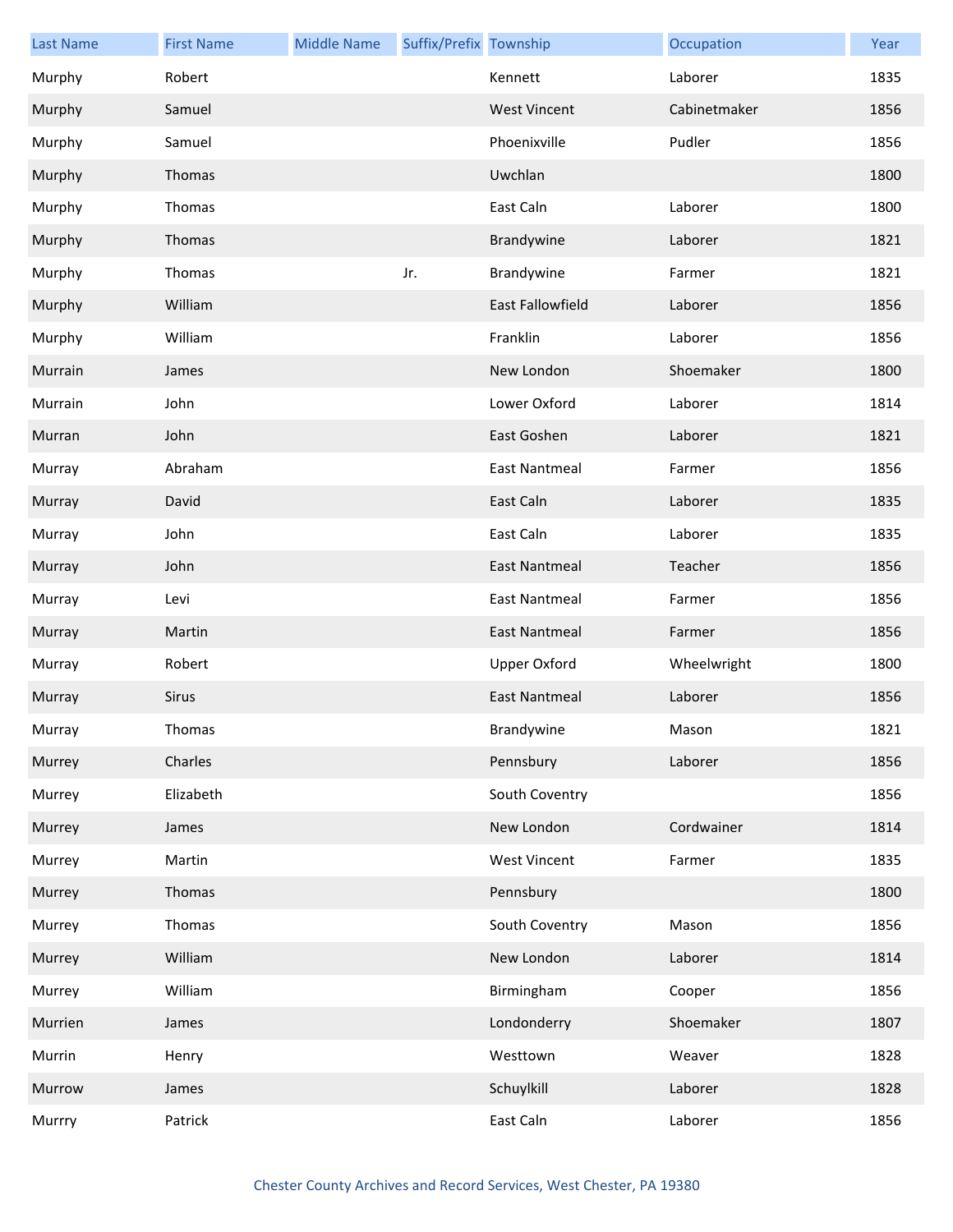| Last Name | First Name | Middle Name | Suffix/Prefix | Township | Occupation | Year |
|---|---|---|---|---|---|---|
| Murphy | Robert | | | Kennett | Laborer | 1835 |
| Murphy | Samuel | | | West Vincent | Cabinetmaker | 1856 |
| Murphy | Samuel | | | Phoenixville | Pudler | 1856 |
| Murphy | Thomas | | | Uwchlan | | 1800 |
| Murphy | Thomas | | | East Caln | Laborer | 1800 |
| Murphy | Thomas | | | Brandywine | Laborer | 1821 |
| Murphy | Thomas | | Jr. | Brandywine | Farmer | 1821 |
| Murphy | William | | | East Fallowfield | Laborer | 1856 |
| Murphy | William | | | Franklin | Laborer | 1856 |
| Murrain | James | | | New London | Shoemaker | 1800 |
| Murrain | John | | | Lower Oxford | Laborer | 1814 |
| Murran | John | | | East Goshen | Laborer | 1821 |
| Murray | Abraham | | | East Nantmeal | Farmer | 1856 |
| Murray | David | | | East Caln | Laborer | 1835 |
| Murray | John | | | East Caln | Laborer | 1835 |
| Murray | John | | | East Nantmeal | Teacher | 1856 |
| Murray | Levi | | | East Nantmeal | Farmer | 1856 |
| Murray | Martin | | | East Nantmeal | Farmer | 1856 |
| Murray | Robert | | | Upper Oxford | Wheelwright | 1800 |
| Murray | Sirus | | | East Nantmeal | Laborer | 1856 |
| Murray | Thomas | | | Brandywine | Mason | 1821 |
| Murrey | Charles | | | Pennsbury | Laborer | 1856 |
| Murrey | Elizabeth | | | South Coventry | | 1856 |
| Murrey | James | | | New London | Cordwainer | 1814 |
| Murrey | Martin | | | West Vincent | Farmer | 1835 |
| Murrey | Thomas | | | Pennsbury | | 1800 |
| Murrey | Thomas | | | South Coventry | Mason | 1856 |
| Murrey | William | | | New London | Laborer | 1814 |
| Murrey | William | | | Birmingham | Cooper | 1856 |
| Murrien | James | | | Londonderry | Shoemaker | 1807 |
| Murrin | Henry | | | Westtown | Weaver | 1828 |
| Murrow | James | | | Schuylkill | Laborer | 1828 |
| Murrry | Patrick | | | East Caln | Laborer | 1856 |

Chester County Archives and Record Services, West Chester, PA 19380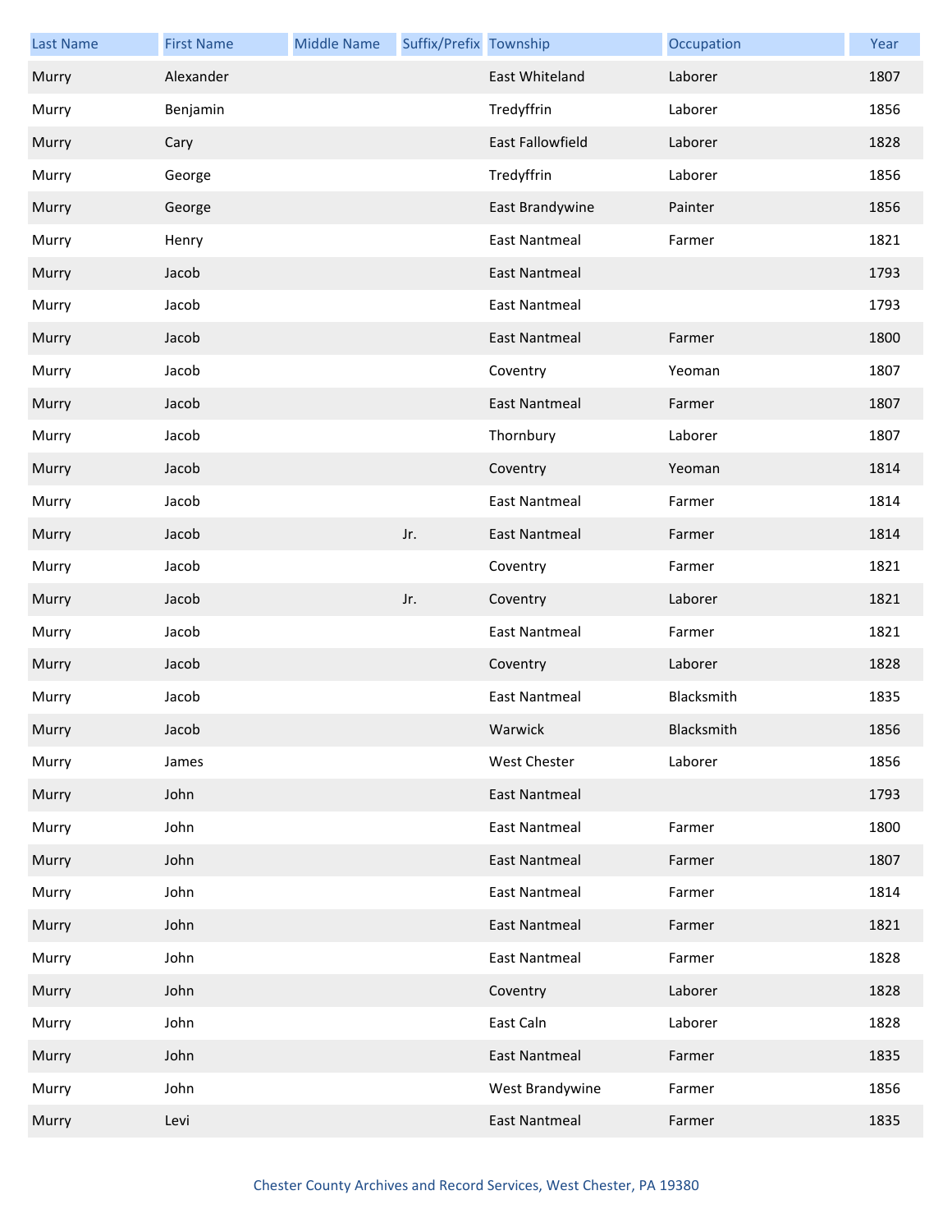| Last Name | First Name | Middle Name | Suffix/Prefix | Township | Occupation | Year |
|---|---|---|---|---|---|---|
| Murry | Alexander | | | East Whiteland | Laborer | 1807 |
| Murry | Benjamin | | | Tredyffrin | Laborer | 1856 |
| Murry | Cary | | | East Fallowfield | Laborer | 1828 |
| Murry | George | | | Tredyffrin | Laborer | 1856 |
| Murry | George | | | East Brandywine | Painter | 1856 |
| Murry | Henry | | | East Nantmeal | Farmer | 1821 |
| Murry | Jacob | | | East Nantmeal | | 1793 |
| Murry | Jacob | | | East Nantmeal | | 1793 |
| Murry | Jacob | | | East Nantmeal | Farmer | 1800 |
| Murry | Jacob | | | Coventry | Yeoman | 1807 |
| Murry | Jacob | | | East Nantmeal | Farmer | 1807 |
| Murry | Jacob | | | Thornbury | Laborer | 1807 |
| Murry | Jacob | | | Coventry | Yeoman | 1814 |
| Murry | Jacob | | | East Nantmeal | Farmer | 1814 |
| Murry | Jacob | | Jr. | East Nantmeal | Farmer | 1814 |
| Murry | Jacob | | | Coventry | Farmer | 1821 |
| Murry | Jacob | | Jr. | Coventry | Laborer | 1821 |
| Murry | Jacob | | | East Nantmeal | Farmer | 1821 |
| Murry | Jacob | | | Coventry | Laborer | 1828 |
| Murry | Jacob | | | East Nantmeal | Blacksmith | 1835 |
| Murry | Jacob | | | Warwick | Blacksmith | 1856 |
| Murry | James | | | West Chester | Laborer | 1856 |
| Murry | John | | | East Nantmeal | | 1793 |
| Murry | John | | | East Nantmeal | Farmer | 1800 |
| Murry | John | | | East Nantmeal | Farmer | 1807 |
| Murry | John | | | East Nantmeal | Farmer | 1814 |
| Murry | John | | | East Nantmeal | Farmer | 1821 |
| Murry | John | | | East Nantmeal | Farmer | 1828 |
| Murry | John | | | Coventry | Laborer | 1828 |
| Murry | John | | | East Caln | Laborer | 1828 |
| Murry | John | | | East Nantmeal | Farmer | 1835 |
| Murry | John | | | West Brandywine | Farmer | 1856 |
| Murry | Levi | | | East Nantmeal | Farmer | 1835 |

Chester County Archives and Record Services, West Chester, PA 19380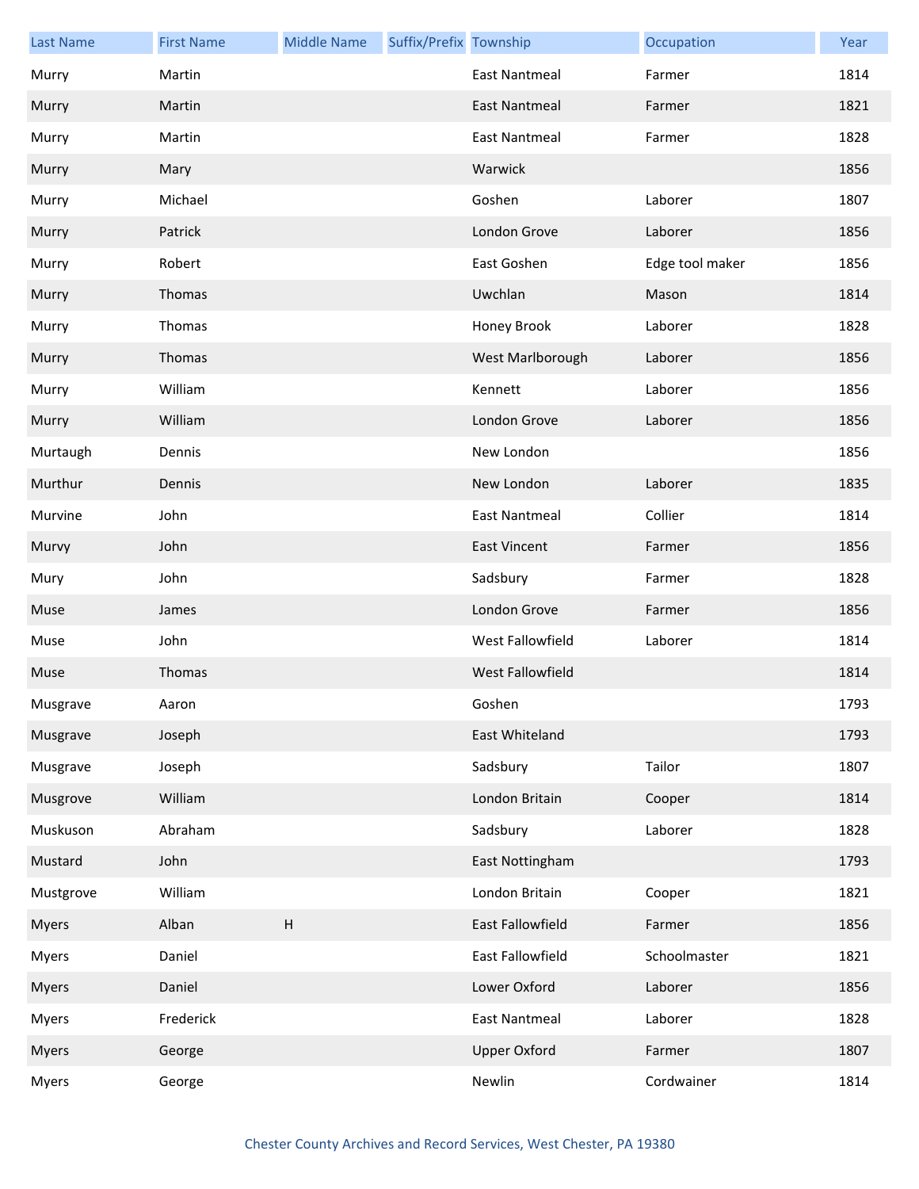| Last Name | First Name | Middle Name | Suffix/Prefix | Township | Occupation | Year |
|---|---|---|---|---|---|---|
| Murry | Martin | | | East Nantmeal | Farmer | 1814 |
| Murry | Martin | | | East Nantmeal | Farmer | 1821 |
| Murry | Martin | | | East Nantmeal | Farmer | 1828 |
| Murry | Mary | | | Warwick | | 1856 |
| Murry | Michael | | | Goshen | Laborer | 1807 |
| Murry | Patrick | | | London Grove | Laborer | 1856 |
| Murry | Robert | | | East Goshen | Edge tool maker | 1856 |
| Murry | Thomas | | | Uwchlan | Mason | 1814 |
| Murry | Thomas | | | Honey Brook | Laborer | 1828 |
| Murry | Thomas | | | West Marlborough | Laborer | 1856 |
| Murry | William | | | Kennett | Laborer | 1856 |
| Murry | William | | | London Grove | Laborer | 1856 |
| Murtaugh | Dennis | | | New London | | 1856 |
| Murthur | Dennis | | | New London | Laborer | 1835 |
| Murvine | John | | | East Nantmeal | Collier | 1814 |
| Murvy | John | | | East Vincent | Farmer | 1856 |
| Mury | John | | | Sadsbury | Farmer | 1828 |
| Muse | James | | | London Grove | Farmer | 1856 |
| Muse | John | | | West Fallowfield | Laborer | 1814 |
| Muse | Thomas | | | West Fallowfield | | 1814 |
| Musgrave | Aaron | | | Goshen | | 1793 |
| Musgrave | Joseph | | | East Whiteland | | 1793 |
| Musgrave | Joseph | | | Sadsbury | Tailor | 1807 |
| Musgrove | William | | | London Britain | Cooper | 1814 |
| Muskuson | Abraham | | | Sadsbury | Laborer | 1828 |
| Mustard | John | | | East Nottingham | | 1793 |
| Mustgrove | William | | | London Britain | Cooper | 1821 |
| Myers | Alban | H | | East Fallowfield | Farmer | 1856 |
| Myers | Daniel | | | East Fallowfield | Schoolmaster | 1821 |
| Myers | Daniel | | | Lower Oxford | Laborer | 1856 |
| Myers | Frederick | | | East Nantmeal | Laborer | 1828 |
| Myers | George | | | Upper Oxford | Farmer | 1807 |
| Myers | George | | | Newlin | Cordwainer | 1814 |

Chester County Archives and Record Services, West Chester, PA 19380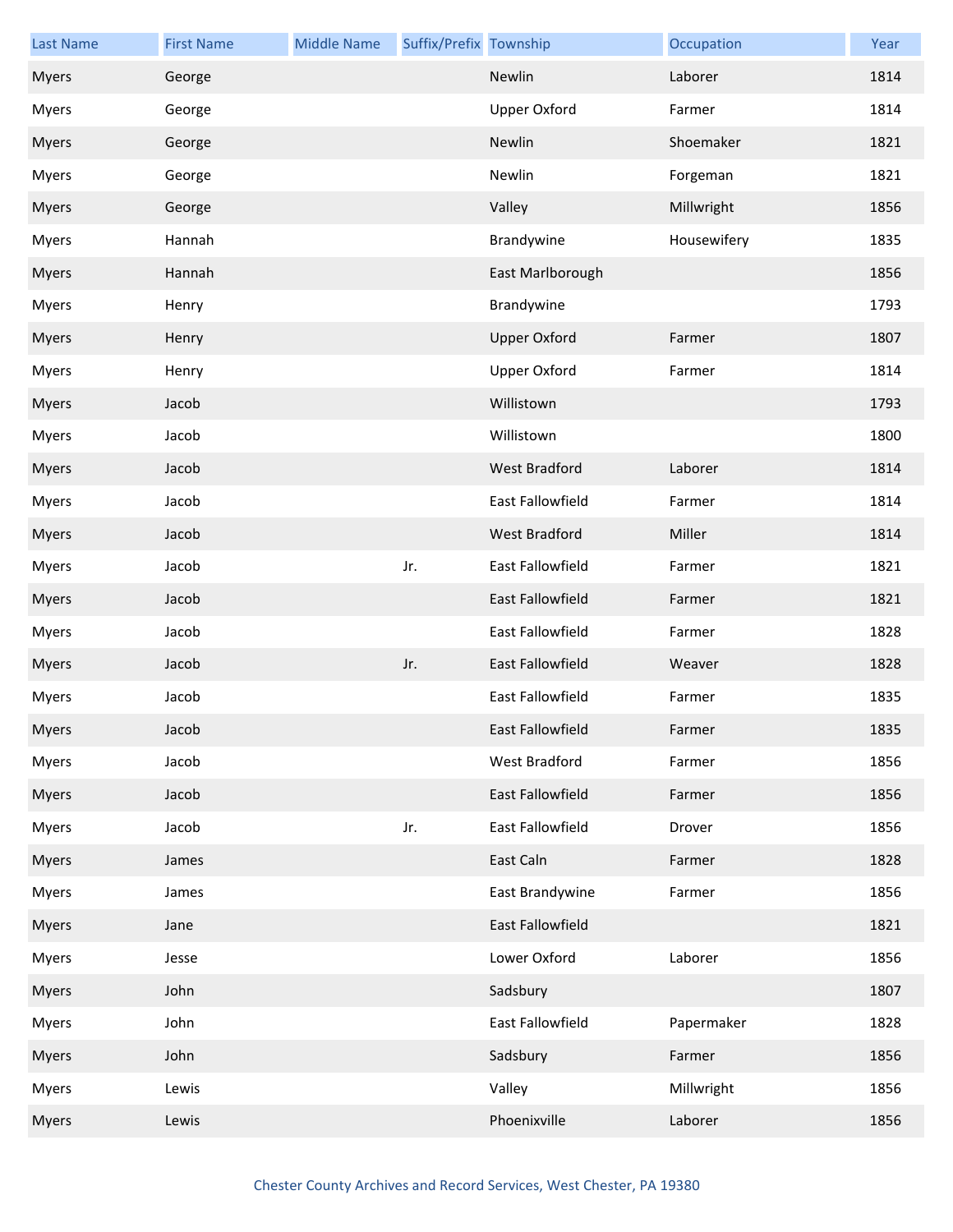| Last Name | First Name | Middle Name | Suffix/Prefix | Township | Occupation | Year |
|---|---|---|---|---|---|---|
| Myers | George | | | Newlin | Laborer | 1814 |
| Myers | George | | | Upper Oxford | Farmer | 1814 |
| Myers | George | | | Newlin | Shoemaker | 1821 |
| Myers | George | | | Newlin | Forgeman | 1821 |
| Myers | George | | | Valley | Millwright | 1856 |
| Myers | Hannah | | | Brandywine | Housewifery | 1835 |
| Myers | Hannah | | | East Marlborough | | 1856 |
| Myers | Henry | | | Brandywine | | 1793 |
| Myers | Henry | | | Upper Oxford | Farmer | 1807 |
| Myers | Henry | | | Upper Oxford | Farmer | 1814 |
| Myers | Jacob | | | Willistown | | 1793 |
| Myers | Jacob | | | Willistown | | 1800 |
| Myers | Jacob | | | West Bradford | Laborer | 1814 |
| Myers | Jacob | | | East Fallowfield | Farmer | 1814 |
| Myers | Jacob | | | West Bradford | Miller | 1814 |
| Myers | Jacob | | Jr. | East Fallowfield | Farmer | 1821 |
| Myers | Jacob | | | East Fallowfield | Farmer | 1821 |
| Myers | Jacob | | | East Fallowfield | Farmer | 1828 |
| Myers | Jacob | | Jr. | East Fallowfield | Weaver | 1828 |
| Myers | Jacob | | | East Fallowfield | Farmer | 1835 |
| Myers | Jacob | | | East Fallowfield | Farmer | 1835 |
| Myers | Jacob | | | West Bradford | Farmer | 1856 |
| Myers | Jacob | | | East Fallowfield | Farmer | 1856 |
| Myers | Jacob | | Jr. | East Fallowfield | Drover | 1856 |
| Myers | James | | | East Caln | Farmer | 1828 |
| Myers | James | | | East Brandywine | Farmer | 1856 |
| Myers | Jane | | | East Fallowfield | | 1821 |
| Myers | Jesse | | | Lower Oxford | Laborer | 1856 |
| Myers | John | | | Sadsbury | | 1807 |
| Myers | John | | | East Fallowfield | Papermaker | 1828 |
| Myers | John | | | Sadsbury | Farmer | 1856 |
| Myers | Lewis | | | Valley | Millwright | 1856 |
| Myers | Lewis | | | Phoenixville | Laborer | 1856 |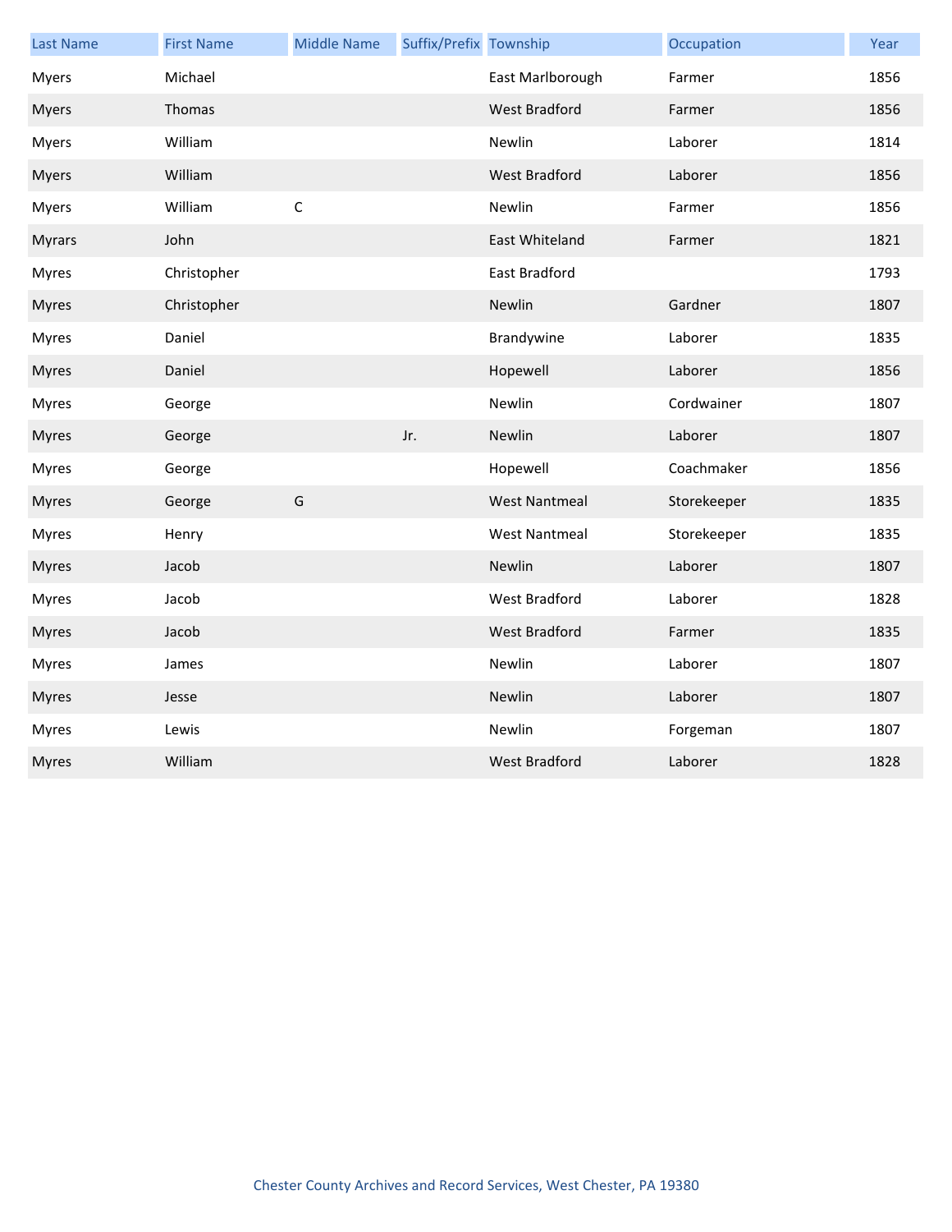| Last Name | First Name | Middle Name | Suffix/Prefix | Township | Occupation | Year |
| --- | --- | --- | --- | --- | --- | --- |
| Myers | Michael | | | East Marlborough | Farmer | 1856 |
| Myers | Thomas | | | West Bradford | Farmer | 1856 |
| Myers | William | | | Newlin | Laborer | 1814 |
| Myers | William | | | West Bradford | Laborer | 1856 |
| Myers | William | C | | Newlin | Farmer | 1856 |
| Myrars | John | | | East Whiteland | Farmer | 1821 |
| Myres | Christopher | | | East Bradford | | 1793 |
| Myres | Christopher | | | Newlin | Gardner | 1807 |
| Myres | Daniel | | | Brandywine | Laborer | 1835 |
| Myres | Daniel | | | Hopewell | Laborer | 1856 |
| Myres | George | | | Newlin | Cordwainer | 1807 |
| Myres | George | | Jr. | Newlin | Laborer | 1807 |
| Myres | George | | | Hopewell | Coachmaker | 1856 |
| Myres | George | G | | West Nantmeal | Storekeeper | 1835 |
| Myres | Henry | | | West Nantmeal | Storekeeper | 1835 |
| Myres | Jacob | | | Newlin | Laborer | 1807 |
| Myres | Jacob | | | West Bradford | Laborer | 1828 |
| Myres | Jacob | | | West Bradford | Farmer | 1835 |
| Myres | James | | | Newlin | Laborer | 1807 |
| Myres | Jesse | | | Newlin | Laborer | 1807 |
| Myres | Lewis | | | Newlin | Forgeman | 1807 |
| Myres | William | | | West Bradford | Laborer | 1828 |